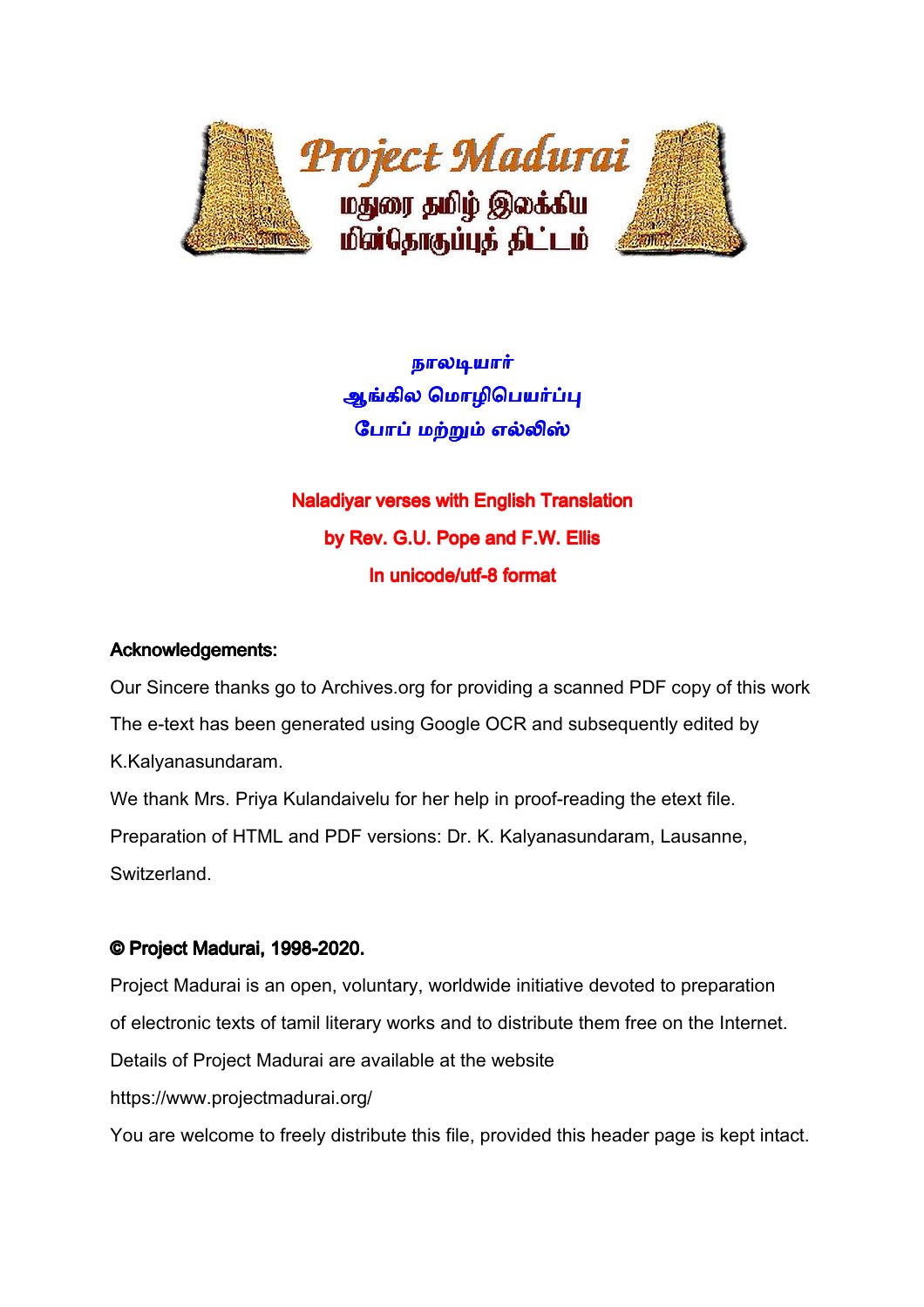# Project Madurai

மதுரை தமிழ் இலக்கிய மின்தொகுப்புத் திட்டம்

## நாலடியார்
## ஆங்கில மொழிபெயர்ப்பு
## போப் மற்றும் எல்லிஸ்

## Naladiyar verses with English Translation
## by Rev. G.U. Pope and F.W. Ellis
## In unicode/utf-8 format

**Acknowledgements:**

Our Sincere thanks go to Archives.org for providing a scanned PDF copy of this work

The e-text has been generated using Google OCR and subsequently edited by K.Kalyanasundaram.

We thank Mrs. Priya Kulandaivelu for her help in proof-reading the etext file.

Preparation of HTML and PDF versions: Dr. K. Kalyanasundaram, Lausanne, Switzerland.

**© Project Madurai, 1998-2020.**

Project Madurai is an open, voluntary, worldwide initiative devoted to preparation of electronic texts of tamil literary works and to distribute them free on the Internet.

Details of Project Madurai are available at the website

https://www.projectmadurai.org/

You are welcome to freely distribute this file, provided this header page is kept intact.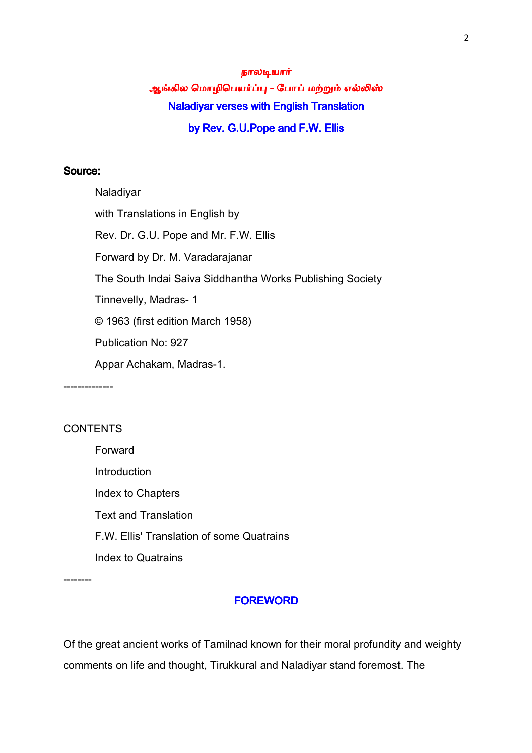# நாலடியார்

## ஆங்கில மொழிபெயர்ப்பு - போப் மற்றும் எல்லிஸ்

## Naladiyar verses with English Translation

## by Rev. G.U.Pope and F.W. Ellis

**Source:**

Naladiyar
with Translations in English by
Rev. Dr. G.U. Pope and Mr. F.W. Ellis
Forward by Dr. M. Varadarajanar
The South Indai Saiva Siddhantha Works Publishing Society
Tinnevelly, Madras- 1
© 1963 (first edition March 1958)
Publication No: 927
Appar Achakam, Madras-1.

--------------

CONTENTS

- Forward
- Introduction
- Index to Chapters
- Text and Translation
- F.W. Ellis' Translation of some Quatrains
- Index to Quatrains

--------

## FOREWORD

Of the great ancient works of Tamilnad known for their moral profundity and weighty comments on life and thought, Tirukkural and Naladiyar stand foremost. The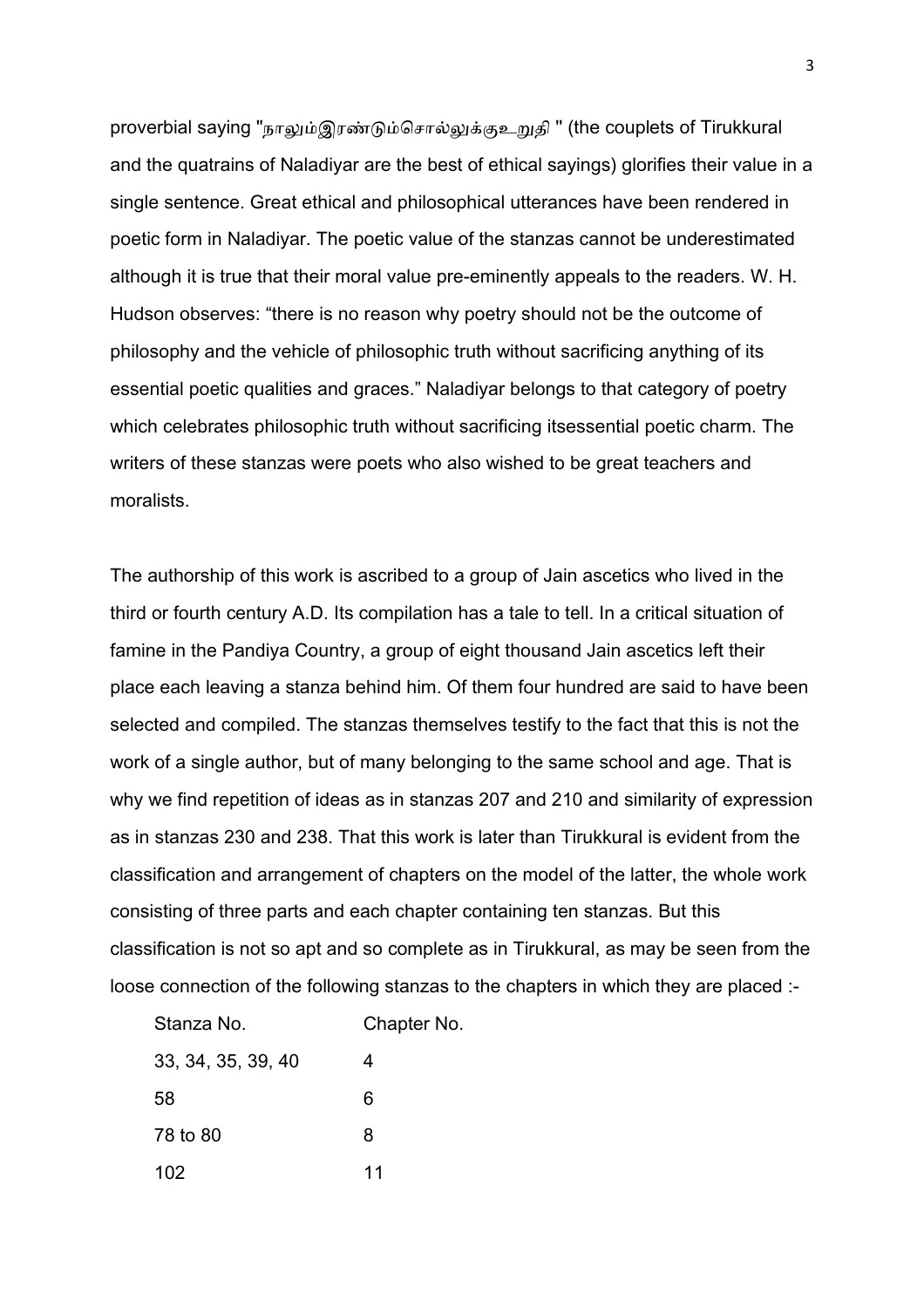proverbial saying "நாலும்இரண்டும்சொல்லுக்குஉறுதி " (the couplets of Tirukkural and the quatrains of Naladiyar are the best of ethical sayings) glorifies their value in a single sentence. Great ethical and philosophical utterances have been rendered in poetic form in Naladiyar. The poetic value of the stanzas cannot be underestimated although it is true that their moral value pre-eminently appeals to the readers. W. H. Hudson observes: “there is no reason why poetry should not be the outcome of philosophy and the vehicle of philosophic truth without sacrificing anything of its essential poetic qualities and graces.” Naladiyar belongs to that category of poetry which celebrates philosophic truth without sacrificing itsessential poetic charm. The writers of these stanzas were poets who also wished to be great teachers and moralists.

The authorship of this work is ascribed to a group of Jain ascetics who lived in the third or fourth century A.D. Its compilation has a tale to tell. In a critical situation of famine in the Pandiya Country, a group of eight thousand Jain ascetics left their place each leaving a stanza behind him. Of them four hundred are said to have been selected and compiled. The stanzas themselves testify to the fact that this is not the work of a single author, but of many belonging to the same school and age. That is why we find repetition of ideas as in stanzas 207 and 210 and similarity of expression as in stanzas 230 and 238. That this work is later than Tirukkural is evident from the classification and arrangement of chapters on the model of the latter, the whole work consisting of three parts and each chapter containing ten stanzas. But this classification is not so apt and so complete as in Tirukkural, as may be seen from the loose connection of the following stanzas to the chapters in which they are placed :-

| Stanza No. | Chapter No. |
|---|---|
| 33, 34, 35, 39, 40 | 4 |
| 58 | 6 |
| 78 to 80 | 8 |
| 102 | 11 |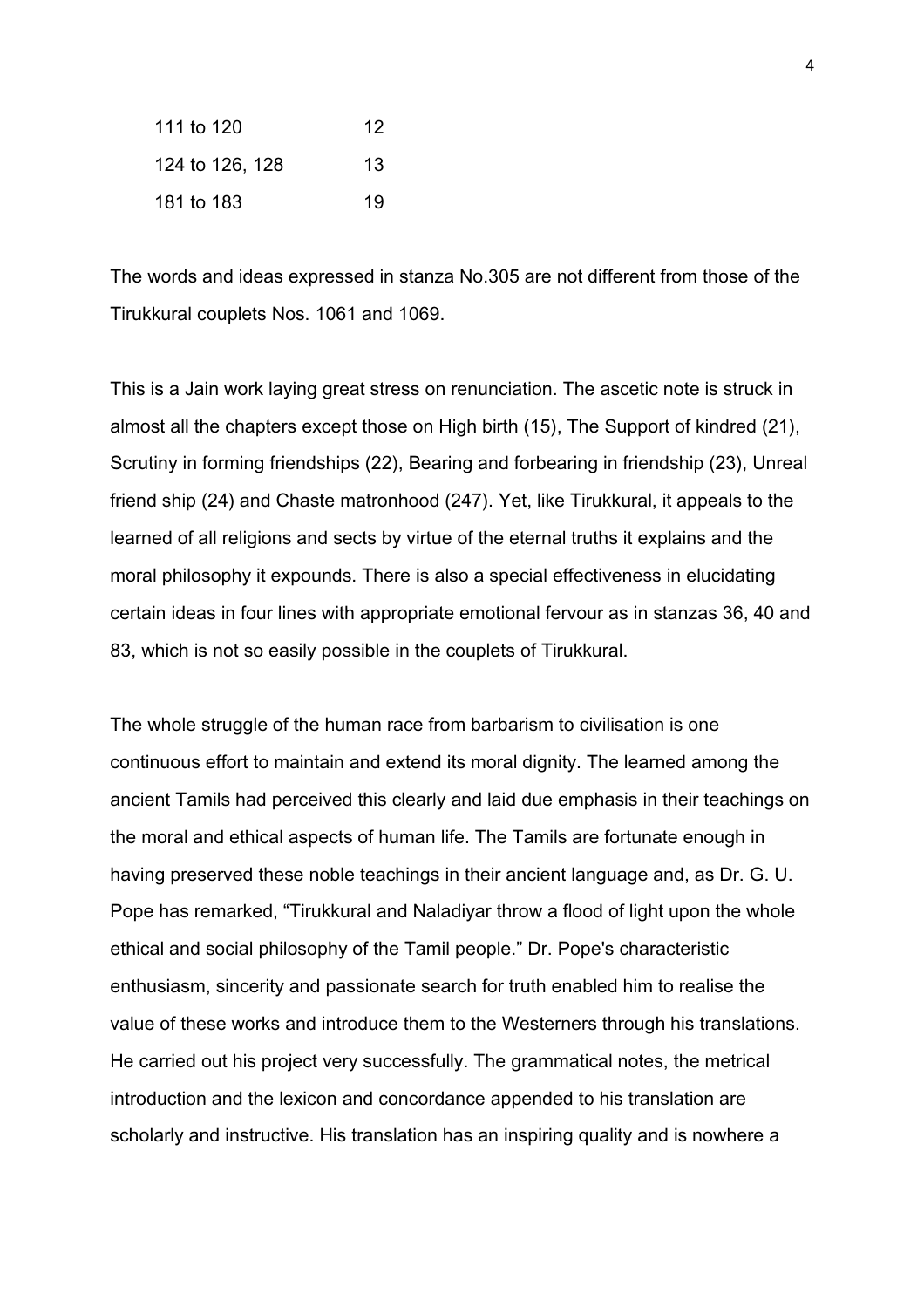| | |
|---|---|
| 111 to 120 | 12 |
| 124 to 126, 128 | 13 |
| 181 to 183 | 19 |

The words and ideas expressed in stanza No.305 are not different from those of the Tirukkural couplets Nos. 1061 and 1069.

This is a Jain work laying great stress on renunciation. The ascetic note is struck in almost all the chapters except those on High birth (15), The Support of kindred (21), Scrutiny in forming friendships (22), Bearing and forbearing in friendship (23), Unreal friend ship (24) and Chaste matronhood (247). Yet, like Tirukkural, it appeals to the learned of all religions and sects by virtue of the eternal truths it explains and the moral philosophy it expounds. There is also a special effectiveness in elucidating certain ideas in four lines with appropriate emotional fervour as in stanzas 36, 40 and 83, which is not so easily possible in the couplets of Tirukkural.

The whole struggle of the human race from barbarism to civilisation is one continuous effort to maintain and extend its moral dignity. The learned among the ancient Tamils had perceived this clearly and laid due emphasis in their teachings on the moral and ethical aspects of human life. The Tamils are fortunate enough in having preserved these noble teachings in their ancient language and, as Dr. G. U. Pope has remarked, "Tirukkural and Naladiyar throw a flood of light upon the whole ethical and social philosophy of the Tamil people." Dr. Pope's characteristic enthusiasm, sincerity and passionate search for truth enabled him to realise the value of these works and introduce them to the Westerners through his translations. He carried out his project very successfully. The grammatical notes, the metrical introduction and the lexicon and concordance appended to his translation are scholarly and instructive. His translation has an inspiring quality and is nowhere a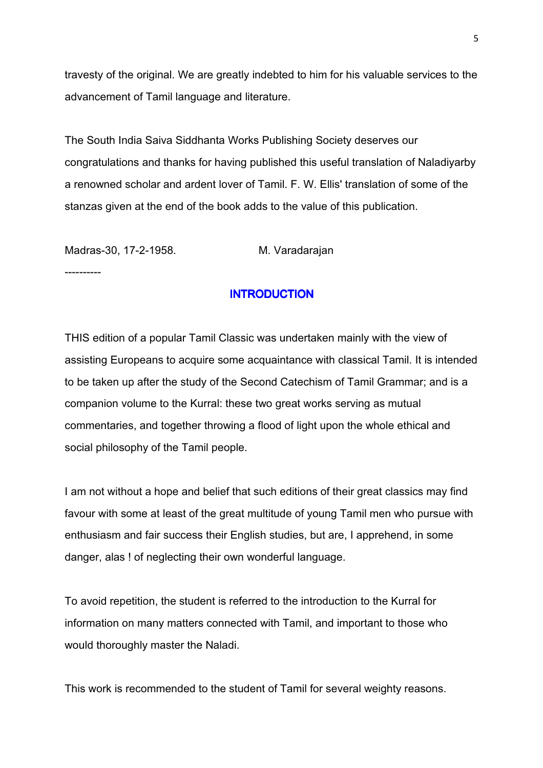travesty of the original. We are greatly indebted to him for his valuable services to the advancement of Tamil language and literature.

The South India Saiva Siddhanta Works Publishing Society deserves our congratulations and thanks for having published this useful translation of Naladiyarby a renowned scholar and ardent lover of Tamil. F. W. Ellis' translation of some of the stanzas given at the end of the book adds to the value of this publication.

Madras-30, 17-2-1958. M. Varadarajan

----------

## INTRODUCTION

THIS edition of a popular Tamil Classic was undertaken mainly with the view of assisting Europeans to acquire some acquaintance with classical Tamil. It is intended to be taken up after the study of the Second Catechism of Tamil Grammar; and is a companion volume to the Kurral: these two great works serving as mutual commentaries, and together throwing a flood of light upon the whole ethical and social philosophy of the Tamil people.

I am not without a hope and belief that such editions of their great classics may find favour with some at least of the great multitude of young Tamil men who pursue with enthusiasm and fair success their English studies, but are, I apprehend, in some danger, alas ! of neglecting their own wonderful language.

To avoid repetition, the student is referred to the introduction to the Kurral for information on many matters connected with Tamil, and important to those who would thoroughly master the Naladi.

This work is recommended to the student of Tamil for several weighty reasons.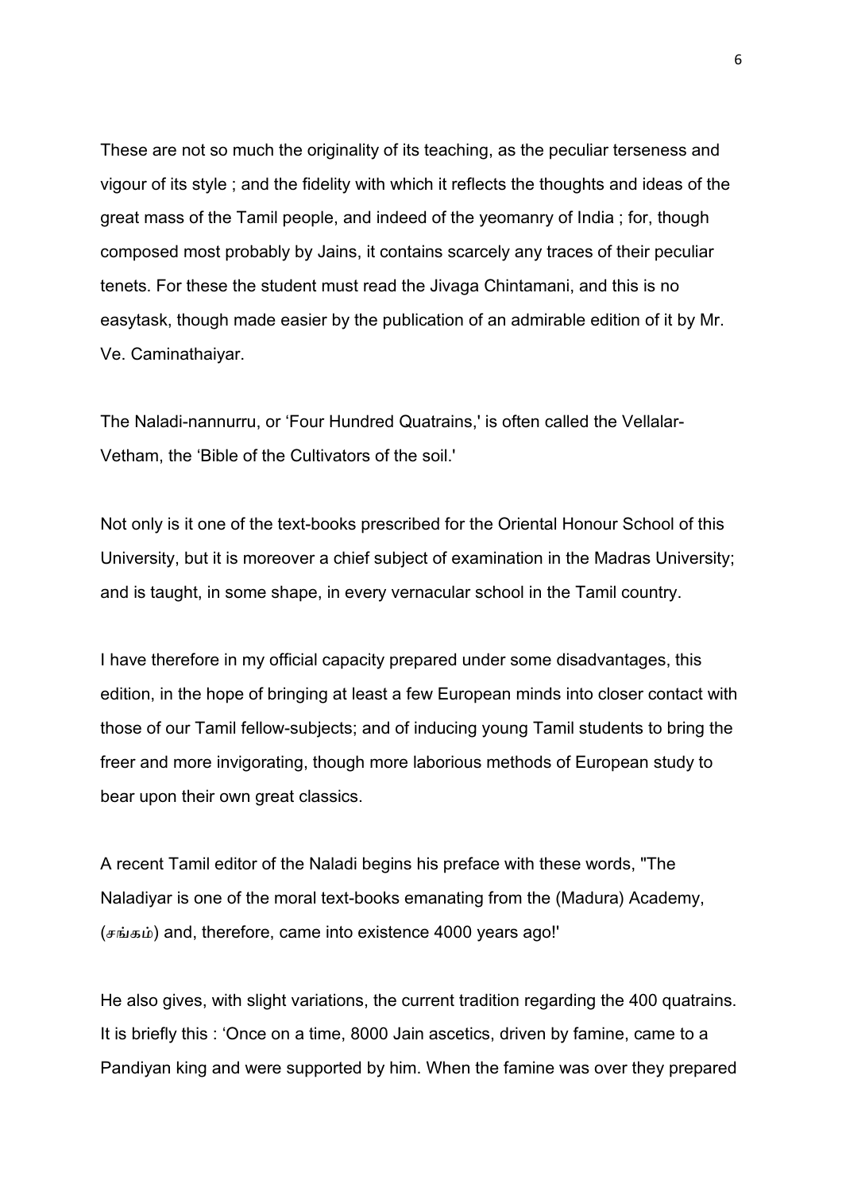These are not so much the originality of its teaching, as the peculiar terseness and vigour of its style ; and the fidelity with which it reflects the thoughts and ideas of the great mass of the Tamil people, and indeed of the yeomanry of India ; for, though composed most probably by Jains, it contains scarcely any traces of their peculiar tenets. For these the student must read the Jivaga Chintamani, and this is no easytask, though made easier by the publication of an admirable edition of it by Mr. Ve. Caminathaiyar.

The Naladi-nannurru, or 'Four Hundred Quatrains,' is often called the Vellalar-Vetham, the 'Bible of the Cultivators of the soil.'

Not only is it one of the text-books prescribed for the Oriental Honour School of this University, but it is moreover a chief subject of examination in the Madras University; and is taught, in some shape, in every vernacular school in the Tamil country.

I have therefore in my official capacity prepared under some disadvantages, this edition, in the hope of bringing at least a few European minds into closer contact with those of our Tamil fellow-subjects; and of inducing young Tamil students to bring the freer and more invigorating, though more laborious methods of European study to bear upon their own great classics.

A recent Tamil editor of the Naladi begins his preface with these words, "The Naladiyar is one of the moral text-books emanating from the (Madura) Academy, (சங்கம்) and, therefore, came into existence 4000 years ago!'

He also gives, with slight variations, the current tradition regarding the 400 quatrains. It is briefly this : 'Once on a time, 8000 Jain ascetics, driven by famine, came to a Pandiyan king and were supported by him. When the famine was over they prepared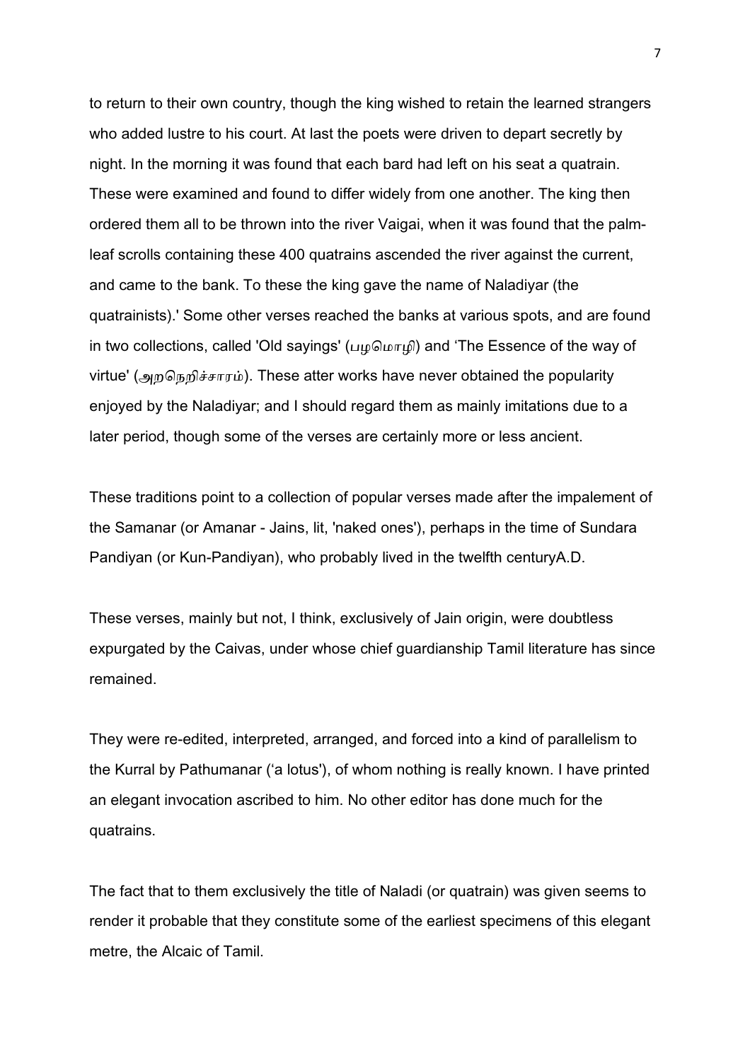to return to their own country, though the king wished to retain the learned strangers who added lustre to his court. At last the poets were driven to depart secretly by night. In the morning it was found that each bard had left on his seat a quatrain. These were examined and found to differ widely from one another. The king then ordered them all to be thrown into the river Vaigai, when it was found that the palm-leaf scrolls containing these 400 quatrains ascended the river against the current, and came to the bank. To these the king gave the name of Naladiyar (the quatrainists).' Some other verses reached the banks at various spots, and are found in two collections, called 'Old sayings' (பழமொழி) and 'The Essence of the way of virtue' (அறநெறிச்சாரம்). These atter works have never obtained the popularity enjoyed by the Naladiyar; and I should regard them as mainly imitations due to a later period, though some of the verses are certainly more or less ancient.

These traditions point to a collection of popular verses made after the impalement of the Samanar (or Amanar - Jains, lit, 'naked ones'), perhaps in the time of Sundara Pandiyan (or Kun-Pandiyan), who probably lived in the twelfth centuryA.D.

These verses, mainly but not, I think, exclusively of Jain origin, were doubtless expurgated by the Caivas, under whose chief guardianship Tamil literature has since remained.

They were re-edited, interpreted, arranged, and forced into a kind of parallelism to the Kurral by Pathumanar ('a lotus'), of whom nothing is really known. I have printed an elegant invocation ascribed to him. No other editor has done much for the quatrains.

The fact that to them exclusively the title of Naladi (or quatrain) was given seems to render it probable that they constitute some of the earliest specimens of this elegant metre, the Alcaic of Tamil.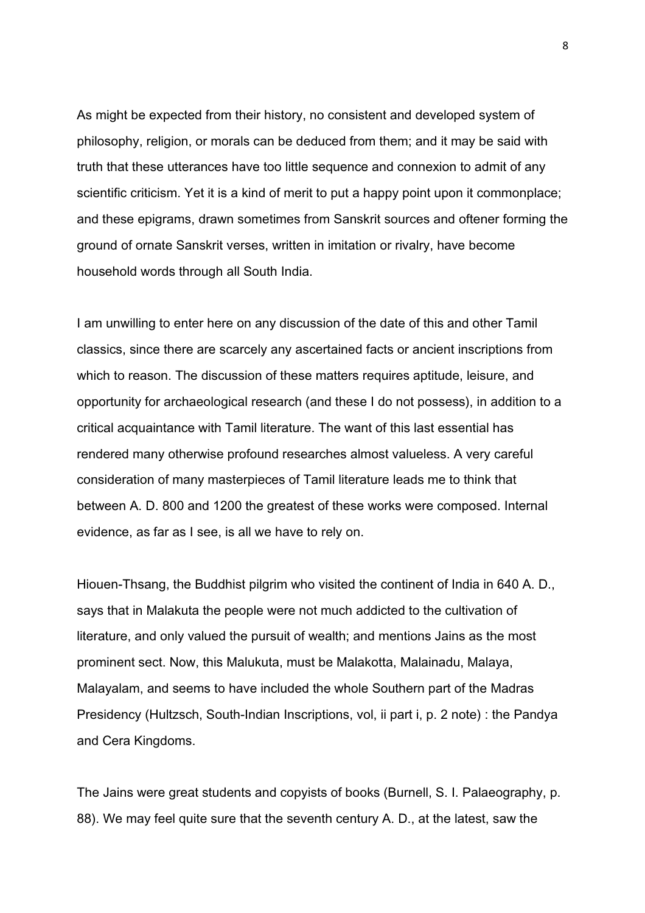As might be expected from their history, no consistent and developed system of philosophy, religion, or morals can be deduced from them; and it may be said with truth that these utterances have too little sequence and connexion to admit of any scientific criticism. Yet it is a kind of merit to put a happy point upon it commonplace; and these epigrams, drawn sometimes from Sanskrit sources and oftener forming the ground of ornate Sanskrit verses, written in imitation or rivalry, have become household words through all South India.

I am unwilling to enter here on any discussion of the date of this and other Tamil classics, since there are scarcely any ascertained facts or ancient inscriptions from which to reason. The discussion of these matters requires aptitude, leisure, and opportunity for archaeological research (and these I do not possess), in addition to a critical acquaintance with Tamil literature. The want of this last essential has rendered many otherwise profound researches almost valueless. A very careful consideration of many masterpieces of Tamil literature leads me to think that between A. D. 800 and 1200 the greatest of these works were composed. Internal evidence, as far as I see, is all we have to rely on.

Hiouen-Thsang, the Buddhist pilgrim who visited the continent of India in 640 A. D., says that in Malakuta the people were not much addicted to the cultivation of literature, and only valued the pursuit of wealth; and mentions Jains as the most prominent sect. Now, this Malukuta, must be Malakotta, Malainadu, Malaya, Malayalam, and seems to have included the whole Southern part of the Madras Presidency (Hultzsch, South-Indian Inscriptions, vol, ii part i, p. 2 note) : the Pandya and Cera Kingdoms.

The Jains were great students and copyists of books (Burnell, S. I. Palaeography, p. 88). We may feel quite sure that the seventh century A. D., at the latest, saw the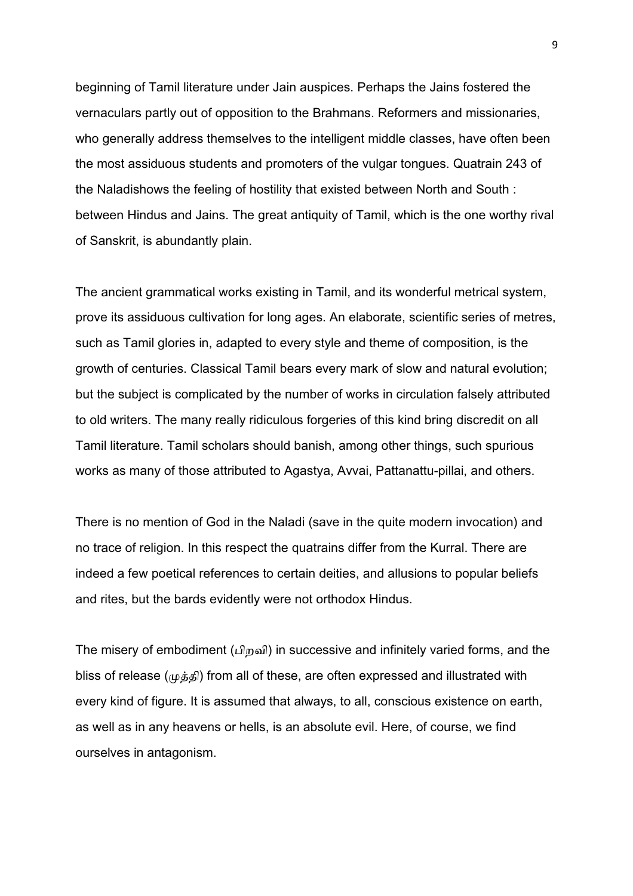beginning of Tamil literature under Jain auspices. Perhaps the Jains fostered the vernaculars partly out of opposition to the Brahmans. Reformers and missionaries, who generally address themselves to the intelligent middle classes, have often been the most assiduous students and promoters of the vulgar tongues. Quatrain 243 of the Naladishows the feeling of hostility that existed between North and South : between Hindus and Jains. The great antiquity of Tamil, which is the one worthy rival of Sanskrit, is abundantly plain.

The ancient grammatical works existing in Tamil, and its wonderful metrical system, prove its assiduous cultivation for long ages. An elaborate, scientific series of metres, such as Tamil glories in, adapted to every style and theme of composition, is the growth of centuries. Classical Tamil bears every mark of slow and natural evolution; but the subject is complicated by the number of works in circulation falsely attributed to old writers. The many really ridiculous forgeries of this kind bring discredit on all Tamil literature. Tamil scholars should banish, among other things, such spurious works as many of those attributed to Agastya, Avvai, Pattanattu-pillai, and others.

There is no mention of God in the Naladi (save in the quite modern invocation) and no trace of religion. In this respect the quatrains differ from the Kurral. There are indeed a few poetical references to certain deities, and allusions to popular beliefs and rites, but the bards evidently were not orthodox Hindus.

The misery of embodiment (பிறவி) in successive and infinitely varied forms, and the bliss of release (முத்தி) from all of these, are often expressed and illustrated with every kind of figure. It is assumed that always, to all, conscious existence on earth, as well as in any heavens or hells, is an absolute evil. Here, of course, we find ourselves in antagonism.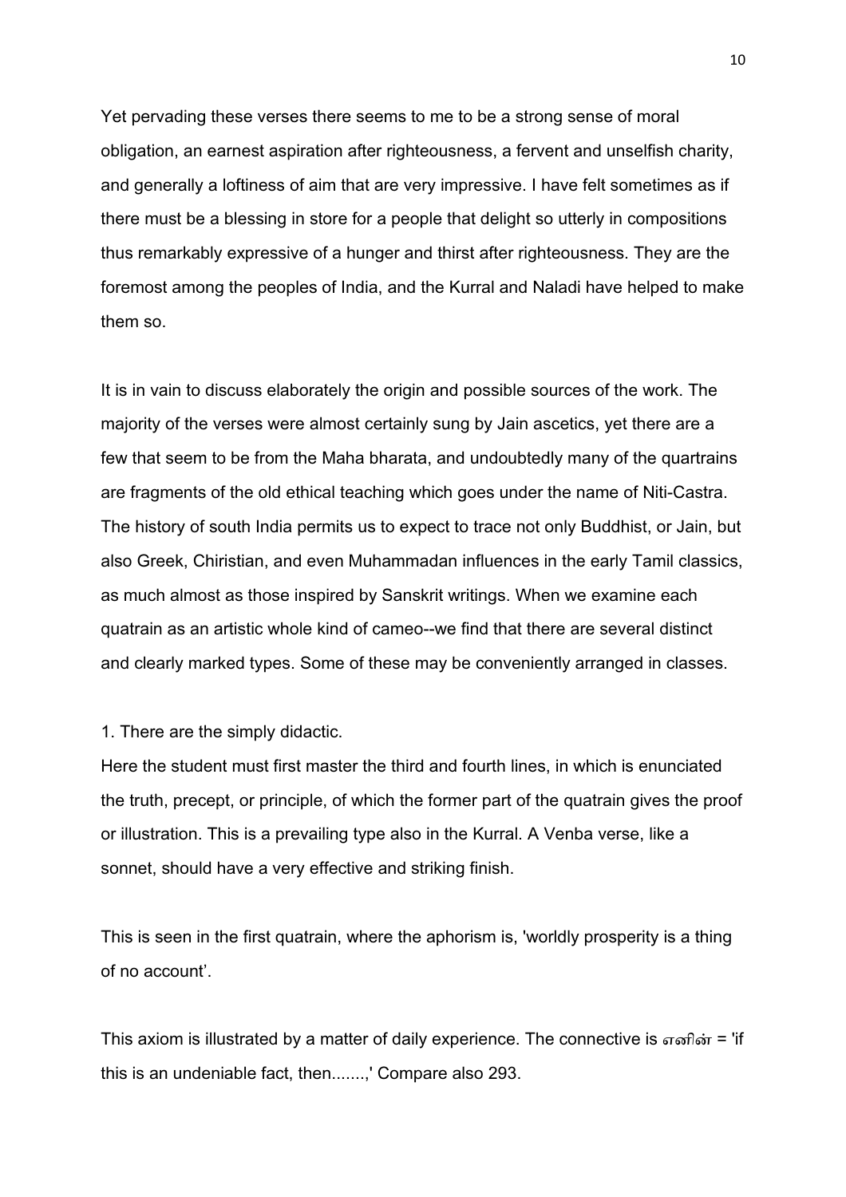Yet pervading these verses there seems to me to be a strong sense of moral obligation, an earnest aspiration after righteousness, a fervent and unselfish charity, and generally a loftiness of aim that are very impressive. I have felt sometimes as if there must be a blessing in store for a people that delight so utterly in compositions thus remarkably expressive of a hunger and thirst after righteousness. They are the foremost among the peoples of India, and the Kurral and Naladi have helped to make them so.

It is in vain to discuss elaborately the origin and possible sources of the work. The majority of the verses were almost certainly sung by Jain ascetics, yet there are a few that seem to be from the Maha bharata, and undoubtedly many of the quartrains are fragments of the old ethical teaching which goes under the name of Niti-Castra. The history of south India permits us to expect to trace not only Buddhist, or Jain, but also Greek, Chiristian, and even Muhammadan influences in the early Tamil classics, as much almost as those inspired by Sanskrit writings. When we examine each quatrain as an artistic whole kind of cameo--we find that there are several distinct and clearly marked types. Some of these may be conveniently arranged in classes.

1. There are the simply didactic.

Here the student must first master the third and fourth lines, in which is enunciated the truth, precept, or principle, of which the former part of the quatrain gives the proof or illustration. This is a prevailing type also in the Kurral. A Venba verse, like a sonnet, should have a very effective and striking finish.

This is seen in the first quatrain, where the aphorism is, 'worldly prosperity is a thing of no account'.

This axiom is illustrated by a matter of daily experience. The connective is எனின் = 'if this is an undeniable fact, then.......' Compare also 293.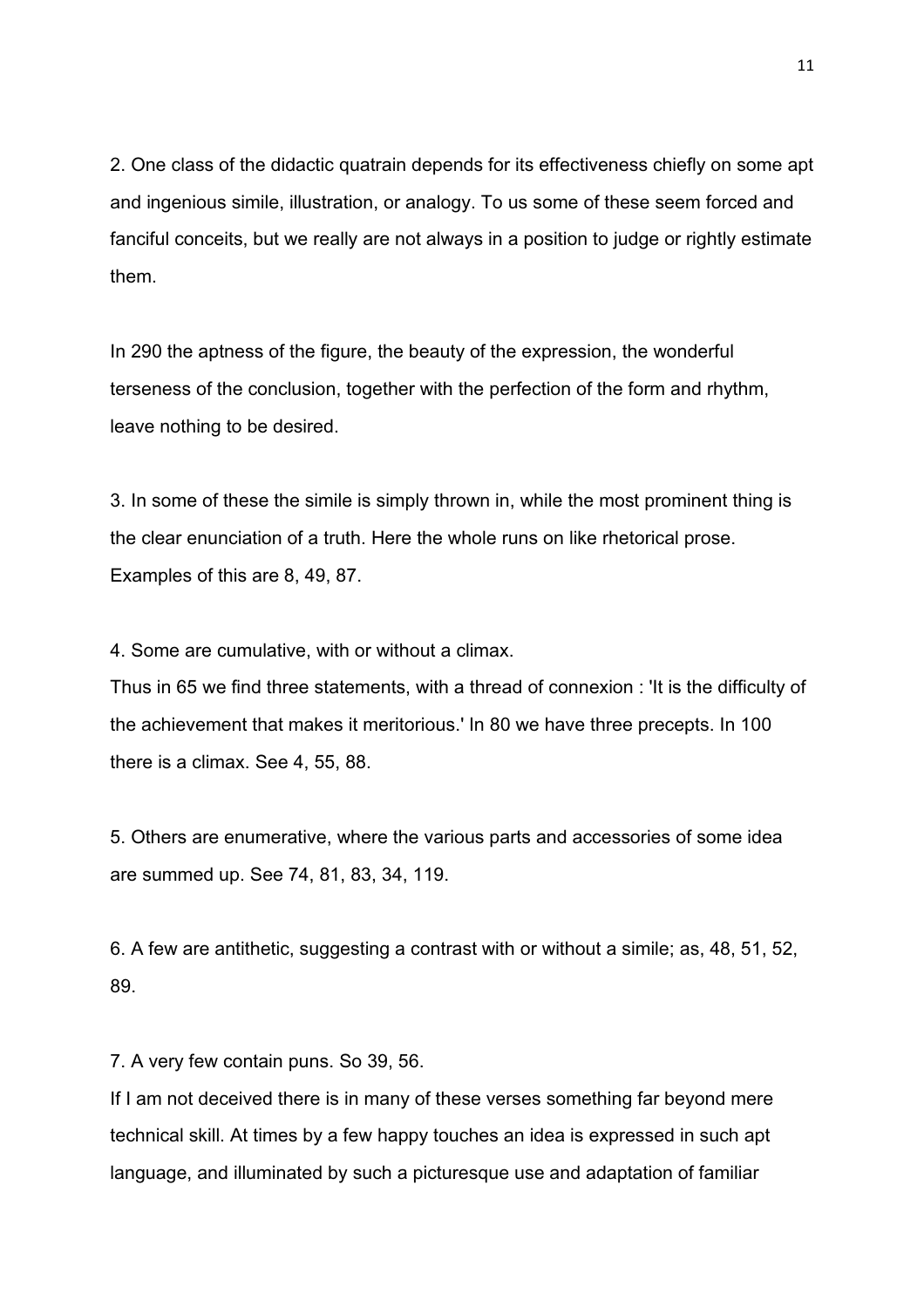2. One class of the didactic quatrain depends for its effectiveness chiefly on some apt and ingenious simile, illustration, or analogy. To us some of these seem forced and fanciful conceits, but we really are not always in a position to judge or rightly estimate them.

In 290 the aptness of the figure, the beauty of the expression, the wonderful terseness of the conclusion, together with the perfection of the form and rhythm, leave nothing to be desired.

3. In some of these the simile is simply thrown in, while the most prominent thing is the clear enunciation of a truth. Here the whole runs on like rhetorical prose. Examples of this are 8, 49, 87.

4. Some are cumulative, with or without a climax.
Thus in 65 we find three statements, with a thread of connexion : 'It is the difficulty of the achievement that makes it meritorious.' In 80 we have three precepts. In 100 there is a climax. See 4, 55, 88.

5. Others are enumerative, where the various parts and accessories of some idea are summed up. See 74, 81, 83, 34, 119.

6. A few are antithetic, suggesting a contrast with or without a simile; as, 48, 51, 52, 89.

7. A very few contain puns. So 39, 56.
If I am not deceived there is in many of these verses something far beyond mere technical skill. At times by a few happy touches an idea is expressed in such apt language, and illuminated by such a picturesque use and adaptation of familiar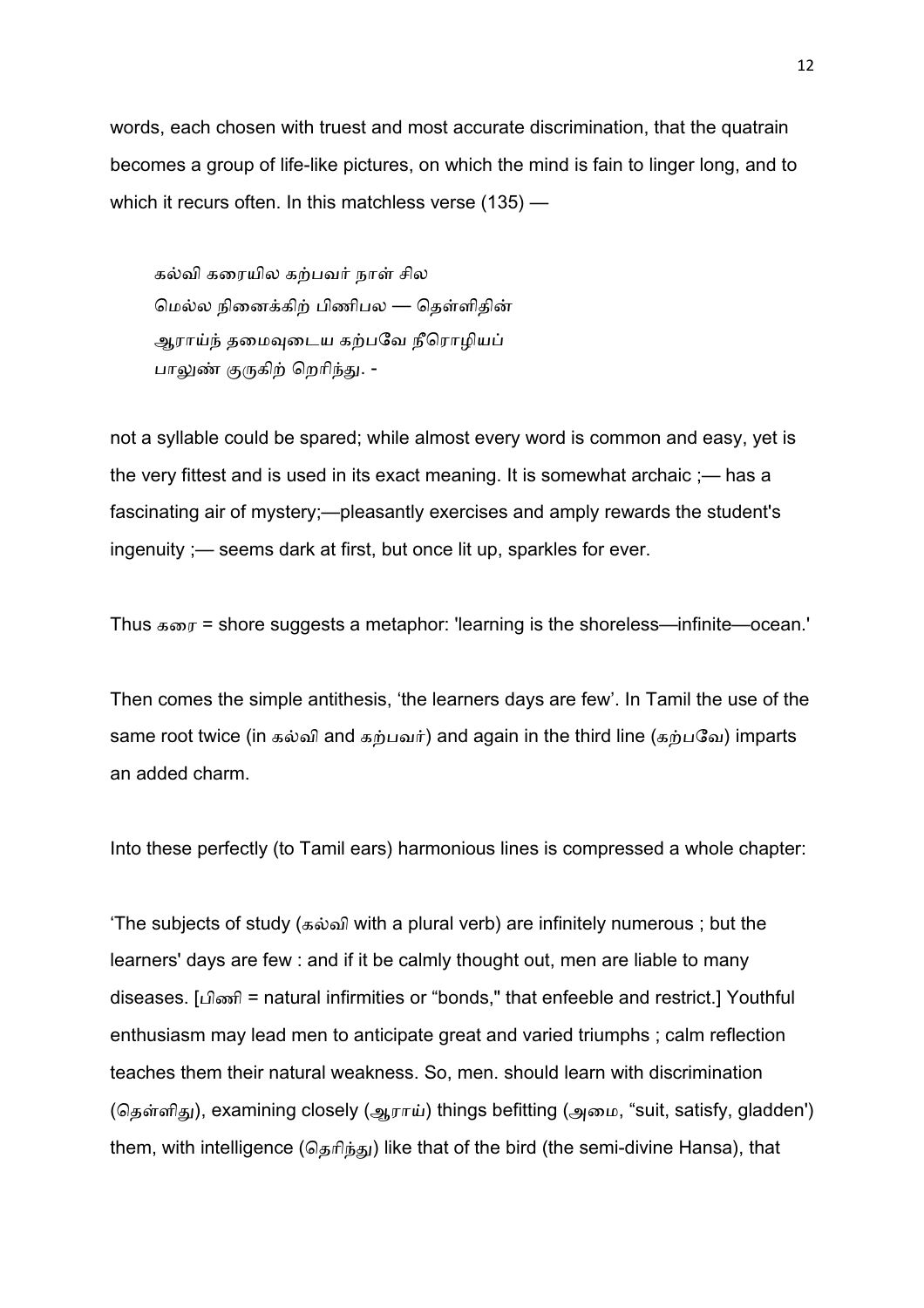words, each chosen with truest and most accurate discrimination, that the quatrain becomes a group of life-like pictures, on which the mind is fain to linger long, and to which it recurs often. In this matchless verse (135) —

> கல்வி கரையில கற்பவர் நாள் சில
> மெல்ல நினைக்கிற் பிணிபல — தெள்ளிதின்
> ஆராய்ந் தமைவுடைய கற்பவே நீரொழியப்
> பாலுண் குருகிற் றெரிந்து. -

not a syllable could be spared; while almost every word is common and easy, yet is the very fittest and is used in its exact meaning. It is somewhat archaic ;— has a fascinating air of mystery;—pleasantly exercises and amply rewards the student's ingenuity ;— seems dark at first, but once lit up, sparkles for ever.

Thus கரை = shore suggests a metaphor: 'learning is the shoreless—infinite—ocean.'

Then comes the simple antithesis, 'the learners days are few'. In Tamil the use of the same root twice (in கல்வி and கற்பவர்) and again in the third line (கற்பவே) imparts an added charm.

Into these perfectly (to Tamil ears) harmonious lines is compressed a whole chapter:

'The subjects of study (கல்வி with a plural verb) are infinitely numerous ; but the learners' days are few : and if it be calmly thought out, men are liable to many diseases. [பிணி = natural infirmities or "bonds," that enfeeble and restrict.] Youthful enthusiasm may lead men to anticipate great and varied triumphs ; calm reflection teaches them their natural weakness. So, men. should learn with discrimination (தெள்ளிது), examining closely (ஆராய்) things befitting (அமை, "suit, satisfy, gladden') them, with intelligence (தெரிந்து) like that of the bird (the semi-divine Hansa), that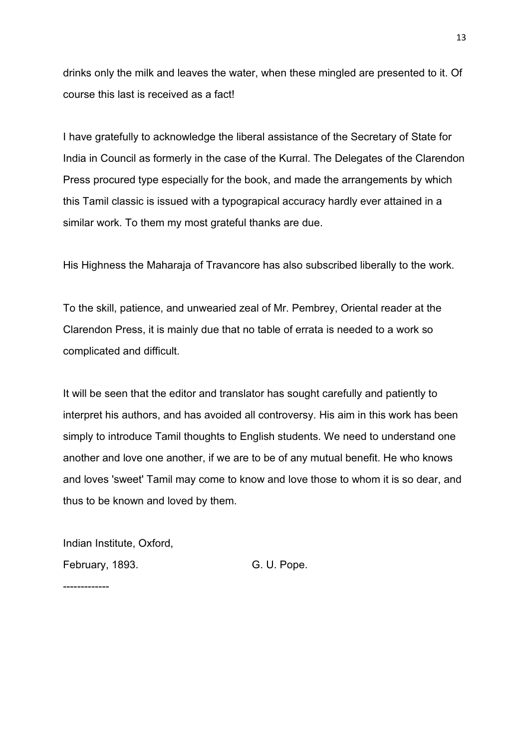drinks only the milk and leaves the water, when these mingled are presented to it. Of course this last is received as a fact!

I have gratefully to acknowledge the liberal assistance of the Secretary of State for India in Council as formerly in the case of the Kurral. The Delegates of the Clarendon Press procured type especially for the book, and made the arrangements by which this Tamil classic is issued with a typograpical accuracy hardly ever attained in a similar work. To them my most grateful thanks are due.

His Highness the Maharaja of Travancore has also subscribed liberally to the work.

To the skill, patience, and unwearied zeal of Mr. Pembrey, Oriental reader at the Clarendon Press, it is mainly due that no table of errata is needed to a work so complicated and difficult.

It will be seen that the editor and translator has sought carefully and patiently to interpret his authors, and has avoided all controversy. His aim in this work has been simply to introduce Tamil thoughts to English students. We need to understand one another and love one another, if we are to be of any mutual benefit. He who knows and loves 'sweet' Tamil may come to know and love those to whom it is so dear, and thus to be known and loved by them.

Indian Institute, Oxford,

February, 1893. G. U. Pope.

-------------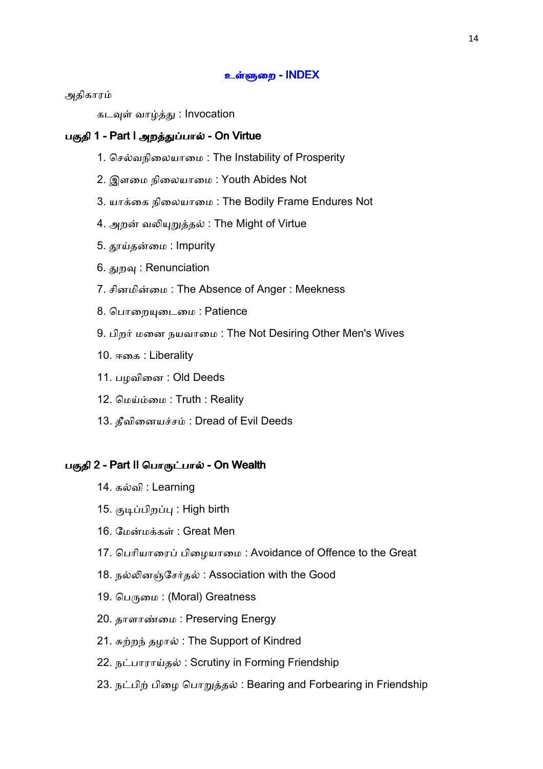## உள்ளுறை - INDEX

அதிகாரம்

கடவுள் வாழ்த்து : Invocation

### பகுதி 1 - Part I அறத்துப்பால் - On Virtue

1. செல்வநிலையாமை : The Instability of Prosperity
2. இளமை நிலையாமை : Youth Abides Not
3. யாக்கை நிலையாமை : The Bodily Frame Endures Not
4. அறன் வலியுறுத்தல் : The Might of Virtue
5. தூய்தன்மை : Impurity
6. துறவு : Renunciation
7. சினமின்மை : The Absence of Anger : Meekness
8. பொறையுடைமை : Patience
9. பிறர் மனை நயவாமை : The Not Desiring Other Men's Wives
10. ஈகை : Liberality
11. பழவினை : Old Deeds
12. மெய்ம்மை : Truth : Reality
13. தீவினையச்சம் : Dread of Evil Deeds

### பகுதி 2 - Part II பொருட்பால் - On Wealth

14. கல்வி : Learning
15. குடிப்பிறப்பு : High birth
16. மேன்மக்கள் : Great Men
17. பெரியாரைப் பிழையாமை : Avoidance of Offence to the Great
18. நல்லினஞ்சேர்தல் : Association with the Good
19. பெருமை : (Moral) Greatness
20. தாளாண்மை : Preserving Energy
21. சுற்றந் தழால் : The Support of Kindred
22. நட்பாராய்தல் : Scrutiny in Forming Friendship
23. நட்பிற் பிழை பொறுத்தல் : Bearing and Forbearing in Friendship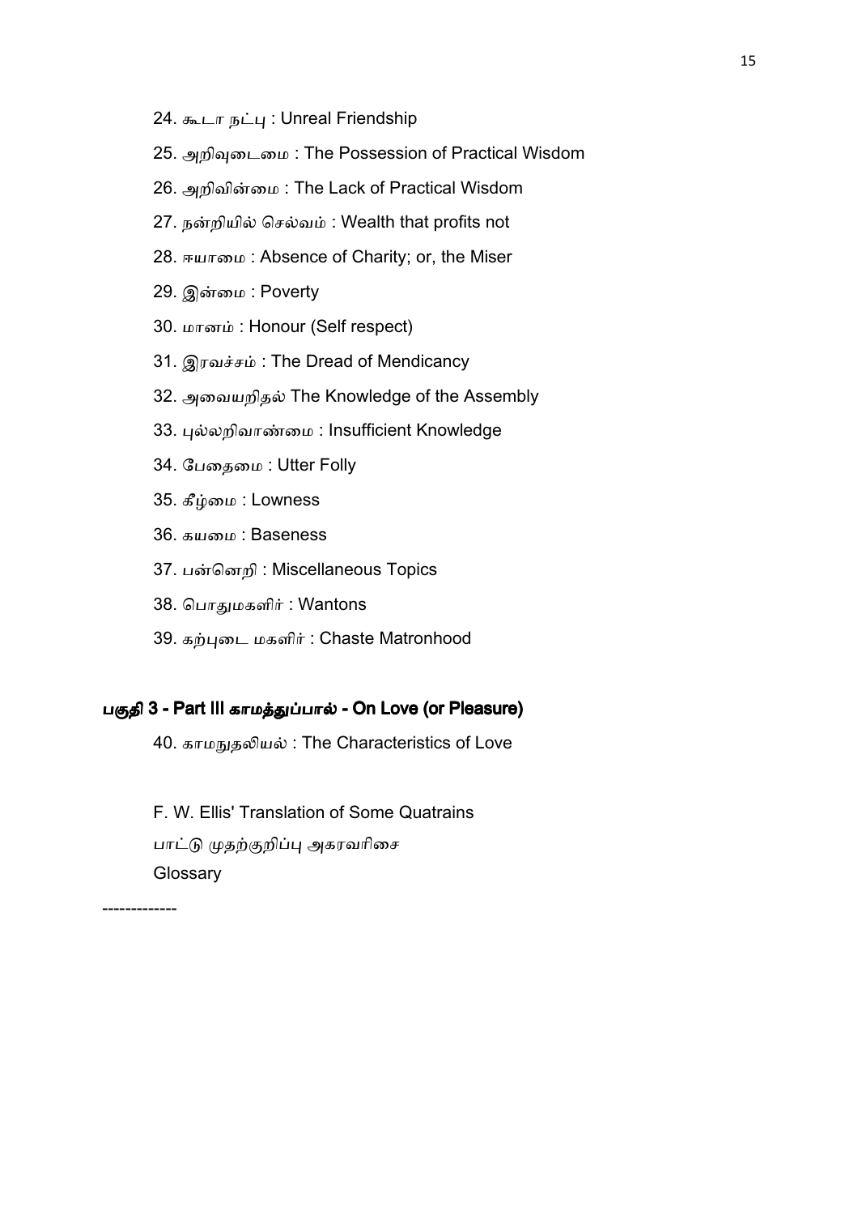24. கூடா நட்பு : Unreal Friendship

25. அறிவுடைமை : The Possession of Practical Wisdom

26. அறிவின்மை : The Lack of Practical Wisdom

27. நன்றியில் செல்வம் : Wealth that profits not

28. ஈயாமை : Absence of Charity; or, the Miser

29. இன்மை : Poverty

30. மானம் : Honour (Self respect)

31. இரவச்சம் : The Dread of Mendicancy

32. அவையறிதல் The Knowledge of the Assembly

33. புல்லறிவாண்மை : Insufficient Knowledge

34. பேதைமை : Utter Folly

35. கீழ்மை : Lowness

36. கயமை : Baseness

37. பன்னெறி : Miscellaneous Topics

38. பொதுமகளிர் : Wantons

39. கற்புடை மகளிர் : Chaste Matronhood

## பகுதி 3 - Part III காமத்துப்பால் - On Love (or Pleasure)

40. காமநுதலியல் : The Characteristics of Love

F. W. Ellis' Translation of Some Quatrains

பாட்டு முதற்குறிப்பு அகரவரிசை

Glossary

-------------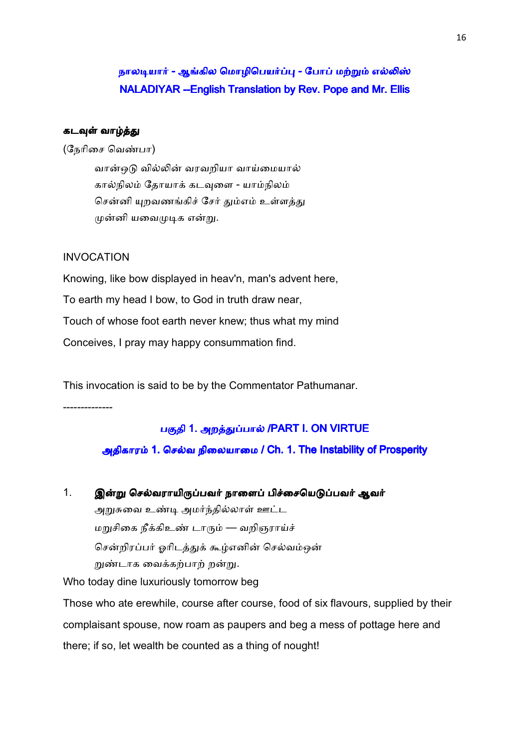## நாலடியார் - ஆங்கில மொழிபெயர்ப்பு - போப் மற்றும் எல்லிஸ்
## NALADIYAR --English Translation by Rev. Pope and Mr. Ellis

**கடவுள் வாழ்த்து**

(நேரிசை வெண்பா)

> வான்ஒடு வில்லின் வரவறியா வாய்மையால்
> கால்நிலம் தோயாக் கடவுளை - யாம்நிலம்
> சென்னி யுறவணங்கிச் சேர் தும்எம் உள்ளத்து
> முன்னி யவைமுடிக என்று.

INVOCATION

Knowing, like bow displayed in heav'n, man's advent here,
To earth my head I bow, to God in truth draw near,
Touch of whose foot earth never knew; thus what my mind
Conceives, I pray may happy consummation find.

This invocation is said to be by the Commentator Pathumanar.

-------------

### பகுதி 1. அறத்துப்பால் /PART I. ON VIRTUE

### அதிகாரம் 1. செல்வ நிலையாமை / Ch. 1. The Instability of Prosperity

1. **இன்று செல்வராயிருப்பவர் நாளைப் பிச்சையெடுப்பவர் ஆவர்**

> அறுசுவை உண்டி அமர்ந்தில்லாள் ஊட்ட
> மறுசிகை நீக்கிஉண் டாரும் — வறிஞராய்ச்
> சென்றிரப்பர் ஓரிடத்துக் கூழ்எனின் செல்வம்ஒன்
> றுண்டாக வைக்கற்பாற் றன்று.

Who today dine luxuriously tomorrow beg

Those who ate erewhile, course after course, food of six flavours, supplied by their complaisant spouse, now roam as paupers and beg a mess of pottage here and there; if so, let wealth be counted as a thing of nought!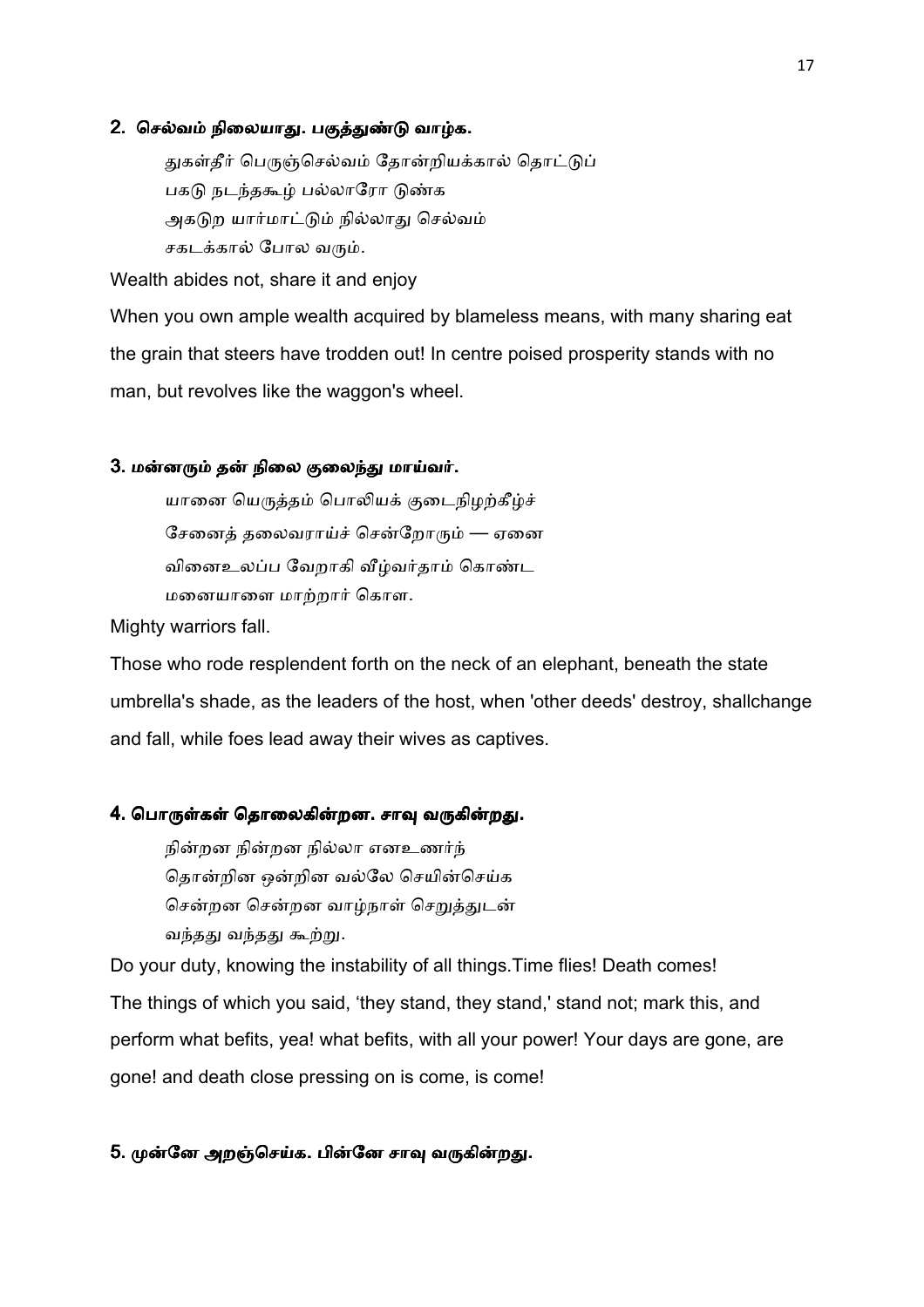### 2. செல்வம் நிலையாது. பகுத்துண்டு வாழ்க.

துகள்தீர் பெருஞ்செல்வம் தோன்றியக்கால் தொட்டுப்
பகடு நடந்தகூழ் பல்லாரோ டுண்க
அகடுற யார்மாட்டும் நில்லாது செல்வம்
சகடக்கால் போல வரும்.

Wealth abides not, share it and enjoy

When you own ample wealth acquired by blameless means, with many sharing eat the grain that steers have trodden out! In centre poised prosperity stands with no man, but revolves like the waggon's wheel.

### 3. மன்னரும் தன் நிலை குலைந்து மாய்வர்.

யானை யெருத்தம் பொலியக் குடைநிழற்கீழ்ச்
சேனைத் தலைவராய்ச் சென்றோரும் — ஏனை
வினைஉலப்ப வேறாகி வீழ்வர்தாம் கொண்ட
மனையாளை மாற்றார் கொள.

Mighty warriors fall.

Those who rode resplendent forth on the neck of an elephant, beneath the state umbrella's shade, as the leaders of the host, when 'other deeds' destroy, shallchange and fall, while foes lead away their wives as captives.

### 4. பொருள்கள் தொலைகின்றன. சாவு வருகின்றது.

நின்றன நின்றன நில்லா எனஉணர்ந்
தொன்றின ஒன்றின வல்லே செயின்செய்க
சென்றன சென்றன வாழ்நாள் செறுத்துடன்
வந்தது வந்தது கூற்று.

Do your duty, knowing the instability of all things.Time flies! Death comes!

The things of which you said, 'they stand, they stand,' stand not; mark this, and perform what befits, yea! what befits, with all your power! Your days are gone, are gone! and death close pressing on is come, is come!

### 5. முன்னே அறஞ்செய்க. பின்னே சாவு வருகின்றது.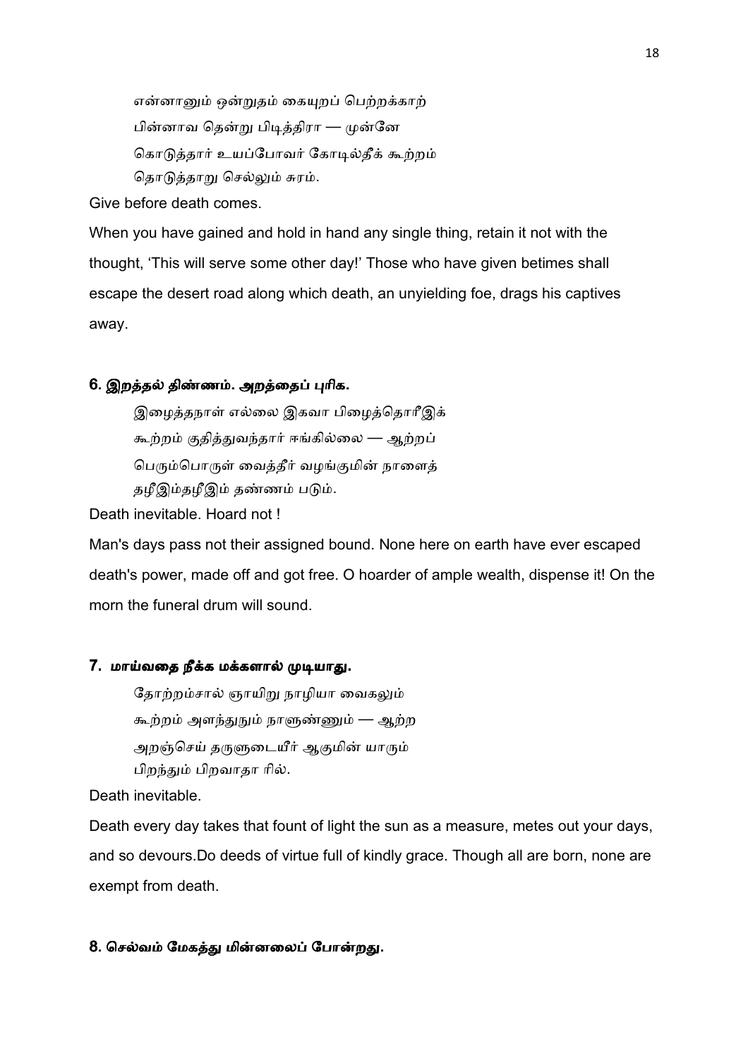என்னானும் ஒன்றுதம் கையுறப் பெற்றக்காற்
பின்னாவ தென்று பிடித்திரா — முன்னே
கொடுத்தார் உயப்போவர் கோடில்தீக் கூற்றம்
தொடுத்தாறு செல்லும் சுரம்.

Give before death comes.

When you have gained and hold in hand any single thing, retain it not with the thought, ‘This will serve some other day!’ Those who have given betimes shall escape the desert road along which death, an unyielding foe, drags his captives away.

### 6. இறத்தல் திண்ணம். அறத்தைப் புரிக.

இழைத்தநாள் எல்லை இகவா பிழைத்தொரீஇக்
கூற்றம் குதித்துவந்தார் ஈங்கில்லை — ஆற்றப்
பெரும்பொருள் வைத்தீர் வழங்குமின் நாளைத்
தழீஇம்தழீஇம் தண்ணம் படும்.

Death inevitable. Hoard not !

Man's days pass not their assigned bound. None here on earth have ever escaped death's power, made off and got free. O hoarder of ample wealth, dispense it! On the morn the funeral drum will sound.

### 7. மாய்வதை நீக்க மக்களால் முடியாது.

தோற்றம்சால் ஞாயிறு நாழியா வைகலும்
கூற்றம் அளந்துநும் நாளுண்ணும் — ஆற்ற
அறஞ்செய் தருளுடையீர் ஆகுமின் யாரும்
பிறந்தும் பிறவாதா ரில்.

Death inevitable.

Death every day takes that fount of light the sun as a measure, metes out your days, and so devours.Do deeds of virtue full of kindly grace. Though all are born, none are exempt from death.

### 8. செல்வம் மேகத்து மின்னலைப் போன்றது.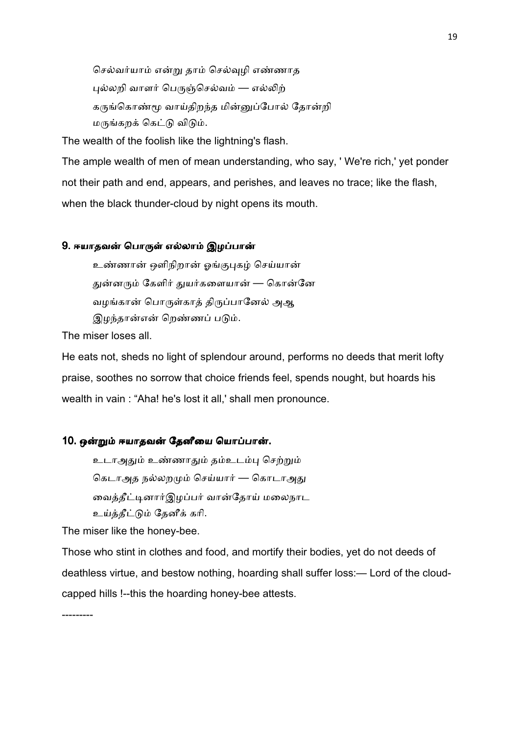செல்வர்யாம் என்று தாம் செல்வுழி எண்ணாத
புல்லறி வாளர் பெருஞ்செல்வம் — எல்லிற்
கருங்கொண்மூ வாய்திறந்த மின்னுப்போல் தோன்றி
மருங்கறக் கெட்டு விடும்.

The wealth of the foolish like the lightning's flash.

The ample wealth of men of mean understanding, who say, ' We're rich,' yet ponder not their path and end, appears, and perishes, and leaves no trace; like the flash, when the black thunder-cloud by night opens its mouth.

### 9. ஈயாதவன் பொருள் எல்லாம் இழப்பான்

உண்ணான் ஒளிநிறான் ஓங்குபுகழ் செய்யான்
துன்னரும் கேளிர் துயர்களையான் — கொன்னே
வழங்கான் பொருள்காத் திருப்பானேல் அஆ
இழந்தான்என் றெண்ணப் படும்.

The miser loses all.

He eats not, sheds no light of splendour around, performs no deeds that merit lofty praise, soothes no sorrow that choice friends feel, spends nought, but hoards his wealth in vain : "Aha! he's lost it all,' shall men pronounce.

### 10. ஒன்றும் ஈயாதவன் தேனீயை யொப்பான்.

உடாஅதும் உண்ணாதும் தம்உடம்பு செற்றும்
கெடாஅத நல்லறமும் செய்யார் — கொடாஅது
வைத்தீட்டினார்இழப்பர் வான்தோய் மலைநாட
உய்த்தீட்டும் தேனீக் கரி.

The miser like the honey-bee.

Those who stint in clothes and food, and mortify their bodies, yet do not deeds of deathless virtue, and bestow nothing, hoarding shall suffer loss:— Lord of the cloud-capped hills !--this the hoarding honey-bee attests.

---------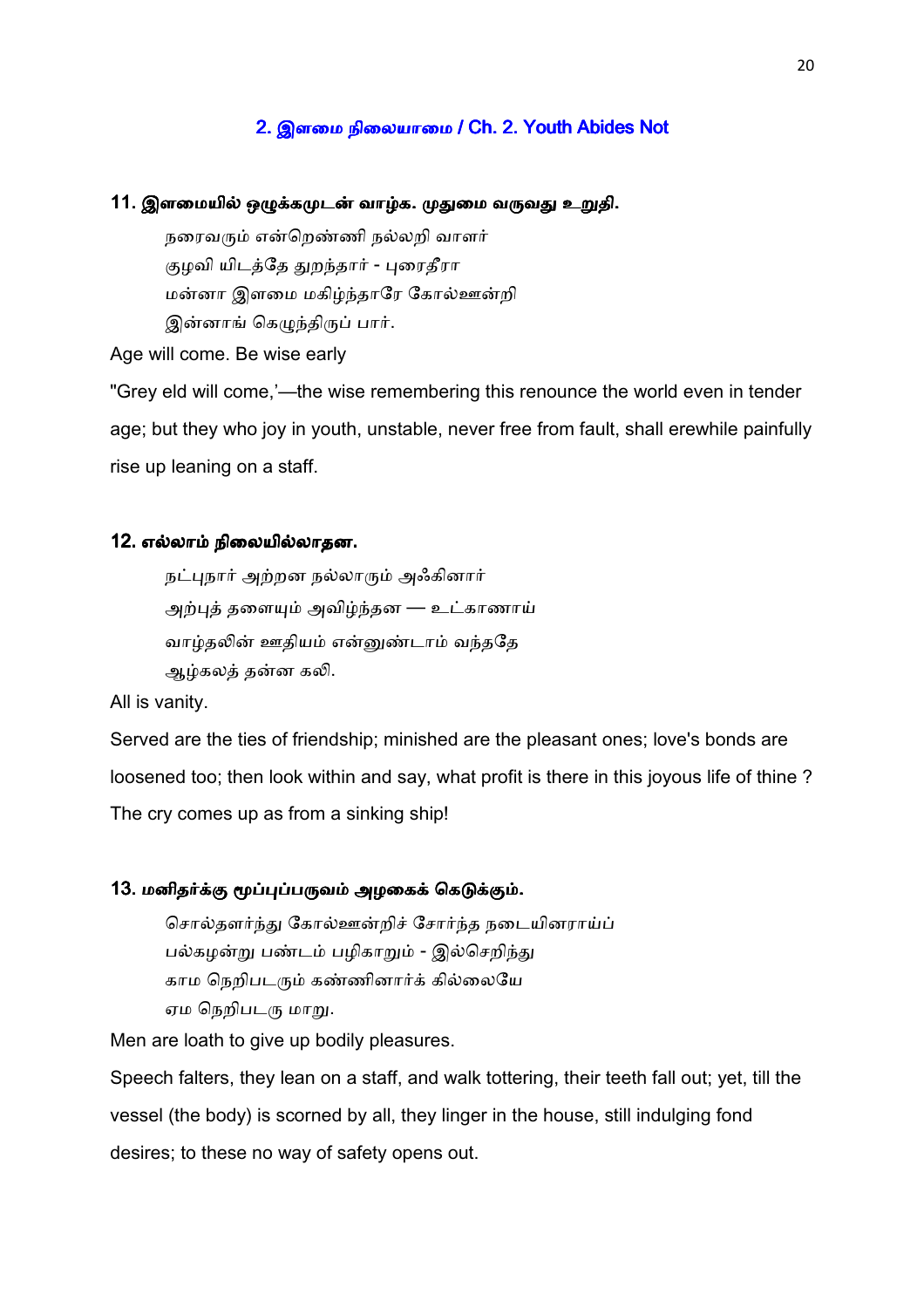## 2. இளமை நிலையாமை / Ch. 2. Youth Abides Not

### 11. இளமையில் ஒழுக்கமுடன் வாழ்க. முதுமை வருவது உறுதி.

நரைவரும் என்றெண்ணி நல்லறி வாளர்  
குழவி யிடத்தே துறந்தார் - புரைதீரா  
மன்னா இளமை மகிழ்ந்தாரே கோல்ஊன்றி  
இன்னாங் கெழுந்திருப் பார்.

Age will come. Be wise early

"Grey eld will come,'—the wise remembering this renounce the world even in tender age; but they who joy in youth, unstable, never free from fault, shall erewhile painfully rise up leaning on a staff.

### 12. எல்லாம் நிலையில்லாதன.

நட்புநார் அற்றன நல்லாரும் அஃகினார்  
அற்புத் தளையும் அவிழ்ந்தன — உட்காணாய்  
வாழ்தலின் ஊதியம் என்னுண்டாம் வந்ததே  
ஆழ்கலத் தன்ன கலி.

All is vanity.

Served are the ties of friendship; minished are the pleasant ones; love's bonds are loosened too; then look within and say, what profit is there in this joyous life of thine ? The cry comes up as from a sinking ship!

### 13. மனிதர்க்கு மூப்புப்பருவம் அழகைக் கெடுக்கும்.

சொல்தளர்ந்து கோல்ஊன்றிச் சோர்ந்த நடையினராய்ப்  
பல்கழன்று பண்டம் பழிகாறும் - இல்செறிந்து  
காம நெறிபடரும் கண்ணினார்க் கில்லையே  
ஏம நெறிபடரு மாறு.

Men are loath to give up bodily pleasures.

Speech falters, they lean on a staff, and walk tottering, their teeth fall out; yet, till the vessel (the body) is scorned by all, they linger in the house, still indulging fond desires; to these no way of safety opens out.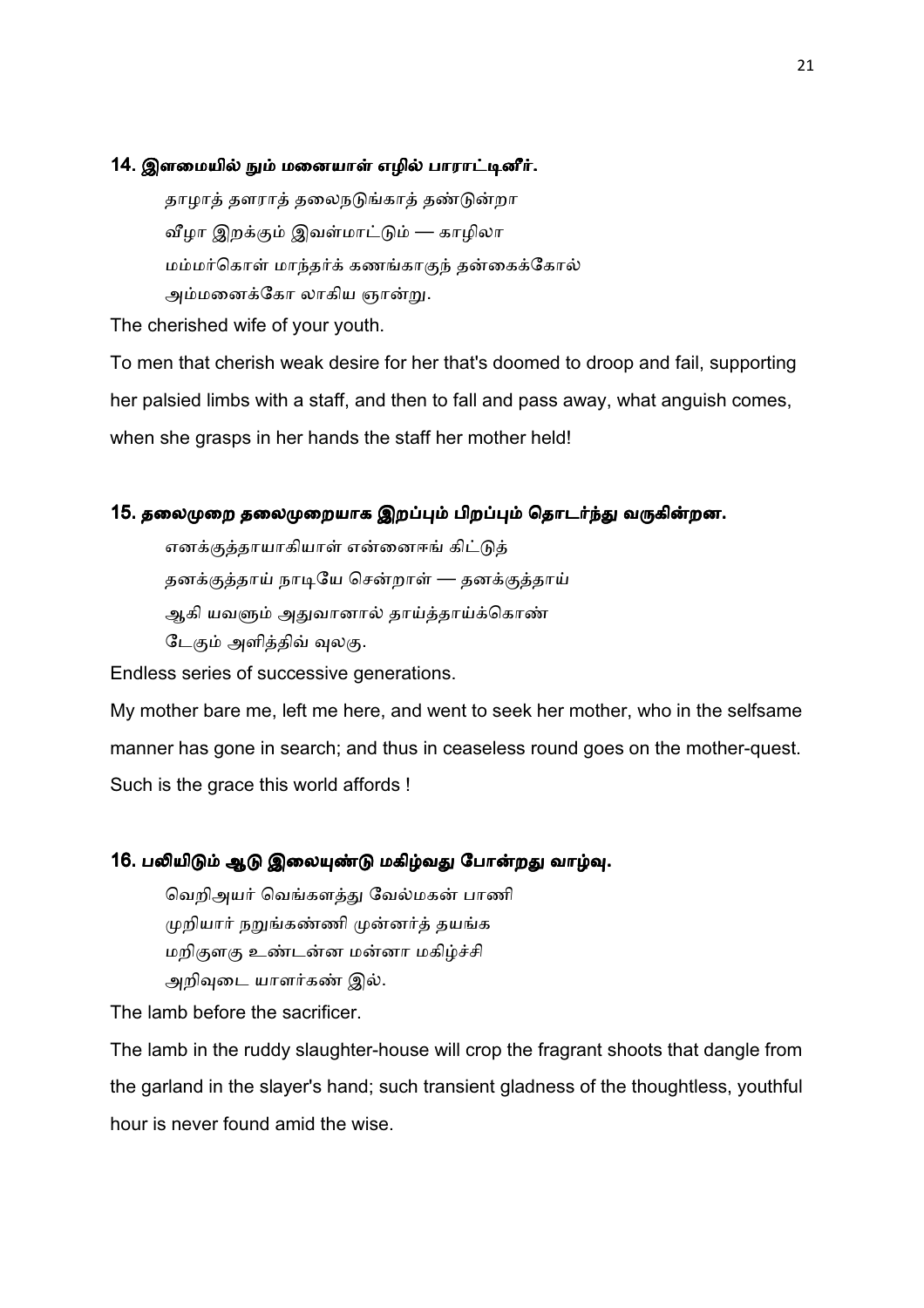### 14. இளமையில் நும் மனையாள் எழில் பாராட்டினீர்.

தாழாத் தளராத் தலைநடுங்காத் தண்டுன்றா  
வீழா இறக்கும் இவள்மாட்டும் — காழிலா  
மம்மர்கொள் மாந்தர்க் கணங்காகுந் தன்கைக்கோல்  
அம்மனைக்கோ லாகிய ஞான்று.

The cherished wife of your youth.

To men that cherish weak desire for her that's doomed to droop and fail, supporting her palsied limbs with a staff, and then to fall and pass away, what anguish comes, when she grasps in her hands the staff her mother held!

### 15. தலைமுறை தலைமுறையாக இறப்பும் பிறப்பும் தொடர்ந்து வருகின்றன.

எனக்குத்தாயாகியாள் என்னைஈங் கிட்டுத்  
தனக்குத்தாய் நாடியே சென்றாள் — தனக்குத்தாய்  
ஆகி யவளும் அதுவானால் தாய்த்தாய்க்கொண்  
டேகும் அளித்திவ் வுலகு.

Endless series of successive generations.

My mother bare me, left me here, and went to seek her mother, who in the selfsame manner has gone in search; and thus in ceaseless round goes on the mother-quest. Such is the grace this world affords !

### 16. பலியிடும் ஆடு இலையுண்டு மகிழ்வது போன்றது வாழ்வு.

வெறிஅயர் வெங்களத்து வேல்மகன் பாணி  
முறியார் நறுங்கண்ணி முன்னர்த் தயங்க  
மறிகுளகு உண்டன்ன மன்னா மகிழ்ச்சி  
அறிவுடை யாளர்கண் இல்.

The lamb before the sacrificer.

The lamb in the ruddy slaughter-house will crop the fragrant shoots that dangle from the garland in the slayer's hand; such transient gladness of the thoughtless, youthful hour is never found amid the wise.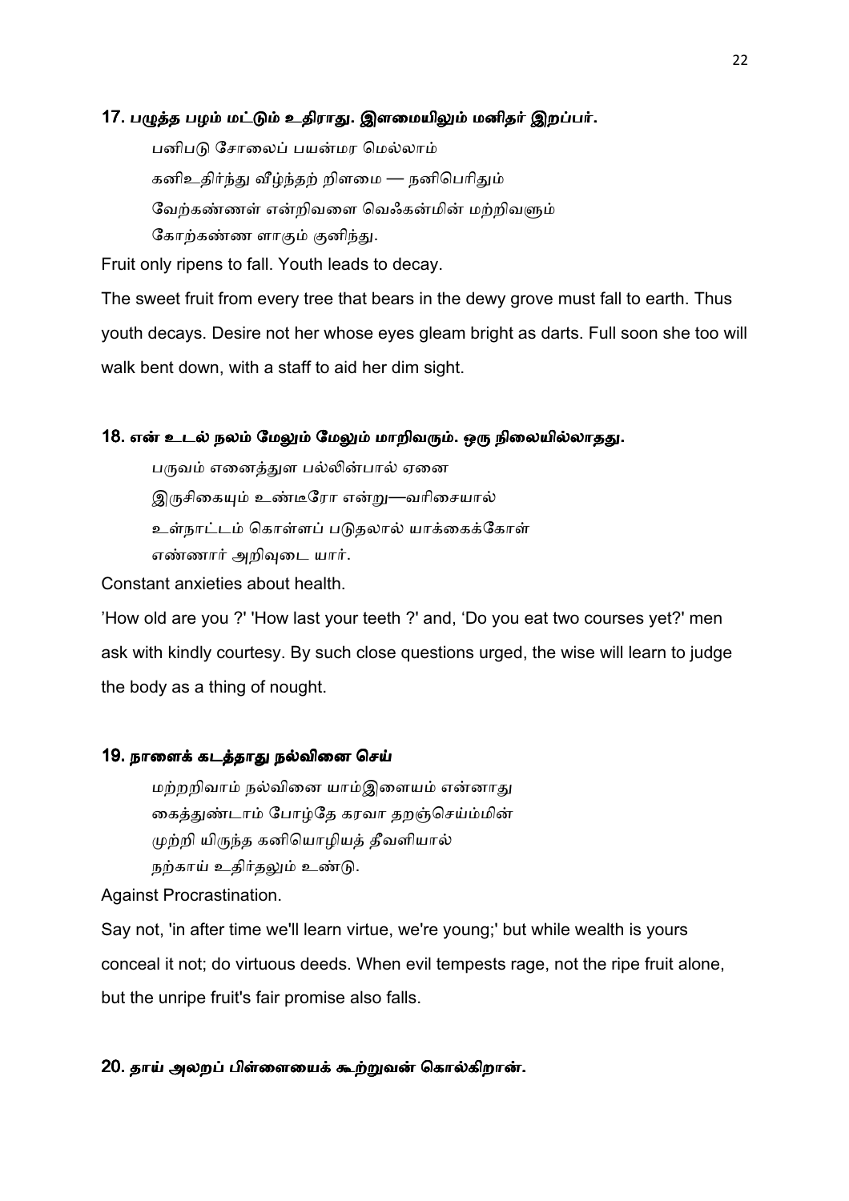### 17. பழுத்த பழம் மட்டும் உதிராது. இளமையிலும் மனிதர் இறப்பர்.

பனிபடு சோலைப் பயன்மர மெல்லாம்
கனிஉதிர்ந்து வீழ்ந்தற் றிளமை — நனிபெரிதும்
வேற்கண்ணள் என்றிவளை வெஃகன்மின் மற்றிவளும்
கோற்கண்ண ளாகும் குனிந்து.

Fruit only ripens to fall. Youth leads to decay.

The sweet fruit from every tree that bears in the dewy grove must fall to earth. Thus youth decays. Desire not her whose eyes gleam bright as darts. Full soon she too will walk bent down, with a staff to aid her dim sight.

### 18. என் உடல் நலம் மேலும் மேலும் மாறிவரும். ஒரு நிலையில்லாதது.

பருவம் எனைத்துள பல்லின்பால் ஏனை
இருசிகையும் உண்டீரோ என்று—வரிசையால்
உள்நாட்டம் கொள்ளப் படுதலால் யாக்கைக்கோள்
எண்ணார் அறிவுடை யார்.

Constant anxieties about health.

'How old are you ?' 'How last your teeth ?' and, 'Do you eat two courses yet?' men ask with kindly courtesy. By such close questions urged, the wise will learn to judge the body as a thing of nought.

### 19. நாளைக் கடத்தாது நல்வினை செய்

மற்றறிவாம் நல்வினை யாம்இளையம் என்னாது
கைத்துண்டாம் போழ்தே கரவா தறஞ்செய்ம்மின்
முற்றி யிருந்த கனியொழியத் தீவளியால்
நற்காய் உதிர்தலும் உண்டு.

Against Procrastination.

Say not, 'in after time we'll learn virtue, we're young;' but while wealth is yours conceal it not; do virtuous deeds. When evil tempests rage, not the ripe fruit alone, but the unripe fruit's fair promise also falls.

### 20. தாய் அலறப் பிள்ளையைக் கூற்றுவன் கொல்கிறான்.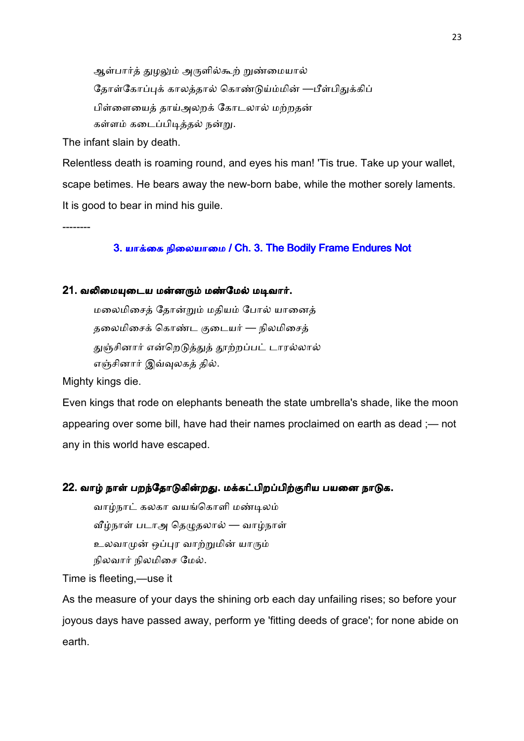ஆள்பார்த் துழலும் அருளில்கூற் றுண்மையால்
தோள்கோப்புக் காலத்தால் கொண்டுய்ம்மின் —பீள்பிதுக்கிப்
பிள்ளையைத் தாய்அலறக் கோடலால் மற்றதன்
கள்ளம் கடைப்பிடித்தல் நன்று.

The infant slain by death.

Relentless death is roaming round, and eyes his man! 'Tis true. Take up your wallet, scape betimes. He bears away the new-born babe, while the mother sorely laments. It is good to bear in mind his guile.

--------

## 3. யாக்கை நிலையாமை / Ch. 3. The Bodily Frame Endures Not

### 21. வலிமையுடைய மன்னரும் மண்மேல் மடிவார்.

மலைமிசைத் தோன்றும் மதியம் போல் யானைத்
தலைமிசைக் கொண்ட குடையர் — நிலமிசைத்
துஞ்சினார் என்றெடுத்துத் தூற்றப்பட் டாரல்லால்
எஞ்சினார் இவ்வுலகத் தில்.

Mighty kings die.

Even kings that rode on elephants beneath the state umbrella's shade, like the moon appearing over some bill, have had their names proclaimed on earth as dead ;— not any in this world have escaped.

### 22. வாழ் நாள் பறந்தோடுகின்றது. மக்கட்பிறப்பிற்குரிய பயனை நாடுக.

வாழ்நாட் கலகா வயங்கொளி மண்டிலம்
வீழ்நாள் படாஅ தெழுதலால் — வாழ்நாள்
உலவாமுன் ஒப்புர வாற்றுமின் யாரும்
நிலவார் நிலமிசை மேல்.

Time is fleeting,—use it

As the measure of your days the shining orb each day unfailing rises; so before your joyous days have passed away, perform ye 'fitting deeds of grace'; for none abide on earth.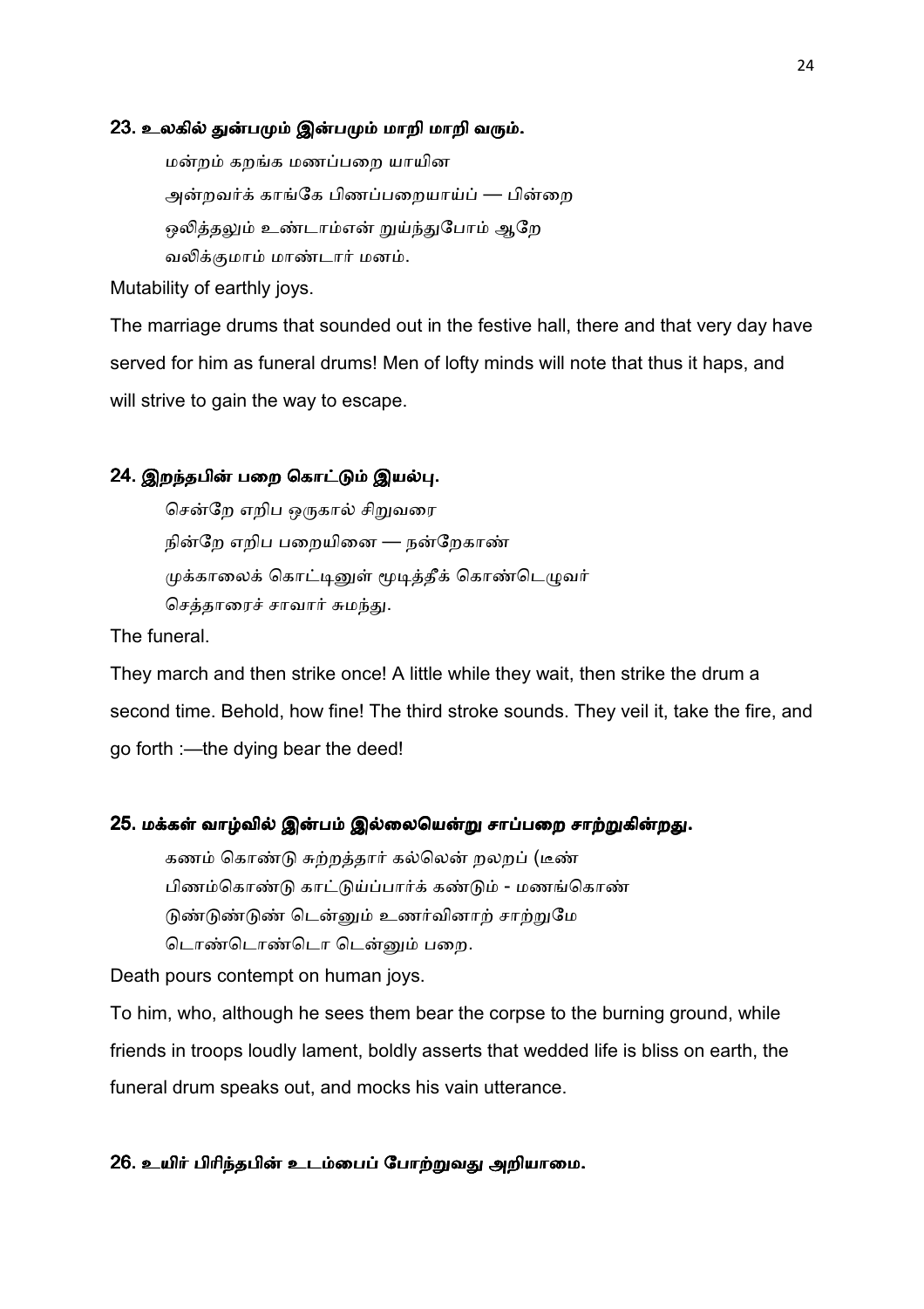### 23. உலகில் துன்பமும் இன்பமும் மாறி மாறி வரும்.

மன்றம் கறங்க மணப்பறை யாயின
அன்றவர்க் காங்கே பிணப்பறையாய்ப் — பின்றை
ஒலித்தலும் உண்டாம்என் றுய்ந்துபோம் ஆறே
வலிக்குமாம் மாண்டார் மனம்.

Mutability of earthly joys.

The marriage drums that sounded out in the festive hall, there and that very day have served for him as funeral drums! Men of lofty minds will note that thus it haps, and will strive to gain the way to escape.

### 24. இறந்தபின் பறை கொட்டும் இயல்பு.

சென்றே எறிப ஒருகால் சிறுவரை
நின்றே எறிப பறையினை — நன்றேகாண்
முக்காலைக் கொட்டினுள் மூடித்தீக் கொண்டெழுவர்
செத்தாரைச் சாவார் சுமந்து.

The funeral.

They march and then strike once! A little while they wait, then strike the drum a second time. Behold, how fine! The third stroke sounds. They veil it, take the fire, and go forth :—the dying bear the deed!

### 25. மக்கள் வாழ்வில் இன்பம் இல்லையென்று சாப்பறை சாற்றுகின்றது.

கணம் கொண்டு சுற்றத்தார் கல்லென் றலறப் (டீண்
பிணம்கொண்டு காட்டுய்ப்பார்க் கண்டும் - மணங்கொண்
டுண்டுண்டுண் டென்னும் உணர்வினாற் சாற்றுமே
டொண்டொண்டொ டென்னும் பறை.

Death pours contempt on human joys.

To him, who, although he sees them bear the corpse to the burning ground, while friends in troops loudly lament, boldly asserts that wedded life is bliss on earth, the funeral drum speaks out, and mocks his vain utterance.

### 26. உயிர் பிரிந்தபின் உடம்பைப் போற்றுவது அறியாமை.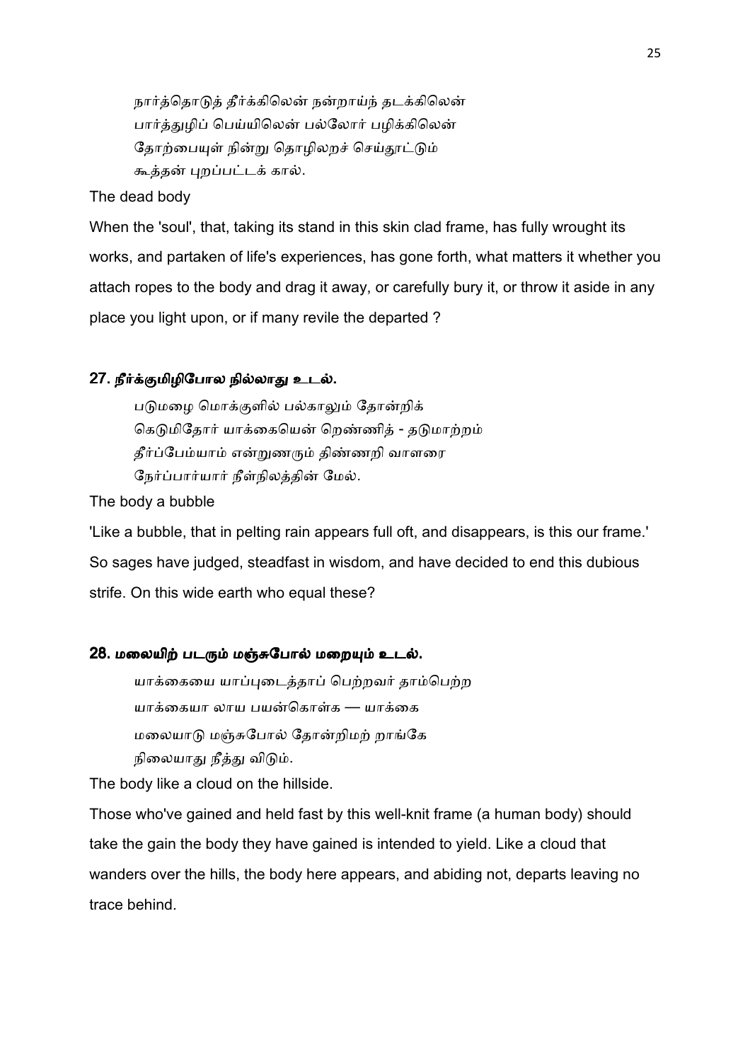நார்த்தொடுத் தீர்க்கிலென் நன்றாய்ந் தடக்கிலென்
பார்த்துழிப் பெய்யிலென் பல்லோர் பழிக்கிலென்
தோற்பையுள் நின்று தொழிலறச் செய்தூட்டும்
கூத்தன் புறப்பட்டக் கால்.

The dead body

When the 'soul', that, taking its stand in this skin clad frame, has fully wrought its works, and partaken of life's experiences, has gone forth, what matters it whether you attach ropes to the body and drag it away, or carefully bury it, or throw it aside in any place you light upon, or if many revile the departed ?

### 27. நீர்க்குமிழிபோல நில்லாது உடல்.

படுமழை மொக்குளில் பல்காலும் தோன்றிக்
கெடுமிதோர் யாக்கையென் றெண்ணித் - தடுமாற்றம்
தீர்ப்பேம்யாம் என்றுணரும் திண்ணறி வாளரை
நேர்ப்பார்யார் நீள்நிலத்தின் மேல்.

The body a bubble

'Like a bubble, that in pelting rain appears full oft, and disappears, is this our frame.' So sages have judged, steadfast in wisdom, and have decided to end this dubious strife. On this wide earth who equal these?

### 28. மலையிற் படரும் மஞ்சுபோல் மறையும் உடல்.

யாக்கையை யாப்புடைத்தாப் பெற்றவர் தாம்பெற்ற
யாக்கையா லாய பயன்கொள்க — யாக்கை
மலையாடு மஞ்சுபோல் தோன்றிமற் றாங்கே
நிலையாது நீத்து விடும்.

The body like a cloud on the hillside.

Those who've gained and held fast by this well-knit frame (a human body) should take the gain the body they have gained is intended to yield. Like a cloud that wanders over the hills, the body here appears, and abiding not, departs leaving no trace behind.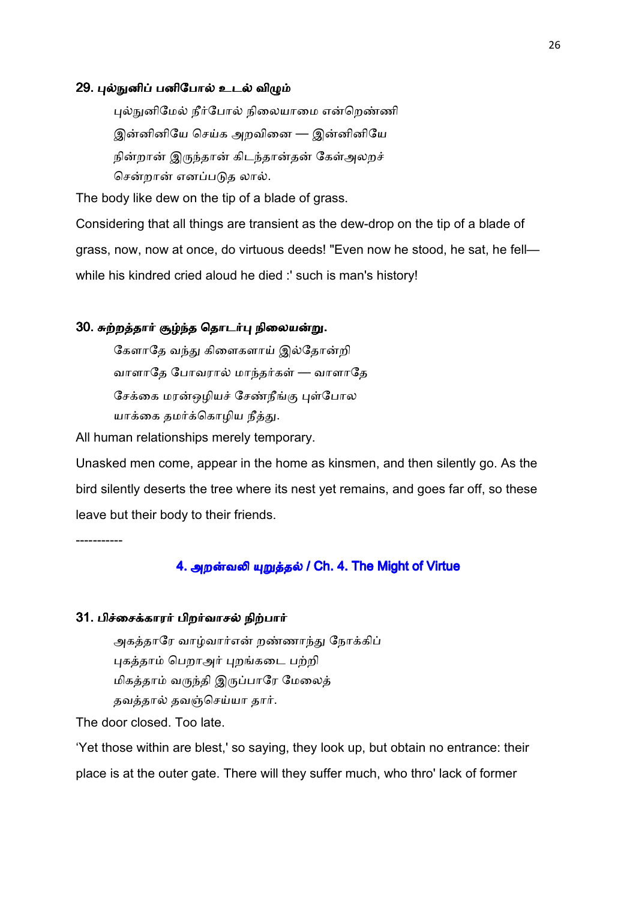### 29. புல்நுனிப் பனிபோல் உடல் விழும்

புல்நுனிமேல் நீர்போல் நிலையாமை என்றெண்ணி
இன்னினியே செய்க அறவினை — இன்னினியே
நின்றான் இருந்தான் கிடந்தான்தன் கேள்அலறச்
சென்றான் எனப்படுத லால்.

The body like dew on the tip of a blade of grass.

Considering that all things are transient as the dew-drop on the tip of a blade of grass, now, now at once, do virtuous deeds! "Even now he stood, he sat, he fell—while his kindred cried aloud he died :' such is man's history!

### 30. சுற்றத்தார் சூழ்ந்த தொடர்பு நிலையன்று.

கேளாதே வந்து கிளைகளாய் இல்தோன்றி
வாளாதே போவரால் மாந்தர்கள் — வாளாதே
சேக்கை மரன்ஒழியச் சேண்நீங்கு புள்போல
யாக்கை தமர்க்கொழிய நீத்து.

All human relationships merely temporary.

Unasked men come, appear in the home as kinsmen, and then silently go. As the bird silently deserts the tree where its nest yet remains, and goes far off, so these leave but their body to their friends.

-----------

## 4. அறன்வலி யுறுத்தல் / Ch. 4. The Might of Virtue

### 31. பிச்சைக்காரர் பிறர்வாசல் நிற்பார்

அகத்தாரே வாழ்வார்என் றண்ணாந்து நோக்கிப்
புகத்தாம் பெறாஅர் புறங்கடை பற்றி
மிகத்தாம் வருந்தி இருப்பாரே மேலைத்
தவத்தால் தவஞ்செய்யா தார்.

The door closed. Too late.

'Yet those within are blest,' so saying, they look up, but obtain no entrance: their place is at the outer gate. There will they suffer much, who thro' lack of former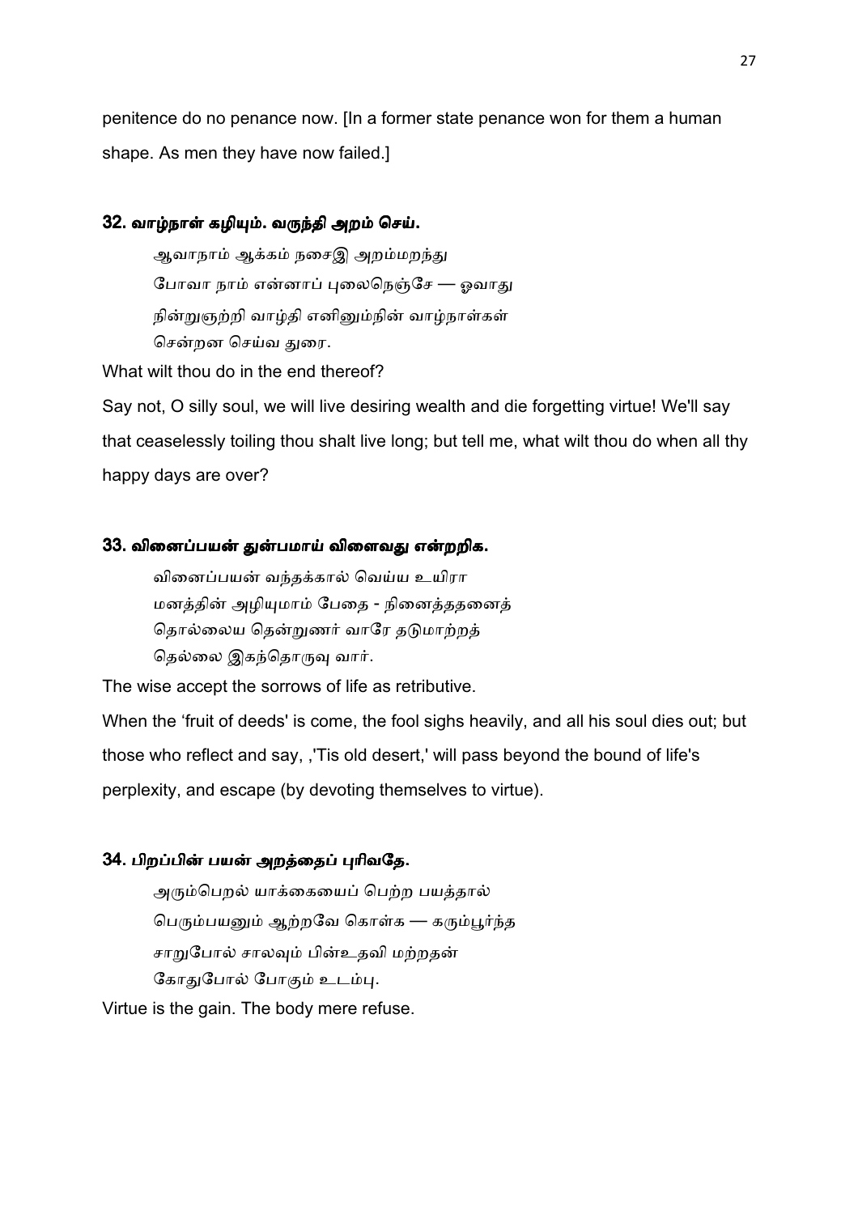penitence do no penance now. [In a former state penance won for them a human shape. As men they have now failed.]

### 32. வாழ்நாள் கழியும். வருந்தி அறம் செய்.

ஆவாநாம் ஆக்கம் நசைஇ அறம்மறந்து
போவா நாம் என்னாப் புலைநெஞ்சே — ஓவாது
நின்றுஞற்றி வாழ்தி எனினும்நின் வாழ்நாள்கள்
சென்றன செய்வ துரை.

What wilt thou do in the end thereof?

Say not, O silly soul, we will live desiring wealth and die forgetting virtue! We'll say that ceaselessly toiling thou shalt live long; but tell me, what wilt thou do when all thy happy days are over?

### 33. வினைப்பயன் துன்பமாய் விளைவது என்றறிக.

வினைப்பயன் வந்தக்கால் வெய்ய உயிரா
மனத்தின் அழியுமாம் பேதை - நினைத்ததனைத்
தொல்லைய தென்றுணர் வாரே தடுமாற்றத்
தெல்லை இகந்தொருவு வார்.

The wise accept the sorrows of life as retributive.

When the 'fruit of deeds' is come, the fool sighs heavily, and all his soul dies out; but those who reflect and say, ,'Tis old desert,' will pass beyond the bound of life's perplexity, and escape (by devoting themselves to virtue).

### 34. பிறப்பின் பயன் அறத்தைப் புரிவதே.

அரும்பெறல் யாக்கையைப் பெற்ற பயத்தால்
பெரும்பயனும் ஆற்றவே கொள்க — கரும்பூர்ந்த
சாறுபோல் சாலவும் பின்உதவி மற்றதன்
கோதுபோல் போகும் உடம்பு.

Virtue is the gain. The body mere refuse.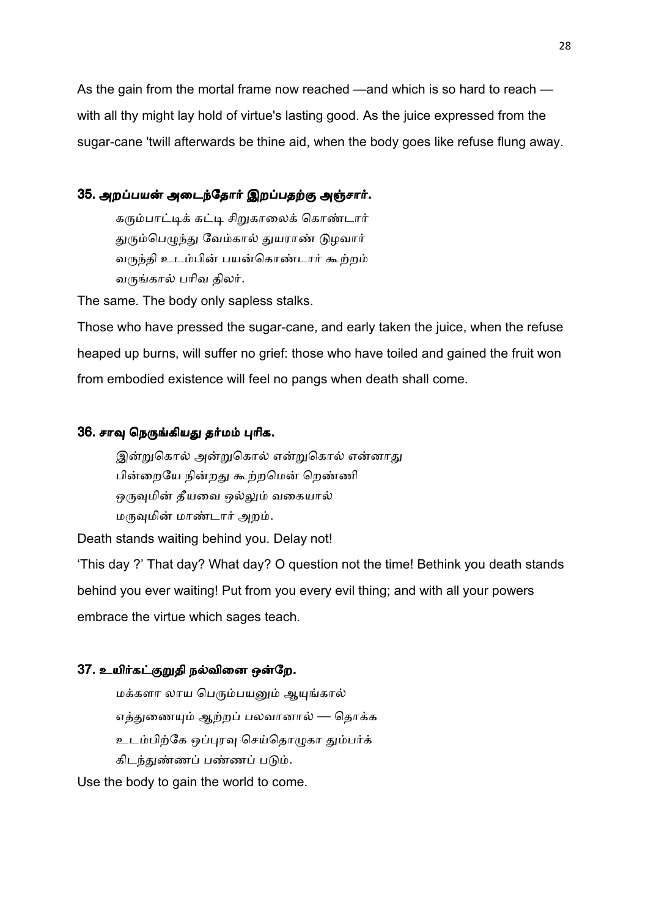As the gain from the mortal frame now reached —and which is so hard to reach — with all thy might lay hold of virtue's lasting good. As the juice expressed from the sugar-cane 'twill afterwards be thine aid, when the body goes like refuse flung away.

### 35. அறப்பயன் அடைந்தோர் இறப்பதற்கு அஞ்சார்.

> கரும்பாட்டிக் கட்டி சிறுகாலைக் கொண்டார்
> துரும்பெழுந்து வேம்கால் துயராண் டுழவார்
> வருந்தி உடம்பின் பயன்கொண்டார் கூற்றம்
> வருங்கால் பரிவ திலர்.

The same. The body only sapless stalks.

Those who have pressed the sugar-cane, and early taken the juice, when the refuse heaped up burns, will suffer no grief: those who have toiled and gained the fruit won from embodied existence will feel no pangs when death shall come.

### 36. சாவு நெருங்கியது தர்மம் புரிக.

> இன்றுகொல் அன்றுகொல் என்றுகொல் என்னாது
> பின்றையே நின்றது கூற்றமென் றெண்ணி
> ஒருவுமின் தீயவை ஒல்லும் வகையால்
> மருவுமின் மாண்டார் அறம்.

Death stands waiting behind you. Delay not!

'This day ?' That day? What day? O question not the time! Bethink you death stands behind you ever waiting! Put from you every evil thing; and with all your powers embrace the virtue which sages teach.

### 37. உயிர்கட்குறுதி நல்வினை ஒன்றே.

> மக்களா லாய பெரும்பயனும் ஆயுங்கால்
> எத்துணையும் ஆற்றப் பலவானால் — தொக்க
> உடம்பிற்கே ஒப்புரவு செய்தொழுகா தும்பர்க்
> கிடந்துண்ணப் பண்ணப் படும்.

Use the body to gain the world to come.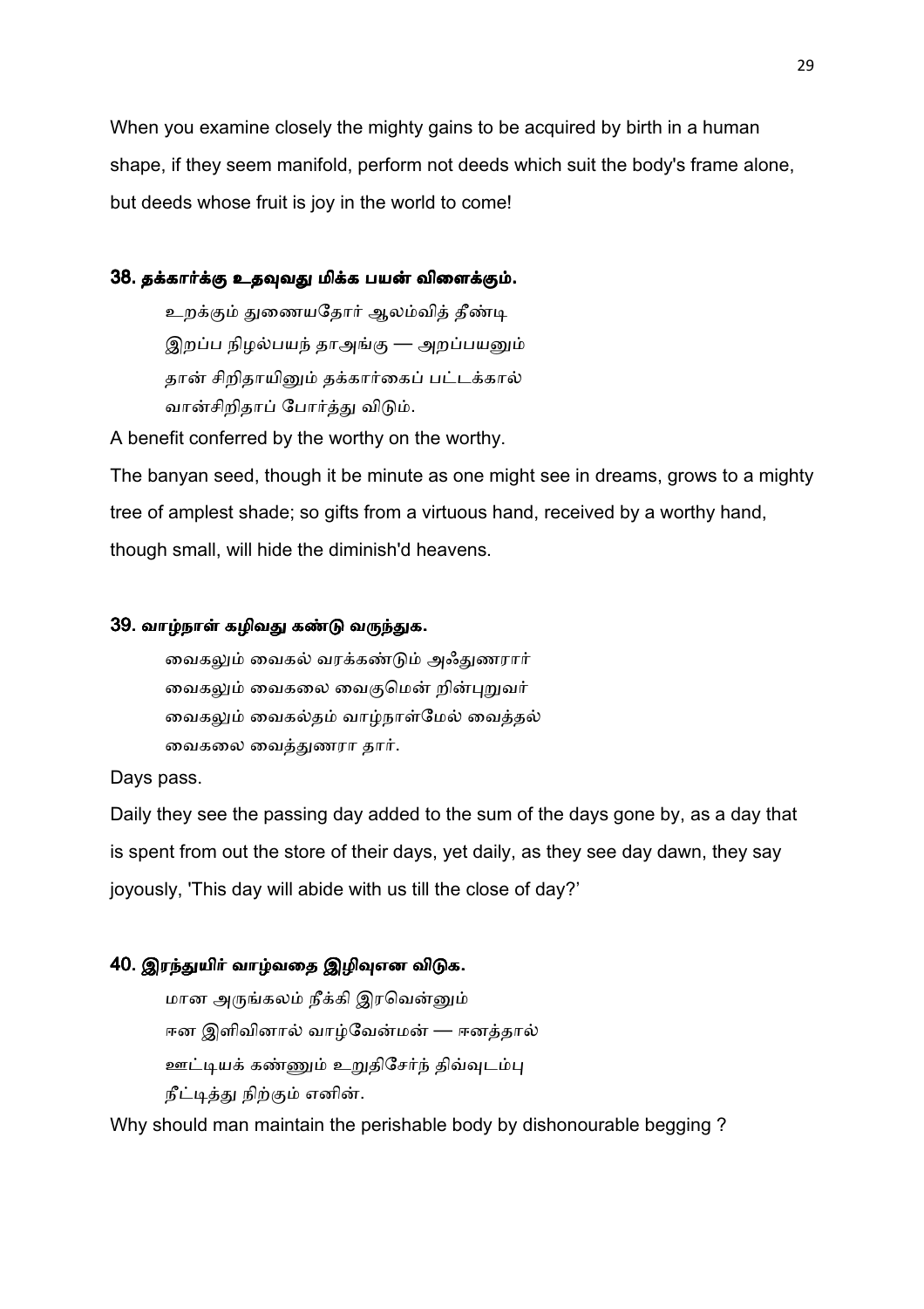When you examine closely the mighty gains to be acquired by birth in a human shape, if they seem manifold, perform not deeds which suit the body's frame alone, but deeds whose fruit is joy in the world to come!

### 38. தக்கார்க்கு உதவுவது மிக்க பயன் விளைக்கும்.

உறக்கும் துணையதோர் ஆலம்வித் தீண்டி
இறப்ப நிழல்பயந் தாஅங்கு — அறப்பயனும்
தான் சிறிதாயினும் தக்கார்கைப் பட்டக்கால்
வான்சிறிதாப் போர்த்து விடும்.

A benefit conferred by the worthy on the worthy.

The banyan seed, though it be minute as one might see in dreams, grows to a mighty tree of amplest shade; so gifts from a virtuous hand, received by a worthy hand, though small, will hide the diminish'd heavens.

### 39. வாழ்நாள் கழிவது கண்டு வருந்துக.

வைகலும் வைகல் வரக்கண்டும் அஃதுணரார்
வைகலும் வைகலை வைகுமென் றின்புறுவர்
வைகலும் வைகல்தம் வாழ்நாள்மேல் வைத்தல்
வைகலை வைத்துணரா தார்.

Days pass.

Daily they see the passing day added to the sum of the days gone by, as a day that is spent from out the store of their days, yet daily, as they see day dawn, they say joyously, 'This day will abide with us till the close of day?'

### 40. இரந்துயிர் வாழ்வதை இழிவுஎன விடுக.

மான அருங்கலம் நீக்கி இரவென்னும்
ஈன இளிவினால் வாழ்வேன்மன் — ஈனத்தால்
ஊட்டியக் கண்ணும் உறுதிசேர்ந் திவ்வுடம்பு
நீட்டித்து நிற்கும் எனின்.

Why should man maintain the perishable body by dishonourable begging ?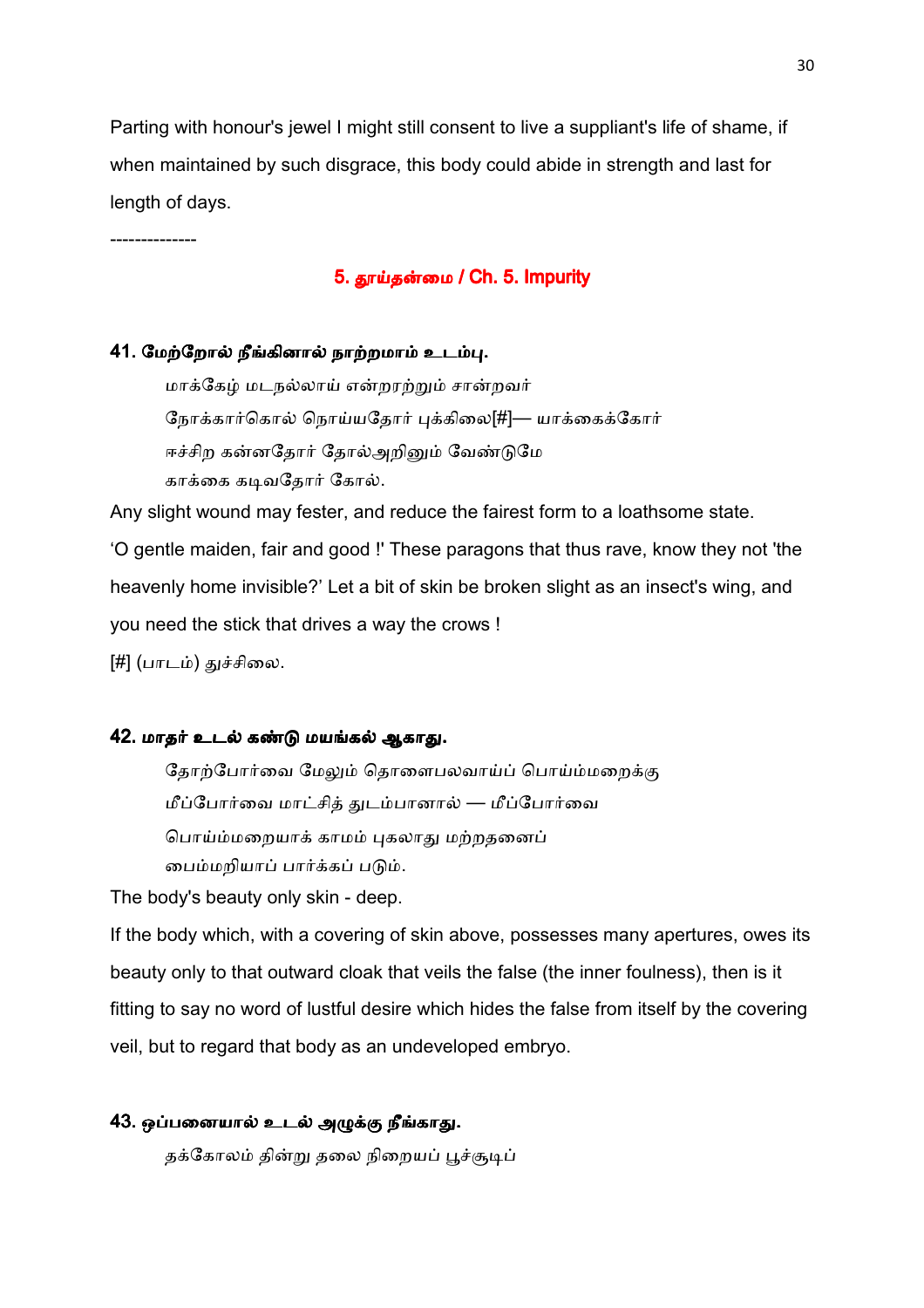Parting with honour's jewel I might still consent to live a suppliant's life of shame, if when maintained by such disgrace, this body could abide in strength and last for length of days.

--------------

## 5. தூய்தன்மை / Ch. 5. Impurity

### 41. மேற்றோல் நீங்கினால் நாற்றமாம் உடம்பு.

மாக்கேழ் மடநல்லாய் என்றரற்றும் சான்றவர்
நோக்கார்கொல் நொய்யதோர் புக்கிலை[#]— யாக்கைக்கோர்
ஈச்சிற கன்னதோர் தோல்அறினும் வேண்டுமே
காக்கை கடிவதோர் கோல்.

Any slight wound may fester, and reduce the fairest form to a loathsome state.

'O gentle maiden, fair and good !' These paragons that thus rave, know they not 'the heavenly home invisible?' Let a bit of skin be broken slight as an insect's wing, and you need the stick that drives a way the crows !

[#] (பாடம்) துச்சிலை.

### 42. மாதர் உடல் கண்டு மயங்கல் ஆகாது.

தோற்போர்வை மேலும் தொளைபலவாய்ப் பொய்ம்மறைக்கு
மீப்போர்வை மாட்சித் துடம்பானால் — மீப்போர்வை
பொய்ம்மறையாக் காமம் புகலாது மற்றதனைப்
பைம்மறியாப் பார்க்கப் படும்.

The body's beauty only skin - deep.

If the body which, with a covering of skin above, possesses many apertures, owes its beauty only to that outward cloak that veils the false (the inner foulness), then is it fitting to say no word of lustful desire which hides the false from itself by the covering veil, but to regard that body as an undeveloped embryo.

### 43. ஒப்பனையால் உடல் அழுக்கு நீங்காது.

தக்கோலம் தின்று தலை நிறையப் பூச்சூடிப்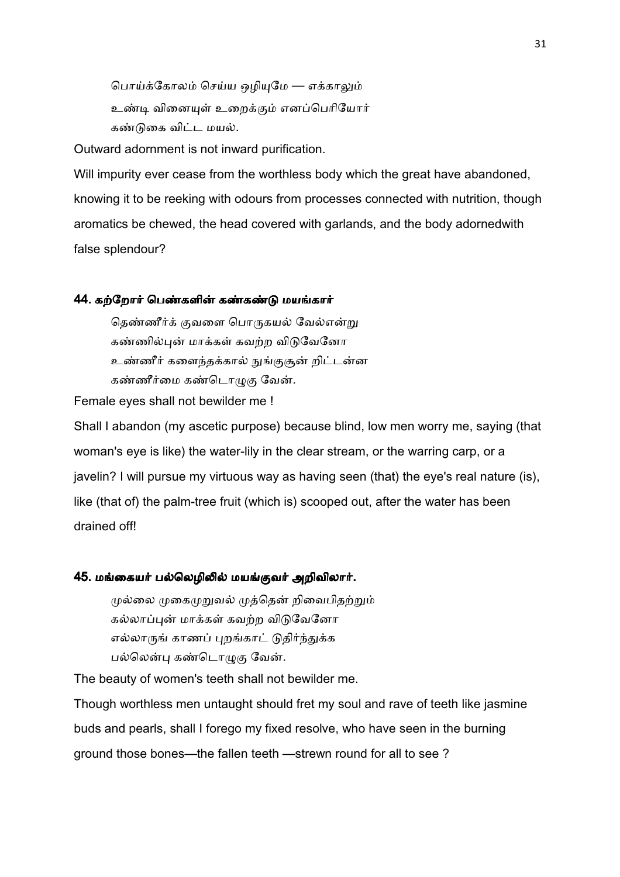பொய்க்கோலம் செய்ய ஒழியுமே — எக்காலும்
உண்டி வினையுள் உறைக்கும் எனப்பெரியோர்
கண்டுகை விட்ட மயல்.

Outward adornment is not inward purification.

Will impurity ever cease from the worthless body which the great have abandoned, knowing it to be reeking with odours from processes connected with nutrition, though aromatics be chewed, the head covered with garlands, and the body adornedwith false splendour?

### 44. கற்றோர் பெண்களின் கண்கண்டு மயங்கார்

தெண்ணீர்க் குவளை பொருகயல் வேல்என்று
கண்ணில்புன் மாக்கள் கவற்ற விடுவேனோ
உண்ணீர் களைந்தக்கால் நுங்குசூன் றிட்டன்ன
கண்ணீர்மை கண்டொழுகு வேன்.

Female eyes shall not bewilder me !

Shall I abandon (my ascetic purpose) because blind, low men worry me, saying (that woman's eye is like) the water-lily in the clear stream, or the warring carp, or a javelin? I will pursue my virtuous way as having seen (that) the eye's real nature (is), like (that of) the palm-tree fruit (which is) scooped out, after the water has been drained off!

### 45. மங்கையர் பல்லெழிலில் மயங்குவர் அறிவிலார்.

முல்லை முகைமுறுவல் முத்தென் றிவைபிதற்றும்
கல்லாப்புன் மாக்கள் கவற்ற விடுவேனோ
எல்லாருங் காணப் புறங்காட் டுதிர்ந்துக்க
பல்லென்பு கண்டொழுகு வேன்.

The beauty of women's teeth shall not bewilder me.

Though worthless men untaught should fret my soul and rave of teeth like jasmine buds and pearls, shall I forego my fixed resolve, who have seen in the burning ground those bones—the fallen teeth —strewn round for all to see ?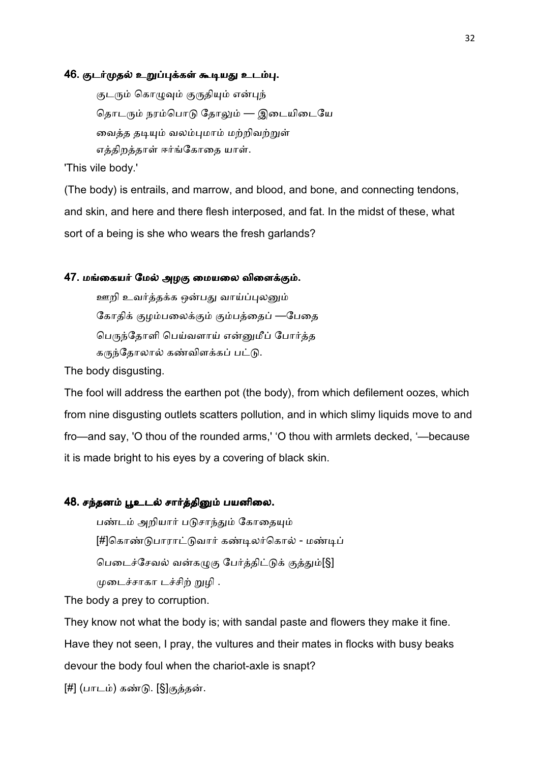### 46. குடர்முதல் உறுப்புக்கள் கூடியது உடம்பு.

குடரும் கொழுவும் குருதியும் என்புந்
தொடரும் நரம்பொடு தோலும் — இடையிடையே
வைத்த தடியும் வலம்புமாம் மற்றிவற்றுள்
எத்திறத்தாள் ஈர்ங்கோதை யாள்.

'This vile body.'

(The body) is entrails, and marrow, and blood, and bone, and connecting tendons, and skin, and here and there flesh interposed, and fat. In the midst of these, what sort of a being is she who wears the fresh garlands?

### 47. மங்கையர் மேல் அழகு மையலை விளைக்கும்.

ஊறி உவர்த்தக்க ஒன்பது வாய்ப்புலனும்
கோதிக் குழம்பலைக்கும் கும்பத்தைப் —பேதை
பெருந்தோளி பெய்வளாய் என்னுமீப் போர்த்த
கருந்தோலால் கண்விளக்கப் பட்டு.

The body disgusting.

The fool will address the earthen pot (the body), from which defilement oozes, which from nine disgusting outlets scatters pollution, and in which slimy liquids move to and fro—and say, 'O thou of the rounded arms,' 'O thou with armlets decked, '—because it is made bright to his eyes by a covering of black skin.

### 48. சந்தனம் பூஉடல் சார்த்தினும் பயனிலை.

பண்டம் அறியார் படுசாந்தும் கோதையும்
[#]கொண்டுபாராட்டுவார் கண்டிலர்கொல் - மண்டிப்
பெடைச்சேவல் வன்கழுகு பேர்த்திட்டுக் குத்தும்[§]
முடைச்சாகா டச்சிற் றுழி .

The body a prey to corruption.

They know not what the body is; with sandal paste and flowers they make it fine. Have they not seen, I pray, the vultures and their mates in flocks with busy beaks devour the body foul when the chariot-axle is snapt?

[#] (பாடம்) கண்டு. [§]குத்தன்.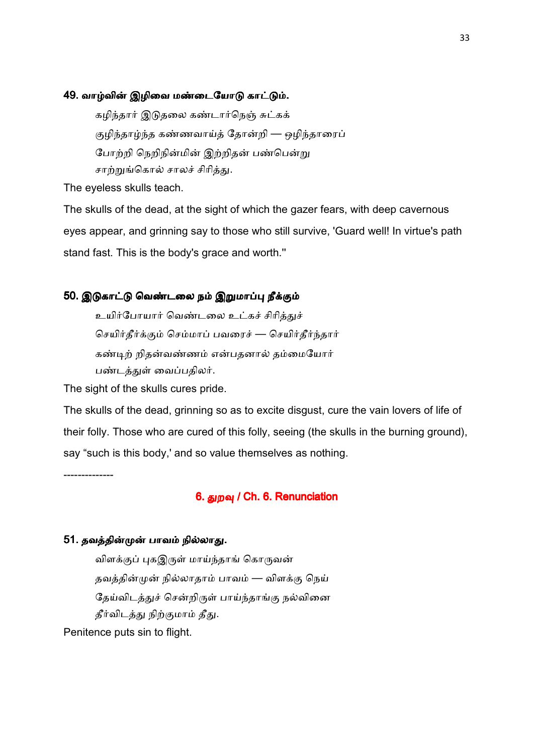#### 49. வாழ்வின் இழிவை மண்டையோடு காட்டும்.

கழிந்தார் இடுதலை கண்டார்நெஞ் சுட்கக்
குழிந்தாழ்ந்த கண்ணவாய்த் தோன்றி — ஒழிந்தாரைப்
போற்றி நெறிநின்மின் இற்றிதன் பண்பென்று
சாற்றுங்கொல் சாலச் சிரித்து.

The eyeless skulls teach.

The skulls of the dead, at the sight of which the gazer fears, with deep cavernous eyes appear, and grinning say to those who still survive, 'Guard well! In virtue's path stand fast. This is the body's grace and worth."

#### 50. இடுகாட்டு வெண்டலை நம் இறுமாப்பு நீக்கும்

உயிர்போயார் வெண்டலை உட்கச் சிரித்துச்
செயிர்தீர்க்கும் செம்மாப் பவரைச் — செயிர்தீர்ந்தார்
கண்டிற் றிதன்வண்ணம் என்பதனால் தம்மையோர்
பண்டத்துள் வைப்பதிலர்.

The sight of the skulls cures pride.

The skulls of the dead, grinning so as to excite disgust, cure the vain lovers of life of their folly. Those who are cured of this folly, seeing (the skulls in the burning ground), say "such is this body,' and so value themselves as nothing.

--------------

## 6. துறவு / Ch. 6. Renunciation

#### 51. தவத்தின்முன் பாவம் நில்லாது.

விளக்குப் புகஇருள் மாய்ந்தாங் கொருவன்
தவத்தின்முன் நில்லாதாம் பாவம் — விளக்கு நெய்
தேய்விடத்துச் சென்றிருள் பாய்ந்தாங்கு நல்வினை
தீர்விடத்து நிற்குமாம் தீது.

Penitence puts sin to flight.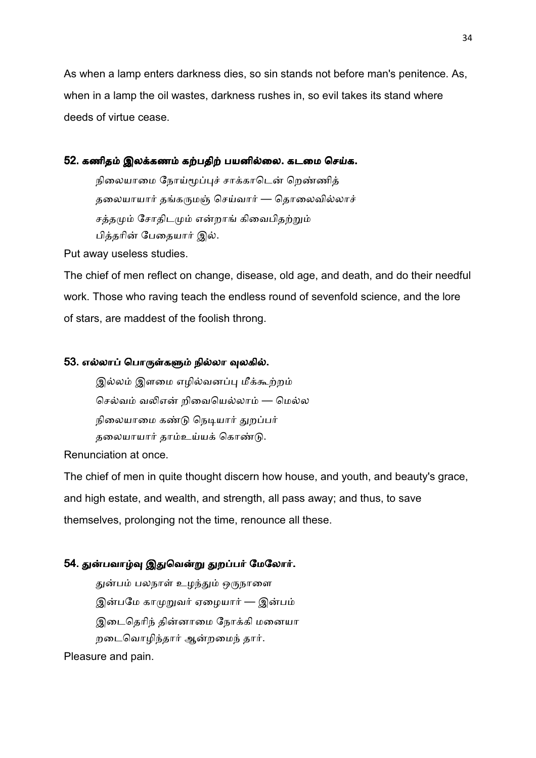As when a lamp enters darkness dies, so sin stands not before man's penitence. As, when in a lamp the oil wastes, darkness rushes in, so evil takes its stand where deeds of virtue cease.

### 52. கணிதம் இலக்கணம் கற்பதிற் பயனில்லை. கடமை செய்க.

நிலையாமை நோய்மூப்புச் சாக்காடென் றெண்ணித்
தலையாயார் தங்கருமஞ் செய்வார் — தொலைவில்லாச்
சத்தமும் சோதிடமும் என்றாங் கிவைபிதற்றும்
பித்தரின் பேதையார் இல்.

Put away useless studies.

The chief of men reflect on change, disease, old age, and death, and do their needful work. Those who raving teach the endless round of sevenfold science, and the lore of stars, are maddest of the foolish throng.

### 53. எல்லாப் பொருள்களும் நில்லா வுலகில்.

இல்லம் இளமை எழில்வனப்பு மீக்கூற்றம்
செல்வம் வலிஎன் றிவையெல்லாம் — மெல்ல
நிலையாமை கண்டு நெடியார் துறப்பர்
தலையாயார் தாம்உய்யக் கொண்டு.

Renunciation at once.

The chief of men in quite thought discern how house, and youth, and beauty's grace, and high estate, and wealth, and strength, all pass away; and thus, to save themselves, prolonging not the time, renounce all these.

### 54. துன்பவாழ்வு இதுவென்று துறப்பர் மேலோர்.

துன்பம் பலநாள் உழந்தும் ஒருநாளை
இன்பமே காமுறுவர் ஏழையார் — இன்பம்
இடைதெரிந் தின்னாமை நோக்கி மனையா
றடைவொழிந்தார் ஆன்றமைந் தார்.

Pleasure and pain.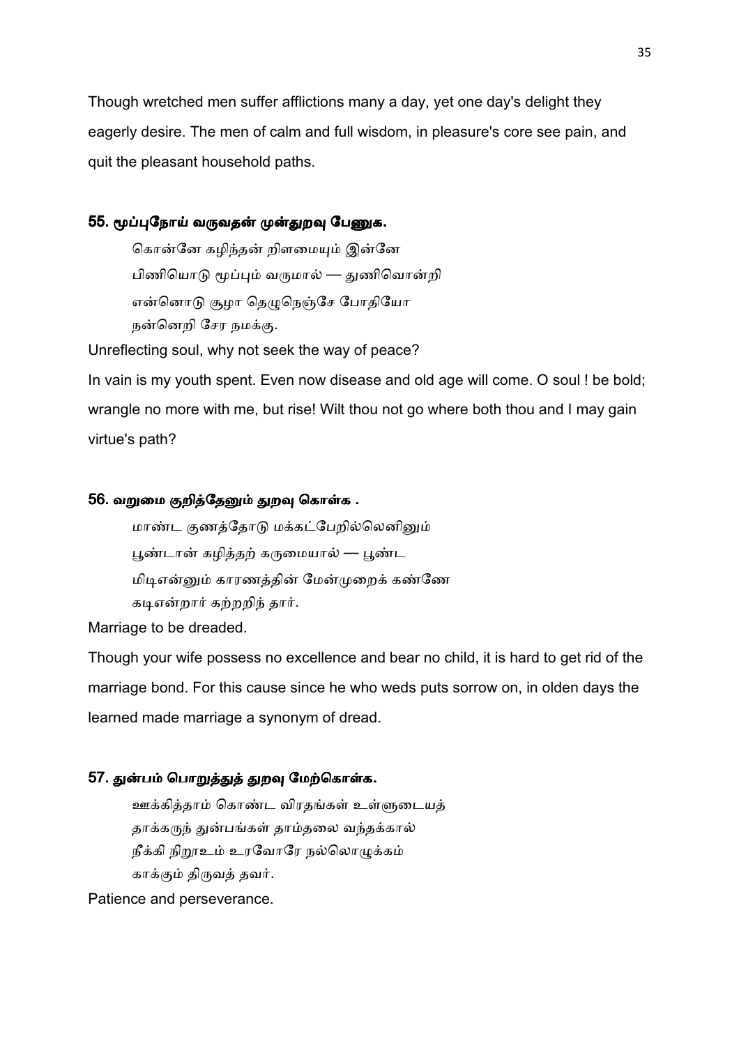Though wretched men suffer afflictions many a day, yet one day's delight they eagerly desire. The men of calm and full wisdom, in pleasure's core see pain, and quit the pleasant household paths.

### 55. மூப்புநோய் வருவதன் முன்துறவு பேணுக.

கொன்னே கழிந்தன் றிளமையும் இன்னே
பிணியொடு மூப்பும் வருமால் — துணிவொன்றி
என்னொடு சூழா தெழுநெஞ்சே போதியோ
நன்னெறி சேர நமக்கு.

Unreflecting soul, why not seek the way of peace?

In vain is my youth spent. Even now disease and old age will come. O soul ! be bold; wrangle no more with me, but rise! Wilt thou not go where both thou and I may gain virtue's path?

### 56. வறுமை குறித்தேனும் துறவு கொள்க .

மாண்ட குணத்தோடு மக்கட்பேறில்லெனினும்
பூண்டான் கழித்தற் கருமையால் — பூண்ட
மிடிஎன்னும் காரணத்தின் மேன்முறைக் கண்ணே
கடிஎன்றார் கற்றறிந் தார்.

Marriage to be dreaded.

Though your wife possess no excellence and bear no child, it is hard to get rid of the marriage bond. For this cause since he who weds puts sorrow on, in olden days the learned made marriage a synonym of dread.

### 57. துன்பம் பொறுத்துத் துறவு மேற்கொள்க.

ஊக்கித்தாம் கொண்ட விரதங்கள் உள்ளுடையத்
தாக்கருந் துன்பங்கள் தாம்தலை வந்தக்கால்
நீக்கி நிறூஉம் உரவோரே நல்லொழுக்கம்
காக்கும் திருவத் தவர்.

Patience and perseverance.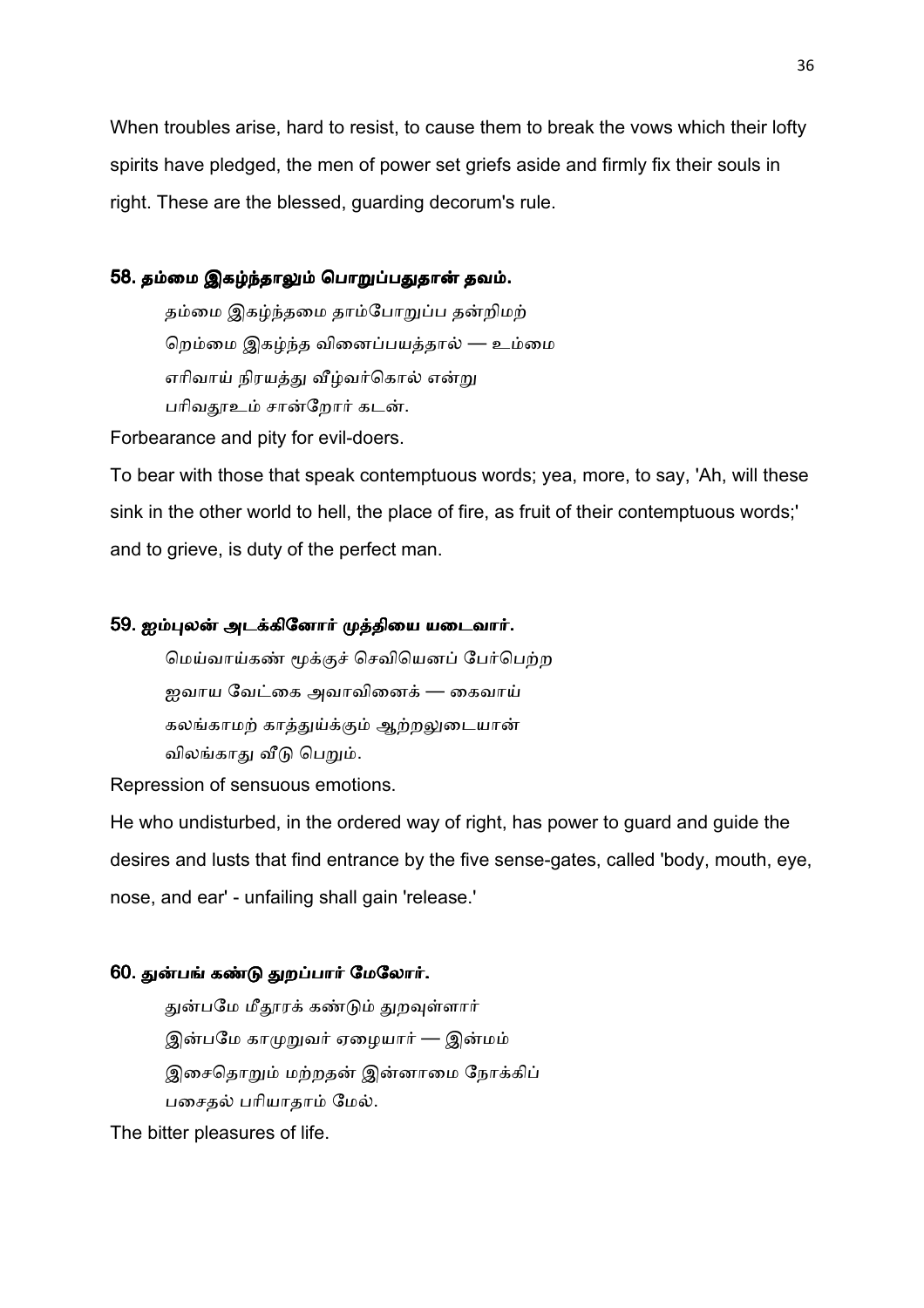When troubles arise, hard to resist, to cause them to break the vows which their lofty spirits have pledged, the men of power set griefs aside and firmly fix their souls in right. These are the blessed, guarding decorum's rule.

### 58. தம்மை இகழ்ந்தாலும் பொறுப்பதுதான் தவம்.

தம்மை இகழ்ந்தமை தாம்போறுப்ப தன்றிமற்  
றெம்மை இகழ்ந்த வினைப்பயத்தால் — உம்மை  
எரிவாய் நிரயத்து வீழ்வர்கொல் என்று  
பரிவதூஉம் சான்றோர் கடன்.

Forbearance and pity for evil-doers.

To bear with those that speak contemptuous words; yea, more, to say, 'Ah, will these sink in the other world to hell, the place of fire, as fruit of their contemptuous words;' and to grieve, is duty of the perfect man.

### 59. ஐம்புலன் அடக்கினோர் முத்தியை யடைவார்.

மெய்வாய்கண் மூக்குச் செவியெனப் பேர்பெற்ற  
ஐவாய வேட்கை அவாவினைக் — கைவாய்  
கலங்காமற் காத்துய்க்கும் ஆற்றலுடையான்  
விலங்காது வீடு பெறும்.

Repression of sensuous emotions.

He who undisturbed, in the ordered way of right, has power to guard and guide the desires and lusts that find entrance by the five sense-gates, called 'body, mouth, eye, nose, and ear' - unfailing shall gain 'release.'

### 60. துன்பங் கண்டு துறப்பார் மேலோர்.

துன்பமே மீதூரக் கண்டும் துறவுள்ளார்  
இன்பமே காமுறுவர் ஏழையார் — இன்மம்  
இசைதொறும் மற்றதன் இன்னாமை நோக்கிப்  
பசைதல் பரியாதாம் மேல்.

The bitter pleasures of life.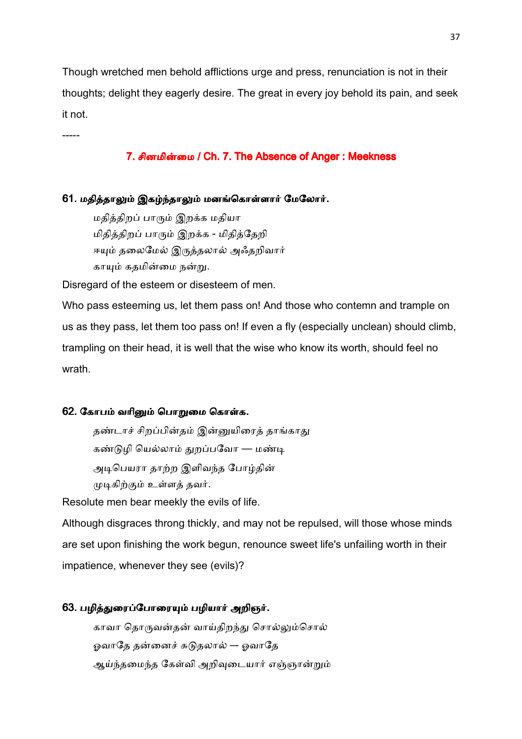Though wretched men behold afflictions urge and press, renunciation is not in their thoughts; delight they eagerly desire. The great in every joy behold its pain, and seek it not.

-----

## 7. சினமின்மை / Ch. 7. The Absence of Anger : Meekness

### 61. மதித்தாலும் இகழ்ந்தாலும் மனங்கொள்ளார் மேலோர்.

மதித்திறப் பாரும் இறக்க மதியா
மிதித்திறப் பாரும் இறக்க - மிதித்தேறி
ஈயும் தலைமேல் இருத்தலால் அஃதறிவார்
காயும் கதமின்மை நன்று.

Disregard of the esteem or disesteem of men.

Who pass esteeming us, let them pass on! And those who contemn and trample on us as they pass, let them too pass on! If even a fly (especially unclean) should climb, trampling on their head, it is well that the wise who know its worth, should feel no wrath.

### 62. கோபம் வரினும் பொறுமை கொள்க.

தண்டாச் சிறப்பின்தம் இன்னுயிரைத் தாங்காது
கண்டுழி யெல்லாம் துறப்பவோ — மண்டி
அடிபெயரா தாற்ற இளிவந்த போழ்தின்
முடிகிற்கும் உள்ளத் தவர்.

Resolute men bear meekly the evils of life.

Although disgraces throng thickly, and may not be repulsed, will those whose minds are set upon finishing the work begun, renounce sweet life's unfailing worth in their impatience, whenever they see (evils)?

### 63. பழித்துரைப்போரையும் பழியார் அறிஞர்.

காவா தொருவன்தன் வாய்திறந்து சொல்லும்சொல்
ஓவாதே தன்னைச் சுடுதலால் –- ஓவாதே
ஆய்ந்தமைந்த கேள்வி அறிவுடையார் எஞ்ஞான்றும்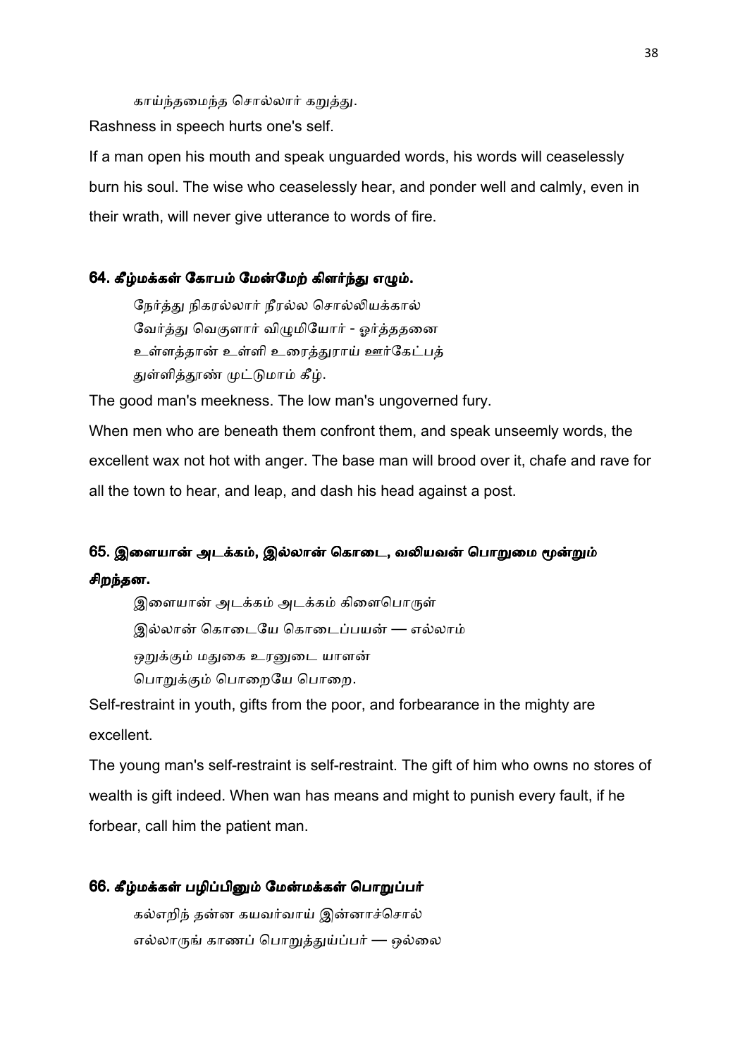காய்ந்தமைந்த சொல்லார் கறுத்து.

Rashness in speech hurts one's self.

If a man open his mouth and speak unguarded words, his words will ceaselessly burn his soul. The wise who ceaselessly hear, and ponder well and calmly, even in their wrath, will never give utterance to words of fire.

### 64. கீழ்மக்கள் கோபம் மேன்மேற் கிளர்ந்து எழும்.

நேர்த்து நிகரல்லார் நீரல்ல சொல்லியக்கால்
வேர்த்து வெகுளார் விழுமியோர் - ஓர்த்ததனை
உள்ளத்தான் உள்ளி உரைத்துராய் ஊர்கேட்பத்
துள்ளித்தூண் முட்டுமாம் கீழ்.

The good man's meekness. The low man's ungoverned fury.

When men who are beneath them confront them, and speak unseemly words, the excellent wax not hot with anger. The base man will brood over it, chafe and rave for all the town to hear, and leap, and dash his head against a post.

### 65. இளையான் அடக்கம், இல்லான் கொடை, வலியவன் பொறுமை மூன்றும் சிறந்தன.

இளையான் அடக்கம் அடக்கம் கிளைபொருள்
இல்லான் கொடையே கொடைப்பயன் — எல்லாம்
ஒறுக்கும் மதுகை உரனுடை யாளன்
பொறுக்கும் பொறையே பொறை.

Self-restraint in youth, gifts from the poor, and forbearance in the mighty are excellent.

The young man's self-restraint is self-restraint. The gift of him who owns no stores of wealth is gift indeed. When wan has means and might to punish every fault, if he forbear, call him the patient man.

### 66. கீழ்மக்கள் பழிப்பினும் மேன்மக்கள் பொறுப்பர்

கல்எறிந் தன்ன கயவர்வாய் இன்னாச்சொல்
எல்லாருங் காணப் பொறுத்துய்ப்பர் — ஒல்லை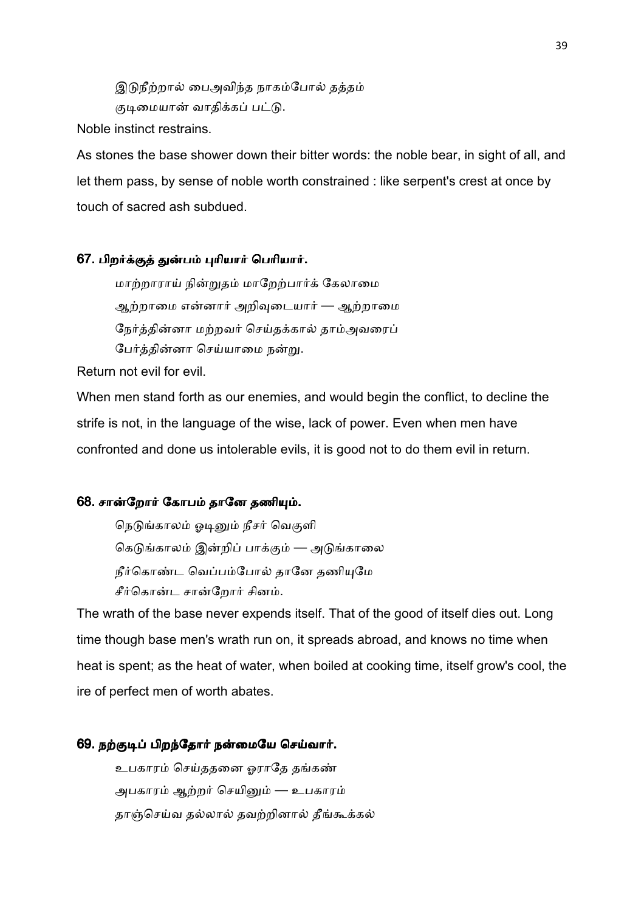இடுநீற்றால் பைஅவிந்த நாகம்போல் தத்தம்
குடிமையான் வாதிக்கப் பட்டு.

Noble instinct restrains.

As stones the base shower down their bitter words: the noble bear, in sight of all, and let them pass, by sense of noble worth constrained : like serpent's crest at once by touch of sacred ash subdued.

### 67. பிறர்க்குத் துன்பம் புரியார் பெரியார்.

மாற்றாராய் நின்றுதம் மாறேற்பார்க் கேலாமை
ஆற்றாமை என்னார் அறிவுடையார் — ஆற்றாமை
நேர்த்தின்னா மற்றவர் செய்தக்கால் தாம்அவரைப்
பேர்த்தின்னா செய்யாமை நன்று.

Return not evil for evil.

When men stand forth as our enemies, and would begin the conflict, to decline the strife is not, in the language of the wise, lack of power. Even when men have confronted and done us intolerable evils, it is good not to do them evil in return.

### 68. சான்றோர் கோபம் தானே தணியும்.

நெடுங்காலம் ஓடினும் நீசர் வெகுளி
கெடுங்காலம் இன்றிப் பாக்கும் — அடுங்காலை
நீர்கொண்ட வெப்பம்போல் தானே தணியுமே
சீர்கொன்ட சான்றோர் சினம்.

The wrath of the base never expends itself. That of the good of itself dies out. Long time though base men's wrath run on, it spreads abroad, and knows no time when heat is spent; as the heat of water, when boiled at cooking time, itself grow's cool, the ire of perfect men of worth abates.

### 69. நற்குடிப் பிறந்தோர் நன்மையே செய்வார்.

உபகாரம் செய்ததனை ஓராதே தங்கண்
அபகாரம் ஆற்றர் செயினும் — உபகாரம்
தாஞ்செய்வ தல்லால் தவற்றினால் தீங்கூக்கல்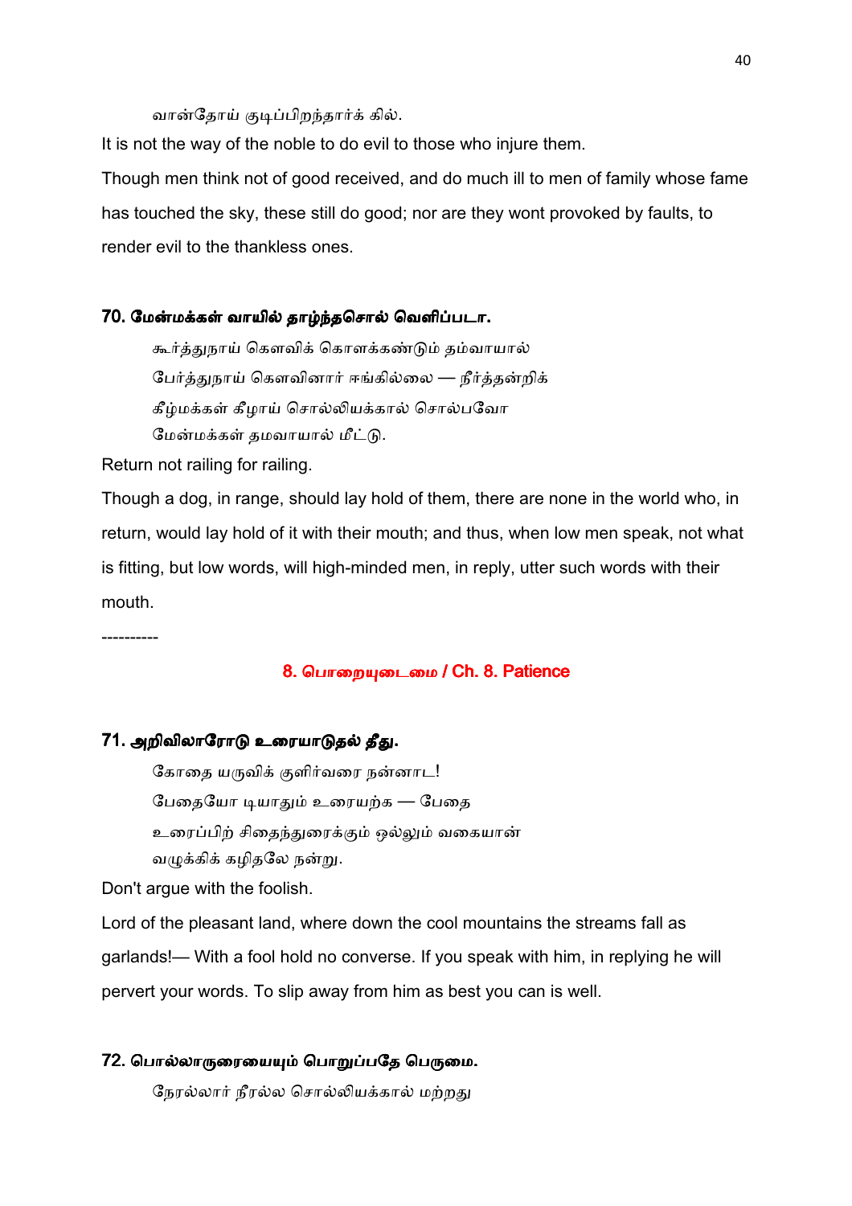வான்தோய் குடிப்பிறந்தார்க் கில்.

It is not the way of the noble to do evil to those who injure them.

Though men think not of good received, and do much ill to men of family whose fame has touched the sky, these still do good; nor are they wont provoked by faults, to render evil to the thankless ones.

### 70. மேன்மக்கள் வாயில் தாழ்ந்தசொல் வெளிப்படா.

கூர்த்துநாய் கௌவிக் கொளக்கண்டும் தம்வாயால்
பேர்த்துநாய் கௌவினார் ஈங்கில்லை — நீர்த்தன்றிக்
கீழ்மக்கள் கீழாய் சொல்லியக்கால் சொல்பவோ
மேன்மக்கள் தமவாயால் மீட்டு.

Return not railing for railing.

Though a dog, in range, should lay hold of them, there are none in the world who, in return, would lay hold of it with their mouth; and thus, when low men speak, not what is fitting, but low words, will high-minded men, in reply, utter such words with their mouth.

----------

## 8. பொறையுடைமை / Ch. 8. Patience

### 71. அறிவிலாரோடு உரையாடுதல் தீது.

கோதை யருவிக் குளிர்வரை நன்னாட!
பேதையோ டியாதும் உரையற்க — பேதை
உரைப்பிற் சிதைந்துரைக்கும் ஒல்லும் வகையான்
வழுக்கிக் கழிதலே நன்று.

Don't argue with the foolish.

Lord of the pleasant land, where down the cool mountains the streams fall as garlands!— With a fool hold no converse. If you speak with him, in replying he will pervert your words. To slip away from him as best you can is well.

### 72. பொல்லாருரையையும் பொறுப்பதே பெருமை.

நேரல்லார் நீரல்ல சொல்லியக்கால் மற்றது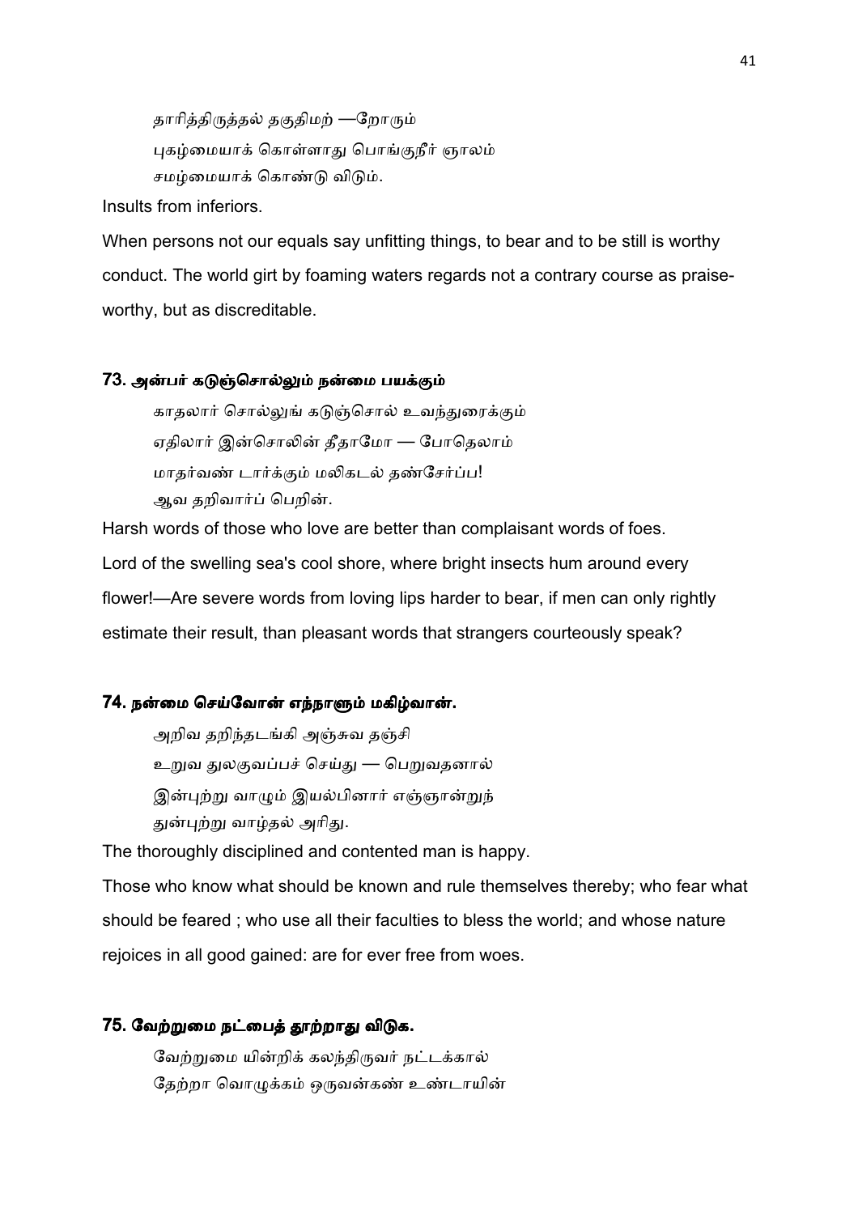தாரித்திருத்தல் தகுதிமற் —றோரும்
புகழ்மையாக் கொள்ளாது பொங்குநீர் ஞாலம்
சமழ்மையாக் கொண்டு விடும்.

Insults from inferiors.

When persons not our equals say unfitting things, to bear and to be still is worthy conduct. The world girt by foaming waters regards not a contrary course as praiseworthy, but as discreditable.

### 73. அன்பர் கடுஞ்சொல்லும் நன்மை பயக்கும்

காதலார் சொல்லுங் கடுஞ்சொல் உவந்துரைக்கும்
ஏதிலார் இன்சொலின் தீதாமோ — போதெலாம்
மாதர்வண் டார்க்கும் மலிகடல் தண்சேர்ப்ப!
ஆவ தறிவார்ப் பெறின்.

Harsh words of those who love are better than complaisant words of foes.

Lord of the swelling sea's cool shore, where bright insects hum around every flower!—Are severe words from loving lips harder to bear, if men can only rightly estimate their result, than pleasant words that strangers courteously speak?

### 74. நன்மை செய்வோன் எந்நாளும் மகிழ்வான்.

அறிவ தறிந்தடங்கி அஞ்சுவ தஞ்சி
உறுவ துலகுவப்பச் செய்து — பெறுவதனால்
இன்புற்று வாழும் இயல்பினார் எஞ்ஞான்றுந்
துன்புற்று வாழ்தல் அரிது.

The thoroughly disciplined and contented man is happy.

Those who know what should be known and rule themselves thereby; who fear what should be feared ; who use all their faculties to bless the world; and whose nature rejoices in all good gained: are for ever free from woes.

### 75. வேற்றுமை நட்பைத் தூற்றாது விடுக.

வேற்றுமை யின்றிக் கலந்திருவர் நட்டக்கால்
தேற்றா வொழுக்கம் ஒருவன்கண் உண்டாயின்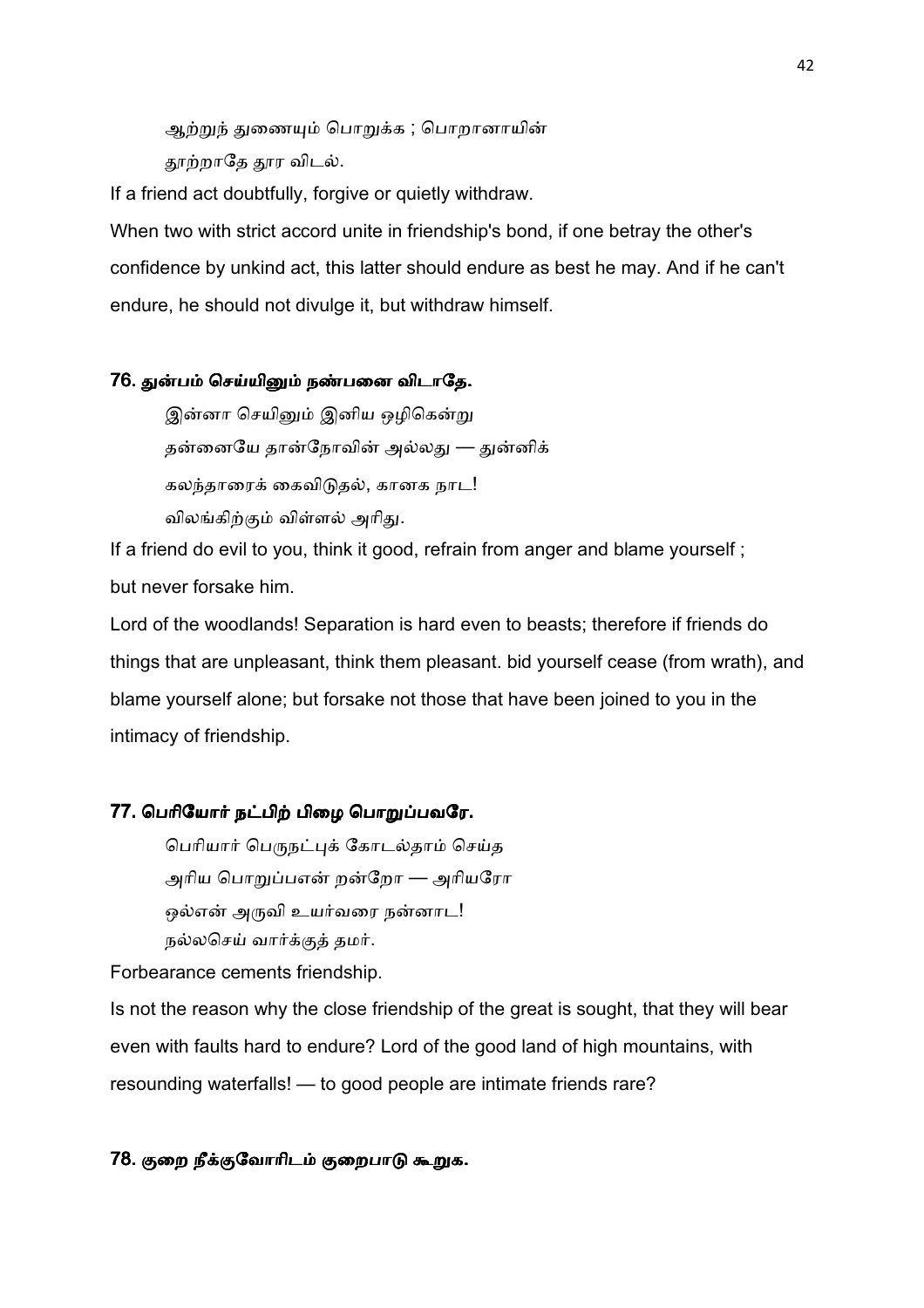ஆற்றுந் துணையும் பொறுக்க ; பொறானாயின்
தூற்றாதே தூர விடல்.

If a friend act doubtfully, forgive or quietly withdraw.

When two with strict accord unite in friendship's bond, if one betray the other's confidence by unkind act, this latter should endure as best he may. And if he can't endure, he should not divulge it, but withdraw himself.

### 76. துன்பம் செய்யினும் நண்பனை விடாதே.

இன்னா செயினும் இனிய ஒழிகென்று
தன்னையே தான்நோவின் அல்லது — துன்னிக்
கலந்தாரைக் கைவிடுதல், கானக நாட!
விலங்கிற்கும் விள்ளல் அரிது.

If a friend do evil to you, think it good, refrain from anger and blame yourself ; but never forsake him.

Lord of the woodlands! Separation is hard even to beasts; therefore if friends do things that are unpleasant, think them pleasant. bid yourself cease (from wrath), and blame yourself alone; but forsake not those that have been joined to you in the intimacy of friendship.

### 77. பெரியோர் நட்பிற் பிழை பொறுப்பவரே.

பெரியார் பெருநட்புக் கோடல்தாம் செய்த
அரிய பொறுப்பஎன் றன்றோ — அரியரோ
ஒல்என் அருவி உயர்வரை நன்னாட!
நல்லசெய் வார்க்குத் தமர்.

Forbearance cements friendship.

Is not the reason why the close friendship of the great is sought, that they will bear even with faults hard to endure? Lord of the good land of high mountains, with resounding waterfalls! — to good people are intimate friends rare?

### 78. குறை நீக்குவோரிடம் குறைபாடு கூறுக.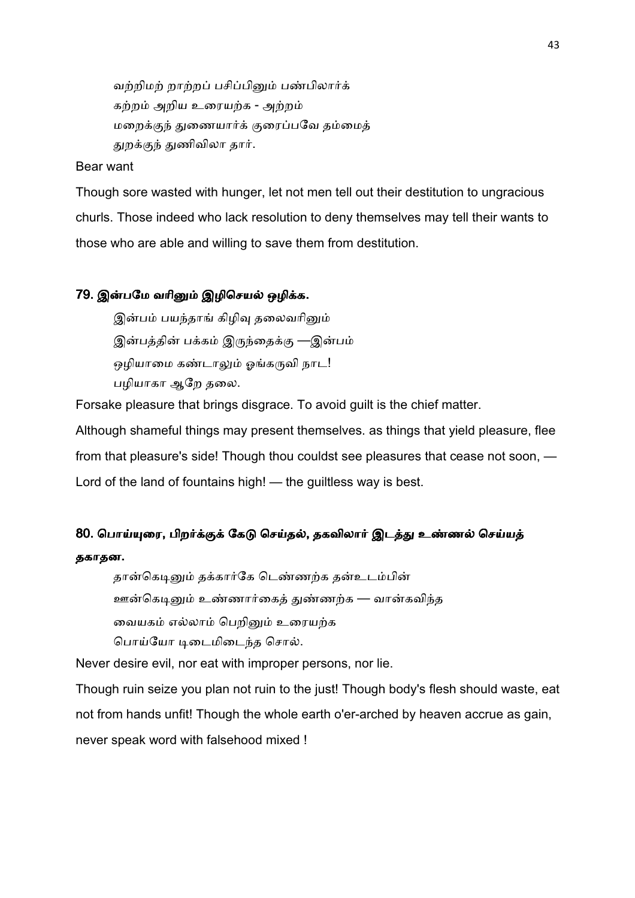வற்றிமற் றாற்றப் பசிப்பினும் பண்பிலார்க்
கற்றம் அறிய உரையற்க - அற்றம்
மறைக்குந் துணையார்க் குரைப்பவே தம்மைத்
துறக்குந் துணிவிலா தார்.

Bear want

Though sore wasted with hunger, let not men tell out their destitution to ungracious churls. Those indeed who lack resolution to deny themselves may tell their wants to those who are able and willing to save them from destitution.

### 79. இன்பமே வரினும் இழிசெயல் ஒழிக்க.

இன்பம் பயந்தாங் கிழிவு தலைவரினும்
இன்பத்தின் பக்கம் இருந்தைக்கு —இன்பம்
ஒழியாமை கண்டாலும் ஓங்கருவி நாட!
பழியாகா ஆறே தலை.

Forsake pleasure that brings disgrace. To avoid guilt is the chief matter.

Although shameful things may present themselves. as things that yield pleasure, flee from that pleasure's side! Though thou couldst see pleasures that cease not soon, — Lord of the land of fountains high! — the guiltless way is best.

### 80. பொய்யுரை, பிறர்க்குக் கேடு செய்தல், தகவிலார் இடத்து உண்ணல் செய்யத் தகாதன.

தான்கெடினும் தக்கார்கே டெண்ணற்க தன்உடம்பின்
ஊன்கெடினும் உண்ணார்கைத் துண்ணற்க — வான்கவிந்த
வையகம் எல்லாம் பெறினும் உரையற்க
பொய்யோ டிடைமிடைந்த சொல்.

Never desire evil, nor eat with improper persons, nor lie.

Though ruin seize you plan not ruin to the just! Though body's flesh should waste, eat not from hands unfit! Though the whole earth o'er-arched by heaven accrue as gain, never speak word with falsehood mixed !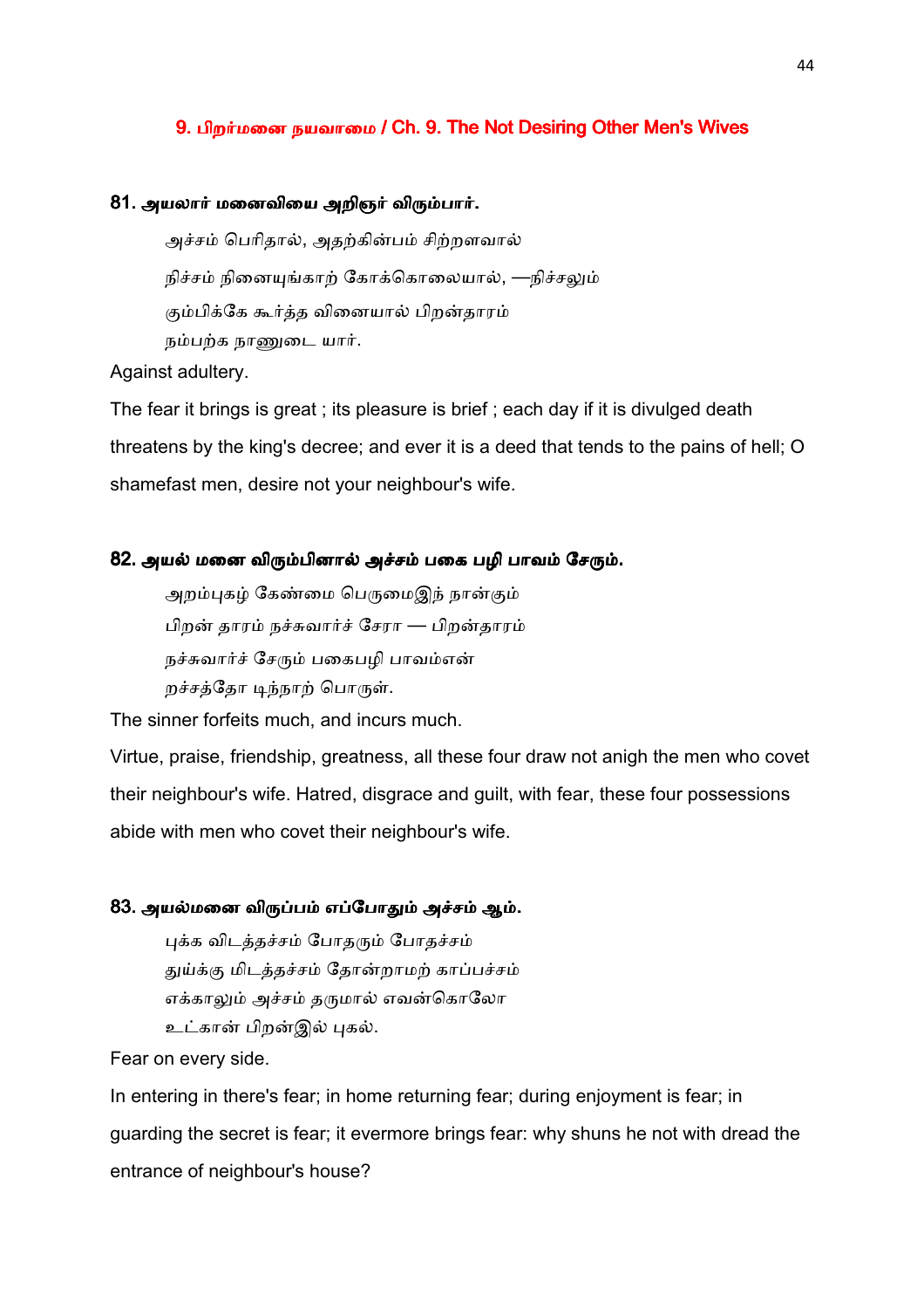## 9. பிறர்மனை நயவாமை / Ch. 9. The Not Desiring Other Men's Wives

### 81. அயலார் மனைவியை அறிஞர் விரும்பார்.

அச்சம் பெரிதால், அதற்கின்பம் சிற்றளவால்
நிச்சம் நினையுங்காற் கோக்கொலையால், —நிச்சலும்
கும்பிக்கே கூர்த்த வினையால் பிறன்தாரம்
நம்பற்க நாணுடை யார்.

Against adultery.

The fear it brings is great ; its pleasure is brief ; each day if it is divulged death threatens by the king's decree; and ever it is a deed that tends to the pains of hell; O shamefast men, desire not your neighbour's wife.

### 82. அயல் மனை விரும்பினால் அச்சம் பகை பழி பாவம் சேரும்.

அறம்புகழ் கேண்மை பெருமைஇந் நான்கும்
பிறன் தாரம் நச்சுவார்ச் சேரா — பிறன்தாரம்
நச்சுவார்ச் சேரும் பகைபழி பாவம்என்
றச்சத்தோ டிந்நாற் பொருள்.

The sinner forfeits much, and incurs much.

Virtue, praise, friendship, greatness, all these four draw not anigh the men who covet their neighbour's wife. Hatred, disgrace and guilt, with fear, these four possessions abide with men who covet their neighbour's wife.

### 83. அயல்மனை விருப்பம் எப்போதும் அச்சம் ஆம்.

புக்க விடத்தச்சம் போதரும் போதச்சம்
துய்க்கு மிடத்தச்சம் தோன்றாமற் காப்பச்சம்
எக்காலும் அச்சம் தருமால் எவன்கொலோ
உட்கான் பிறன்இல் புகல்.

Fear on every side.

In entering in there's fear; in home returning fear; during enjoyment is fear; in guarding the secret is fear; it evermore brings fear: why shuns he not with dread the entrance of neighbour's house?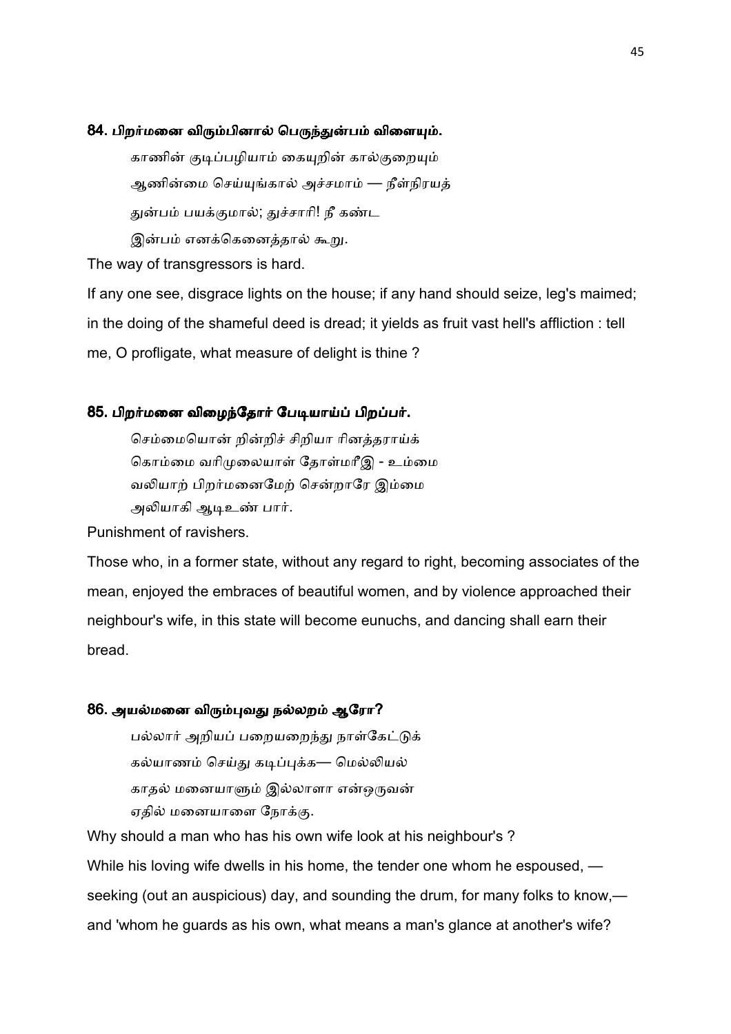### 84. பிறர்மனை விரும்பினால் பெருந்துன்பம் விளையும்.

காணின் குடிப்பழியாம் கையுறின் கால்குறையும்
ஆணின்மை செய்யுங்கால் அச்சமாம் — நீள்நிரயத்
துன்பம் பயக்குமால்; துச்சாரி! நீ கண்ட
இன்பம் எனக்கெனைத்தால் கூறு.

The way of transgressors is hard.

If any one see, disgrace lights on the house; if any hand should seize, leg's maimed; in the doing of the shameful deed is dread; it yields as fruit vast hell's affliction : tell me, O profligate, what measure of delight is thine ?

### 85. பிறர்மனை விழைந்தோர் பேடியாய்ப் பிறப்பர்.

செம்மையொன் றின்றிச் சிறியா ரினத்தராய்க்
கொம்மை வரிமுலையாள் தோள்மரீஇ - உம்மை
வலியாற் பிறர்மனைமேற் சென்றாரே இம்மை
அலியாகி ஆடிஉண் பார்.

Punishment of ravishers.

Those who, in a former state, without any regard to right, becoming associates of the mean, enjoyed the embraces of beautiful women, and by violence approached their neighbour's wife, in this state will become eunuchs, and dancing shall earn their bread.

### 86. அயல்மனை விரும்புவது நல்லறம் ஆரோ?

பல்லார் அறியப் பறையறைந்து நாள்கேட்டுக்
கல்யாணம் செய்து கடிப்புக்க— மெல்லியல்
காதல் மனையாளும் இல்லாளா என்ஒருவன்
ஏதில் மனையாளை நோக்கு.

Why should a man who has his own wife look at his neighbour's ?

While his loving wife dwells in his home, the tender one whom he espoused, — seeking (out an auspicious) day, and sounding the drum, for many folks to know,— and 'whom he guards as his own, what means a man's glance at another's wife?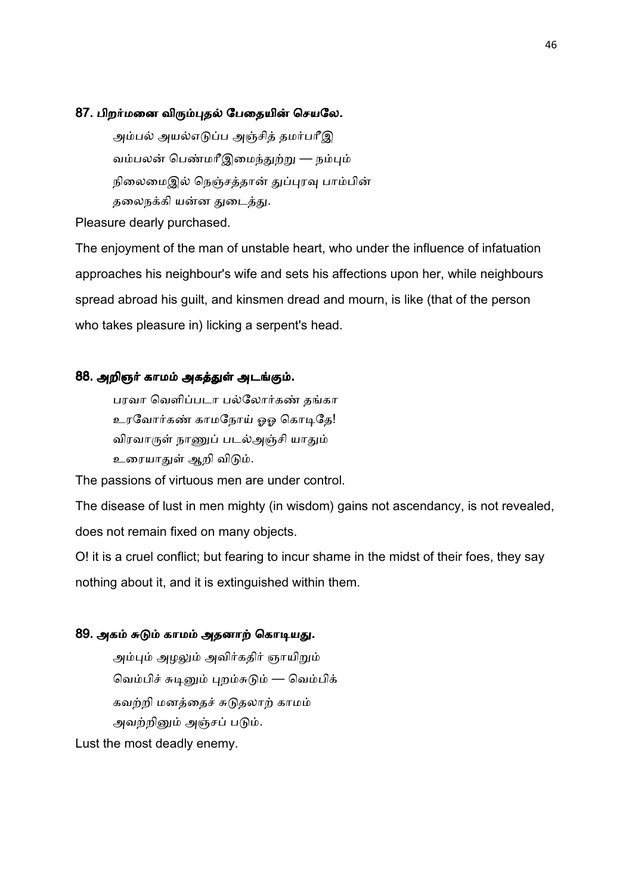### 87. பிறர்மனை விரும்புதல் பேதையின் செயலே.

அம்பல் அயல்எடுப்ப அஞ்சித் தமர்பரீஇ
வம்பலன் பெண்மரீஇமைந்துற்று — நம்பும்
நிலைமைஇல் நெஞ்சத்தான் துப்புரவு பாம்பின்
தலைநக்கி யன்ன துடைத்து.

Pleasure dearly purchased.

The enjoyment of the man of unstable heart, who under the influence of infatuation approaches his neighbour's wife and sets his affections upon her, while neighbours spread abroad his guilt, and kinsmen dread and mourn, is like (that of the person who takes pleasure in) licking a serpent's head.

### 88. அறிஞர் காமம் அகத்துள் அடங்கும்.

பரவா வெளிப்படா பல்லோர்கண் தங்கா
உரவோர்கண் காமநோய் ஓஓ கொடிதே!
விரவாருள் நாணுப் படல்அஞ்சி யாதும்
உரையாதுள் ஆறி விடும்.

The passions of virtuous men are under control.

The disease of lust in men mighty (in wisdom) gains not ascendancy, is not revealed, does not remain fixed on many objects.

O! it is a cruel conflict; but fearing to incur shame in the midst of their foes, they say nothing about it, and it is extinguished within them.

### 89. அகம் சுடும் காமம் அதனாற் கொடியது.

அம்பும் அழலும் அவிர்கதிர் ஞாயிறும்
வெம்பிச் சுடினும் புறம்சுடும் — வெம்பிக்
கவற்றி மனத்தைச் சுடுதலாற் காமம்
அவற்றினும் அஞ்சப் படும்.

Lust the most deadly enemy.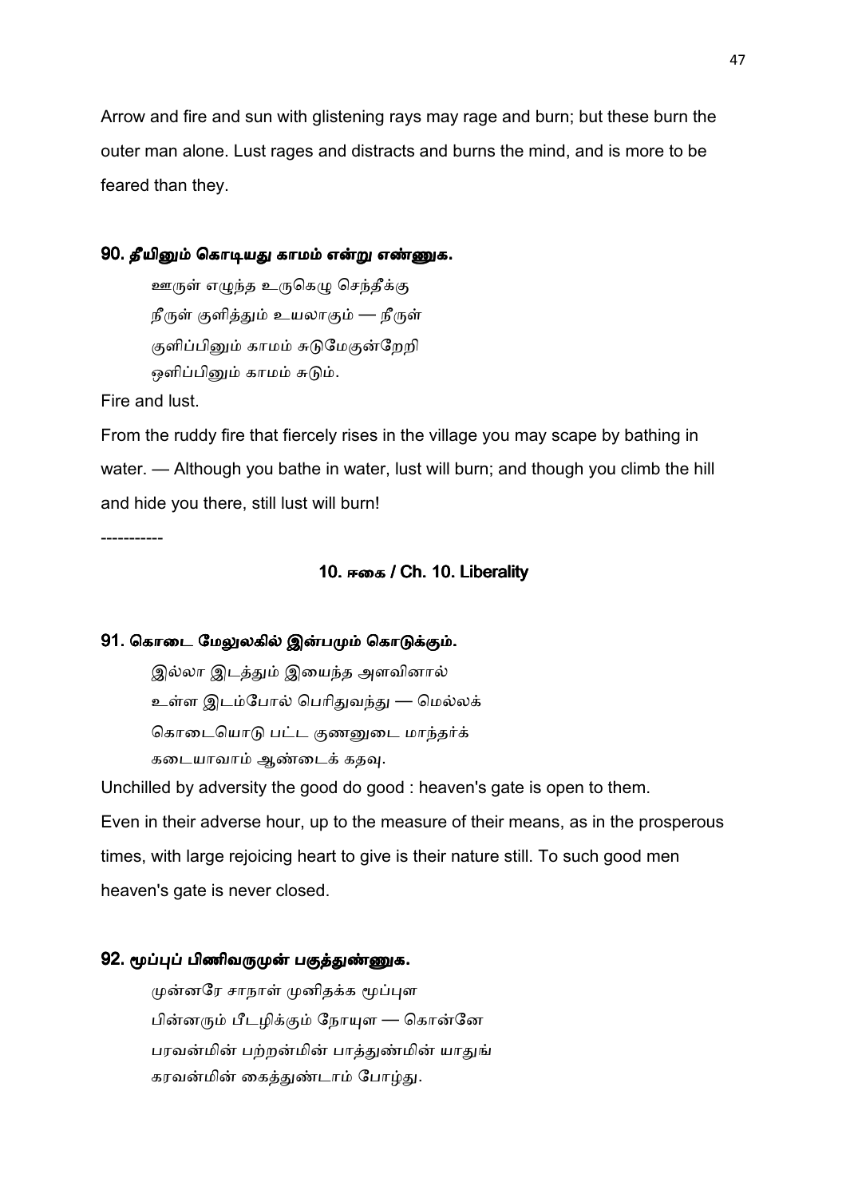Arrow and fire and sun with glistening rays may rage and burn; but these burn the outer man alone. Lust rages and distracts and burns the mind, and is more to be feared than they.

### 90. தீயினும் கொடியது காமம் என்று எண்ணுக.

ஊருள் எழுந்த உருகெழு செந்தீக்கு
நீருள் குளித்தும் உயலாகும் — நீருள்
குளிப்பினும் காமம் சுடுமேகுன்றேறி
ஒளிப்பினும் காமம் சுடும்.

Fire and lust.

From the ruddy fire that fiercely rises in the village you may scape by bathing in water. — Although you bathe in water, lust will burn; and though you climb the hill and hide you there, still lust will burn!

-----------

## 10. ஈகை / Ch. 10. Liberality

### 91. கொடை மேலுலகில் இன்பமும் கொடுக்கும்.

இல்லா இடத்தும் இயைந்த அளவினால்
உள்ள இடம்போல் பெரிதுவந்து — மெல்லக்
கொடையொடு பட்ட குணனுடை மாந்தர்க்
கடையாவாம் ஆண்டைக் கதவு.

Unchilled by adversity the good do good : heaven's gate is open to them.

Even in their adverse hour, up to the measure of their means, as in the prosperous times, with large rejoicing heart to give is their nature still. To such good men heaven's gate is never closed.

### 92. மூப்புப் பிணிவருமுன் பகுத்துண்ணுக.

முன்னரே சாநாள் முனிதக்க மூப்புள
பின்னரும் பீடழிக்கும் நோயுள — கொன்னே
பரவன்மின் பற்றன்மின் பாத்துண்மின் யாதுங்
கரவன்மின் கைத்துண்டாம் போழ்து.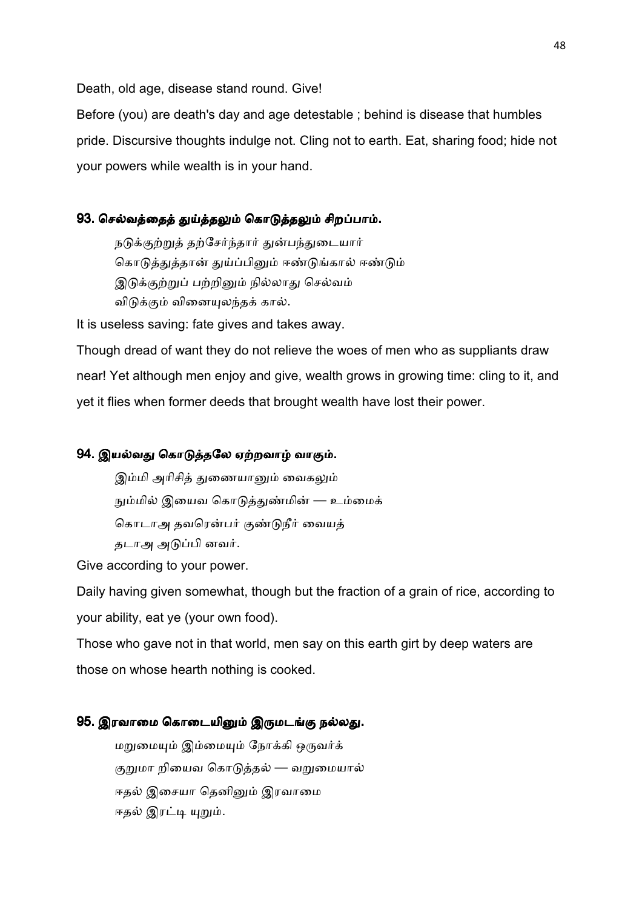Death, old age, disease stand round. Give!

Before (you) are death's day and age detestable ; behind is disease that humbles pride. Discursive thoughts indulge not. Cling not to earth. Eat, sharing food; hide not your powers while wealth is in your hand.

### 93. செல்வத்தைத் துய்த்தலும் கொடுத்தலும் சிறப்பாம்.

> நடுக்குற்றுத் தற்சேர்ந்தார் துன்பந்துடையார்
> கொடுத்துத்தான் துய்ப்பினும் ஈண்டுங்கால் ஈண்டும்
> இடுக்குற்றுப் பற்றினும் நில்லாது செல்வம்
> விடுக்கும் வினையுலந்தக் கால்.

It is useless saving: fate gives and takes away.

Though dread of want they do not relieve the woes of men who as suppliants draw near! Yet although men enjoy and give, wealth grows in growing time: cling to it, and yet it flies when former deeds that brought wealth have lost their power.

### 94. இயல்வது கொடுத்தலே ஏற்றவாழ் வாகும்.

> இம்மி அரிசித் துணையானும் வைகலும்
> நும்மில் இயைவ கொடுத்துண்மின் — உம்மைக்
> கொடாஅ தவரென்பர் குண்டுநீர் வையத்
> தடாஅ அடுப்பி னவர்.

Give according to your power.

Daily having given somewhat, though but the fraction of a grain of rice, according to your ability, eat ye (your own food).

Those who gave not in that world, men say on this earth girt by deep waters are those on whose hearth nothing is cooked.

### 95. இரவாமை கொடையினும் இருமடங்கு நல்லது.

> மறுமையும் இம்மையும் நோக்கி ஒருவர்க்
> குறுமா றியைவ கொடுத்தல் — வறுமையால்
> ஈதல் இசையா தெனினும் இரவாமை
> ஈதல் இரட்டி யுறும்.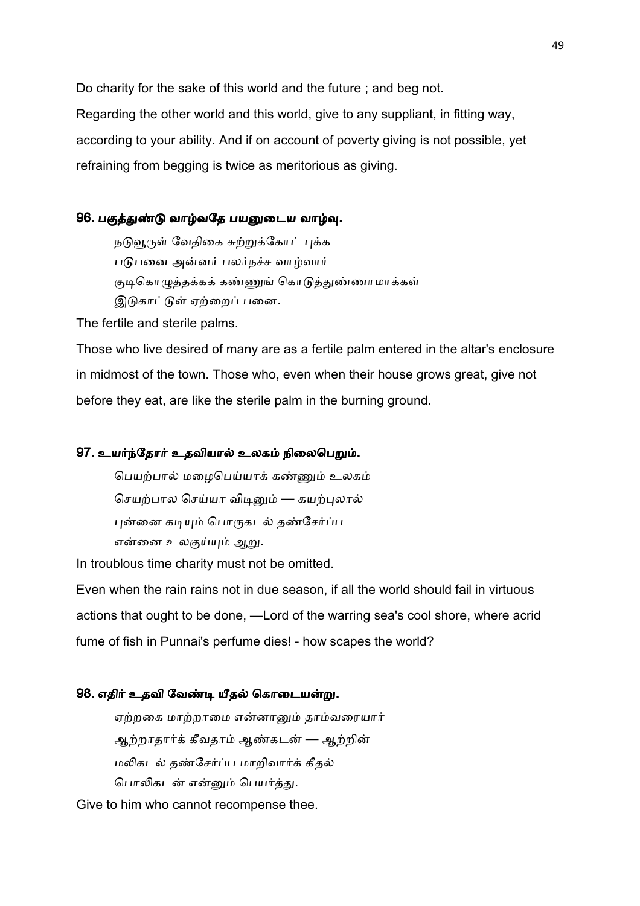Do charity for the sake of this world and the future ; and beg not.

Regarding the other world and this world, give to any suppliant, in fitting way, according to your ability. And if on account of poverty giving is not possible, yet refraining from begging is twice as meritorious as giving.

### 96. பகுத்துண்டு வாழ்வதே பயனுடைய வாழ்வு.

நடுவூருள் வேதிகை சுற்றுக்கோட் புக்க
படுபனை அன்னர் பலர்நச்ச வாழ்வார்
குடிகொழுத்தக்கக் கண்ணும் கொடுத்துண்ணாமாக்கள்
இடுகாட்டுள் ஏற்றைப் பனை.

The fertile and sterile palms.

Those who live desired of many are as a fertile palm entered in the altar's enclosure in midmost of the town. Those who, even when their house grows great, give not before they eat, are like the sterile palm in the burning ground.

### 97. உயர்ந்தோர் உதவியால் உலகம் நிலைபெறும்.

பெயற்பால் மழைபெய்யாக் கண்ணும் உலகம்
செயற்பால செய்யா விடினும் — கயற்புலால்
புன்னை கடியும் பொருகடல் தண்சேர்ப்ப
என்னை உலகுய்யும் ஆறு.

In troublous time charity must not be omitted.

Even when the rain rains not in due season, if all the world should fail in virtuous actions that ought to be done, —Lord of the warring sea's cool shore, where acrid fume of fish in Punnai's perfume dies! - how scapes the world?

### 98. எதிர் உதவி வேண்டி யீதல் கொடையன்று.

ஏற்றகை மாற்றாமை என்னானும் தாம்வரையார்
ஆற்றாதார்க் கீவதாம் ஆண்கடன் — ஆற்றின்
மலிகடல் தண்சேர்ப்ப மாறிவார்க் கீதல்
பொலிகடன் என்னும் பெயர்த்து.

Give to him who cannot recompense thee.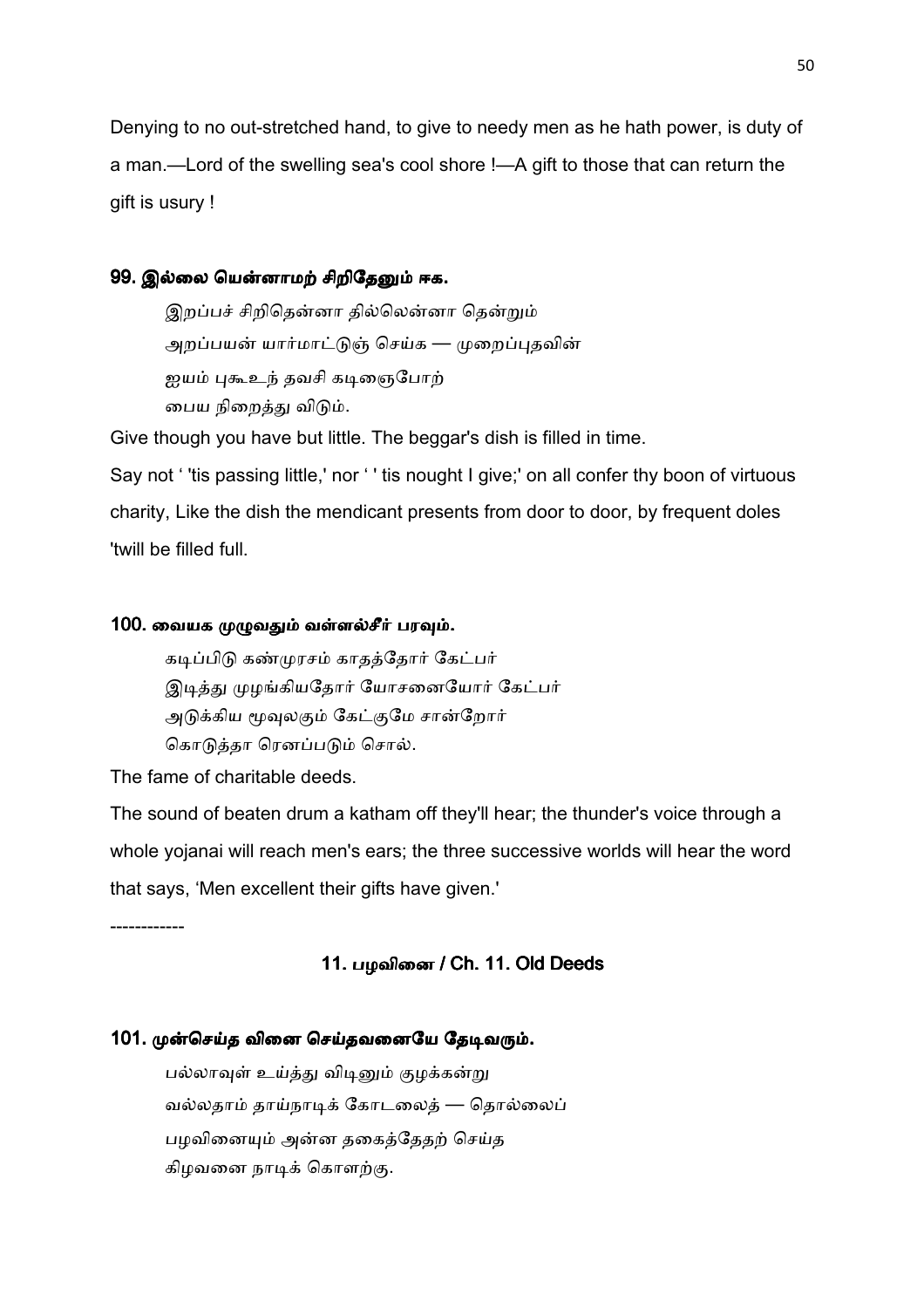Denying to no out-stretched hand, to give to needy men as he hath power, is duty of a man.—Lord of the swelling sea's cool shore !—A gift to those that can return the gift is usury !

#### 99. இல்லை யென்னாமற் சிறிதேனும் ஈக.

இறப்பச் சிறிதென்னா தில்லென்னா தென்றும்
அறப்பயன் யார்மாட்டுஞ் செய்க — முறைப்புதவின்
ஐயம் புகூஉந் தவசி கடிஞைபோற்
பைய நிறைத்து விடும்.

Give though you have but little. The beggar's dish is filled in time.

Say not ' 'tis passing little,' nor ' ' tis nought I give;' on all confer thy boon of virtuous charity, Like the dish the mendicant presents from door to door, by frequent doles 'twill be filled full.

#### 100. வையக முழுவதும் வள்ளல்சீர் பரவும்.

கடிப்பிடு கண்முரசம் காதத்தோர் கேட்பர்
இடித்து முழங்கியதோர் யோசனையோர் கேட்பர்
அடுக்கிய மூவுலகும் கேட்குமே சான்றோர்
கொடுத்தா ரெனப்படும் சொல்.

The fame of charitable deeds.

The sound of beaten drum a katham off they'll hear; the thunder's voice through a whole yojanai will reach men's ears; the three successive worlds will hear the word that says, 'Men excellent their gifts have given.'

------------

### 11. பழவினை / Ch. 11. Old Deeds

#### 101. முன்செய்த வினை செய்தவனையே தேடிவரும்.

பல்லாவுள் உய்த்து விடினும் குழக்கன்று
வல்லதாம் தாய்நாடிக் கோடலைத் — தொல்லைப்
பழவினையும் அன்ன தகைத்தேதற் செய்த
கிழவனை நாடிக் கொளற்கு.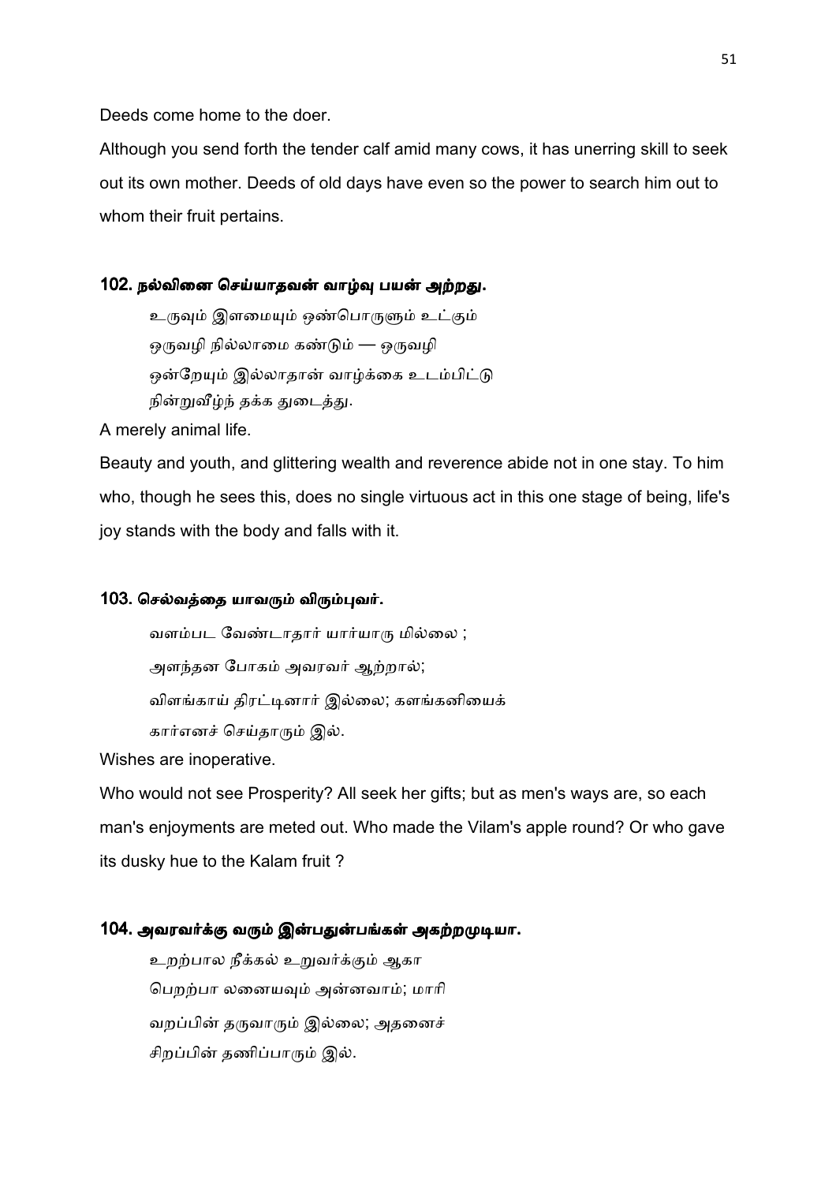Deeds come home to the doer.

Although you send forth the tender calf amid many cows, it has unerring skill to seek out its own mother. Deeds of old days have even so the power to search him out to whom their fruit pertains.

### 102. நல்வினை செய்யாதவன் வாழ்வு பயன் அற்றது.

உருவும் இளமையும் ஒண்பொருளும் உட்கும்
ஒருவழி நில்லாமை கண்டும் — ஒருவழி
ஒன்றேயும் இல்லாதான் வாழ்க்கை உடம்பிட்டு
நின்றுவீழ்ந் தக்க துடைத்து.

A merely animal life.

Beauty and youth, and glittering wealth and reverence abide not in one stay. To him who, though he sees this, does no single virtuous act in this one stage of being, life's joy stands with the body and falls with it.

### 103. செல்வத்தை யாவரும் விரும்புவர்.

வளம்பட வேண்டாதார் யார்யாரு மில்லை ;
அளந்தன போகம் அவரவர் ஆற்றால்;
விளங்காய் திரட்டினார் இல்லை; களங்கனியைக்
கார்எனச் செய்தாரும் இல்.

Wishes are inoperative.

Who would not see Prosperity? All seek her gifts; but as men's ways are, so each man's enjoyments are meted out. Who made the Vilam's apple round? Or who gave its dusky hue to the Kalam fruit ?

### 104. அவரவர்க்கு வரும் இன்பதுன்பங்கள் அகற்றமுடியா.

உறற்பால நீக்கல் உறுவர்க்கும் ஆகா
பெறற்பா லனையவும் அன்னவாம்; மாரி
வறப்பின் தருவாரும் இல்லை; அதனைச்
சிறப்பின் தணிப்பாரும் இல்.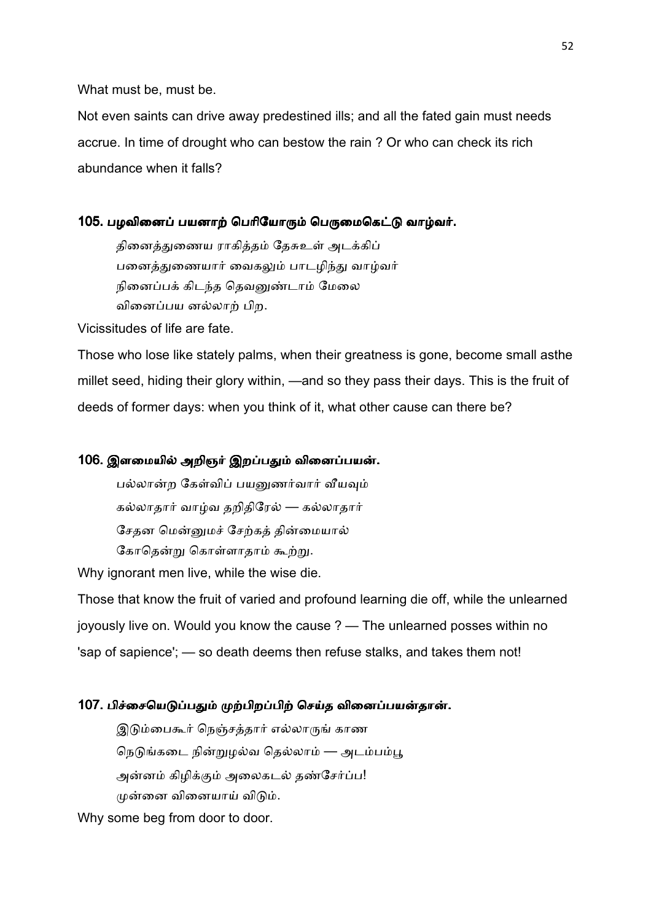What must be, must be.

Not even saints can drive away predestined ills; and all the fated gain must needs accrue. In time of drought who can bestow the rain ? Or who can check its rich abundance when it falls?

### 105. பழவினைப் பயனாற் பெரியோரும் பெருமைகெட்டு வாழ்வர்.

தினைத்துணைய ராகித்தம் தேசுஉள் அடக்கிப்
பனைத்துணையார் வைகலும் பாடழிந்து வாழ்வர்
நினைப்பக் கிடந்த தெவனுண்டாம் மேலை
வினைப்பய னல்லாற் பிற.

Vicissitudes of life are fate.

Those who lose like stately palms, when their greatness is gone, become small asthe millet seed, hiding their glory within, —and so they pass their days. This is the fruit of deeds of former days: when you think of it, what other cause can there be?

### 106. இளமையில் அறிஞர் இறப்பதும் வினைப்பயன்.

பல்லான்ற கேள்விப் பயனுணர்வார் வீயவும்
கல்லாதார் வாழ்வ தறிதிரேல் — கல்லாதார்
சேதன மென்னுமச் சேற்கத் தின்மையால்
கோதென்று கொள்ளாதாம் கூற்று.

Why ignorant men live, while the wise die.

Those that know the fruit of varied and profound learning die off, while the unlearned joyously live on. Would you know the cause ? — The unlearned posses within no 'sap of sapience'; — so death deems then refuse stalks, and takes them not!

### 107. பிச்சையெடுப்பதும் முற்பிறப்பிற் செய்த வினைப்பயன்தான்.

இடும்பைகூர் நெஞ்சத்தார் எல்லாருங் காண
நெடுங்கடை நின்றுழல்வ தெல்லாம் — அடம்பம்பூ
அன்னம் கிழிக்கும் அலைகடல் தண்சேர்ப்ப!
முன்னை வினையாய் விடும்.

Why some beg from door to door.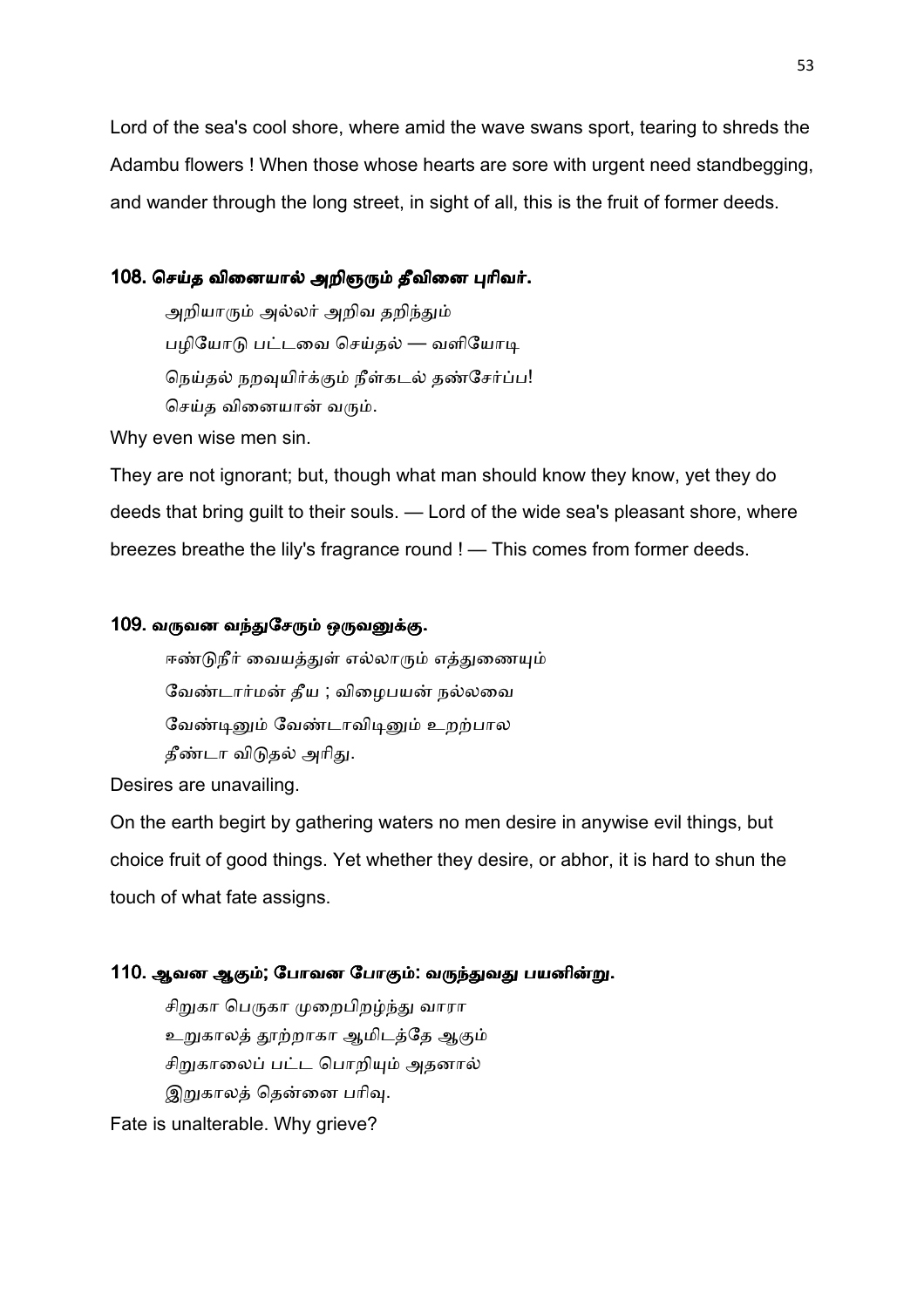Lord of the sea's cool shore, where amid the wave swans sport, tearing to shreds the Adambu flowers ! When those whose hearts are sore with urgent need standbegging, and wander through the long street, in sight of all, this is the fruit of former deeds.

### 108. செய்த வினையால் அறிஞரும் தீவினை புரிவர்.

அறியாரும் அல்லர் அறிவ தறிந்தும்  
பழியோடு பட்டவை செய்தல் — வளியோடி  
நெய்தல் நறவுயிர்க்கும் நீள்கடல் தண்சேர்ப்ப!  
செய்த வினையான் வரும்.

Why even wise men sin.

They are not ignorant; but, though what man should know they know, yet they do deeds that bring guilt to their souls. — Lord of the wide sea's pleasant shore, where breezes breathe the lily's fragrance round ! — This comes from former deeds.

### 109. வருவன வந்துசேரும் ஒருவனுக்கு.

ஈண்டுநீர் வையத்துள் எல்லாரும் எத்துணையும்  
வேண்டார்மன் தீய ; விழைபயன் நல்லவை  
வேண்டினும் வேண்டாவிடினும் உறற்பால  
தீண்டா விடுதல் அரிது.

Desires are unavailing.

On the earth begirt by gathering waters no men desire in anywise evil things, but choice fruit of good things. Yet whether they desire, or abhor, it is hard to shun the touch of what fate assigns.

### 110. ஆவன ஆகும்; போவன போகும்: வருந்துவது பயனின்று.

சிறுகா பெருகா முறைபிறழ்ந்து வாரா  
உறுகாலத் தூற்றாகா ஆமிடத்தே ஆகும்  
சிறுகாலைப் பட்ட பொறியும் அதனால்  
இறுகாலத் தென்னை பரிவு.

Fate is unalterable. Why grieve?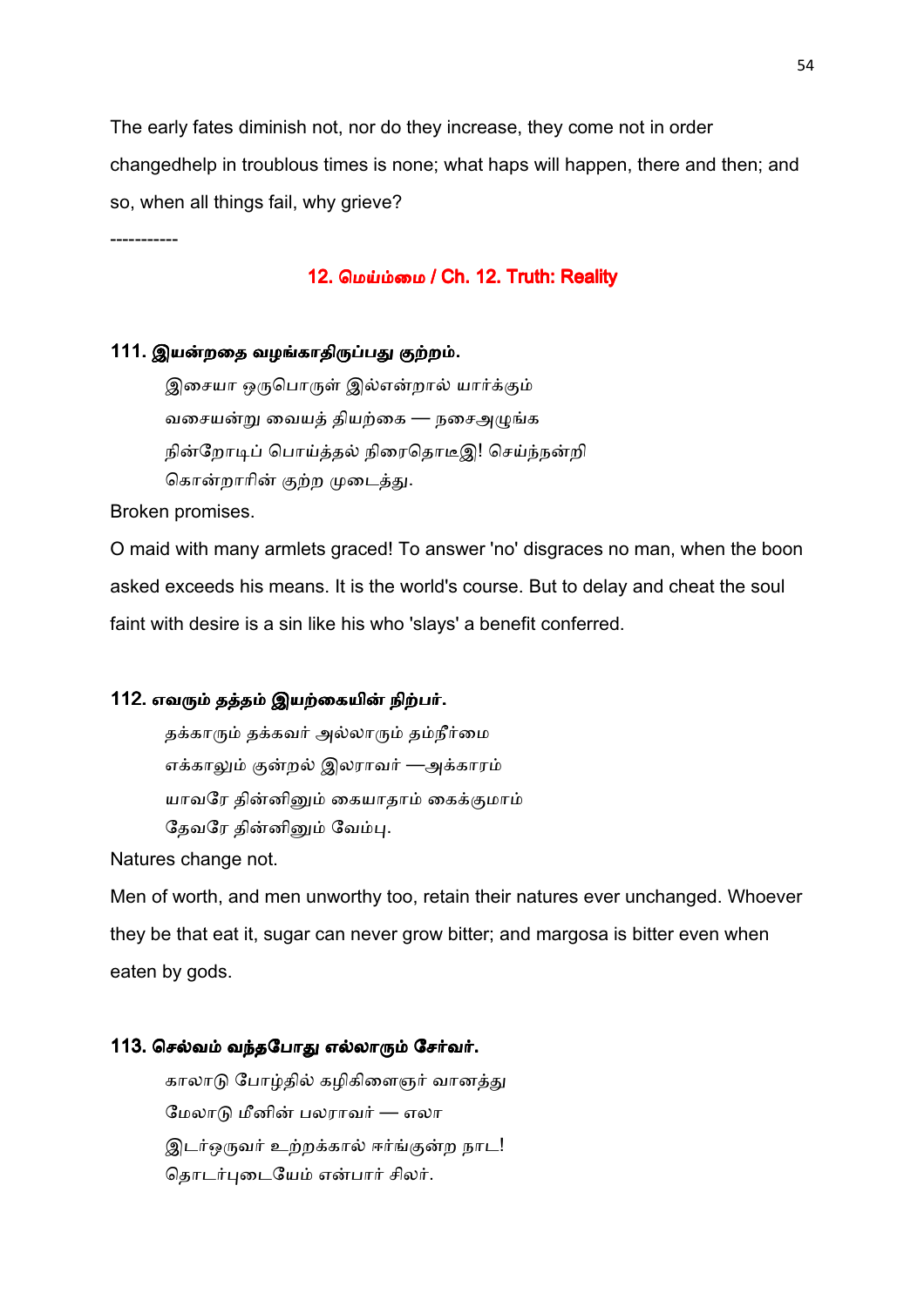The early fates diminish not, nor do they increase, they come not in order changedhelp in troublous times is none; what haps will happen, there and then; and so, when all things fail, why grieve?

-----------

## 12. மெய்ம்மை / Ch. 12. Truth: Reality

### 111. இயன்றதை வழங்காதிருப்பது குற்றம்.

இசையா ஒருபொருள் இல்என்றால் யார்க்கும்
வசையன்று வையத் தியற்கை — நசைஅழுங்க
நின்றோடிப் பொய்த்தல் நிரைதொடீஇ! செய்ந்நன்றி
கொன்றாரின் குற்ற முடைத்து.

Broken promises.

O maid with many armlets graced! To answer 'no' disgraces no man, when the boon asked exceeds his means. It is the world's course. But to delay and cheat the soul faint with desire is a sin like his who 'slays' a benefit conferred.

### 112. எவரும் தத்தம் இயற்கையின் நிற்பர்.

தக்காரும் தக்கவர் அல்லாரும் தம்நீர்மை
எக்காலும் குன்றல் இலராவர் —அக்காரம்
யாவரே தின்னினும் கையாதாம் கைக்குமாம்
தேவரே தின்னினும் வேம்பு.

Natures change not.

Men of worth, and men unworthy too, retain their natures ever unchanged. Whoever they be that eat it, sugar can never grow bitter; and margosa is bitter even when eaten by gods.

### 113. செல்வம் வந்தபோது எல்லாரும் சேர்வர்.

காலாடு போழ்தில் கழிகிளைஞர் வானத்து
மேலாடு மீனின் பலராவர் — எலா
இடர்ஒருவர் உற்றக்கால் ஈர்ங்குன்ற நாட!
தொடர்புடையேம் என்பார் சிலர்.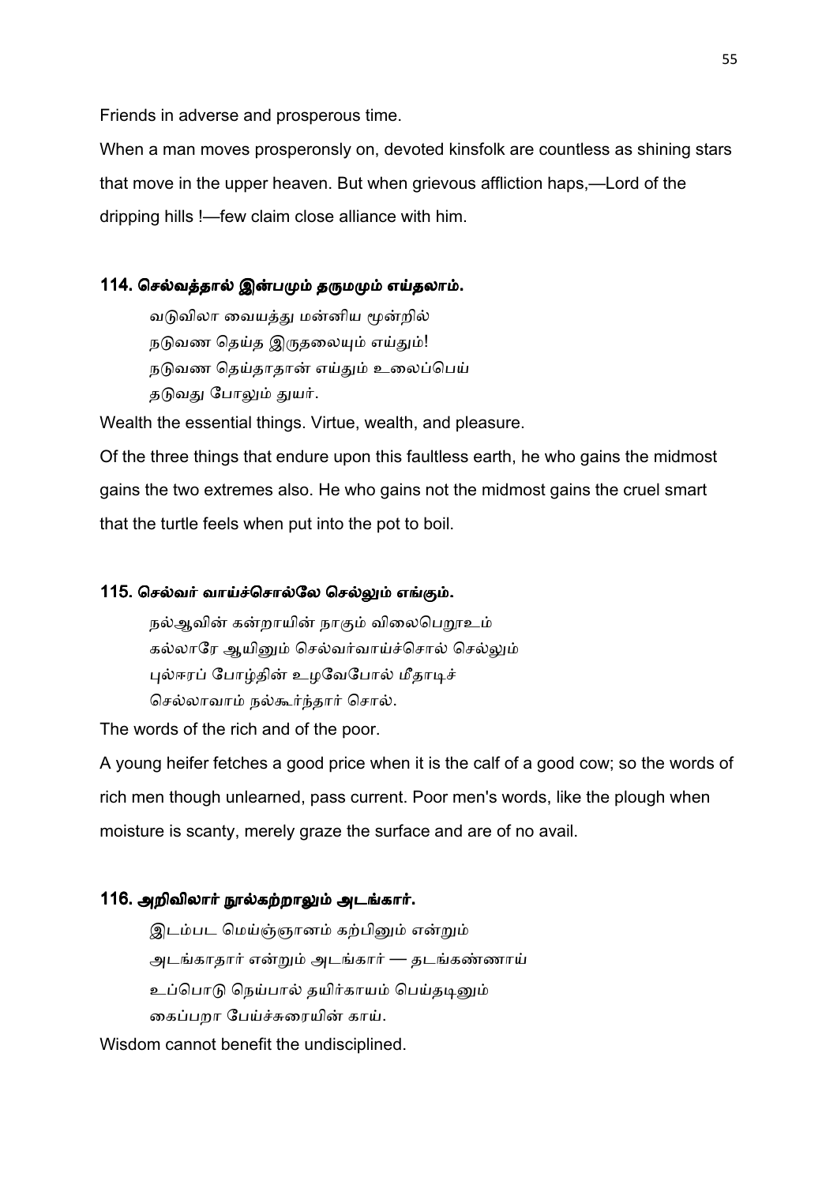Friends in adverse and prosperous time.

When a man moves prosperonsly on, devoted kinsfolk are countless as shining stars that move in the upper heaven. But when grievous affliction haps,—Lord of the dripping hills !—few claim close alliance with him.

### 114. செல்வத்தால் இன்பமும் தருமமும் எய்தலாம்.

வடுவிலா வையத்து மன்னிய மூன்றில்
நடுவண தெய்த இருதலையும் எய்தும்!
நடுவண தெய்தாதான் எய்தும் உலைப்பெய்
தடுவது போலும் துயர்.

Wealth the essential things. Virtue, wealth, and pleasure.

Of the three things that endure upon this faultless earth, he who gains the midmost gains the two extremes also. He who gains not the midmost gains the cruel smart that the turtle feels when put into the pot to boil.

### 115. செல்வர் வாய்ச்சொல்லே செல்லும் எங்கும்.

நல்ஆவின் கன்றாயின் நாகும் விலைபெறூஉம்
கல்லாரே ஆயினும் செல்வர்வாய்ச்சொல் செல்லும்
புல்ஈரப் போழ்தின் உழவேபோல் மீதாடிச்
செல்லாவாம் நல்கூர்ந்தார் சொல்.

The words of the rich and of the poor.

A young heifer fetches a good price when it is the calf of a good cow; so the words of rich men though unlearned, pass current. Poor men's words, like the plough when moisture is scanty, merely graze the surface and are of no avail.

### 116. அறிவிலார் நூல்கற்றாலும் அடங்கார்.

இடம்பட மெய்ஞ்ஞானம் கற்பினும் என்றும்
அடங்காதார் என்றும் அடங்கார் — தடங்கண்ணாய்
உப்பொடு நெய்பால் தயிர்காயம் பெய்தடினும்
கைப்பறா பேய்ச்சுரையின் காய்.

Wisdom cannot benefit the undisciplined.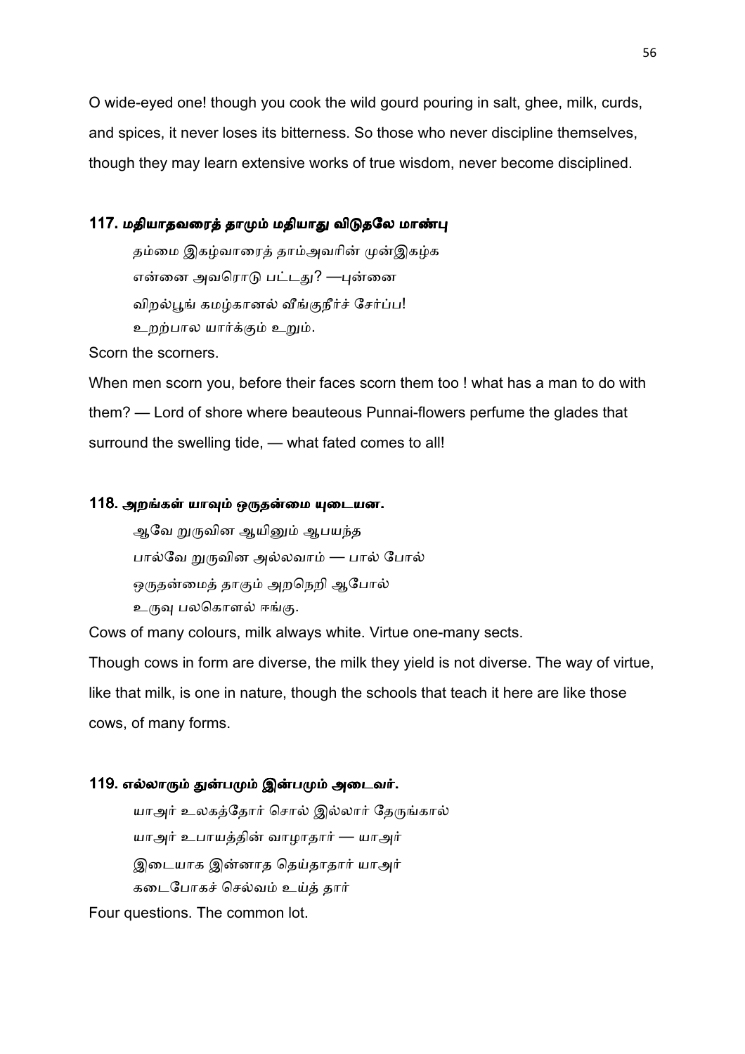O wide-eyed one! though you cook the wild gourd pouring in salt, ghee, milk, curds, and spices, it never loses its bitterness. So those who never discipline themselves, though they may learn extensive works of true wisdom, never become disciplined.

### 117. மதியாதவரைத் தாமும் மதியாது விடுதலே மாண்பு

தம்மை இகழ்வாரைத் தாம்அவரின் முன்இகழ்க
என்னை அவரொடு பட்டது? —புன்னை
விறல்பூங் கமழ்கானல் வீங்குநீர்ச் சேர்ப்ப!
உறற்பால யார்க்கும் உறும்.

Scorn the scorners.

When men scorn you, before their faces scorn them too ! what has a man to do with them? — Lord of shore where beauteous Punnai-flowers perfume the glades that surround the swelling tide, — what fated comes to all!

### 118. அறங்கள் யாவும் ஒருதன்மை யுடையன.

ஆவே றுருவின ஆயினும் ஆபயந்த
பால்வே றுருவின அல்லவாம் — பால் போல்
ஒருதன்மைத் தாகும் அறநெறி ஆபோல்
உருவு பலகொளல் ஈங்கு.

Cows of many colours, milk always white. Virtue one-many sects.

Though cows in form are diverse, the milk they yield is not diverse. The way of virtue, like that milk, is one in nature, though the schools that teach it here are like those cows, of many forms.

### 119. எல்லாரும் துன்பமும் இன்பமும் அடைவர்.

யாஅர் உலகத்தோர் சொல் இல்லார் தேருங்கால்
யாஅர் உபாயத்தின் வாழாதார் — யாஅர்
இடையாக இன்னாத தெய்தாதார் யாஅர்
கடைபோகச் செல்வம் உய்த் தார்

Four questions. The common lot.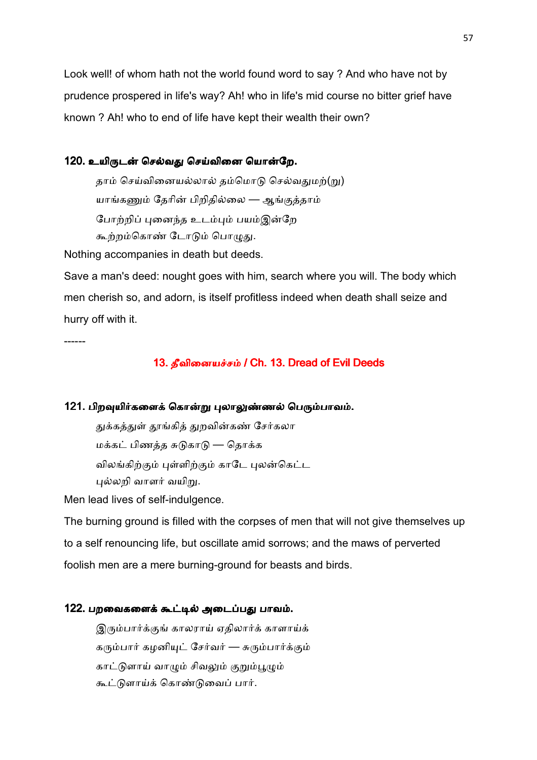Look well! of whom hath not the world found word to say ? And who have not by prudence prospered in life's way? Ah! who in life's mid course no bitter grief have known ? Ah! who to end of life have kept their wealth their own?

### 120. உயிருடன் செல்வது செய்வினை யொன்றே.

தாம் செய்வினையல்லால் தம்மொடு செல்வதுமற்(று)
யாங்கணும் தேரின் பிறிதில்லை — ஆங்குத்தாம்
போற்றிப் புனைந்த உடம்பும் பயம்இன்றே
கூற்றம்கொண் டோடும் பொழுது.

Nothing accompanies in death but deeds.

Save a man's deed: nought goes with him, search where you will. The body which men cherish so, and adorn, is itself profitless indeed when death shall seize and hurry off with it.

------

## 13. தீவினையச்சம் / Ch. 13. Dread of Evil Deeds

### 121. பிறவுயிர்களைக் கொன்று புலாலுண்ணல் பெரும்பாவம்.

துக்கத்துள் தூங்கித் துறவின்கண் சேர்கலா
மக்கட் பிணத்த சுடுகாடு — தொக்க
விலங்கிற்கும் புள்ளிற்கும் காடே புலன்கெட்ட
புல்லறி வாளர் வயிறு.

Men lead lives of self-indulgence.

The burning ground is filled with the corpses of men that will not give themselves up to a self renouncing life, but oscillate amid sorrows; and the maws of perverted foolish men are a mere burning-ground for beasts and birds.

### 122. பறவைகளைக் கூட்டில் அடைப்பது பாவம்.

இரும்பார்க்குங் காலராய் ஏதிலார்க் காளாய்க்
கரும்பார் கழனியுட் சேர்வர் — சுரும்பார்க்கும்
காட்டுளாய் வாழும் சிவலும் குறும்பூழும்
கூட்டுளாய்க் கொண்டுவைப் பார்.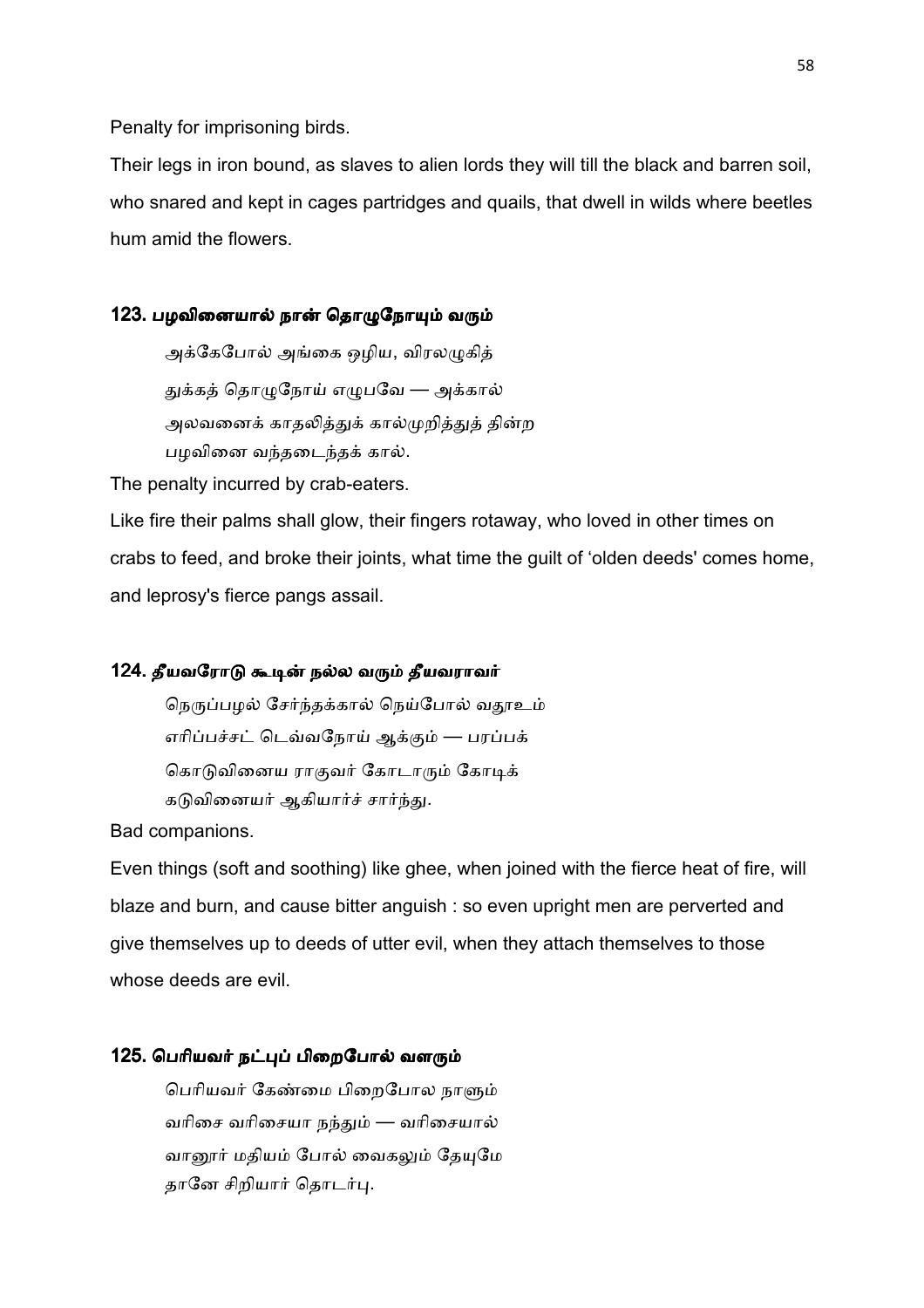Penalty for imprisoning birds.

Their legs in iron bound, as slaves to alien lords they will till the black and barren soil, who snared and kept in cages partridges and quails, that dwell in wilds where beetles hum amid the flowers.

### 123. பழவினையால் நான் தொழுநோயும் வரும்

அக்கேபோல் அங்கை ஒழிய, விரலழுகித்
துக்கத் தொழுநோய் எழுபவே — அக்கால்
அலவனைக் காதலித்துக் கால்முறித்துத் தின்ற
பழவினை வந்தடைந்தக் கால்.

The penalty incurred by crab-eaters.

Like fire their palms shall glow, their fingers rotaway, who loved in other times on crabs to feed, and broke their joints, what time the guilt of 'olden deeds' comes home, and leprosy's fierce pangs assail.

### 124. தீயவரோடு கூடின் நல்ல வரும் தீயவராவர்

நெருப்பழல் சேர்ந்தக்கால் நெய்போல் வதூஉம்
எரிப்பச்சட் டெவ்வநோய் ஆக்கும் — பரப்பக்
கொடுவினைய ராகுவர் கோடாரும் கோடிக்
கடுவினையர் ஆகியார்ச் சார்ந்து.

Bad companions.

Even things (soft and soothing) like ghee, when joined with the fierce heat of fire, will blaze and burn, and cause bitter anguish : so even upright men are perverted and give themselves up to deeds of utter evil, when they attach themselves to those whose deeds are evil.

### 125. பெரியவர் நட்புப் பிறைபோல் வளரும்

பெரியவர் கேண்மை பிறைபோல நாளும்
வரிசை வரிசையா நந்தும் — வரிசையால்
வானூர் மதியம் போல் வைகலும் தேயுமே
தானே சிறியார் தொடர்பு.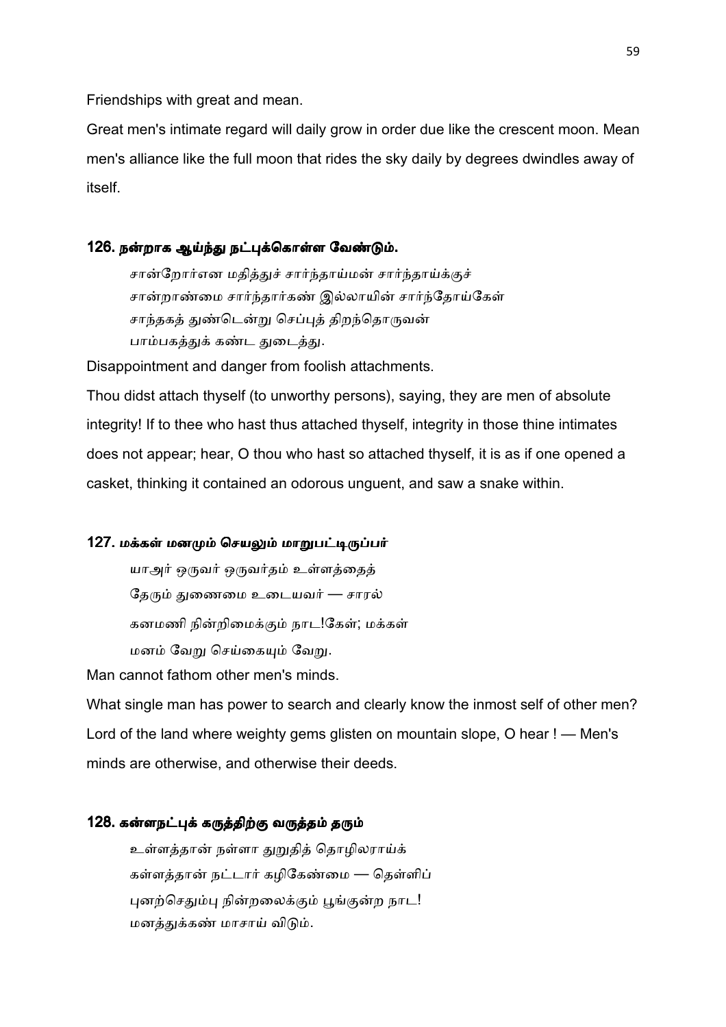Friendships with great and mean.

Great men's intimate regard will daily grow in order due like the crescent moon. Mean men's alliance like the full moon that rides the sky daily by degrees dwindles away of itself.

### 126. நன்றாக ஆய்ந்து நட்புக்கொள்ள வேண்டும்.

சான்றோர்என மதித்துச் சார்ந்தாய்மன் சார்ந்தாய்க்குச்
சான்றாண்மை சார்ந்தார்கண் இல்லாயின் சார்ந்தோய்கேள்
சாந்தகத் துண்டென்று செப்புத் திறந்தொருவன்
பாம்பகத்துக் கண்ட துடைத்து.

Disappointment and danger from foolish attachments.

Thou didst attach thyself (to unworthy persons), saying, they are men of absolute integrity! If to thee who hast thus attached thyself, integrity in those thine intimates does not appear; hear, O thou who hast so attached thyself, it is as if one opened a casket, thinking it contained an odorous unguent, and saw a snake within.

### 127. மக்கள் மனமும் செயலும் மாறுபட்டிருப்பர்

யாஅர் ஒருவர் ஒருவர்தம் உள்ளத்தைத்
தேரும் துணைமை உடையவர் — சாரல்
கனமணி நின்றிமைக்கும் நாட!கேள்; மக்கள்
மனம் வேறு செய்கையும் வேறு.

Man cannot fathom other men's minds.

What single man has power to search and clearly know the inmost self of other men? Lord of the land where weighty gems glisten on mountain slope, O hear ! — Men's minds are otherwise, and otherwise their deeds.

### 128. கள்ளநட்புக் கருத்திற்கு வருத்தம் தரும்

உள்ளத்தான் நள்ளா துறுதித் தொழிலராய்க்
கள்ளத்தான் நட்டார் கழிகேண்மை — தெள்ளிப்
புனற்செதும்பு நின்றலைக்கும் பூங்குன்ற நாட!
மனத்துக்கண் மாசாய் விடும்.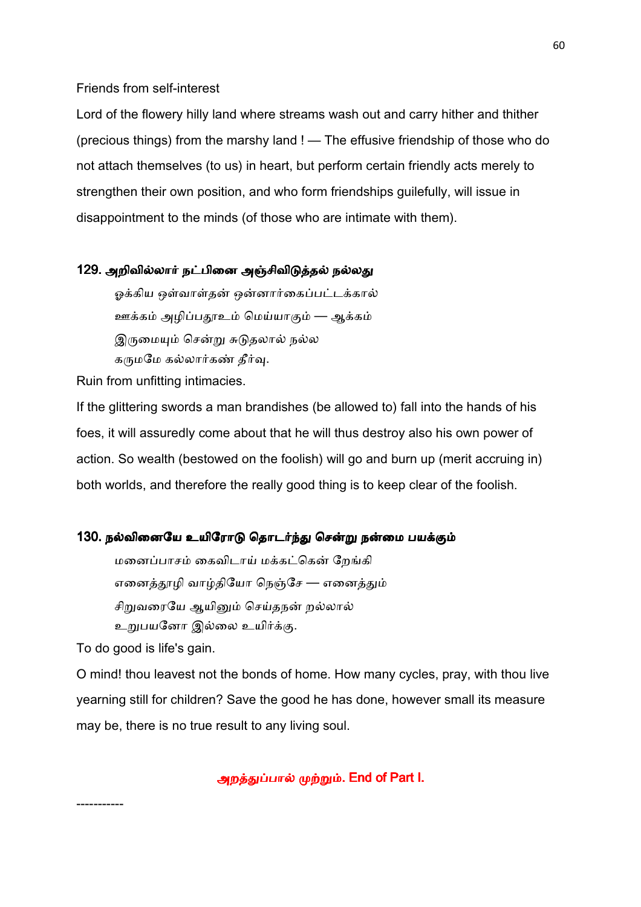Friends from self-interest

Lord of the flowery hilly land where streams wash out and carry hither and thither (precious things) from the marshy land ! — The effusive friendship of those who do not attach themselves (to us) in heart, but perform certain friendly acts merely to strengthen their own position, and who form friendships guilefully, will issue in disappointment to the minds (of those who are intimate with them).

### 129. அறிவில்லார் நட்பினை அஞ்சிவிடுத்தல் நல்லது

ஒக்கிய ஒள்வாள்தன் ஒன்னார்கைப்பட்டக்கால்
ஊக்கம் அழிப்பதூஉம் மெய்யாகும் — ஆக்கம்
இருமையும் சென்று சுடுதலால் நல்ல
கருமமே கல்லார்கண் தீர்வு.

Ruin from unfitting intimacies.

If the glittering swords a man brandishes (be allowed to) fall into the hands of his foes, it will assuredly come about that he will thus destroy also his own power of action. So wealth (bestowed on the foolish) will go and burn up (merit accruing in) both worlds, and therefore the really good thing is to keep clear of the foolish.

### 130. நல்வினையே உயிரோடு தொடர்ந்து சென்று நன்மை பயக்கும்

மனைப்பாசம் கைவிடாய் மக்கட்கென் றேங்கி
எனைத்தூழி வாழ்தியோ நெஞ்சே — எனைத்தும்
சிறுவரையே ஆயினும் செய்தநன் றல்லால்
உறுபயனோ இல்லை உயிர்க்கு.

To do good is life's gain.

O mind! thou leavest not the bonds of home. How many cycles, pray, with thou live yearning still for children? Save the good he has done, however small its measure may be, there is no true result to any living soul.

**அறத்துப்பால் முற்றும். End of Part I.**

-----------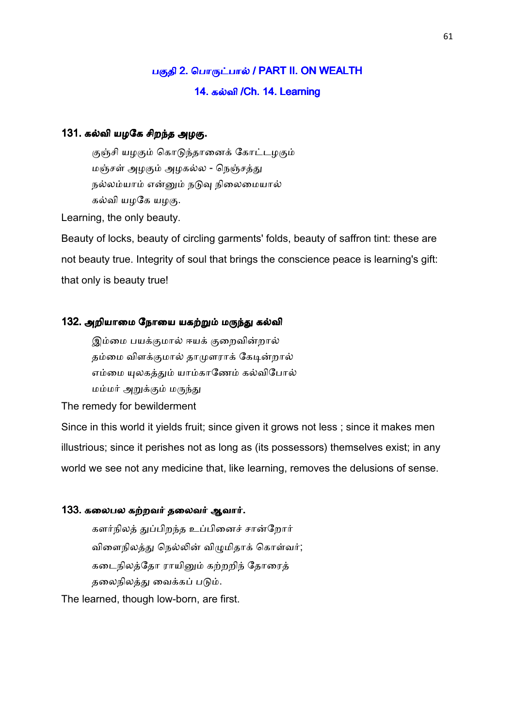## பகுதி 2. பொருட்பால் / PART II. ON WEALTH

### 14. கல்வி /Ch. 14. Learning

#### 131. கல்வி யழகே சிறந்த அழகு.

குஞ்சி யழகும் கொடுந்தானைக் கோட்டழகும்
மஞ்சள் அழகும் அழகல்ல - நெஞ்சத்து
நல்லம்யாம் என்னும் நடுவு நிலைமையால்
கல்வி யழகே யழகு.

Learning, the only beauty.

Beauty of locks, beauty of circling garments' folds, beauty of saffron tint: these are not beauty true. Integrity of soul that brings the conscience peace is learning's gift: that only is beauty true!

#### 132. அறியாமை நோயை யகற்றும் மருந்து கல்வி

இம்மை பயக்குமால் ஈயக் குறைவின்றால்
தம்மை விளக்குமால் தாமுளராக் கேடின்றால்
எம்மை யுலகத்தும் யாம்காணேம் கல்விபோல்
மம்மர் அறுக்கும் மருந்து

The remedy for bewilderment

Since in this world it yields fruit; since given it grows not less ; since it makes men illustrious; since it perishes not as long as (its possessors) themselves exist; in any world we see not any medicine that, like learning, removes the delusions of sense.

#### 133. கலைபல கற்றவர் தலைவர் ஆவார்.

களர்நிலத் துப்பிறந்த உப்பினைச் சான்றோர்
விளைநிலத்து நெல்லின் விழுமிதாக் கொள்வர்;
கடைநிலத்தோ ராயினும் கற்றறிந் தோரைத்
தலைநிலத்து வைக்கப் படும்.

The learned, though low-born, are first.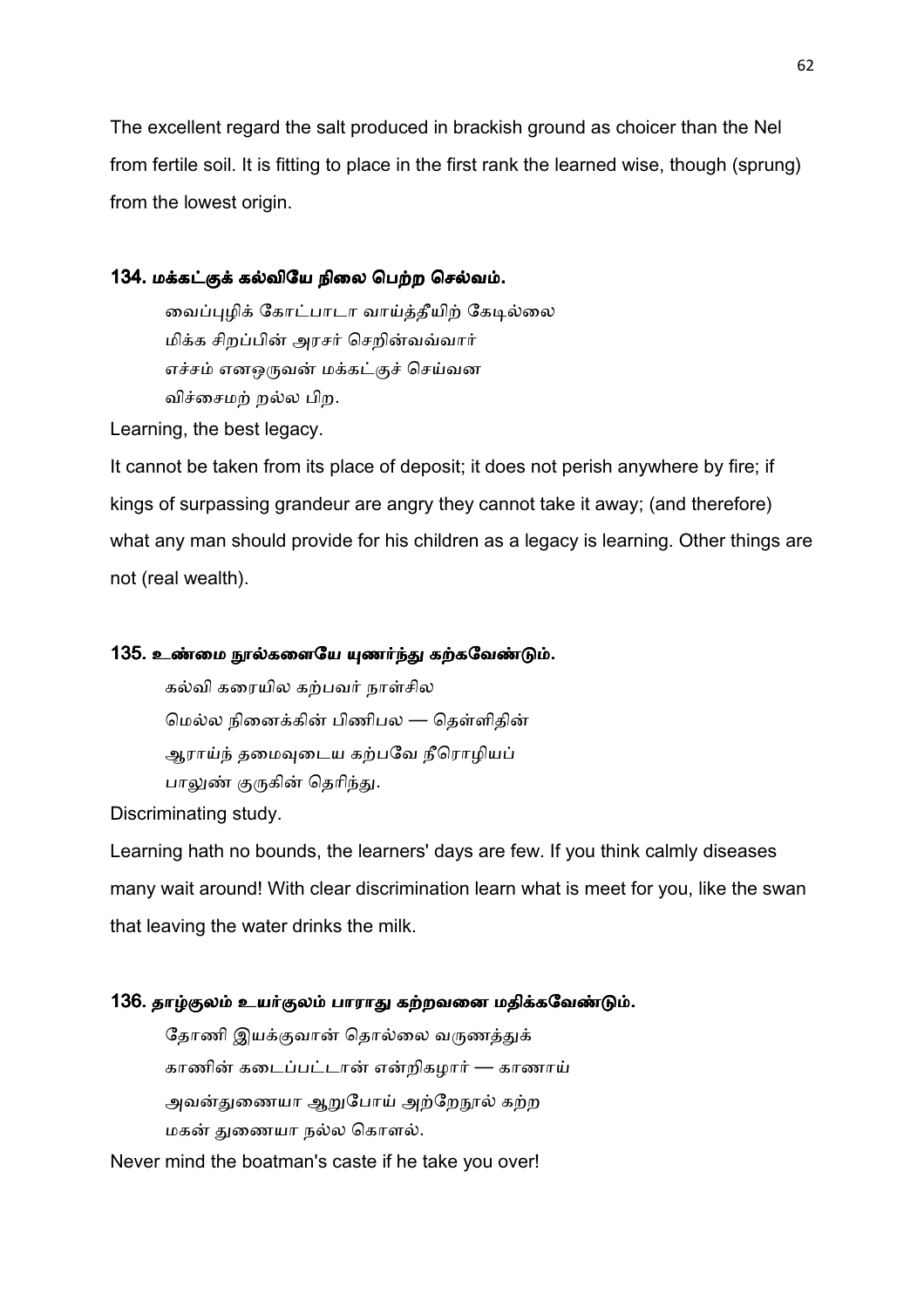The excellent regard the salt produced in brackish ground as choicer than the Nel from fertile soil. It is fitting to place in the first rank the learned wise, though (sprung) from the lowest origin.

### 134. மக்கட்குக் கல்வியே நிலை பெற்ற செல்வம்.

> வைப்புழிக் கோட்பாடா வாய்த்தீயிற் கேடில்லை
> மிக்க சிறப்பின் அரசர் செறின்வவ்வார்
> எச்சம் எனஒருவன் மக்கட்குச் செய்வன
> விச்சைமற் றல்ல பிற.

Learning, the best legacy.

It cannot be taken from its place of deposit; it does not perish anywhere by fire; if kings of surpassing grandeur are angry they cannot take it away; (and therefore) what any man should provide for his children as a legacy is learning. Other things are not (real wealth).

### 135. உண்மை நூல்களையே யுணர்ந்து கற்கவேண்டும்.

> கல்வி கரையில கற்பவர் நாள்சில
> மெல்ல நினைக்கின் பிணிபல — தெள்ளிதின்
> ஆராய்ந் தமைவுடைய கற்பவே நீரொழியப்
> பாலுண் குருகின் தெரிந்து.

Discriminating study.

Learning hath no bounds, the learners' days are few. If you think calmly diseases many wait around! With clear discrimination learn what is meet for you, like the swan that leaving the water drinks the milk.

### 136. தாழ்குலம் உயர்குலம் பாராது கற்றவனை மதிக்கவேண்டும்.

> தோணி இயக்குவான் தொல்லை வருணத்துக்
> காணின் கடைப்பட்டான் என்றிகழார் — காணாய்
> அவன்துணையா ஆறுபோய் அற்றேநூல் கற்ற
> மகன் துணையா நல்ல கொளல்.

Never mind the boatman's caste if he take you over!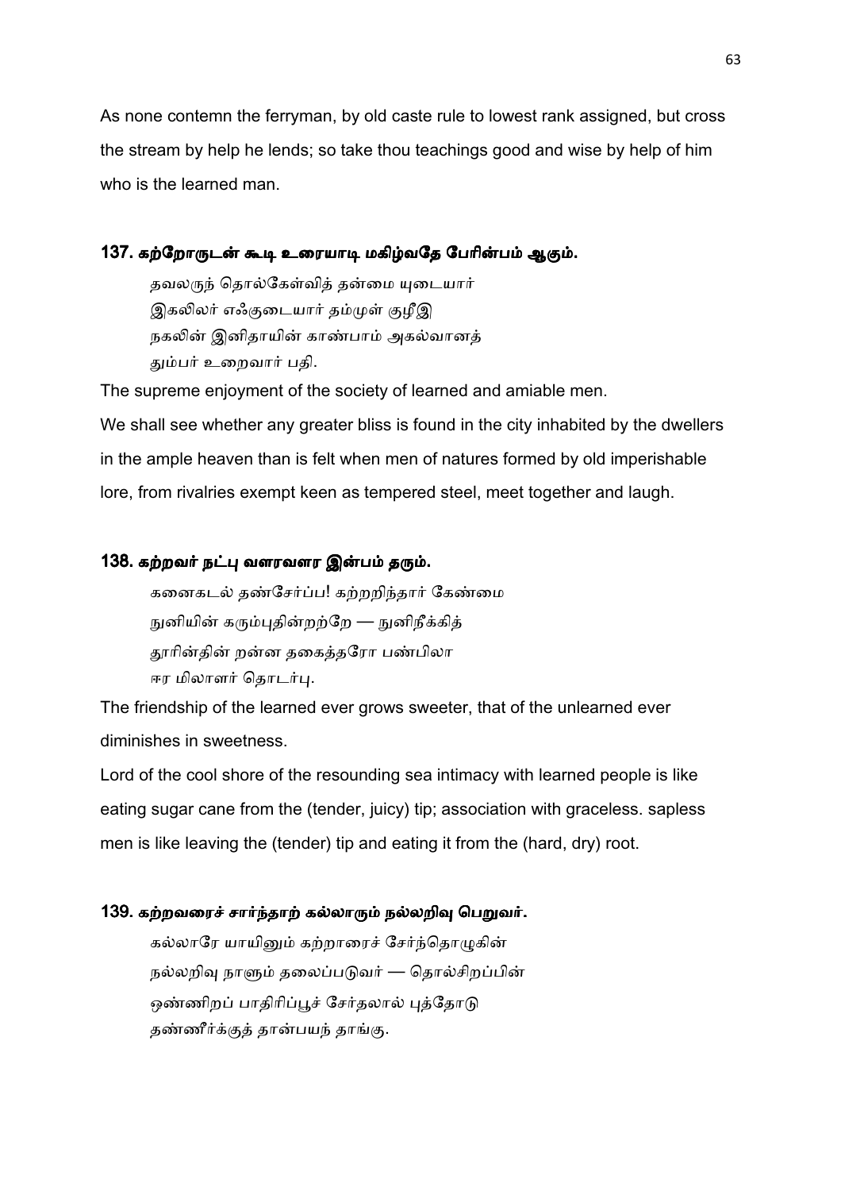As none contemn the ferryman, by old caste rule to lowest rank assigned, but cross the stream by help he lends; so take thou teachings good and wise by help of him who is the learned man.

### 137. கற்றோருடன் கூடி உரையாடி மகிழ்வதே பேரின்பம் ஆகும்.

தவலருந் தொல்கேள்வித் தன்மை யுடையார்
இகலிலர் எஃகுடையார் தம்முள் குழீஇ
நகலின் இனிதாயின் காண்பாம் அகல்வானத்
தும்பர் உறைவார் பதி.

The supreme enjoyment of the society of learned and amiable men.

We shall see whether any greater bliss is found in the city inhabited by the dwellers in the ample heaven than is felt when men of natures formed by old imperishable lore, from rivalries exempt keen as tempered steel, meet together and laugh.

### 138. கற்றவர் நட்பு வளரவளர இன்பம் தரும்.

கனைகடல் தண்சேர்ப்ப! கற்றறிந்தார் கேண்மை
நுனியின் கரும்புதின்றற்றே — நுனிநீக்கித்
தூரின்தின் றன்ன தகைத்தரோ பண்பிலா
ஈர மிலாளர் தொடர்பு.

The friendship of the learned ever grows sweeter, that of the unlearned ever diminishes in sweetness.

Lord of the cool shore of the resounding sea intimacy with learned people is like eating sugar cane from the (tender, juicy) tip; association with graceless. sapless men is like leaving the (tender) tip and eating it from the (hard, dry) root.

### 139. கற்றவரைச் சார்ந்தாற் கல்லாரும் நல்லறிவு பெறுவர்.

கல்லாரே யாயினும் கற்றாரைச் சேர்ந்தொழுகின்
நல்லறிவு நாளும் தலைப்படுவர் — தொல்சிறப்பின்
ஒண்ணிறப் பாதிரிப்பூச் சேர்தலால் புத்தோடு
தண்ணீர்க்குத் தான்பயந் தாங்கு.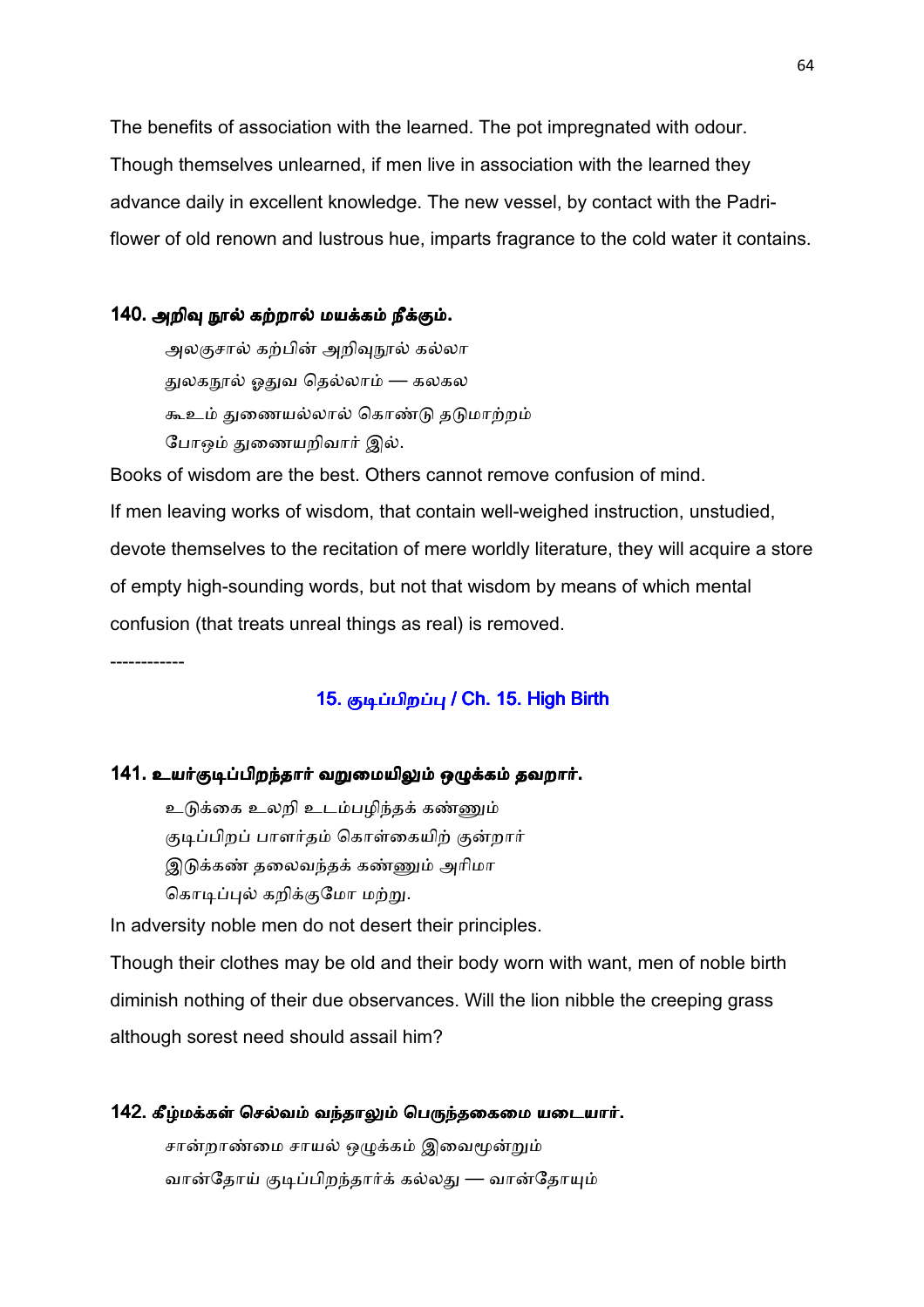The benefits of association with the learned. The pot impregnated with odour.

Though themselves unlearned, if men live in association with the learned they advance daily in excellent knowledge. The new vessel, by contact with the Padri-flower of old renown and lustrous hue, imparts fragrance to the cold water it contains.

### 140. அறிவு நூல் கற்றால் மயக்கம் நீக்கும்.

அலகுசால் கற்பின் அறிவுநூல் கல்லா  
துலகநூல் ஓதுவ தெல்லாம் — கலகல  
கூஉம் துணையல்லால் கொண்டு தடுமாற்றம்  
போஒம் துணையறிவார் இல்.

Books of wisdom are the best. Others cannot remove confusion of mind.

If men leaving works of wisdom, that contain well-weighed instruction, unstudied, devote themselves to the recitation of mere worldly literature, they will acquire a store of empty high-sounding words, but not that wisdom by means of which mental confusion (that treats unreal things as real) is removed.

------------

## 15. குடிப்பிறப்பு / Ch. 15. High Birth

### 141. உயர்குடிப்பிறந்தார் வறுமையிலும் ஒழுக்கம் தவறார்.

உடுக்கை உலறி உடம்பழிந்தக் கண்ணும்  
குடிப்பிறப் பாளர்தம் கொள்கையிற் குன்றார்  
இடுக்கண் தலைவந்தக் கண்ணும் அரிமா  
கொடிப்புல் கறிக்குமோ மற்று.

In adversity noble men do not desert their principles.

Though their clothes may be old and their body worn with want, men of noble birth diminish nothing of their due observances. Will the lion nibble the creeping grass although sorest need should assail him?

### 142. கீழ்மக்கள் செல்வம் வந்தாலும் பெருந்தகைமை யடையார்.

சான்றாண்மை சாயல் ஒழுக்கம் இவைமூன்றும்  
வான்தோய் குடிப்பிறந்தார்க் கல்லது — வான்தோயும்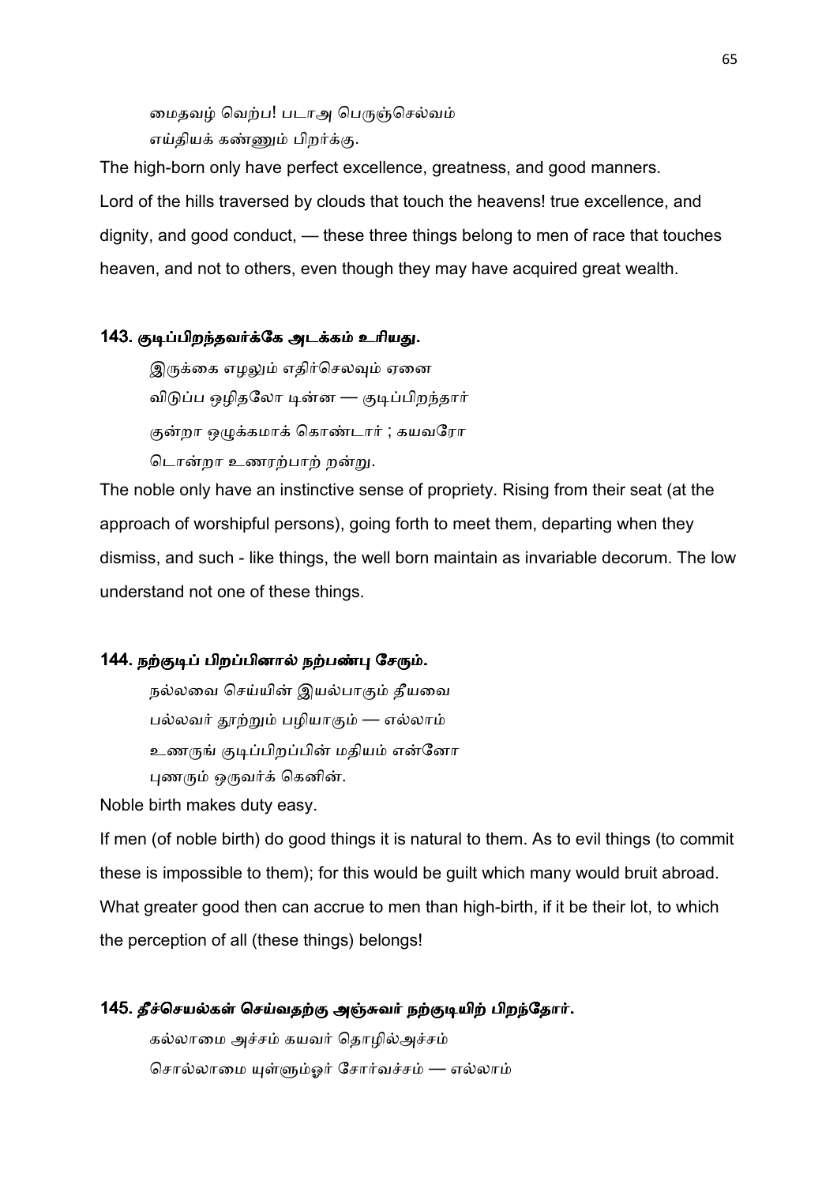மைதவழ் வெற்ப! படாஅ பெருஞ்செல்வம்
எய்தியக் கண்ணும் பிறர்க்கு.

The high-born only have perfect excellence, greatness, and good manners.
Lord of the hills traversed by clouds that touch the heavens! true excellence, and dignity, and good conduct, — these three things belong to men of race that touches heaven, and not to others, even though they may have acquired great wealth.

### 143. குடிப்பிறந்தவர்க்கே அடக்கம் உரியது.

இருக்கை எழலும் எதிர்செலவும் ஏனை
விடுப்ப ஒழிதலோ டின்ன — குடிப்பிறந்தார்
குன்றா ஒழுக்கமாக் கொண்டார் ; கயவரோ
டொன்றா உணரற்பாற் றன்று.

The noble only have an instinctive sense of propriety. Rising from their seat (at the approach of worshipful persons), going forth to meet them, departing when they dismiss, and such - like things, the well born maintain as invariable decorum. The low understand not one of these things.

### 144. நற்குடிப் பிறப்பினால் நற்பண்பு சேரும்.

நல்லவை செய்யின் இயல்பாகும் தீயவை
பல்லவர் தூற்றும் பழியாகும் — எல்லாம்
உணருங் குடிப்பிறப்பின் மதியம் என்னோ
புணரும் ஒருவர்க் கெனின்.

Noble birth makes duty easy.

If men (of noble birth) do good things it is natural to them. As to evil things (to commit these is impossible to them); for this would be guilt which many would bruit abroad. What greater good then can accrue to men than high-birth, if it be their lot, to which the perception of all (these things) belongs!

### 145. தீச்செயல்கள் செய்வதற்கு அஞ்சுவர் நற்குடியிற் பிறந்தோர்.

கல்லாமை அச்சம் கயவர் தொழில்அச்சம்
சொல்லாமை யுள்ளும்ஓர் சோர்வச்சம் — எல்லாம்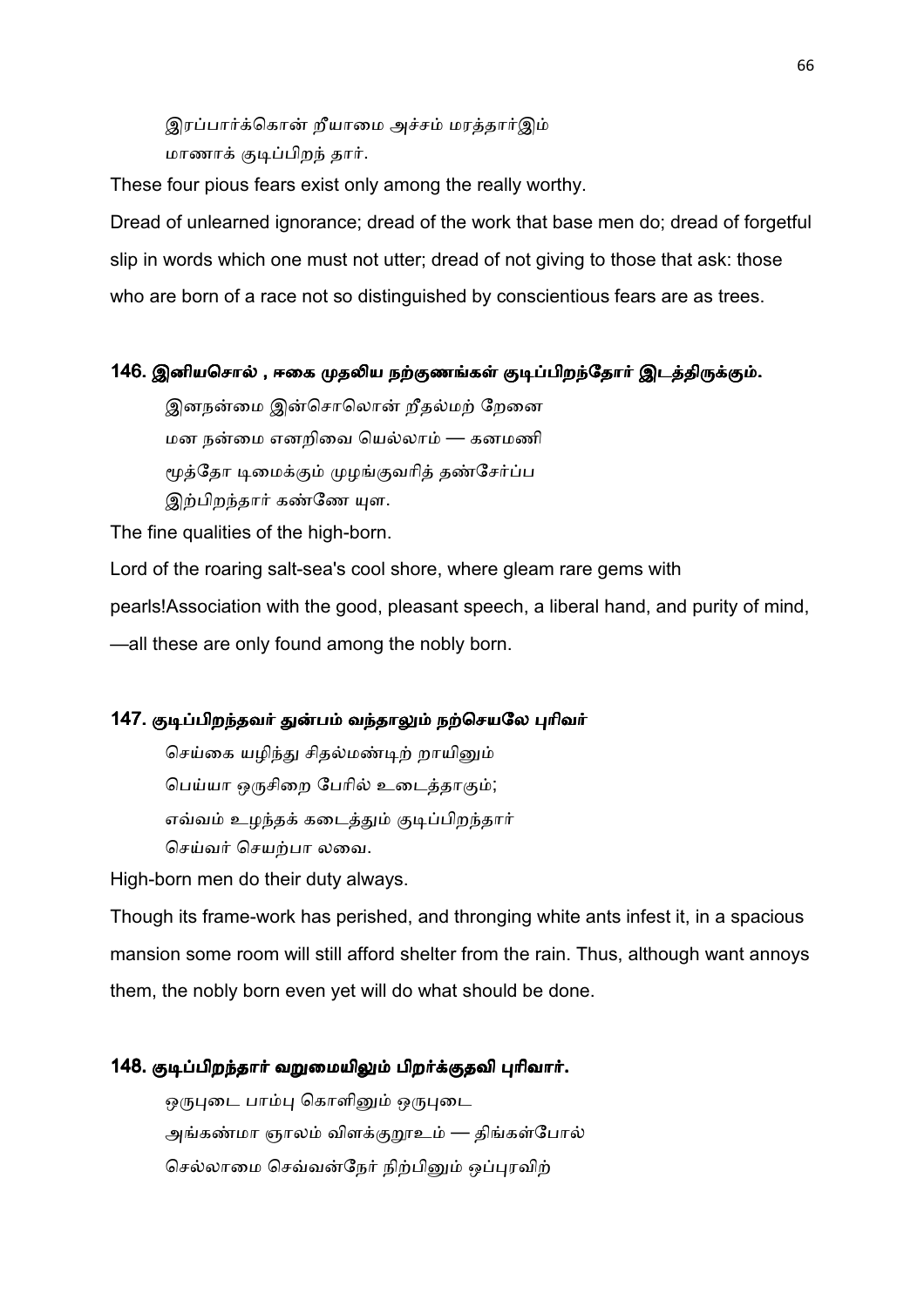இரப்பார்க்கொன் றீயாமை அச்சம் மரத்தார்இம்

மாணாக் குடிப்பிறந் தார்.

These four pious fears exist only among the really worthy.

Dread of unlearned ignorance; dread of the work that base men do; dread of forgetful slip in words which one must not utter; dread of not giving to those that ask: those who are born of a race not so distinguished by conscientious fears are as trees.

### 146. இனியசொல் , ஈகை முதலிய நற்குணங்கள் குடிப்பிறந்தோர் இடத்திருக்கும்.

இனநன்மை இன்சொலொன் றீதல்மற் றேனை

மன நன்மை எனறிவை யெல்லாம் — கனமணி

மூத்தோ டிமைக்கும் முழங்குவரித் தண்சேர்ப்ப

இற்பிறந்தார் கண்ணே யுள.

The fine qualities of the high-born.

Lord of the roaring salt-sea's cool shore, where gleam rare gems with pearls!Association with the good, pleasant speech, a liberal hand, and purity of mind, —all these are only found among the nobly born.

### 147. குடிப்பிறந்தவர் துன்பம் வந்தாலும் நற்செயலே புரிவர்

செய்கை யழிந்து சிதல்மண்டிற் றாயினும்

பெய்யா ஒருசிறை பேரில் உடைத்தாகும்;

எவ்வம் உழந்தக் கடைத்தும் குடிப்பிறந்தார்

செய்வர் செயற்பா லவை.

High-born men do their duty always.

Though its frame-work has perished, and thronging white ants infest it, in a spacious mansion some room will still afford shelter from the rain. Thus, although want annoys them, the nobly born even yet will do what should be done.

### 148. குடிப்பிறந்தார் வறுமையிலும் பிறர்க்குதவி புரிவார்.

ஒருபுடை பாம்பு கொளினும் ஒருபுடை

அங்கண்மா ஞாலம் விளக்குறூஉம் — திங்கள்போல்

செல்லாமை செவ்வன்நேர் நிற்பினும் ஒப்புரவிற்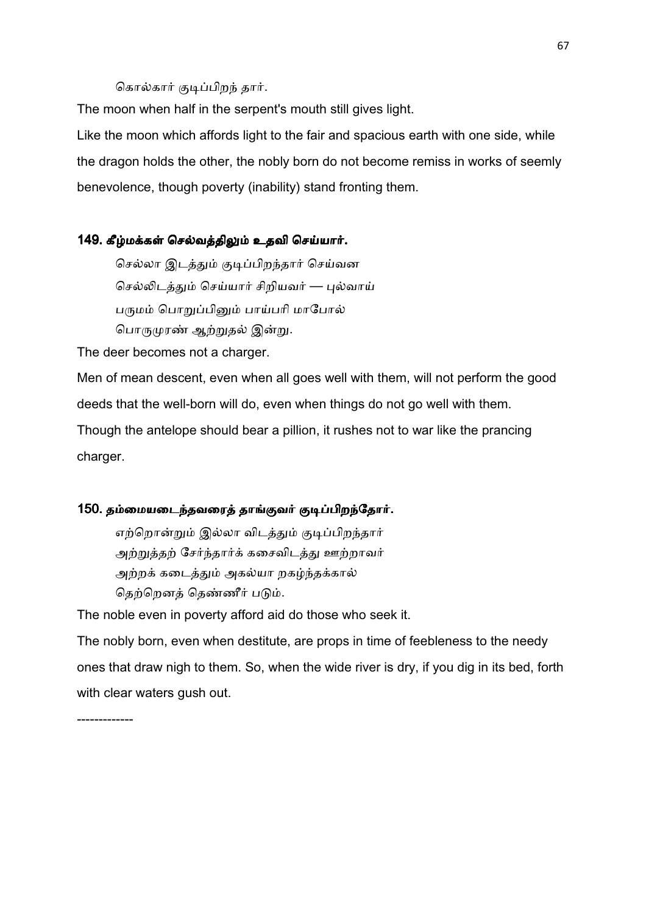கொல்கார் குடிப்பிறந் தார்.

The moon when half in the serpent's mouth still gives light.

Like the moon which affords light to the fair and spacious earth with one side, while the dragon holds the other, the nobly born do not become remiss in works of seemly benevolence, though poverty (inability) stand fronting them.

### 149. கீழ்மக்கள் செல்வத்திலும் உதவி செய்யார்.

செல்லா இடத்தும் குடிப்பிறந்தார் செய்வன
செல்லிடத்தும் செய்யார் சிறியவர் — புல்வாய்
பருமம் பொறுப்பினும் பாய்பரி மாபோல்
பொருமுரண் ஆற்றுதல் இன்று.

The deer becomes not a charger.

Men of mean descent, even when all goes well with them, will not perform the good deeds that the well-born will do, even when things do not go well with them. Though the antelope should bear a pillion, it rushes not to war like the prancing charger.

### 150. தம்மையடைந்தவரைத் தாங்குவர் குடிப்பிறந்தோர்.

எற்றொன்றும் இல்லா விடத்தும் குடிப்பிறந்தார்
அற்றுத்தற் சேர்ந்தார்க் கசைவிடத்து ஊற்றாவர்
அற்றக் கடைத்தும் அகல்யா றகழ்ந்தக்கால்
தெற்றெனத் தெண்ணீர் படும்.

The noble even in poverty afford aid do those who seek it.

The nobly born, even when destitute, are props in time of feebleness to the needy ones that draw nigh to them. So, when the wide river is dry, if you dig in its bed, forth with clear waters gush out.

-------------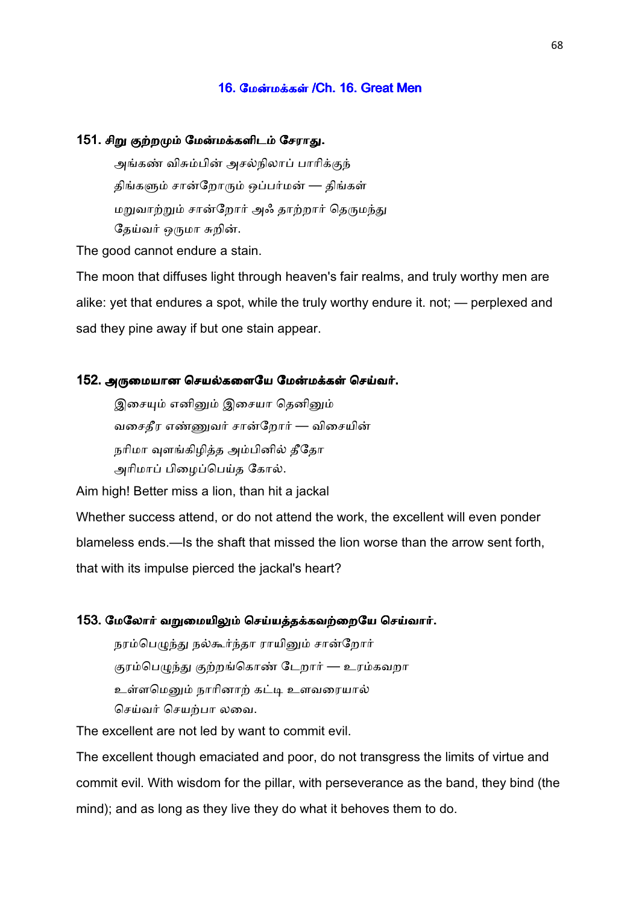## 16. மேன்மக்கள் /Ch. 16. Great Men

### 151. சிறு குற்றமும் மேன்மக்களிடம் சேராது.

அங்கண் விசும்பின் அகல்நிலாப் பாரிக்குந்
திங்களும் சான்றோரும் ஒப்பர்மன் — திங்கள்
மறுவாற்றும் சான்றோர் அஃ தாற்றார் தெருமந்து
தேய்வர் ஒருமா சுறின்.

The good cannot endure a stain.

The moon that diffuses light through heaven's fair realms, and truly worthy men are alike: yet that endures a spot, while the truly worthy endure it. not; — perplexed and sad they pine away if but one stain appear.

### 152. அருமையான செயல்களையே மேன்மக்கள் செய்வர்.

இசையும் எனினும் இசையா தெனினும்
வசைதீர எண்ணுவர் சான்றோர் — விசையின்
நரிமா வுளங்கிழித்த அம்பினில் தீதோ
அரிமாப் பிழைப்பெய்த கோல்.

Aim high! Better miss a lion, than hit a jackal

Whether success attend, or do not attend the work, the excellent will even ponder blameless ends.—Is the shaft that missed the lion worse than the arrow sent forth, that with its impulse pierced the jackal's heart?

### 153. மேலோர் வறுமையிலும் செய்யத்தக்கவற்றையே செய்வார்.

நரம்பெழுந்து நல்கூர்ந்தா ராயினும் சான்றோர்
குரம்பெழுந்து குற்றங்கொண் டேறார் — உரம்கவறா
உள்ளமெனும் நாரினாற் கட்டி உளவரையால்
செய்வர் செயற்பா லவை.

The excellent are not led by want to commit evil.

The excellent though emaciated and poor, do not transgress the limits of virtue and commit evil. With wisdom for the pillar, with perseverance as the band, they bind (the mind); and as long as they live they do what it behoves them to do.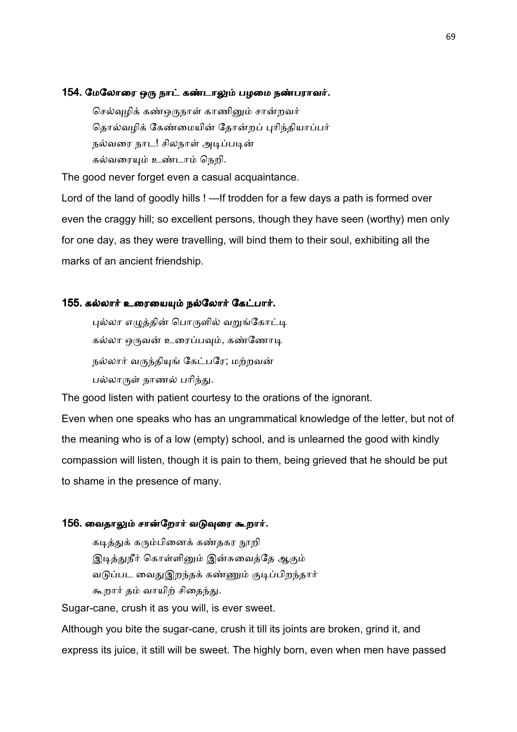### 154. மேலோரை ஒரு நாட் கண்டாலும் பழமை நண்பராவர்.

செல்வுழிக் கண்ஒருநாள் காணினும் சான்றவர்  
தொல்வழிக் கேண்மையின் தோன்றப் புரிந்தியாப்பர்  
நல்வரை நாட! சிலநாள் அடிப்படின்  
கல்வரையும் உண்டாம் நெறி.

The good never forget even a casual acquaintance.

Lord of the land of goodly hills ! —If trodden for a few days a path is formed over even the craggy hill; so excellent persons, though they have seen (worthy) men only for one day, as they were travelling, will bind them to their soul, exhibiting all the marks of an ancient friendship.

### 155. கல்லார் உரையையும் நல்லோர் கேட்பார்.

புல்லா எழுத்தின் பொருளில் வறுங்கோட்டி  
கல்லா ஒருவன் உரைப்பவும், கண்ணோடி  
நல்லார் வருந்தியுங் கேட்பரே; மற்றவன்  
பல்லாருள் நாணல் பரிந்து.

The good listen with patient courtesy to the orations of the ignorant.

Even when one speaks who has an ungrammatical knowledge of the letter, but not of the meaning who is of a low (empty) school, and is unlearned the good with kindly compassion will listen, though it is pain to them, being grieved that he should be put to shame in the presence of many.

### 156. வைதாலும் சான்றோர் வடுவுரை கூறார்.

கடித்துக் கரும்பினைக் கண்தகர நூறி  
இடித்துநீர் கொள்ளினும் இன்சுவைத்தே ஆகும்  
வடுப்பட வைதுஇறந்தக் கண்ணும் குடிப்பிறந்தார்  
கூறார் தம் வாயிற் சிதைந்து.

Sugar-cane, crush it as you will, is ever sweet.

Although you bite the sugar-cane, crush it till its joints are broken, grind it, and express its juice, it still will be sweet. The highly born, even when men have passed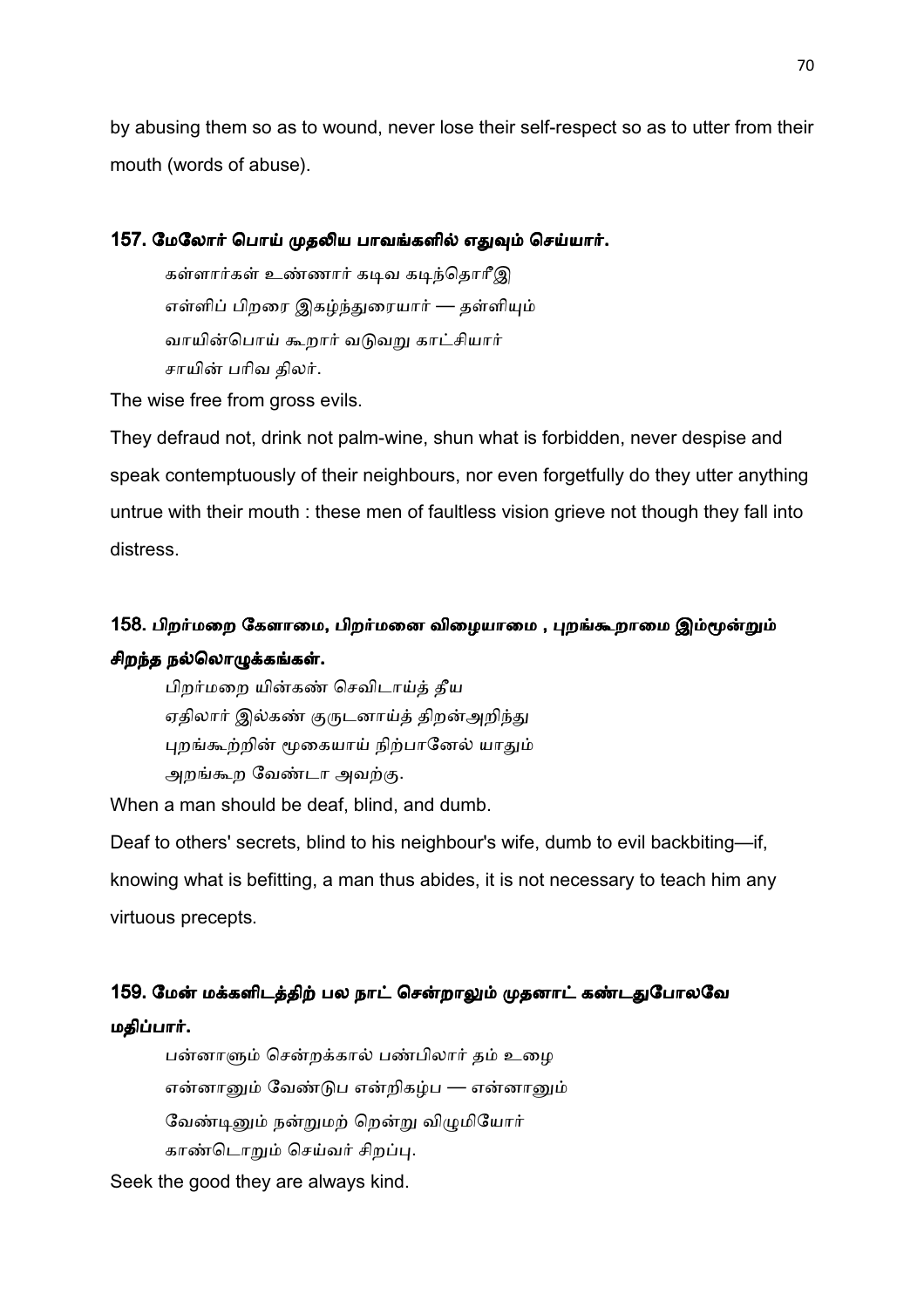by abusing them so as to wound, never lose their self-respect so as to utter from their mouth (words of abuse).

### 157. மேலோர் பொய் முதலிய பாவங்களில் எதுவும் செய்யார்.

கள்ளார்கள் உண்ணார் கடிவ கடிந்தொரீஇ
எள்ளிப் பிறரை இகழ்ந்துரையார் — தள்ளியும்
வாயின்பொய் கூறார் வடுவறு காட்சியார்
சாயின் பரிவ திலர்.

The wise free from gross evils.

They defraud not, drink not palm-wine, shun what is forbidden, never despise and speak contemptuously of their neighbours, nor even forgetfully do they utter anything untrue with their mouth : these men of faultless vision grieve not though they fall into distress.

### 158. பிறர்மறை கேளாமை, பிறர்மனை விழையாமை , புறங்கூறாமை இம்மூன்றும் சிறந்த நல்லொழுக்கங்கள்.

பிறர்மறை யின்கண் செவிடாய்த் தீய
ஏதிலார் இல்கண் குருடனாய்த் திறன்அறிந்து
புறங்கூற்றின் மூகையாய் நிற்பானேல் யாதும்
அறங்கூற வேண்டா அவற்கு.

When a man should be deaf, blind, and dumb.

Deaf to others' secrets, blind to his neighbour's wife, dumb to evil backbiting—if, knowing what is befitting, a man thus abides, it is not necessary to teach him any virtuous precepts.

### 159. மேன் மக்களிடத்திற் பல நாட் சென்றாலும் முதனாட் கண்டதுபோலவே மதிப்பார்.

பன்னாளும் சென்றக்கால் பண்பிலார் தம் உழை
என்னானும் வேண்டுப என்றிகழ்ப — என்னானும்
வேண்டினும் நன்றுமற் றென்று விழுமியோர்
காண்டொறும் செய்வர் சிறப்பு.

Seek the good they are always kind.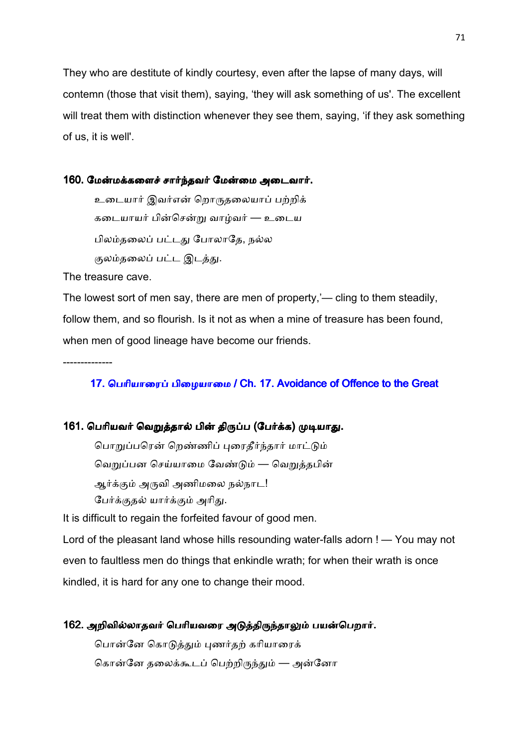They who are destitute of kindly courtesy, even after the lapse of many days, will contemn (those that visit them), saying, 'they will ask something of us'. The excellent will treat them with distinction whenever they see them, saying, 'if they ask something of us, it is well'.

### 160. மேன்மக்களைச் சார்ந்தவர் மேன்மை அடைவார்.

உடையார் இவர்என் றொருதலையாப் பற்றிக்
கடையாயர் பின்சென்று வாழ்வர் — உடைய
பிலம்தலைப் பட்டது போலாதே, நல்ல
குலம்தலைப் பட்ட இடத்து.

The treasure cave.

The lowest sort of men say, there are men of property,'— cling to them steadily, follow them, and so flourish. Is it not as when a mine of treasure has been found, when men of good lineage have become our friends.

--------------

## 17. பெரியாரைப் பிழையாமை / Ch. 17. Avoidance of Offence to the Great

### 161. பெரியவர் வெறுத்தால் பின் திருப்ப (பேர்க்க) முடியாது.

பொறுப்பரென் றெண்ணிப் புரைதீர்ந்தார் மாட்டும்
வெறுப்பன செய்யாமை வேண்டும் — வெறுத்தபின்
ஆர்க்கும் அருவி அணிமலை நல்நாட!
பேர்க்குதல் யார்க்கும் அரிது.

It is difficult to regain the forfeited favour of good men.

Lord of the pleasant land whose hills resounding water-falls adorn ! — You may not even to faultless men do things that enkindle wrath; for when their wrath is once kindled, it is hard for any one to change their mood.

### 162. அறிவில்லாதவர் பெரியவரை அடுத்திருந்தாலும் பயன்பெறார்.

பொன்னே கொடுத்தும் புணர்தற் கரியாரைக்
கொன்னே தலைக்கூடப் பெற்றிருந்தும் — அன்னோ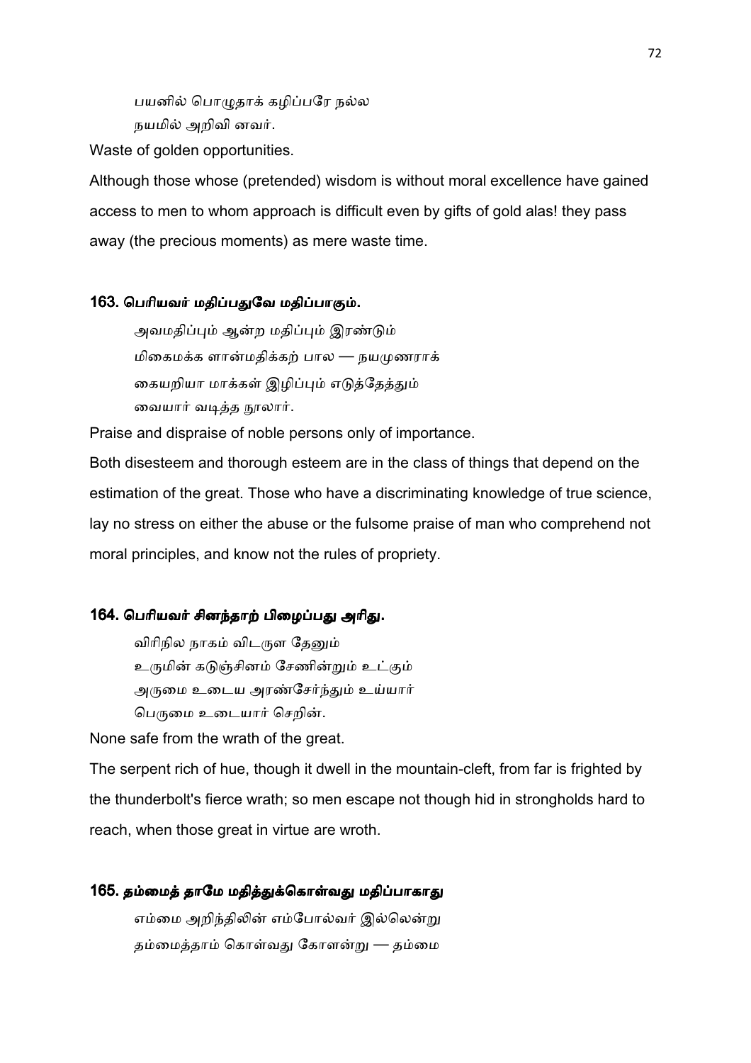பயனில் பொழுதாக் கழிப்பரே நல்ல
நயமில் அறிவி னவர்.

Waste of golden opportunities.

Although those whose (pretended) wisdom is without moral excellence have gained access to men to whom approach is difficult even by gifts of gold alas! they pass away (the precious moments) as mere waste time.

### 163. பெரியவர் மதிப்பதுவே மதிப்பாகும்.

அவமதிப்பும் ஆன்ற மதிப்பும் இரண்டும்
மிகைமக்க ளான்மதிக்கற் பால — நயமுணராக்
கையறியா மாக்கள் இழிப்பும் எடுத்தேத்தும்
வையார் வடித்த நூலார்.

Praise and dispraise of noble persons only of importance.

Both disesteem and thorough esteem are in the class of things that depend on the estimation of the great. Those who have a discriminating knowledge of true science, lay no stress on either the abuse or the fulsome praise of man who comprehend not moral principles, and know not the rules of propriety.

### 164. பெரியவர் சினந்தாற் பிழைப்பது அரிது.

விரிநில நாகம் விடருள தேனும்
உருமின் கடுஞ்சினம் சேணின்றும் உட்கும்
அருமை உடைய அரண்சேர்ந்தும் உய்யார்
பெருமை உடையார் செறின்.

None safe from the wrath of the great.

The serpent rich of hue, though it dwell in the mountain-cleft, from far is frighted by the thunderbolt's fierce wrath; so men escape not though hid in strongholds hard to reach, when those great in virtue are wroth.

### 165. தம்மைத் தாமே மதித்துக்கொள்வது மதிப்பாகாது

எம்மை அறிந்திலின் எம்போல்வர் இல்லென்று
தம்மைத்தாம் கொள்வது கோளன்று — தம்மை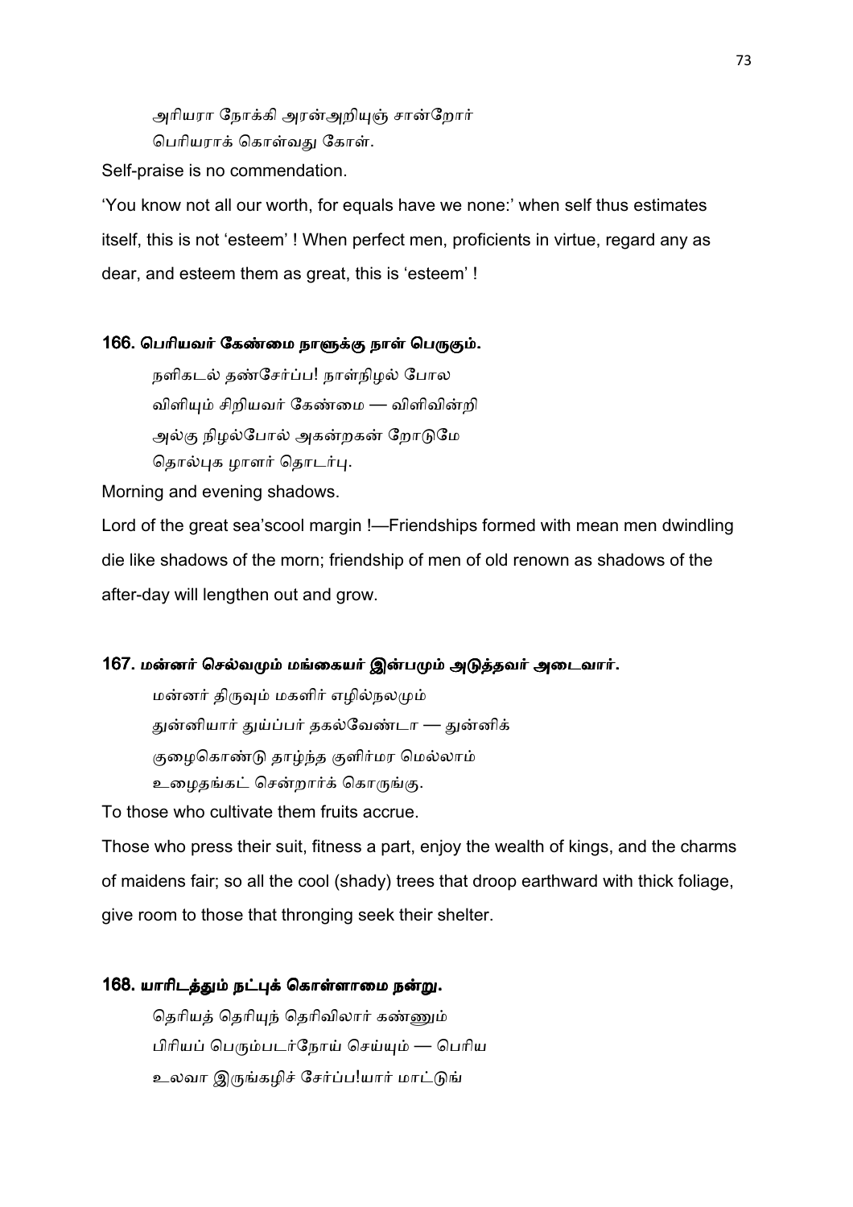அரியரா நோக்கி அரன்அறியுஞ் சான்றோர்
பெரியராக் கொள்வது கோள்.

Self-praise is no commendation.

'You know not all our worth, for equals have we none:' when self thus estimates itself, this is not 'esteem' ! When perfect men, proficients in virtue, regard any as dear, and esteem them as great, this is 'esteem' !

### 166. பெரியவர் கேண்மை நாளுக்கு நாள் பெருகும்.

நளிகடல் தண்சேர்ப்ப! நாள்நிழல் போல
விளியும் சிறியவர் கேண்மை — விளிவின்றி
அல்கு நிழல்போல் அகன்றகன் றோடுமே
தொல்புக ழாளர் தொடர்பு.

Morning and evening shadows.

Lord of the great sea'scool margin !—Friendships formed with mean men dwindling die like shadows of the morn; friendship of men of old renown as shadows of the after-day will lengthen out and grow.

### 167. மன்னர் செல்வமும் மங்கையர் இன்பமும் அடுத்தவர் அடைவார்.

மன்னர் திருவும் மகளிர் எழில்நலமும்
துன்னியார் துய்ப்பர் தகல்வேண்டா — துன்னிக்
குழைகொண்டு தாழ்ந்த குளிர்மர மெல்லாம்
உழைதங்கட் சென்றார்க் கொருங்கு.

To those who cultivate them fruits accrue.

Those who press their suit, fitness a part, enjoy the wealth of kings, and the charms of maidens fair; so all the cool (shady) trees that droop earthward with thick foliage, give room to those that thronging seek their shelter.

### 168. யாரிடத்தும் நட்புக் கொள்ளாமை நன்று.

தெரியத் தெரியுந் தெரிவிலார் கண்ணும்
பிரியப் பெரும்படர்நோய் செய்யும் — பெரிய
உலவா இருங்கழிச் சேர்ப்ப!யார் மாட்டுங்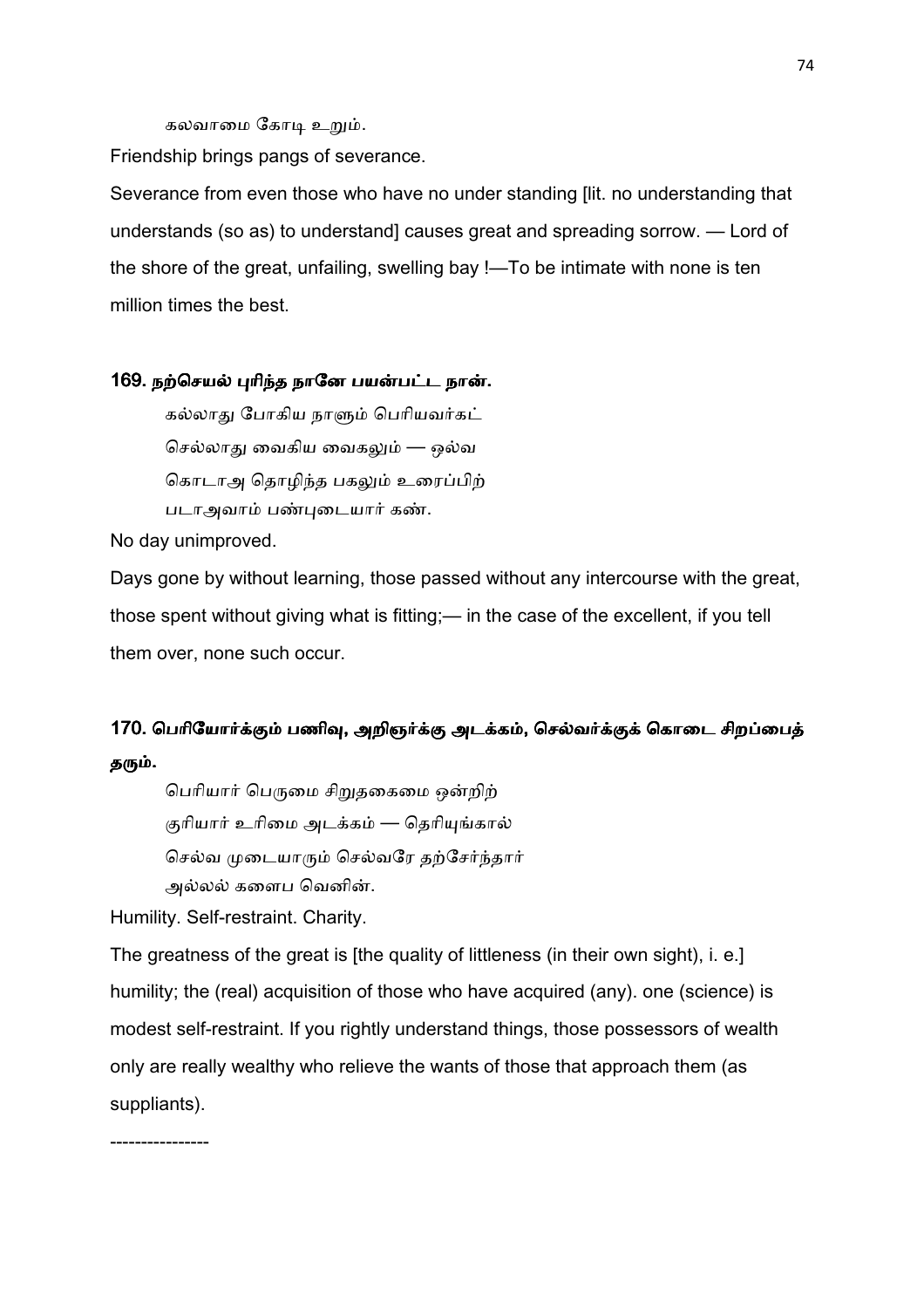கலவாமை கோடி உறும்.

Friendship brings pangs of severance.

Severance from even those who have no under standing [lit. no understanding that understands (so as) to understand] causes great and spreading sorrow. — Lord of the shore of the great, unfailing, swelling bay !—To be intimate with none is ten million times the best.

**169. நற்செயல் புரிந்த நாளே பயன்பட்ட நாள்.**

> கல்லாது போகிய நாளும் பெரியவர்கட்
> செல்லாது வைகிய வைகலும் — ஒல்வ
> கொடாஅ தொழிந்த பகலும் உரைப்பிற்
> படாஅவாம் பண்புடையார் கண்.

No day unimproved.

Days gone by without learning, those passed without any intercourse with the great, those spent without giving what is fitting;— in the case of the excellent, if you tell them over, none such occur.

**170. பெரியோர்க்கும் பணிவு, அறிஞர்க்கு அடக்கம், செல்வர்க்குக் கொடை சிறப்பைத் தரும்.**

> பெரியார் பெருமை சிறுதகைமை ஒன்றிற்
> குரியார் உரிமை அடக்கம் — தெரியுங்கால்
> செல்வ முடையாரும் செல்வரே தற்சேர்ந்தார்
> அல்லல் களைப வெனின்.

Humility. Self-restraint. Charity.

The greatness of the great is [the quality of littleness (in their own sight), i. e.] humility; the (real) acquisition of those who have acquired (any). one (science) is modest self-restraint. If you rightly understand things, those possessors of wealth only are really wealthy who relieve the wants of those that approach them (as suppliants).

----------------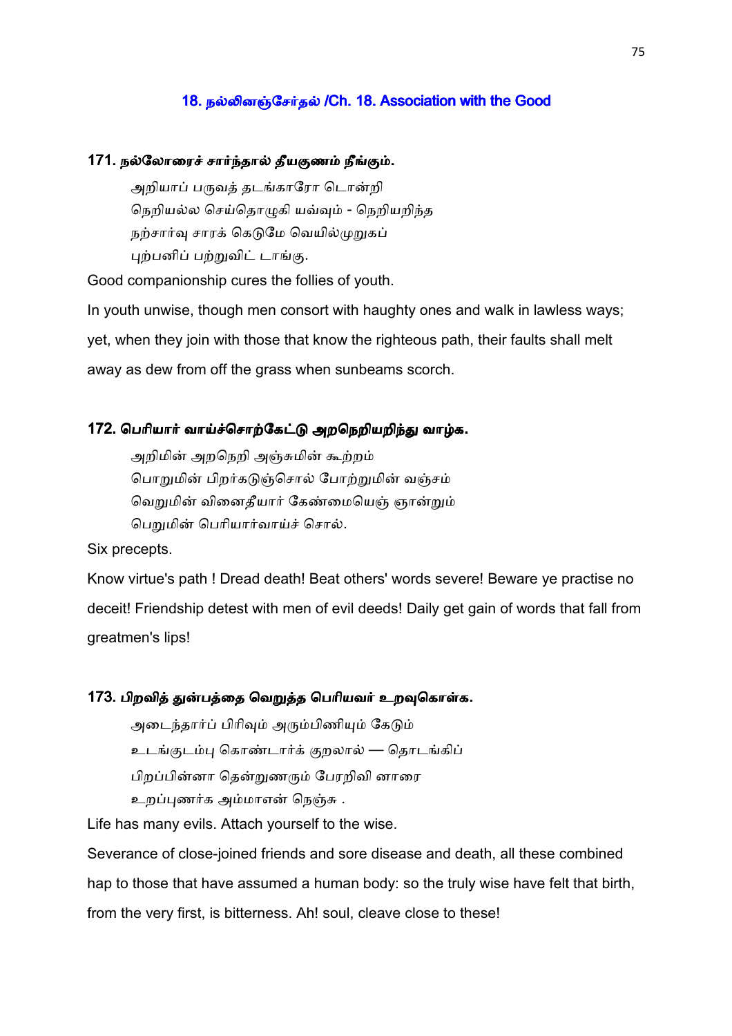## 18. நல்லினஞ்சேர்தல் /Ch. 18. Association with the Good

### 171. நல்லோரைச் சார்ந்தால் தீயகுணம் நீங்கும்.

அறியாப் பருவத் தடங்காரோ டொன்றி
நெறியல்ல செய்தொழுகி யவ்வும் - நெறியறிந்த
நற்சார்வு சாரக் கெடுமே வெயில்முறுகப்
புற்பனிப் பற்றுவிட் டாங்கு.

Good companionship cures the follies of youth.

In youth unwise, though men consort with haughty ones and walk in lawless ways; yet, when they join with those that know the righteous path, their faults shall melt away as dew from off the grass when sunbeams scorch.

### 172. பெரியார் வாய்ச்சொற்கேட்டு அறநெறியறிந்து வாழ்க.

அறிமின் அறநெறி அஞ்சுமின் கூற்றம்
பொறுமின் பிறர்கடுஞ்சொல் போற்றுமின் வஞ்சம்
வெறுமின் வினைதீயார் கேண்மையெஞ் ஞான்றும்
பெறுமின் பெரியார்வாய்ச் சொல்.

Six precepts.

Know virtue's path ! Dread death! Beat others' words severe! Beware ye practise no deceit! Friendship detest with men of evil deeds! Daily get gain of words that fall from greatmen's lips!

### 173. பிறவித் துன்பத்தை வெறுத்த பெரியவர் உறவுகொள்க.

அடைந்தார்ப் பிரிவும் அரும்பிணியும் கேடும்
உடங்குடம்பு கொண்டார்க் குறலால் — தொடங்கிப்
பிறப்பின்னா தென்றுணரும் பேரறிவி னாரை
உறப்புணர்க அம்மாஎன் நெஞ்சு .

Life has many evils. Attach yourself to the wise.

Severance of close-joined friends and sore disease and death, all these combined hap to those that have assumed a human body: so the truly wise have felt that birth, from the very first, is bitterness. Ah! soul, cleave close to these!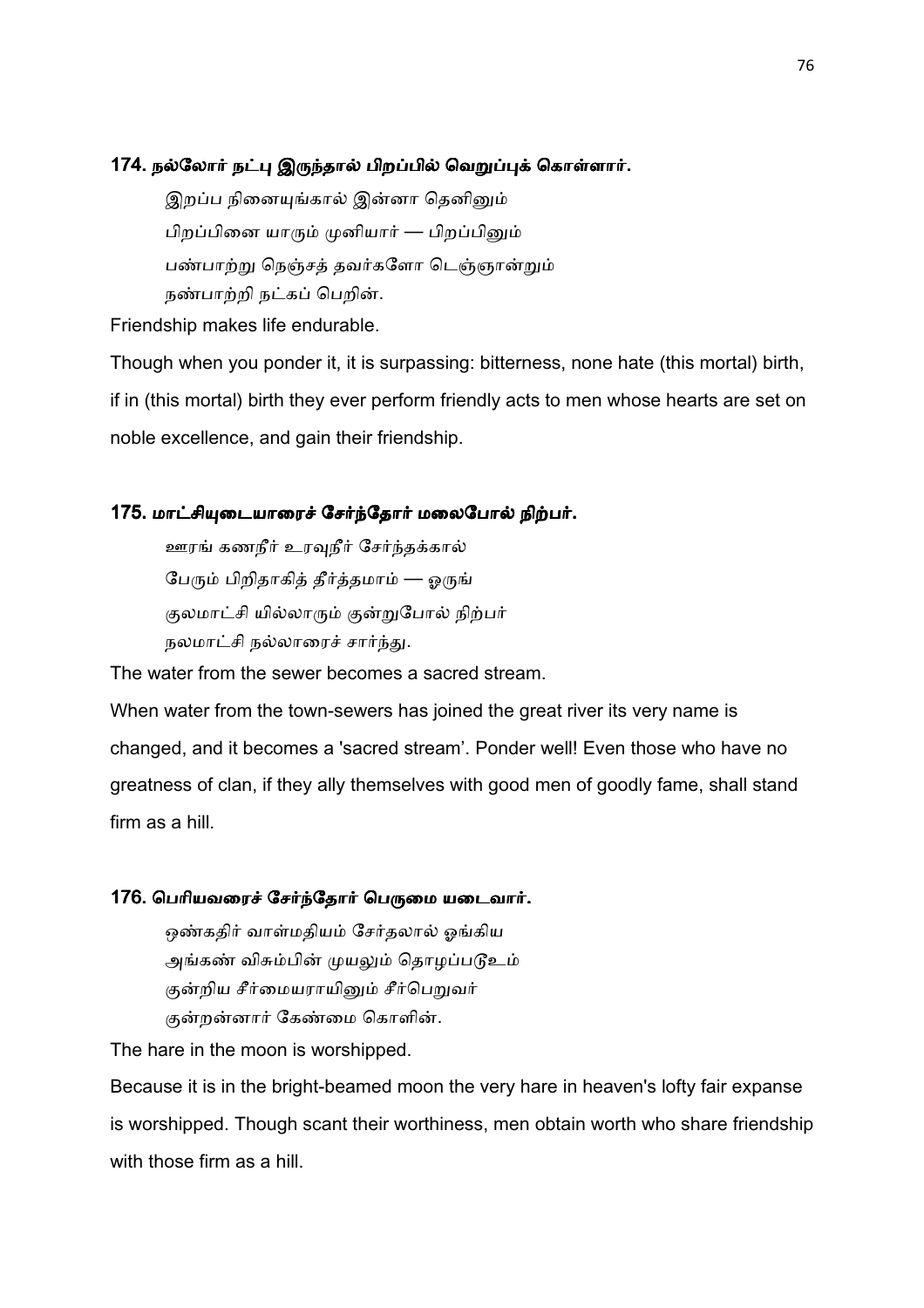### 174. நல்லோர் நட்பு இருந்தால் பிறப்பில் வெறுப்புக் கொள்ளார்.

இறப்ப நினையுங்கால் இன்னா தெனினும்
பிறப்பினை யாரும் முனியார் — பிறப்பினும்
பண்பாற்று நெஞ்சத் தவர்களோ டெஞ்ஞான்றும்
நண்பாற்றி நட்கப் பெறின்.

Friendship makes life endurable.

Though when you ponder it, it is surpassing: bitterness, none hate (this mortal) birth, if in (this mortal) birth they ever perform friendly acts to men whose hearts are set on noble excellence, and gain their friendship.

### 175. மாட்சியுடையாரைச் சேர்ந்தோர் மலைபோல் நிற்பர்.

ஊரங் கணநீர் உரவுநீர் சேர்ந்தக்கால்
பேரும் பிறிதாகித் தீர்த்தமாம் — ஓருங்
குலமாட்சி யில்லாரும் குன்றுபோல் நிற்பர்
நலமாட்சி நல்லாரைச் சார்ந்து.

The water from the sewer becomes a sacred stream.

When water from the town-sewers has joined the great river its very name is changed, and it becomes a 'sacred stream'. Ponder well! Even those who have no greatness of clan, if they ally themselves with good men of goodly fame, shall stand firm as a hill.

### 176. பெரியவரைச் சேர்ந்தோர் பெருமை யடைவார்.

ஒண்கதிர் வாள்மதியம் சேர்தலால் ஓங்கிய
அங்கண் விசும்பின் முயலும் தொழப்படூஉம்
குன்றிய சீர்மையராயினும் சீர்பெறுவர்
குன்றன்னார் கேண்மை கொளின்.

The hare in the moon is worshipped.

Because it is in the bright-beamed moon the very hare in heaven's lofty fair expanse is worshipped. Though scant their worthiness, men obtain worth who share friendship with those firm as a hill.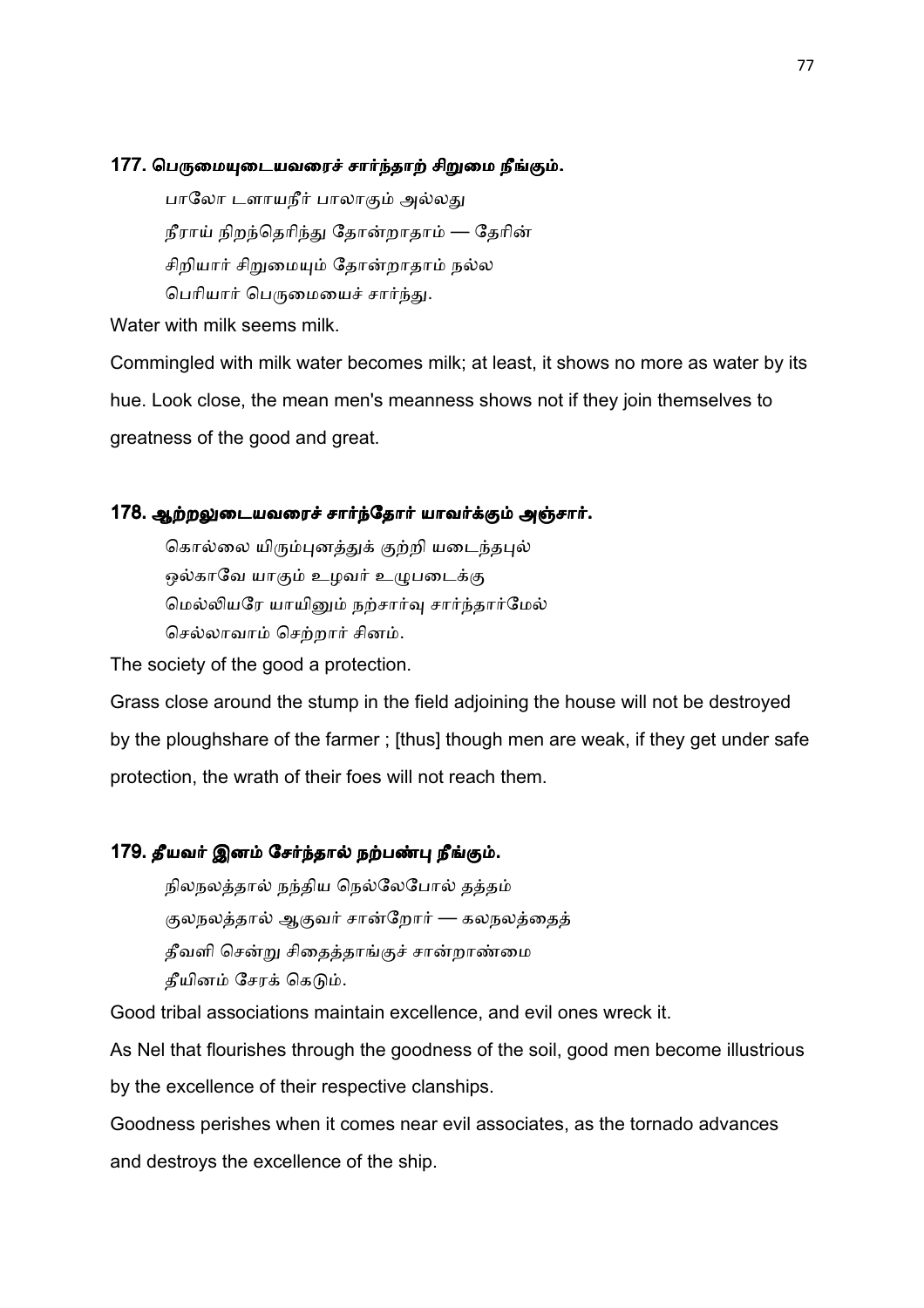### 177. பெருமையுடையவரைச் சார்ந்தாற் சிறுமை நீங்கும்.

பாலோ டளாயநீர் பாலாகும் அல்லது
நீராய் நிறந்தெரிந்து தோன்றாதாம் — தேரின்
சிறியார் சிறுமையும் தோன்றாதாம் நல்ல
பெரியார் பெருமையைச் சார்ந்து.

Water with milk seems milk.

Commingled with milk water becomes milk; at least, it shows no more as water by its hue. Look close, the mean men's meanness shows not if they join themselves to greatness of the good and great.

### 178. ஆற்றலுடையவரைச் சார்ந்தோர் யாவர்க்கும் அஞ்சார்.

கொல்லை யிரும்புனத்துக் குற்றி யடைந்தபுல்
ஒல்காவே யாகும் உழவர் உழுபடைக்கு
மெல்லியரே யாயினும் நற்சார்வு சார்ந்தார்மேல்
செல்லாவாம் செற்றார் சினம்.

The society of the good a protection.

Grass close around the stump in the field adjoining the house will not be destroyed by the ploughshare of the farmer ; [thus] though men are weak, if they get under safe protection, the wrath of their foes will not reach them.

### 179. தீயவர் இனம் சேர்ந்தால் நற்பண்பு நீங்கும்.

நிலநலத்தால் நந்திய நெல்லேபோல் தத்தம்
குலநலத்தால் ஆகுவர் சான்றோர் — கலநலத்தைத்
தீவளி சென்று சிதைத்தாங்குச் சான்றாண்மை
தீயினம் சேரக் கெடும்.

Good tribal associations maintain excellence, and evil ones wreck it.

As Nel that flourishes through the goodness of the soil, good men become illustrious by the excellence of their respective clanships.

Goodness perishes when it comes near evil associates, as the tornado advances and destroys the excellence of the ship.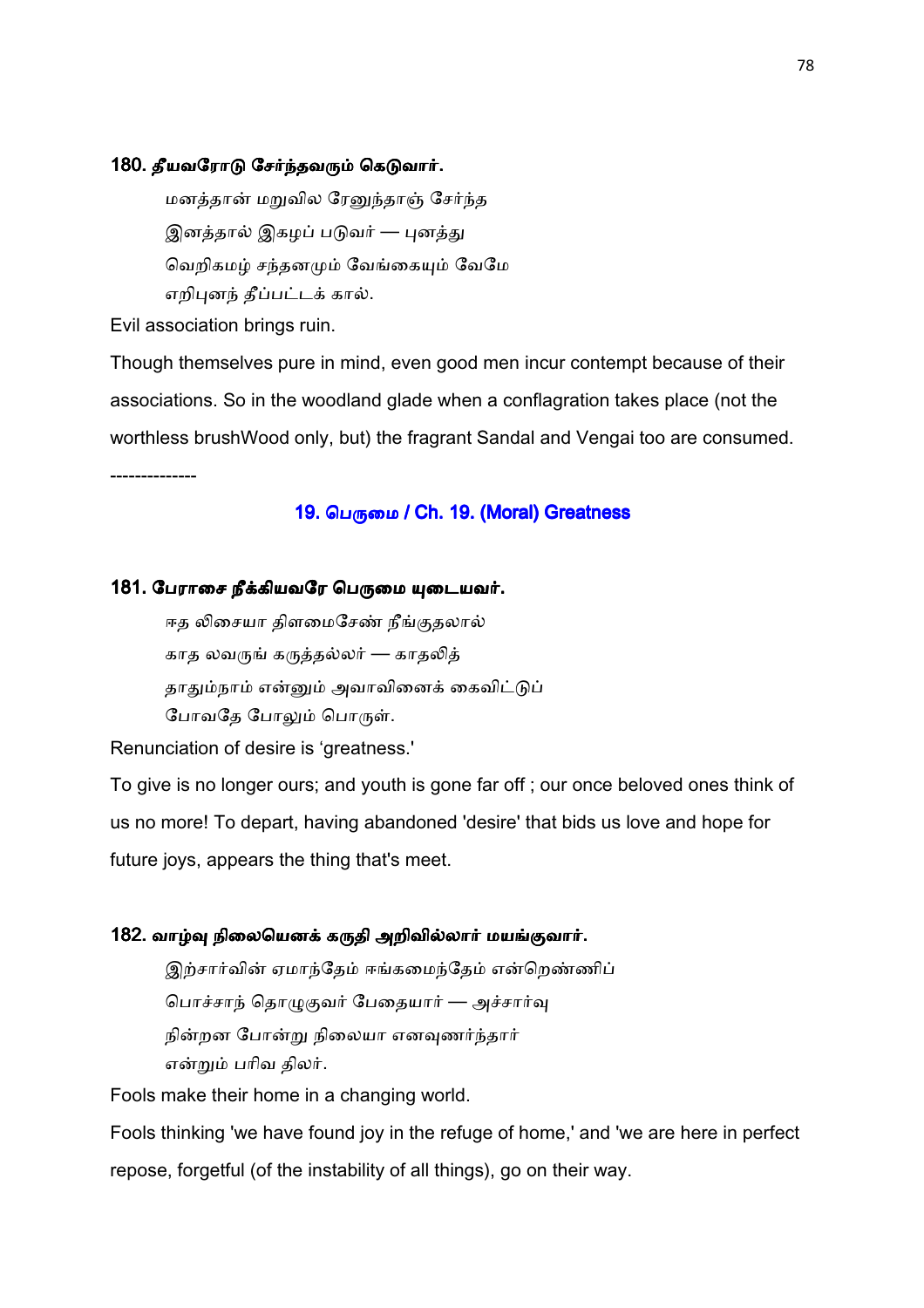### 180. தீயவரோடு சேர்ந்தவரும் கெடுவார்.

மனத்தான் மறுவில ரேனுந்தாஞ் சேர்ந்த
இனத்தால் இகழப் படுவர் — புனத்து
வெறிகமழ் சந்தனமும் வேங்கையும் வேமே
எறிபுனந் தீப்பட்டக் கால்.

Evil association brings ruin.

Though themselves pure in mind, even good men incur contempt because of their associations. So in the woodland glade when a conflagration takes place (not the worthless brushWood only, but) the fragrant Sandal and Vengai too are consumed.

--------------

## 19. பெருமை / Ch. 19. (Moral) Greatness

### 181. பேராசை நீக்கியவரே பெருமை யுடையவர்.

ஈத லிசையா திளமைசேண் நீங்குதலால்
காத லவரும் கருத்தல்லர் — காதலித்
தாதும்நாம் என்னும் அவாவினைக் கைவிட்டுப்
போவதே போலும் பொருள்.

Renunciation of desire is 'greatness.'

To give is no longer ours; and youth is gone far off ; our once beloved ones think of us no more! To depart, having abandoned 'desire' that bids us love and hope for future joys, appears the thing that's meet.

### 182. வாழ்வு நிலையெனக் கருதி அறிவில்லார் மயங்குவார்.

இற்சார்வின் ஏமாந்தேம் ஈங்கமைந்தேம் என்றெண்ணிப்
பொச்சாந் தொழுகுவர் பேதையார் — அச்சார்வு
நின்றன போன்று நிலையா எனவுணர்ந்தார்
என்றும் பரிவ திலர்.

Fools make their home in a changing world.

Fools thinking 'we have found joy in the refuge of home,' and 'we are here in perfect repose, forgetful (of the instability of all things), go on their way.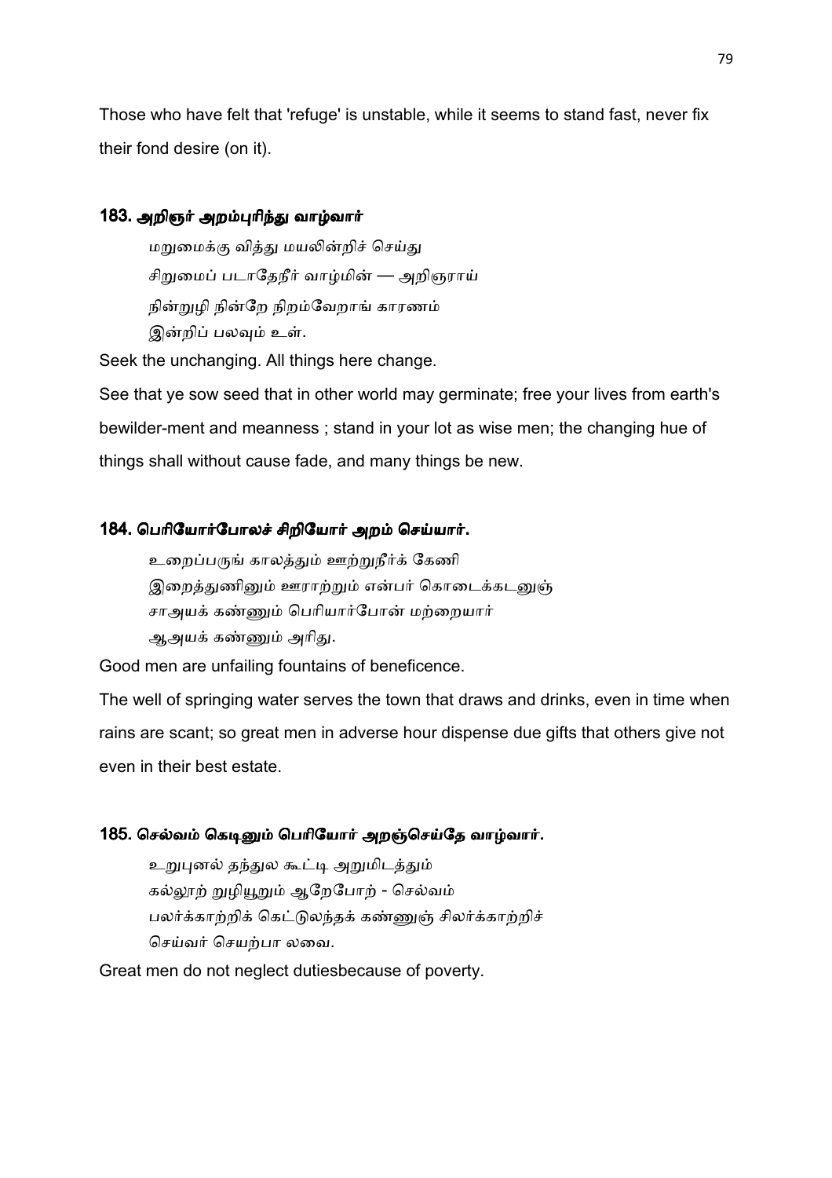Those who have felt that 'refuge' is unstable, while it seems to stand fast, never fix their fond desire (on it).

### 183. அறிஞர் அறம்புரிந்து வாழ்வார்

மறுமைக்கு வித்து மயலின்றிச் செய்து
சிறுமைப் படாதேநீர் வாழ்மின் — அறிஞராய்
நின்றுழி நின்றே நிறம்வேறாங் காரணம்
இன்றிப் பலவும் உள்.

Seek the unchanging. All things here change.

See that ye sow seed that in other world may germinate; free your lives from earth's bewilder-ment and meanness ; stand in your lot as wise men; the changing hue of things shall without cause fade, and many things be new.

### 184. பெரியோர்போலச் சிறியோர் அறம் செய்யார்.

உறைப்பருங் காலத்தும் ஊற்றுநீர்க் கேணி
இறைத்துணினும் ஊராற்றும் என்பர் கொடைக்கடனுஞ்
சாஅயக் கண்ணும் பெரியார்போன் மற்றையார்
ஆஅயக் கண்ணும் அரிது.

Good men are unfailing fountains of beneficence.

The well of springing water serves the town that draws and drinks, even in time when rains are scant; so great men in adverse hour dispense due gifts that others give not even in their best estate.

### 185. செல்வம் கெடினும் பெரியோர் அறஞ்செய்தே வாழ்வார்.

உறுபுனல் தந்துல கூட்டி அறுமிடத்தும்
கல்லூற் றுழியூறும் ஆறேபோற் - செல்வம்
பலர்க்காற்றிக் கெட்டுலந்தக் கண்ணுஞ் சிலர்க்காற்றிச்
செய்வர் செயற்பா லவை.

Great men do not neglect dutiesbecause of poverty.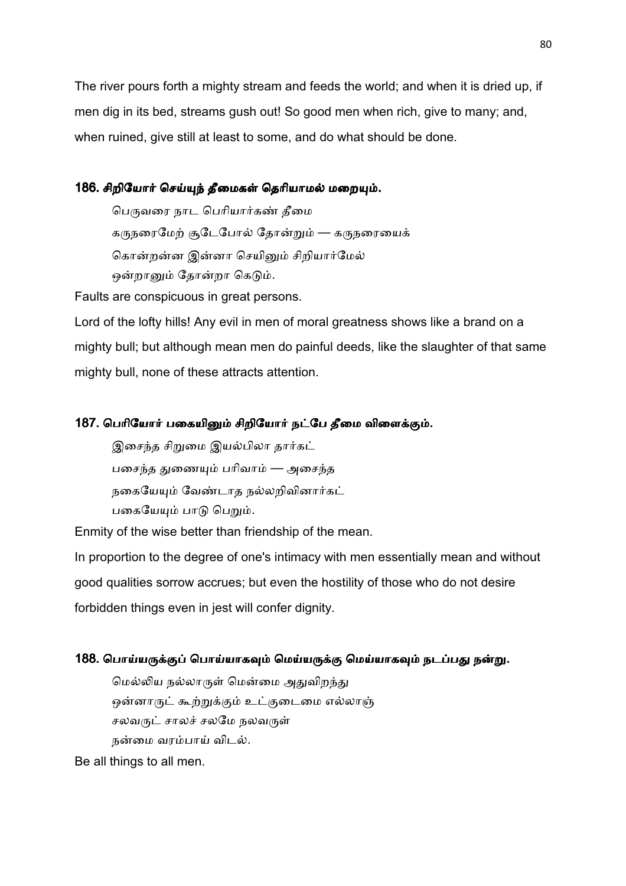The river pours forth a mighty stream and feeds the world; and when it is dried up, if men dig in its bed, streams gush out! So good men when rich, give to many; and, when ruined, give still at least to some, and do what should be done.

### 186. சிறியோர் செய்யுந் தீமைகள் தெரியாமல் மறையும்.

பெருவரை நாட பெரியார்கண் தீமை
கருநரைமேற் சூடேபோல் தோன்றும் — கருநரையைக்
கொன்றன்ன இன்னா செயினும் சிறியார்மேல்
ஒன்றானும் தோன்றா கெடும்.

Faults are conspicuous in great persons.

Lord of the lofty hills! Any evil in men of moral greatness shows like a brand on a mighty bull; but although mean men do painful deeds, like the slaughter of that same mighty bull, none of these attracts attention.

### 187. பெரியோர் பகையினும் சிறியோர் நட்பே தீமை விளைக்கும்.

இசைந்த சிறுமை இயல்பிலா தார்கட்
பசைந்த துணையும் பரிவாம் — அசைந்த
நகையேயும் வேண்டாத நல்லறிவினார்கட்
பகையேயும் பாடு பெறும்.

Enmity of the wise better than friendship of the mean.

In proportion to the degree of one's intimacy with men essentially mean and without good qualities sorrow accrues; but even the hostility of those who do not desire forbidden things even in jest will confer dignity.

### 188. பொய்யருக்குப் பொய்யாகவும் மெய்யருக்கு மெய்யாகவும் நடப்பது நன்று.

மெல்லிய நல்லாருள் மென்மை அதுவிறந்து
ஒன்னாருட் கூற்றுக்கும் உட்குடைமை எல்லாஞ்
சலவருட் சாலச் சலமே நலவருள்
நன்மை வரம்பாய் விடல்.

Be all things to all men.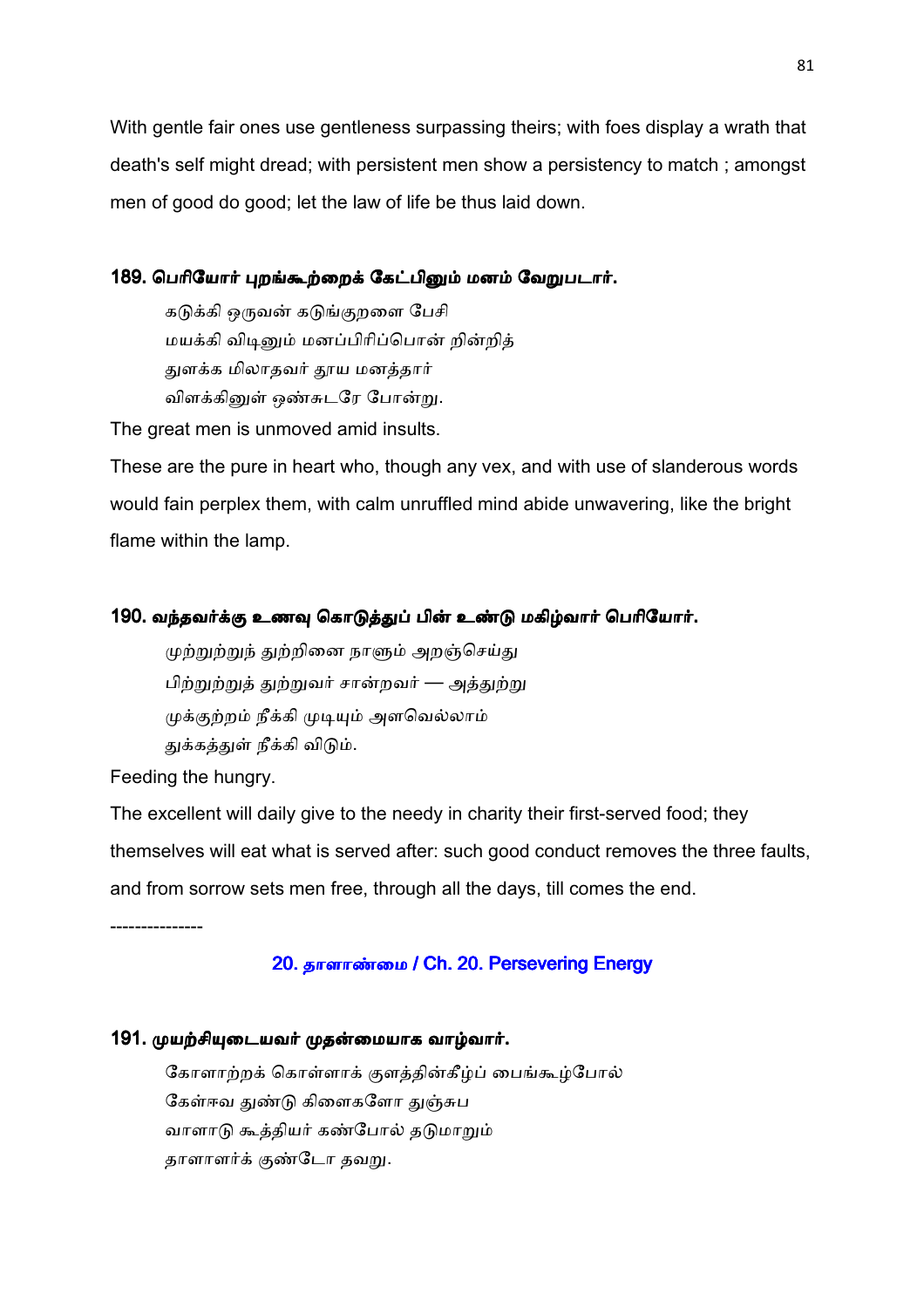With gentle fair ones use gentleness surpassing theirs; with foes display a wrath that death's self might dread; with persistent men show a persistency to match ; amongst men of good do good; let the law of life be thus laid down.

### 189. பெரியோர் புறங்கூற்றைக் கேட்பினும் மனம் வேறுபடார்.

கடுக்கி ஒருவன் கடுங்குறளை பேசி
மயக்கி விடினும் மனப்பிரிப்பொன் றின்றித்
துளக்க மிலாதவர் தூய மனத்தார்
விளக்கினுள் ஒண்சுடரே போன்று.

The great men is unmoved amid insults.

These are the pure in heart who, though any vex, and with use of slanderous words would fain perplex them, with calm unruffled mind abide unwavering, like the bright flame within the lamp.

### 190. வந்தவர்க்கு உணவு கொடுத்துப் பின் உண்டு மகிழ்வார் பெரியோர்.

முற்றுற்றுந் துற்றினை நாளும் அறஞ்செய்து
பிற்றுற்றுத் துற்றுவர் சான்றவர் — அத்துற்று
முக்குற்றம் நீக்கி முடியும் அளவெல்லாம்
துக்கத்துள் நீக்கி விடும்.

Feeding the hungry.

The excellent will daily give to the needy in charity their first-served food; they themselves will eat what is served after: such good conduct removes the three faults, and from sorrow sets men free, through all the days, till comes the end.

---------------

## 20. தாளாண்மை / Ch. 20. Persevering Energy

### 191. முயற்சியுடையவர் முதன்மையாக வாழ்வார்.

கோளாற்றக் கொள்ளாக் குளத்தின்கீழ்ப் பைங்கூழ்போல்
கேள்ஈவ துண்டு கிளைகளோ துஞ்சுப
வாளாடு கூத்தியர் கண்போல் தடுமாறும்
தாளாளர்க் குண்டோ தவறு.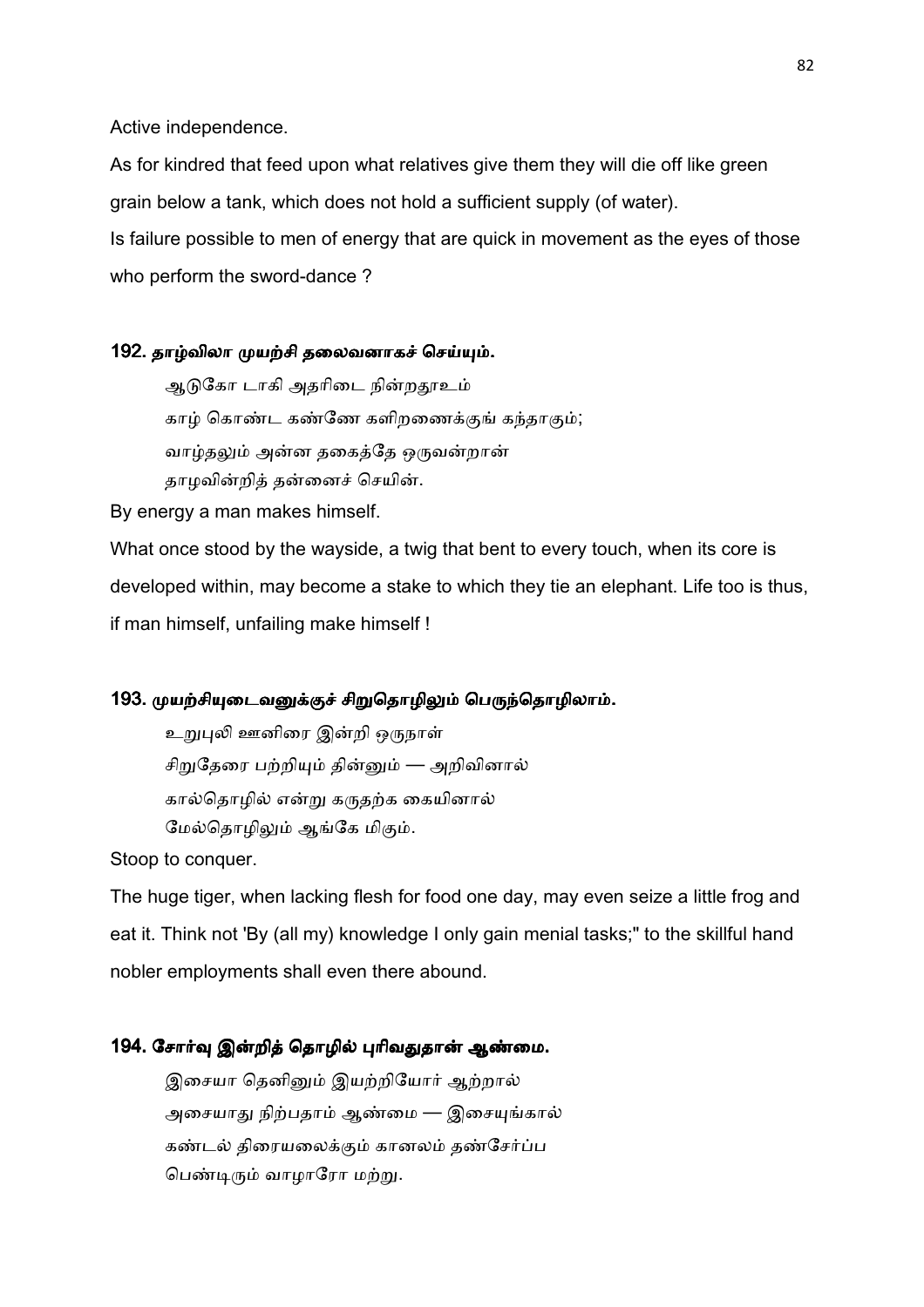Active independence.

As for kindred that feed upon what relatives give them they will die off like green grain below a tank, which does not hold a sufficient supply (of water).

Is failure possible to men of energy that are quick in movement as the eyes of those who perform the sword-dance ?

### 192. தாழ்விலா முயற்சி தலைவனாகச் செய்யும்.

ஆடுகோ டாகி அதரிடை நின்றதூஉம்
காழ் கொண்ட கண்ணே களிறணைக்குங் கந்தாகும்;
வாழ்தலும் அன்ன தகைத்தே ஒருவன்றான்
தாழவின்றித் தன்னைச் செயின்.

By energy a man makes himself.

What once stood by the wayside, a twig that bent to every touch, when its core is developed within, may become a stake to which they tie an elephant. Life too is thus, if man himself, unfailing make himself !

### 193. முயற்சியுடைவனுக்குச் சிறுதொழிலும் பெருந்தொழிலாம்.

உறுபுலி ஊனிரை இன்றி ஒருநாள்
சிறுதேரை பற்றியும் தின்னும் — அறிவினால்
கால்தொழில் என்று கருதற்க கையினால்
மேல்தொழிலும் ஆங்கே மிகும்.

Stoop to conquer.

The huge tiger, when lacking flesh for food one day, may even seize a little frog and eat it. Think not 'By (all my) knowledge I only gain menial tasks;" to the skillful hand nobler employments shall even there abound.

### 194. சோர்வு இன்றித் தொழில் புரிவதுதான் ஆண்மை.

இசையா தெனினும் இயற்றியோர் ஆற்றால்
அசையாது நிற்பதாம் ஆண்மை — இசையுங்கால்
கண்டல் திரையலைக்கும் கானலம் தண்சேர்ப்ப
பெண்டிரும் வாழாரோ மற்று.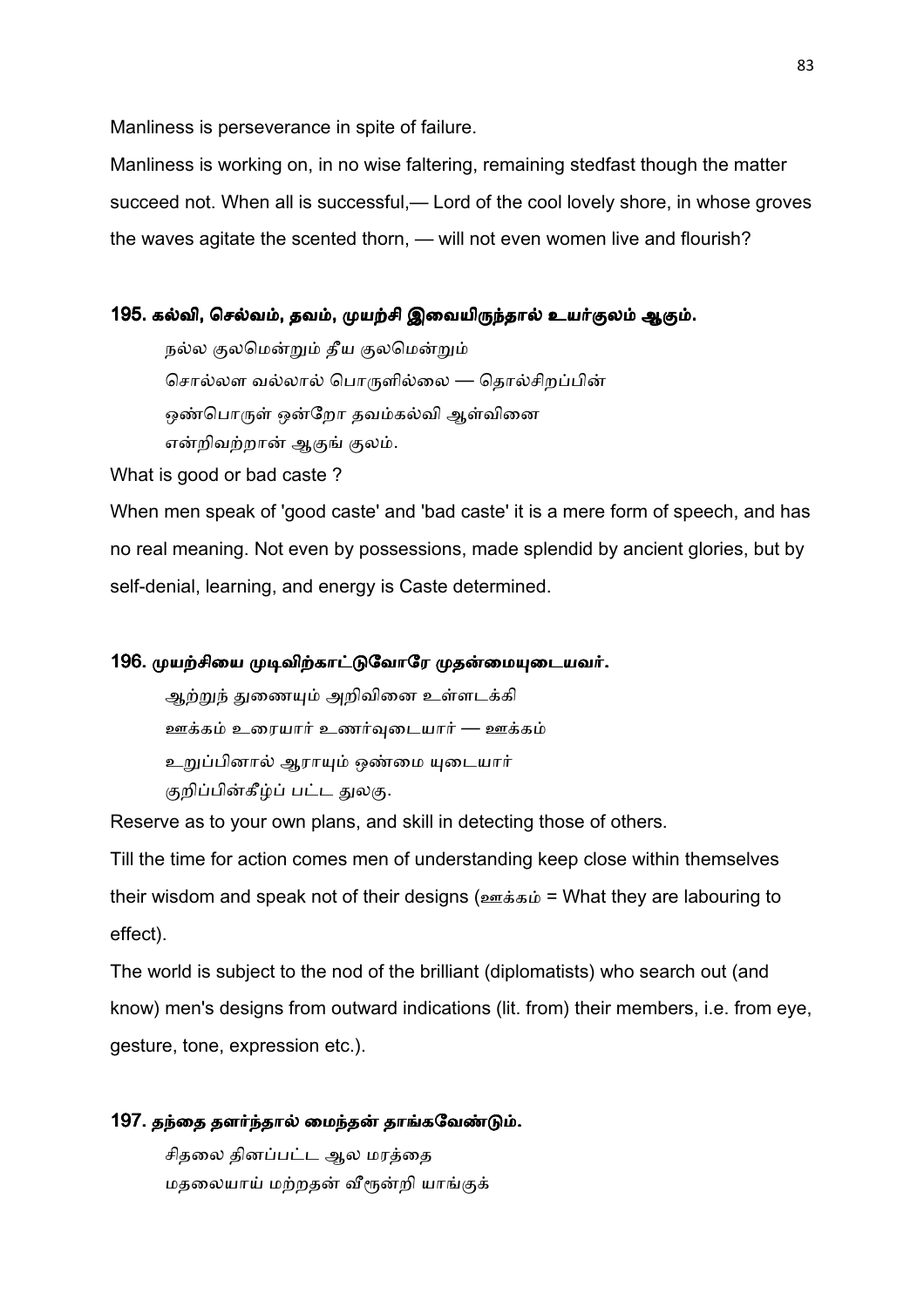Manliness is perseverance in spite of failure.

Manliness is working on, in no wise faltering, remaining stedfast though the matter succeed not. When all is successful,— Lord of the cool lovely shore, in whose groves the waves agitate the scented thorn, — will not even women live and flourish?

### 195. கல்வி, செல்வம், தவம், முயற்சி இவையிருந்தால் உயர்குலம் ஆகும்.

நல்ல குலமென்றும் தீய குலமென்றும்
சொல்லள வல்லால் பொருளில்லை — தொல்சிறப்பின்
ஒண்பொருள் ஒன்றோ தவம்கல்வி ஆள்வினை
என்றிவற்றான் ஆகுங் குலம்.

What is good or bad caste ?

When men speak of 'good caste' and 'bad caste' it is a mere form of speech, and has no real meaning. Not even by possessions, made splendid by ancient glories, but by self-denial, learning, and energy is Caste determined.

### 196. முயற்சியை முடிவிற்காட்டுவோரே முதன்மையுடையவர்.

ஆற்றுந் துணையும் அறிவினை உள்ளடக்கி
ஊக்கம் உரையார் உணர்வுடையார் — ஊக்கம்
உறுப்பினால் ஆராயும் ஒண்மை யுடையார்
குறிப்பின்கீழ்ப் பட்ட துலகு.

Reserve as to your own plans, and skill in detecting those of others.

Till the time for action comes men of understanding keep close within themselves their wisdom and speak not of their designs (ஊக்கம் = What they are labouring to effect).

The world is subject to the nod of the brilliant (diplomatists) who search out (and know) men's designs from outward indications (lit. from) their members, i.e. from eye, gesture, tone, expression etc.).

### 197. தந்தை தளர்ந்தால் மைந்தன் தாங்கவேண்டும்.

சிதலை தினப்பட்ட ஆல மரத்தை
மதலையாய் மற்றதன் வீழூன்றி யாங்குக்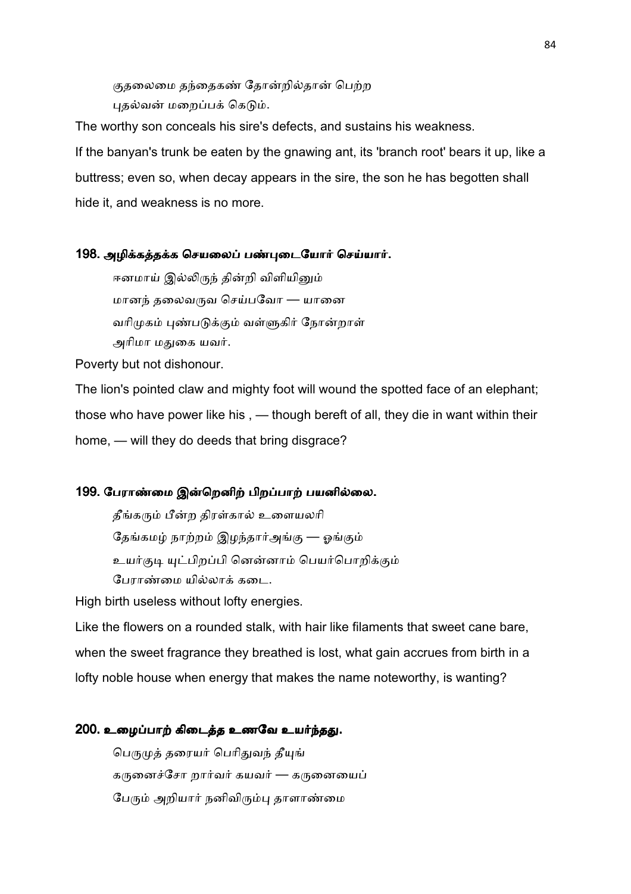குதலைமை தந்தைகண் தோன்றில்தான் பெற்ற
புதல்வன் மறைப்பக் கெடும்.

The worthy son conceals his sire's defects, and sustains his weakness.

If the banyan's trunk be eaten by the gnawing ant, its 'branch root' bears it up, like a buttress; even so, when decay appears in the sire, the son he has begotten shall hide it, and weakness is no more.

### 198. அழிக்கத்தக்க செயலைப் பண்புடையோர் செய்யார்.

ஈனமாய் இல்லிருந் தின்றி விளியினும்
மானந் தலைவருவ செய்பவோ — யானை
வரிமுகம் புண்படுக்கும் வள்ளுகிர் நோன்றாள்
அரிமா மதுகை யவர்.

Poverty but not dishonour.

The lion's pointed claw and mighty foot will wound the spotted face of an elephant; those who have power like his , — though bereft of all, they die in want within their home, — will they do deeds that bring disgrace?

### 199. பேராண்மை இன்றெனிற் பிறப்பாற் பயனில்லை.

தீங்கரும் பீன்ற திரள்கால் உளையலரி
தேங்கமழ் நாற்றம் இழந்தாஅங்கு — ஓங்கும்
உயர்குடி யுட்பிறப்பி னென்னாம் பெயர்பொறிக்கும்
பேராண்மை யில்லாக் கடை.

High birth useless without lofty energies.

Like the flowers on a rounded stalk, with hair like filaments that sweet cane bare, when the sweet fragrance they breathed is lost, what gain accrues from birth in a lofty noble house when energy that makes the name noteworthy, is wanting?

### 200. உழைப்பாற் கிடைத்த உணவே உயர்ந்தது.

பெருமுத் தரையர் பெரிதுவந் தீயுங்
கருனைச்சோ றார்வர் கயவர் — கருனையைப்
பேரும் அறியார் நனிவிரும்பு தாளாண்மை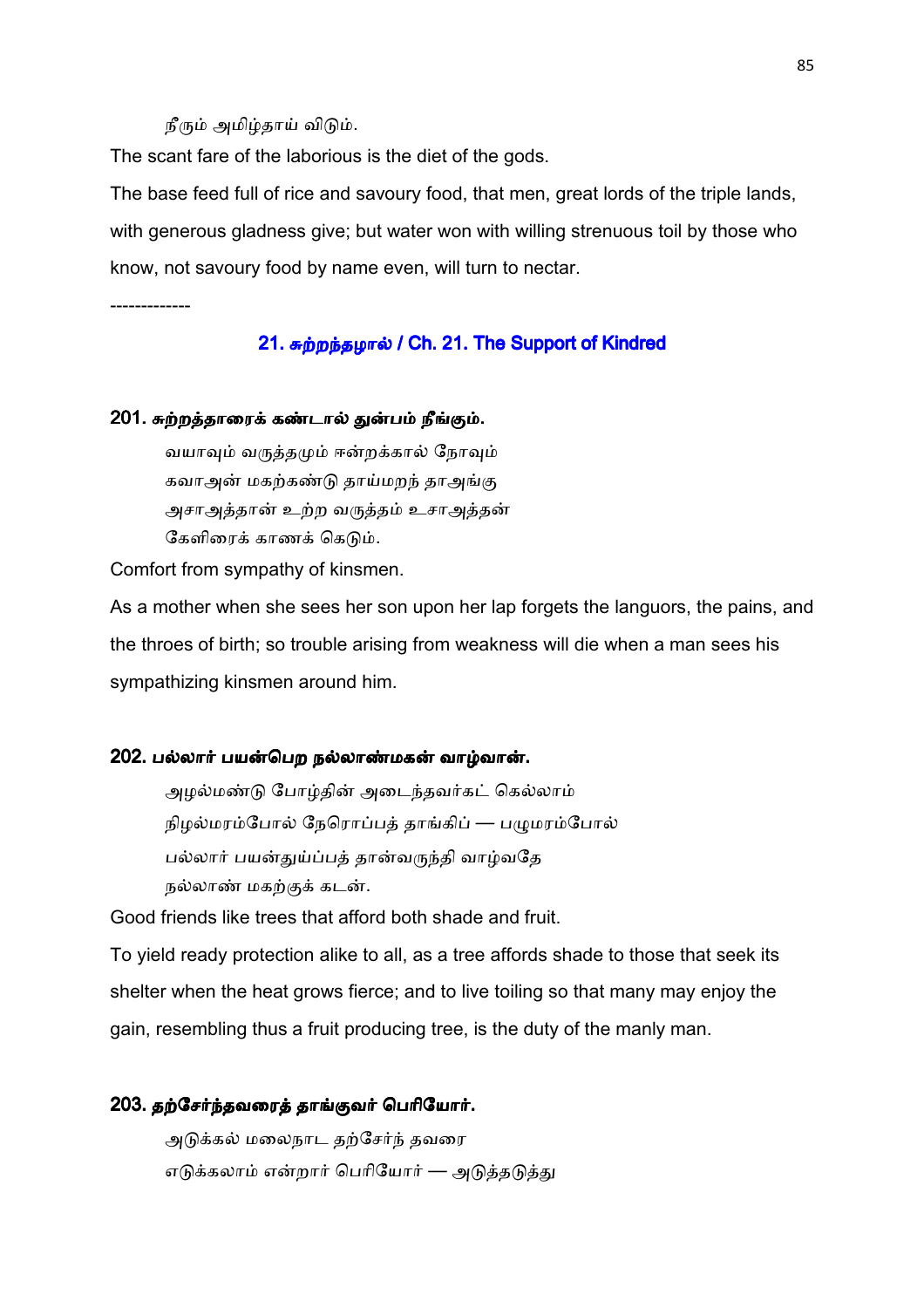நீரும் அமிழ்தாய் விடும்.

The scant fare of the laborious is the diet of the gods.

The base feed full of rice and savoury food, that men, great lords of the triple lands, with generous gladness give; but water won with willing strenuous toil by those who know, not savoury food by name even, will turn to nectar.

-------------

## 21. சுற்றந்தழால் / Ch. 21. The Support of Kindred

### 201. சுற்றத்தாரைக் கண்டால் துன்பம் நீங்கும்.

வயாவும் வருத்தமும் ஈன்றக்கால் நோவும்
கவாஅன் மகற்கண்டு தாய்மறந் தாஅங்கு
அசாஅத்தான் உற்ற வருத்தம் உசாஅத்தன்
கேளிரைக் காணக் கெடும்.

Comfort from sympathy of kinsmen.

As a mother when she sees her son upon her lap forgets the languors, the pains, and the throes of birth; so trouble arising from weakness will die when a man sees his sympathizing kinsmen around him.

### 202. பல்லார் பயன்பெற நல்லாண்மகன் வாழ்வான்.

அழல்மண்டு போழ்தின் அடைந்தவர்கட் கெல்லாம்
நிழல்மரம்போல் நேரொப்பத் தாங்கிப் — பழுமரம்போல்
பல்லார் பயன்துய்ப்பத் தான்வருந்தி வாழ்வதே
நல்லாண் மகற்குக் கடன்.

Good friends like trees that afford both shade and fruit.

To yield ready protection alike to all, as a tree affords shade to those that seek its shelter when the heat grows fierce; and to live toiling so that many may enjoy the gain, resembling thus a fruit producing tree, is the duty of the manly man.

### 203. தற்சேர்ந்தவரைத் தாங்குவர் பெரியோர்.

அடுக்கல் மலைநாட தற்சேர்ந் தவரை
எடுக்கலாம் என்றார் பெரியோர் — அடுத்தடுத்து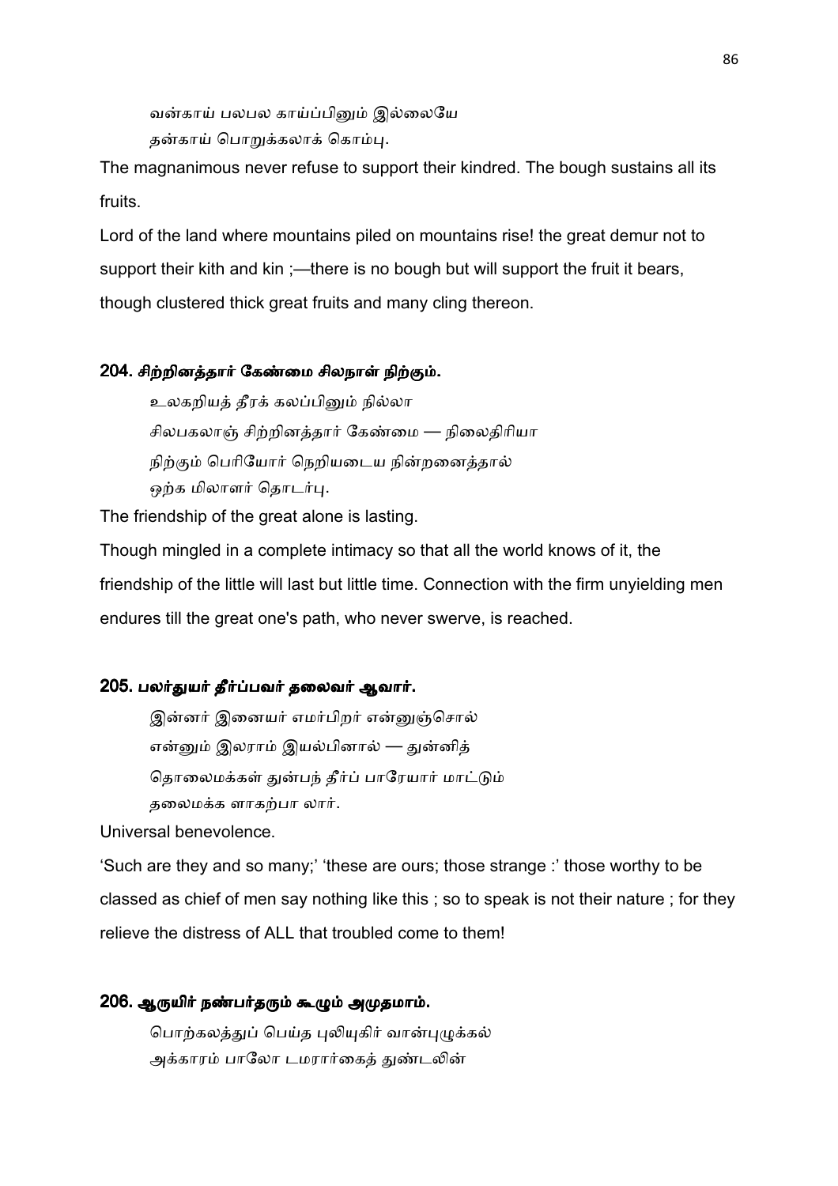வன்காய் பலபல காய்ப்பினும் இல்லையே
தன்காய் பொறுக்கலாக் கொம்பு.

The magnanimous never refuse to support their kindred. The bough sustains all its fruits.

Lord of the land where mountains piled on mountains rise! the great demur not to support their kith and kin ;—there is no bough but will support the fruit it bears, though clustered thick great fruits and many cling thereon.

### 204. சிற்றினத்தார் கேண்மை சிலநாள் நிற்கும்.

உலகறியத் தீரக் கலப்பினும் நில்லா
சிலபகலாஞ் சிற்றினத்தார் கேண்மை — நிலைதிரியா
நிற்கும் பெரியோர் நெறியடைய நின்றனைத்தால்
ஒற்க மிலாளர் தொடர்பு.

The friendship of the great alone is lasting.

Though mingled in a complete intimacy so that all the world knows of it, the friendship of the little will last but little time. Connection with the firm unyielding men endures till the great one's path, who never swerve, is reached.

### 205. பலர்துயர் தீர்ப்பவர் தலைவர் ஆவார்.

இன்னர் இனையர் எமர்பிறர் என்னுஞ்சொல்
என்னும் இலராம் இயல்பினால் — துன்னித்
தொலைமக்கள் துன்பந் தீர்ப் பாரேயார் மாட்டும்
தலைமக்க ளாகற்பா லார்.

Universal benevolence.

'Such are they and so many;' 'these are ours; those strange :' those worthy to be classed as chief of men say nothing like this ; so to speak is not their nature ; for they relieve the distress of ALL that troubled come to them!

### 206. ஆருயிர் நண்பர்தரும் கூழும் அமுதமாம்.

பொற்கலத்துப் பெய்த புலியுகிர் வான்புழுக்கல்
அக்காரம் பாலோ டமரார்கைத் துண்டலின்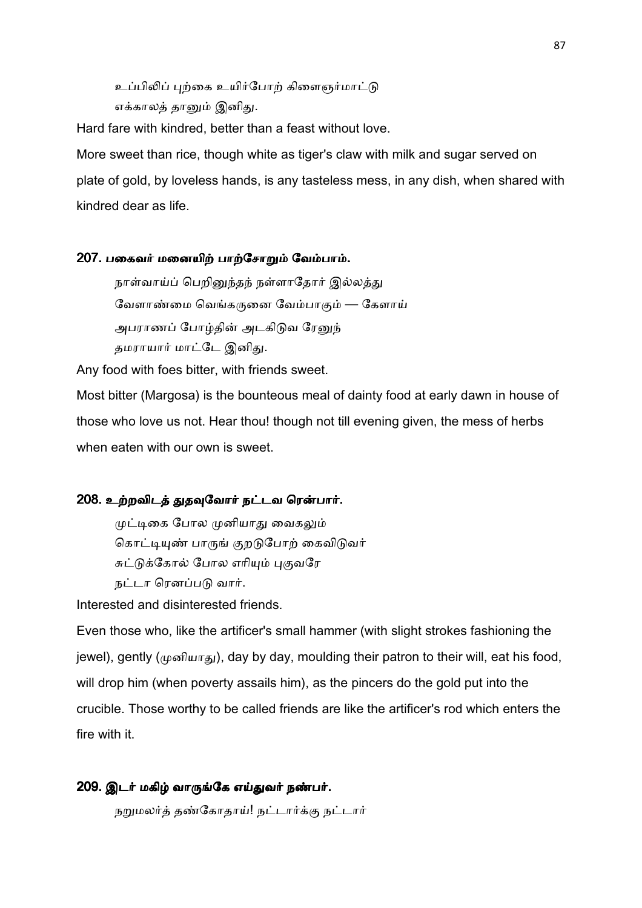உப்பிலிப் புற்கை உயிர்போற் கிளைஞர்மாட்டு
எக்காலத் தானும் இனிது.

Hard fare with kindred, better than a feast without love.

More sweet than rice, though white as tiger's claw with milk and sugar served on plate of gold, by loveless hands, is any tasteless mess, in any dish, when shared with kindred dear as life.

### 207. பகைவர் மனையிற் பாற்சோறும் வேம்பாம்.

நாள்வாய்ப் பெறினுந்தந் நள்ளாதோர் இல்லத்து
வேளாண்மை வெங்கருனை வேம்பாகும் — கேளாய்
அபராணப் போழ்தின் அடகிடுவ ரேனுந்
தமராயார் மாட்டே இனிது.

Any food with foes bitter, with friends sweet.

Most bitter (Margosa) is the bounteous meal of dainty food at early dawn in house of those who love us not. Hear thou! though not till evening given, the mess of herbs when eaten with our own is sweet.

### 208. உற்றவிடத் துதவுவோர் நட்டவ ரென்பார்.

முட்டிகை போல முனியாது வைகலும்
கொட்டியுண் பாருங் குறடுபோற் கைவிடுவர்
சுட்டுக்கோல் போல எரியும் புகுவரே
நட்டா ரெனப்படு வார்.

Interested and disinterested friends.

Even those who, like the artificer's small hammer (with slight strokes fashioning the jewel), gently (முனியாது), day by day, moulding their patron to their will, eat his food, will drop him (when poverty assails him), as the pincers do the gold put into the crucible. Those worthy to be called friends are like the artificer's rod which enters the fire with it.

### 209. இடர் மகிழ் வாருங்கே எய்துவர் நண்பர்.

நறுமலர்த் தண்கோதாய்! நட்டார்க்கு நட்டார்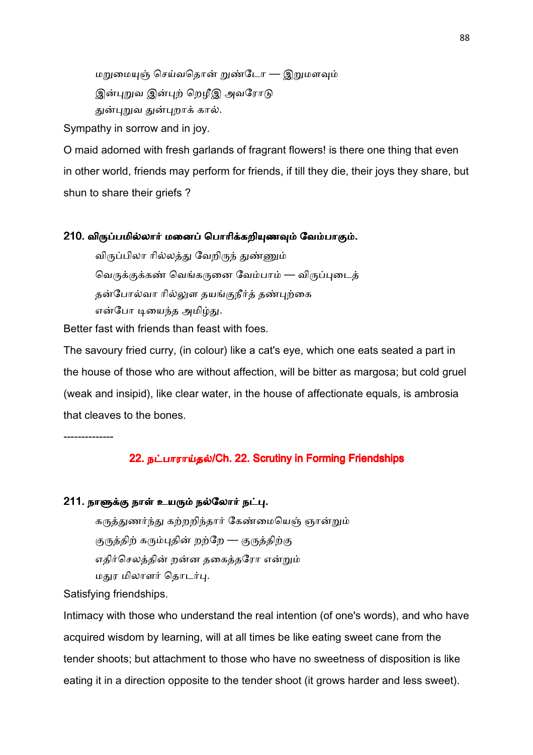மறுமையுஞ் செய்வதொன் றுண்டோ — இறுமளவும்
இன்புறுவ இன்புற் றெழீஇ அவரோடு
துன்புறுவ துன்புறாக் கால்.

Sympathy in sorrow and in joy.

O maid adorned with fresh garlands of fragrant flowers! is there one thing that even in other world, friends may perform for friends, if till they die, their joys they share, but shun to share their griefs ?

### 210. விருப்பமில்லார் மனைப் பொரிக்கறியுணவும் வேம்பாகும்.

விருப்பிலா ரில்லத்து வேறிருந் துண்ணும்
வெருக்குக்கண் வெங்கருனை வேம்பாம் — விருப்புடைத்
தன்போல்வா ரில்லுள தயங்குநீர்த் தண்புற்கை
என்போ டியைந்த அமிழ்து.

Better fast with friends than feast with foes.

The savoury fried curry, (in colour) like a cat's eye, which one eats seated a part in the house of those who are without affection, will be bitter as margosa; but cold gruel (weak and insipid), like clear water, in the house of affectionate equals, is ambrosia that cleaves to the bones.

--------------

## 22. நட்பாராய்தல்/Ch. 22. Scrutiny in Forming Friendships

### 211. நாளுக்கு நாள் உயரும் நல்லோர் நட்பு.

கருத்துணர்ந்து கற்றறிந்தார் கேண்மையெஞ் ஞான்றும்
குருத்திற் கரும்புதின் றற்றே — குருத்திற்கு
எதிர்செலத்தின் றன்ன தகைத்தரோ என்றும்
மதுர மிலாளர் தொடர்பு.

Satisfying friendships.

Intimacy with those who understand the real intention (of one's words), and who have acquired wisdom by learning, will at all times be like eating sweet cane from the tender shoots; but attachment to those who have no sweetness of disposition is like eating it in a direction opposite to the tender shoot (it grows harder and less sweet).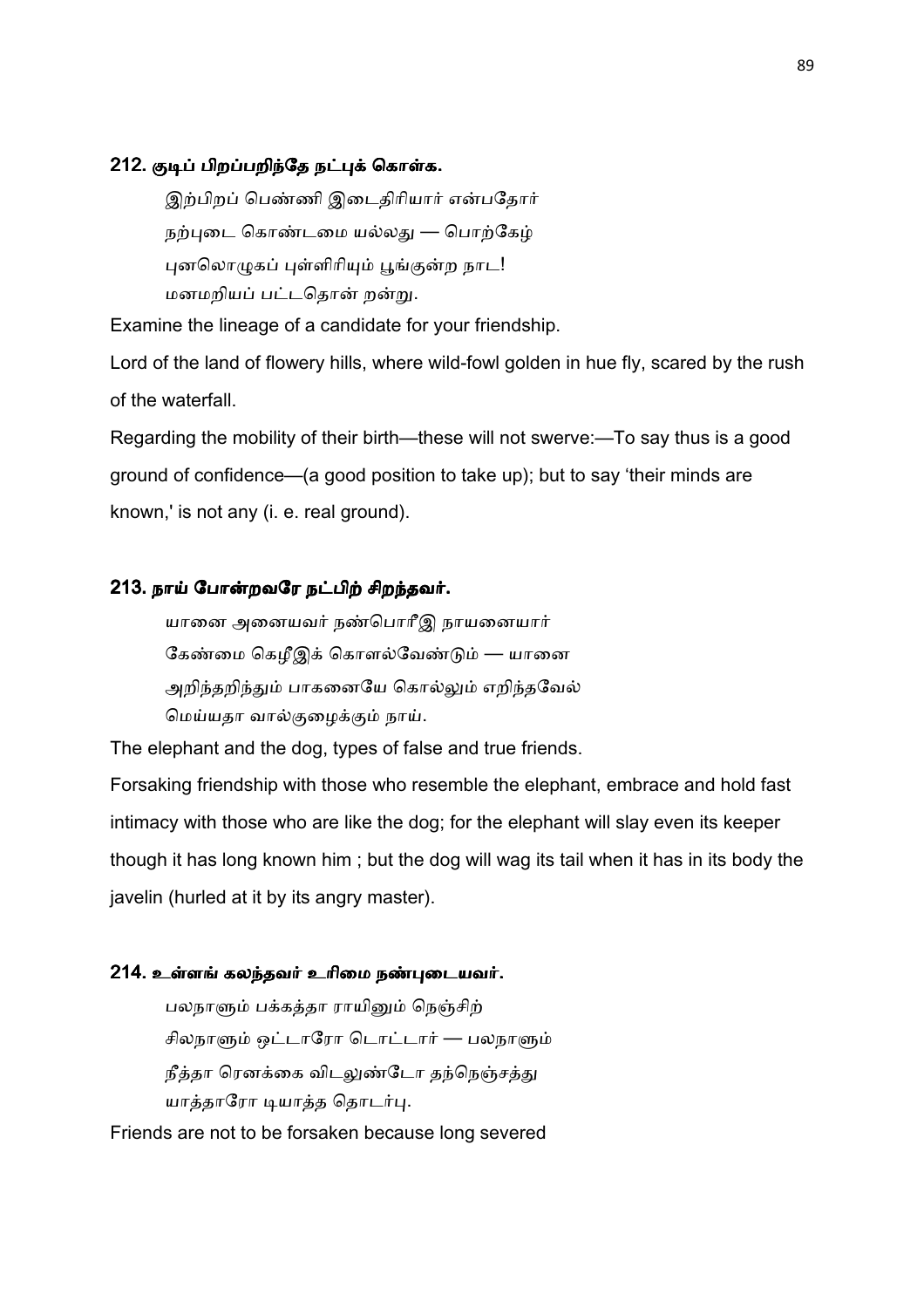### 212. குடிப் பிறப்பறிந்தே நட்புக் கொள்க.

இற்பிறப் பெண்ணி இடைதிரியார் என்பதோர்
நற்புடை கொண்டமை யல்லது — பொற்கேழ்
புனலொழுகப் புள்ளிரியும் பூங்குன்ற நாட!
மனமறியப் பட்டதொன் றன்று.

Examine the lineage of a candidate for your friendship.

Lord of the land of flowery hills, where wild-fowl golden in hue fly, scared by the rush of the waterfall.

Regarding the mobility of their birth—these will not swerve:—To say thus is a good ground of confidence—(a good position to take up); but to say 'their minds are known,' is not any (i. e. real ground).

### 213. நாய் போன்றவரே நட்பிற் சிறந்தவர்.

யானை அனையவர் நண்பொரீஇ நாயனையார்
கேண்மை கெழீஇக் கொளல்வேண்டும் — யானை
அறிந்தறிந்தும் பாகனையே கொல்லும் எறிந்தவேல்
மெய்யதா வால்குழைக்கும் நாய்.

The elephant and the dog, types of false and true friends.

Forsaking friendship with those who resemble the elephant, embrace and hold fast intimacy with those who are like the dog; for the elephant will slay even its keeper though it has long known him ; but the dog will wag its tail when it has in its body the javelin (hurled at it by its angry master).

### 214. உள்ளங் கலந்தவர் உரிமை நண்புடையவர்.

பலநாளும் பக்கத்தா ராயினும் நெஞ்சிற்
சிலநாளும் ஒட்டாரோ டொட்டார் — பலநாளும்
நீத்தா ரெனக்கை விடலுண்டோ தந்நெஞ்சத்து
யாத்தாரோ டியாத்த தொடர்பு.

Friends are not to be forsaken because long severed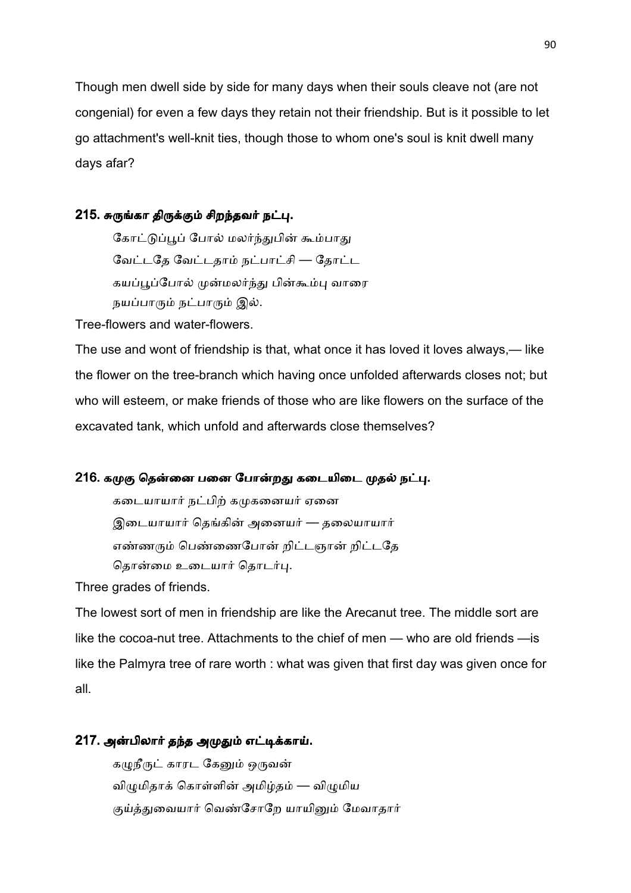Though men dwell side by side for many days when their souls cleave not (are not congenial) for even a few days they retain not their friendship. But is it possible to let go attachment's well-knit ties, though those to whom one's soul is knit dwell many days afar?

### 215. சுருங்கா திருக்கும் சிறந்தவர் நட்பு.

கோட்டுப்பூப் போல் மலர்ந்துபின் கூம்பாது
வேட்டதே வேட்டதாம் நட்பாட்சி — தோட்ட
கயப்பூப்போல் முன்மலர்ந்து பின்கூம்பு வாரை
நயப்பாரும் நட்பாரும் இல்.

Tree-flowers and water-flowers.

The use and wont of friendship is that, what once it has loved it loves always,— like the flower on the tree-branch which having once unfolded afterwards closes not; but who will esteem, or make friends of those who are like flowers on the surface of the excavated tank, which unfold and afterwards close themselves?

### 216. கமுகு தென்னை பனை போன்றது கடையிடை முதல் நட்பு.

கடையாயார் நட்பிற் கமுகனையர் ஏனை
இடையாயார் தெங்கின் அனையர் — தலையாயார்
எண்ணரும் பெண்ணைபோன் றிட்டஞான் றிட்டதே
தொன்மை உடையார் தொடர்பு.

Three grades of friends.

The lowest sort of men in friendship are like the Arecanut tree. The middle sort are like the cocoa-nut tree. Attachments to the chief of men — who are old friends —is like the Palmyra tree of rare worth : what was given that first day was given once for all.

### 217. அன்பிலார் தந்த அமுதும் எட்டிக்காய்.

கழுநீருட் காரட கேனும் ஒருவன்
விழுமிதாக் கொள்ளின் அமிழ்தம் — விழுமிய
குய்த்துவையார் வெண்சோறே யாயினும் மேவாதார்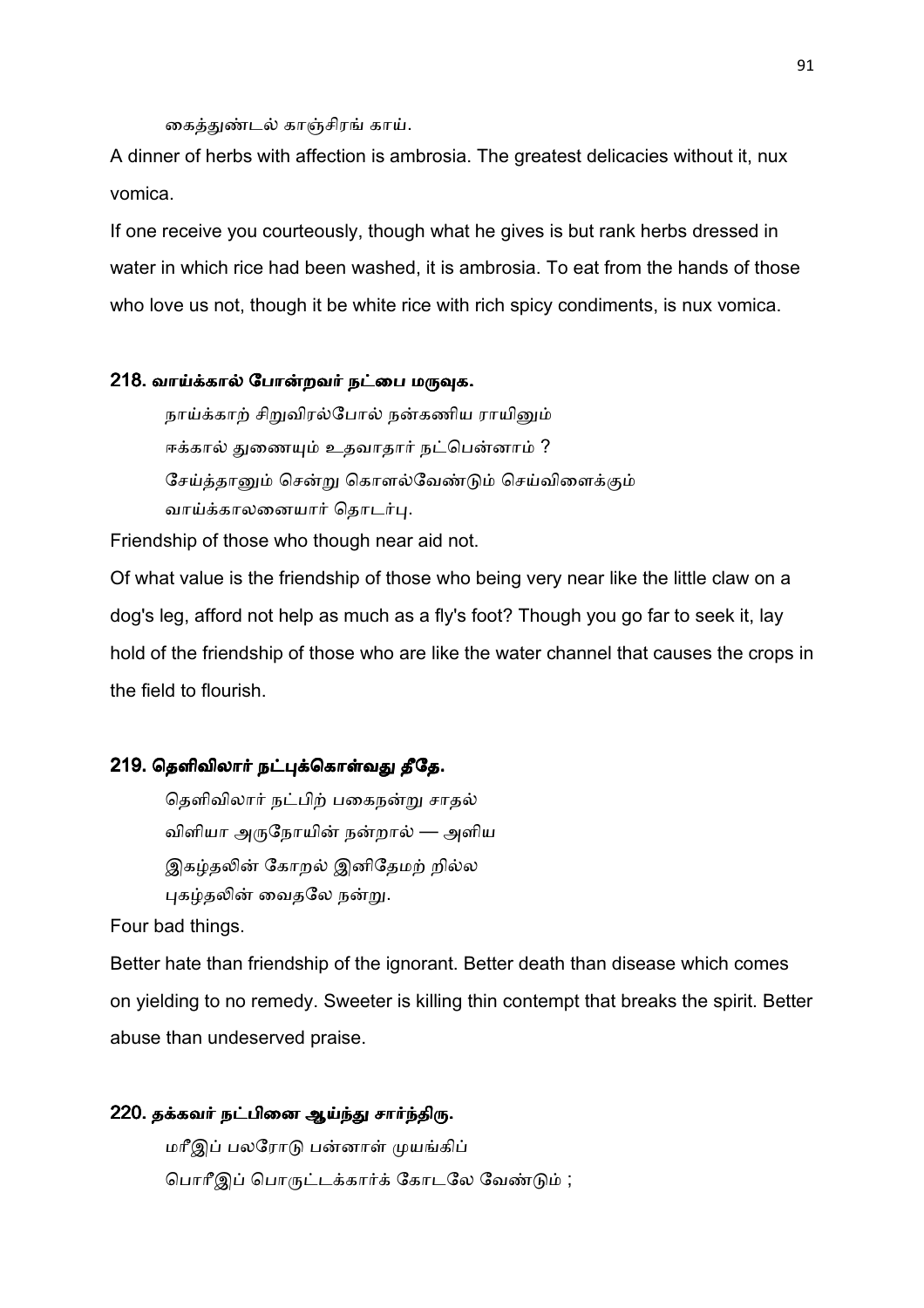கைத்துண்டல் காஞ்சிரங் காய்.

A dinner of herbs with affection is ambrosia. The greatest delicacies without it, nux vomica.

If one receive you courteously, though what he gives is but rank herbs dressed in water in which rice had been washed, it is ambrosia. To eat from the hands of those who love us not, though it be white rice with rich spicy condiments, is nux vomica.

### 218. வாய்க்கால் போன்றவர் நட்பை மருவுக.

நாய்க்காற் சிறுவிரல்போல் நன்கணிய ராயினும்
ஈக்கால் துணையும் உதவாதார் நட்பென்னாம் ?
சேய்த்தானும் சென்று கொளல்வேண்டும் செய்விளைக்கும்
வாய்க்காலனையார் தொடர்பு.

Friendship of those who though near aid not.

Of what value is the friendship of those who being very near like the little claw on a dog's leg, afford not help as much as a fly's foot? Though you go far to seek it, lay hold of the friendship of those who are like the water channel that causes the crops in the field to flourish.

### 219. தெளிவிலார் நட்புக்கொள்வது தீதே.

தெளிவிலார் நட்பிற் பகைநன்று சாதல்
விளியா அருநோயின் நன்றால் — அளிய
இகழ்தலின் கோறல் இனிதேமற் றில்ல
புகழ்தலின் வைதலே நன்று.

Four bad things.

Better hate than friendship of the ignorant. Better death than disease which comes on yielding to no remedy. Sweeter is killing thin contempt that breaks the spirit. Better abuse than undeserved praise.

### 220. தக்கவர் நட்பினை ஆய்ந்து சார்ந்திரு.

மரீஇப் பலரோடு பன்னாள் முயங்கிப்
பொரீஇப் பொருட்டக்கார்க் கோடலே வேண்டும் ;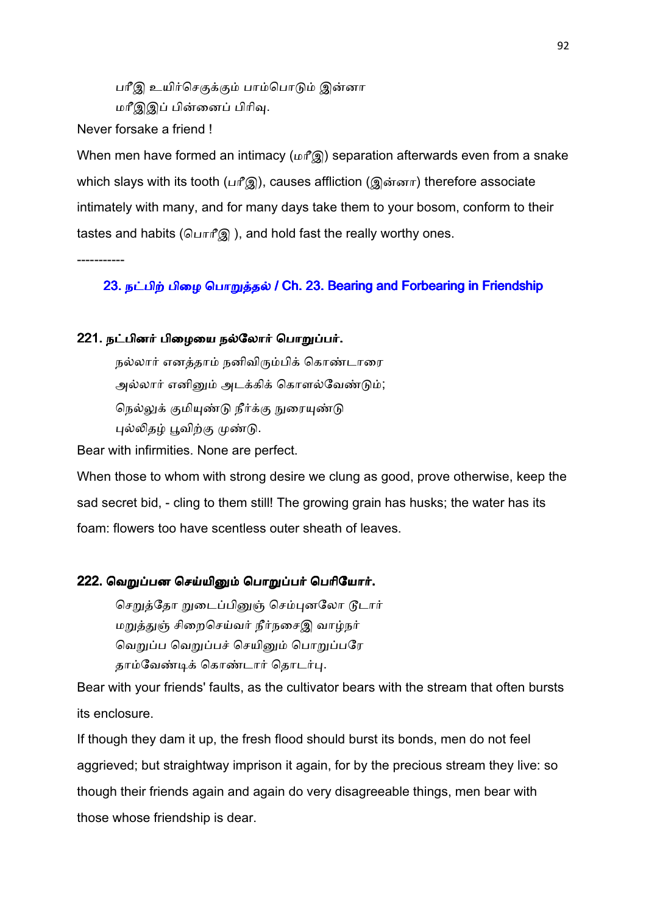பரீஇ உயிர்செகுக்கும் பாம்பொடும் இன்னா
மரீஇப் பின்னைப் பிரிவு.

Never forsake a friend !

When men have formed an intimacy (மரீஇ) separation afterwards even from a snake which slays with its tooth (பரீஇ), causes affliction (இன்னா) therefore associate intimately with many, and for many days take them to your bosom, conform to their tastes and habits (பொரீஇ ), and hold fast the really worthy ones.

-----------

## 23. நட்பிற் பிழை பொறுத்தல் / Ch. 23. Bearing and Forbearing in Friendship

### 221. நட்பினர் பிழையை நல்லோர் பொறுப்பர்.

நல்லார் எனத்தாம் நனிவிரும்பிக் கொண்டாரை
அல்லார் எனினும் அடக்கிக் கொளல்வேண்டும்;
நெல்லுக் குமியுண்டு நீர்க்கு நுரையுண்டு
புல்லிதழ் பூவிற்கு முண்டு.

Bear with infirmities. None are perfect.

When those to whom with strong desire we clung as good, prove otherwise, keep the sad secret bid, - cling to them still! The growing grain has husks; the water has its foam: flowers too have scentless outer sheath of leaves.

### 222. வெறுப்பன செய்யினும் பொறுப்பர் பெரியோர்.

செறுத்தோ றுடைப்பினுஞ் செம்புனலோ டூடார்
மறுத்துஞ் சிறைசெய்வர் நீர்நசைஇ வாழ்நர்
வெறுப்ப வெறுப்பச் செயினும் பொறுப்பரே
தாம்வேண்டிக் கொண்டார் தொடர்பு.

Bear with your friends' faults, as the cultivator bears with the stream that often bursts its enclosure.

If though they dam it up, the fresh flood should burst its bonds, men do not feel aggrieved; but straightway imprison it again, for by the precious stream they live: so though their friends again and again do very disagreeable things, men bear with those whose friendship is dear.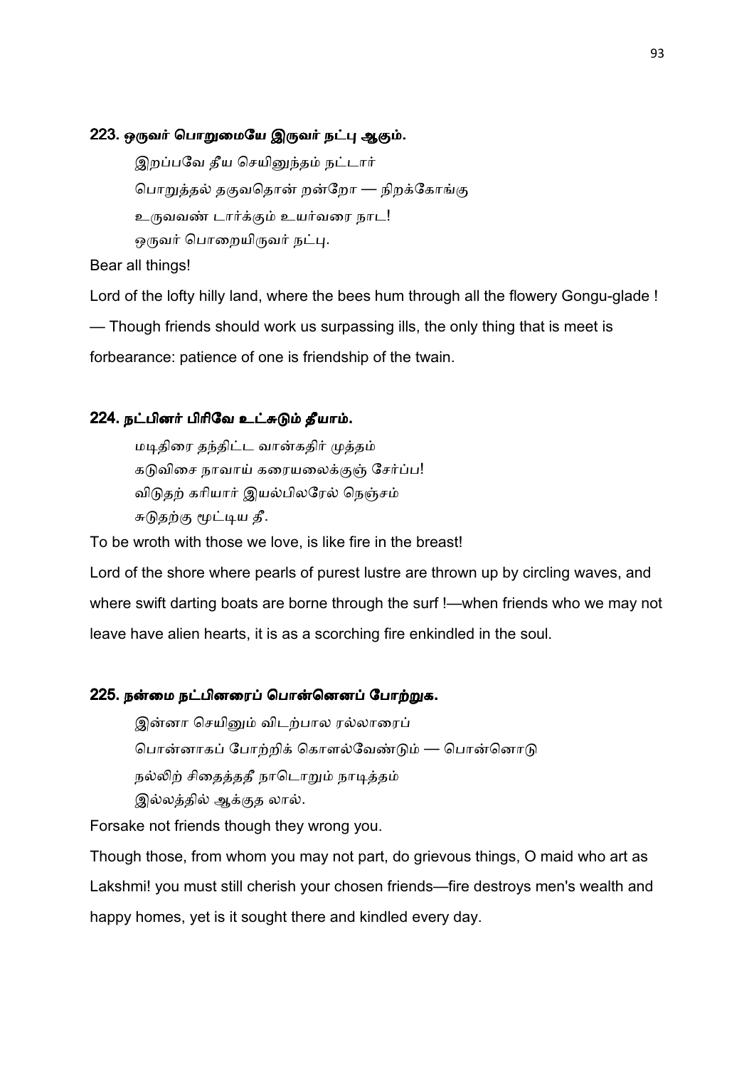### 223. ஒருவர் பொறுமையே இருவர் நட்பு ஆகும்.

இறப்பவே தீய செயினுந்தம் நட்டார்
பொறுத்தல் தகுவதொன் றன்றோ — நிறக்கோங்கு
உருவவண் டார்க்கும் உயர்வரை நாட!
ஒருவர் பொறையிருவர் நட்பு.

Bear all things!

Lord of the lofty hilly land, where the bees hum through all the flowery Gongu-glade !
— Though friends should work us surpassing ills, the only thing that is meet is forbearance: patience of one is friendship of the twain.

### 224. நட்பினர் பிரிவே உட்சுடும் தீயாம்.

மடிதிரை தந்திட்ட வான்கதிர் முத்தம்
கடுவிசை நாவாய் கரையலைக்குஞ் சேர்ப்ப!
விடுதற் கரியார் இயல்பிலரேல் நெஞ்சம்
சுடுதற்கு மூட்டிய தீ.

To be wroth with those we love, is like fire in the breast!

Lord of the shore where pearls of purest lustre are thrown up by circling waves, and where swift darting boats are borne through the surf !—when friends who we may not leave have alien hearts, it is as a scorching fire enkindled in the soul.

### 225. நன்மை நட்பினரைப் பொன்னெனப் போற்றுக.

இன்னா செயினும் விடற்பால ரல்லாரைப்
பொன்னாகப் போற்றிக் கொளல்வேண்டும் — பொன்னொடு
நல்லிற் சிதைத்ததீ நாடொறும் நாடித்தம்
இல்லத்தில் ஆக்குத லால்.

Forsake not friends though they wrong you.

Though those, from whom you may not part, do grievous things, O maid who art as Lakshmi! you must still cherish your chosen friends—fire destroys men's wealth and happy homes, yet is it sought there and kindled every day.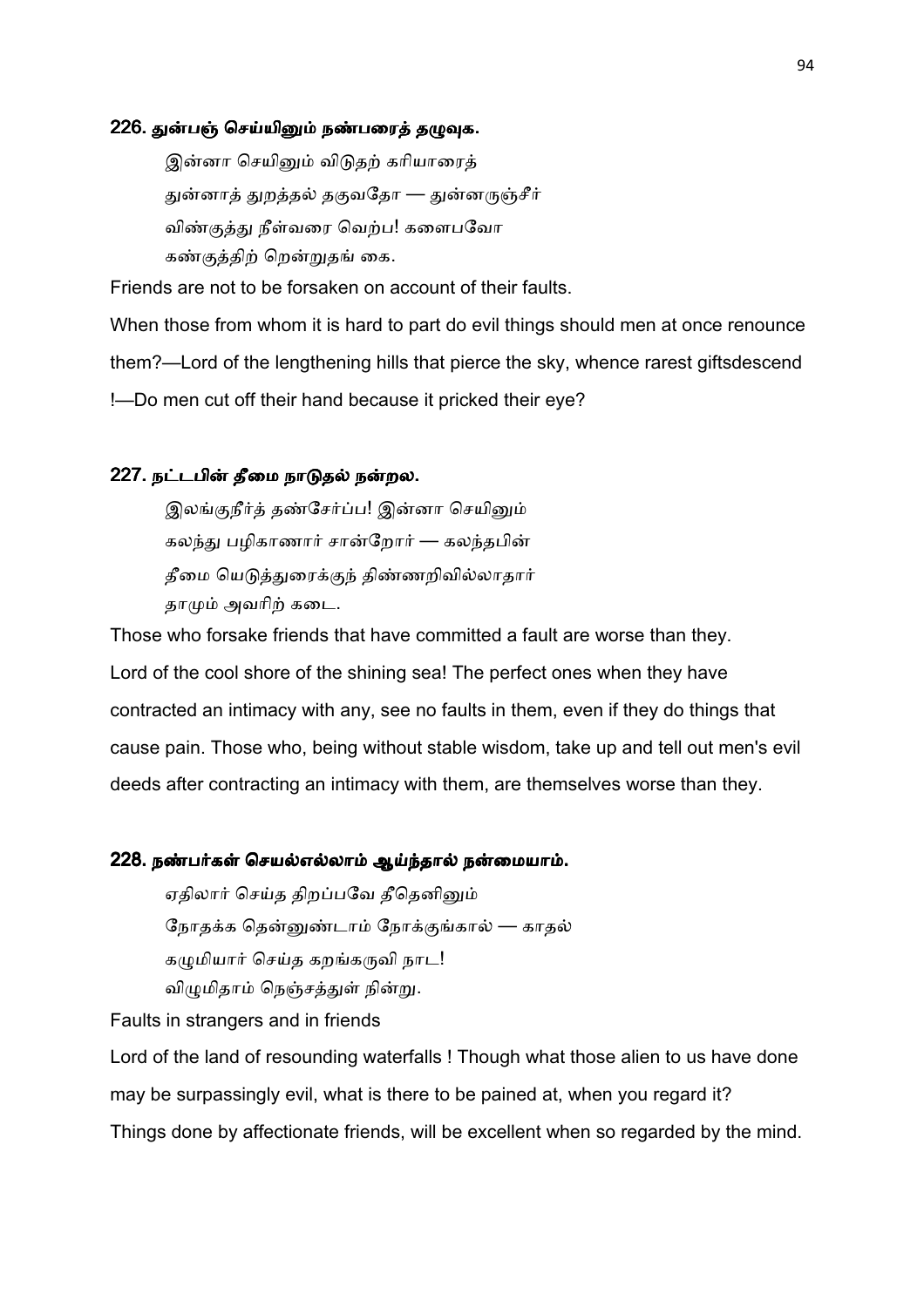### 226. துன்பஞ் செய்யினும் நண்பரைத் தழுவுக.

இன்னா செயினும் விடுதற் கரியாரைத்
துன்னாத் துறத்தல் தகுவதோ — துன்னருஞ்சீர்
விண்குத்து நீள்வரை வெற்ப! களைபவோ
கண்குத்திற் றென்றுதங் கை.

Friends are not to be forsaken on account of their faults.

When those from whom it is hard to part do evil things should men at once renounce them?—Lord of the lengthening hills that pierce the sky, whence rarest giftsdescend !—Do men cut off their hand because it pricked their eye?

### 227. நட்டபின் தீமை நாடுதல் நன்றல.

இலங்குநீர்த் தண்சேர்ப்ப! இன்னா செயினும்
கலந்து பழிகாணார் சான்றோர் — கலந்தபின்
தீமை யெடுத்துரைக்குந் திண்ணறிவில்லாதார்
தாமும் அவரிற் கடை.

Those who forsake friends that have committed a fault are worse than they.

Lord of the cool shore of the shining sea! The perfect ones when they have contracted an intimacy with any, see no faults in them, even if they do things that cause pain. Those who, being without stable wisdom, take up and tell out men's evil deeds after contracting an intimacy with them, are themselves worse than they.

### 228. நண்பர்கள் செயல்எல்லாம் ஆய்ந்தால் நன்மையாம்.

ஏதிலார் செய்த திறப்பவே தீதெனினும்
நோதக்க தென்னுண்டாம் நோக்குங்கால் — காதல்
கழுமியார் செய்த கறங்கருவி நாட!
விழுமிதாம் நெஞ்சத்துள் நின்று.

Faults in strangers and in friends

Lord of the land of resounding waterfalls ! Though what those alien to us have done may be surpassingly evil, what is there to be pained at, when you regard it? Things done by affectionate friends, will be excellent when so regarded by the mind.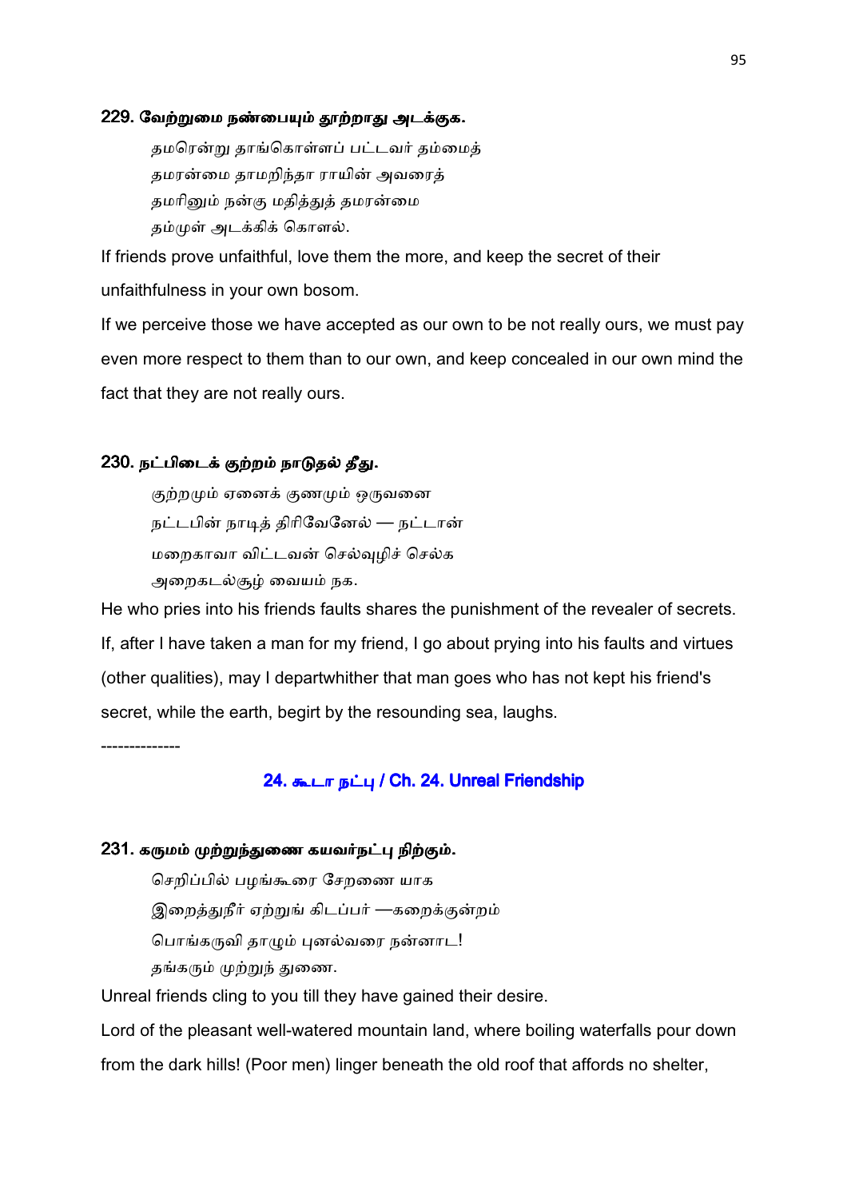### 229. வேற்றுமை நண்பையும் தூற்றாது அடக்குக.

தமரென்று தாங்கொள்ளப் பட்டவர் தம்மைத்
தமரன்மை தாமறிந்தா ராயின் அவரைத்
தமரினும் நன்கு மதித்துத் தமரன்மை
தம்முள் அடக்கிக் கொளல்.

If friends prove unfaithful, love them the more, and keep the secret of their unfaithfulness in your own bosom.

If we perceive those we have accepted as our own to be not really ours, we must pay even more respect to them than to our own, and keep concealed in our own mind the fact that they are not really ours.

### 230. நட்பிடைக் குற்றம் நாடுதல் தீது.

குற்றமும் ஏனைக் குணமும் ஒருவனை
நட்டபின் நாடித் திரிவேனேல் — நட்டான்
மறைகாவா விட்டவன் செல்வுழிச் செல்க
அறைகடல்சூழ் வையம் நக.

He who pries into his friends faults shares the punishment of the revealer of secrets.

If, after I have taken a man for my friend, I go about prying into his faults and virtues (other qualities), may I departwhither that man goes who has not kept his friend's secret, while the earth, begirt by the resounding sea, laughs.

--------------

## 24. கூடா நட்பு / Ch. 24. Unreal Friendship

### 231. கருமம் முற்றுந்துணை கயவர்நட்பு நிற்கும்.

செறிப்பில் பழங்கூரை சேறணை யாக
இறைத்துநீர் ஏற்றுங் கிடப்பர் —கறைக்குன்றம்
பொங்கருவி தாழும் புனல்வரை நன்னாட!
தங்கரும் முற்றுந் துணை.

Unreal friends cling to you till they have gained their desire.

Lord of the pleasant well-watered mountain land, where boiling waterfalls pour down from the dark hills! (Poor men) linger beneath the old roof that affords no shelter,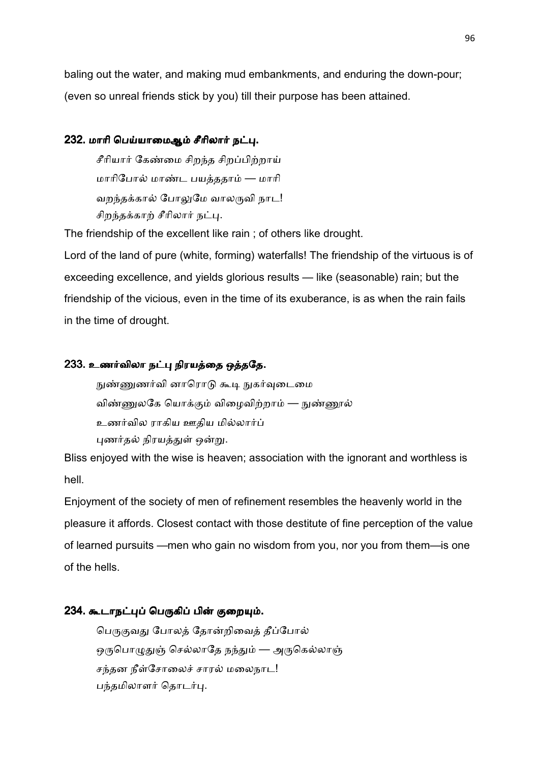baling out the water, and making mud embankments, and enduring the down-pour; (even so unreal friends stick by you) till their purpose has been attained.

### 232. மாரி பெய்யாமைஆம் சீரிலார் நட்பு.

சீரியார் கேண்மை சிறந்த சிறப்பிற்றாய்
மாரிபோல் மாண்ட பயத்ததாம் — மாரி
வறந்தக்கால் போலுமே வாலருவி நாட!
சிறந்தக்காற் சீரிலார் நட்பு.

The friendship of the excellent like rain ; of others like drought.

Lord of the land of pure (white, forming) waterfalls! The friendship of the virtuous is of exceeding excellence, and yields glorious results — like (seasonable) rain; but the friendship of the vicious, even in the time of its exuberance, is as when the rain fails in the time of drought.

### 233. உணர்விலா நட்பு நிரயத்தை ஒத்ததே.

நுண்ணுணர்வி னாரொடு கூடி நுகர்வுடைமை
விண்ணுலகே யொக்கும் விழைவிற்றாம் — நுண்ணூல்
உணர்வில ராகிய ஊதிய மில்லார்ப்
புணர்தல் நிரயத்துள் ஒன்று.

Bliss enjoyed with the wise is heaven; association with the ignorant and worthless is hell.

Enjoyment of the society of men of refinement resembles the heavenly world in the pleasure it affords. Closest contact with those destitute of fine perception of the value of learned pursuits —men who gain no wisdom from you, nor you from them—is one of the hells.

### 234. கூடாநட்புப் பெருகிப் பின் குறையும்.

பெருகுவது போலத் தோன்றிவைத் தீப்போல்
ஒருபொழுதுஞ் செல்லாதே நந்தும் — அருகெல்லாஞ்
சந்தன நீள்சோலைச் சாரல் மலைநாட!
பந்தமிலாளர் தொடர்பு.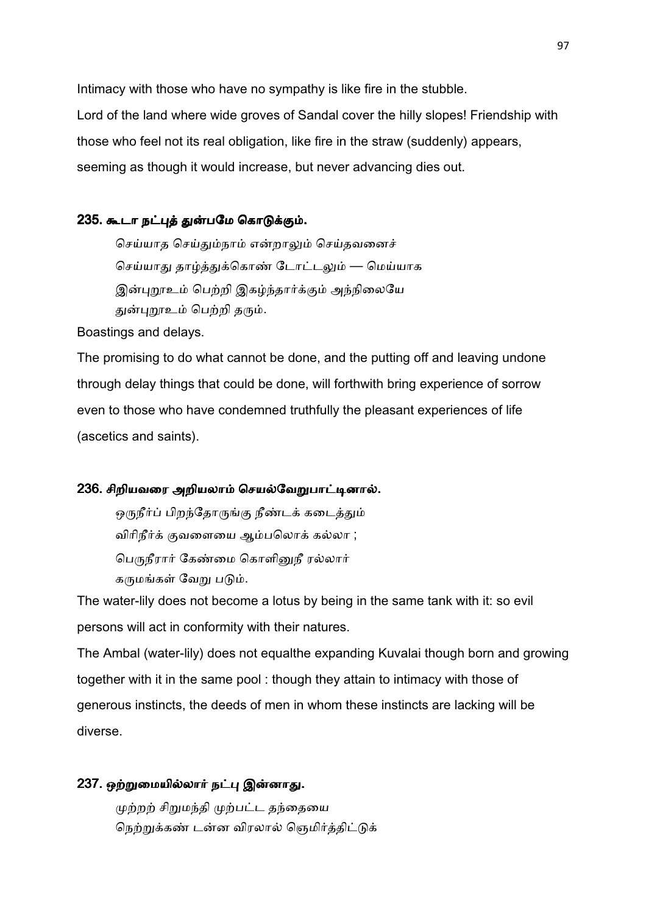Intimacy with those who have no sympathy is like fire in the stubble.

Lord of the land where wide groves of Sandal cover the hilly slopes! Friendship with those who feel not its real obligation, like fire in the straw (suddenly) appears, seeming as though it would increase, but never advancing dies out.

### 235. கூடா நட்புத் துன்பமே கொடுக்கும்.

செய்யாத செய்தும்நாம் என்றாலும் செய்தவனைச்
செய்யாது தாழ்த்துக்கொண் டோட்டலும் — மெய்யாக
இன்புறூஉம் பெற்றி இகழ்ந்தார்க்கும் அந்நிலையே
துன்புறூஉம் பெற்றி தரும்.

Boastings and delays.

The promising to do what cannot be done, and the putting off and leaving undone through delay things that could be done, will forthwith bring experience of sorrow even to those who have condemned truthfully the pleasant experiences of life (ascetics and saints).

### 236. சிறியவரை அறியலாம் செயல்வேறுபாட்டினால்.

ஒருநீர்ப் பிறந்தோருங்கு நீண்டக் கடைத்தும்
விரிநீர்க் குவளையை ஆம்பலொக் கல்லா ;
பெருநீரார் கேண்மை கொளினுநீ ரல்லார்
கருமங்கள் வேறு படும்.

The water-lily does not become a lotus by being in the same tank with it: so evil persons will act in conformity with their natures.

The Ambal (water-lily) does not equalthe expanding Kuvalai though born and growing together with it in the same pool : though they attain to intimacy with those of generous instincts, the deeds of men in whom these instincts are lacking will be diverse.

### 237. ஒற்றுமையில்லார் நட்பு இன்னாது.

முற்றற் சிறுமந்தி முற்பட்ட தந்தையை
நெற்றுக்கண் டன்ன விரலால் ஞெமிர்த்திட்டுக்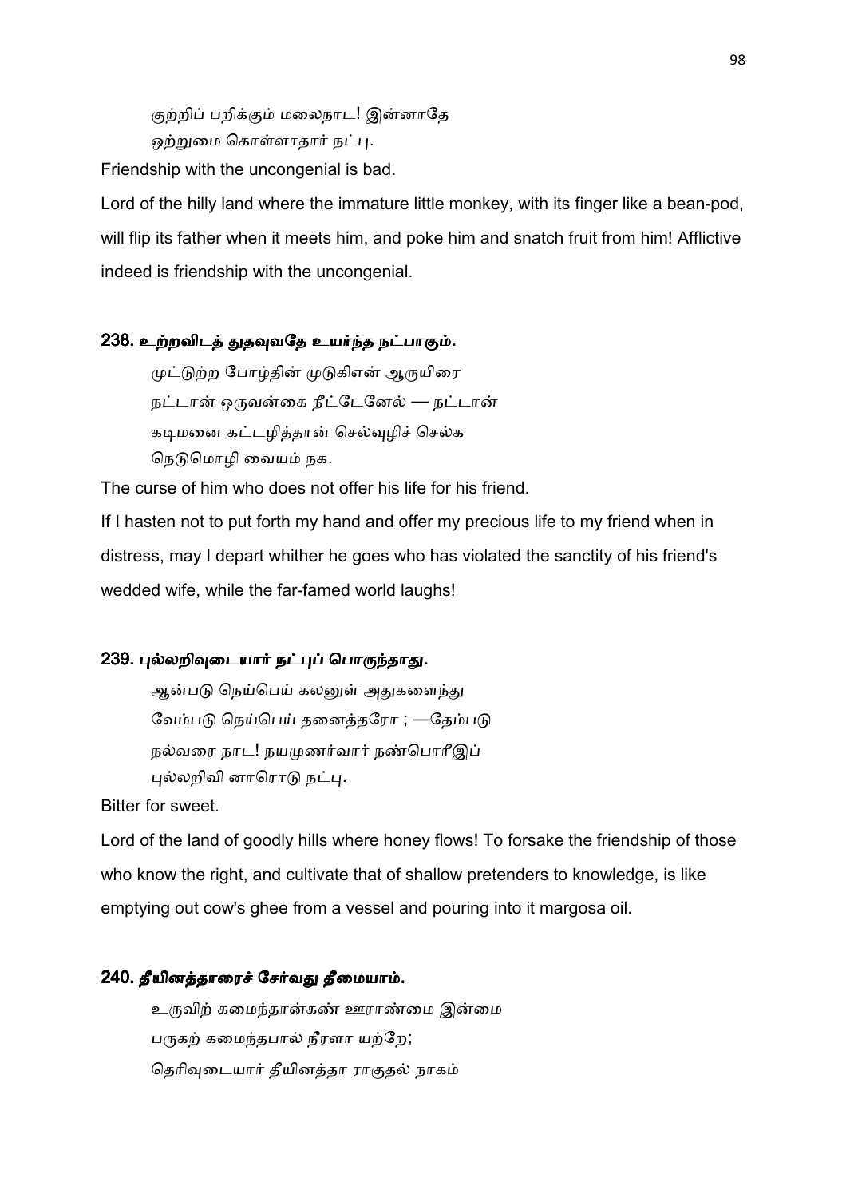குற்றிப் பறிக்கும் மலைநாட! இன்னாதே
ஒற்றுமை கொள்ளாதார் நட்பு.

Friendship with the uncongenial is bad.

Lord of the hilly land where the immature little monkey, with its finger like a bean-pod, will flip its father when it meets him, and poke him and snatch fruit from him! Afflictive indeed is friendship with the uncongenial.

### 238. உற்றவிடத் துதவுவதே உயர்ந்த நட்பாகும்.

முட்டுற்ற போழ்தின் முடுகிஎன் ஆருயிரை
நட்டான் ஒருவன்கை நீட்டேனேல் — நட்டான்
கடிமனை கட்டழித்தான் செல்வுழிச் செல்க
நெடுமொழி வையம் நக.

The curse of him who does not offer his life for his friend.

If I hasten not to put forth my hand and offer my precious life to my friend when in distress, may I depart whither he goes who has violated the sanctity of his friend's wedded wife, while the far-famed world laughs!

### 239. புல்லறிவுடையார் நட்புப் பொருந்தாது.

ஆன்படு நெய்பெய் கலனுள் அதுகளைந்து
வேம்படு நெய்பெய் தனைத்தரோ ; —தேம்படு
நல்வரை நாட! நயமுணர்வார் நண்பொரீஇப்
புல்லறிவி னாரொடு நட்பு.

Bitter for sweet.

Lord of the land of goodly hills where honey flows! To forsake the friendship of those who know the right, and cultivate that of shallow pretenders to knowledge, is like emptying out cow's ghee from a vessel and pouring into it margosa oil.

### 240. தீயினத்தாரைச் சேர்வது தீமையாம்.

உருவிற் கமைந்தான்கண் ஊராண்மை இன்மை
பருகற் கமைந்தபால் நீரளா யற்றே;
தெரிவுடையார் தீயினத்தா ராகுதல் நாகம்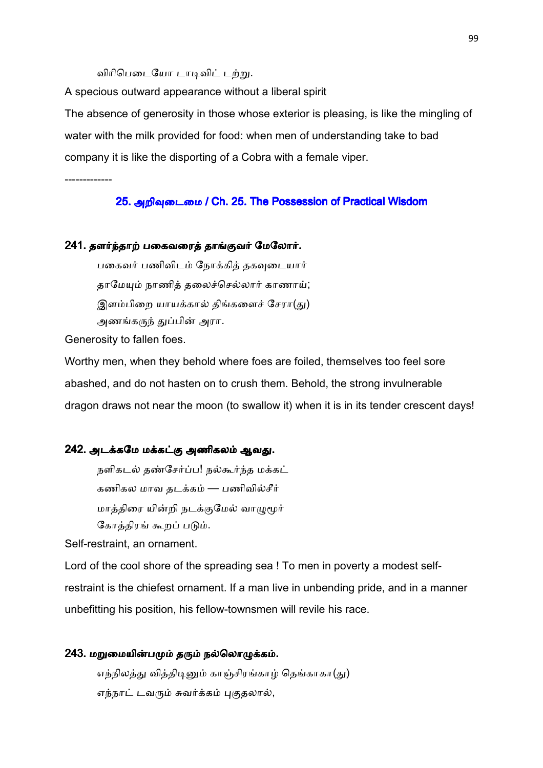விரிபெடையோ டாடிவிட் டற்று.

A specious outward appearance without a liberal spirit

The absence of generosity in those whose exterior is pleasing, is like the mingling of water with the milk provided for food: when men of understanding take to bad company it is like the disporting of a Cobra with a female viper.

-------------

## 25. அறிவுடைமை / Ch. 25. The Possession of Practical Wisdom

### 241. தளர்ந்தாற் பகைவரைத் தாங்குவர் மேலோர்.

பகைவர் பணிவிடம் நோக்கித் தகவுடையார்
தாமேயும் நாணித் தலைச்செல்லார் காணாய்;
இளம்பிறை யாயக்கால் திங்களைச் சேரா(து)
அணங்கருந் துப்பின் அரா.

Generosity to fallen foes.

Worthy men, when they behold where foes are foiled, themselves too feel sore abashed, and do not hasten on to crush them. Behold, the strong invulnerable dragon draws not near the moon (to swallow it) when it is in its tender crescent days!

### 242. அடக்கமே மக்கட்கு அணிகலம் ஆவது.

நளிகடல் தண்சேர்ப்ப! நல்கூர்ந்த மக்கட்
கணிகல மாவ தடக்கம் — பணிவில்சீர்
மாத்திரை யின்றி நடக்குமேல் வாழூர்
கோத்திரங் கூறப் படும்.

Self-restraint, an ornament.

Lord of the cool shore of the spreading sea ! To men in poverty a modest self-restraint is the chiefest ornament. If a man live in unbending pride, and in a manner unbefitting his position, his fellow-townsmen will revile his race.

### 243. மறுமையின்பமும் தரும் நல்லொழுக்கம்.

எந்நிலத்து வித்திடினும் காஞ்சிரங்காழ் தெங்காகா(து)
எந்நாட் டவரும் சுவர்க்கம் புகுதலால்,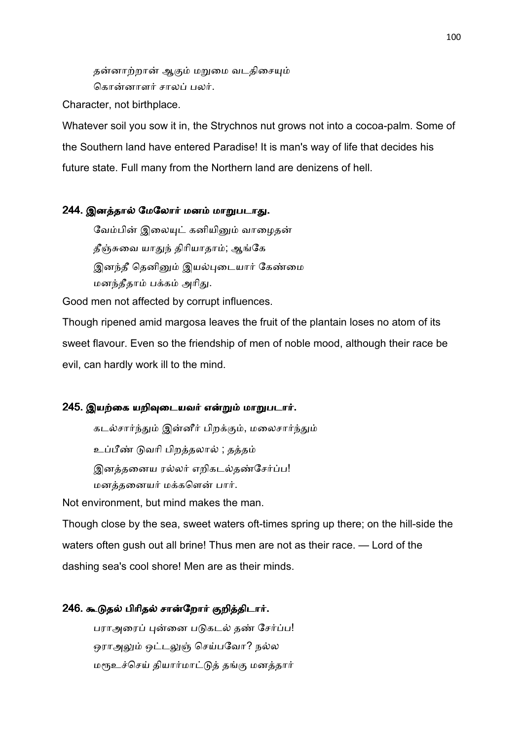தன்னாற்றான் ஆகும் மறுமை வடதிசையும்
கொன்னாளர் சாலப் பலர்.

Character, not birthplace.

Whatever soil you sow it in, the Strychnos nut grows not into a cocoa-palm. Some of the Southern land have entered Paradise! It is man's way of life that decides his future state. Full many from the Northern land are denizens of hell.

### 244. இனத்தால் மேலோர் மனம் மாறுபடாது.

வேம்பின் இலையுட் கனியினும் வாழைதன்
தீஞ்சுவை யாதுந் திரியாதாம்; ஆங்கே
இனந்தீ தெனினும் இயல்புடையார் கேண்மை
மனந்தீதாம் பக்கம் அரிது.

Good men not affected by corrupt influences.

Though ripened amid margosa leaves the fruit of the plantain loses no atom of its sweet flavour. Even so the friendship of men of noble mood, although their race be evil, can hardly work ill to the mind.

### 245. இயற்கை யறிவுடையவர் என்றும் மாறுபடார்.

கடல்சார்ந்தும் இன்னீர் பிறக்கும், மலைசார்ந்தும்
உப்பீண் டுவரி பிறத்தலால் ; தத்தம்
இனத்தனைய ரல்லர் எறிகடல்தண்சேர்ப்ப!
மனத்தனையர் மக்களென் பார்.

Not environment, but mind makes the man.

Though close by the sea, sweet waters oft-times spring up there; on the hill-side the waters often gush out all brine! Thus men are not as their race. — Lord of the dashing sea's cool shore! Men are as their minds.

### 246. கூடுதல் பிரிதல் சான்றோர் குறித்திடார்.

பராஅரைப் புன்னை படுகடல் தண் சேர்ப்ப!
ஒராஅலும் ஒட்டலுஞ் செய்பவோ? நல்ல
மரூஉச்செய் தியார்மாட்டுத் தங்கு மனத்தார்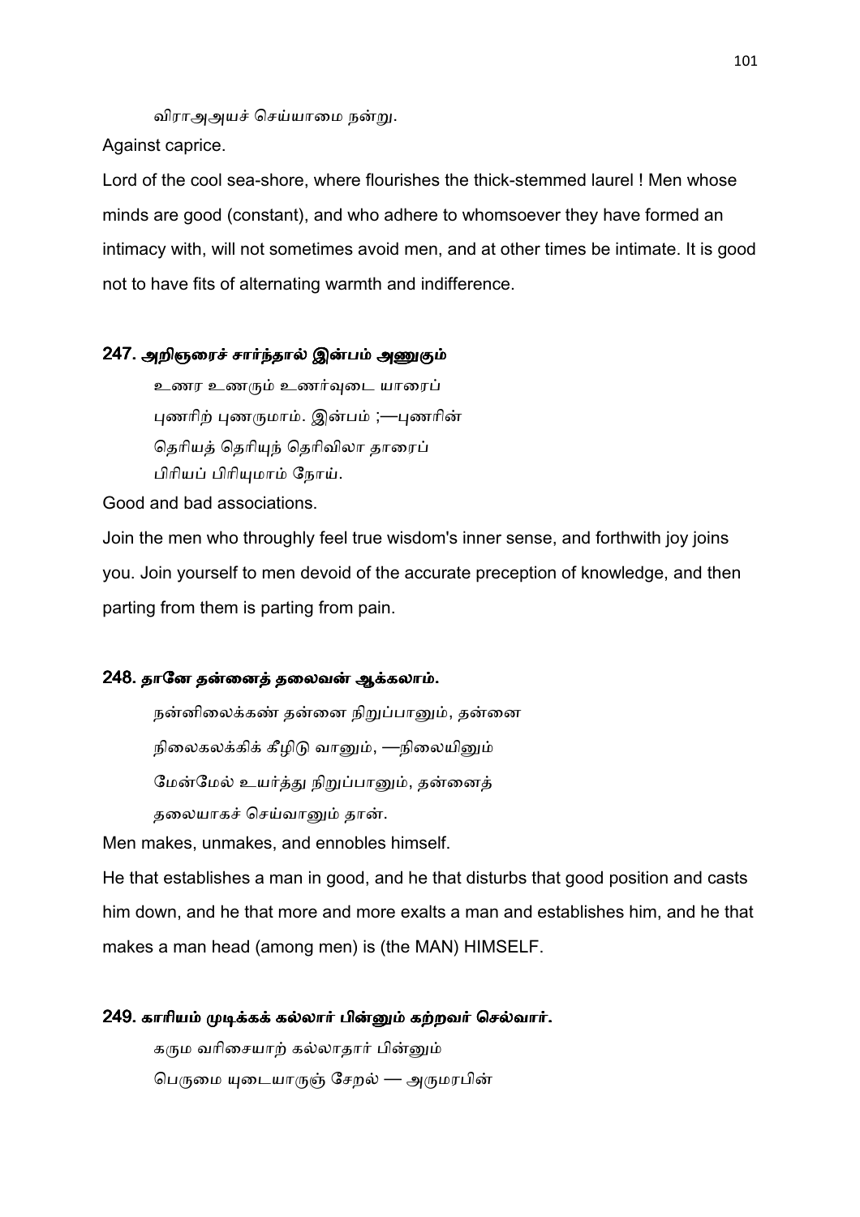விராஅஅயச் செய்யாமை நன்று.

Against caprice.

Lord of the cool sea-shore, where flourishes the thick-stemmed laurel ! Men whose minds are good (constant), and who adhere to whomsoever they have formed an intimacy with, will not sometimes avoid men, and at other times be intimate. It is good not to have fits of alternating warmth and indifference.

### 247. அறிஞரைச் சார்ந்தால் இன்பம் அணுகும்

உணர உணரும் உணர்வுடை யாரைப்
புணரிற் புணருமாம். இன்பம் ;—புணரின்
தெரியத் தெரியுந் தெரிவிலா தாரைப்
பிரியப் பிரியுமாம் நோய்.

Good and bad associations.

Join the men who throughly feel true wisdom's inner sense, and forthwith joy joins you. Join yourself to men devoid of the accurate preception of knowledge, and then parting from them is parting from pain.

### 248. தானே தன்னைத் தலைவன் ஆக்கலாம்.

நன்னிலைக்கண் தன்னை நிறுப்பானும், தன்னை
நிலைகலக்கிக் கீழிடு வானும், —நிலையினும்
மேன்மேல் உயர்த்து நிறுப்பானும், தன்னைத்
தலையாகச் செய்வானும் தான்.

Men makes, unmakes, and ennobles himself.

He that establishes a man in good, and he that disturbs that good position and casts him down, and he that more and more exalts a man and establishes him, and he that makes a man head (among men) is (the MAN) HIMSELF.

### 249. காரியம் முடிக்கக் கல்லார் பின்னும் கற்றவர் செல்வார்.

கரும வரிசையாற் கல்லாதார் பின்னும்
பெருமை யுடையாருஞ் சேறல் — அருமரபின்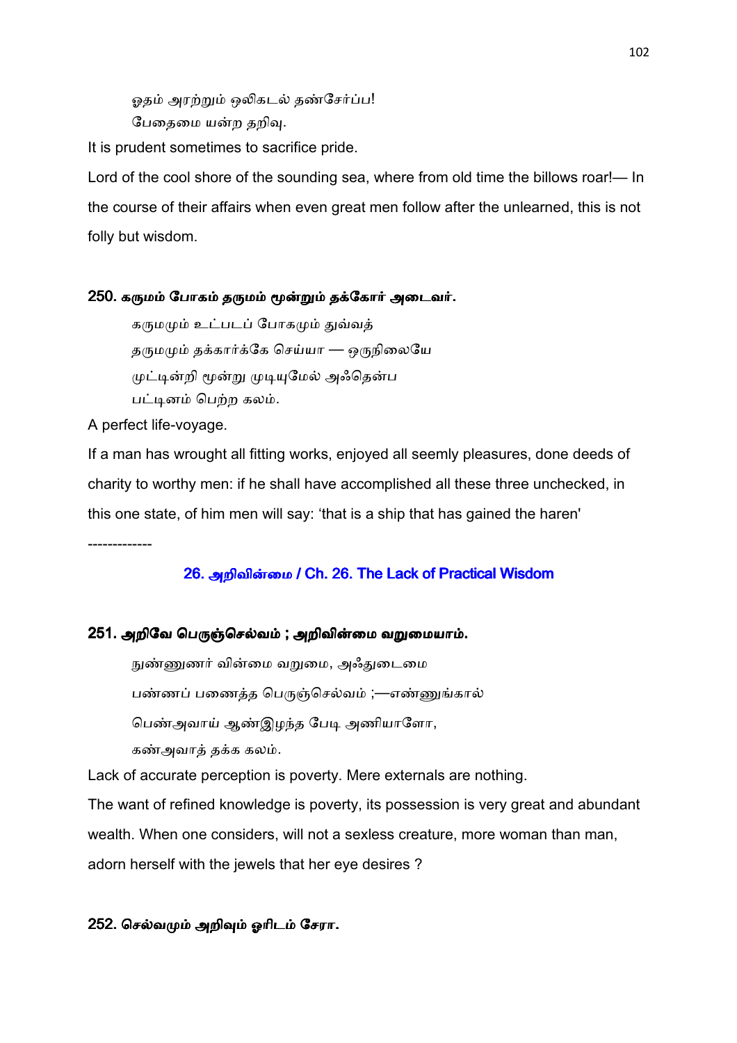ஓதம் அரற்றும் ஒலிகடல் தண்சேர்ப்ப!
பேதைமை யன்ற தறிவு.

It is prudent sometimes to sacrifice pride.

Lord of the cool shore of the sounding sea, where from old time the billows roar!— In the course of their affairs when even great men follow after the unlearned, this is not folly but wisdom.

### 250. கருமம் போகம் தருமம் மூன்றும் தக்கோர் அடைவர்.

கருமமும் உட்படப் போகமும் துவ்வத்
தருமமும் தக்கார்க்கே செய்யா — ஒருநிலையே
முட்டின்றி மூன்று முடியுமேல் அஃதென்ப
பட்டினம் பெற்ற கலம்.

A perfect life-voyage.

If a man has wrought all fitting works, enjoyed all seemly pleasures, done deeds of charity to worthy men: if he shall have accomplished all these three unchecked, in this one state, of him men will say: 'that is a ship that has gained the haren'

-------------

## 26. அறிவின்மை / Ch. 26. The Lack of Practical Wisdom

### 251. அறிவே பெருஞ்செல்வம் ; அறிவின்மை வறுமையாம்.

நுண்ணுணர் வின்மை வறுமை, அஃதுடைமை
பண்ணப் பணைத்த பெருஞ்செல்வம் ;—எண்ணுங்கால்
பெண்அவாய் ஆண்இழந்த பேடி அணியாளோ,
கண்அவாத் தக்க கலம்.

Lack of accurate perception is poverty. Mere externals are nothing.

The want of refined knowledge is poverty, its possession is very great and abundant wealth. When one considers, will not a sexless creature, more woman than man, adorn herself with the jewels that her eye desires ?

### 252. செல்வமும் அறிவும் ஓரிடம் சேரா.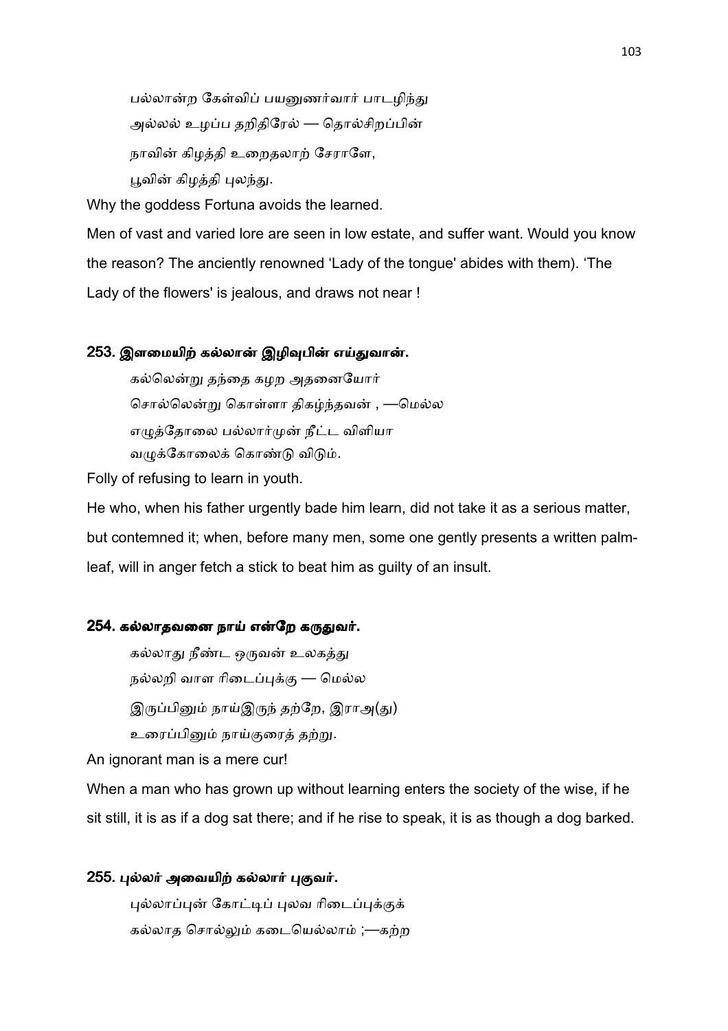பல்லான்ற கேள்விப் பயனுணர்வார் பாடழிந்து

அல்லல் உழப்ப தறிதிரேல் — தொல்சிறப்பின்

நாவின் கிழத்தி உறைதலாற் சேராளே,

பூவின் கிழத்தி புலந்து.

Why the goddess Fortuna avoids the learned.

Men of vast and varied lore are seen in low estate, and suffer want. Would you know the reason? The anciently renowned 'Lady of the tongue' abides with them). 'The Lady of the flowers' is jealous, and draws not near !

#### 253. இளமையிற் கல்லான் இழிவுபின் எய்துவான்.

கல்லென்று தந்தை கழற அதனையோர்

சொல்லென்று கொள்ளா திகழ்ந்தவன் , —மெல்ல

எழுத்தோலை பல்லார்முன் நீட்ட விளியா

வழுக்கோலைக் கொண்டு விடும்.

Folly of refusing to learn in youth.

He who, when his father urgently bade him learn, did not take it as a serious matter, but contemned it; when, before many men, some one gently presents a written palm-leaf, will in anger fetch a stick to beat him as guilty of an insult.

#### 254. கல்லாதவனை நாய் என்றே கருதுவர்.

கல்லாது நீண்ட ஒருவன் உலகத்து

நல்லறி வாள ரிடைப்புக்கு — மெல்ல

இருப்பினும் நாய்இருந் தற்றே, இராஅ(து)

உரைப்பினும் நாய்குரைத் தற்று.

An ignorant man is a mere cur!

When a man who has grown up without learning enters the society of the wise, if he sit still, it is as if a dog sat there; and if he rise to speak, it is as though a dog barked.

#### 255. புல்லர் அவையிற் கல்லார் புகுவர்.

புல்லாப்புன் கோட்டிப் புலவ ரிடைப்புக்குக்

கல்லாத சொல்லும் கடையெல்லாம் ;—கற்ற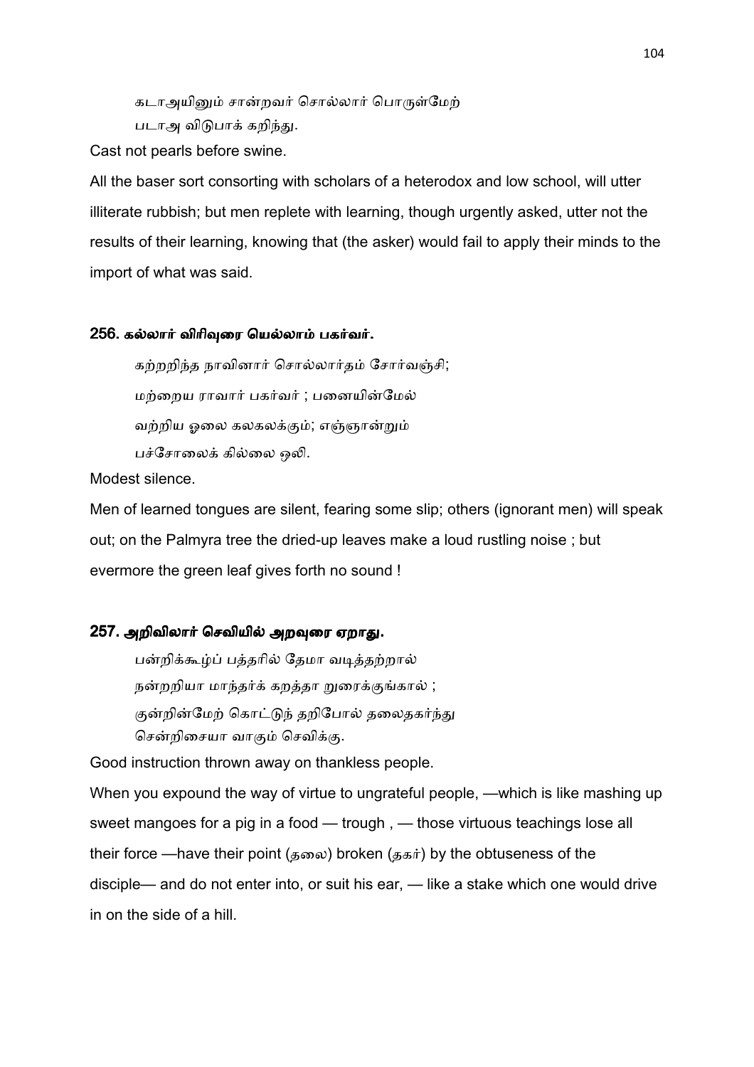கடாஅயினும் சான்றவர் சொல்லார் பொருள்மேற்
படாஅ விடுபாக் கறிந்து.

Cast not pearls before swine.

All the baser sort consorting with scholars of a heterodox and low school, will utter illiterate rubbish; but men replete with learning, though urgently asked, utter not the results of their learning, knowing that (the asker) would fail to apply their minds to the import of what was said.

### 256. கல்லார் விரிவுரை யெல்லாம் பகர்வர்.

கற்றறிந்த நாவினார் சொல்லார்தம் சோர்வஞ்சி;
மற்றைய ராவார் பகர்வர் ; பனையின்மேல்
வற்றிய ஓலை கலகலக்கும்; எஞ்ஞான்றும்
பச்சோலைக் கில்லை ஒலி.

Modest silence.

Men of learned tongues are silent, fearing some slip; others (ignorant men) will speak out; on the Palmyra tree the dried-up leaves make a loud rustling noise ; but evermore the green leaf gives forth no sound !

### 257. அறிவிலார் செவியில் அறவுரை ஏறாது.

பன்றிக்கூழ்ப் பத்தரில் தேமா வடித்தற்றால்
நன்றறியா மாந்தர்க் கறத்தா றுரைக்குங்கால் ;
குன்றின்மேற் கொட்டுந் தறிபோல் தலைதகர்ந்து
சென்றிசையா வாகும் செவிக்கு.

Good instruction thrown away on thankless people.

When you expound the way of virtue to ungrateful people, —which is like mashing up sweet mangoes for a pig in a food — trough , — those virtuous teachings lose all their force —have their point (தலை) broken (தகர்) by the obtuseness of the disciple— and do not enter into, or suit his ear, — like a stake which one would drive in on the side of a hill.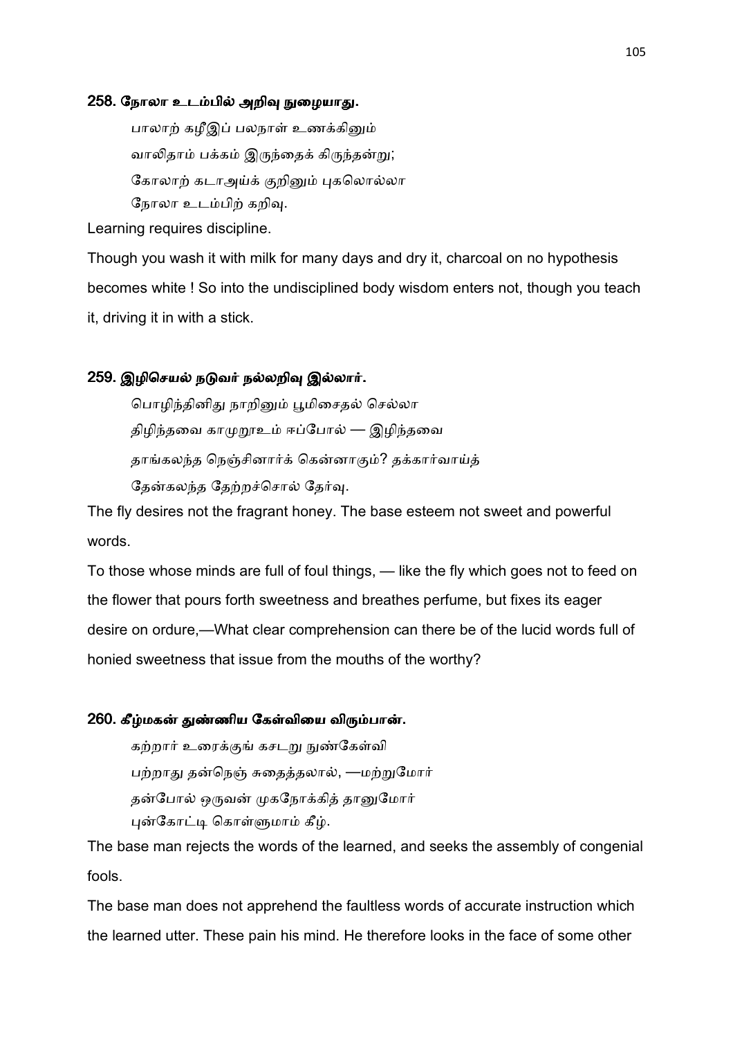### 258. நோலா உடம்பில் அறிவு நுழையாது.

பாலாற் கழீஇப் பலநாள் உணக்கினும்  
வாலிதாம் பக்கம் இருந்தைக் கிருந்தன்று;  
கோலாற் கடாஅய்க் குறினும் புகலொல்லா  
நோலா உடம்பிற் கறிவு.

Learning requires discipline.

Though you wash it with milk for many days and dry it, charcoal on no hypothesis becomes white ! So into the undisciplined body wisdom enters not, though you teach it, driving it in with a stick.

### 259. இழிசெயல் நடுவர் நல்லறிவு இல்லார்.

பொழிந்தினிது நாறினும் பூமிசைதல் செல்லா  
திழிந்தவை காமுறூஉம் ஈப்போல் — இழிந்தவை  
தாங்கலந்த நெஞ்சினார்க் கென்னாகும்? தக்கார்வாய்த்  
தேன்கலந்த தேற்றச்சொல் தேர்வு.

The fly desires not the fragrant honey. The base esteem not sweet and powerful words.

To those whose minds are full of foul things, — like the fly which goes not to feed on the flower that pours forth sweetness and breathes perfume, but fixes its eager desire on ordure,—What clear comprehension can there be of the lucid words full of honied sweetness that issue from the mouths of the worthy?

### 260. கீழ்மகன் துண்ணிய கேள்வியை விரும்பான்.

கற்றார் உரைக்குங் கசடறு நுண்கேள்வி  
பற்றாது தன்நெஞ் சுதைத்தலால், —மற்றுமோர்  
தன்போல் ஒருவன் முகநோக்கித் தானுமோர்  
புன்கோட்டி கொள்ளுமாம் கீழ்.

The base man rejects the words of the learned, and seeks the assembly of congenial fools.

The base man does not apprehend the faultless words of accurate instruction which the learned utter. These pain his mind. He therefore looks in the face of some other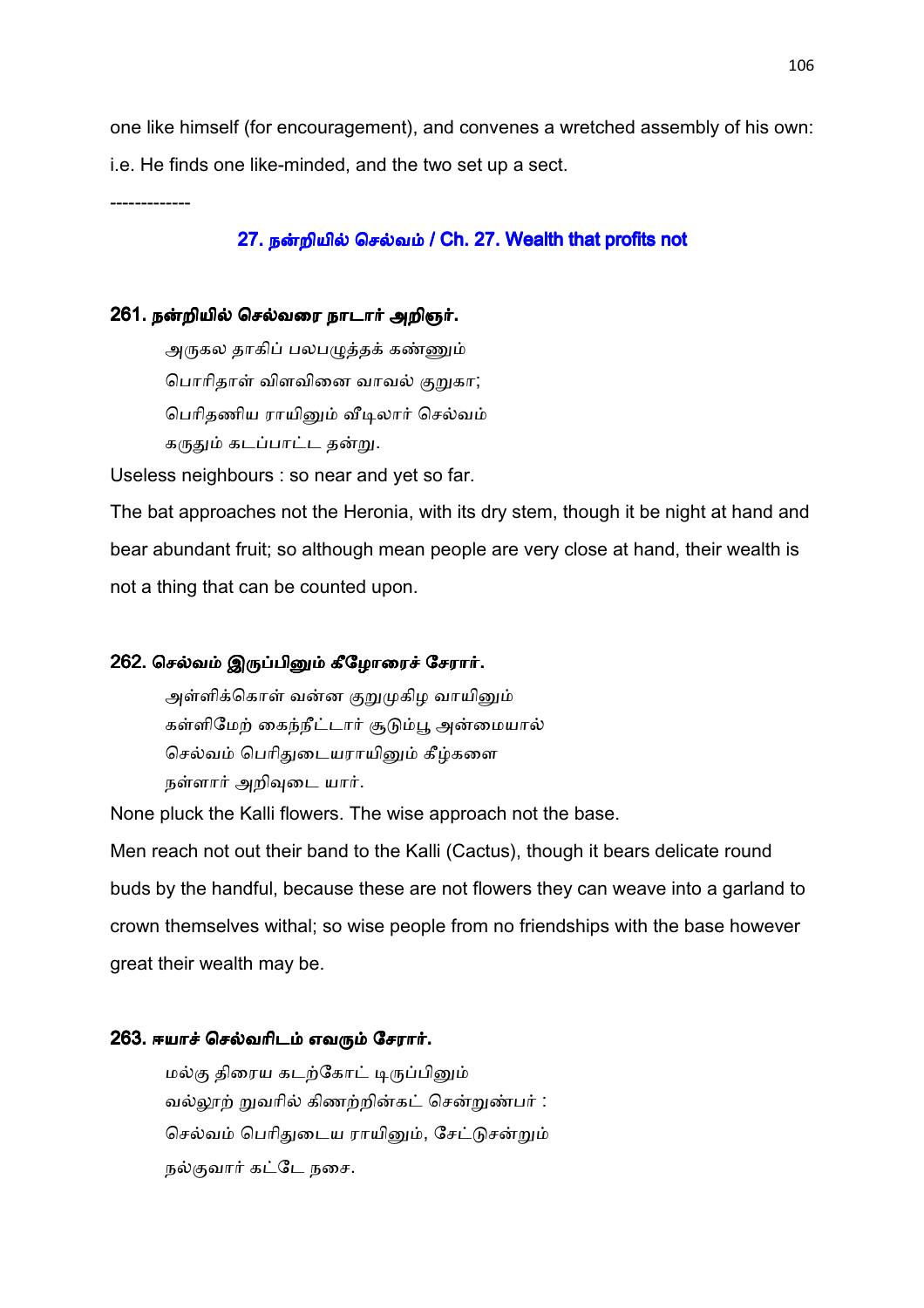one like himself (for encouragement), and convenes a wretched assembly of his own: i.e. He finds one like-minded, and the two set up a sect.

-------------

## 27. நன்றியில் செல்வம் / Ch. 27. Wealth that profits not

### 261. நன்றியில் செல்வரை நாடார் அறிஞர்.

அருகல தாகிப் பலபழுத்தக் கண்ணும்
பொரிதாள் விளவினை வாவல் குறுகா;
பெரிதணிய ராயினும் வீடிலார் செல்வம்
கருதும் கடப்பாட்ட தன்று.

Useless neighbours : so near and yet so far.

The bat approaches not the Heronia, with its dry stem, though it be night at hand and bear abundant fruit; so although mean people are very close at hand, their wealth is not a thing that can be counted upon.

### 262. செல்வம் இருப்பினும் கீழோரைச் சேரார்.

அள்ளிக்கொள் வன்ன குறுமுகிழ வாயினும்
கள்ளிமேற் கைந்நீட்டார் சூடும்பூ அன்மையால்
செல்வம் பெரிதுடையராயினும் கீழ்களை
நள்ளார் அறிவுடை யார்.

None pluck the Kalli flowers. The wise approach not the base.

Men reach not out their band to the Kalli (Cactus), though it bears delicate round buds by the handful, because these are not flowers they can weave into a garland to crown themselves withal; so wise people from no friendships with the base however great their wealth may be.

### 263. ஈயாச் செல்வரிடம் எவரும் சேரார்.

மல்கு திரைய கடற்கோட் டிருப்பினும்
வல்லூற் றுவரில் கிணற்றின்கட் சென்றுண்பர் :
செல்வம் பெரிதுடைய ராயினும், சேட்டுசன்றும்
நல்குவார் கட்டே நசை.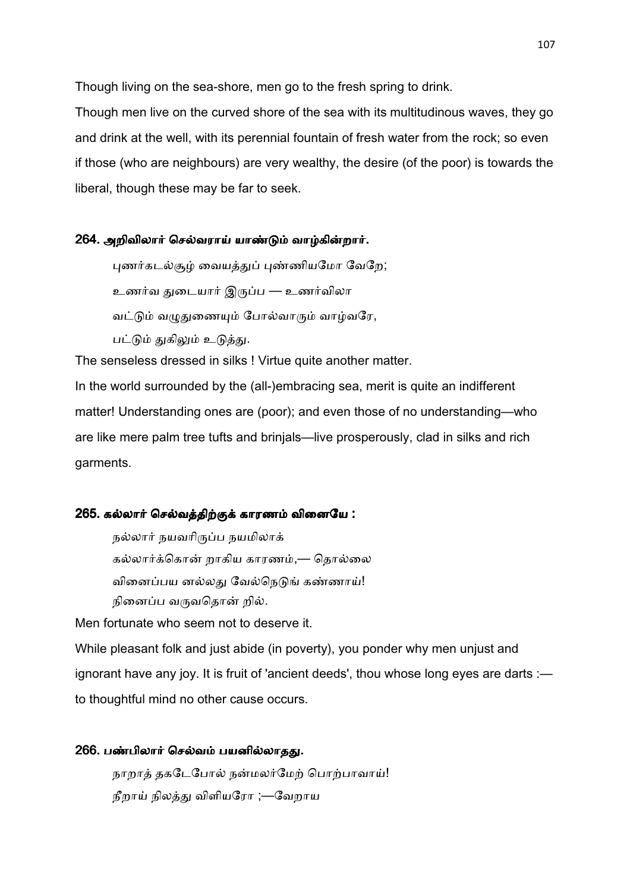Though living on the sea-shore, men go to the fresh spring to drink.

Though men live on the curved shore of the sea with its multitudinous waves, they go and drink at the well, with its perennial fountain of fresh water from the rock; so even if those (who are neighbours) are very wealthy, the desire (of the poor) is towards the liberal, though these may be far to seek.

### 264. அறிவிலார் செல்வராய் யாண்டும் வாழ்கின்றார்.

> புணர்கடல்சூழ் வையத்துப் புண்ணியமோ வேறே;
> உணர்வ துடையார் இருப்ப — உணர்விலா
> வட்டும் வழுதுணையும் போல்வாரும் வாழ்வரே,
> பட்டும் துகிலும் உடுத்து.

The senseless dressed in silks ! Virtue quite another matter.

In the world surrounded by the (all-)embracing sea, merit is quite an indifferent matter! Understanding ones are (poor); and even those of no understanding—who are like mere palm tree tufts and brinjals—live prosperously, clad in silks and rich garments.

### 265. கல்லார் செல்வத்திற்குக் காரணம் வினையே :

> நல்லார் நயவரிருப்ப நயமிலாக்
> கல்லார்க்கொன் றாகிய காரணம்,— தொல்லை
> வினைப்பய னல்லது வேல்நெடுங் கண்ணாய்!
> நினைப்ப வருவதொன் றில்.

Men fortunate who seem not to deserve it.

While pleasant folk and just abide (in poverty), you ponder why men unjust and ignorant have any joy. It is fruit of 'ancient deeds', thou whose long eyes are darts :— to thoughtful mind no other cause occurs.

### 266. பண்பிலார் செல்வம் பயனில்லாதது.

> நாறாத் தகடேபோல் நன்மலர்மேற் பொற்பாவாய்!
> நீறாய் நிலத்து விளியரோ ;—வேறாய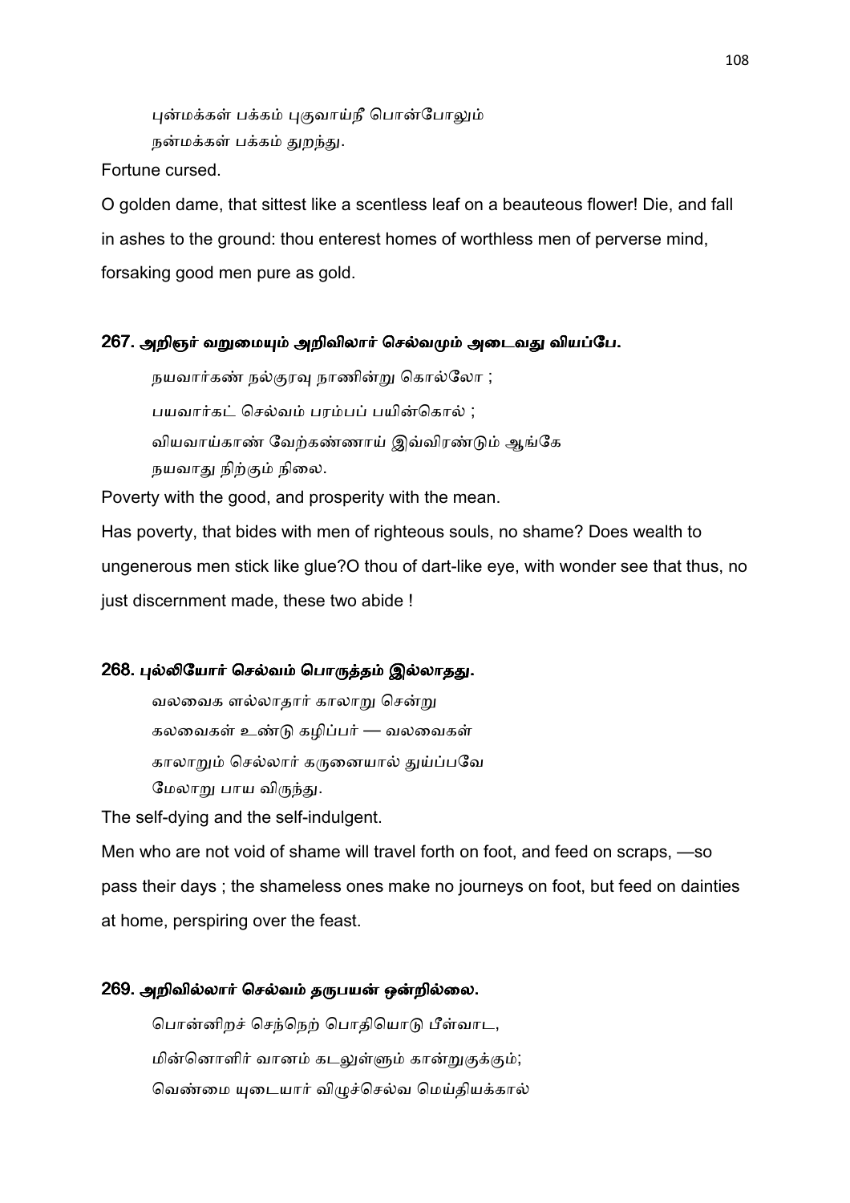புன்மக்கள் பக்கம் புகுவாய்நீ பொன்போலும்
நன்மக்கள் பக்கம் துறந்து.

Fortune cursed.

O golden dame, that sittest like a scentless leaf on a beauteous flower! Die, and fall in ashes to the ground: thou enterest homes of worthless men of perverse mind, forsaking good men pure as gold.

### 267. அறிஞர் வறுமையும் அறிவிலார் செல்வமும் அடைவது வியப்பே.

நயவார்கண் நல்குரவு நாணின்று கொல்லோ ;
பயவார்கட் செல்வம் பரம்பப் பயின்கொல் ;
வியவாய்காண் வேற்கண்ணாய் இவ்விரண்டும் ஆங்கே
நயவாது நிற்கும் நிலை.

Poverty with the good, and prosperity with the mean.

Has poverty, that bides with men of righteous souls, no shame? Does wealth to ungenerous men stick like glue?O thou of dart-like eye, with wonder see that thus, no just discernment made, these two abide !

### 268. புல்லியோர் செல்வம் பொருத்தம் இல்லாதது.

வலவைக ளல்லாதார் காலாறு சென்று
கலவைகள் உண்டு கழிப்பர் — வலவைகள்
காலாறும் செல்லார் கருனையால் துய்ப்பவே
மேலாறு பாய விருந்து.

The self-dying and the self-indulgent.

Men who are not void of shame will travel forth on foot, and feed on scraps, —so pass their days ; the shameless ones make no journeys on foot, but feed on dainties at home, perspiring over the feast.

### 269. அறிவில்லார் செல்வம் தருபயன் ஒன்றில்லை.

பொன்னிறச் செந்நெற் பொதியொடு பீள்வாட,
மின்னொளிர் வானம் கடலுள்ளும் கான்றுகுக்கும்;
வெண்மை யுடையார் விழுச்செல்வ மெய்தியக்கால்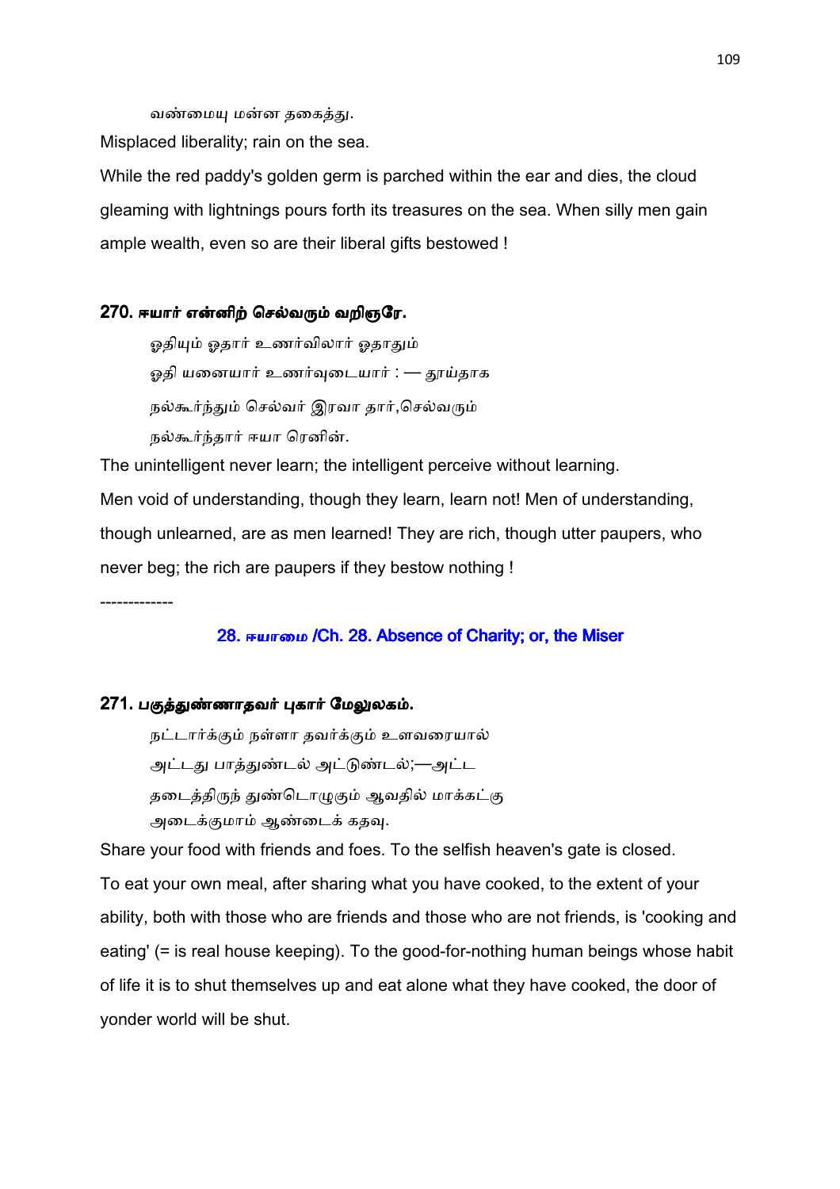வண்மையு மன்ன தகைத்து.

Misplaced liberality; rain on the sea.

While the red paddy's golden germ is parched within the ear and dies, the cloud gleaming with lightnings pours forth its treasures on the sea. When silly men gain ample wealth, even so are their liberal gifts bestowed !

### 270. ஈயார் என்னிற் செல்வரும் வறிஞரே.

ஓதியும் ஓதார் உணர்விலார் ஓதாதும்
ஓதி யனையார் உணர்வுடையார் : — தூய்தாக
நல்கூர்ந்தும் செல்வர் இரவா தார்,செல்வரும்
நல்கூர்ந்தார் ஈயா ரெனின்.

The unintelligent never learn; the intelligent perceive without learning.

Men void of understanding, though they learn, learn not! Men of understanding, though unlearned, are as men learned! They are rich, though utter paupers, who never beg; the rich are paupers if they bestow nothing !

-------------

## 28. ஈயாமை /Ch. 28. Absence of Charity; or, the Miser

### 271. பகுத்துண்ணாதவர் புகார் மேலுலகம்.

நட்டார்க்கும் நள்ளா தவர்க்கும் உளவரையால்
அட்டது பாத்துண்டல் அட்டுண்டல்;—அட்ட
தடைத்திருந் துண்டொழுகும் ஆவதில் மாக்கட்கு
அடைக்குமாம் ஆண்டைக் கதவு.

Share your food with friends and foes. To the selfish heaven's gate is closed.

To eat your own meal, after sharing what you have cooked, to the extent of your ability, both with those who are friends and those who are not friends, is 'cooking and eating' (= is real house keeping). To the good-for-nothing human beings whose habit of life it is to shut themselves up and eat alone what they have cooked, the door of yonder world will be shut.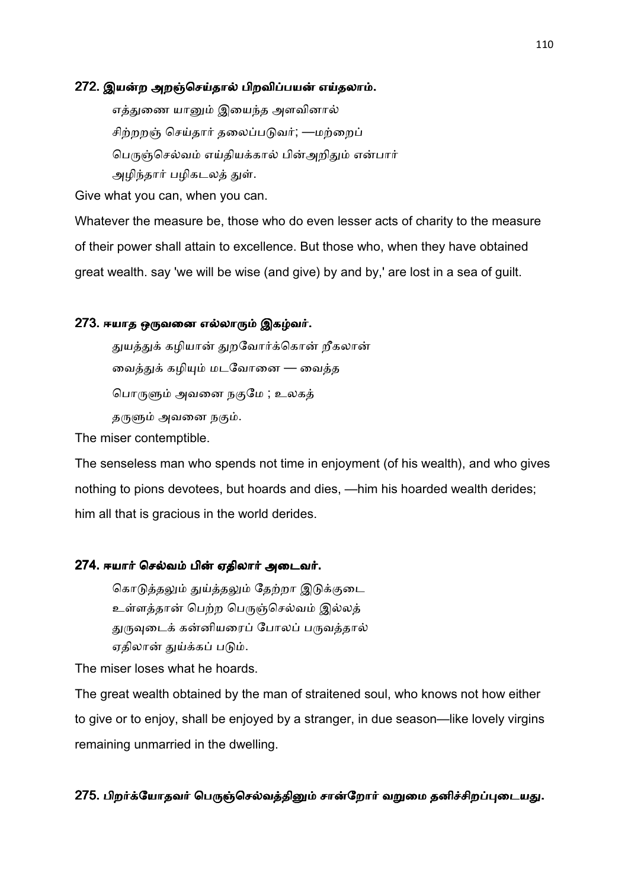### 272. இயன்ற அறஞ்செய்தால் பிறவிப்பயன் எய்தலாம்.

எத்துணை யானும் இயைந்த அளவினால்
சிற்றறஞ் செய்தார் தலைப்படுவர்; —மற்றைப்
பெருஞ்செல்வம் எய்தியக்கால் பின்அறிதும் என்பார்
அழிந்தார் பழிகடலத் துள்.

Give what you can, when you can.

Whatever the measure be, those who do even lesser acts of charity to the measure of their power shall attain to excellence. But those who, when they have obtained great wealth. say 'we will be wise (and give) by and by,' are lost in a sea of guilt.

### 273. ஈயாத ஒருவனை எல்லாரும் இகழ்வர்.

துயத்துக் கழியான் துறவோர்க்கொன் றீகலான்
வைத்துக் கழியும் மடவோனை — வைத்த
பொருளும் அவனை நகுமே ; உலகத்
தருளும் அவனை நகும்.

The miser contemptible.

The senseless man who spends not time in enjoyment (of his wealth), and who gives nothing to pions devotees, but hoards and dies, —him his hoarded wealth derides; him all that is gracious in the world derides.

### 274. ஈயார் செல்வம் பின் ஏதிலார் அடைவர்.

கொடுத்தலும் துய்த்தலும் தேற்றா இடுக்குடை
உள்ளத்தான் பெற்ற பெருஞ்செல்வம் இல்லத்
துருவுடைக் கன்னியரைப் போலப் பருவத்தால்
ஏதிலான் துய்க்கப் படும்.

The miser loses what he hoards.

The great wealth obtained by the man of straitened soul, who knows not how either to give or to enjoy, shall be enjoyed by a stranger, in due season—like lovely virgins remaining unmarried in the dwelling.

### 275. பிறர்க்கீயாதவர் பெருஞ்செல்வத்தினும் சான்றோர் வறுமை தனிச்சிறப்புடையது.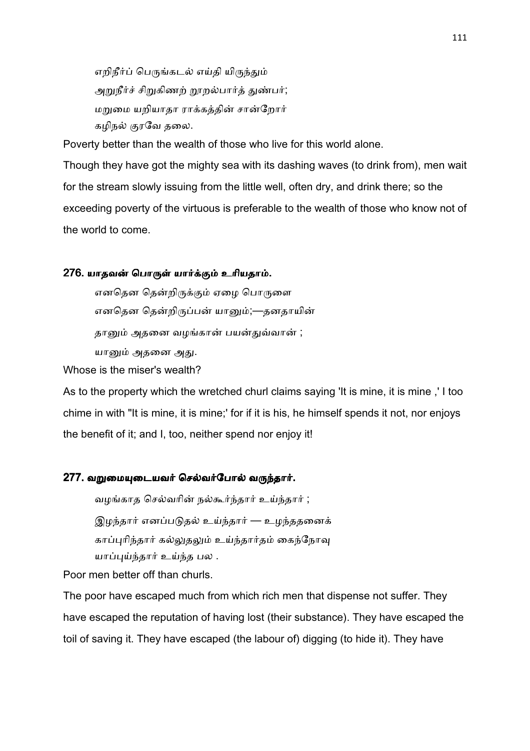எறிநீர்ப் பெருங்கடல் எய்தி யிருந்தும்
அறுநீர்ச் சிறுகிணற் றூறல்பார்த் துண்பர்;
மறுமை யறியாதா ராக்கத்தின் சான்றோர்
கழிநல் குரவே தலை.

Poverty better than the wealth of those who live for this world alone.

Though they have got the mighty sea with its dashing waves (to drink from), men wait for the stream slowly issuing from the little well, often dry, and drink there; so the exceeding poverty of the virtuous is preferable to the wealth of those who know not of the world to come.

### 276. யாதவன் பொருள் யார்க்கும் உரியதாம்.

எனதென தென்றிருக்கும் ஏழை பொருளை
எனதென தென்றிருப்பன் யானும்;—தனதாயின்
தானும் அதனை வழங்கான் பயன்துவ்வான் ;
யானும் அதனை அது.

Whose is the miser's wealth?

As to the property which the wretched churl claims saying 'It is mine, it is mine ,' I too chime in with "It is mine, it is mine;' for if it is his, he himself spends it not, nor enjoys the benefit of it; and I, too, neither spend nor enjoy it!

### 277. வறுமையுடையவர் செல்வர்போல் வருந்தார்.

வழங்காத செல்வரின் நல்கூர்ந்தார் உய்ந்தார் ;
இழந்தார் எனப்படுதல் உய்ந்தார் — உழந்ததனைக்
காப்புரிந்தார் கல்லுதலும் உய்ந்தார்தம் கைந்நோவு
யாப்புய்ந்தார் உய்ந்த பல .

Poor men better off than churls.

The poor have escaped much from which rich men that dispense not suffer. They have escaped the reputation of having lost (their substance). They have escaped the toil of saving it. They have escaped (the labour of) digging (to hide it). They have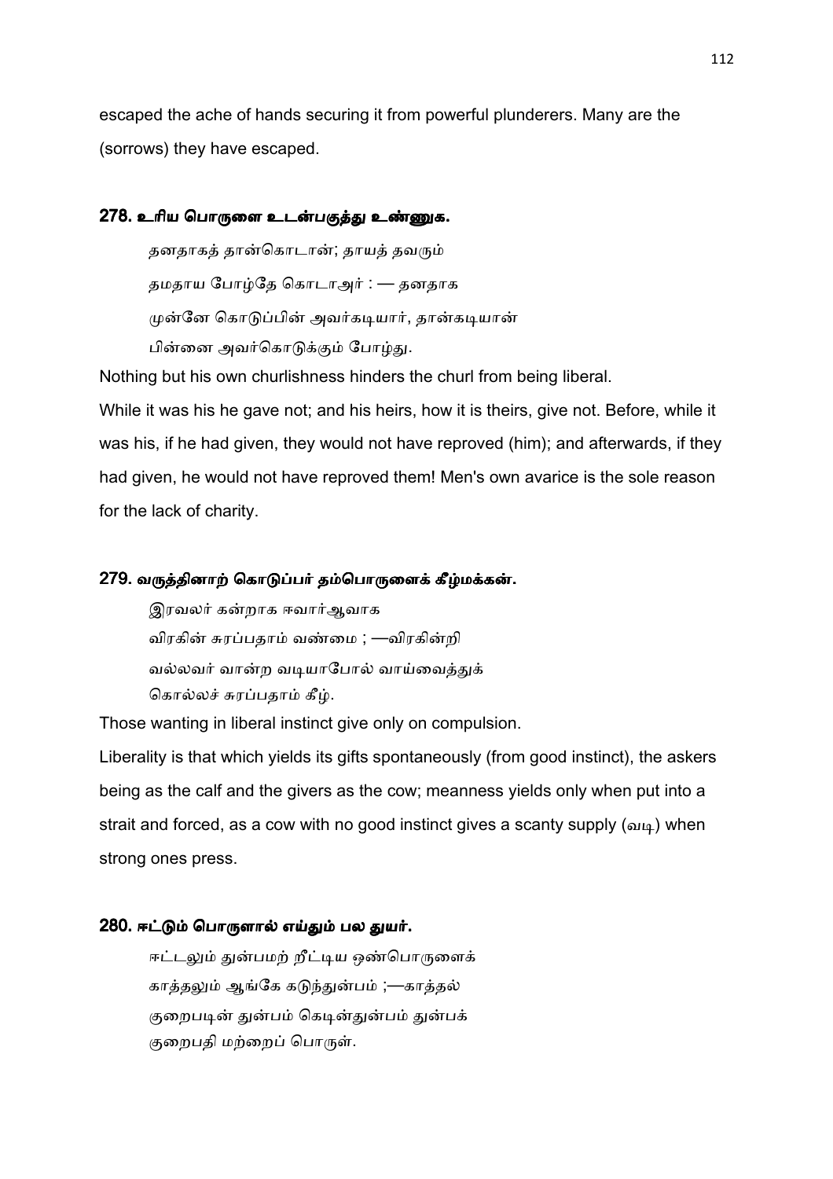escaped the ache of hands securing it from powerful plunderers. Many are the (sorrows) they have escaped.

### 278. உரிய பொருளை உடன்பகுத்து உண்ணுக.

தனதாகத் தான்கொடான்; தாயத் தவரும்
தமதாய போழ்தே கொடாஅர் : — தனதாக
முன்னே கொடுப்பின் அவர்கடியார், தான்கடியான்
பின்னை அவர்கொடுக்கும் போழ்து.

Nothing but his own churlishness hinders the churl from being liberal.

While it was his he gave not; and his heirs, how it is theirs, give not. Before, while it was his, if he had given, they would not have reproved (him); and afterwards, if they had given, he would not have reproved them! Men's own avarice is the sole reason for the lack of charity.

### 279. வருத்தினாற் கொடுப்பர் தம்பொருளைக் கீழ்மக்கள்.

இரவலர் கன்றாக ஈவார்ஆவாக
விரகின் சுரப்பதாம் வண்மை ; —விரகின்றி
வல்லவர் வான்ற வடியாபோல் வாய்வைத்துக்
கொல்லச் சுரப்பதாம் கீழ்.

Those wanting in liberal instinct give only on compulsion.

Liberality is that which yields its gifts spontaneously (from good instinct), the askers being as the calf and the givers as the cow; meanness yields only when put into a strait and forced, as a cow with no good instinct gives a scanty supply (வடி) when strong ones press.

### 280. ஈட்டும் பொருளால் எய்தும் பல துயர்.

ஈட்டலும் துன்பமற் றீட்டிய ஒண்பொருளைக்
காத்தலும் ஆங்கே கடுந்துன்பம் ;—காத்தல்
குறைபடின் துன்பம் கெடின்துன்பம் துன்பக்
குறைபதி மற்றைப் பொருள்.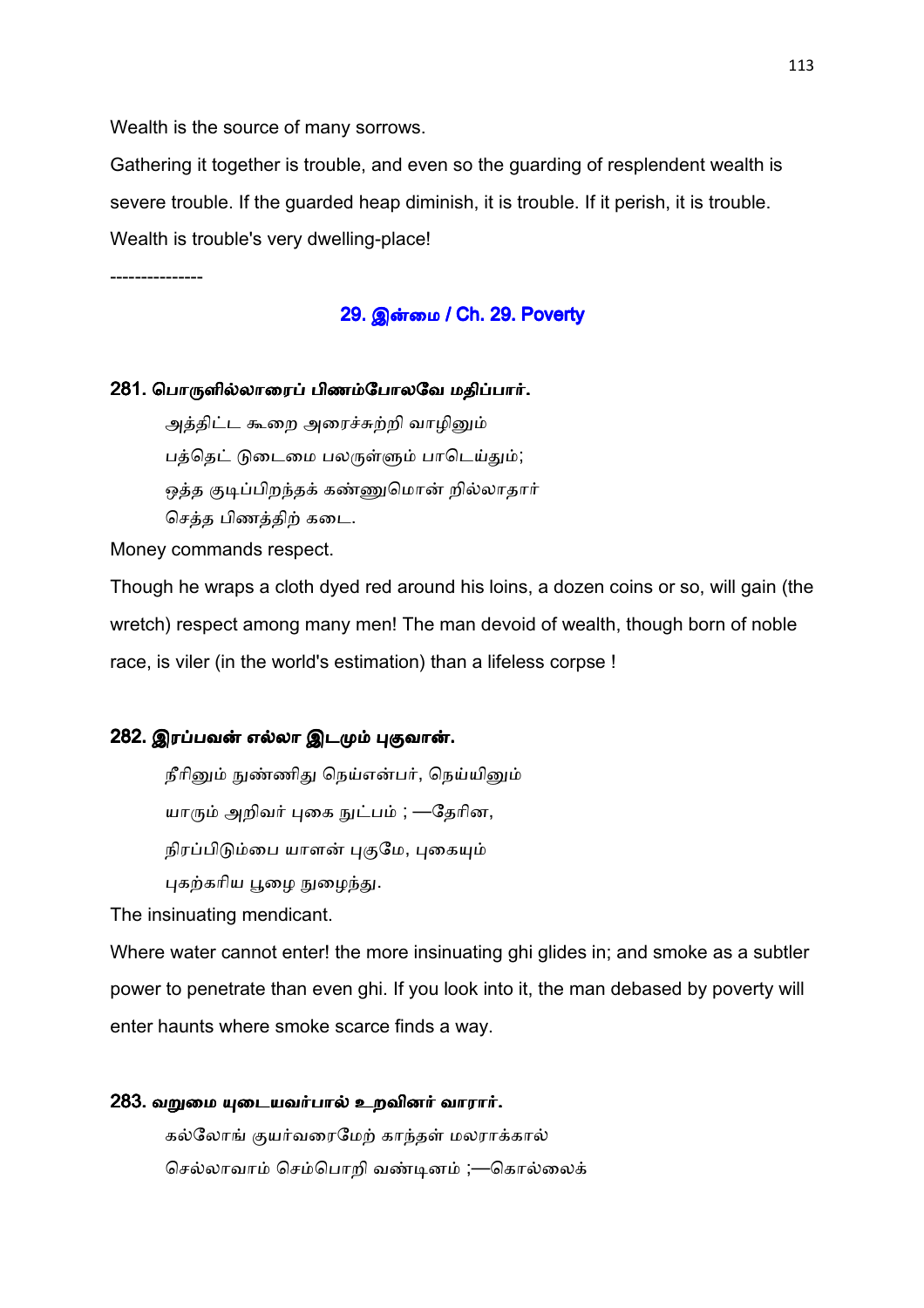Wealth is the source of many sorrows.

Gathering it together is trouble, and even so the guarding of resplendent wealth is severe trouble. If the guarded heap diminish, it is trouble. If it perish, it is trouble. Wealth is trouble's very dwelling-place!

---------------

## 29. இன்மை / Ch. 29. Poverty

### 281. பொருளில்லாரைப் பிணம்போலவே மதிப்பார்.

அத்திட்ட கூறை அரைச்சுற்றி வாழினும்
பத்தெட் டுடைமை பலருள்ளும் பாடெய்தும்;
ஒத்த குடிப்பிறந்தக் கண்ணுமொன் றில்லாதார்
செத்த பிணத்திற் கடை.

Money commands respect.

Though he wraps a cloth dyed red around his loins, a dozen coins or so, will gain (the wretch) respect among many men! The man devoid of wealth, though born of noble race, is viler (in the world's estimation) than a lifeless corpse !

### 282. இரப்பவன் எல்லா இடமும் புகுவான்.

நீரினும் நுண்ணிது நெய்என்பர், நெய்யினும்
யாரும் அறிவர் புகை நுட்பம் ; —தேரின,
நிரப்பிடும்பை யாளன் புகுமே, புகையும்
புகற்கரிய பூழை நுழைந்து.

The insinuating mendicant.

Where water cannot enter! the more insinuating ghi glides in; and smoke as a subtler power to penetrate than even ghi. If you look into it, the man debased by poverty will enter haunts where smoke scarce finds a way.

### 283. வறுமை யுடையவர்பால் உறவினர் வாரார்.

கல்லோங் குயர்வரைமேற் காந்தள் மலராக்கால்
செல்லாவாம் செம்பொறி வண்டினம் ;—கொல்லைக்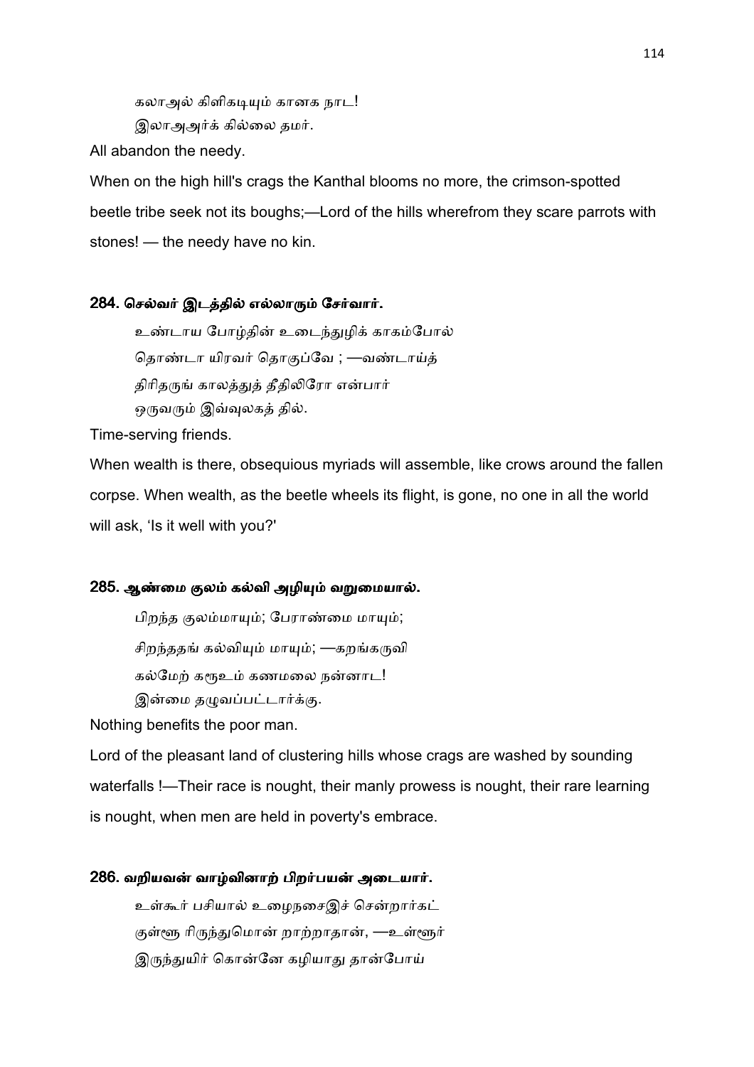கலாஅல் கிளிகடியும் கானக நாட!
இலாஅஅர்க் கில்லை தமர்.

All abandon the needy.

When on the high hill's crags the Kanthal blooms no more, the crimson-spotted beetle tribe seek not its boughs;—Lord of the hills wherefrom they scare parrots with stones! — the needy have no kin.

### 284. செல்வர் இடத்தில் எல்லாரும் சேர்வார்.

உண்டாய போழ்தின் உடைந்துழிக் காகம்போல்
தொண்டா யிரவர் தொகுப்வே ; —வண்டாய்த்
திரிதருங் காலத்துத் தீதிலிரோ என்பார்
ஒருவரும் இவ்வுலகத் தில்.

Time-serving friends.

When wealth is there, obsequious myriads will assemble, like crows around the fallen corpse. When wealth, as the beetle wheels its flight, is gone, no one in all the world will ask, 'Is it well with you?'

### 285. ஆண்மை குலம் கல்வி அழியும் வறுமையால்.

பிறந்த குலம்மாயும்; பேராண்மை மாயும்;
சிறந்ததங் கல்வியும் மாயும்; —கறங்கருவி
கல்மேற் கரூஉம் கணமலை நன்னாட!
இன்மை தழுவப்பட்டார்க்கு.

Nothing benefits the poor man.

Lord of the pleasant land of clustering hills whose crags are washed by sounding waterfalls !—Their race is nought, their manly prowess is nought, their rare learning is nought, when men are held in poverty's embrace.

### 286. வறியவன் வாழ்வினாற் பிறர்பயன் அடையார்.

உள்கூர் பசியால் உழைநசைஇச் சென்றார்கட்
குள்ளூ ரிருந்துமொன் றாற்றாதான், —உள்ளூர்
இருந்துயிர் கொன்னே கழியாது தான்போய்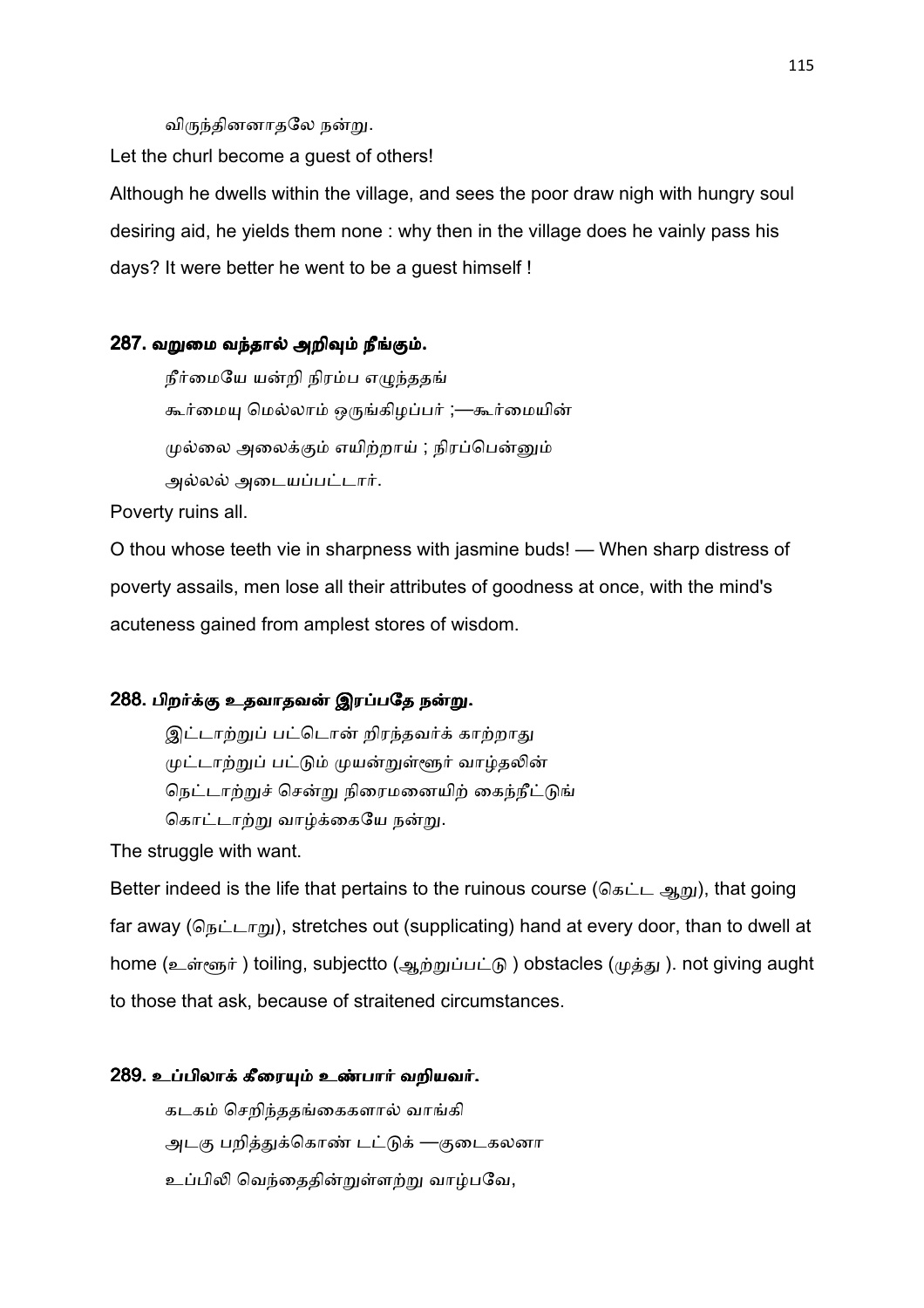விருந்தினனாதலே நன்று.

Let the churl become a guest of others!

Although he dwells within the village, and sees the poor draw nigh with hungry soul desiring aid, he yields them none : why then in the village does he vainly pass his days? It were better he went to be a guest himself !

### 287. வறுமை வந்தால் அறிவும் நீங்கும்.

நீர்மையே யன்றி நிரம்ப எழுந்ததங்
கூர்மையு மெல்லாம் ஒருங்கிழப்பர் ;—கூர்மையின்
முல்லை அலைக்கும் எயிற்றாய் ; நிரப்பென்னும்
அல்லல் அடையப்பட்டார்.

Poverty ruins all.

O thou whose teeth vie in sharpness with jasmine buds! — When sharp distress of poverty assails, men lose all their attributes of goodness at once, with the mind's acuteness gained from amplest stores of wisdom.

### 288. பிறர்க்கு உதவாதவன் இரப்பதே நன்று.

இட்டாற்றுப் பட்டொன் றிரந்தவர்க் காற்றாது
முட்டாற்றுப் பட்டும் முயன்றுள்ளூர் வாழ்தலின்
நெட்டாற்றுச் சென்று நிரைமனையிற் கைந்நீட்டுங்
கொட்டாற்று வாழ்க்கையே நன்று.

The struggle with want.

Better indeed is the life that pertains to the ruinous course (கெட்ட ஆறு), that going far away (நெட்டாறு), stretches out (supplicating) hand at every door, than to dwell at home (உள்ளூர் ) toiling, subjectto (ஆற்றுப்பட்டு ) obstacles (முத்து ). not giving aught to those that ask, because of straitened circumstances.

### 289. உப்பிலாக் கீரையும் உண்பார் வறியவர்.

கடகம் செறிந்ததங்கைகளால் வாங்கி
அடகு பறித்துக்கொண் டட்டுக் —குடைகலனா
உப்பிலி வெந்ததின்றுள்ளற்று வாழ்பவே,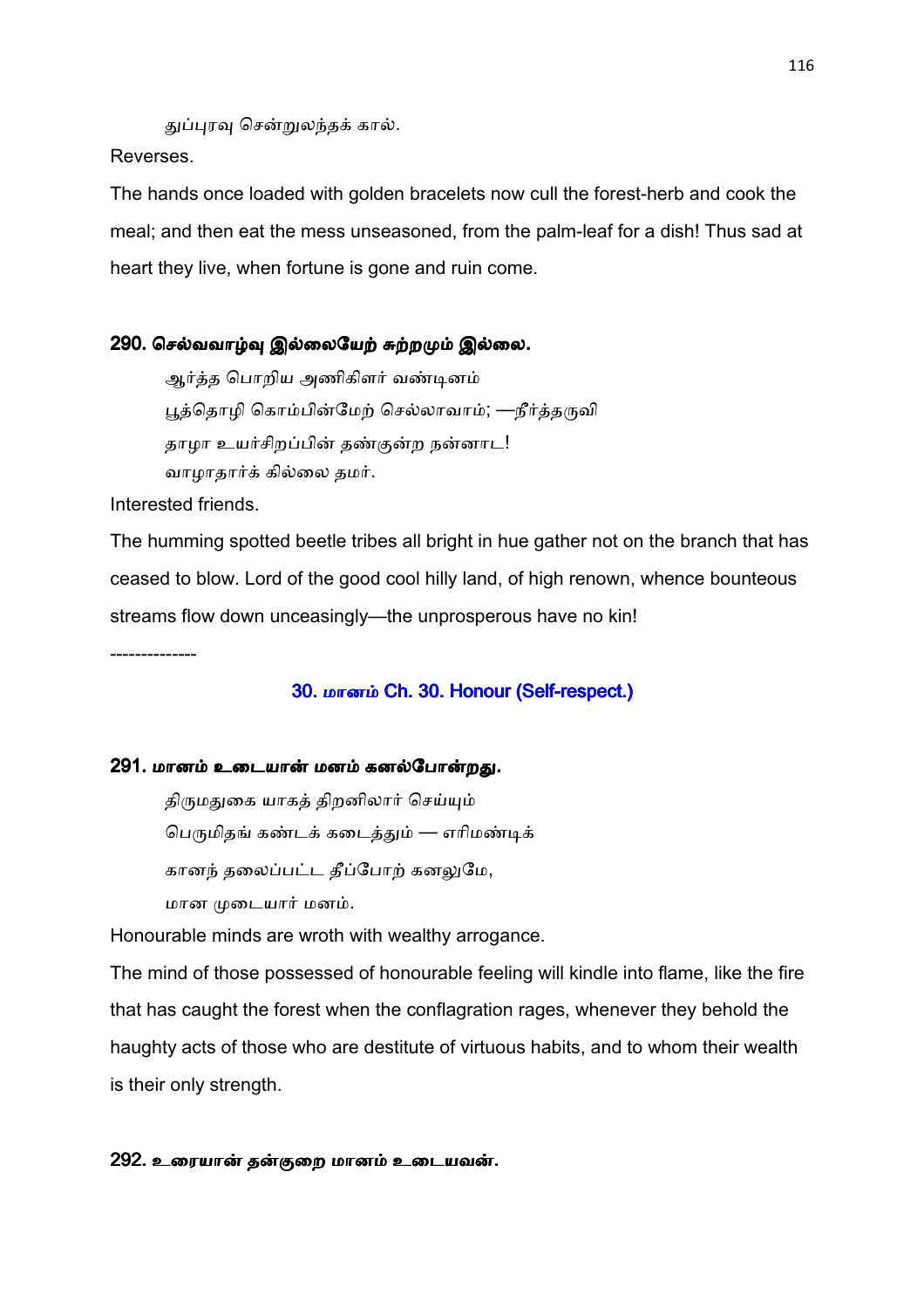துப்புரவு சென்றுலந்தக் கால்.

Reverses.

The hands once loaded with golden bracelets now cull the forest-herb and cook the meal; and then eat the mess unseasoned, from the palm-leaf for a dish! Thus sad at heart they live, when fortune is gone and ruin come.

### 290. செல்வவாழ்வு இல்லையேற் சுற்றமும் இல்லை.

ஆர்த்த பொறிய அணிகிளர் வண்டினம்
பூத்தொழி கொம்பின்மேற் செல்லாவாம்; —நீர்த்தருவி
தாழா உயர்சிறப்பின் தண்குன்ற நன்னாட!
வாழாதார்க் கில்லை தமர்.

Interested friends.

The humming spotted beetle tribes all bright in hue gather not on the branch that has ceased to blow. Lord of the good cool hilly land, of high renown, whence bounteous streams flow down unceasingly—the unprosperous have no kin!

--------------

## 30. மானம் Ch. 30. Honour (Self-respect.)

### 291. மானம் உடையான் மனம் கனல்போன்றது.

திருமதுகை யாகத் திறனிலார் செய்யும்
பெருமிதங் கண்டக் கடைத்தும் — எரிமண்டிக்
கானந் தலைப்பட்ட தீப்போற் கனலுமே,
மான முடையார் மனம்.

Honourable minds are wroth with wealthy arrogance.

The mind of those possessed of honourable feeling will kindle into flame, like the fire that has caught the forest when the conflagration rages, whenever they behold the haughty acts of those who are destitute of virtuous habits, and to whom their wealth is their only strength.

### 292. உரையான் தன்குறை மானம் உடையவன்.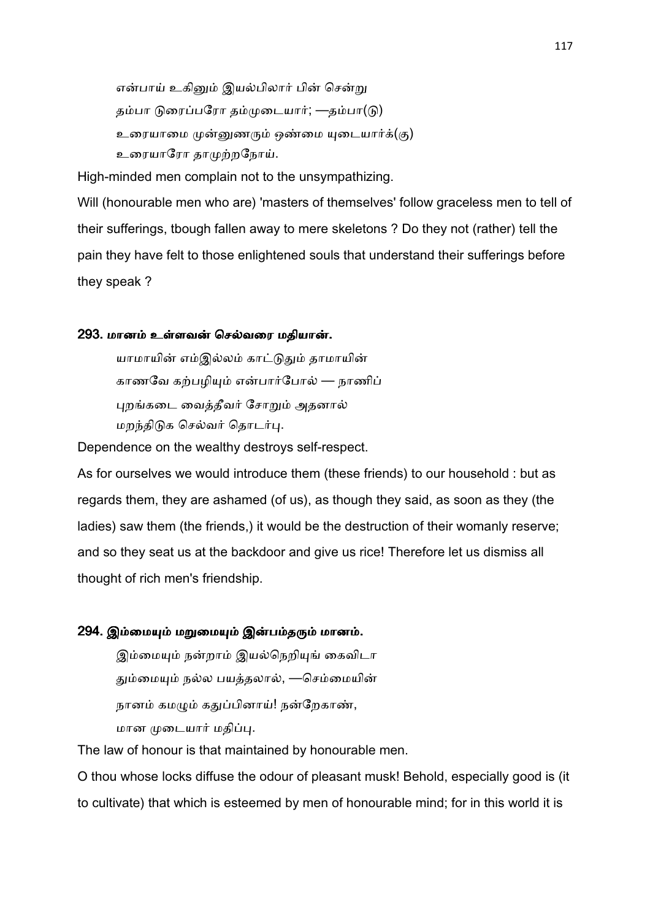என்பாய் உகினும் இயல்பிலார் பின் சென்று
தம்பா டுரைப்பரோ தம்முடையார்; —தம்பா(டு)
உரையாமை முன்னுணரும் ஒண்மை யுடையார்க்(கு)
உரையாரோ தாமுற்றநோய்.

High-minded men complain not to the unsympathizing.

Will (honourable men who are) 'masters of themselves' follow graceless men to tell of their sufferings, tbough fallen away to mere skeletons ? Do they not (rather) tell the pain they have felt to those enlightened souls that understand their sufferings before they speak ?

### 293. மானம் உள்ளவன் செல்வரை மதியான்.

யாமாயின் எம்இல்லம் காட்டுதும் தாமாயின்
காணவே கற்பழியும் என்பார்போல் — நாணிப்
புறங்கடை வைத்தீவர் சோறும் அதனால்
மறந்திடுக செல்வர் தொடர்பு.

Dependence on the wealthy destroys self-respect.

As for ourselves we would introduce them (these friends) to our household : but as regards them, they are ashamed (of us), as though they said, as soon as they (the ladies) saw them (the friends,) it would be the destruction of their womanly reserve; and so they seat us at the backdoor and give us rice! Therefore let us dismiss all thought of rich men's friendship.

### 294. இம்மையும் மறுமையும் இன்பம்தரும் மானம்.

இம்மையும் நன்றாம் இயல்நெறியுங் கைவிடா
தும்மையும் நல்ல பயத்தலால், —செம்மையின்
நானம் கமழும் கதுப்பினாய்! நன்றேகாண்,
மான முடையார் மதிப்பு.

The law of honour is that maintained by honourable men.

O thou whose locks diffuse the odour of pleasant musk! Behold, especially good is (it to cultivate) that which is esteemed by men of honourable mind; for in this world it is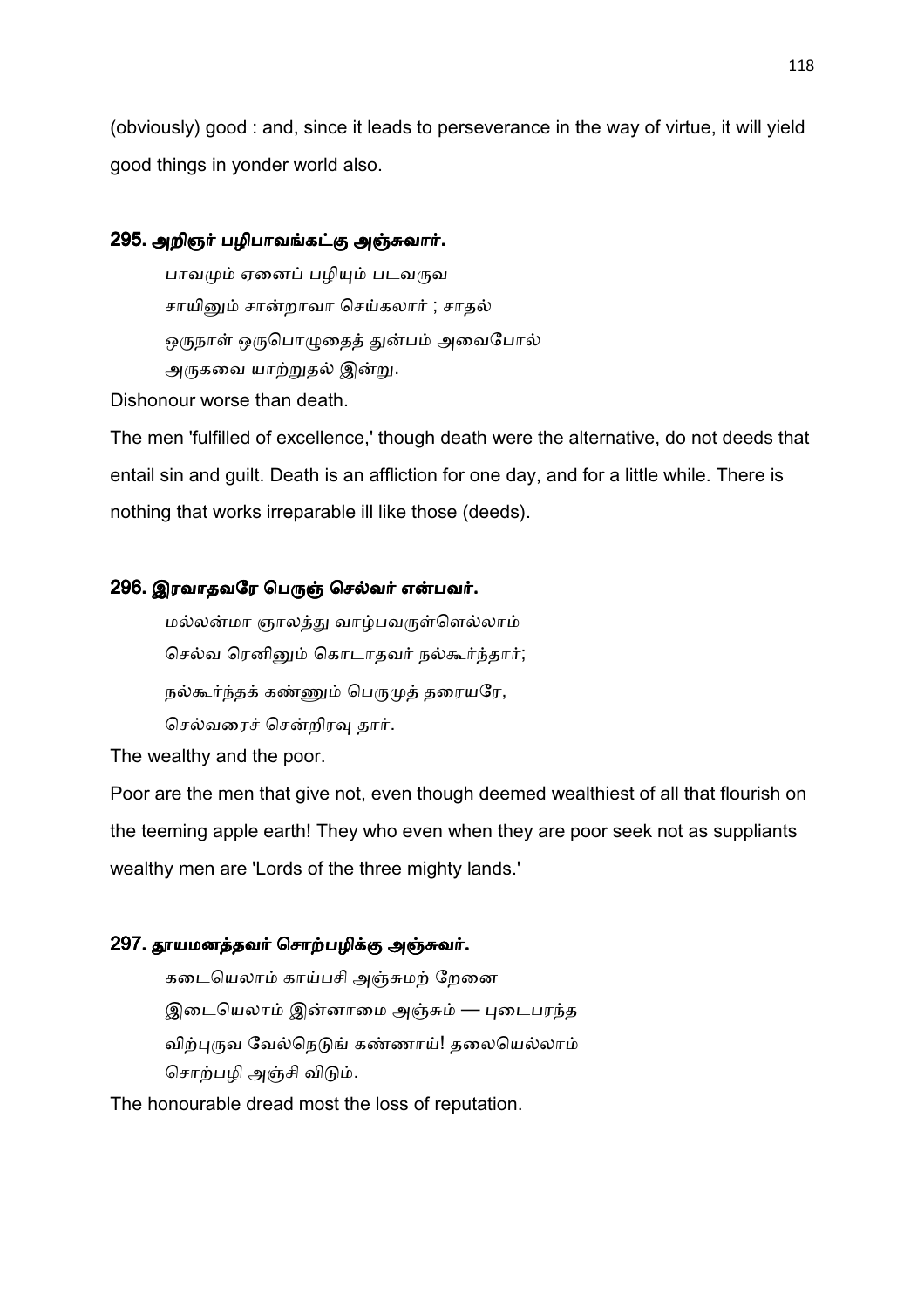(obviously) good : and, since it leads to perseverance in the way of virtue, it will yield good things in yonder world also.

### 295. அறிஞர் பழிபாவங்கட்கு அஞ்சுவார்.

பாவமும் ஏனைப் பழியும் படவருவ
சாயினும் சான்றாவா செய்கலார் ; சாதல்
ஒருநாள் ஒருபொழுதைத் துன்பம் அவைபோல்
அருகவை யாற்றுதல் இன்று.

Dishonour worse than death.

The men 'fulfilled of excellence,' though death were the alternative, do not deeds that entail sin and guilt. Death is an affliction for one day, and for a little while. There is nothing that works irreparable ill like those (deeds).

### 296. இரவாதவரே பெருஞ் செல்வர் என்பவர்.

மல்லன்மா ஞாலத்து வாழ்பவருள்ளெல்லாம்
செல்வ ரெனினும் கொடாதவர் நல்கூர்ந்தார்;
நல்கூர்ந்தக் கண்ணும் பெருமுத் தரையரே,
செல்வரைச் சென்றிரவு தார்.

The wealthy and the poor.

Poor are the men that give not, even though deemed wealthiest of all that flourish on the teeming apple earth! They who even when they are poor seek not as suppliants wealthy men are 'Lords of the three mighty lands.'

### 297. தூயமனத்தவர் சொற்பழிக்கு அஞ்சுவர்.

கடையெலாம் காய்பசி அஞ்சுமற் றேனை
இடையெலாம் இன்னாமை அஞ்சும் — புடைபரந்த
விற்புருவ வேல்நெடுங் கண்ணாய்! தலையெல்லாம்
சொற்பழி அஞ்சி விடும்.

The honourable dread most the loss of reputation.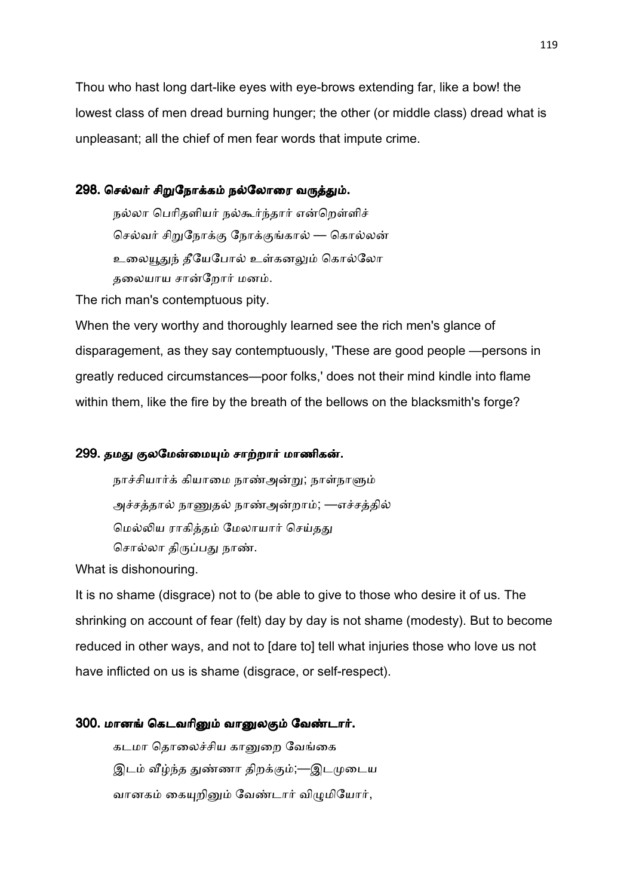Thou who hast long dart-like eyes with eye-brows extending far, like a bow! the lowest class of men dread burning hunger; the other (or middle class) dread what is unpleasant; all the chief of men fear words that impute crime.

### 298. செல்வர் சிறுநோக்கம் நல்லோரை வருத்தும்.

நல்லா பெரிதளியர் நல்கூர்ந்தார் என்றெள்ளிச்
செல்வர் சிறுநோக்கு நோக்குங்கால் — கொல்லன்
உலையூதுந் தீயேபோல் உள்கனலும் கொல்லோ
தலையாய சான்றோர் மனம்.

The rich man's contemptuous pity.

When the very worthy and thoroughly learned see the rich men's glance of disparagement, as they say contemptuously, 'These are good people —persons in greatly reduced circumstances—poor folks,' does not their mind kindle into flame within them, like the fire by the breath of the bellows on the blacksmith's forge?

### 299. தமது குலமேன்மையும் சாற்றார் மாணிகள்.

நாச்சியார்க் கியாமை நாண்அன்று; நாள்நாளும்
அச்சத்தால் நாணுதல் நாண்அன்றாம்; —எச்சத்தில்
மெல்லிய ராகித்தம் மேலாயார் செய்தது
சொல்லா திருப்பது நாண்.

What is dishonouring.

It is no shame (disgrace) not to (be able to give to those who desire it of us. The shrinking on account of fear (felt) day by day is not shame (modesty). But to become reduced in other ways, and not to [dare to] tell what injuries those who love us not have inflicted on us is shame (disgrace, or self-respect).

### 300. மானங் கெடவரினும் வானுலகும் வேண்டார்.

கடமா தொலைச்சிய கானுறை வேங்கை
இடம் வீழ்ந்த துண்ணா திறக்கும்;—இடமுடைய
வானகம் கையுறினும் வேண்டார் விழுமியோர்,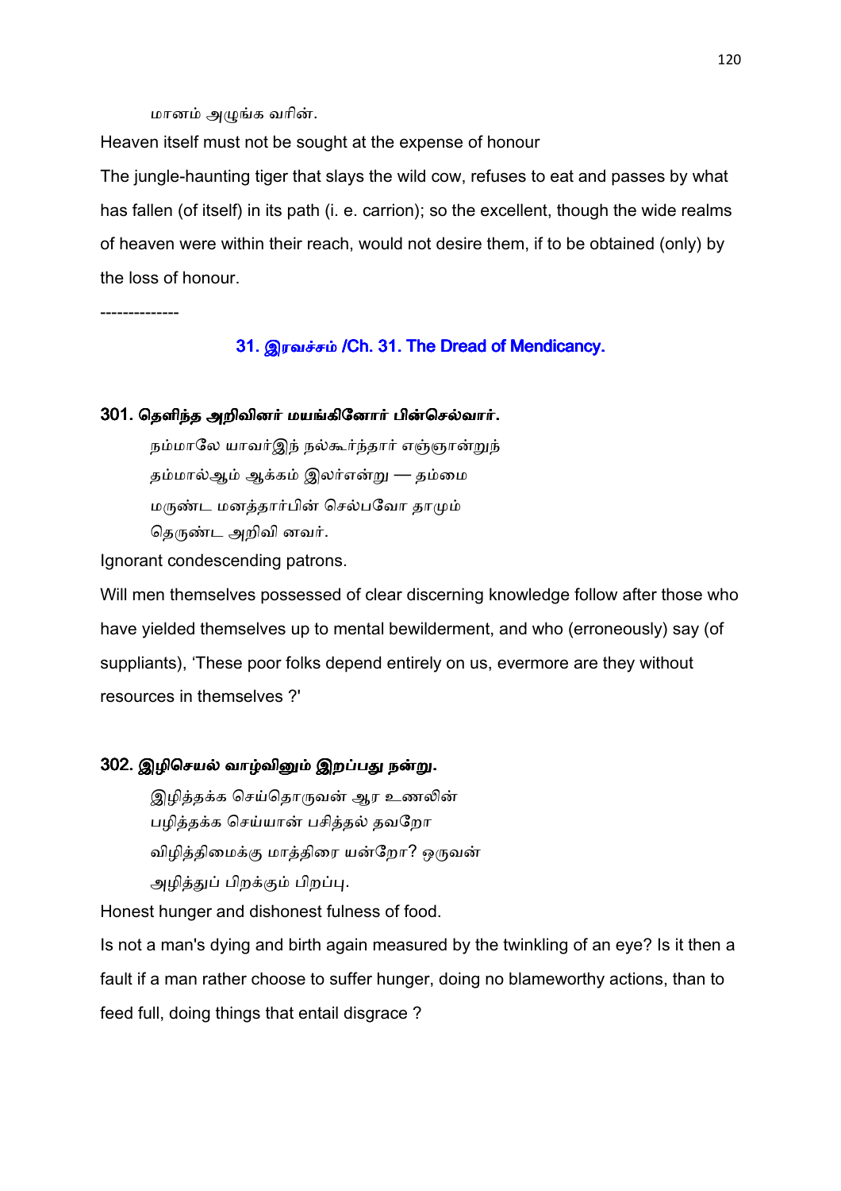மானம் அழுங்க வரின்.

Heaven itself must not be sought at the expense of honour

The jungle-haunting tiger that slays the wild cow, refuses to eat and passes by what has fallen (of itself) in its path (i. e. carrion); so the excellent, though the wide realms of heaven were within their reach, would not desire them, if to be obtained (only) by the loss of honour.

--------------

## 31. இரவச்சம் /Ch. 31. The Dread of Mendicancy.

### 301. தெளிந்த அறிவினர் மயங்கினோர் பின்செல்வார்.

நம்மாலே யாவர்இந் நல்கூர்ந்தார் எஞ்ஞான்றுந்
தம்மால்ஆம் ஆக்கம் இலர்என்று — தம்மை
மருண்ட மனத்தார்பின் செல்பவோ தாமும்
தெருண்ட அறிவி னவர்.

Ignorant condescending patrons.

Will men themselves possessed of clear discerning knowledge follow after those who have yielded themselves up to mental bewilderment, and who (erroneously) say (of suppliants), 'These poor folks depend entirely on us, evermore are they without resources in themselves ?'

### 302. இழிசெயல் வாழ்வினும் இறப்பது நன்று.

இழித்தக்க செய்தொருவன் ஆர உணலின்
பழித்தக்க செய்யான் பசித்தல் தவறோ
விழித்திமைக்கு மாத்திரை யன்றோ? ஒருவன்
அழித்துப் பிறக்கும் பிறப்பு.

Honest hunger and dishonest fulness of food.

Is not a man's dying and birth again measured by the twinkling of an eye? Is it then a fault if a man rather choose to suffer hunger, doing no blameworthy actions, than to feed full, doing things that entail disgrace ?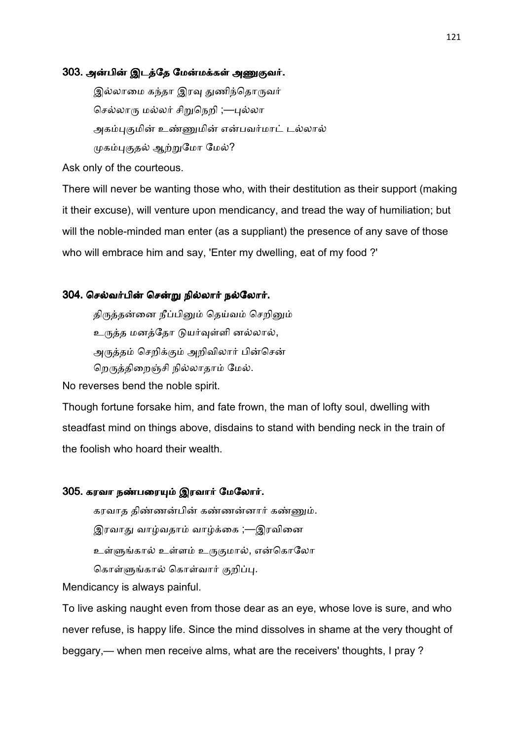### 303. அன்பின் இடத்தே மேன்மக்கள் அணுகுவர்.

இல்லாமை கந்தா இரவு துணிந்தொருவர்
செல்லாரு மல்லர் சிறுநெறி ;—புல்லா
அகம்புகுமின் உண்ணுமின் என்பவர்மாட் டல்லால்
முகம்புகுதல் ஆற்றுமோ மேல்?

Ask only of the courteous.

There will never be wanting those who, with their destitution as their support (making it their excuse), will venture upon mendicancy, and tread the way of humiliation; but will the noble-minded man enter (as a suppliant) the presence of any save of those who will embrace him and say, 'Enter my dwelling, eat of my food ?'

### 304. செல்வர்பின் சென்று நில்லார் நல்லோர்.

திருத்தன்னை நீப்பினும் தெய்வம் செறினும்
உருத்த மனத்தோ டுயர்வுள்ளி னல்லால்,
அருத்தம் செறிக்கும் அறிவிலார் பின்சென்
றெருத்திறைஞ்சி நில்லாதாம் மேல்.

No reverses bend the noble spirit.

Though fortune forsake him, and fate frown, the man of lofty soul, dwelling with steadfast mind on things above, disdains to stand with bending neck in the train of the foolish who hoard their wealth.

### 305. கரவா நண்பரையும் இரவார் மேலோர்.

கரவாத திண்ணன்பின் கண்ணன்னார் கண்ணும்.
இரவாது வாழ்வதாம் வாழ்க்கை ;—இரவினை
உள்ளுங்கால் உள்ளம் உருகுமால், என்கொலோ
கொள்ளுங்கால் கொள்வார் குறிப்பு.

Mendicancy is always painful.

To live asking naught even from those dear as an eye, whose love is sure, and who never refuse, is happy life. Since the mind dissolves in shame at the very thought of beggary,— when men receive alms, what are the receivers' thoughts, I pray ?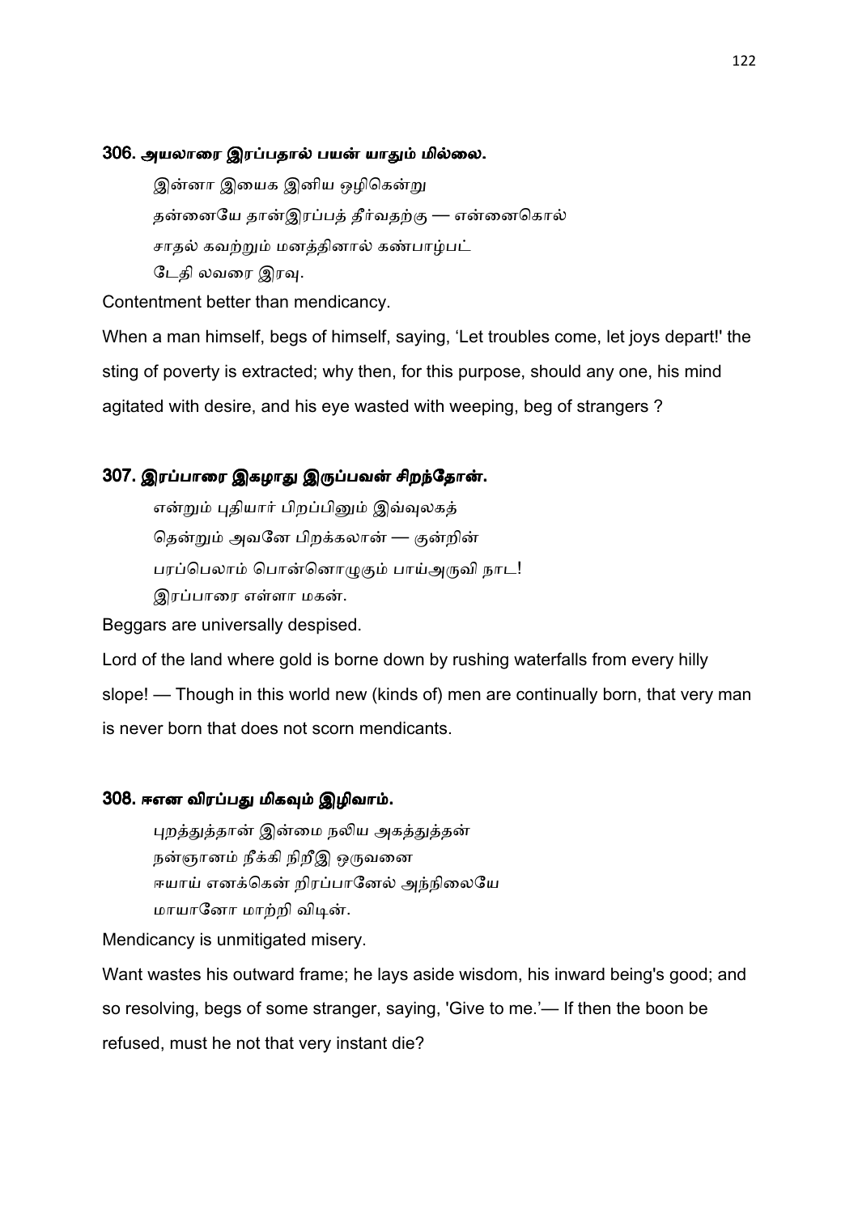### 306. அயலாரை இரப்பதால் பயன் யாதும் மில்லை.

இன்னா இயைக இனிய ஒழிகென்று
தன்னையே தான்இரப்பத் தீர்வதற்கு — என்னைகொல்
சாதல் கவற்றும் மனத்தினால் கண்பாழ்பட்
டேதி லவரை இரவு.

Contentment better than mendicancy.

When a man himself, begs of himself, saying, 'Let troubles come, let joys depart!' the sting of poverty is extracted; why then, for this purpose, should any one, his mind agitated with desire, and his eye wasted with weeping, beg of strangers ?

### 307. இரப்பாரை இகழாது இருப்பவன் சிறந்தோன்.

என்றும் புதியார் பிறப்பினும் இவ்வுலகத்
தென்றும் அவனே பிறக்கலான் — குன்றின்
பரப்பெலாம் பொன்னொழுகும் பாய்அருவி நாட!
இரப்பாரை எள்ளா மகன்.

Beggars are universally despised.

Lord of the land where gold is borne down by rushing waterfalls from every hilly slope! — Though in this world new (kinds of) men are continually born, that very man is never born that does not scorn mendicants.

### 308. ஈஎன விரப்பது மிகவும் இழிவாம்.

புறத்துத்தான் இன்மை நலிய அகத்துத்தன்
நன்ஞானம் நீக்கி நிறீஇ ஒருவனை
ஈயாய் எனக்கென் றிரப்பானேல் அந்நிலையே
மாயானோ மாற்றி விடின்.

Mendicancy is unmitigated misery.

Want wastes his outward frame; he lays aside wisdom, his inward being's good; and so resolving, begs of some stranger, saying, 'Give to me.'— If then the boon be refused, must he not that very instant die?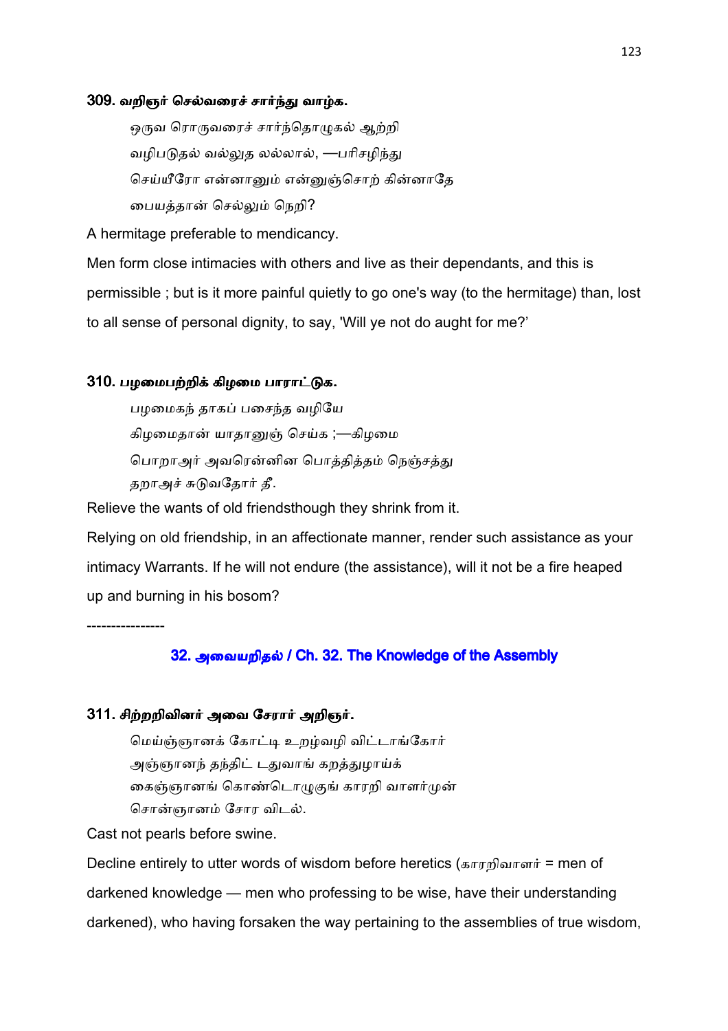### 309. வறிஞர் செல்வரைச் சார்ந்து வாழ்க.

ஒருவ ரொருவரைச் சார்ந்தொழுகல் ஆற்றி  
வழிபடுதல் வல்லுத லல்லால், —பரிசழிந்து  
செய்யீரோ என்னானும் என்னுஞ்சொற் கின்னாதே  
பையத்தான் செல்லும் நெறி?

A hermitage preferable to mendicancy.

Men form close intimacies with others and live as their dependants, and this is permissible ; but is it more painful quietly to go one's way (to the hermitage) than, lost to all sense of personal dignity, to say, 'Will ye not do aught for me?'

### 310. பழமைபற்றிக் கிழமை பாராட்டுக.

பழமைகந் தாகப் பசைந்த வழியே  
கிழமைதான் யாதானுஞ் செய்க ;—கிழமை  
பொறாஅர் அவரென்னின பொத்தித்தம் நெஞ்சத்து  
தறாஅச் சுடுவதோர் தீ.

Relieve the wants of old friendsthough they shrink from it.

Relying on old friendship, in an affectionate manner, render such assistance as your intimacy Warrants. If he will not endure (the assistance), will it not be a fire heaped up and burning in his bosom?

----------------

## 32. அவையறிதல் / Ch. 32. The Knowledge of the Assembly

### 311. சிற்றறிவினர் அவை சேரார் அறிஞர்.

மெய்ஞ்ஞானக் கோட்டி உறழ்வழி விட்டாங்கோர்  
அஞ்ஞானந் தந்திட் டதுவாங் கறத்துழாய்க்  
கைஞ்ஞானங் கொண்டொழுகுங் காரறி வாளர்முன்  
சொன்ஞானம் சோர விடல்.

Cast not pearls before swine.

Decline entirely to utter words of wisdom before heretics (காரறிவாளர் = men of darkened knowledge — men who professing to be wise, have their understanding darkened), who having forsaken the way pertaining to the assemblies of true wisdom,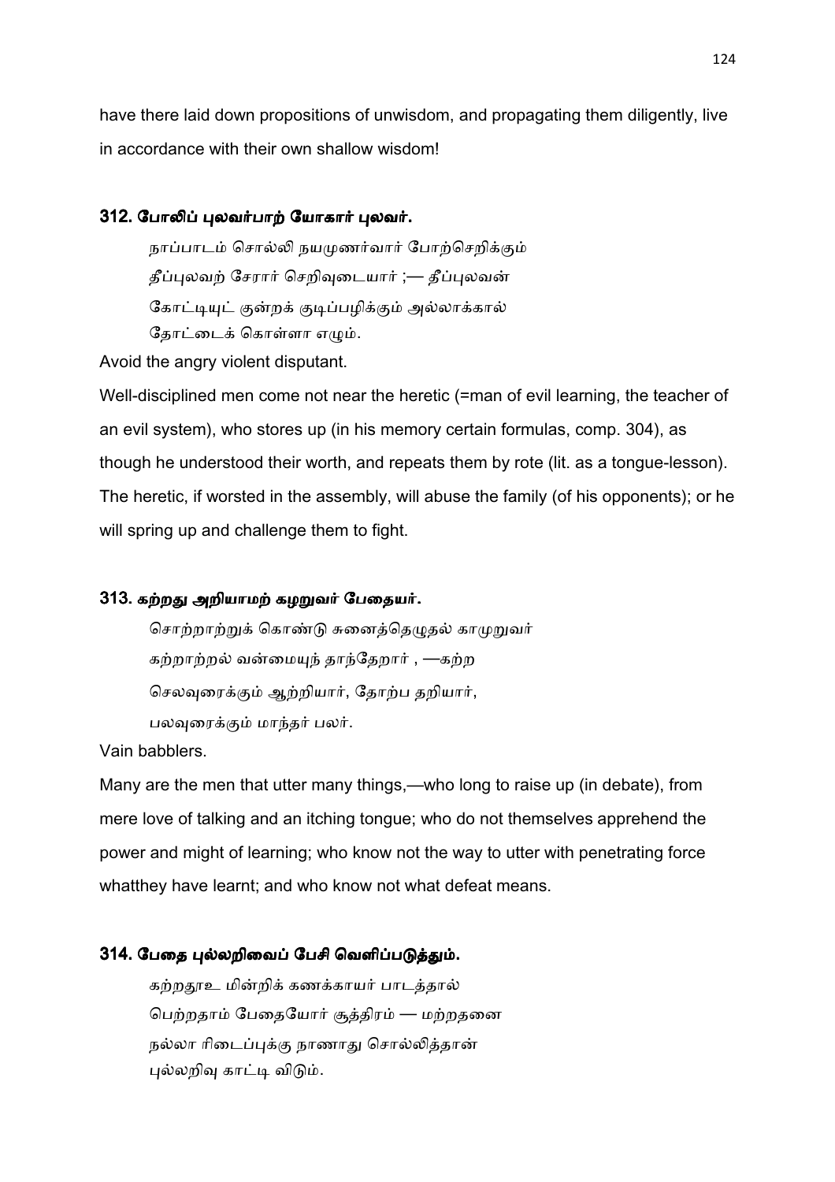have there laid down propositions of unwisdom, and propagating them diligently, live in accordance with their own shallow wisdom!

### 312. போலிப் புலவர்பாற் யோகார் புலவர்.

நாப்பாடம் சொல்லி நயமுணர்வார் போற்செறிக்கும்  
தீப்புலவற் சேரார் செறிவுடையார் ;— தீப்புலவன்  
கோட்டியுட் குன்றக் குடிப்பழிக்கும் அல்லாக்கால்  
தோட்டைக் கொள்ளா எழும்.

Avoid the angry violent disputant.

Well-disciplined men come not near the heretic (=man of evil learning, the teacher of an evil system), who stores up (in his memory certain formulas, comp. 304), as though he understood their worth, and repeats them by rote (lit. as a tongue-lesson). The heretic, if worsted in the assembly, will abuse the family (of his opponents); or he will spring up and challenge them to fight.

### 313. கற்றது அறியாமற் கழறுவர் பேதையர்.

சொற்றாற்றுக் கொண்டு சுனைத்தெழுதல் காமுறுவர்  
கற்றாற்றல் வன்மையுந் தாந்தேறார் , —கற்ற  
செலவுரைக்கும் ஆற்றியார், தோற்ப தறியார்,  
பலவுரைக்கும் மாந்தர் பலர்.

Vain babblers.

Many are the men that utter many things,—who long to raise up (in debate), from mere love of talking and an itching tongue; who do not themselves apprehend the power and might of learning; who know not the way to utter with penetrating force whatthey have learnt; and who know not what defeat means.

### 314. பேதை புல்லறிவைப் பேசி வெளிப்படுத்தும்.

கற்றதூஉ மின்றிக் கணக்காயர் பாடத்தால்  
பெற்றதாம் பேதையோர் சூத்திரம் — மற்றதனை  
நல்லா ரிடைப்புக்கு நாணாது சொல்லித்தான்  
புல்லறிவு காட்டி விடும்.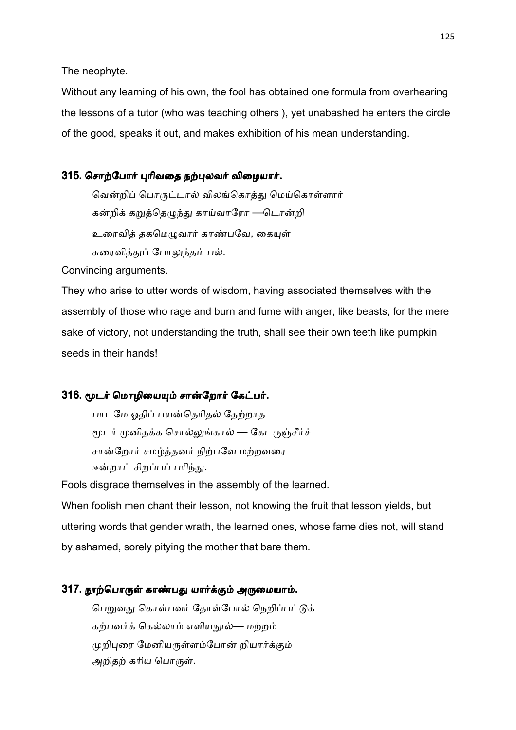The neophyte.

Without any learning of his own, the fool has obtained one formula from overhearing the lessons of a tutor (who was teaching others ), yet unabashed he enters the circle of the good, speaks it out, and makes exhibition of his mean understanding.

### 315. சொற்போர் புரிவதை நற்புலவர் விழையார்.

வென்றிப் பொருட்டால் விலங்கொத்து மெய்கொள்ளார்
கன்றிக் கறுத்தெழுந்து காய்வாரோ —டொன்றி
உரைவித் தகமெழுவார் காண்பவே, கையுள்
சுரைவித்துப் போலுந்தம் பல்.

Convincing arguments.

They who arise to utter words of wisdom, having associated themselves with the assembly of those who rage and burn and fume with anger, like beasts, for the mere sake of victory, not understanding the truth, shall see their own teeth like pumpkin seeds in their hands!

### 316. மூடர் மொழியையும் சான்றோர் கேட்பர்.

பாடமே ஓதிப் பயன்தெரிதல் தேற்றாத
மூடர் முனிதக்க சொல்லுங்கால் — கேடருஞ்சீர்ச்
சான்றோர் சமழ்த்தனர் நிற்பவே மற்றவரை
ஈன்றாட் சிறப்பப் பரிந்து.

Fools disgrace themselves in the assembly of the learned.

When foolish men chant their lesson, not knowing the fruit that lesson yields, but uttering words that gender wrath, the learned ones, whose fame dies not, will stand by ashamed, sorely pitying the mother that bare them.

### 317. நூற்பொருள் காண்பது யார்க்கும் அருமையாம்.

பெறுவது கொள்பவர் தோள்போல் நெறிப்பட்டுக்
கற்பவர்க் கெல்லாம் எளியநூல்— மற்றம்
முறிபுரை மேனியருள்ளம்போன் றியார்க்கும்
அறிதற் கரிய பொருள்.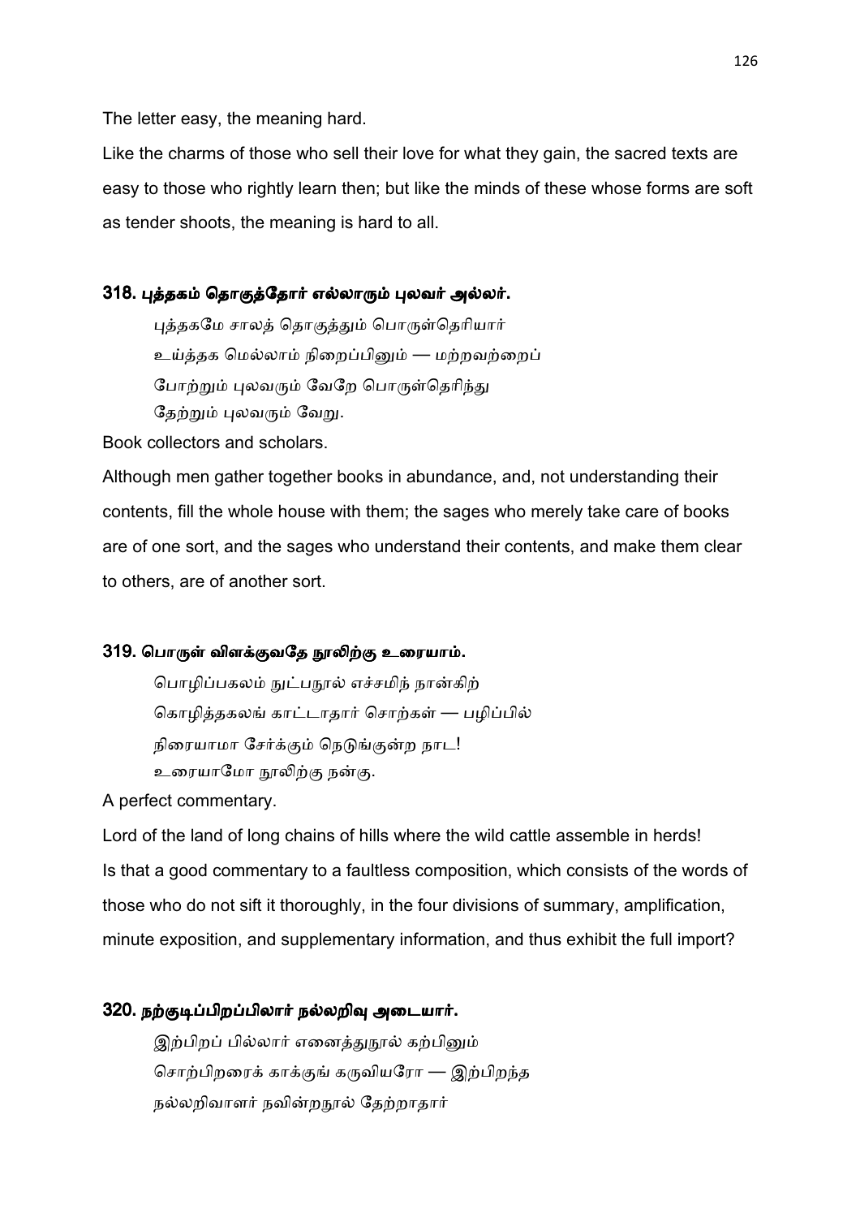The letter easy, the meaning hard.

Like the charms of those who sell their love for what they gain, the sacred texts are easy to those who rightly learn then; but like the minds of these whose forms are soft as tender shoots, the meaning is hard to all.

### 318. புத்தகம் தொகுத்தோர் எல்லாரும் புலவர் அல்லர்.

புத்தகமே சாலத் தொகுத்தும் பொருள்தெரியார்
உய்த்தக மெல்லாம் நிறைப்பினும் — மற்றவற்றைப்
போற்றும் புலவரும் வேறே பொருள்தெரிந்து
தேற்றும் புலவரும் வேறு.

Book collectors and scholars.

Although men gather together books in abundance, and, not understanding their contents, fill the whole house with them; the sages who merely take care of books are of one sort, and the sages who understand their contents, and make them clear to others, are of another sort.

### 319. பொருள் விளக்குவதே நூலிற்கு உரையாம்.

பொழிப்பகலம் நுட்பநூல் எச்சமிந் நான்கிற்
கொழித்தகலங் காட்டாதார் சொற்கள் — பழிப்பில்
நிரையாமா சேர்க்கும் நெடுங்குன்ற நாட!
உரையாமோ நூலிற்கு நன்கு.

A perfect commentary.

Lord of the land of long chains of hills where the wild cattle assemble in herds! Is that a good commentary to a faultless composition, which consists of the words of those who do not sift it thoroughly, in the four divisions of summary, amplification, minute exposition, and supplementary information, and thus exhibit the full import?

### 320. நற்குடிப்பிறப்பிலார் நல்லறிவு அடையார்.

இற்பிறப் பில்லார் எனைத்துநூல் கற்பினும்
சொற்பிறரைக் காக்குங் கருவியரோ — இற்பிறந்த
நல்லறிவாளர் நவின்றநூல் தேற்றாதார்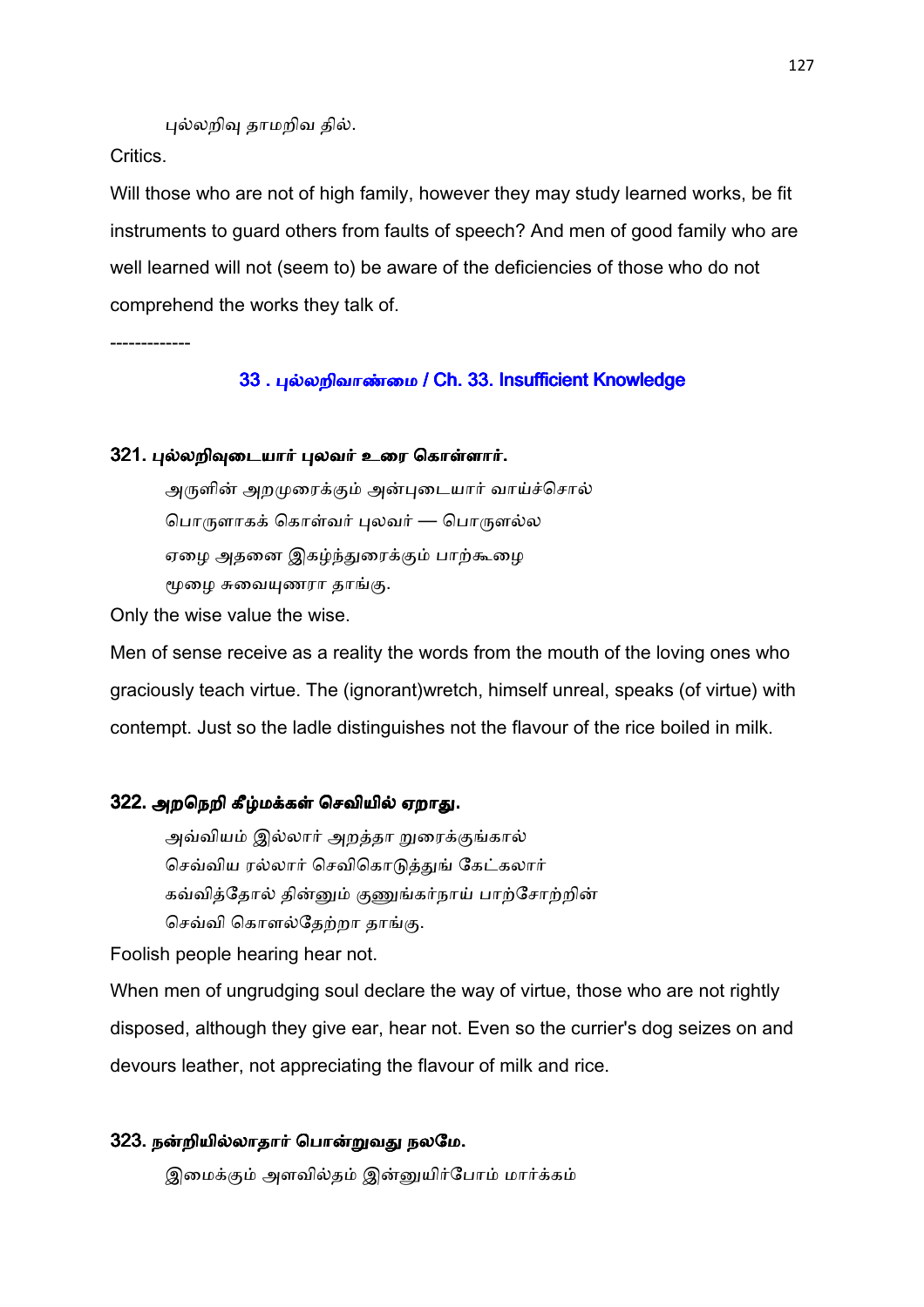புல்லறிவு தாமறிவ தில்.

Critics.

Will those who are not of high family, however they may study learned works, be fit instruments to guard others from faults of speech? And men of good family who are well learned will not (seem to) be aware of the deficiencies of those who do not comprehend the works they talk of.

-------------

## 33 . புல்லறிவாண்மை / Ch. 33. Insufficient Knowledge

### 321. புல்லறிவுடையார் புலவர் உரை கொள்ளார்.

அருளின் அறமுரைக்கும் அன்புடையார் வாய்ச்சொல்
பொருளாகக் கொள்வர் புலவர் — பொருளல்ல
ஏழை அதனை இகழ்ந்துரைக்கும் பாற்கூழை
மூழை சுவையுணரா தாங்கு.

Only the wise value the wise.

Men of sense receive as a reality the words from the mouth of the loving ones who graciously teach virtue. The (ignorant)wretch, himself unreal, speaks (of virtue) with contempt. Just so the ladle distinguishes not the flavour of the rice boiled in milk.

### 322. அறநெறி கீழ்மக்கள் செவியில் ஏறாது.

அவ்வியம் இல்லார் அறத்தா றுரைக்குங்கால்
செவ்விய ரல்லார் செவிகொடுத்துங் கேட்கலார்
கவ்வித்தோல் தின்னும் குணுங்கர்நாய் பாற்சோற்றின்
செவ்வி கொளல்தேற்றா தாங்கு.

Foolish people hearing hear not.

When men of ungrudging soul declare the way of virtue, those who are not rightly disposed, although they give ear, hear not. Even so the currier's dog seizes on and devours leather, not appreciating the flavour of milk and rice.

### 323. நன்றியில்லாதார் பொன்றுவது நலமே.

இமைக்கும் அளவில்தம் இன்னுயிர்போம் மார்க்கம்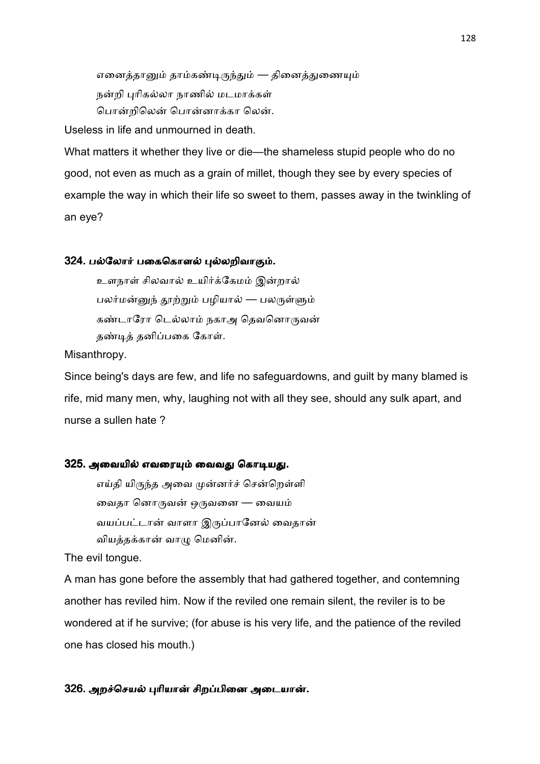எனைத்தானும் தாம்கண்டிருந்தும் — தினைத்துணையும்
நன்றி புரிகல்லா நாணில் மடமாக்கள்
பொன்றிலென் பொன்னாக்கா லென்.

Useless in life and unmourned in death.

What matters it whether they live or die—the shameless stupid people who do no good, not even as much as a grain of millet, though they see by every species of example the way in which their life so sweet to them, passes away in the twinkling of an eye?

### 324. பல்லோர் பகைகொளல் புல்லறிவாகும்.

உளநாள் சிலவால் உயிர்க்கேமம் இன்றால்
பலர்மன்னுந் தூற்றும் பழியால் — பலருள்ளும்
கண்டாரோ டெல்லாம் நகாஅ தெவனொருவன்
தண்டித் தனிப்பகை கோள்.

Misanthropy.

Since being's days are few, and life no safeguardowns, and guilt by many blamed is rife, mid many men, why, laughing not with all they see, should any sulk apart, and nurse a sullen hate ?

### 325. அவையில் எவரையும் வைவது கொடியது.

எய்தி யிருந்த அவை முன்னர்ச் சென்றெள்ளி
வைதா னொருவன் ஒருவனை — வையம்
வயப்பட்டான் வாளா இருப்பானேல் வைதான்
வியத்தக்கான் வாழு மெனின்.

The evil tongue.

A man has gone before the assembly that had gathered together, and contemning another has reviled him. Now if the reviled one remain silent, the reviler is to be wondered at if he survive; (for abuse is his very life, and the patience of the reviled one has closed his mouth.)

### 326. அறச்செயல் புரியான் சிறப்பினை அடையான்.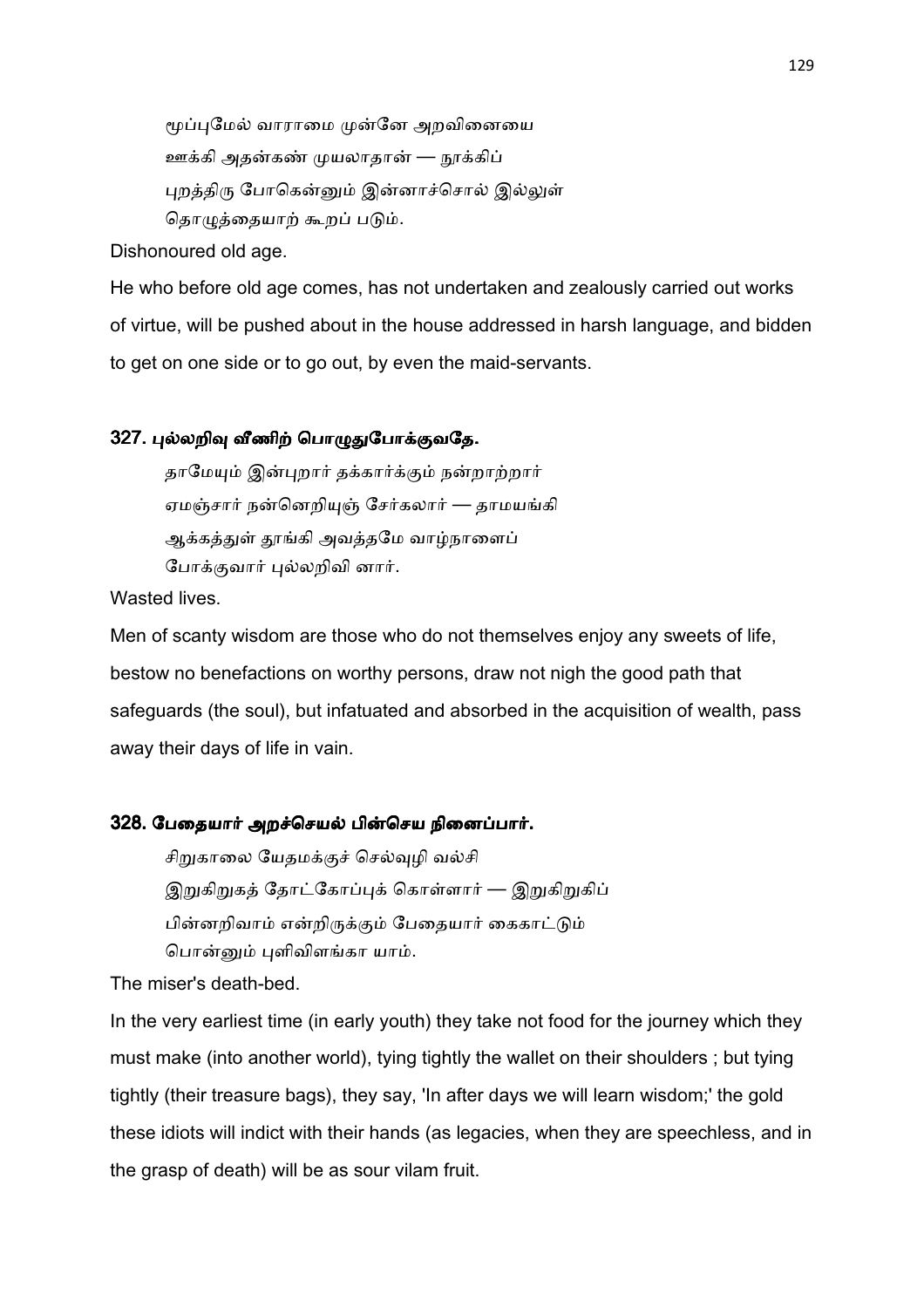மூப்புமேல் வாராமை முன்னே அறவினையை
ஊக்கி அதன்கண் முயலாதான் — நூக்கிப்
புறத்திரு போகென்னும் இன்னாச்சொல் இல்லுள்
தொழுத்தையாற் கூறப் படும்.

Dishonoured old age.

He who before old age comes, has not undertaken and zealously carried out works of virtue, will be pushed about in the house addressed in harsh language, and bidden to get on one side or to go out, by even the maid-servants.

### 327. புல்லறிவு வீணிற் பொழுதுபோக்குவதே.

தாமேயும் இன்புறார் தக்கார்க்கும் நன்றாற்றார்
ஏமஞ்சார் நன்னெறியுஞ் சேர்கலார் — தாமயங்கி
ஆக்கத்துள் தூங்கி அவத்தமே வாழ்நாளைப்
போக்குவார் புல்லறிவி னார்.

Wasted lives.

Men of scanty wisdom are those who do not themselves enjoy any sweets of life, bestow no benefactions on worthy persons, draw not nigh the good path that safeguards (the soul), but infatuated and absorbed in the acquisition of wealth, pass away their days of life in vain.

### 328. பேதையார் அறச்செயல் பின்செய நினைப்பார்.

சிறுகாலை யேதமக்குச் செல்வுழி வல்சி
இறுகிறுகத் தோட்கோப்புக் கொள்ளார் — இறுகிறுகிப்
பின்னறிவாம் என்றிருக்கும் பேதையார் கைகாட்டும்
பொன்னும் புளிவிளங்கா யாம்.

The miser's death-bed.

In the very earliest time (in early youth) they take not food for the journey which they must make (into another world), tying tightly the wallet on their shoulders ; but tying tightly (their treasure bags), they say, 'In after days we will learn wisdom;' the gold these idiots will indict with their hands (as legacies, when they are speechless, and in the grasp of death) will be as sour vilam fruit.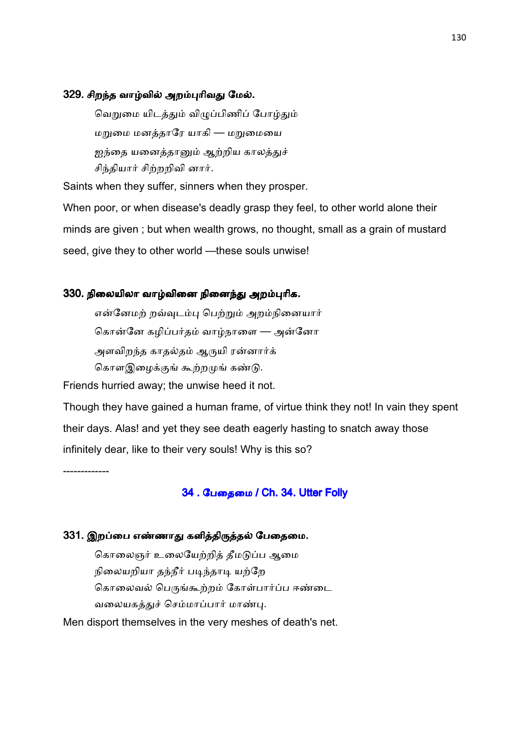### 329. சிறந்த வாழ்வில் அறம்புரிவது மேல்.

வெறுமை யிடத்தும் விழுப்பிணிப் போழ்தும்
மறுமை மனத்தாரே யாகி — மறுமையை
ஐந்தை யனைத்தானும் ஆற்றிய காலத்துச்
சிந்தியார் சிற்றறிவி னார்.

Saints when they suffer, sinners when they prosper.

When poor, or when disease's deadly grasp they feel, to other world alone their minds are given ; but when wealth grows, no thought, small as a grain of mustard seed, give they to other world —these souls unwise!

### 330. நிலையிலா வாழ்வினை நினைந்து அறம்புரிக.

என்னேமற் றவ்வுடம்பு பெற்றும் அறம்நினையார்
கொன்னே கழிப்பர்தம் வாழ்நாளை — அன்னோ
அளவிறந்த காதல்தம் ஆருயி ரன்னார்க்
கொளஇழைக்குங் கூற்றமுங் கண்டு.

Friends hurried away; the unwise heed it not.

Though they have gained a human frame, of virtue think they not! In vain they spent their days. Alas! and yet they see death eagerly hasting to snatch away those infinitely dear, like to their very souls! Why is this so?

-------------

## 34 . பேதைமை / Ch. 34. Utter Folly

### 331. இறப்பை எண்ணாது களித்திருத்தல் பேதைமை.

கொலைஞர் உலையேற்றித் தீமடுப்ப ஆமை
நிலையறியா தந்நீர் படிந்தாடி யற்றே
கொலைவல் பெருங்கூற்றம் கோள்பார்ப்ப ஈண்டை
வலையகத்துச் செம்மாப்பார் மாண்பு.

Men disport themselves in the very meshes of death's net.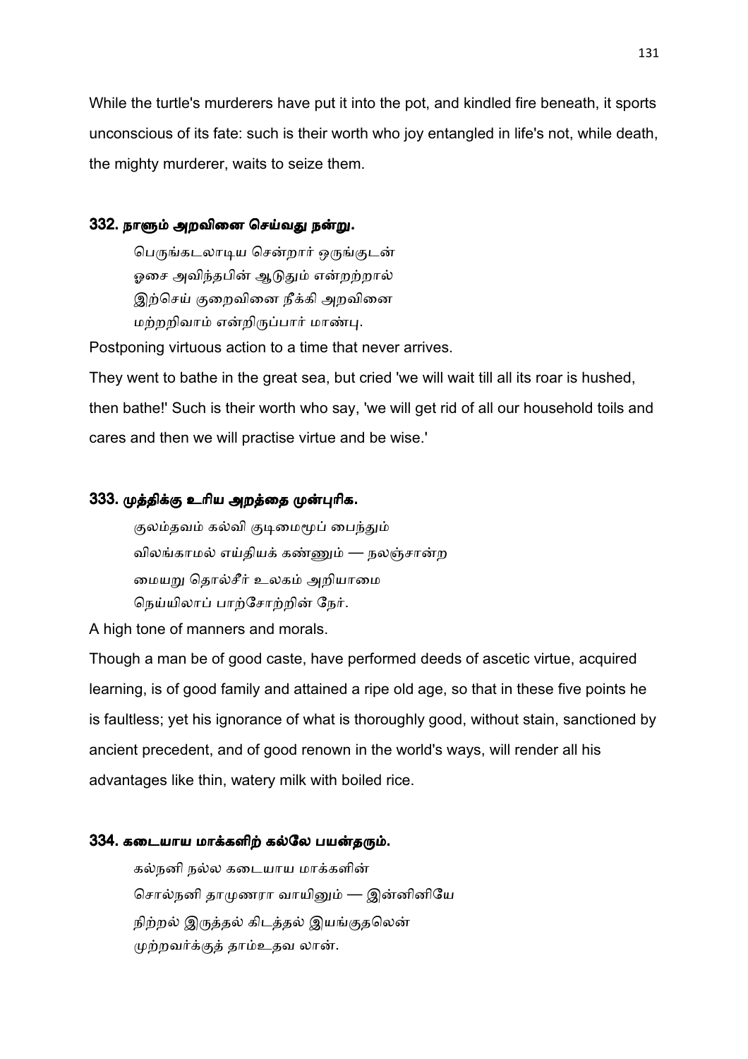While the turtle's murderers have put it into the pot, and kindled fire beneath, it sports unconscious of its fate: such is their worth who joy entangled in life's not, while death, the mighty murderer, waits to seize them.

### 332. நாளும் அறவினை செய்வது நன்று.

பெருங்கடலாடிய சென்றார் ஒருங்குடன்
ஓசை அவிந்தபின் ஆடுதும் என்றற்றால்
இற்செய் குறைவினை நீக்கி அறவினை
மற்றறிவாம் என்றிருப்பார் மாண்பு.

Postponing virtuous action to a time that never arrives.

They went to bathe in the great sea, but cried 'we will wait till all its roar is hushed, then bathe!' Such is their worth who say, 'we will get rid of all our household toils and cares and then we will practise virtue and be wise.'

### 333. முத்திக்கு உரிய அறத்தை முன்புரிக.

குலம்தவம் கல்வி குடிமைமூப் பைந்தும்
விலங்காமல் எய்தியக் கண்ணும் — நலஞ்சான்ற
மையறு தொல்சீர் உலகம் அறியாமை
நெய்யிலாப் பாற்சோற்றின் நேர்.

A high tone of manners and morals.

Though a man be of good caste, have performed deeds of ascetic virtue, acquired learning, is of good family and attained a ripe old age, so that in these five points he is faultless; yet his ignorance of what is thoroughly good, without stain, sanctioned by ancient precedent, and of good renown in the world's ways, will render all his advantages like thin, watery milk with boiled rice.

### 334. கடையாய மாக்களிற் கல்லே பயன்தரும்.

கல்நனி நல்ல கடையாய மாக்களின்
சொல்நனி தாமுணரா வாயினும் — இன்னினியே
நிற்றல் இருத்தல் கிடத்தல் இயங்குதலென்
முற்றவர்க்குத் தாம்உதவ லான்.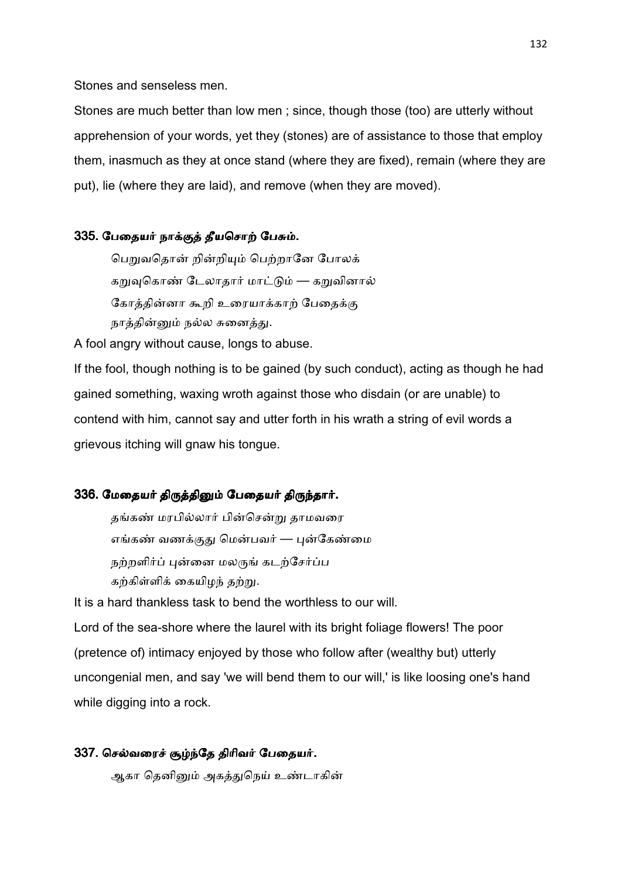Stones and senseless men.

Stones are much better than low men ; since, though those (too) are utterly without apprehension of your words, yet they (stones) are of assistance to those that employ them, inasmuch as they at once stand (where they are fixed), remain (where they are put), lie (where they are laid), and remove (when they are moved).

### 335. பேதையர் நாக்குத் தீயசொற் பேசும்.

பெறுவதொன் றின்றியும் பெற்றானே போலக்
கறுவுகொண் டேலாதார் மாட்டும் — கறுவினால்
கோத்தின்னா கூறி உரையாக்காற் பேதைக்கு
நாத்தின்னும் நல்ல சுனைத்து.

A fool angry without cause, longs to abuse.

If the fool, though nothing is to be gained (by such conduct), acting as though he had gained something, waxing wroth against those who disdain (or are unable) to contend with him, cannot say and utter forth in his wrath a string of evil words a grievous itching will gnaw his tongue.

### 336. மேதையர் திருத்தினும் பேதையர் திருந்தார்.

தங்கண் மரபில்லார் பின்சென்று தாமவரை
எங்கண் வணக்குது மென்பவர் — புன்கேண்மை
நற்றளிர்ப் புன்னை மலருங் கடற்சேர்ப்ப
கற்கிள்ளிக் கையிழந் தற்று.

It is a hard thankless task to bend the worthless to our will.

Lord of the sea-shore where the laurel with its bright foliage flowers! The poor (pretence of) intimacy enjoyed by those who follow after (wealthy but) utterly uncongenial men, and say 'we will bend them to our will,' is like loosing one's hand while digging into a rock.

### 337. செல்வரைச் சூழ்ந்தே திரிவர் பேதையர்.

ஆகா தெனினும் அகத்துநெய் உண்டாகின்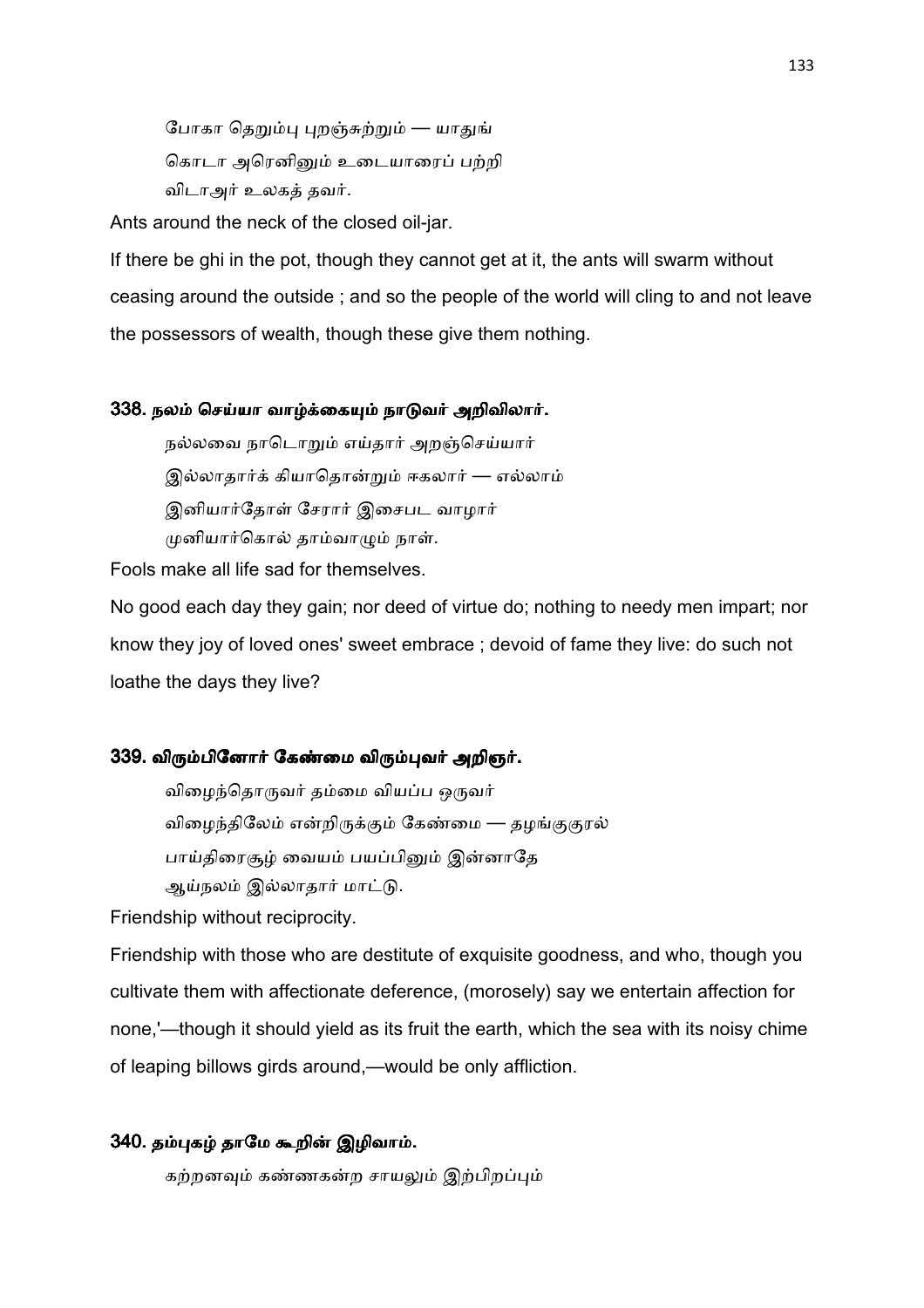போகா தெறும்பு புறஞ்சுற்றும் — யாதுங்
கொடா அரெனினும் உடையாரைப் பற்றி
விடாஅர் உலகத் தவர்.

Ants around the neck of the closed oil-jar.

If there be ghi in the pot, though they cannot get at it, the ants will swarm without ceasing around the outside ; and so the people of the world will cling to and not leave the possessors of wealth, though these give them nothing.

### 338. நலம் செய்யா வாழ்க்கையும் நாடுவர் அறிவிலார்.

நல்லவை நாடொறும் எய்தார் அறஞ்செய்யார்
இல்லாதார்க் கியாதொன்றும் ஈகலார் — எல்லாம்
இனியார்தோள் சேரார் இசைபட வாழார்
முனியார்கொல் தாம்வாழும் நாள்.

Fools make all life sad for themselves.

No good each day they gain; nor deed of virtue do; nothing to needy men impart; nor know they joy of loved ones' sweet embrace ; devoid of fame they live: do such not loathe the days they live?

### 339. விரும்பினோர் கேண்மை விரும்புவர் அறிஞர்.

விழைந்தொருவர் தம்மை வியப்ப ஒருவர்
விழைந்திலேம் என்றிருக்கும் கேண்மை — தழங்குகுரல்
பாய்திரைசூழ் வையம் பயப்பினும் இன்னாதே
ஆய்நலம் இல்லாதார் மாட்டு.

Friendship without reciprocity.

Friendship with those who are destitute of exquisite goodness, and who, though you cultivate them with affectionate deference, (morosely) say we entertain affection for none,'—though it should yield as its fruit the earth, which the sea with its noisy chime of leaping billows girds around,—would be only affliction.

### 340. தம்புகழ் தாமே கூறின் இழிவாம்.

கற்றனவும் கண்ணகன்ற சாயலும் இற்பிறப்பும்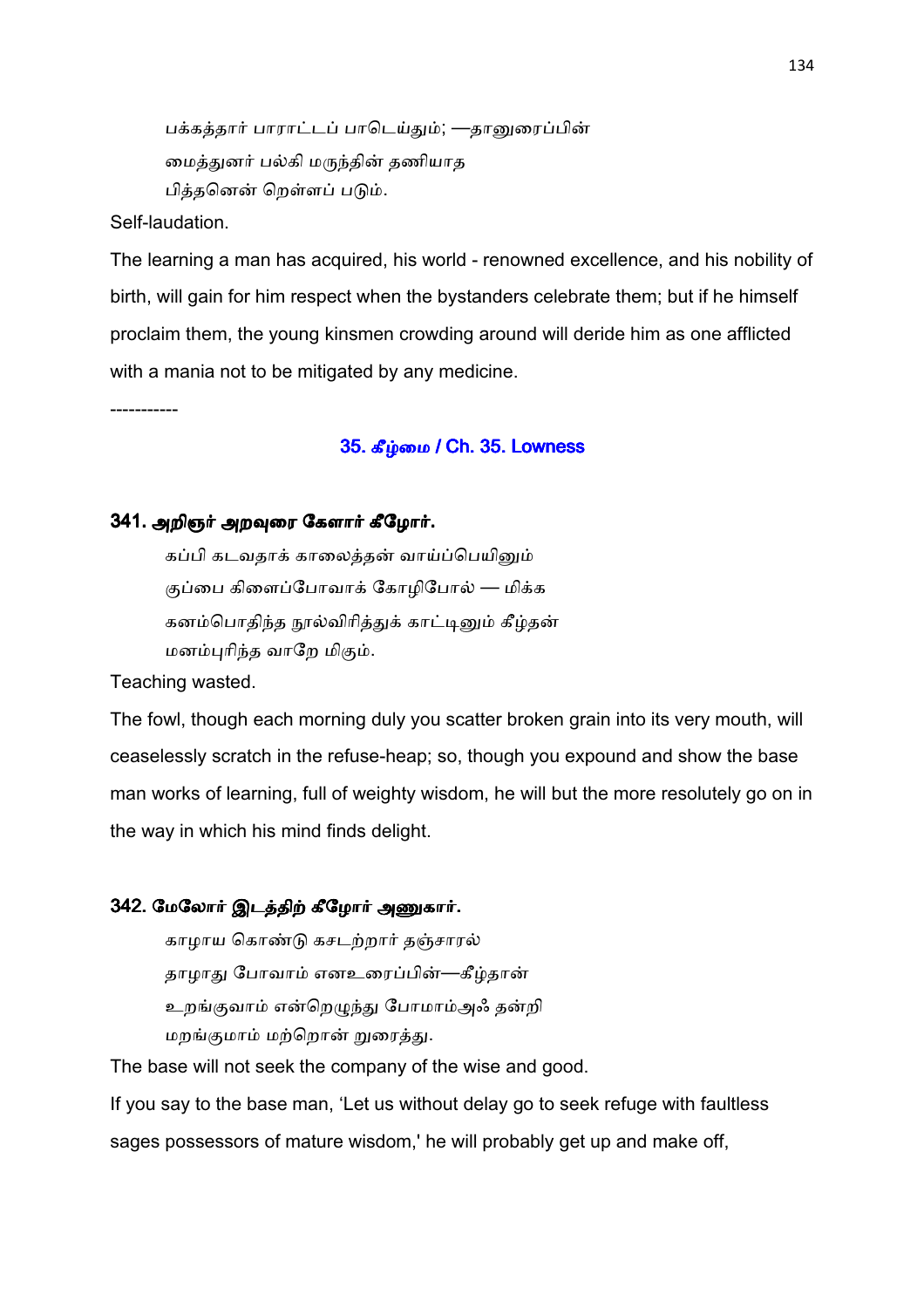பக்கத்தார் பாராட்டப் பாடெய்தும்; —தானுரைப்பின்
மைத்துனர் பல்கி மருந்தின் தணியாத
பித்தனென் றெள்ளப் படும்.

Self-laudation.

The learning a man has acquired, his world - renowned excellence, and his nobility of birth, will gain for him respect when the bystanders celebrate them; but if he himself proclaim them, the young kinsmen crowding around will deride him as one afflicted with a mania not to be mitigated by any medicine.

-----------

## 35. கீழ்மை / Ch. 35. Lowness

### 341. அறிஞர் அறவுரை கேளார் கீழோர்.

கப்பி கடவதாக் காலைத்தன் வாய்ப்பெயினும்
குப்பை கிளைப்போவாக் கோழிபோல் — மிக்க
கனம்பொதிந்த நூல்விரித்துக் காட்டினும் கீழ்தன்
மனம்புரிந்த வாறே மிகும்.

Teaching wasted.

The fowl, though each morning duly you scatter broken grain into its very mouth, will ceaselessly scratch in the refuse-heap; so, though you expound and show the base man works of learning, full of weighty wisdom, he will but the more resolutely go on in the way in which his mind finds delight.

### 342. மேலோர் இடத்திற் கீழோர் அணுகார்.

காழாய கொண்டு கசடற்றார் தஞ்சாரல்
தாழாது போவாம் எனஉரைப்பின்—கீழ்தான்
உறங்குவாம் என்றெழுந்து போமாம்அஃ தன்றி
மறங்குமாம் மற்றொன் றுரைத்து.

The base will not seek the company of the wise and good.

If you say to the base man, 'Let us without delay go to seek refuge with faultless sages possessors of mature wisdom,' he will probably get up and make off,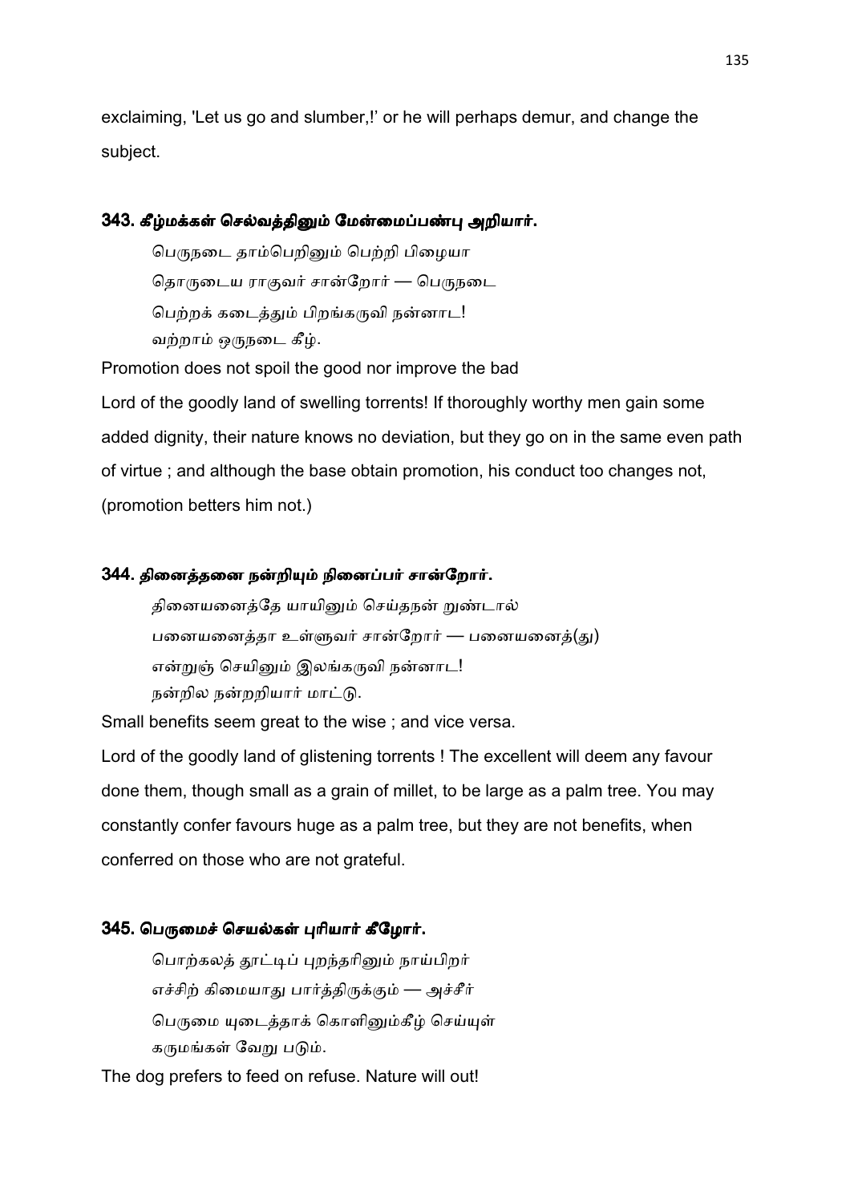exclaiming, 'Let us go and slumber,!' or he will perhaps demur, and change the subject.

### 343. கீழ்மக்கள் செல்வத்தினும் மேன்மைப்பண்பு அறியார்.

பெருநடை தாம்பெறினும் பெற்றி பிழையா
தொருடைய ராகுவர் சான்றோர் — பெருநடை
பெற்றக் கடைத்தும் பிறங்கருவி நன்னாட!
வற்றாம் ஒருநடை கீழ்.

Promotion does not spoil the good nor improve the bad

Lord of the goodly land of swelling torrents! If thoroughly worthy men gain some added dignity, their nature knows no deviation, but they go on in the same even path of virtue ; and although the base obtain promotion, his conduct too changes not, (promotion betters him not.)

### 344. தினைத்தனை நன்றியும் நினைப்பர் சான்றோர்.

தினையனைத்தே யாயினும் செய்தநன் றுண்டால்
பனையனைத்தா உள்ளுவர் சான்றோர் — பனையனைத்(து)
என்றுஞ் செயினும் இலங்கருவி நன்னாட!
நன்றில நன்றறியார் மாட்டு.

Small benefits seem great to the wise ; and vice versa.

Lord of the goodly land of glistening torrents ! The excellent will deem any favour done them, though small as a grain of millet, to be large as a palm tree. You may constantly confer favours huge as a palm tree, but they are not benefits, when conferred on those who are not grateful.

### 345. பெருமைச் செயல்கள் புரியார் கீழோர்.

பொற்கலத் தூட்டிப் புறந்தரினும் நாய்பிறர்
எச்சிற் கிமையாது பார்த்திருக்கும் — அச்சீர்
பெருமை யுடைத்தாக் கொளினும்கீழ் செய்யுள்
கருமங்கள் வேறு படும்.

The dog prefers to feed on refuse. Nature will out!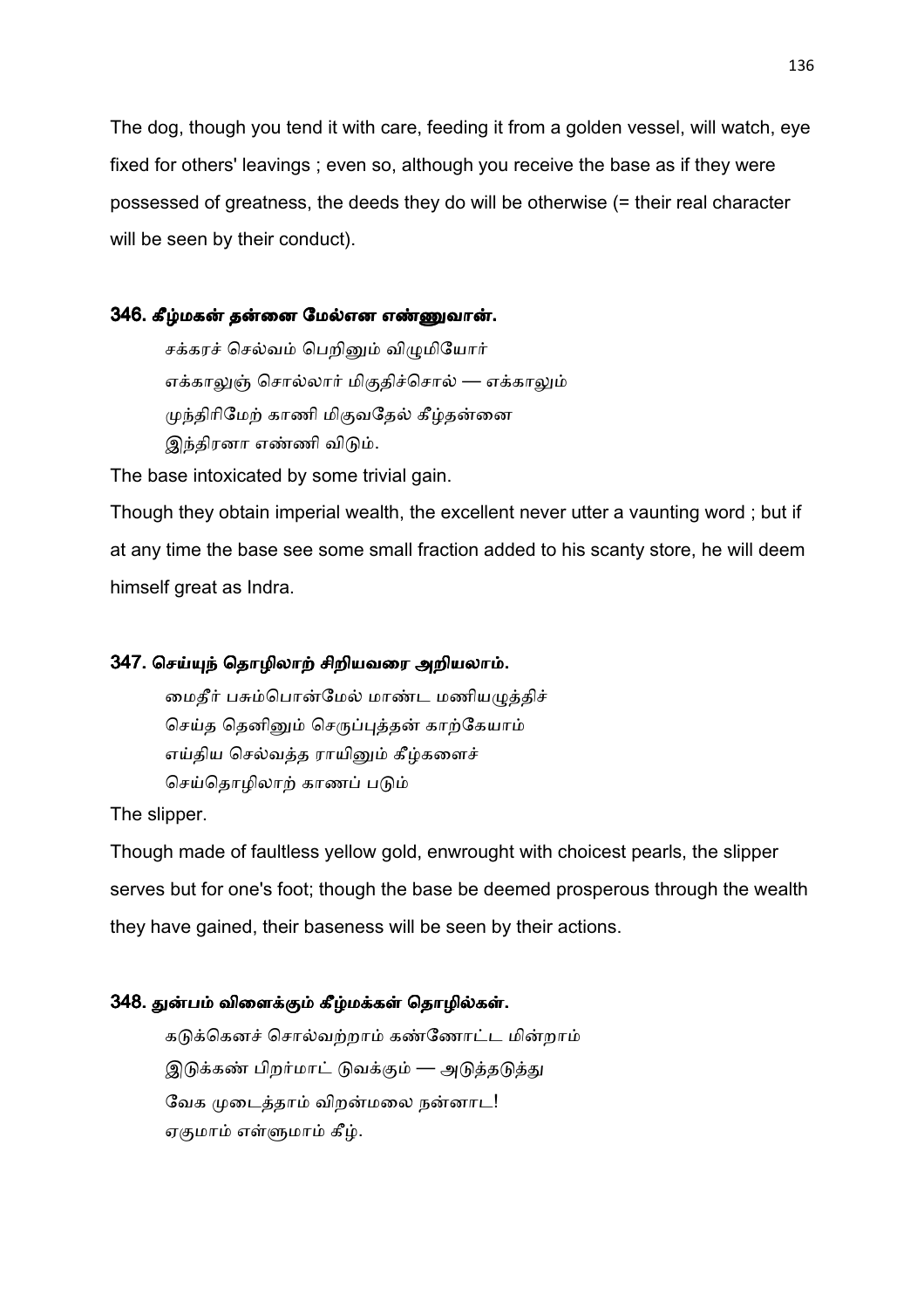The dog, though you tend it with care, feeding it from a golden vessel, will watch, eye fixed for others' leavings ; even so, although you receive the base as if they were possessed of greatness, the deeds they do will be otherwise (= their real character will be seen by their conduct).

### 346. கீழ்மகன் தன்னை மேல்என எண்ணுவான்.

சக்கரச் செல்வம் பெறினும் விழுமியோர்
எக்காலுஞ் சொல்லார் மிகுதிச்சொல் — எக்காலும்
முந்திரிமேற் காணி மிகுவதேல் கீழ்தன்னை
இந்திரனா எண்ணி விடும்.

The base intoxicated by some trivial gain.

Though they obtain imperial wealth, the excellent never utter a vaunting word ; but if at any time the base see some small fraction added to his scanty store, he will deem himself great as Indra.

### 347. செய்யுந் தொழிலாற் சிறியவரை அறியலாம்.

மைதீர் பசும்பொன்மேல் மாண்ட மணியழுத்திச்
செய்த தெனினும் செருப்புத்தன் காற்கேயாம்
எய்திய செல்வத்த ராயினும் கீழ்களைச்
செய்தொழிலாற் காணப் படும்

The slipper.

Though made of faultless yellow gold, enwrought with choicest pearls, the slipper serves but for one's foot; though the base be deemed prosperous through the wealth they have gained, their baseness will be seen by their actions.

### 348. துன்பம் விளைக்கும் கீழ்மக்கள் தொழில்கள்.

கடுக்கெனச் சொல்வற்றாம் கண்ணோட்ட மின்றாம்
இடுக்கண் பிறர்மாட் டுவக்கும் — அடுத்தடுத்து
வேக முடைத்தாம் விறன்மலை நன்னாட!
ஏகுமாம் எள்ளுமாம் கீழ்.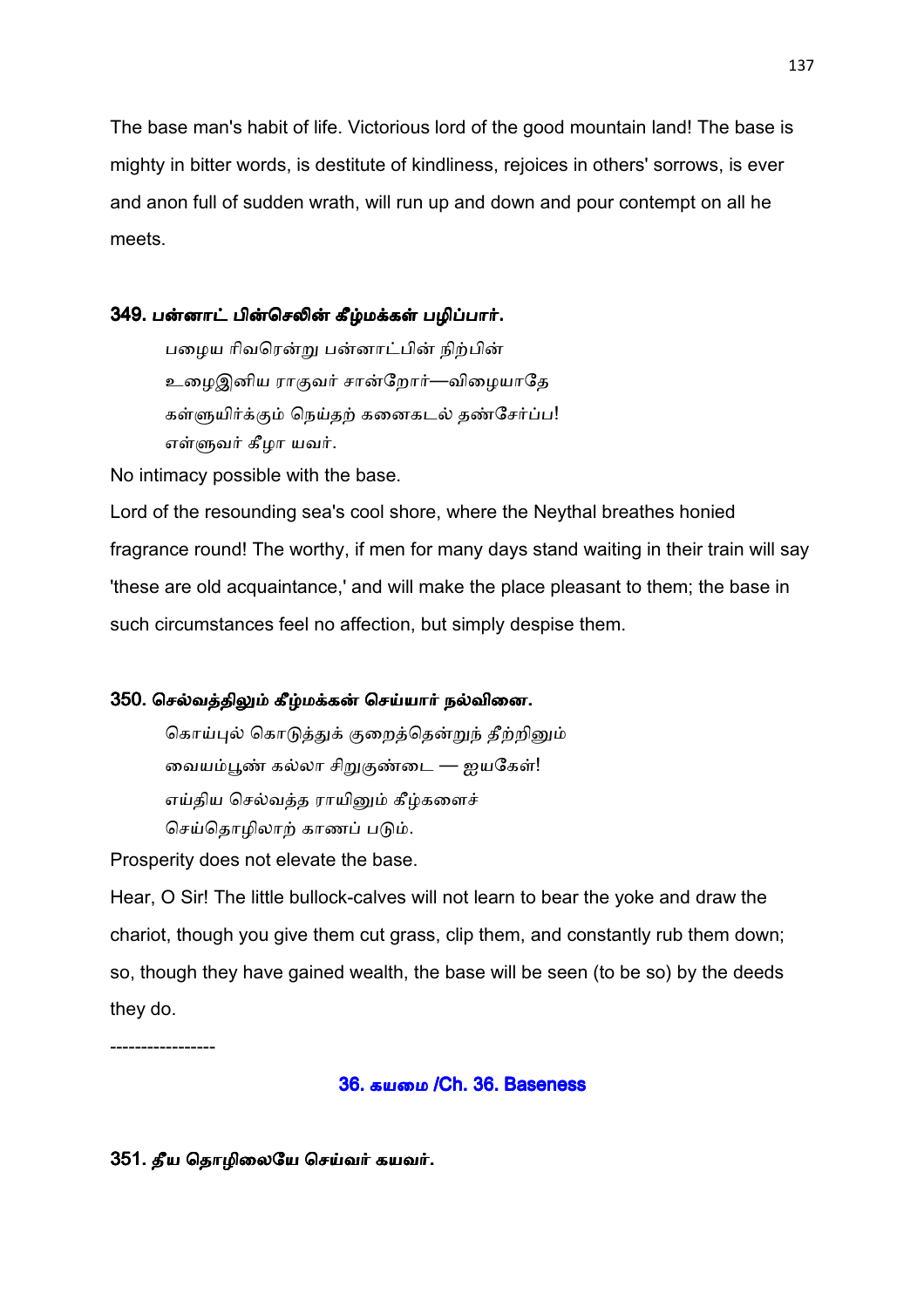The base man's habit of life. Victorious lord of the good mountain land! The base is mighty in bitter words, is destitute of kindliness, rejoices in others' sorrows, is ever and anon full of sudden wrath, will run up and down and pour contempt on all he meets.

### 349. பன்னாட் பின்செலின் கீழ்மக்கள் பழிப்பார்.

பழைய ரிவரென்று பன்னாட்பின் நிற்பின்
உழைஇனிய ராகுவர் சான்றோர்—விழையாதே
கள்ளுயிர்க்கும் நெய்தற் கனைகடல் தண்சேர்ப்ப!
எள்ளுவர் கீழா யவர்.

No intimacy possible with the base.

Lord of the resounding sea's cool shore, where the Neythal breathes honied fragrance round! The worthy, if men for many days stand waiting in their train will say 'these are old acquaintance,' and will make the place pleasant to them; the base in such circumstances feel no affection, but simply despise them.

### 350. செல்வத்திலும் கீழ்மக்கள் செய்யார் நல்வினை.

கொய்புல் கொடுத்துக் குறைத்தென்றுந் தீற்றினும்
வையம்பூண் கல்லா சிறுகுண்டை — ஐயகேள்!
எய்திய செல்வத்த ராயினும் கீழ்களைச்
செய்தொழிலாற் காணப் படும்.

Prosperity does not elevate the base.

Hear, O Sir! The little bullock-calves will not learn to bear the yoke and draw the chariot, though you give them cut grass, clip them, and constantly rub them down; so, though they have gained wealth, the base will be seen (to be so) by the deeds they do.

-----------------

## 36. கயமை /Ch. 36. Baseness

### 351. தீய தொழிலையே செய்வர் கயவர்.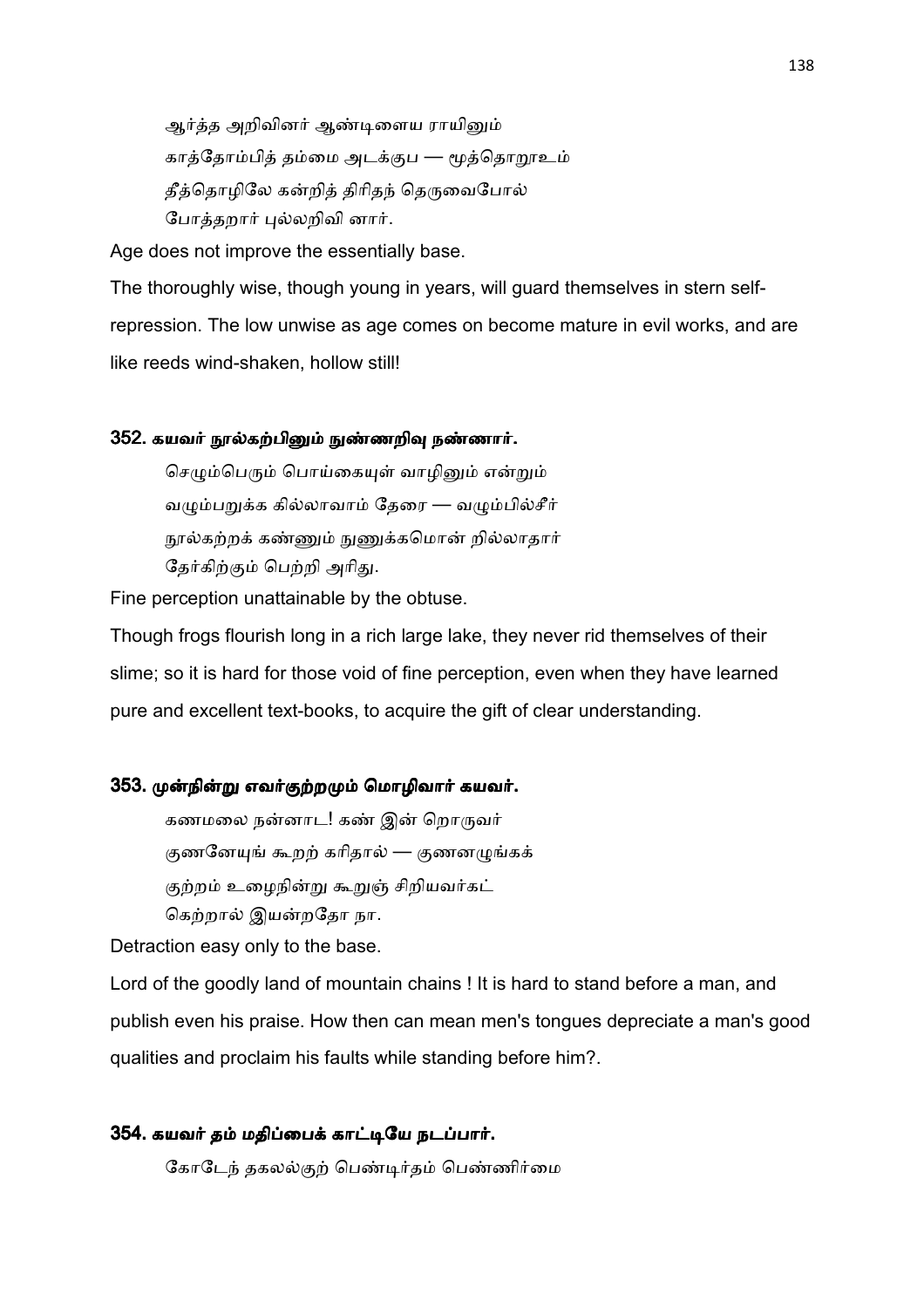ஆர்த்த அறிவினர் ஆண்டிளைய ராயினும்
காத்தோம்பித் தம்மை அடக்குப — மூத்தொறூஉம்
தீத்தொழிலே கன்றித் திரிதந் தெருவைபோல்
போத்தறார் புல்லறிவி னார்.

Age does not improve the essentially base.

The thoroughly wise, though young in years, will guard themselves in stern self-repression. The low unwise as age comes on become mature in evil works, and are like reeds wind-shaken, hollow still!

### 352. கயவர் நூல்கற்பினும் நுண்ணறிவு நண்ணார்.

செழும்பெரும் பொய்கையுள் வாழினும் என்றும்
வழும்பறுக்க கில்லாவாம் தேரை — வழும்பில்சீர்
நூல்கற்றக் கண்ணும் நுணுக்கமொன் றில்லாதார்
தேர்கிற்கும் பெற்றி அரிது.

Fine perception unattainable by the obtuse.

Though frogs flourish long in a rich large lake, they never rid themselves of their slime; so it is hard for those void of fine perception, even when they have learned pure and excellent text-books, to acquire the gift of clear understanding.

### 353. முன்நின்று எவர்குற்றமும் மொழிவார் கயவர்.

கணமலை நன்னாட! கண் இன் றொருவர்
குணனேயுங் கூறற் கரிதால் — குணனழுங்கக்
குற்றம் உழைநின்று கூறுஞ் சிறியவர்கட்
கெற்றால் இயன்றதோ நா.

Detraction easy only to the base.

Lord of the goodly land of mountain chains ! It is hard to stand before a man, and publish even his praise. How then can mean men's tongues depreciate a man's good qualities and proclaim his faults while standing before him?.

### 354. கயவர் தம் மதிப்பைக் காட்டியே நடப்பார்.

கோடேந் தகலல்குற் பெண்டிர்தம் பெண்ணிர்மை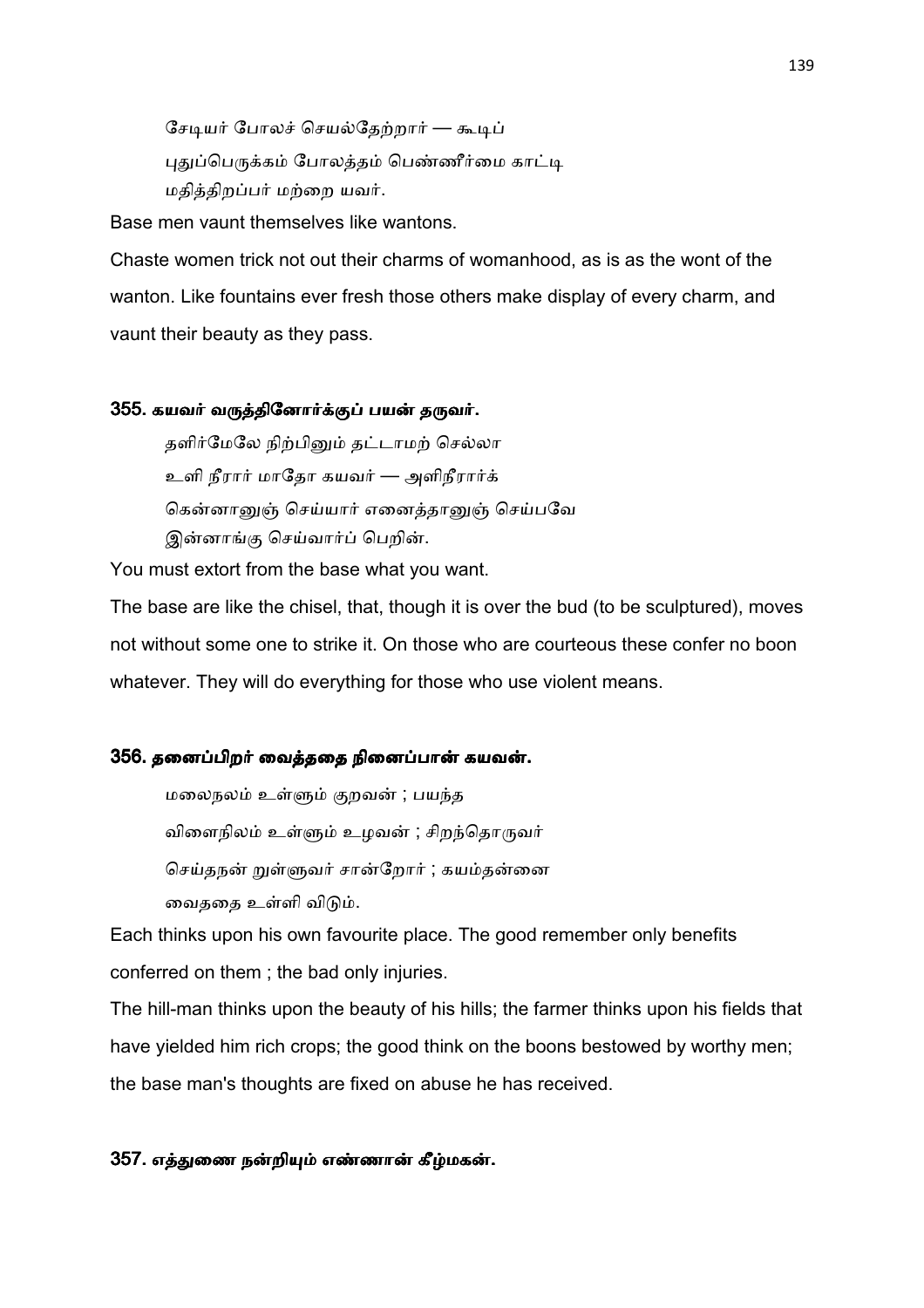சேடியர் போலச் செயல்தேற்றார் — கூடிப்
புதுப்பெருக்கம் போலத்தம் பெண்ணீர்மை காட்டி
மதித்திறப்பர் மற்றை யவர்.

Base men vaunt themselves like wantons.

Chaste women trick not out their charms of womanhood, as is as the wont of the wanton. Like fountains ever fresh those others make display of every charm, and vaunt their beauty as they pass.

### 355. கயவர் வருத்தினோர்க்குப் பயன் தருவர்.

தளிர்மேலே நிற்பினும் தட்டாமற் செல்லா
உளி நீரார் மாதோ கயவர் — அளிநீரார்க்
கென்னானுஞ் செய்யார் எனைத்தானுஞ் செய்பவே
இன்னாங்கு செய்வார்ப் பெறின்.

You must extort from the base what you want.

The base are like the chisel, that, though it is over the bud (to be sculptured), moves not without some one to strike it. On those who are courteous these confer no boon whatever. They will do everything for those who use violent means.

### 356. தனைப்பிறர் வைத்ததை நினைப்பான் கயவன்.

மலைநலம் உள்ளும் குறவன் ; பயந்த
விளைநிலம் உள்ளும் உழவன் ; சிறந்தொருவர்
செய்தநன் றுள்ளுவர் சான்றோர் ; கயம்தன்னை
வைததை உள்ளி விடும்.

Each thinks upon his own favourite place. The good remember only benefits conferred on them ; the bad only injuries.

The hill-man thinks upon the beauty of his hills; the farmer thinks upon his fields that have yielded him rich crops; the good think on the boons bestowed by worthy men; the base man's thoughts are fixed on abuse he has received.

### 357. எத்துணை நன்றியும் எண்ணான் கீழ்மகன்.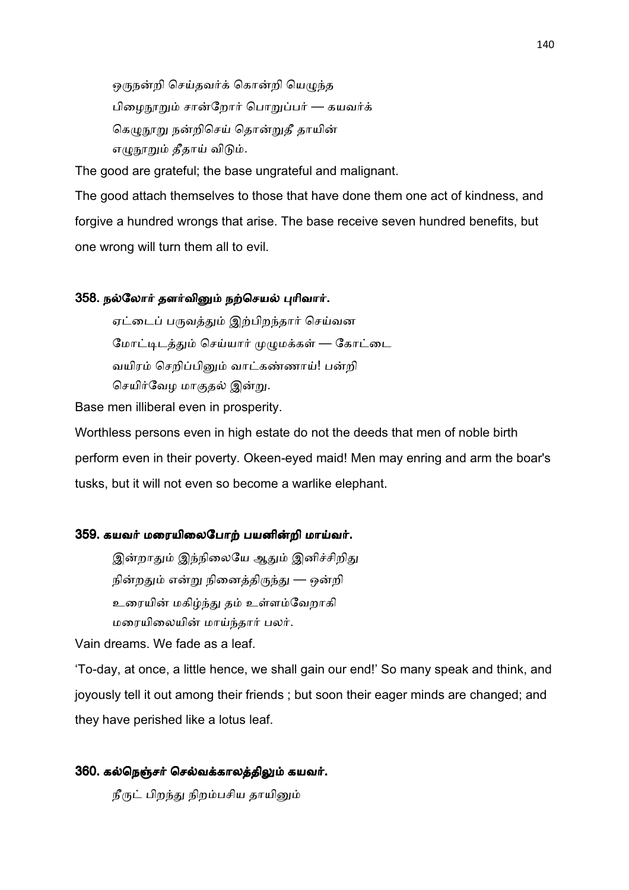ஒருநன்றி செய்தவர்க் கொன்றி யெழுந்த
பிழைநூறும் சான்றோர் பொறுப்பர் — கயவர்க்
கெழுநூறு நன்றிசெய் தொன்றுதீ தாயின்
எழுநூறும் தீதாய் விடும்.

The good are grateful; the base ungrateful and malignant.

The good attach themselves to those that have done them one act of kindness, and forgive a hundred wrongs that arise. The base receive seven hundred benefits, but one wrong will turn them all to evil.

### 358. நல்லோர் தளர்வினும் நற்செயல் புரிவார்.

ஏட்டைப் பருவத்தும் இற்பிறந்தார் செய்வன
மோட்டிடத்தும் செய்யார் முழுமக்கள் — கோட்டை
வயிரம் செறிப்பினும் வாட்கண்ணாய்! பன்றி
செயிர்வேழ மாகுதல் இன்று.

Base men illiberal even in prosperity.

Worthless persons even in high estate do not the deeds that men of noble birth perform even in their poverty. Okeen-eyed maid! Men may enring and arm the boar's tusks, but it will not even so become a warlike elephant.

### 359. கயவர் மரையிலைபோற் பயனின்றி மாய்வர்.

இன்றாதும் இந்நிலையே ஆதும் இனிச்சிறிது
நின்றதும் என்று நினைத்திருந்து — ஒன்றி
உரையின் மகிழ்ந்து தம் உள்ளம்வேறாகி
மரையிலையின் மாய்ந்தார் பலர்.

Vain dreams. We fade as a leaf.

'To-day, at once, a little hence, we shall gain our end!' So many speak and think, and joyously tell it out among their friends ; but soon their eager minds are changed; and they have perished like a lotus leaf.

### 360. கல்நெஞ்சர் செல்வக்காலத்திலும் கயவர்.

நீருட் பிறந்து நிறம்பசிய தாயினும்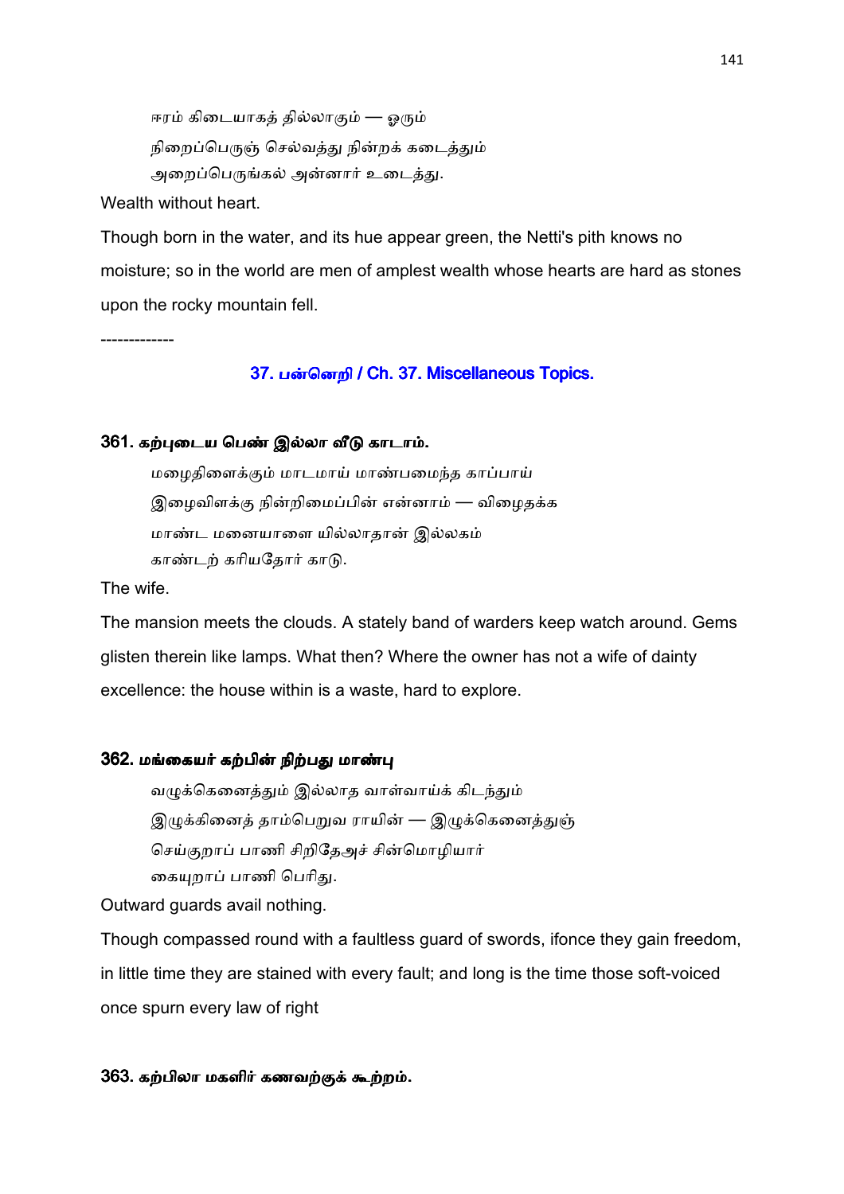ஈரம் கிடையாகத் தில்லாகும் — ஓரும்
நிறைப்பெருஞ் செல்வத்து நின்றக் கடைத்தும்
அறைப்பெருங்கல் அன்னார் உடைத்து.

Wealth without heart.

Though born in the water, and its hue appear green, the Netti's pith knows no moisture; so in the world are men of amplest wealth whose hearts are hard as stones upon the rocky mountain fell.

-------------

## 37. பன்னெறி / Ch. 37. Miscellaneous Topics.

### 361. கற்புடைய பெண் இல்லா வீடு காடாம்.

மழைதிளைக்கும் மாடமாய் மாண்பமைந்த காப்பாய்
இழைவிளக்கு நின்றிமைப்பின் என்னாம் — விழைதக்க
மாண்ட மனையாளை யில்லாதான் இல்லகம்
காண்டற் கரியதோர் காடு.

The wife.

The mansion meets the clouds. A stately band of warders keep watch around. Gems glisten therein like lamps. What then? Where the owner has not a wife of dainty excellence: the house within is a waste, hard to explore.

### 362. மங்கையர் கற்பின் நிற்பது மாண்பு

வழுக்கெனைத்தும் இல்லாத வாள்வாய்க் கிடந்தும்
இழுக்கினைத் தாம்பெறுவ ராயின் — இழுக்கெனைத்துஞ்
செய்குறாப் பாணி சிறிதேஅச் சின்மொழியார்
கையுறாப் பாணி பெரிது.

Outward guards avail nothing.

Though compassed round with a faultless guard of swords, ifonce they gain freedom, in little time they are stained with every fault; and long is the time those soft-voiced once spurn every law of right

### 363. கற்பிலா மகளிர் கணவற்குக் கூற்றம்.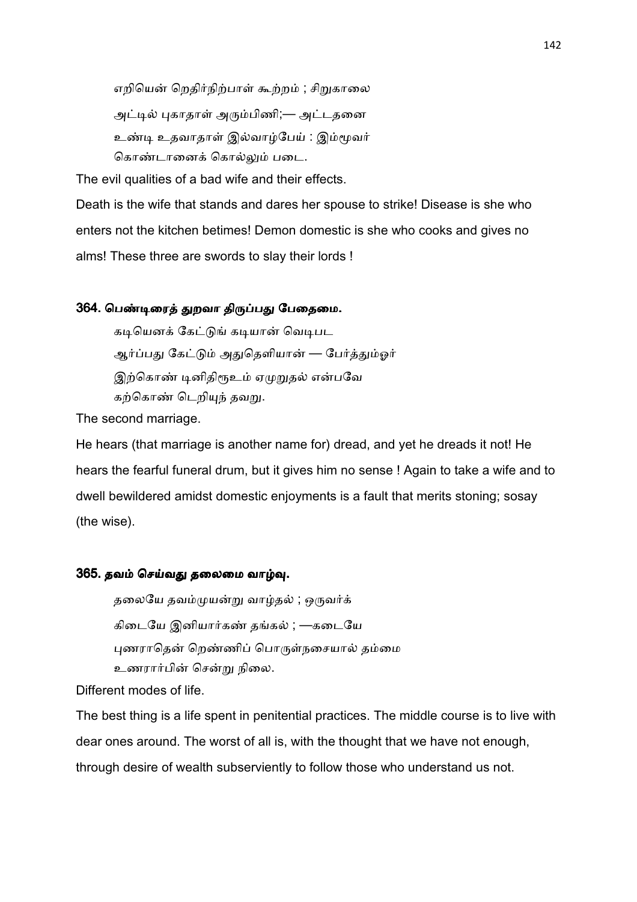எறியென் றெதிர்நிற்பாள் கூற்றம் ; சிறுகாலை
அட்டில் புகாதாள் அரும்பிணி;— அட்டதனை
உண்டி உதவாதாள் இல்வாழ்பேய் : இம்மூவர்
கொண்டானைக் கொல்லும் படை.

The evil qualities of a bad wife and their effects.

Death is the wife that stands and dares her spouse to strike! Disease is she who enters not the kitchen betimes! Demon domestic is she who cooks and gives no alms! These three are swords to slay their lords !

### 364. பெண்டிரைத் துறவா திருப்பது பேதைமை.

கடியெனக் கேட்டுங் கடியான் வெடிபட
ஆர்ப்பது கேட்டும் அதுதெளியான் — பேர்த்துமோர்
இற்கொண் டினிதிரூஉம் ஏமுறுதல் என்பவே
கற்கொண் டெறியுந் தவறு.

The second marriage.

He hears (that marriage is another name for) dread, and yet he dreads it not! He hears the fearful funeral drum, but it gives him no sense ! Again to take a wife and to dwell bewildered amidst domestic enjoyments is a fault that merits stoning; sosay (the wise).

### 365. தவம் செய்வது தலைமை வாழ்வு.

தலையே தவம்முயன்று வாழ்தல் ; ஒருவர்க்
கிடையே இனியார்கண் தங்கல் ; —கடையே
புணராதென் றெண்ணிப் பொருள்நசையால் தம்மை
உணரார்பின் சென்று நிலை.

Different modes of life.

The best thing is a life spent in penitential practices. The middle course is to live with dear ones around. The worst of all is, with the thought that we have not enough, through desire of wealth subserviently to follow those who understand us not.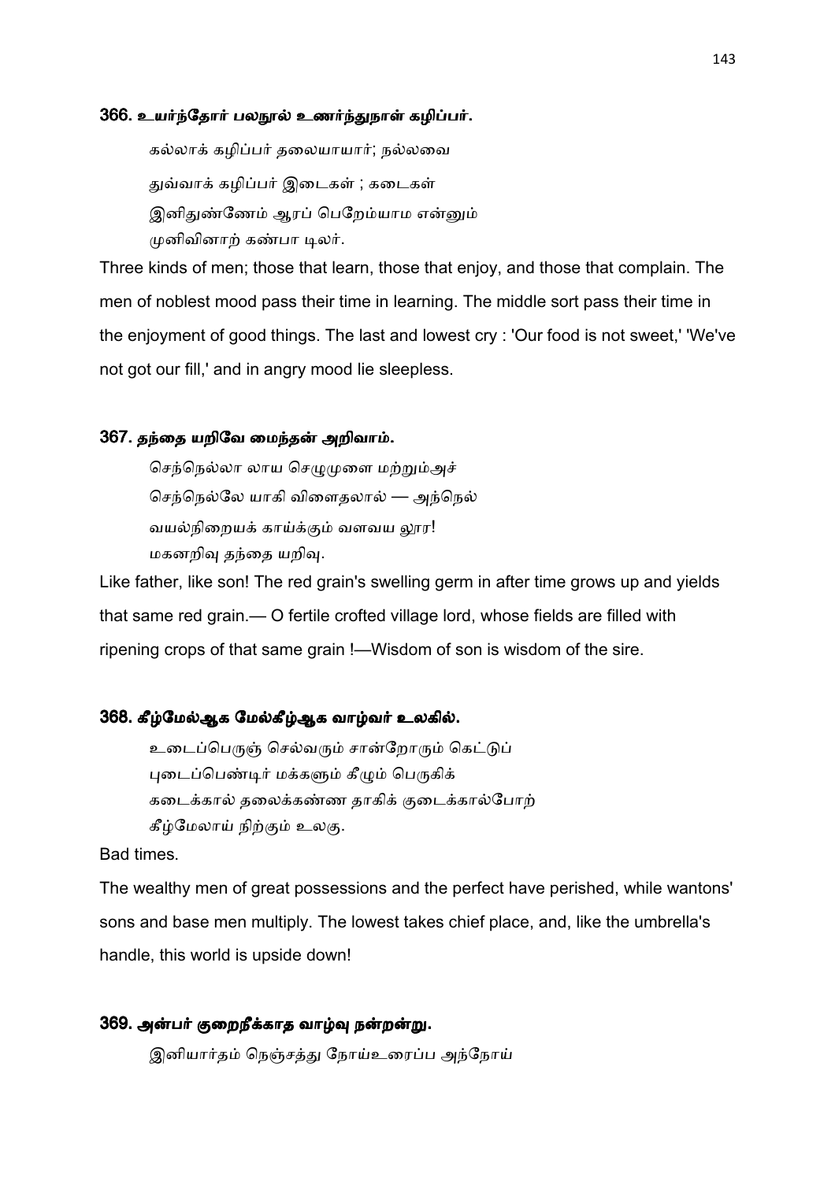### 366. உயர்ந்தோர் பலநூல் உணர்ந்துநாள் கழிப்பர்.

கல்லாக் கழிப்பர் தலையாயார்; நல்லவை
துவ்வாக் கழிப்பர் இடைகள் ; கடைகள்
இனிதுண்ணேம் ஆரப் பெறேம்யாம என்னும்
முனிவினாற் கண்பா டிலர்.

Three kinds of men; those that learn, those that enjoy, and those that complain. The men of noblest mood pass their time in learning. The middle sort pass their time in the enjoyment of good things. The last and lowest cry : 'Our food is not sweet,' 'We've not got our fill,' and in angry mood lie sleepless.

### 367. தந்தை யறிவே மைந்தன் அறிவாம்.

செந்நெல்லா லாய செழுமுளை மற்றும்அச்
செந்நெல்லே யாகி விளைதலால் — அந்நெல்
வயல்நிறையக் காய்க்கும் வளவய லூர!
மகனறிவு தந்தை யறிவு.

Like father, like son! The red grain's swelling germ in after time grows up and yields that same red grain.— O fertile crofted village lord, whose fields are filled with ripening crops of that same grain !—Wisdom of son is wisdom of the sire.

### 368. கீழ்மேல்ஆக மேல்கீழ்ஆக வாழ்வர் உலகில்.

உடைப்பெருஞ் செல்வரும் சான்றோரும் கெட்டுப்
புடைப்பெண்டிர் மக்களும் கீழும் பெருகிக்
கடைக்கால் தலைக்கண்ண தாகிக் குடைக்கால்போற்
கீழ்மேலாய் நிற்கும் உலகு.

Bad times.

The wealthy men of great possessions and the perfect have perished, while wantons' sons and base men multiply. The lowest takes chief place, and, like the umbrella's handle, this world is upside down!

### 369. அன்பர் குறைநீக்காத வாழ்வு நன்றன்று.

இனியார்தம் நெஞ்சத்து நோய்உரைப்ப அந்நோய்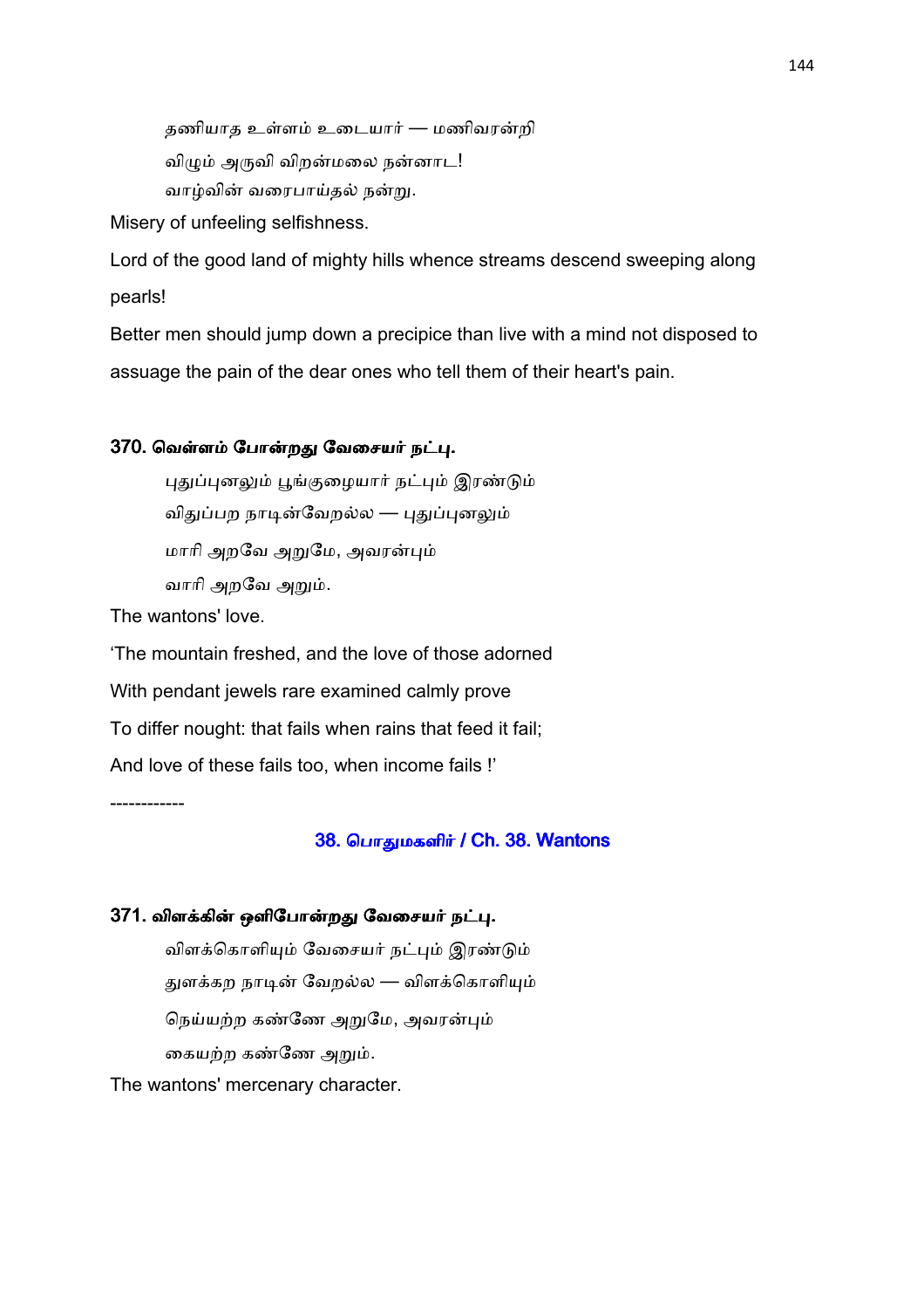தணியாத உள்ளம் உடையார் — மணிவரன்றி

விழும் அருவி விறன்மலை நன்னாட!

வாழ்வின் வரைபாய்தல் நன்று.

Misery of unfeeling selfishness.

Lord of the good land of mighty hills whence streams descend sweeping along pearls!

Better men should jump down a precipice than live with a mind not disposed to assuage the pain of the dear ones who tell them of their heart's pain.

### 370. வெள்ளம் போன்றது வேசையர் நட்பு.

புதுப்புனலும் பூங்குழையார் நட்பும் இரண்டும்

விதுப்பற நாடின்வேறல்ல — புதுப்புனலும்

மாரி அறவே அறுமே, அவரன்பும்

வாரி அறவே அறும்.

The wantons' love.

'The mountain freshed, and the love of those adorned

With pendant jewels rare examined calmly prove

To differ nought: that fails when rains that feed it fail;

And love of these fails too, when income fails !'

------------

## 38. பொதுமகளிர் / Ch. 38. Wantons

### 371. விளக்கின் ஒளிபோன்றது வேசையர் நட்பு.

விளக்கொளியும் வேசையர் நட்பும் இரண்டும்

துளக்கற நாடின் வேறல்ல — விளக்கொளியும்

நெய்யற்ற கண்ணே அறுமே, அவரன்பும்

கையற்ற கண்ணே அறும்.

The wantons' mercenary character.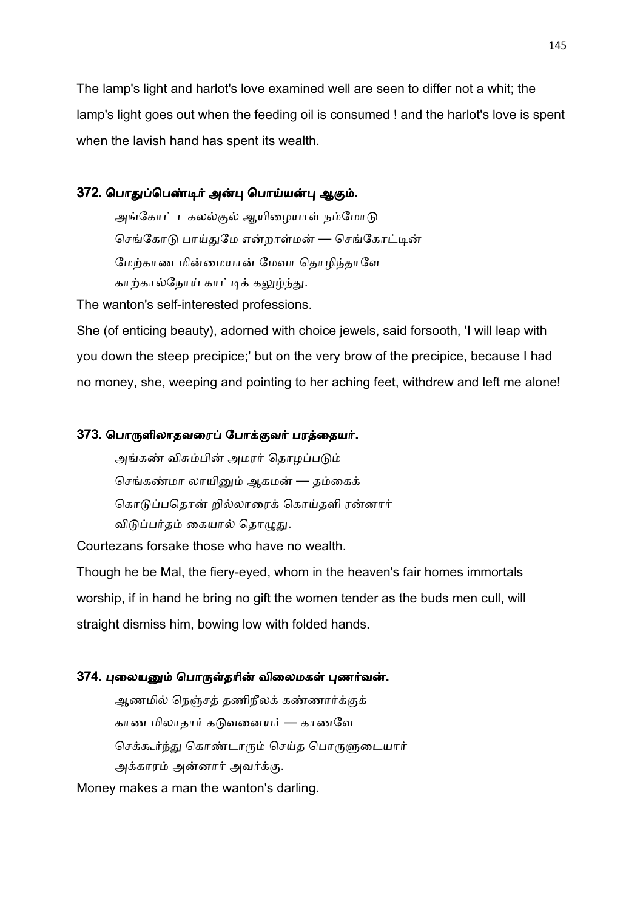The lamp's light and harlot's love examined well are seen to differ not a whit; the lamp's light goes out when the feeding oil is consumed ! and the harlot's love is spent when the lavish hand has spent its wealth.

### 372. பொதுப்பெண்டிர் அன்பு பொய்யன்பு ஆகும்.

அங்கோட் டகலல்குல் ஆயிழையாள் நம்மோடு
செங்கோடு பாய்துமே என்றாள்மன் — செங்கோட்டின்
மேற்காண மின்மையான் மேவா தொழிந்தாளே
காற்கால்நோய் காட்டிக் கலுழ்ந்து.

The wanton's self-interested professions.

She (of enticing beauty), adorned with choice jewels, said forsooth, 'I will leap with you down the steep precipice;' but on the very brow of the precipice, because I had no money, she, weeping and pointing to her aching feet, withdrew and left me alone!

### 373. பொருளிலாதவரைப் போக்குவர் பரத்தையர்.

அங்கண் விசும்பின் அமரர் தொழப்படும்
செங்கண்மா லாயினும் ஆகமன் — தம்கைக்
கொடுப்பதொன் றில்லாரைக் கொய்தளி ரன்னார்
விடுப்பர்தம் கையால் தொழுது.

Courtezans forsake those who have no wealth.

Though he be Mal, the fiery-eyed, whom in the heaven's fair homes immortals worship, if in hand he bring no gift the women tender as the buds men cull, will straight dismiss him, bowing low with folded hands.

### 374. புலையனும் பொருள்தரின் விலைமகள் புணர்வன்.

ஆணமில் நெஞ்சத் தணிநீலக் கண்ணார்க்குக்
காண மிலாதார் கடுவனையர் — காணவே
செக்கூர்ந்து கொண்டாரும் செய்த பொருளுடையார்
அக்காரம் அன்னார் அவர்க்கு.

Money makes a man the wanton's darling.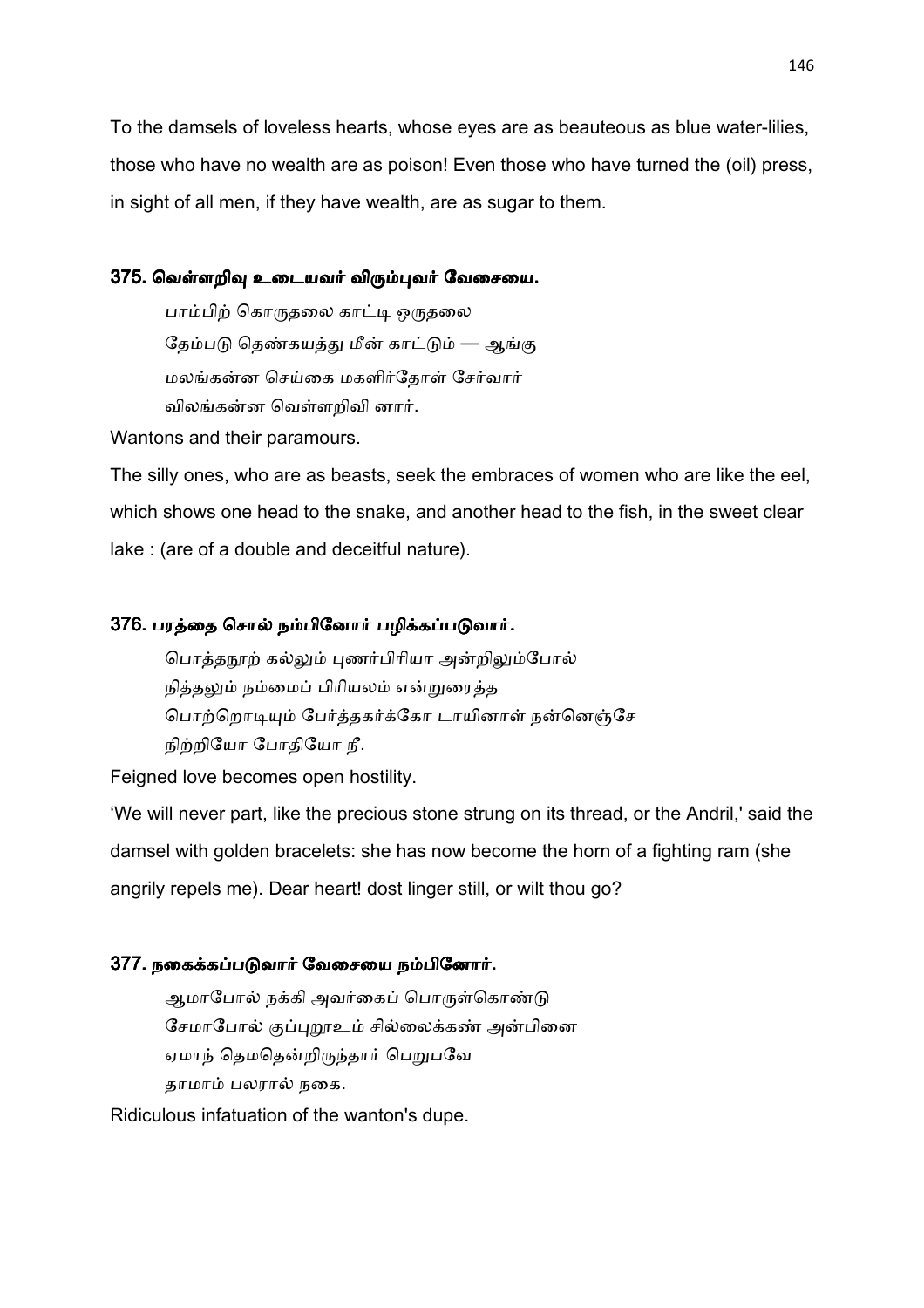To the damsels of loveless hearts, whose eyes are as beauteous as blue water-lilies, those who have no wealth are as poison! Even those who have turned the (oil) press, in sight of all men, if they have wealth, are as sugar to them.

### 375. வெள்ளறிவு உடையவர் விரும்புவர் வேசையை.

பாம்பிற் கொருதலை காட்டி ஒருதலை
தேம்படு தெண்கயத்து மீன் காட்டும் — ஆங்கு
மலங்கன்ன செய்கை மகளிர்தோள் சேர்வார்
விலங்கன்ன வெள்ளறிவி னார்.

Wantons and their paramours.

The silly ones, who are as beasts, seek the embraces of women who are like the eel, which shows one head to the snake, and another head to the fish, in the sweet clear lake : (are of a double and deceitful nature).

### 376. பரத்தை சொல் நம்பினோர் பழிக்கப்படுவார்.

பொத்தநூற் கல்லும் புணர்பிரியா அன்றிலும்போல்
நித்தலும் நம்மைப் பிரியலம் என்றுரைத்த
பொற்றொடியும் போர்த்தகர்க்கோ டாயினாள் நன்னெஞ்சே
நிற்றியோ போதியோ நீ.

Feigned love becomes open hostility.

'We will never part, like the precious stone strung on its thread, or the Andril,' said the damsel with golden bracelets: she has now become the horn of a fighting ram (she angrily repels me). Dear heart! dost linger still, or wilt thou go?

### 377. நகைக்கப்படுவார் வேசையை நம்பினோர்.

ஆமாபோல் நக்கி அவர்கைப் பொருள்கொண்டு
சேமாபோல் குப்புறூஉம் சில்லைக்கண் அன்பினை
ஏமாந் தெமதென்றிருந்தார் பெறுபவே
தாமாம் பலரால் நகை.

Ridiculous infatuation of the wanton's dupe.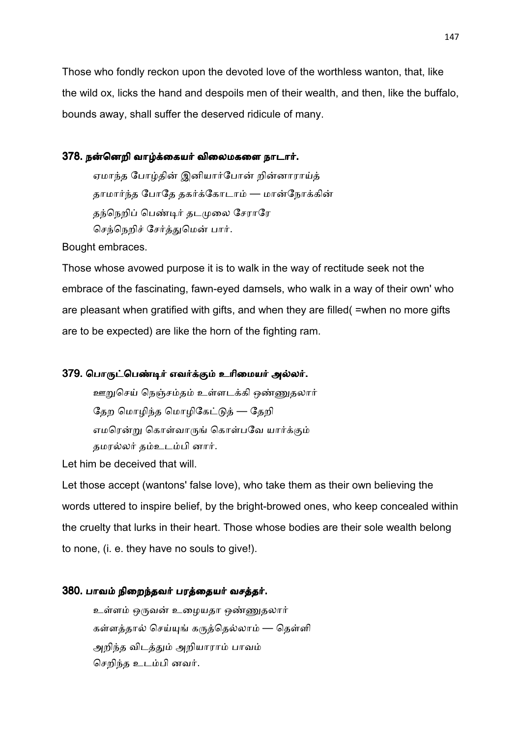Those who fondly reckon upon the devoted love of the worthless wanton, that, like the wild ox, licks the hand and despoils men of their wealth, and then, like the buffalo, bounds away, shall suffer the deserved ridicule of many.

### 378. நன்னெறி வாழ்க்கையர் விலைமகளை நாடார்.

ஏமாந்த போழ்தின் இனியார்போன் றின்னாராய்த்
தாமார்ந்த போதே தகர்க்கோடாம் — மான்நோக்கின்
தந்நெறிப் பெண்டிர் தடமுலை சேராரே
செந்நெறிச் சேர்த்துமென் பார்.

Bought embraces.

Those whose avowed purpose it is to walk in the way of rectitude seek not the embrace of the fascinating, fawn-eyed damsels, who walk in a way of their own' who are pleasant when gratified with gifts, and when they are filled( =when no more gifts are to be expected) are like the horn of the fighting ram.

### 379. பொருட்பெண்டிர் எவர்க்கும் உரிமையர் அல்லர்.

ஊறுசெய் நெஞ்சம்தம் உள்ளடக்கி ஒண்ணுதலார்
தேற மொழிந்த மொழிகேட்டுத் — தேறி
எமரென்று கொள்வாருங் கொள்பவே யார்க்கும்
தமரல்லர் தம்உடம்பி னார்.

Let him be deceived that will.

Let those accept (wantons' false love), who take them as their own believing the words uttered to inspire belief, by the bright-browed ones, who keep concealed within the cruelty that lurks in their heart. Those whose bodies are their sole wealth belong to none, (i. e. they have no souls to give!).

### 380. பாவம் நிறைந்தவர் பரத்தையர் வசத்தர்.

உள்ளம் ஒருவன் உழையதா ஒண்ணுதலார்
கள்ளத்தால் செய்யுங் கருத்தெல்லாம் — தெள்ளி
அறிந்த விடத்தும் அறியாராம் பாவம்
செறிந்த உடம்பி னவர்.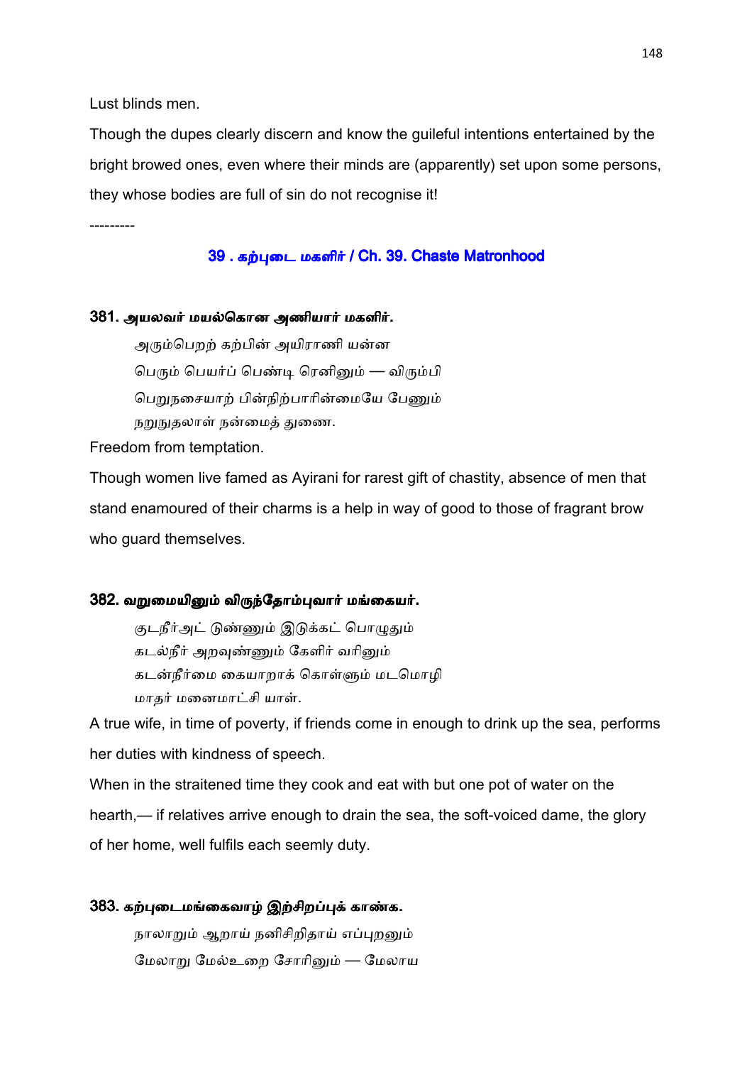Lust blinds men.

Though the dupes clearly discern and know the guileful intentions entertained by the bright browed ones, even where their minds are (apparently) set upon some persons, they whose bodies are full of sin do not recognise it!

---------

## 39 . கற்புடை மகளிர் / Ch. 39. Chaste Matronhood

### 381. அயலவர் மயல்கொள அணியார் மகளிர்.

அரும்பெறற் கற்பின் அயிராணி யன்ன
பெரும் பெயர்ப் பெண்டி ரெனினும் — விரும்பி
பெறுநசையாற் பின்நிற்பாரின்மையே பேணும்
நறுநுதலாள் நன்மைத் துணை.

Freedom from temptation.

Though women live famed as Ayirani for rarest gift of chastity, absence of men that stand enamoured of their charms is a help in way of good to those of fragrant brow who guard themselves.

### 382. வறுமையினும் விருந்தோம்புவார் மங்கையர்.

குடநீர்அட் டுண்ணும் இடுக்கட் பொழுதும்
கடல்நீர் அறவுண்ணும் கேளிர் வரினும்
கடன்நீர்மை கையாறாக் கொள்ளும் மடமொழி
மாதர் மனைமாட்சி யாள்.

A true wife, in time of poverty, if friends come in enough to drink up the sea, performs her duties with kindness of speech.

When in the straitened time they cook and eat with but one pot of water on the hearth,— if relatives arrive enough to drain the sea, the soft-voiced dame, the glory of her home, well fulfils each seemly duty.

### 383. கற்புடைமங்கைவாழ் இற்சிறப்புக் காண்க.

நாலாறும் ஆறாய் நனிசிறிதாய் எப்புறனும்
மேலாறு மேல்உறை சோரினும் — மேலாய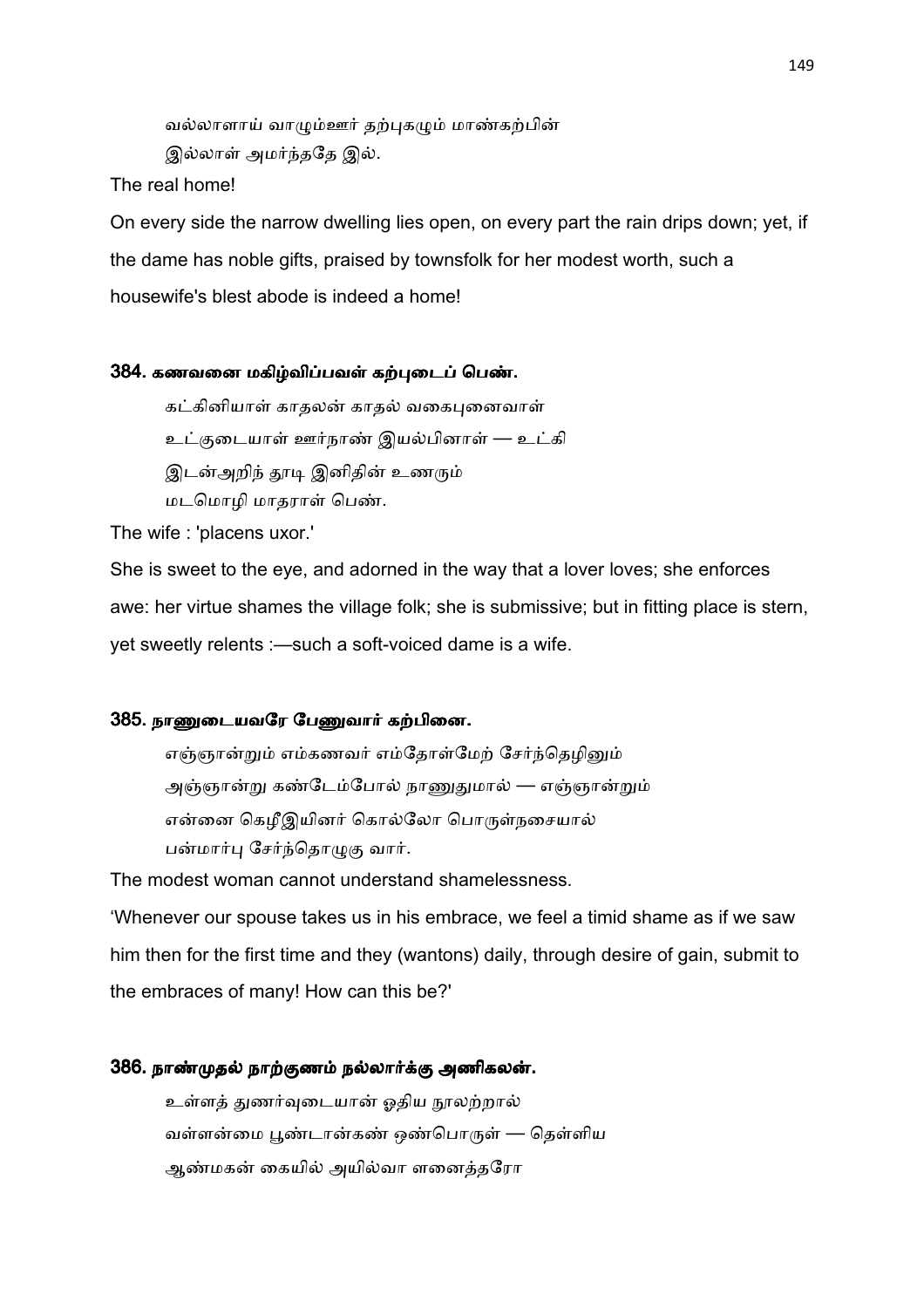வல்லாளாய் வாழும்ஊர் தற்புகழும் மாண்கற்பின்
இல்லாள் அமர்ந்ததே இல்.

The real home!

On every side the narrow dwelling lies open, on every part the rain drips down; yet, if the dame has noble gifts, praised by townsfolk for her modest worth, such a housewife's blest abode is indeed a home!

### 384. கணவனை மகிழ்விப்பவள் கற்புடைப் பெண்.

கட்கினியாள் காதலன் காதல் வகைபுனைவாள்
உட்குடையாள் ஊர்நாண் இயல்பினாள் — உட்கி
இடன்அறிந் தூடி இனிதின் உணரும்
மடமொழி மாதராள் பெண்.

The wife : 'placens uxor.'

She is sweet to the eye, and adorned in the way that a lover loves; she enforces awe: her virtue shames the village folk; she is submissive; but in fitting place is stern, yet sweetly relents :—such a soft-voiced dame is a wife.

### 385. நாணுடையவரே பேணுவார் கற்பினை.

எஞ்ஞான்றும் எம்கணவர் எம்தோள்மேற் சேர்ந்தெழினும்
அஞ்ஞான்று கண்டேம்போல் நாணுதுமால் — எஞ்ஞான்றும்
என்னை கெழீஇயினர் கொல்லோ பொருள்நசையால்
பன்மார்பு சேர்ந்தொழுகு வார்.

The modest woman cannot understand shamelessness.

'Whenever our spouse takes us in his embrace, we feel a timid shame as if we saw him then for the first time and they (wantons) daily, through desire of gain, submit to the embraces of many! How can this be?'

### 386. நாண்முதல் நாற்குணம் நல்லார்க்கு அணிகலன்.

உள்ளத் துணர்வுடையான் ஓதிய நூலற்றால்
வள்ளன்மை பூண்டான்கண் ஒண்பொருள் — தெள்ளிய
ஆண்மகன் கையில் அயில்வா ளனைத்தரோ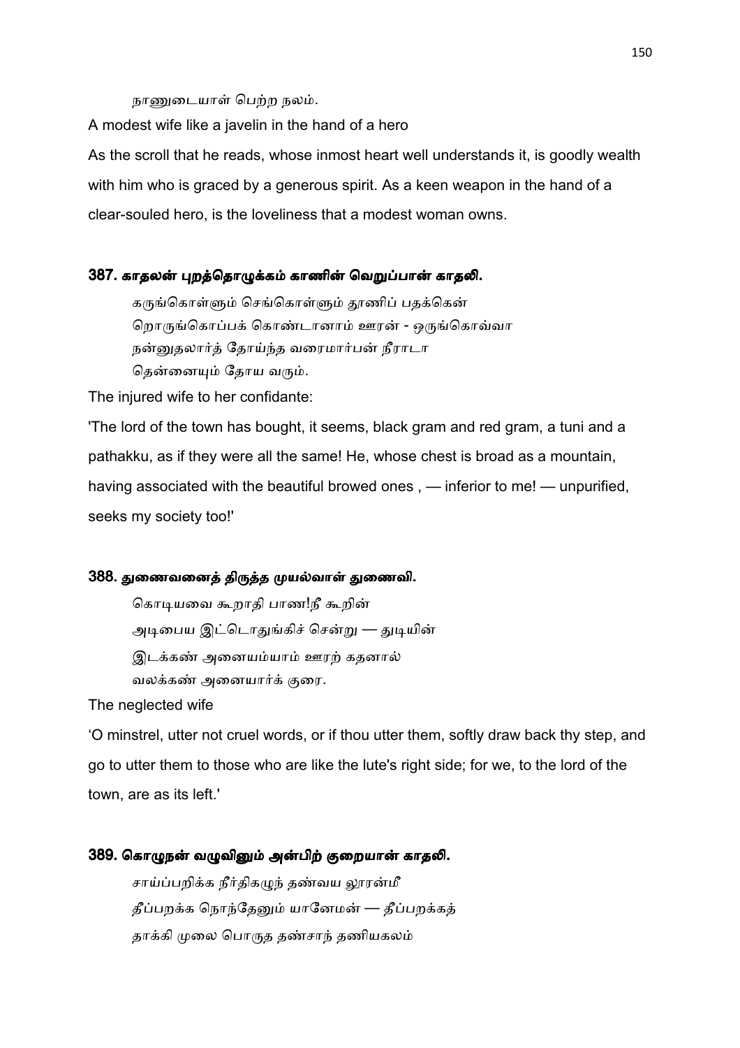நாணுடையாள் பெற்ற நலம்.

A modest wife like a javelin in the hand of a hero

As the scroll that he reads, whose inmost heart well understands it, is goodly wealth with him who is graced by a generous spirit. As a keen weapon in the hand of a clear-souled hero, is the loveliness that a modest woman owns.

### 387. காதலன் புறத்தொழுக்கம் காணின் வெறுப்பாள் காதலி.

கருங்கொள்ளும் செங்கொள்ளும் தூணிப் பதக்கென்
றொருங்கொப்பக் கொண்டானாம் ஊரன் - ஒருங்கொவ்வா
நன்னுதலார்த் தோய்ந்த வரைமார்பன் நீராடா
தென்னையும் தோய வரும்.

The injured wife to her confidante:

'The lord of the town has bought, it seems, black gram and red gram, a tuni and a pathakku, as if they were all the same! He, whose chest is broad as a mountain, having associated with the beautiful browed ones , — inferior to me! — unpurified, seeks my society too!'

### 388. துணைவனைத் திருத்த முயல்வாள் துணைவி.

கொடியவை கூறாதி பாண!நீ கூறின்
அடிபைய இட்டொதுங்கிச் சென்று — துடியின்
இடக்கண் அனையம்யாம் ஊரற் கதனால்
வலக்கண் அனையார்க் குரை.

The neglected wife

'O minstrel, utter not cruel words, or if thou utter them, softly draw back thy step, and go to utter them to those who are like the lute's right side; for we, to the lord of the town, are as its left.'

### 389. கொழுநன் வழுவினும் அன்பிற் குறையான் காதலி.

சாய்ப்பறிக்க நீர்திகழுந் தண்வய லூரன்மீ
தீப்பறக்க நொந்தேனும் யானேமன் — தீப்பறக்கத்
தாக்கி முலை பொருத தண்சாந் தணியகலம்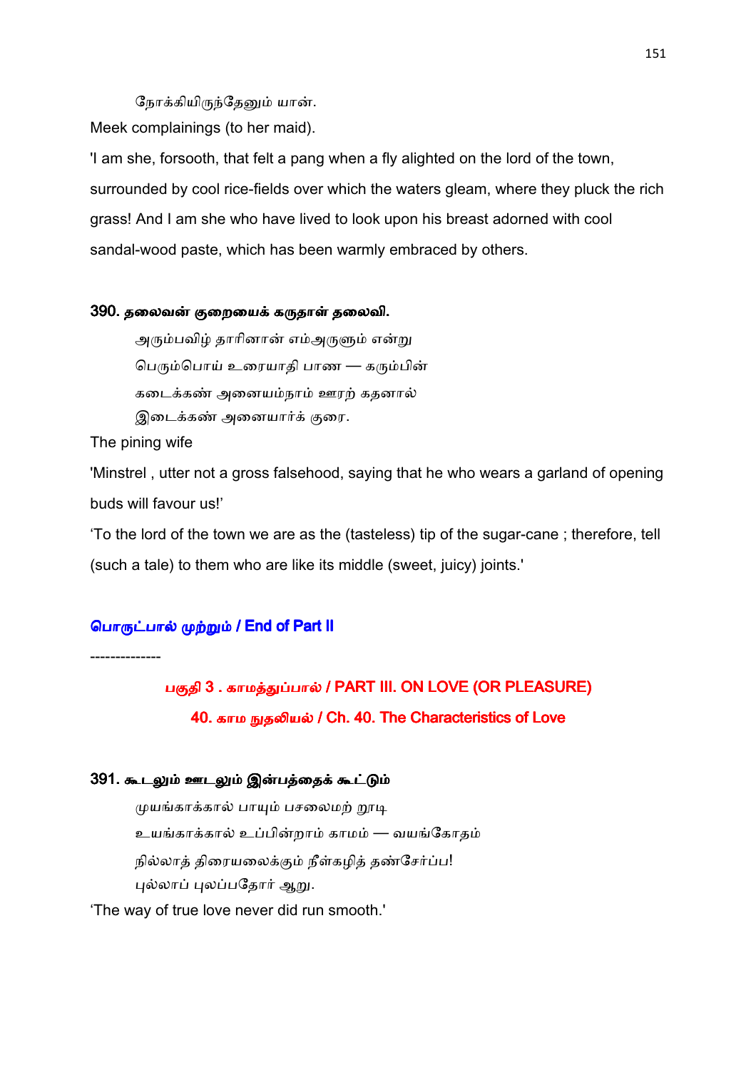நோக்கியிருந்தேனும் யான்.

Meek complainings (to her maid).

'I am she, forsooth, that felt a pang when a fly alighted on the lord of the town, surrounded by cool rice-fields over which the waters gleam, where they pluck the rich grass! And I am she who have lived to look upon his breast adorned with cool sandal-wood paste, which has been warmly embraced by others.

### 390. தலைவன் குறையைக் கருதாள் தலைவி.

அரும்பவிழ் தாரினான் எம்அருளும் என்று
பெரும்பொய் உரையாதி பாண — கரும்பின்
கடைக்கண் அனையம்நாம் ஊரற் கதனால்
இடைக்கண் அனையார்க் குரை.

The pining wife

'Minstrel , utter not a gross falsehood, saying that he who wears a garland of opening buds will favour us!'

'To the lord of the town we are as the (tasteless) tip of the sugar-cane ; therefore, tell (such a tale) to them who are like its middle (sweet, juicy) joints.'

**பொருட்பால் முற்றும் / End of Part II**

--------------

## பகுதி 3 . காமத்துப்பால் / PART III. ON LOVE (OR PLEASURE)

## 40. காம நுதலியல் / Ch. 40. The Characteristics of Love

### 391. கூடலும் ஊடலும் இன்பத்தைக் கூட்டும்

முயங்காக்கால் பாயும் பசலைமற் றூடி
உயங்காக்கால் உப்பின்றாம் காமம் — வயங்கோதம்
நில்லாத் திரையலைக்கும் நீள்கழித் தண்சேர்ப்ப!
புல்லாப் புலப்பதோர் ஆறு.

'The way of true love never did run smooth.'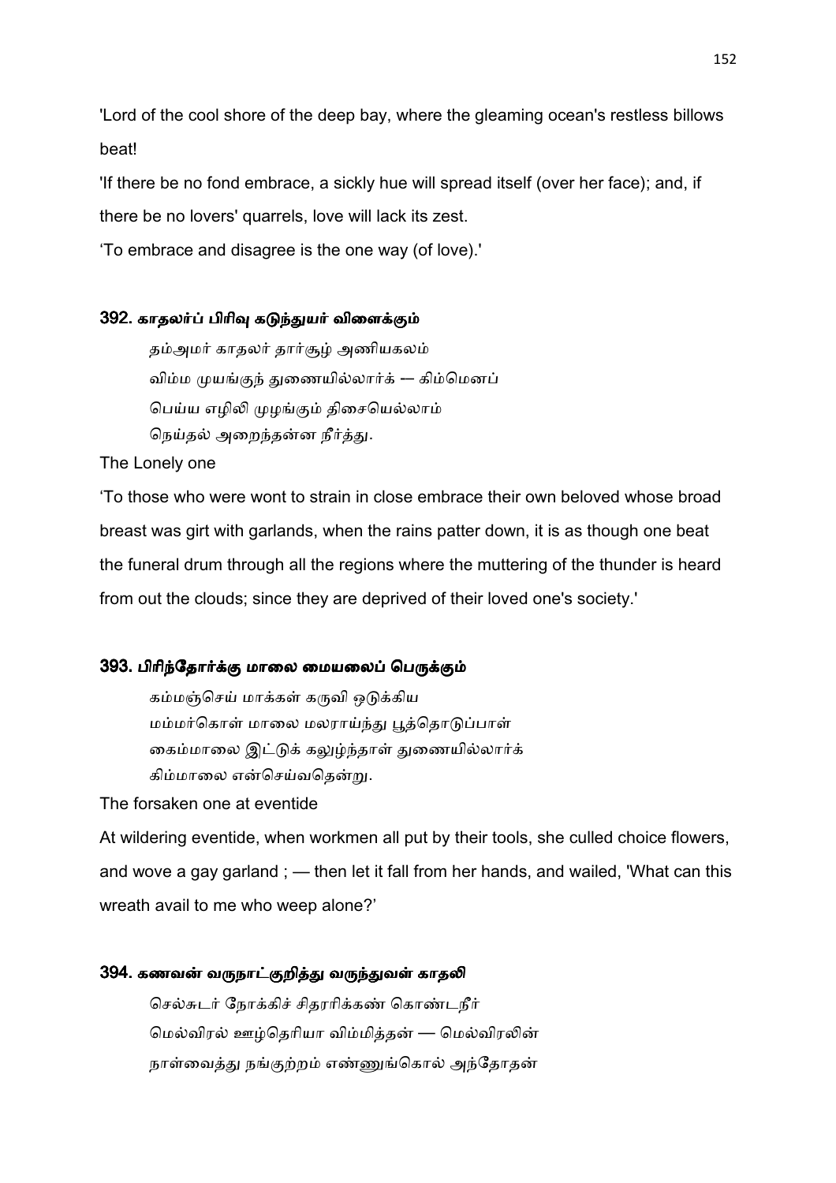'Lord of the cool shore of the deep bay, where the gleaming ocean's restless billows beat!

'If there be no fond embrace, a sickly hue will spread itself (over her face); and, if there be no lovers' quarrels, love will lack its zest.

'To embrace and disagree is the one way (of love).'

### 392. காதலர்ப் பிரிவு கடுந்துயர் விளைக்கும்

தம்அமர் காதலர் தார்சூழ் அணியகலம்
விம்ம முயங்குந் துணையில்லார்க் -- கிம்மெனப்
பெய்ய எழிலி முழங்கும் திசையெல்லாம்
நெய்தல் அறைந்தன்ன நீர்த்து.

The Lonely one

'To those who were wont to strain in close embrace their own beloved whose broad breast was girt with garlands, when the rains patter down, it is as though one beat the funeral drum through all the regions where the muttering of the thunder is heard from out the clouds; since they are deprived of their loved one's society.'

### 393. பிரிந்தோர்க்கு மாலை மையலைப் பெருக்கும்

கம்மஞ்செய் மாக்கள் கருவி ஒடுக்கிய
மம்மர்கொள் மாலை மலராய்ந்து பூத்தொடுப்பாள்
கைம்மாலை இட்டுக் கலுழ்ந்தாள் துணையில்லார்க்
கிம்மாலை என்செய்வதென்று.

The forsaken one at eventide

At wildering eventide, when workmen all put by their tools, she culled choice flowers, and wove a gay garland ; — then let it fall from her hands, and wailed, 'What can this wreath avail to me who weep alone?'

### 394. கணவன் வருநாட்குறித்து வருந்துவள் காதலி

செல்சுடர் நோக்கிச் சிதரரிக்கண் கொண்டநீர்
மெல்விரல் ஊழ்தெரியா விம்மித்தன் — மெல்விரலின்
நாள்வைத்து நங்குற்றம் எண்ணுங்கொல் அந்தோதன்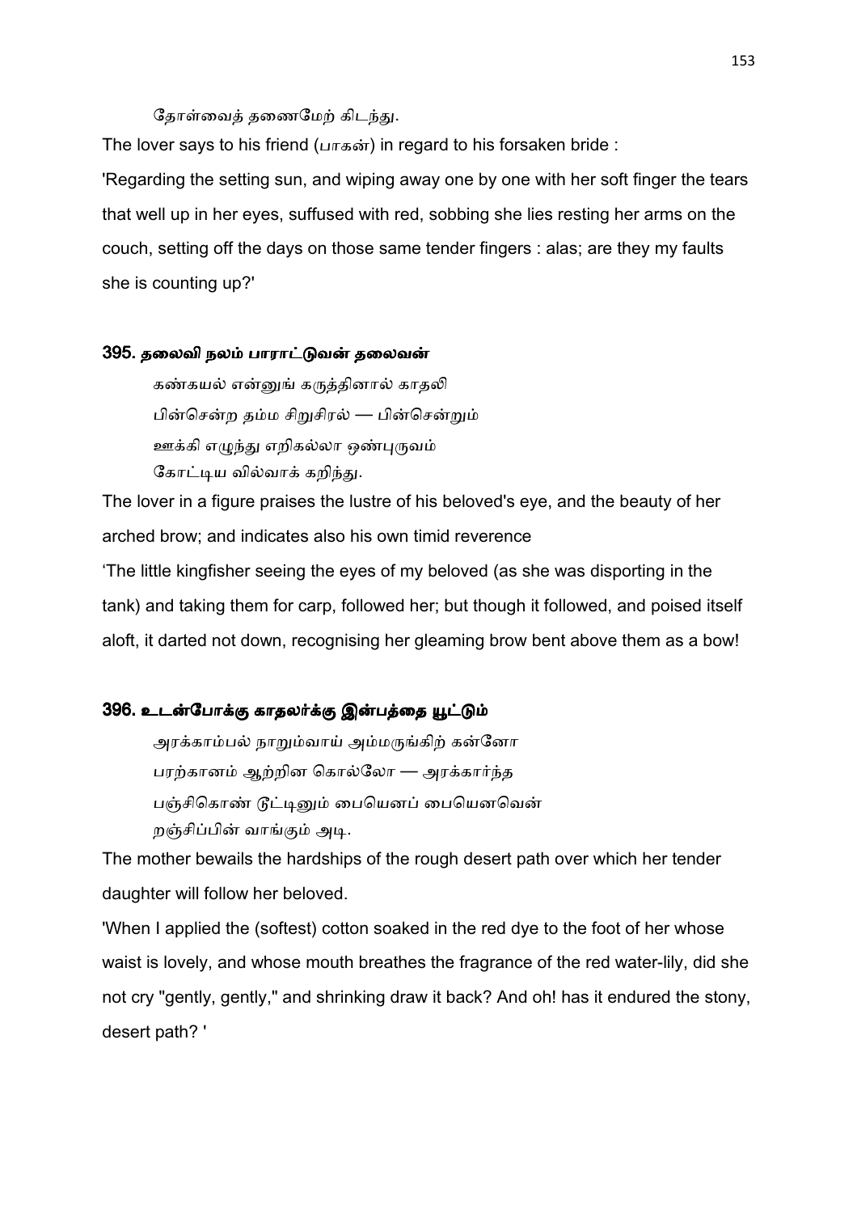தோள்வைத் தணைமேற் கிடந்து.

The lover says to his friend (பாகன்) in regard to his forsaken bride :

'Regarding the setting sun, and wiping away one by one with her soft finger the tears that well up in her eyes, suffused with red, sobbing she lies resting her arms on the couch, setting off the days on those same tender fingers : alas; are they my faults she is counting up?'

### 395. தலைவி நலம் பாராட்டுவன் தலைவன்

கண்கயல் என்னுங் கருத்தினால் காதலி
பின்சென்ற தம்ம சிறுசிரல் — பின்சென்றும்
ஊக்கி எழுந்து எறிகல்லா ஒண்புருவம்
கோட்டிய வில்வாக் கறிந்து.

The lover in a figure praises the lustre of his beloved's eye, and the beauty of her arched brow; and indicates also his own timid reverence

'The little kingfisher seeing the eyes of my beloved (as she was disporting in the tank) and taking them for carp, followed her; but though it followed, and poised itself aloft, it darted not down, recognising her gleaming brow bent above them as a bow!

### 396. உடன்போக்கு காதலர்க்கு இன்பத்தை யூட்டும்

அரக்காம்பல் நாறும்வாய் அம்மருங்கிற் கன்னோ
பரற்கானம் ஆற்றின கொல்லோ — அரக்கார்ந்த
பஞ்சிகொண் டூட்டினும் பையெனப் பையெனவென்
றஞ்சிப்பின் வாங்கும் அடி.

The mother bewails the hardships of the rough desert path over which her tender daughter will follow her beloved.

'When I applied the (softest) cotton soaked in the red dye to the foot of her whose waist is lovely, and whose mouth breathes the fragrance of the red water-lily, did she not cry "gently, gently," and shrinking draw it back? And oh! has it endured the stony, desert path? '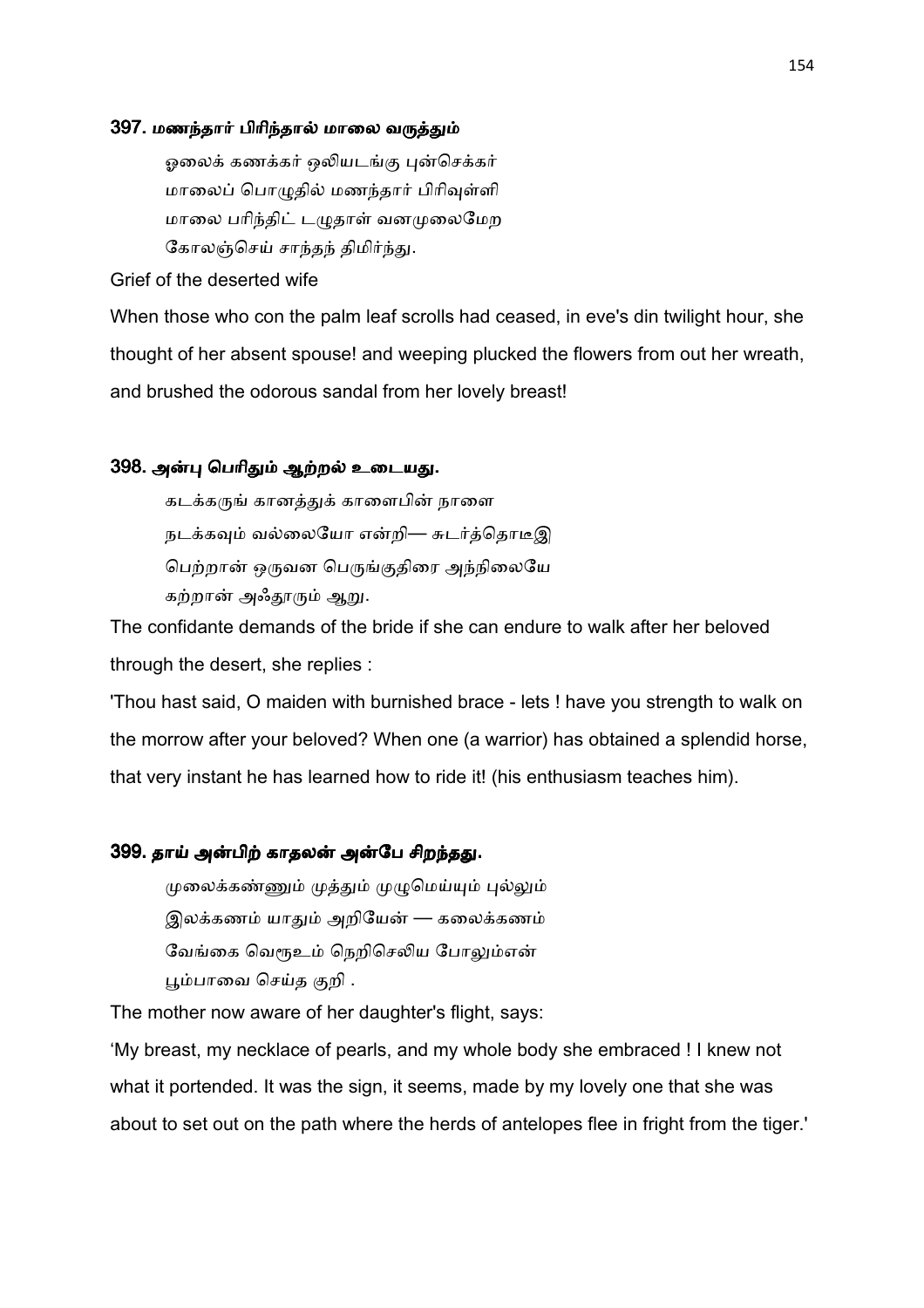### 397. மணந்தார் பிரிந்தால் மாலை வருத்தும்

ஓலைக் கணக்கர் ஒலியடங்கு புன்செக்கர்
மாலைப் பொழுதில் மணந்தார் பிரிவுள்ளி
மாலை பரிந்திட் டழுதாள் வனமுலைமேற
கோலஞ்செய் சாந்தந் திமிர்ந்து.

Grief of the deserted wife

When those who con the palm leaf scrolls had ceased, in eve's din twilight hour, she thought of her absent spouse! and weeping plucked the flowers from out her wreath, and brushed the odorous sandal from her lovely breast!

### 398. அன்பு பெரிதும் ஆற்றல் உடையது.

கடக்கருங் கானத்துக் காளைபின் நாளை
நடக்கவும் வல்லையோ என்றி— சுடர்த்தொடீஇ
பெற்றான் ஒருவன பெருங்குதிரை அந்நிலையே
கற்றான் அஃதூரும் ஆறு.

The confidante demands of the bride if she can endure to walk after her beloved through the desert, she replies :

'Thou hast said, O maiden with burnished brace - lets ! have you strength to walk on the morrow after your beloved? When one (a warrior) has obtained a splendid horse, that very instant he has learned how to ride it! (his enthusiasm teaches him).

### 399. தாய் அன்பிற் காதலன் அன்பே சிறந்தது.

முலைக்கண்ணும் முத்தும் முழுமெய்யும் புல்லும்
இலக்கணம் யாதும் அறியேன் — கலைக்கணம்
வேங்கை வெரூஉம் நெறிசெலிய போலும்என்
பூம்பாவை செய்த குறி .

The mother now aware of her daughter's flight, says:

'My breast, my necklace of pearls, and my whole body she embraced ! I knew not what it portended. It was the sign, it seems, made by my lovely one that she was about to set out on the path where the herds of antelopes flee in fright from the tiger.'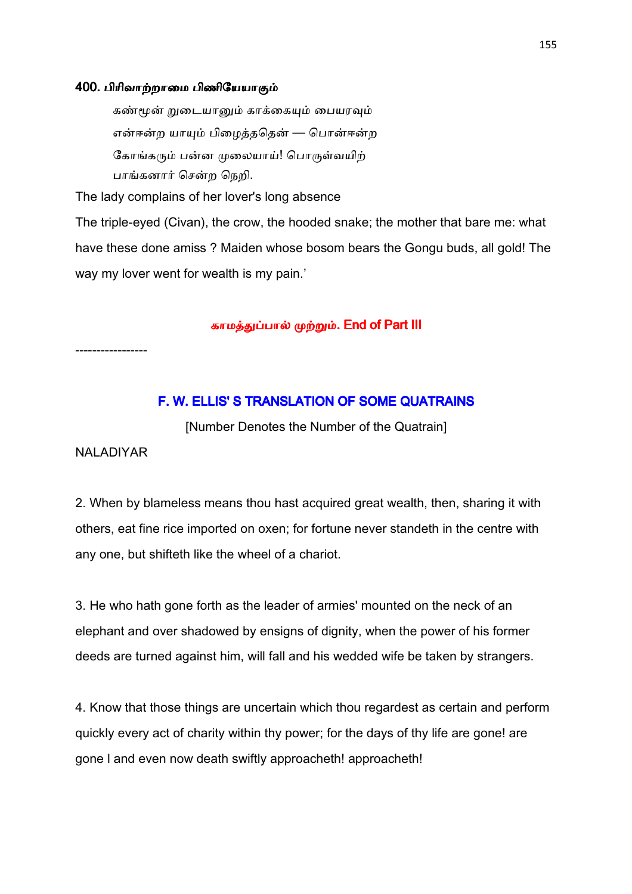### 400. பிரிவாற்றாமை பிணியேயாகும்

> கண்மூன் றுடையானும் காக்கையும் பையரவும்
> என்ஈன்ற யாயும் பிழைத்ததென் — பொன்ஈன்ற
> கோங்கரும் பன்ன முலையாய்! பொருள்வயிற்
> பாங்கனார் சென்ற நெறி.

The lady complains of her lover's long absence

The triple-eyed (Civan), the crow, the hooded snake; the mother that bare me: what have these done amiss ? Maiden whose bosom bears the Gongu buds, all gold! The way my lover went for wealth is my pain.'

**காமத்துப்பால் முற்றும். End of Part III**

-----------------

## F. W. ELLIS' S TRANSLATION OF SOME QUATRAINS

[Number Denotes the Number of the Quatrain]

NALADIYAR

2. When by blameless means thou hast acquired great wealth, then, sharing it with others, eat fine rice imported on oxen; for fortune never standeth in the centre with any one, but shifteth like the wheel of a chariot.

3. He who hath gone forth as the leader of armies' mounted on the neck of an elephant and over shadowed by ensigns of dignity, when the power of his former deeds are turned against him, will fall and his wedded wife be taken by strangers.

4. Know that those things are uncertain which thou regardest as certain and perform quickly every act of charity within thy power; for the days of thy life are gone! are gone l and even now death swiftly approacheth! approacheth!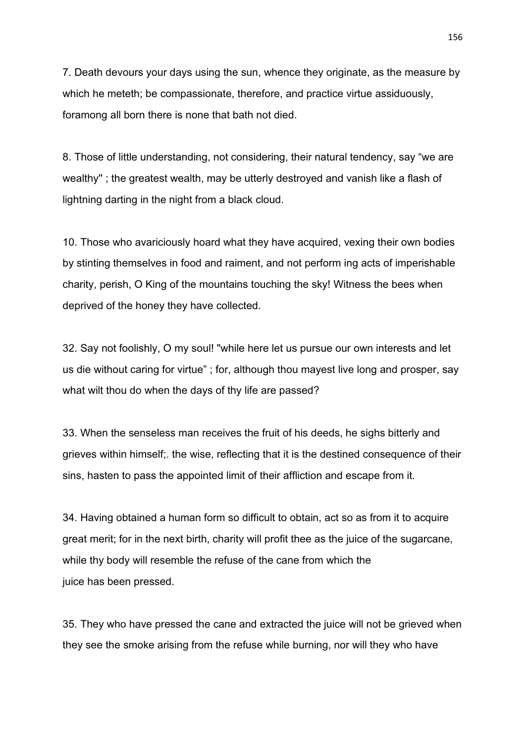7. Death devours your days using the sun, whence they originate, as the measure by which he meteth; be compassionate, therefore, and practice virtue assiduously, foramong all born there is none that bath not died.

8. Those of little understanding, not considering, their natural tendency, say “we are wealthy" ; the greatest wealth, may be utterly destroyed and vanish like a flash of lightning darting in the night from a black cloud.

10. Those who avariciously hoard what they have acquired, vexing their own bodies by stinting themselves in food and raiment, and not perform ing acts of imperishable charity, perish, O King of the mountains touching the sky! Witness the bees when deprived of the honey they have collected.

32. Say not foolishly, O my soul! "while here let us pursue our own interests and let us die without caring for virtue” ; for, although thou mayest live long and prosper, say what wilt thou do when the days of thy life are passed?

33. When the senseless man receives the fruit of his deeds, he sighs bitterly and grieves within himself;. the wise, reflecting that it is the destined consequence of their sins, hasten to pass the appointed limit of their affliction and escape from it.

34. Having obtained a human form so difficult to obtain, act so as from it to acquire great merit; for in the next birth, charity will profit thee as the juice of the sugarcane, while thy body will resemble the refuse of the cane from which the juice has been pressed.

35. They who have pressed the cane and extracted the juice will not be grieved when they see the smoke arising from the refuse while burning, nor will they who have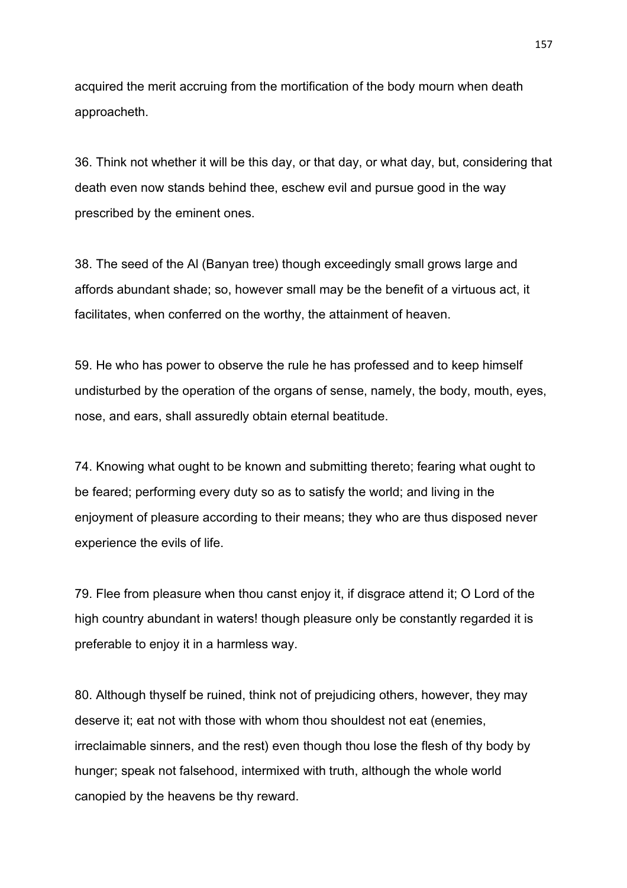acquired the merit accruing from the mortification of the body mourn when death approacheth.

36. Think not whether it will be this day, or that day, or what day, but, considering that death even now stands behind thee, eschew evil and pursue good in the way prescribed by the eminent ones.

38. The seed of the Al (Banyan tree) though exceedingly small grows large and affords abundant shade; so, however small may be the benefit of a virtuous act, it facilitates, when conferred on the worthy, the attainment of heaven.

59. He who has power to observe the rule he has professed and to keep himself undisturbed by the operation of the organs of sense, namely, the body, mouth, eyes, nose, and ears, shall assuredly obtain eternal beatitude.

74. Knowing what ought to be known and submitting thereto; fearing what ought to be feared; performing every duty so as to satisfy the world; and living in the enjoyment of pleasure according to their means; they who are thus disposed never experience the evils of life.

79. Flee from pleasure when thou canst enjoy it, if disgrace attend it; O Lord of the high country abundant in waters! though pleasure only be constantly regarded it is preferable to enjoy it in a harmless way.

80. Although thyself be ruined, think not of prejudicing others, however, they may deserve it; eat not with those with whom thou shouldest not eat (enemies, irreclaimable sinners, and the rest) even though thou lose the flesh of thy body by hunger; speak not falsehood, intermixed with truth, although the whole world canopied by the heavens be thy reward.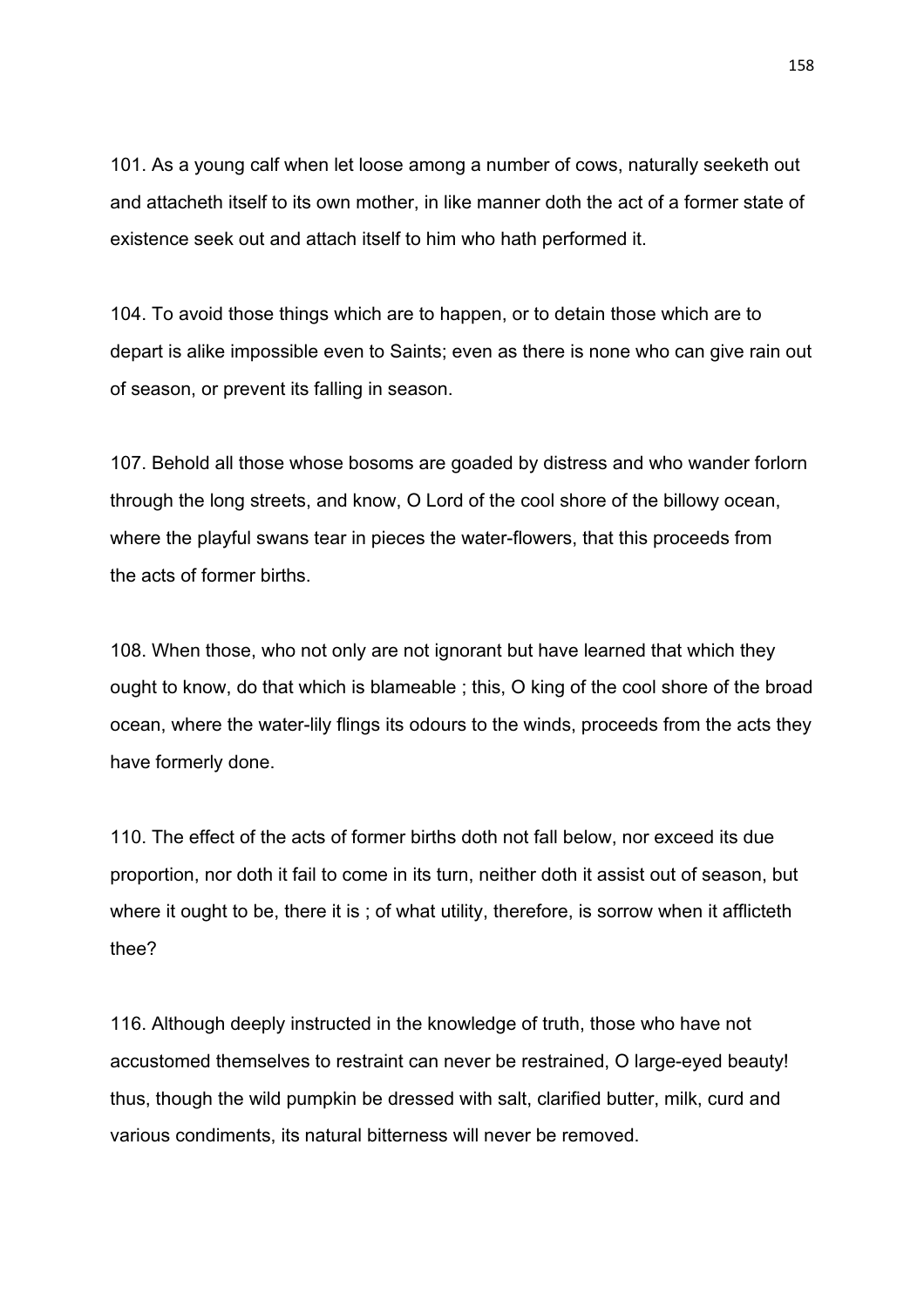101. As a young calf when let loose among a number of cows, naturally seeketh out and attacheth itself to its own mother, in like manner doth the act of a former state of existence seek out and attach itself to him who hath performed it.

104. To avoid those things which are to happen, or to detain those which are to depart is alike impossible even to Saints; even as there is none who can give rain out of season, or prevent its falling in season.

107. Behold all those whose bosoms are goaded by distress and who wander forlorn through the long streets, and know, O Lord of the cool shore of the billowy ocean, where the playful swans tear in pieces the water-flowers, that this proceeds from the acts of former births.

108. When those, who not only are not ignorant but have learned that which they ought to know, do that which is blameable ; this, O king of the cool shore of the broad ocean, where the water-lily flings its odours to the winds, proceeds from the acts they have formerly done.

110. The effect of the acts of former births doth not fall below, nor exceed its due proportion, nor doth it fail to come in its turn, neither doth it assist out of season, but where it ought to be, there it is ; of what utility, therefore, is sorrow when it afflicteth thee?

116. Although deeply instructed in the knowledge of truth, those who have not accustomed themselves to restraint can never be restrained, O large-eyed beauty! thus, though the wild pumpkin be dressed with salt, clarified butter, milk, curd and various condiments, its natural bitterness will never be removed.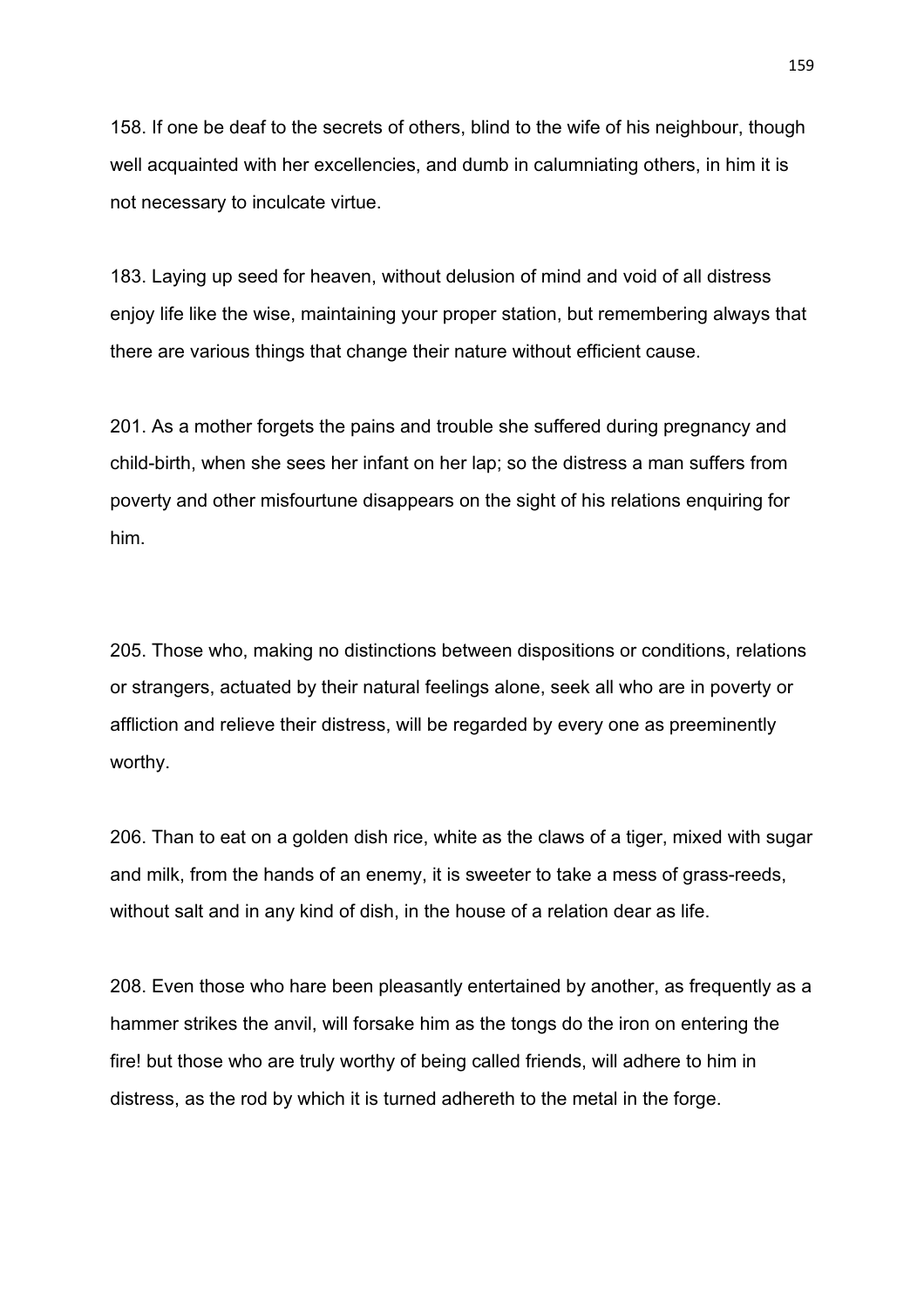158. If one be deaf to the secrets of others, blind to the wife of his neighbour, though well acquainted with her excellencies, and dumb in calumniating others, in him it is not necessary to inculcate virtue.

183. Laying up seed for heaven, without delusion of mind and void of all distress enjoy life like the wise, maintaining your proper station, but remembering always that there are various things that change their nature without efficient cause.

201. As a mother forgets the pains and trouble she suffered during pregnancy and child-birth, when she sees her infant on her lap; so the distress a man suffers from poverty and other misfourtune disappears on the sight of his relations enquiring for him.

205. Those who, making no distinctions between dispositions or conditions, relations or strangers, actuated by their natural feelings alone, seek all who are in poverty or affliction and relieve their distress, will be regarded by every one as preeminently worthy.

206. Than to eat on a golden dish rice, white as the claws of a tiger, mixed with sugar and milk, from the hands of an enemy, it is sweeter to take a mess of grass-reeds, without salt and in any kind of dish, in the house of a relation dear as life.

208. Even those who hare been pleasantly entertained by another, as frequently as a hammer strikes the anvil, will forsake him as the tongs do the iron on entering the fire! but those who are truly worthy of being called friends, will adhere to him in distress, as the rod by which it is turned adhereth to the metal in the forge.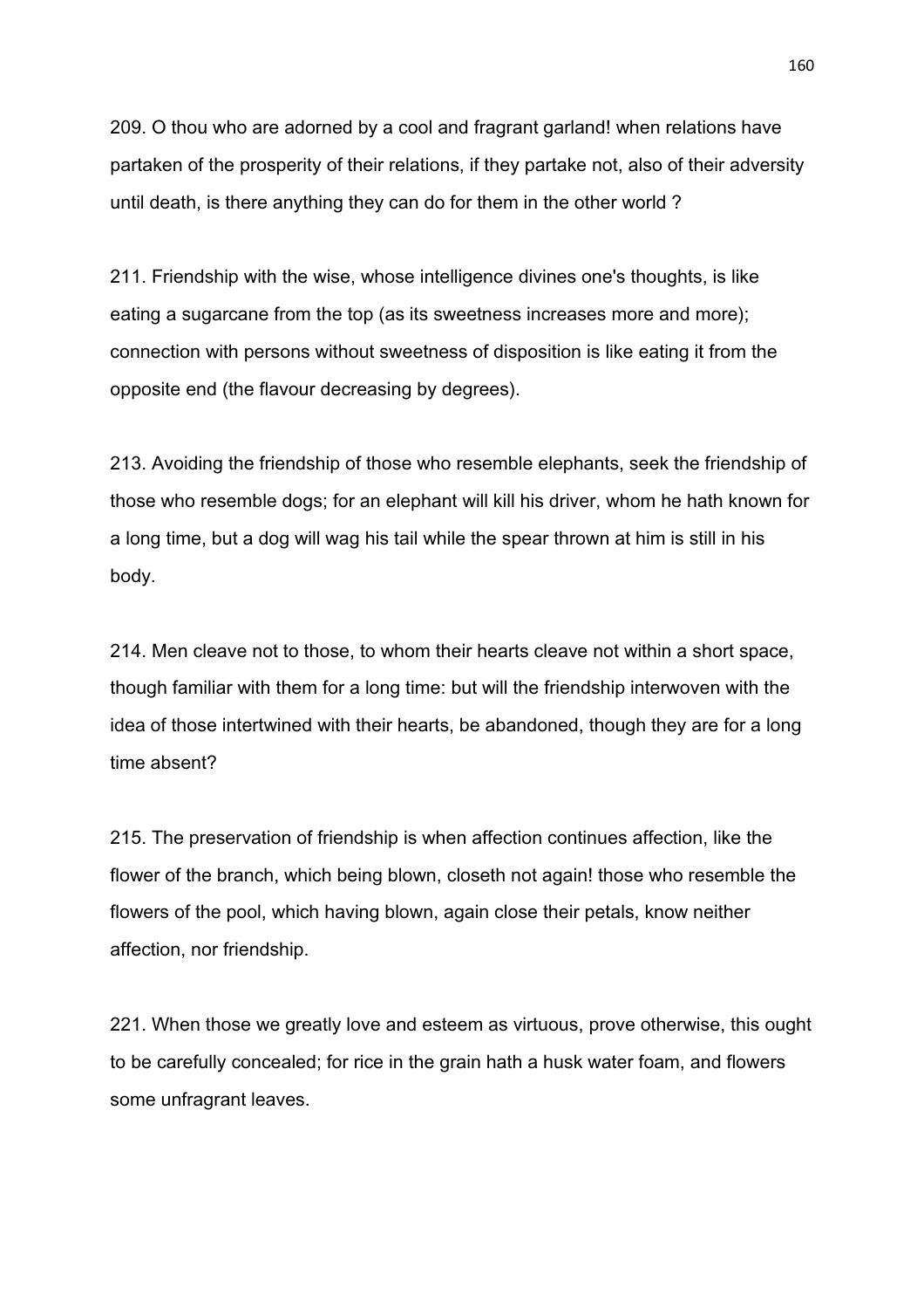209. O thou who are adorned by a cool and fragrant garland! when relations have partaken of the prosperity of their relations, if they partake not, also of their adversity until death, is there anything they can do for them in the other world ?

211. Friendship with the wise, whose intelligence divines one's thoughts, is like eating a sugarcane from the top (as its sweetness increases more and more); connection with persons without sweetness of disposition is like eating it from the opposite end (the flavour decreasing by degrees).

213. Avoiding the friendship of those who resemble elephants, seek the friendship of those who resemble dogs; for an elephant will kill his driver, whom he hath known for a long time, but a dog will wag his tail while the spear thrown at him is still in his body.

214. Men cleave not to those, to whom their hearts cleave not within a short space, though familiar with them for a long time: but will the friendship interwoven with the idea of those intertwined with their hearts, be abandoned, though they are for a long time absent?

215. The preservation of friendship is when affection continues affection, like the flower of the branch, which being blown, closeth not again! those who resemble the flowers of the pool, which having blown, again close their petals, know neither affection, nor friendship.

221. When those we greatly love and esteem as virtuous, prove otherwise, this ought to be carefully concealed; for rice in the grain hath a husk water foam, and flowers some unfragrant leaves.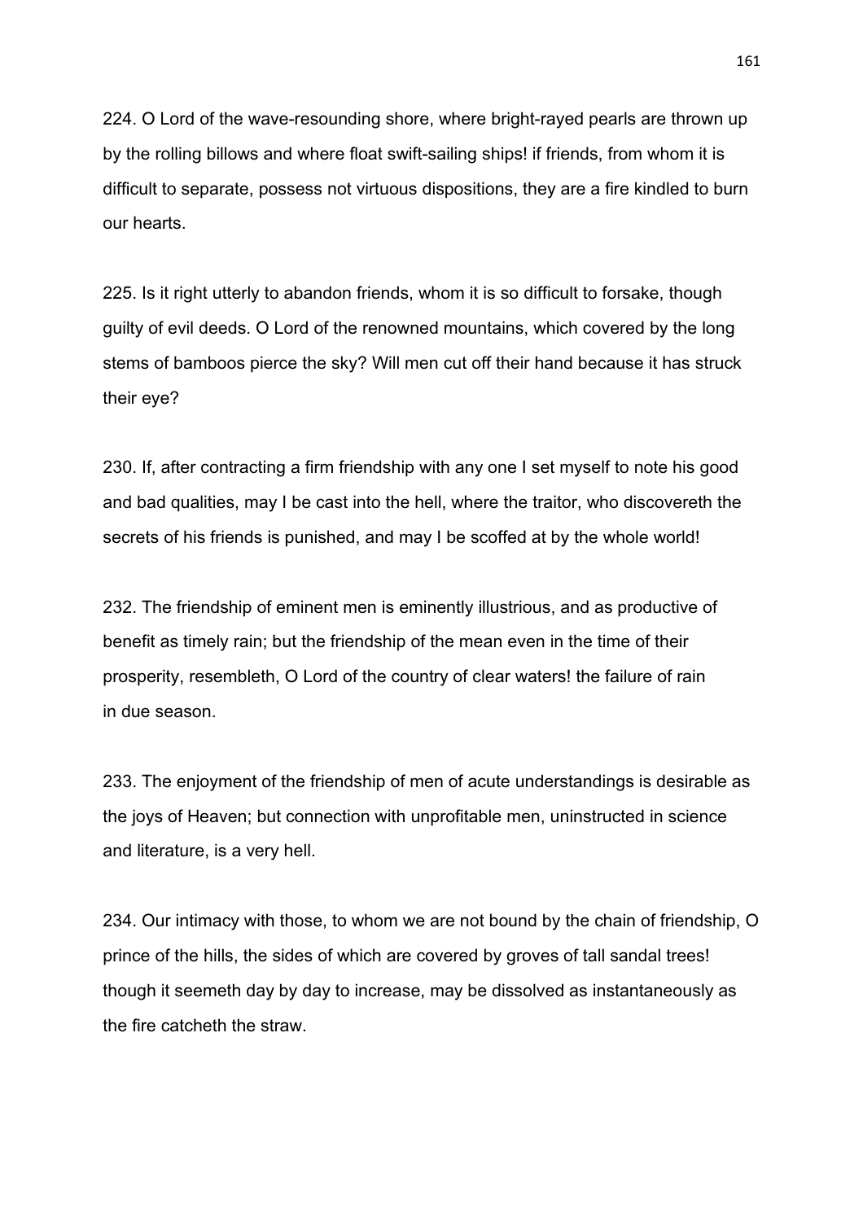224. O Lord of the wave-resounding shore, where bright-rayed pearls are thrown up by the rolling billows and where float swift-sailing ships! if friends, from whom it is difficult to separate, possess not virtuous dispositions, they are a fire kindled to burn our hearts.

225. Is it right utterly to abandon friends, whom it is so difficult to forsake, though guilty of evil deeds. O Lord of the renowned mountains, which covered by the long stems of bamboos pierce the sky? Will men cut off their hand because it has struck their eye?

230. If, after contracting a firm friendship with any one I set myself to note his good and bad qualities, may I be cast into the hell, where the traitor, who discovereth the secrets of his friends is punished, and may I be scoffed at by the whole world!

232. The friendship of eminent men is eminently illustrious, and as productive of benefit as timely rain; but the friendship of the mean even in the time of their prosperity, resembleth, O Lord of the country of clear waters! the failure of rain in due season.

233. The enjoyment of the friendship of men of acute understandings is desirable as the joys of Heaven; but connection with unprofitable men, uninstructed in science and literature, is a very hell.

234. Our intimacy with those, to whom we are not bound by the chain of friendship, O prince of the hills, the sides of which are covered by groves of tall sandal trees! though it seemeth day by day to increase, may be dissolved as instantaneously as the fire catcheth the straw.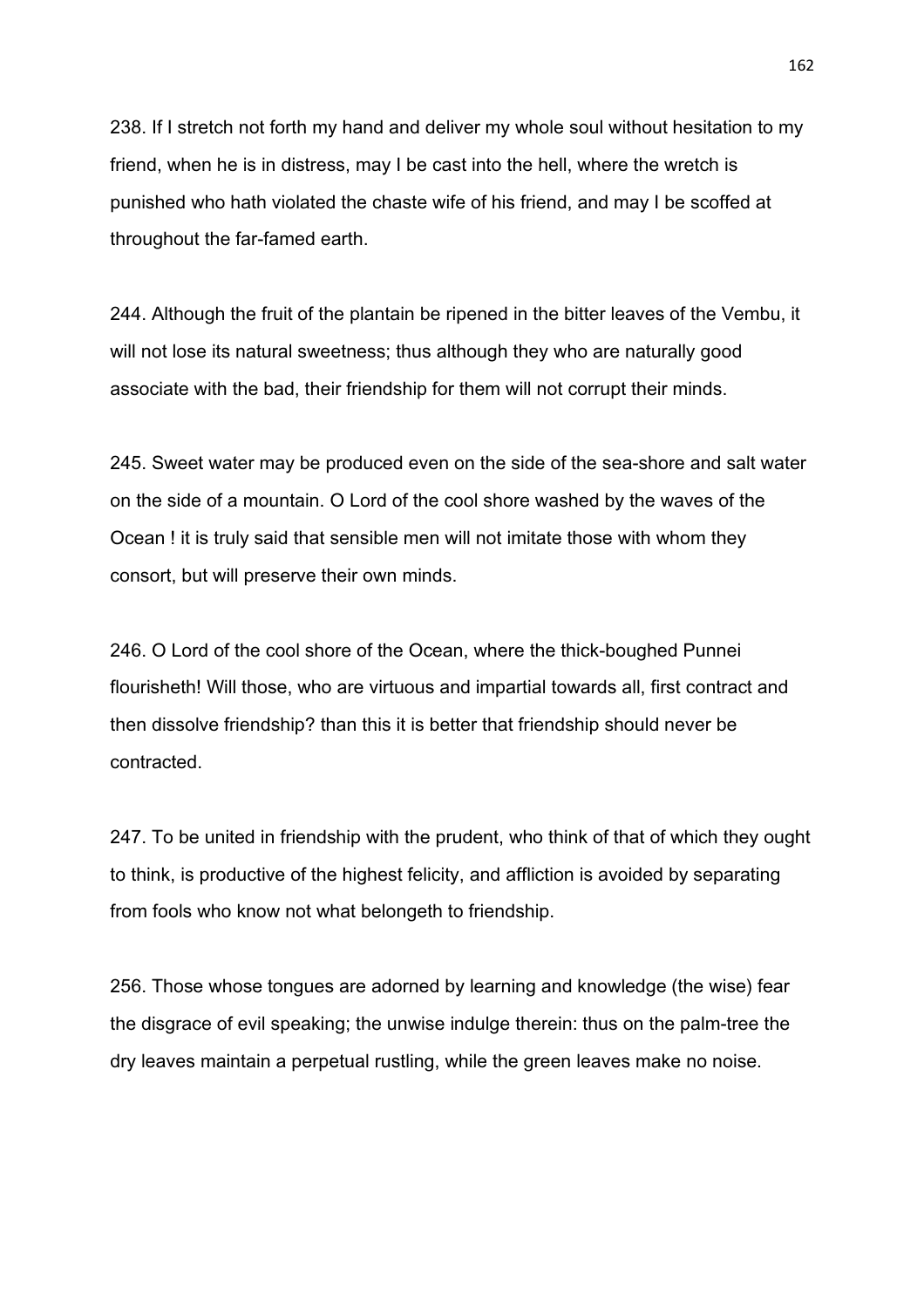238. If I stretch not forth my hand and deliver my whole soul without hesitation to my friend, when he is in distress, may I be cast into the hell, where the wretch is punished who hath violated the chaste wife of his friend, and may I be scoffed at throughout the far-famed earth.

244. Although the fruit of the plantain be ripened in the bitter leaves of the Vembu, it will not lose its natural sweetness; thus although they who are naturally good associate with the bad, their friendship for them will not corrupt their minds.

245. Sweet water may be produced even on the side of the sea-shore and salt water on the side of a mountain. O Lord of the cool shore washed by the waves of the Ocean ! it is truly said that sensible men will not imitate those with whom they consort, but will preserve their own minds.

246. O Lord of the cool shore of the Ocean, where the thick-boughed Punnei flourisheth! Will those, who are virtuous and impartial towards all, first contract and then dissolve friendship? than this it is better that friendship should never be contracted.

247. To be united in friendship with the prudent, who think of that of which they ought to think, is productive of the highest felicity, and affliction is avoided by separating from fools who know not what belongeth to friendship.

256. Those whose tongues are adorned by learning and knowledge (the wise) fear the disgrace of evil speaking; the unwise indulge therein: thus on the palm-tree the dry leaves maintain a perpetual rustling, while the green leaves make no noise.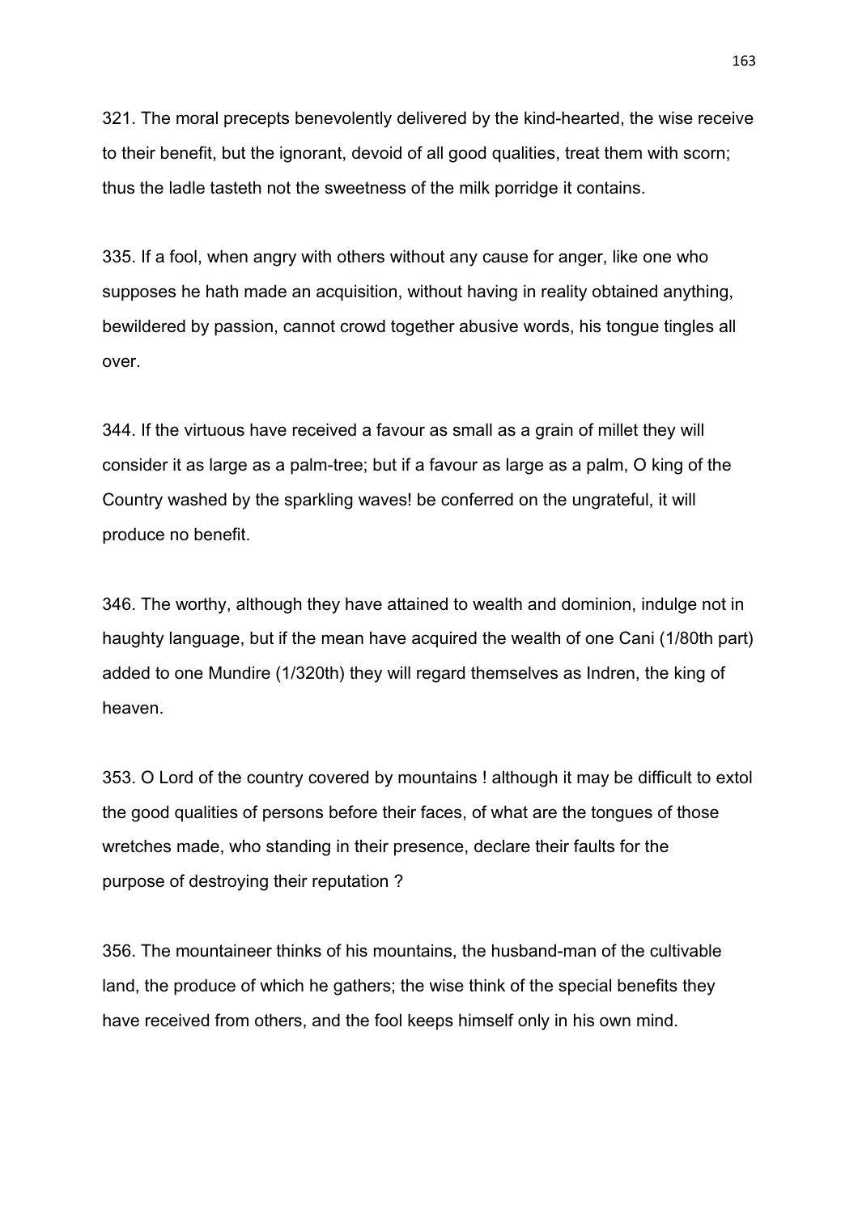321. The moral precepts benevolently delivered by the kind-hearted, the wise receive to their benefit, but the ignorant, devoid of all good qualities, treat them with scorn; thus the ladle tasteth not the sweetness of the milk porridge it contains.

335. If a fool, when angry with others without any cause for anger, like one who supposes he hath made an acquisition, without having in reality obtained anything, bewildered by passion, cannot crowd together abusive words, his tongue tingles all over.

344. If the virtuous have received a favour as small as a grain of millet they will consider it as large as a palm-tree; but if a favour as large as a palm, O king of the Country washed by the sparkling waves! be conferred on the ungrateful, it will produce no benefit.

346. The worthy, although they have attained to wealth and dominion, indulge not in haughty language, but if the mean have acquired the wealth of one Cani (1/80th part) added to one Mundire (1/320th) they will regard themselves as Indren, the king of heaven.

353. O Lord of the country covered by mountains ! although it may be difficult to extol the good qualities of persons before their faces, of what are the tongues of those wretches made, who standing in their presence, declare their faults for the purpose of destroying their reputation ?

356. The mountaineer thinks of his mountains, the husband-man of the cultivable land, the produce of which he gathers; the wise think of the special benefits they have received from others, and the fool keeps himself only in his own mind.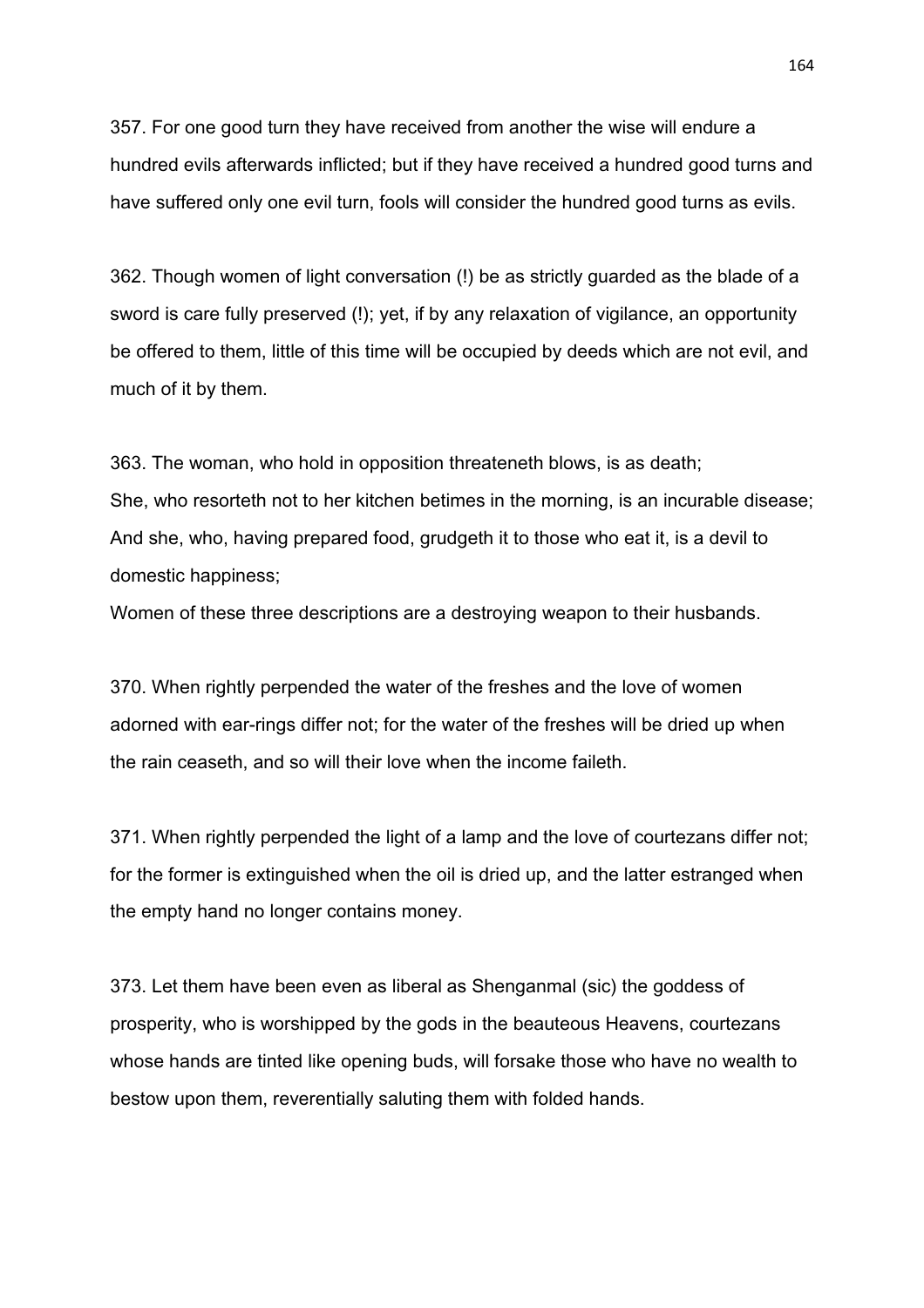357. For one good turn they have received from another the wise will endure a hundred evils afterwards inflicted; but if they have received a hundred good turns and have suffered only one evil turn, fools will consider the hundred good turns as evils.

362. Though women of light conversation (!) be as strictly guarded as the blade of a sword is care fully preserved (!); yet, if by any relaxation of vigilance, an opportunity be offered to them, little of this time will be occupied by deeds which are not evil, and much of it by them.

363. The woman, who hold in opposition threateneth blows, is as death;
She, who resorteth not to her kitchen betimes in the morning, is an incurable disease;
And she, who, having prepared food, grudgeth it to those who eat it, is a devil to domestic happiness;
Women of these three descriptions are a destroying weapon to their husbands.

370. When rightly perpended the water of the freshes and the love of women adorned with ear-rings differ not; for the water of the freshes will be dried up when the rain ceaseth, and so will their love when the income faileth.

371. When rightly perpended the light of a lamp and the love of courtezans differ not; for the former is extinguished when the oil is dried up, and the latter estranged when the empty hand no longer contains money.

373. Let them have been even as liberal as Shenganmal (sic) the goddess of prosperity, who is worshipped by the gods in the beauteous Heavens, courtezans whose hands are tinted like opening buds, will forsake those who have no wealth to bestow upon them, reverentially saluting them with folded hands.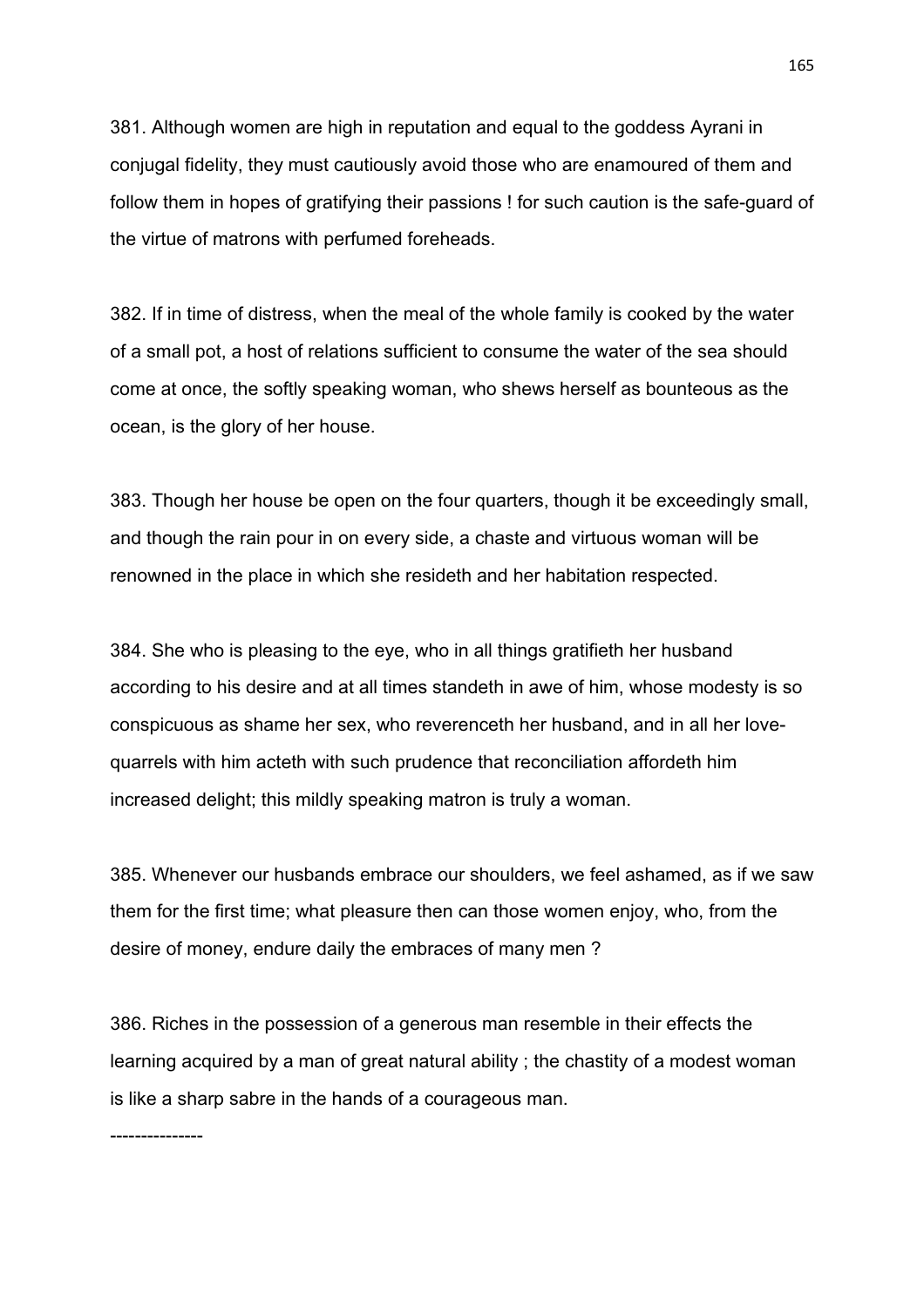381. Although women are high in reputation and equal to the goddess Ayrani in conjugal fidelity, they must cautiously avoid those who are enamoured of them and follow them in hopes of gratifying their passions ! for such caution is the safe-guard of the virtue of matrons with perfumed foreheads.

382. If in time of distress, when the meal of the whole family is cooked by the water of a small pot, a host of relations sufficient to consume the water of the sea should come at once, the softly speaking woman, who shews herself as bounteous as the ocean, is the glory of her house.

383. Though her house be open on the four quarters, though it be exceedingly small, and though the rain pour in on every side, a chaste and virtuous woman will be renowned in the place in which she resideth and her habitation respected.

384. She who is pleasing to the eye, who in all things gratifieth her husband according to his desire and at all times standeth in awe of him, whose modesty is so conspicuous as shame her sex, who reverenceth her husband, and in all her love-quarrels with him acteth with such prudence that reconciliation affordeth him increased delight; this mildly speaking matron is truly a woman.

385. Whenever our husbands embrace our shoulders, we feel ashamed, as if we saw them for the first time; what pleasure then can those women enjoy, who, from the desire of money, endure daily the embraces of many men ?

386. Riches in the possession of a generous man resemble in their effects the learning acquired by a man of great natural ability ; the chastity of a modest woman is like a sharp sabre in the hands of a courageous man.

---------------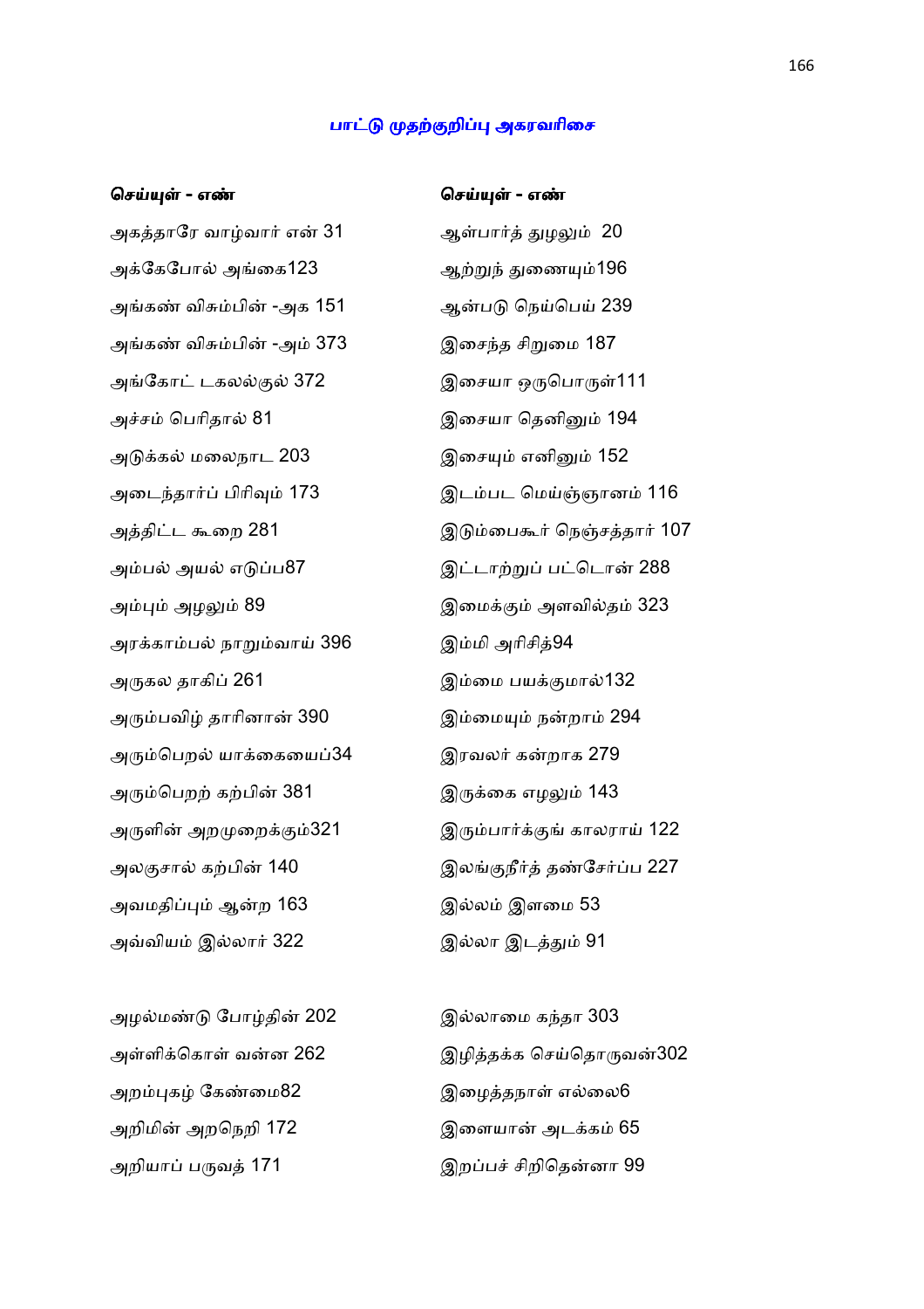## பாட்டு முதற்குறிப்பு அகரவரிசை

**செய்யுள் - எண்**

அகத்தாரே வாழ்வார் என் 31
அக்கேபோல் அங்கை123
அங்கண் விசும்பின் -அக 151
அங்கண் விசும்பின் -அம் 373
அங்கோட் டகலல்குல் 372
அச்சம் பெரிதால் 81
அடுக்கல் மலைநாட 203
அடைந்தார்ப் பிரிவும் 173
அத்திட்ட கூறை 281
அம்பல் அயல் எடுப்ப87
அம்பும் அழலும் 89
அரக்காம்பல் நாறும்வாய் 396
அருகல தாகிப் 261
அரும்பவிழ் தாரினான் 390
அரும்பெறல் யாக்கையைப்34
அரும்பெறற் கற்பின் 381
அருளின் அறமுறைக்கும்321
அலகுசால் கற்பின் 140
அவமதிப்பும் ஆன்ற 163
அவ்வியம் இல்லார் 322

அழல்மண்டு போழ்தின் 202
அள்ளிக்கொள் வன்ன 262
அறம்புகழ் கேண்மை82
அறிமின் அறநெறி 172
அறியாப் பருவத் 171

**செய்யுள் - எண்**

ஆள்பார்த் துழலும் 20
ஆற்றுந் துணையும்196
ஆன்படு நெய்பெய் 239
இசைந்த சிறுமை 187
இசையா ஒருபொருள்111
இசையா தெனினும் 194
இசையும் எனினும் 152
இடம்பட மெய்ஞ்ஞானம் 116
இடும்பைகூர் நெஞ்சத்தார் 107
இட்டாற்றுப் பட்டொன் 288
இமைக்கும் அளவில்தம் 323
இம்மி அரிசித்94
இம்மை பயக்குமால்132
இம்மையும் நன்றாம் 294
இரவலர் கன்றாக 279
இருக்கை எழலும் 143
இரும்பார்க்குங் காலராய் 122
இலங்குநீர்த் தண்சேர்ப்ப 227
இல்லம் இளமை 53
இல்லா இடத்தும் 91

இல்லாமை கந்தா 303
இழித்தக்க செய்தொருவன்302
இழைத்தநாள் எல்லை6
இளையான் அடக்கம் 65
இறப்பச் சிறிதென்னா 99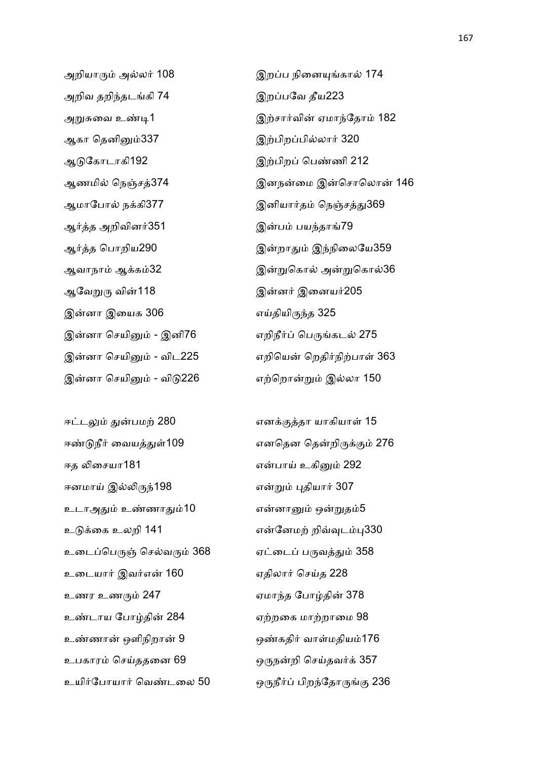அறியாரும் அல்லர் 108
அறிவ தறிந்தடங்கி 74
அறுசுவை உண்டி1
ஆகா தெனினும்337
ஆடுகோடாகி192
ஆணமில் நெஞ்சத்374
ஆமாபோல் நக்கி377
ஆர்த்த அறிவினர்351
ஆர்த்த பொறிய290
ஆவாநாம் ஆக்கம்32
ஆவேறுரு வின்118
இன்னா இயைக 306
இன்னா செயினும் - இனி76
இன்னா செயினும் - விட225
இன்னா செயினும் - விடு226

ஈட்டலும் துன்பமற் 280
ஈண்டுநீர் வையத்துள்109
ஈத லிசையா181
ஈனமாய் இல்லிருந்198
உடாஅதும் உண்ணாதும்10
உடுக்கை உலறி 141
உடைப்பெருஞ் செல்வரும் 368
உடையார் இவர்என் 160
உணர உணரும் 247
உண்டாய போழ்தின் 284
உண்ணான் ஒளிநிறான் 9
உபகாரம் செய்ததனை 69
உயிர்போயார் வெண்டலை 50

இறப்ப நினையுங்கால் 174
இறப்பவே தீய223
இற்சார்வின் ஏமாந்தோம் 182
இற்பிறப்பில்லார் 320
இற்பிறப் பெண்ணி 212
இனநன்மை இன்சொலொன் 146
இனியார்தம் நெஞ்சத்து369
இன்பம் பயந்தாங்79
இன்றாதும் இந்நிலையே359
இன்றுகொல் அன்றுகொல்36
இன்னர் இனையர்205
எய்தியிருந்த 325
எறிநீர்ப் பெருங்கடல் 275
எறியென் றெதிர்நிற்பாள் 363
எற்றொன்றும் இல்லா 150

எனக்குத்தா யாகியாள் 15
எனதென தென்றிருக்கும் 276
என்பாய் உகினும் 292
என்றும் புதியார் 307
என்னானும் ஒன்றுதம்5
என்னேமற் றிவ்வுடம்பு330
ஏட்டைப் பருவத்தும் 358
ஏதிலார் செய்த 228
ஏமாந்த போழ்தின் 378
ஏற்றகை மாற்றாமை 98
ஒண்கதிர் வாள்மதியம்176
ஒருநன்றி செய்தவர்க் 357
ஒருநீர்ப் பிறந்தோருங்கு 236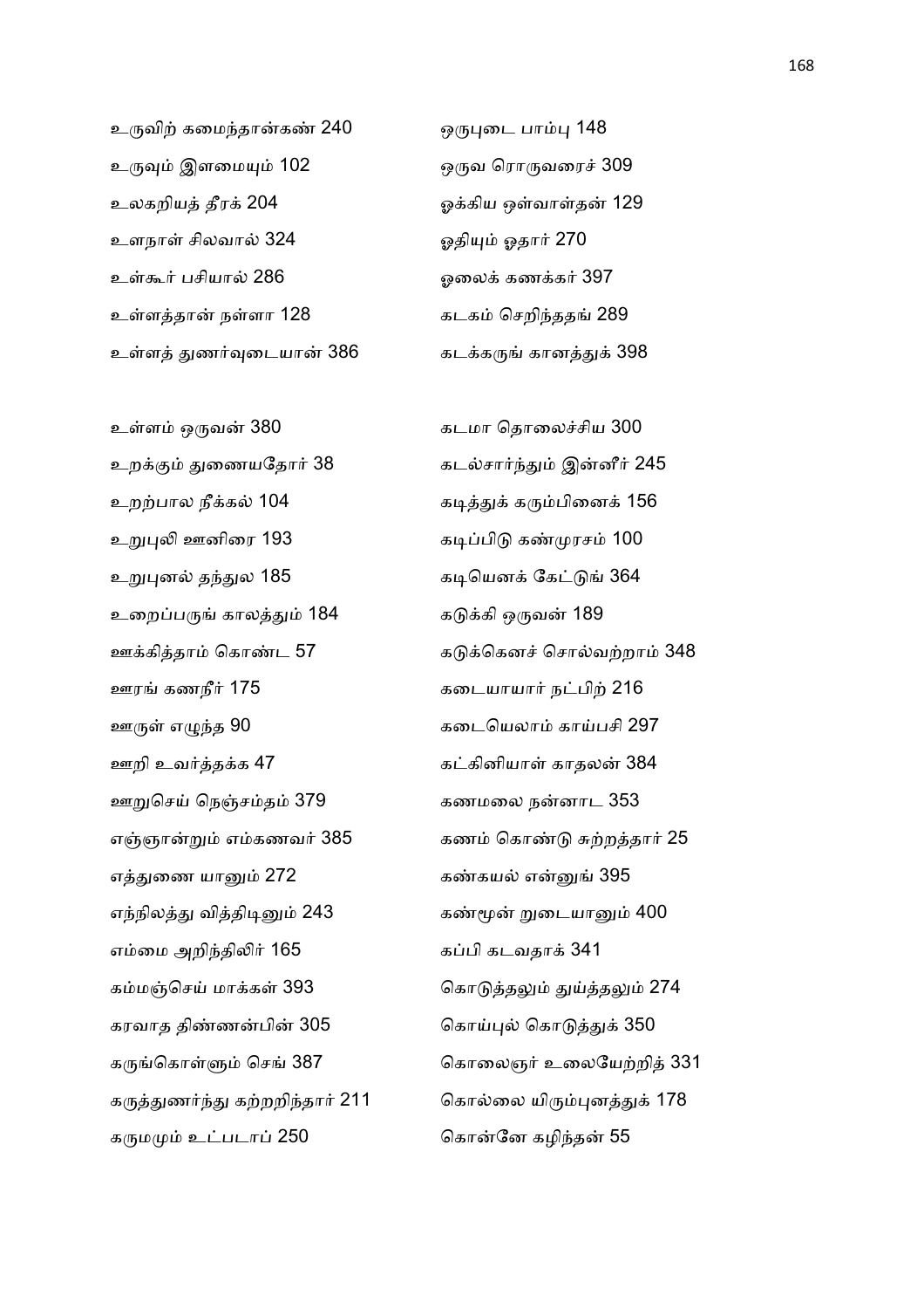உருவிற் கமைந்தான்கண் 240
உருவும் இளமையும் 102
உலகறியத் தீரக் 204
உளநாள் சிலவால் 324
உள்கூர் பசியால் 286
உள்ளத்தான் நள்ளா 128
உள்ளத் துணர்வுடையான் 386

உள்ளம் ஒருவன் 380
உறக்கும் துணையதோர் 38
உறற்பால நீக்கல் 104
உறுபுலி ஊனிரை 193
உறுபுனல் தந்துல 185
உறைப்பருங் காலத்தும் 184
ஊக்கித்தாம் கொண்ட 57
ஊரங் கணநீர் 175
ஊருள் எழுந்த 90
ஊறி உவர்த்தக்க 47
ஊறுசெய் நெஞ்சம்தம் 379
எஞ்ஞான்றும் எம்கணவர் 385
எத்துணை யானும் 272
எந்நிலத்து வித்திடினும் 243
எம்மை அறிந்திலிர் 165
கம்மஞ்செய் மாக்கள் 393
கரவாத திண்ணன்பின் 305
கருங்கொள்ளும் செங் 387
கருத்துணர்ந்து கற்றறிந்தார் 211
கருமமும் உட்படாப் 250

ஒருபுடை பாம்பு 148
ஒருவ ரொருவரைச் 309
ஓக்கிய ஒள்வாள்தன் 129
ஓதியும் ஓதார் 270
ஓலைக் கணக்கர் 397
கடகம் செறிந்ததங் 289
கடக்கருங் கானத்துக் 398

கடமா தொலைச்சிய 300
கடல்சார்ந்தும் இன்னீர் 245
கடித்துக் கரும்பினைக் 156
கடிப்பிடு கண்முரசம் 100
கடியெனக் கேட்டுங் 364
கடுக்கி ஒருவன் 189
கடுக்கெனச் சொல்வற்றாம் 348
கடையாயார் நட்பிற் 216
கடையெலாம் காய்பசி 297
கட்கினியாள் காதலன் 384
கணமலை நன்னாட 353
கணம் கொண்டு சுற்றத்தார் 25
கண்கயல் என்னுங் 395
கண்மூன் றுடையானும் 400
கப்பி கடவதாக் 341
கொடுத்தலும் துய்த்தலும் 274
கொய்புல் கொடுத்துக் 350
கொலைஞர் உலையேற்றித் 331
கொல்லை யிரும்புனத்துக் 178
கொன்னே கழிந்தன் 55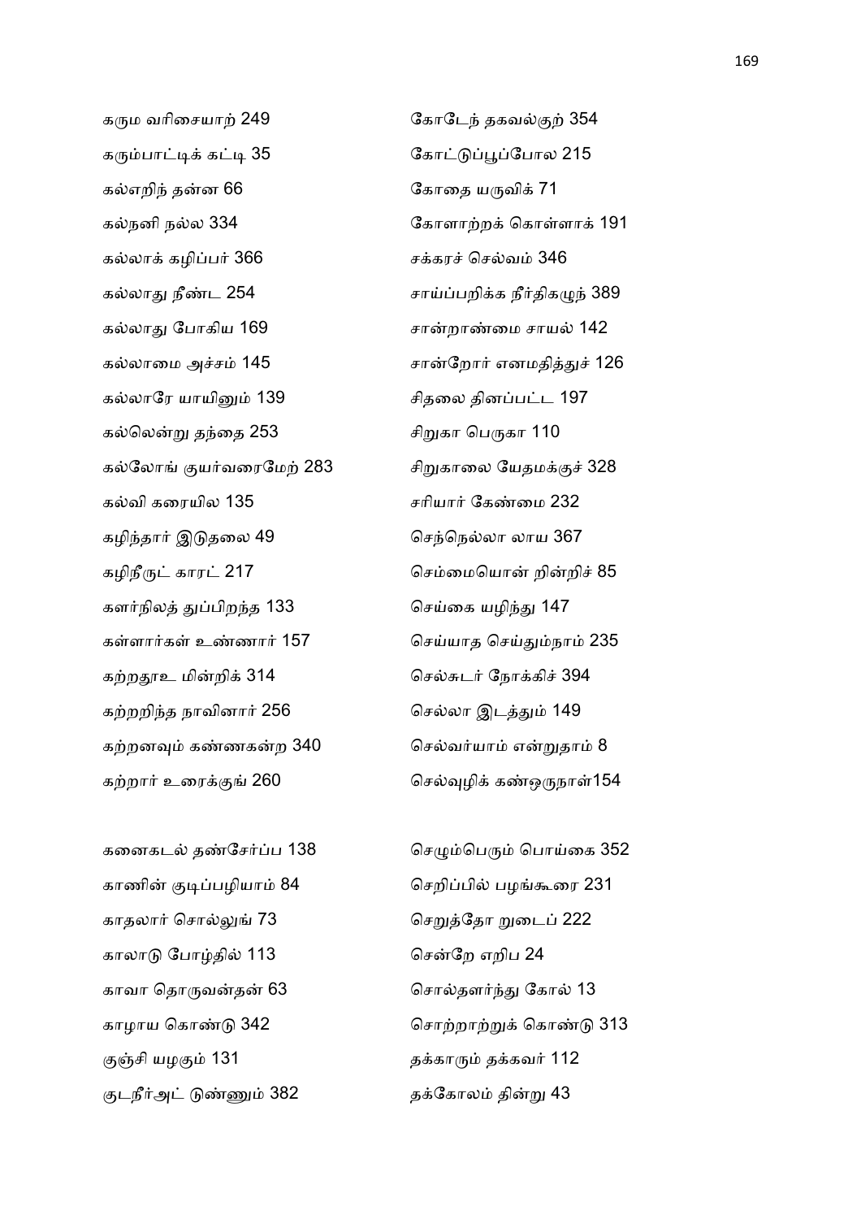கரும வரிசையாற் 249

கரும்பாட்டிக் கட்டி 35

கல்எறிந் தன்ன 66

கல்நனி நல்ல 334

கல்லாக் கழிப்பர் 366

கல்லாது நீண்ட 254

கல்லாது போகிய 169

கல்லாமை அச்சம் 145

கல்லாரே யாயினும் 139

கல்லென்று தந்தை 253

கல்லோங் குயர்வரைமேற் 283

கல்வி கரையில 135

கழிந்தார் இடுதலை 49

கழிநீருட் காரட் 217

களர்நிலத் துப்பிறந்த 133

கள்ளார்கள் உண்ணார் 157

கற்றதூஉ மின்றிக் 314

கற்றறிந்த நாவினார் 256

கற்றனவும் கண்ணகன்ற 340

கற்றார் உரைக்குங் 260

கனைகடல் தண்சேர்ப்ப 138

காணின் குடிப்பழியாம் 84

காதலார் சொல்லுங் 73

காலாடு போழ்தில் 113

காவா தொருவன்தன் 63

காழாய கொண்டு 342

குஞ்சி யழகும் 131

குடநீர்அட் டுண்ணும் 382

கோடேந் தகவல்குற் 354

கோட்டுப்பூப்போல 215

கோதை யருவிக் 71

கோளாற்றக் கொள்ளாக் 191

சக்கரச் செல்வம் 346

சாய்ப்பறிக்க நீர்திகழுந் 389

சான்றாண்மை சாயல் 142

சான்றோர் எனமதித்துச் 126

சிதலை தினப்பட்ட 197

சிறுகா பெருகா 110

சிறுகாலை யேதமக்குச் 328

சரியார் கேண்மை 232

செந்நெல்லா லாய 367

செம்மையொன் றின்றிச் 85

செய்கை யழிந்து 147

செய்யாத செய்தும்நாம் 235

செல்சுடர் நோக்கிச் 394

செல்லா இடத்தும் 149

செல்வர்யாம் என்றுதாம் 8

செல்வுழிக் கண்ஒருநாள்154

செழும்பெரும் பொய்கை 352

செறிப்பில் பழங்கூரை 231

செறுத்தோ றுடைப் 222

சென்றே எறிப 24

சொல்தளர்ந்து கோல் 13

சொற்றாற்றுக் கொண்டு 313

தக்காரும் தக்கவர் 112

தக்கோலம் தின்று 43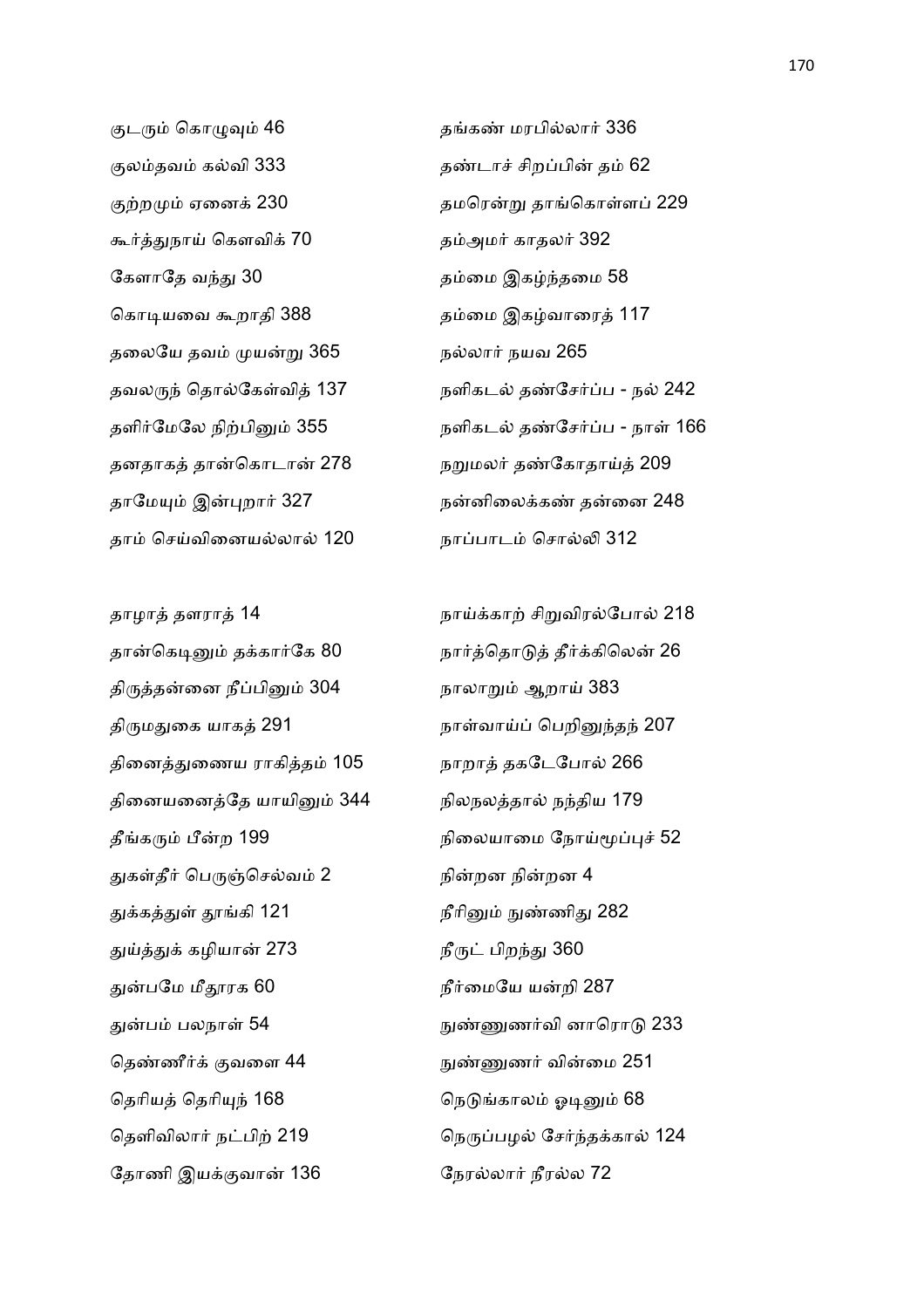குடரும் கொழுவும் 46
குலம்தவம் கல்வி 333
குற்றமும் ஏனைக் 230
கூர்த்துநாய் கௌவிக் 70
கேளாதே வந்து 30
கொடியவை கூறாதி 388
தலையே தவம் முயன்று 365
தவலருந் தொல்கேள்வித் 137
தளிர்மேலே நிற்பினும் 355
தனதாகத் தான்கொடான் 278
தாமேயும் இன்புறார் 327
தாம் செய்வினையல்லால் 120

தங்கண் மரபில்லார் 336
தண்டாச் சிறப்பின் தம் 62
தமரென்று தாங்கொள்ளப் 229
தம்அமர் காதலர் 392
தம்மை இகழ்ந்தமை 58
தம்மை இகழ்வாரைத் 117
நல்லார் நயவ 265
நளிகடல் தண்சேர்ப்ப - நல் 242
நளிகடல் தண்சேர்ப்ப - நாள் 166
நறுமலர் தண்கோதாய்த் 209
நன்னிலைக்கண் தன்னை 248
நாப்பாடம் சொல்லி 312

தாழாத் தளராத் 14
தான்கெடினும் தக்கார்கே 80
திருத்தன்னை நீப்பினும் 304
திருமதுகை யாகத் 291
தினைத்துணைய ராகித்தம் 105
தினையனைத்தே யாயினும் 344
தீங்கரும் பீன்ற 199
துகள்தீர் பெருஞ்செல்வம் 2
துக்கத்துள் தூங்கி 121
துய்த்துக் கழியான் 273
துன்பமே மீதூரக 60
துன்பம் பலநாள் 54
தெண்ணீர்க் குவளை 44
தெரியத் தெரியுந் 168
தெளிவிலார் நட்பிற் 219
தோணி இயக்குவான் 136

நாய்க்காற் சிறுவிரல்போல் 218
நார்த்தொடுத் தீர்க்கிலென் 26
நாலாறும் ஆறாய் 383
நாள்வாய்ப் பெறினுந்தந் 207
நாறாத் தகடேபோல் 266
நிலநலத்தால் நந்திய 179
நிலையாமை நோய்மூப்புச் 52
நின்றன நின்றன 4
நீரினும் நுண்ணிது 282
நீருட் பிறந்து 360
நீர்மையே யன்றி 287
நுண்ணுணர்வி னாரொடு 233
நுண்ணுணர் வின்மை 251
நெடுங்காலம் ஓடினும் 68
நெருப்பழல் சேர்ந்தக்கால் 124
நேரல்லார் நீரல்ல 72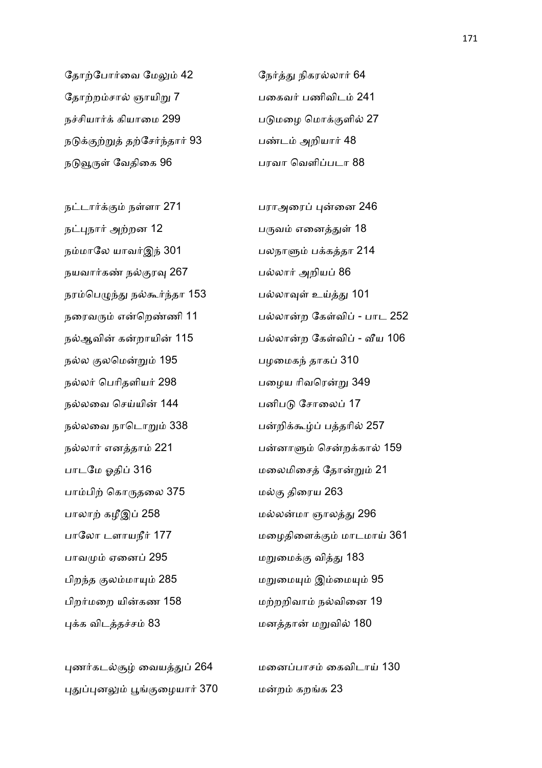தோற்போர்வை மேலும் 42

தோற்றம்சால் ஞாயிறு 7

நச்சியார்க் கியாமை 299

நடுக்குற்றுத் தற்சேர்ந்தார் 93

நடுவூருள் வேதிகை 96

நட்டார்க்கும் நள்ளா 271

நட்புநார் அற்றன 12

நம்மாலே யாவர்இந் 301

நயவார்கண் நல்குரவு 267

நரம்பெழுந்து நல்கூர்ந்தா 153

நரைவரும் என்றெண்ணி 11

நல்ஆவின் கன்றாயின் 115

நல்ல குலமென்றும் 195

நல்லர் பெரிதளியர் 298

நல்லவை செய்யின் 144

நல்லவை நாடொறும் 338

நல்லார் எனத்தாம் 221

பாடமே ஓதிப் 316

பாம்பிற் கொருதலை 375

பாலாற் கழீஇப் 258

பாலோ டளாயநீர் 177

பாவமும் ஏனைப் 295

பிறந்த குலம்மாயும் 285

பிறர்மறை யின்கண 158

புக்க விடத்தச்சம் 83

புணர்கடல்சூழ் வையத்துப் 264

புதுப்புனலும் பூங்குழையார் 370

நேர்த்து நிகரல்லார் 64

பகைவர் பணிவிடம் 241

படுமழை மொக்குளில் 27

பண்டம் அறியார் 48

பரவா வெளிப்படா 88

பராஅரைப் புன்னை 246

பருவம் எனைத்துள் 18

பலநாளும் பக்கத்தா 214

பல்லார் அறியப் 86

பல்லாவுள் உய்த்து 101

பல்லான்ற கேள்விப் - பாட 252

பல்லான்ற கேள்விப் - வீய 106

பழமைகந் தாகப் 310

பழைய ரிவரென்று 349

பனிபடு சோலைப் 17

பன்றிக்கூழ்ப் பத்தரில் 257

பன்னாளும் சென்றக்கால் 159

மலைமிசைத் தோன்றும் 21

மல்கு திரைய 263

மல்லன்மா ஞாலத்து 296

மழைதிளைக்கும் மாடமாய் 361

மறுமைக்கு வித்து 183

மறுமையும் இம்மையும் 95

மற்றறிவாம் நல்வினை 19

மனத்தான் மறுவில் 180

மனைப்பாசம் கைவிடாய் 130

மன்றம் கறங்க 23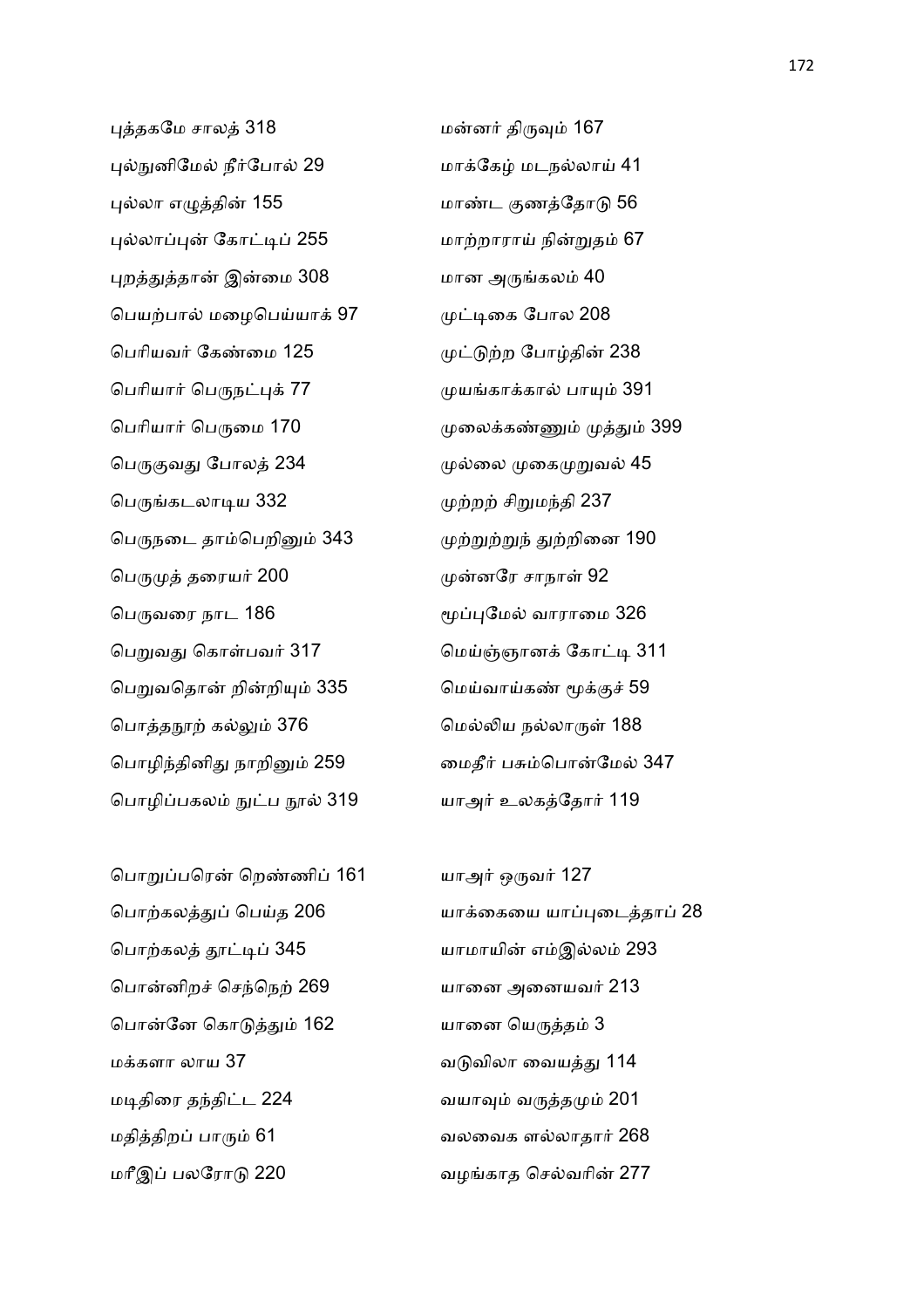புத்தகமே சாலத் 318

புல்நுனிமேல் நீர்போல் 29

புல்லா எழுத்தின் 155

புல்லாப்புன் கோட்டிப் 255

புறத்துத்தான் இன்மை 308

பெயற்பால் மழைபெய்யாக் 97

பெரியவர் கேண்மை 125

பெரியார் பெருநட்புக் 77

பெரியார் பெருமை 170

பெருகுவது போலத் 234

பெருங்கடலாடிய 332

பெருநடை தாம்பெறினும் 343

பெருமுத் தரையர் 200

பெருவரை நாட 186

பெறுவது கொள்பவர் 317

பெறுவதொன் றின்றியும் 335

பொத்தநூற் கல்லும் 376

பொழிந்தினிது நாறினும் 259

பொழிப்பகலம் நுட்ப நூல் 319

பொறுப்பரென் றெண்ணிப் 161

பொற்கலத்துப் பெய்த 206

பொற்கலத் தூட்டிப் 345

பொன்னிறச் செந்நெற் 269

பொன்னே கொடுத்தும் 162

மக்களா லாய 37

மடிதிரை தந்திட்ட 224

மதித்திறப் பாரும் 61

மரீஇப் பலரோடு 220

மன்னர் திருவும் 167

மாக்கேழ் மடநல்லாய் 41

மாண்ட குணத்தோடு 56

மாற்றாராய் நின்றுதம் 67

மான அருங்கலம் 40

முட்டிகை போல 208

முட்டுற்ற போழ்தின் 238

முயங்காக்கால் பாயும் 391

முலைக்கண்ணும் முத்தும் 399

முல்லை முகைமுறுவல் 45

முற்றற் சிறுமந்தி 237

முற்றுற்றுந் துற்றினை 190

முன்னரே சாநாள் 92

மூப்புமேல் வாராமை 326

மெய்ஞ்ஞானக் கோட்டி 311

மெய்வாய்கண் மூக்குச் 59

மெல்லிய நல்லாருள் 188

மைதீர் பசும்பொன்மேல் 347

யாஅர் உலகத்தோர் 119

யாஅர் ஒருவர் 127

யாக்கையை யாப்புடைத்தாப் 28

யாமாயின் எம்இல்லம் 293

யானை அனையவர் 213

யானை யெருத்தம் 3

வடுவிலா வையத்து 114

வயாவும் வருத்தமும் 201

வலவைக ளல்லாதார் 268

வழங்காத செல்வரின் 277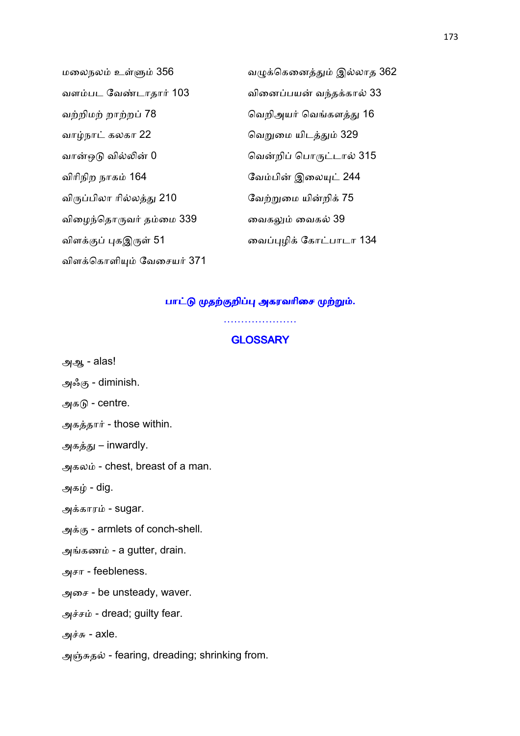மலைநலம் உள்ளும் 356

வளம்பட வேண்டாதார் 103

வற்றிமற் றாற்றப் 78

வாழ்நாட் கலகா 22

வான்ஒடு வில்லின் 0

விரிநிற நாகம் 164

விருப்பிலா ரில்லத்து 210

விழைந்தொருவர் தம்மை 339

விளக்குப் புகஇருள் 51

விளக்கொளியும் வேசையர் 371

வழுக்கெனைத்தும் இல்லாத 362

வினைப்பயன் வந்தக்கால் 33

வெறிஅயர் வெங்களத்து 16

வெறுமை யிடத்தும் 329

வென்றிப் பொருட்டால் 315

வேம்பின் இலையுட் 244

வேற்றுமை யின்றிக் 75

வைகலும் வைகல் 39

வைப்புழிக் கோட்பாடா 134

**பாட்டு முதற்குறிப்பு அகரவரிசை முற்றும்.**

.....................

## GLOSSARY

அஆ - alas!

அஃகு - diminish.

அகடு - centre.

அகத்தார் - those within.

அகத்து – inwardly.

அகலம் - chest, breast of a man.

அகழ் - dig.

அக்காரம் - sugar.

அக்கு - armlets of conch-shell.

அங்கணம் - a gutter, drain.

அசா - feebleness.

அசை - be unsteady, waver.

அச்சம் - dread; guilty fear.

அச்சு - axle.

அஞ்சுதல் - fearing, dreading; shrinking from.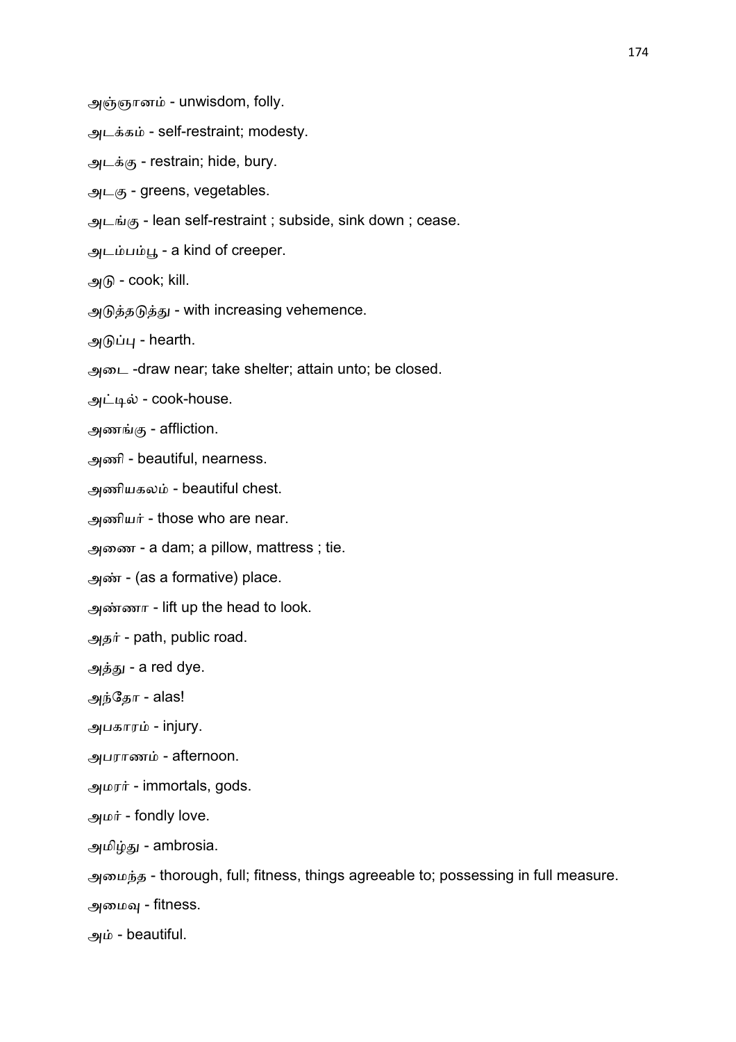அஞ்ஞானம் - unwisdom, folly.

அடக்கம் - self-restraint; modesty.

அடக்கு - restrain; hide, bury.

அடகு - greens, vegetables.

அடங்கு - lean self-restraint ; subside, sink down ; cease.

அடம்பம்பூ - a kind of creeper.

அடு - cook; kill.

அடுத்தடுத்து - with increasing vehemence.

அடுப்பு - hearth.

அடை -draw near; take shelter; attain unto; be closed.

அட்டில் - cook-house.

அணங்கு - affliction.

அணி - beautiful, nearness.

அணியகலம் - beautiful chest.

அணியர் - those who are near.

அணை - a dam; a pillow, mattress ; tie.

அண் - (as a formative) place.

அண்ணா - lift up the head to look.

அதர் - path, public road.

அத்து - a red dye.

அந்தோ - alas!

அபகாரம் - injury.

அபராணம் - afternoon.

அமரர் - immortals, gods.

அமர் - fondly love.

அமிழ்து - ambrosia.

அமைந்த - thorough, full; fitness, things agreeable to; possessing in full measure.

அமைவு - fitness.

அம் - beautiful.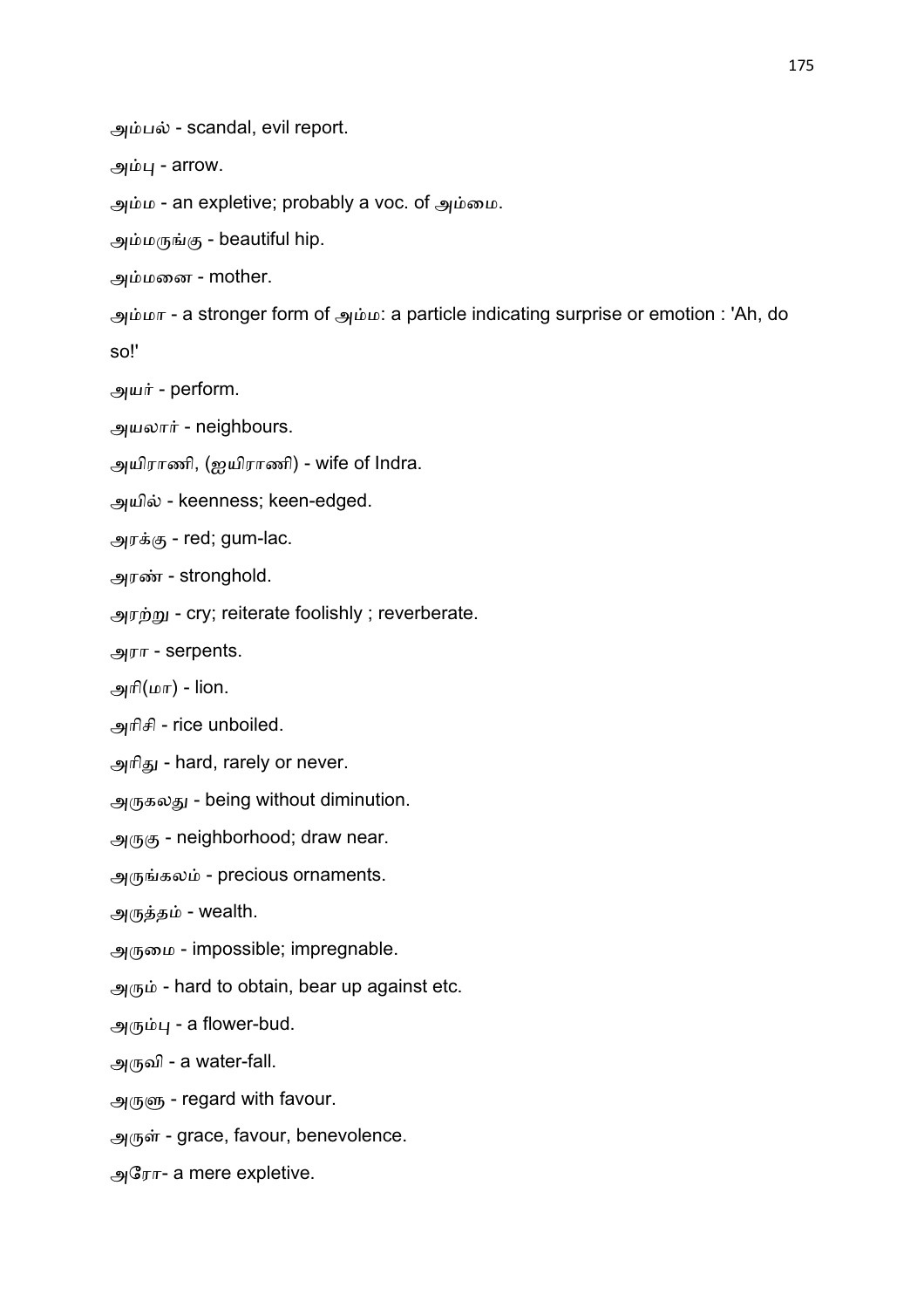அம்பல் - scandal, evil report.

அம்பு - arrow.

அம்ம - an expletive; probably a voc. of அம்மை.

அம்மருங்கு - beautiful hip.

அம்மனை - mother.

அம்மா - a stronger form of அம்ம: a particle indicating surprise or emotion : 'Ah, do so!'

அயர் - perform.

அயலார் - neighbours.

அயிராணி, (ஐயிராணி) - wife of Indra.

அயில் - keenness; keen-edged.

அரக்கு - red; gum-lac.

அரண் - stronghold.

அரற்று - cry; reiterate foolishly ; reverberate.

அரா - serpents.

அரி(மா) - lion.

அரிசி - rice unboiled.

அரிது - hard, rarely or never.

அருகலது - being without diminution.

அருகு - neighborhood; draw near.

அருங்கலம் - precious ornaments.

அருத்தம் - wealth.

அருமை - impossible; impregnable.

அரும் - hard to obtain, bear up against etc.

அரும்பு - a flower-bud.

அருவி - a water-fall.

அருளு - regard with favour.

அருள் - grace, favour, benevolence.

அரோ- a mere expletive.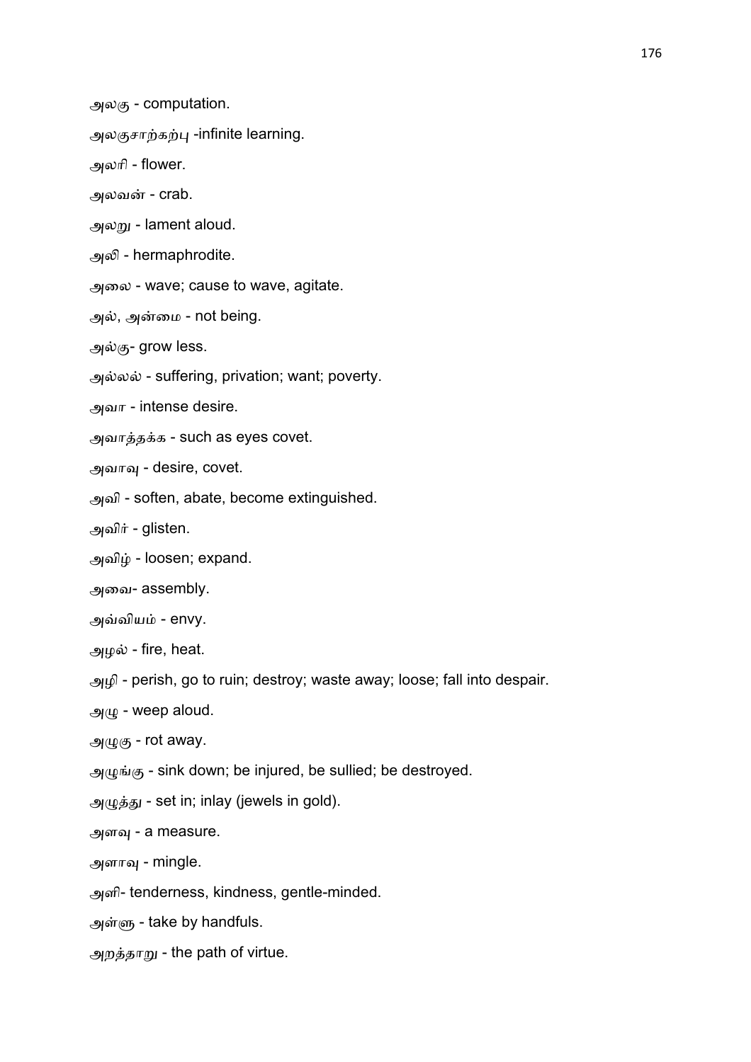அலகு - computation.

அலகுசாற்கற்பு -infinite learning.

அலரி - flower.

அலவன் - crab.

அலறு - lament aloud.

அலி - hermaphrodite.

அலை - wave; cause to wave, agitate.

அல், அன்மை - not being.

அல்கு- grow less.

அல்லல் - suffering, privation; want; poverty.

அவா - intense desire.

அவாத்தக்க - such as eyes covet.

அவாவு - desire, covet.

அவி - soften, abate, become extinguished.

அவிர் - glisten.

அவிழ் - loosen; expand.

அவை- assembly.

அவ்வியம் - envy.

அழல் - fire, heat.

அழி - perish, go to ruin; destroy; waste away; loose; fall into despair.

அழு - weep aloud.

அழுகு - rot away.

அழுங்கு - sink down; be injured, be sullied; be destroyed.

அழுத்து - set in; inlay (jewels in gold).

அளவு - a measure.

அளாவு - mingle.

அளி- tenderness, kindness, gentle-minded.

அள்ளு - take by handfuls.

அறத்தாறு - the path of virtue.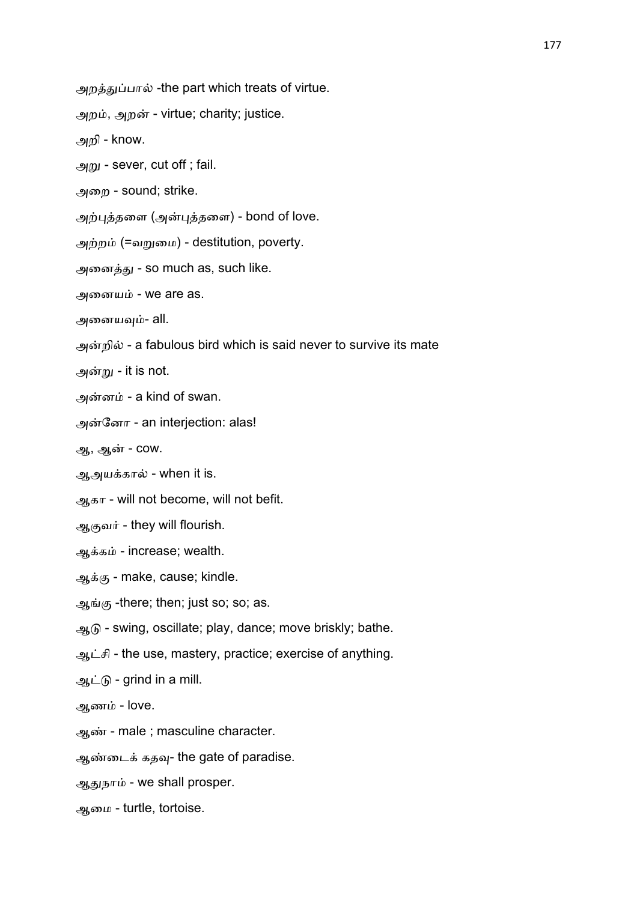அறத்துப்பால் -the part which treats of virtue.

அறம், அறன் - virtue; charity; justice.

அறி - know.

அறு - sever, cut off ; fail.

அறை - sound; strike.

அற்புத்தளை (அன்புத்தளை) - bond of love.

அற்றம் (=வறுமை) - destitution, poverty.

அனைத்து - so much as, such like.

அனையம் - we are as.

அனையவும்- all.

அன்றில் - a fabulous bird which is said never to survive its mate

அன்று - it is not.

அன்னம் - a kind of swan.

அன்னோ - an interjection: alas!

ஆ, ஆன் - cow.

ஆஅயக்கால் - when it is.

ஆகா - will not become, will not befit.

ஆகுவர் - they will flourish.

ஆக்கம் - increase; wealth.

ஆக்கு - make, cause; kindle.

ஆங்கு -there; then; just so; so; as.

ஆடு - swing, oscillate; play, dance; move briskly; bathe.

ஆட்சி - the use, mastery, practice; exercise of anything.

ஆட்டு - grind in a mill.

ஆணம் - love.

ஆண் - male ; masculine character.

ஆண்டைக் கதவு- the gate of paradise.

ஆதுநாம் - we shall prosper.

ஆமை - turtle, tortoise.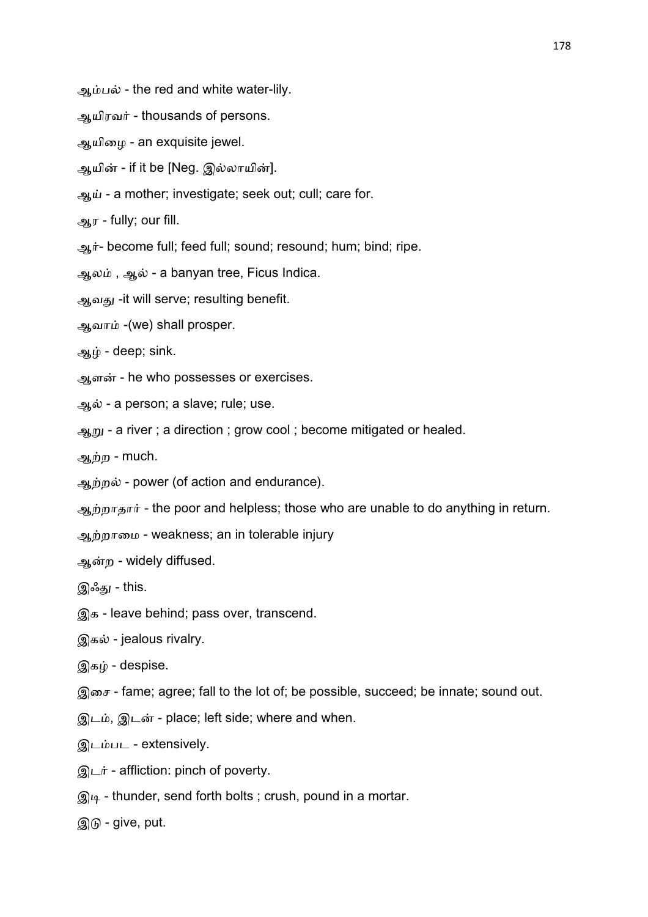ஆம்பல் - the red and white water-lily.

ஆயிரவர் - thousands of persons.

ஆயிழை - an exquisite jewel.

ஆயின் - if it be [Neg. இல்லாயின்].

ஆய் - a mother; investigate; seek out; cull; care for.

ஆர - fully; our fill.

ஆர்- become full; feed full; sound; resound; hum; bind; ripe.

ஆலம் , ஆல் - a banyan tree, Ficus Indica.

ஆவது -it will serve; resulting benefit.

ஆவாம் -(we) shall prosper.

ஆழ் - deep; sink.

ஆளன் - he who possesses or exercises.

ஆல் - a person; a slave; rule; use.

ஆறு - a river ; a direction ; grow cool ; become mitigated or healed.

ஆற்ற - much.

ஆற்றல் - power (of action and endurance).

ஆற்றாதார் - the poor and helpless; those who are unable to do anything in return.

ஆற்றாமை - weakness; an in tolerable injury

ஆன்ற - widely diffused.

இஃது - this.

இக - leave behind; pass over, transcend.

இகல் - jealous rivalry.

இகழ் - despise.

இசை - fame; agree; fall to the lot of; be possible, succeed; be innate; sound out.

இடம், இடன் - place; left side; where and when.

இடம்பட - extensively.

இடர் - affliction: pinch of poverty.

இடி - thunder, send forth bolts ; crush, pound in a mortar.

இடு - give, put.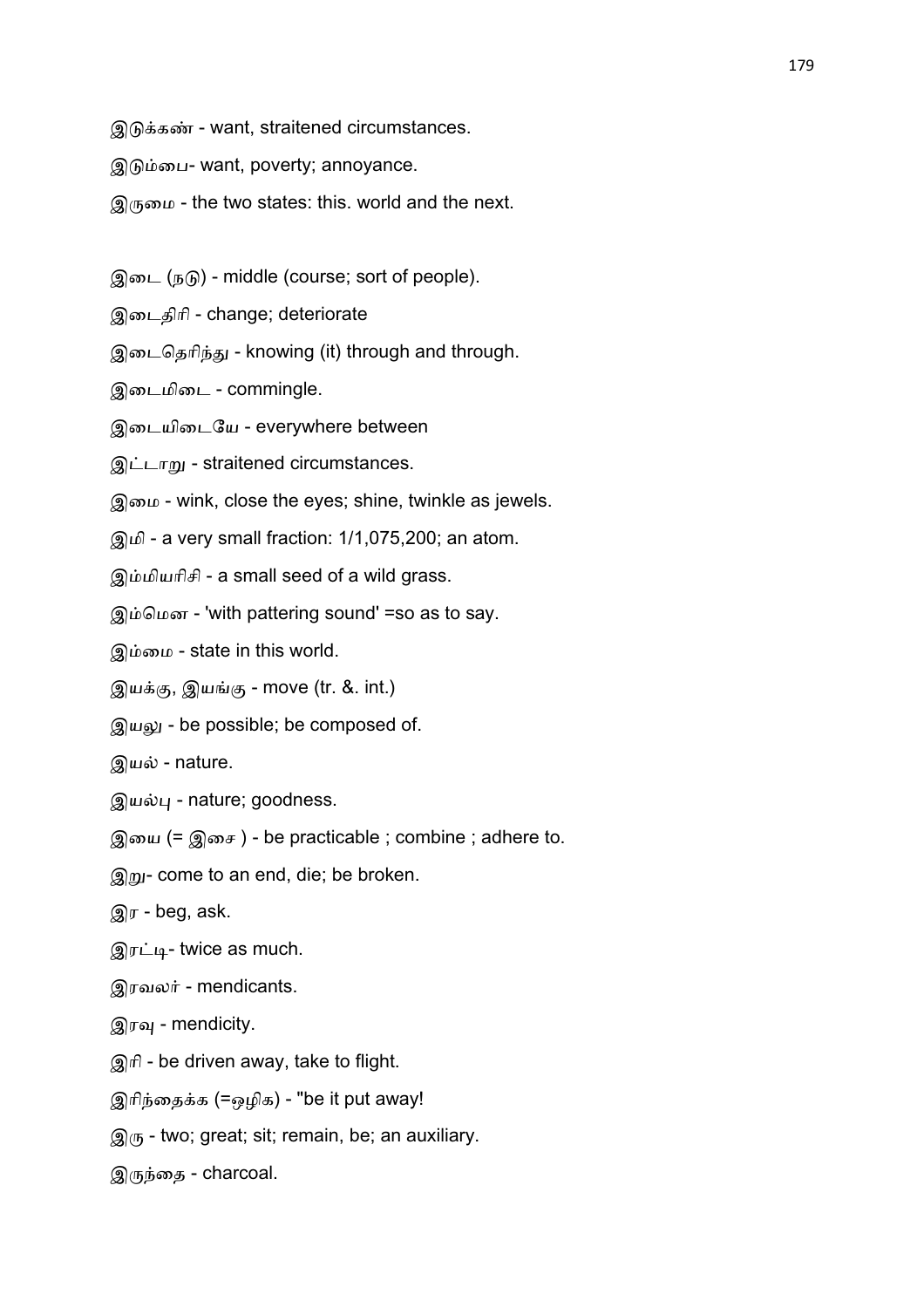இடுக்கண் - want, straitened circumstances.

இடும்பை- want, poverty; annoyance.

இருமை - the two states: this. world and the next.

இடை (நடு) - middle (course; sort of people).

இடைதிரி - change; deteriorate

இடைதெரிந்து - knowing (it) through and through.

இடைமிடை - commingle.

இடையிடையே - everywhere between

இட்டாறு - straitened circumstances.

இமை - wink, close the eyes; shine, twinkle as jewels.

இமி - a very small fraction: 1/1,075,200; an atom.

இம்மியரிசி - a small seed of a wild grass.

இம்மென - 'with pattering sound' =so as to say.

இம்மை - state in this world.

இயக்கு, இயங்கு - move (tr. &. int.)

இயலு - be possible; be composed of.

இயல் - nature.

இயல்பு - nature; goodness.

இயை (= இசை ) - be practicable ; combine ; adhere to.

இறு- come to an end, die; be broken.

இர - beg, ask.

இரட்டி- twice as much.

இரவலர் - mendicants.

இரவு - mendicity.

இரி - be driven away, take to flight.

இரிந்தைக்க (=ஒழிக) - "be it put away!

இரு - two; great; sit; remain, be; an auxiliary.

இருந்தை - charcoal.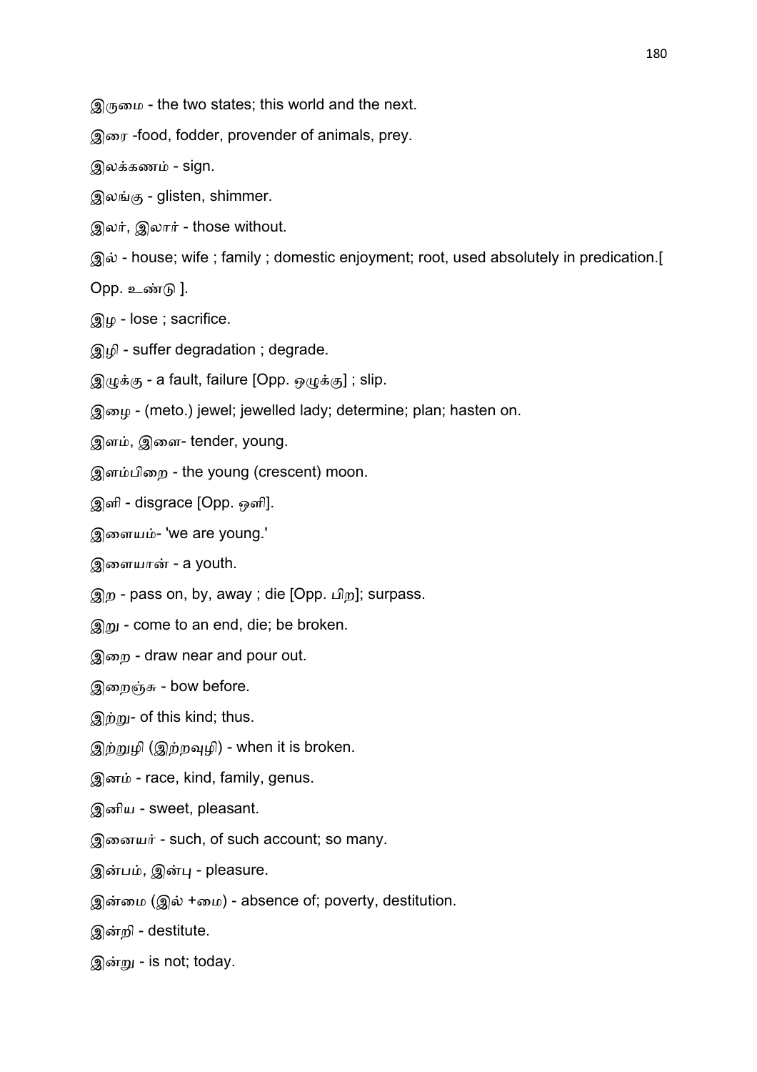இருமை - the two states; this world and the next.

இரை -food, fodder, provender of animals, prey.

இலக்கணம் - sign.

இலங்கு - glisten, shimmer.

இலர், இலார் - those without.

இல் - house; wife ; family ; domestic enjoyment; root, used absolutely in predication.[ Opp. உண்டு ].

இழ - lose ; sacrifice.

இழி - suffer degradation ; degrade.

இழுக்கு - a fault, failure [Opp. ஒழுக்கு] ; slip.

இழை - (meto.) jewel; jewelled lady; determine; plan; hasten on.

இளம், இளை- tender, young.

இளம்பிறை - the young (crescent) moon.

இளி - disgrace [Opp. ஒளி].

இளையம்- 'we are young.'

இளையான் - a youth.

இற - pass on, by, away ; die [Opp. பிற]; surpass.

இறு - come to an end, die; be broken.

இறை - draw near and pour out.

இறைஞ்சு - bow before.

இற்று- of this kind; thus.

இற்றுழி (இற்றவுழி) - when it is broken.

இனம் - race, kind, family, genus.

இனிய - sweet, pleasant.

இனையர் - such, of such account; so many.

இன்பம், இன்பு - pleasure.

இன்மை (இல் +மை) - absence of; poverty, destitution.

இன்றி - destitute.

இன்று - is not; today.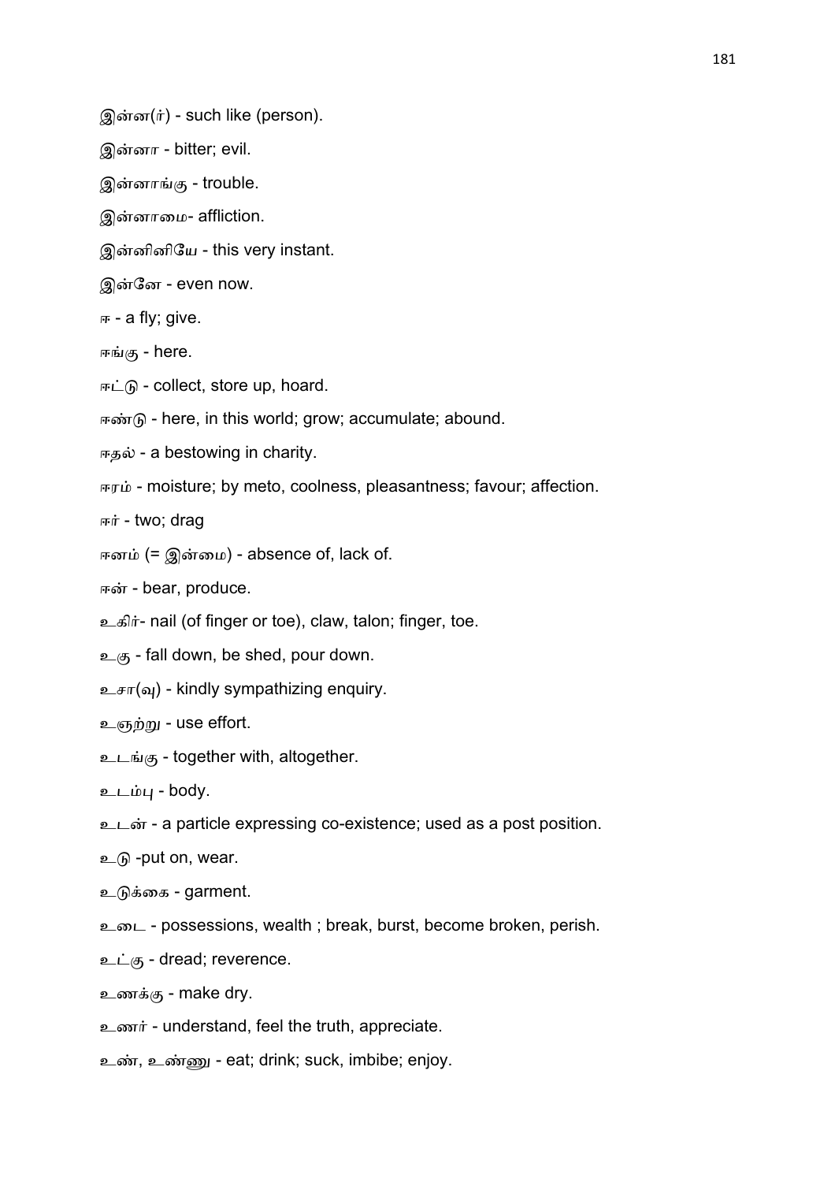இன்ன(ர்) - such like (person).

இன்னா - bitter; evil.

இன்னாங்கு - trouble.

இன்னாமை- affliction.

இன்னினியே - this very instant.

இன்னே - even now.

ஈ - a fly; give.

ஈங்கு - here.

ஈட்டு - collect, store up, hoard.

ஈண்டு - here, in this world; grow; accumulate; abound.

ஈதல் - a bestowing in charity.

ஈரம் - moisture; by meto, coolness, pleasantness; favour; affection.

ஈர் - two; drag

ஈனம் (= இன்மை) - absence of, lack of.

ஈன் - bear, produce.

உகிர்- nail (of finger or toe), claw, talon; finger, toe.

உகு - fall down, be shed, pour down.

உசா(வு) - kindly sympathizing enquiry.

உஞற்று - use effort.

உடங்கு - together with, altogether.

உடம்பு - body.

உடன் - a particle expressing co-existence; used as a post position.

உடு -put on, wear.

உடுக்கை - garment.

உடை - possessions, wealth ; break, burst, become broken, perish.

உட்கு - dread; reverence.

உணக்கு - make dry.

உணர் - understand, feel the truth, appreciate.

உண், உண்ணு - eat; drink; suck, imbibe; enjoy.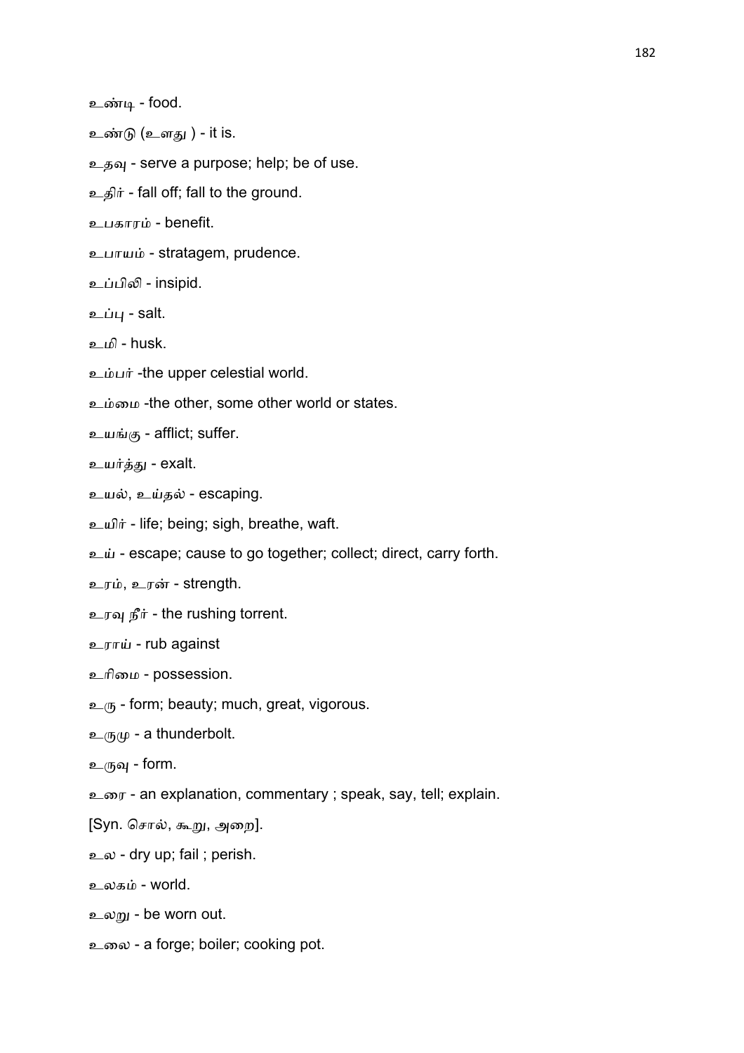உண்டி - food.

உண்டு (உளது ) - it is.

உதவு - serve a purpose; help; be of use.

உதிர் - fall off; fall to the ground.

உபகாரம் - benefit.

உபாயம் - stratagem, prudence.

உப்பிலி - insipid.

உப்பு - salt.

உமி - husk.

உம்பர் -the upper celestial world.

உம்மை -the other, some other world or states.

உயங்கு - afflict; suffer.

உயர்த்து - exalt.

உயல், உய்தல் - escaping.

உயிர் - life; being; sigh, breathe, waft.

உய் - escape; cause to go together; collect; direct, carry forth.

உரம், உரன் - strength.

உரவு நீர் - the rushing torrent.

உராய் - rub against

உரிமை - possession.

உரு - form; beauty; much, great, vigorous.

உருமு - a thunderbolt.

உருவு - form.

உரை - an explanation, commentary ; speak, say, tell; explain.

[Syn. சொல், கூறு, அறை].

உல - dry up; fail ; perish.

உலகம் - world.

உலறு - be worn out.

உலை - a forge; boiler; cooking pot.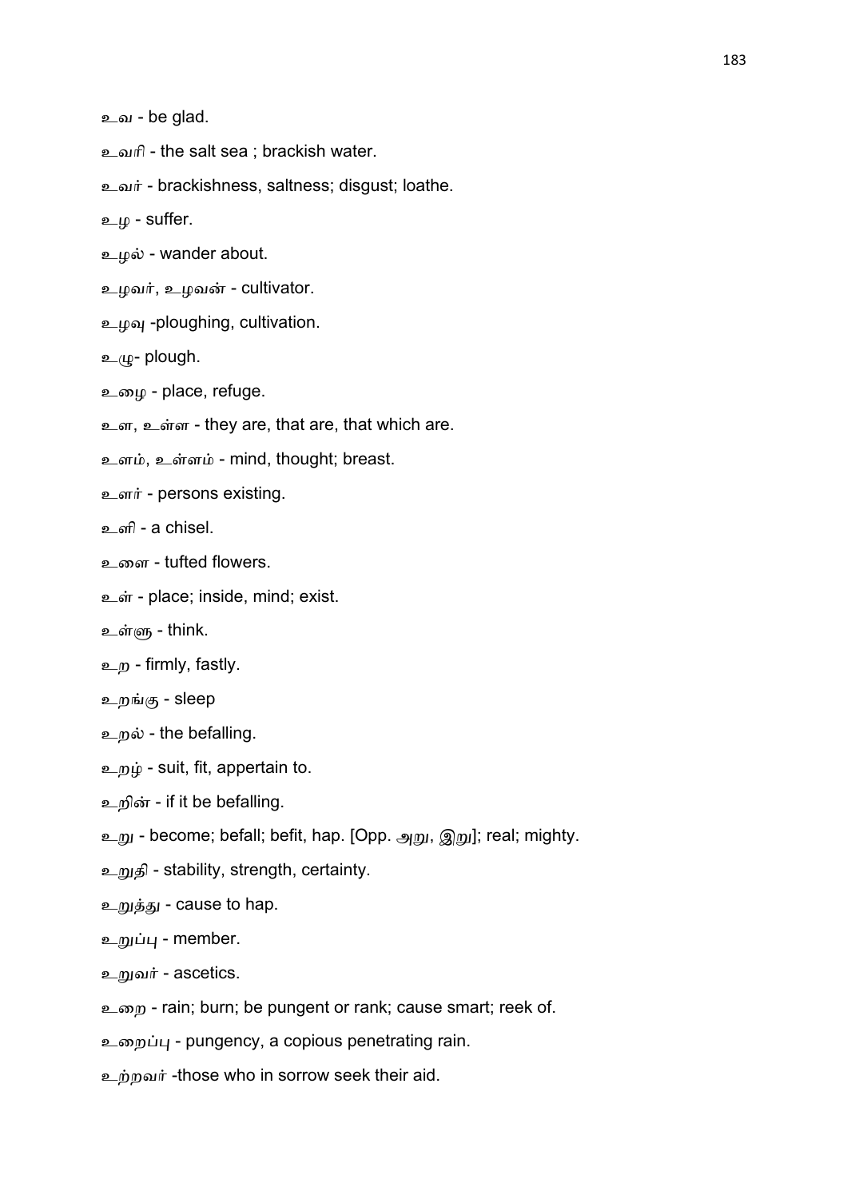உவ - be glad.

உவரி - the salt sea ; brackish water.

உவர் - brackishness, saltness; disgust; loathe.

உழ - suffer.

உழல் - wander about.

உழவர், உழவன் - cultivator.

உழவு -ploughing, cultivation.

உழு- plough.

உழை - place, refuge.

உள, உள்ள - they are, that are, that which are.

உளம், உள்ளம் - mind, thought; breast.

உளர் - persons existing.

உளி - a chisel.

உளை - tufted flowers.

உள் - place; inside, mind; exist.

உள்ளு - think.

உற - firmly, fastly.

உறங்கு - sleep

உறல் - the befalling.

உறழ் - suit, fit, appertain to.

உறின் - if it be befalling.

உறு - become; befall; befit, hap. [Opp. அறு, இறு]; real; mighty.

உறுதி - stability, strength, certainty.

உறுத்து - cause to hap.

உறுப்பு - member.

உறுவர் - ascetics.

உறை - rain; burn; be pungent or rank; cause smart; reek of.

உறைப்பு - pungency, a copious penetrating rain.

உற்றவர் -those who in sorrow seek their aid.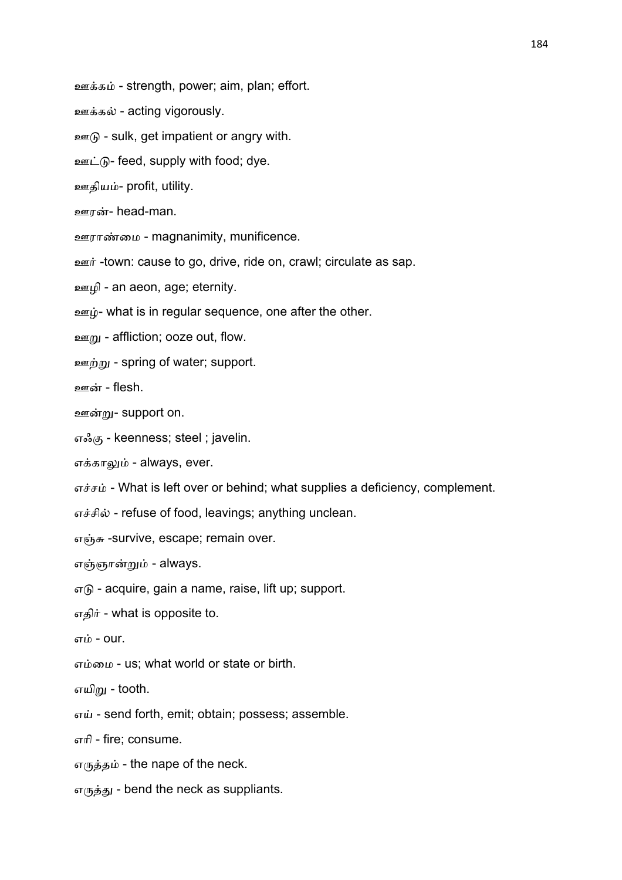ஊக்கம் - strength, power; aim, plan; effort.

ஊக்கல் - acting vigorously.

ஊடு - sulk, get impatient or angry with.

ஊட்டு- feed, supply with food; dye.

ஊதியம்- profit, utility.

ஊரன்- head-man.

ஊராண்மை - magnanimity, munificence.

ஊர் -town: cause to go, drive, ride on, crawl; circulate as sap.

ஊழி - an aeon, age; eternity.

ஊழ்- what is in regular sequence, one after the other.

ஊறு - affliction; ooze out, flow.

ஊற்று - spring of water; support.

ஊன் - flesh.

ஊன்று- support on.

எஃகு - keenness; steel ; javelin.

எக்காலும் - always, ever.

எச்சம் - What is left over or behind; what supplies a deficiency, complement.

எச்சில் - refuse of food, leavings; anything unclean.

எஞ்சு -survive, escape; remain over.

எஞ்ஞான்றும் - always.

எடு - acquire, gain a name, raise, lift up; support.

எதிர் - what is opposite to.

எம் - our.

எம்மை - us; what world or state or birth.

எயிறு - tooth.

எய் - send forth, emit; obtain; possess; assemble.

எரி - fire; consume.

எருத்தம் - the nape of the neck.

எருத்து - bend the neck as suppliants.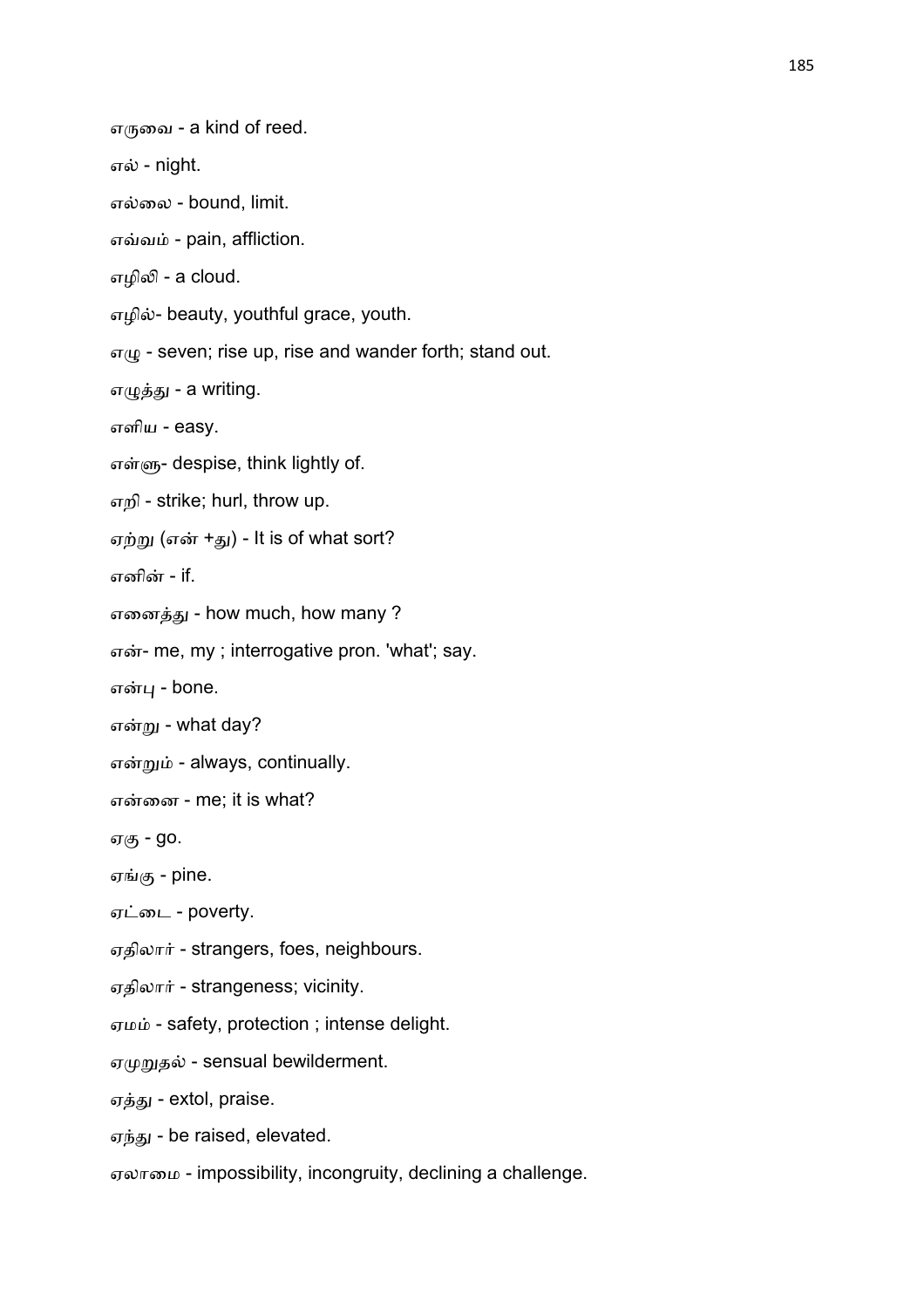எருவை - a kind of reed.

எல் - night.

எல்லை - bound, limit.

எவ்வம் - pain, affliction.

எழிலி - a cloud.

எழில்- beauty, youthful grace, youth.

எழு - seven; rise up, rise and wander forth; stand out.

எழுத்து - a writing.

எளிய - easy.

எள்ளு- despise, think lightly of.

எறி - strike; hurl, throw up.

ஏற்று (என் +து) - It is of what sort?

எனின் - if.

எனைத்து - how much, how many ?

என்- me, my ; interrogative pron. 'what'; say.

என்பு - bone.

என்று - what day?

என்றும் - always, continually.

என்னை - me; it is what?

ஏகு - go.

ஏங்கு - pine.

ஏட்டை - poverty.

ஏதிலார் - strangers, foes, neighbours.

ஏதிலார் - strangeness; vicinity.

ஏமம் - safety, protection ; intense delight.

ஏமுறுதல் - sensual bewilderment.

ஏத்து - extol, praise.

ஏந்து - be raised, elevated.

ஏலாமை - impossibility, incongruity, declining a challenge.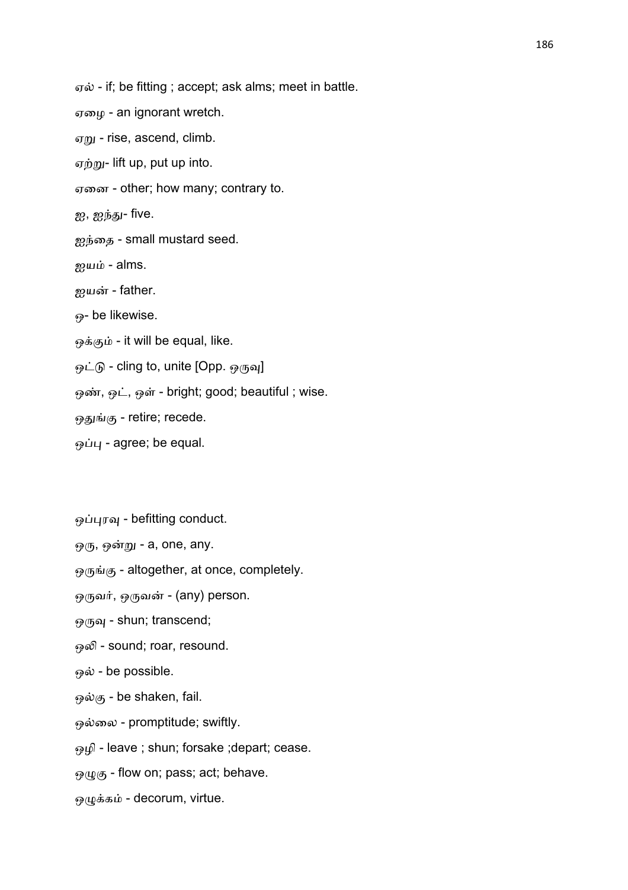ஏல் - if; be fitting ; accept; ask alms; meet in battle.

ஏழை - an ignorant wretch.

ஏறு - rise, ascend, climb.

ஏற்று- lift up, put up into.

ஏனை - other; how many; contrary to.

ஐ, ஐந்து- five.

ஐந்தை - small mustard seed.

ஐயம் - alms.

ஐயன் - father.

ஒ- be likewise.

ஒக்கும் - it will be equal, like.

ஒட்டு - cling to, unite [Opp. ஒருவு]

ஒண், ஒட், ஒள் - bright; good; beautiful ; wise.

ஒதுங்கு - retire; recede.

ஒப்பு - agree; be equal.

ஒப்புரவு - befitting conduct.

ஒரு, ஒன்று - a, one, any.

ஒருங்கு - altogether, at once, completely.

ஒருவர், ஒருவன் - (any) person.

ஒருவு - shun; transcend;

ஒலி - sound; roar, resound.

ஒல் - be possible.

ஒல்கு - be shaken, fail.

ஒல்லை - promptitude; swiftly.

ஒழி - leave ; shun; forsake ;depart; cease.

ஒழுகு - flow on; pass; act; behave.

ஒழுக்கம் - decorum, virtue.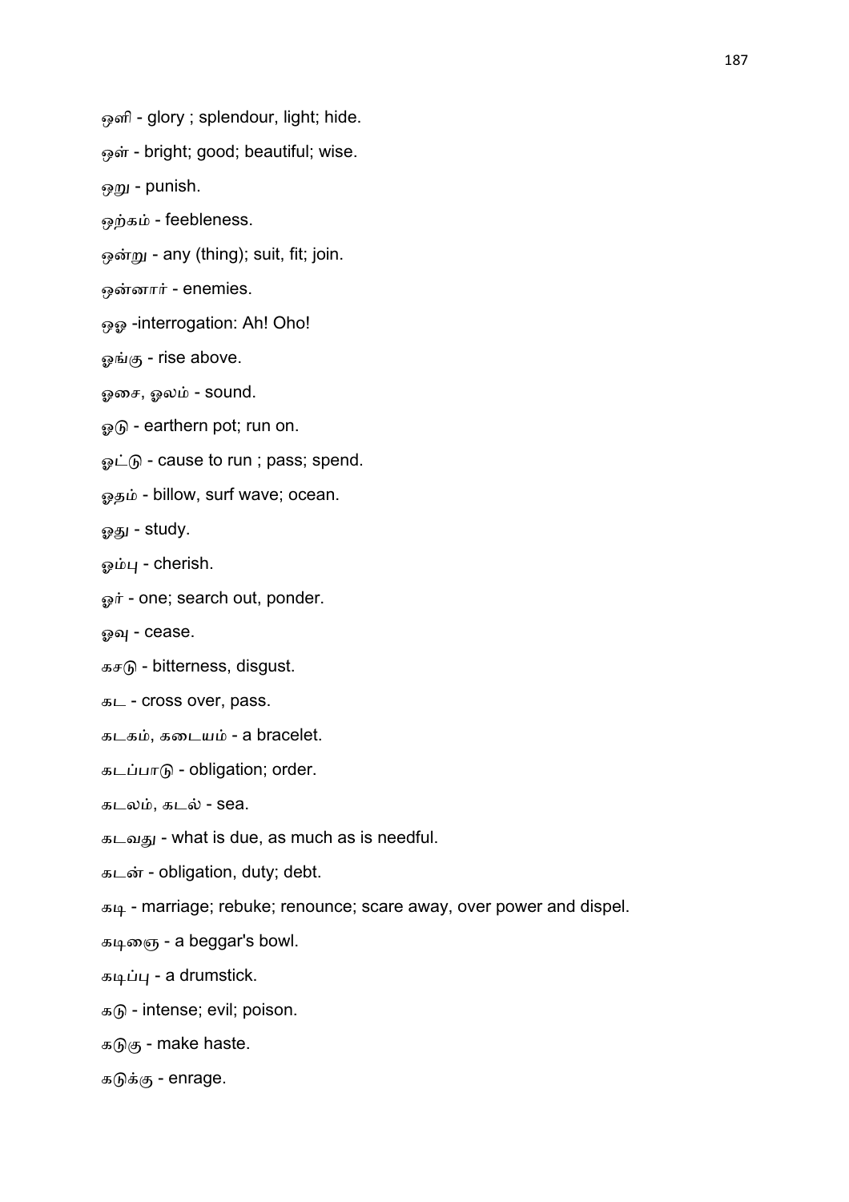ஒளி - glory ; splendour, light; hide.

ஒள் - bright; good; beautiful; wise.

ஒறு - punish.

ஒற்கம் - feebleness.

ஒன்று - any (thing); suit, fit; join.

ஒன்னார் - enemies.

ஒஓ -interrogation: Ah! Oho!

ஓங்கு - rise above.

ஓசை, ஓலம் - sound.

ஓடு - earthern pot; run on.

ஓட்டு - cause to run ; pass; spend.

ஓதம் - billow, surf wave; ocean.

ஓது - study.

ஓம்பு - cherish.

ஓர் - one; search out, ponder.

ஓவு - cease.

கசடு - bitterness, disgust.

கட - cross over, pass.

கடகம், கடையம் - a bracelet.

கடப்பாடு - obligation; order.

கடலம், கடல் - sea.

கடவது - what is due, as much as is needful.

கடன் - obligation, duty; debt.

கடி - marriage; rebuke; renounce; scare away, over power and dispel.

கடிஞை - a beggar's bowl.

கடிப்பு - a drumstick.

கடு - intense; evil; poison.

கடுகு - make haste.

கடுக்கு - enrage.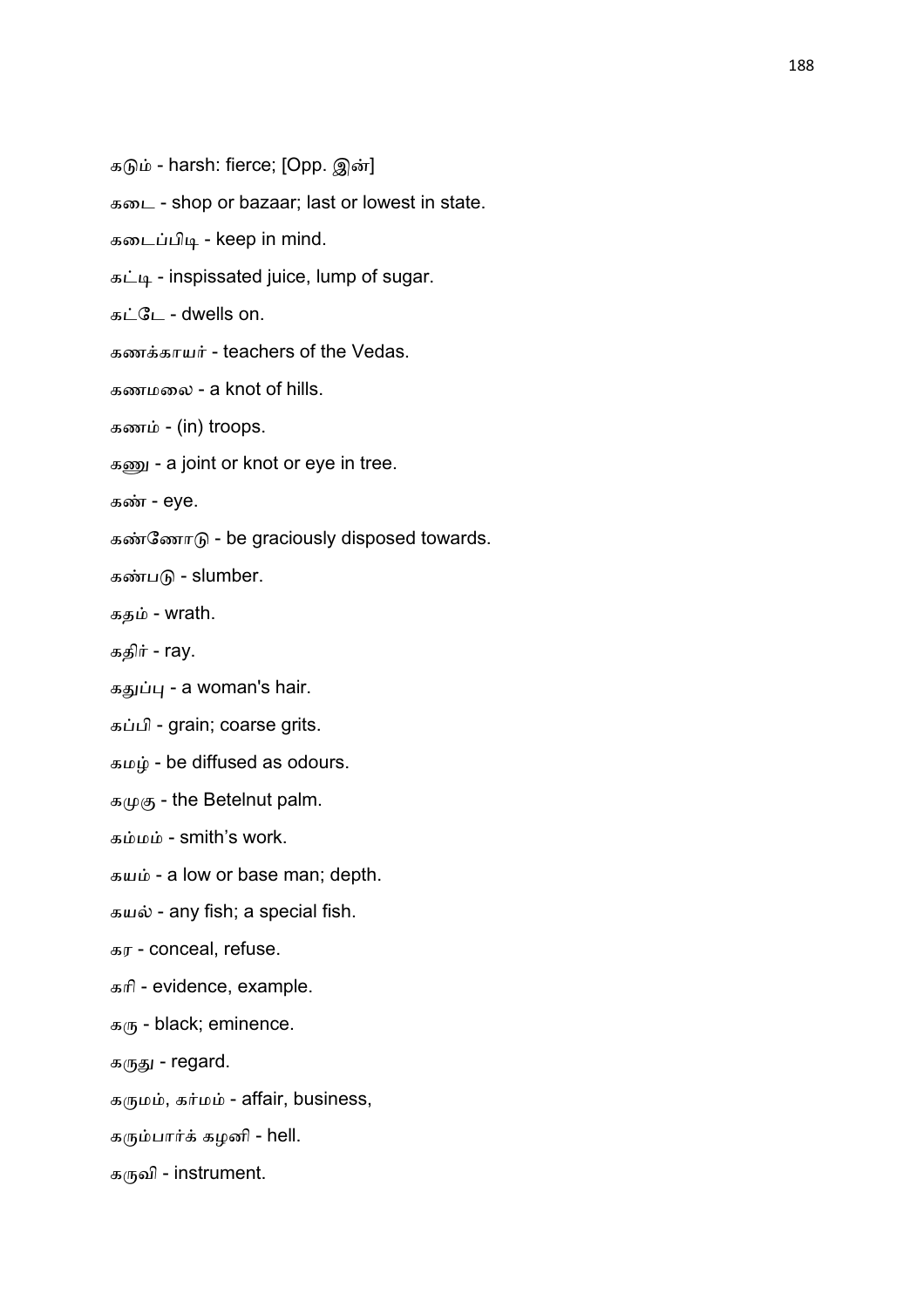கடும் - harsh: fierce; [Opp. இன்]

கடை - shop or bazaar; last or lowest in state.

கடைப்பிடி - keep in mind.

கட்டி - inspissated juice, lump of sugar.

கட்டே - dwells on.

கணக்காயர் - teachers of the Vedas.

கணமலை - a knot of hills.

கணம் - (in) troops.

கணு - a joint or knot or eye in tree.

கண் - eye.

கண்ணோடு - be graciously disposed towards.

கண்படு - slumber.

கதம் - wrath.

கதிர் - ray.

கதுப்பு - a woman's hair.

கப்பி - grain; coarse grits.

கமழ் - be diffused as odours.

கமுகு - the Betelnut palm.

கம்மம் - smith's work.

கயம் - a low or base man; depth.

கயல் - any fish; a special fish.

கர - conceal, refuse.

கரி - evidence, example.

கரு - black; eminence.

கருது - regard.

கருமம், கர்மம் - affair, business,

கரும்பார்க் கழனி - hell.

கருவி - instrument.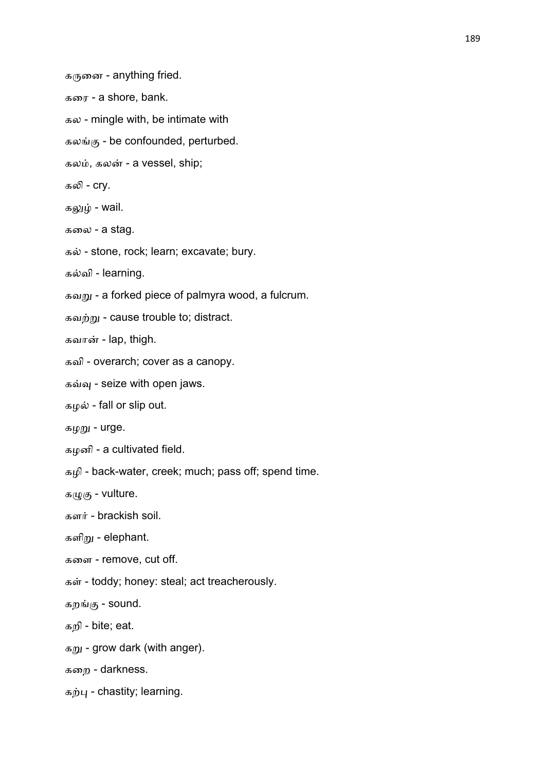கருனை - anything fried.

கரை - a shore, bank.

கல - mingle with, be intimate with

கலங்கு - be confounded, perturbed.

கலம், கலன் - a vessel, ship;

கலி - cry.

கலுழ் - wail.

கலை - a stag.

கல் - stone, rock; learn; excavate; bury.

கல்வி - learning.

கவறு - a forked piece of palmyra wood, a fulcrum.

கவற்று - cause trouble to; distract.

கவான் - lap, thigh.

கவி - overarch; cover as a canopy.

கவ்வு - seize with open jaws.

கழல் - fall or slip out.

கழறு - urge.

கழனி - a cultivated field.

கழி - back-water, creek; much; pass off; spend time.

கழுகு - vulture.

களர் - brackish soil.

களிறு - elephant.

களை - remove, cut off.

கள் - toddy; honey: steal; act treacherously.

கறங்கு - sound.

கறி - bite; eat.

கறு - grow dark (with anger).

கறை - darkness.

கற்பு - chastity; learning.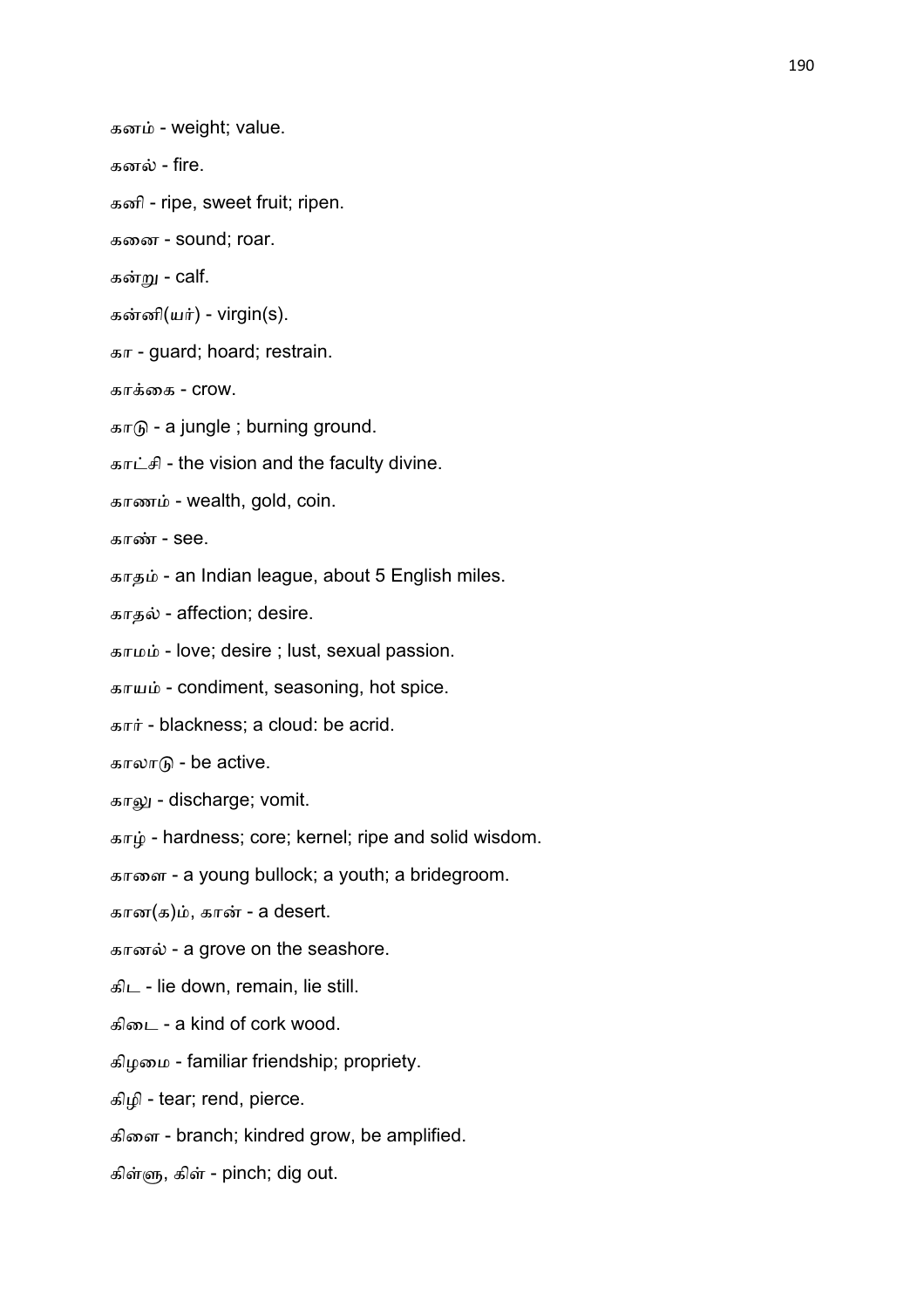கனம் - weight; value.

கனல் - fire.

கனி - ripe, sweet fruit; ripen.

கனை - sound; roar.

கன்று - calf.

கன்னி(யர்) - virgin(s).

கா - guard; hoard; restrain.

காக்கை - crow.

காடு - a jungle ; burning ground.

காட்சி - the vision and the faculty divine.

காணம் - wealth, gold, coin.

காண் - see.

காதம் - an Indian league, about 5 English miles.

காதல் - affection; desire.

காமம் - love; desire ; lust, sexual passion.

காயம் - condiment, seasoning, hot spice.

கார் - blackness; a cloud: be acrid.

காலாடு - be active.

காலு - discharge; vomit.

காழ் - hardness; core; kernel; ripe and solid wisdom.

காளை - a young bullock; a youth; a bridegroom.

கான(க)ம், கான் - a desert.

கானல் - a grove on the seashore.

கிட - lie down, remain, lie still.

கிடை - a kind of cork wood.

கிழமை - familiar friendship; propriety.

கிழி - tear; rend, pierce.

கிளை - branch; kindred grow, be amplified.

கிள்ளு, கிள் - pinch; dig out.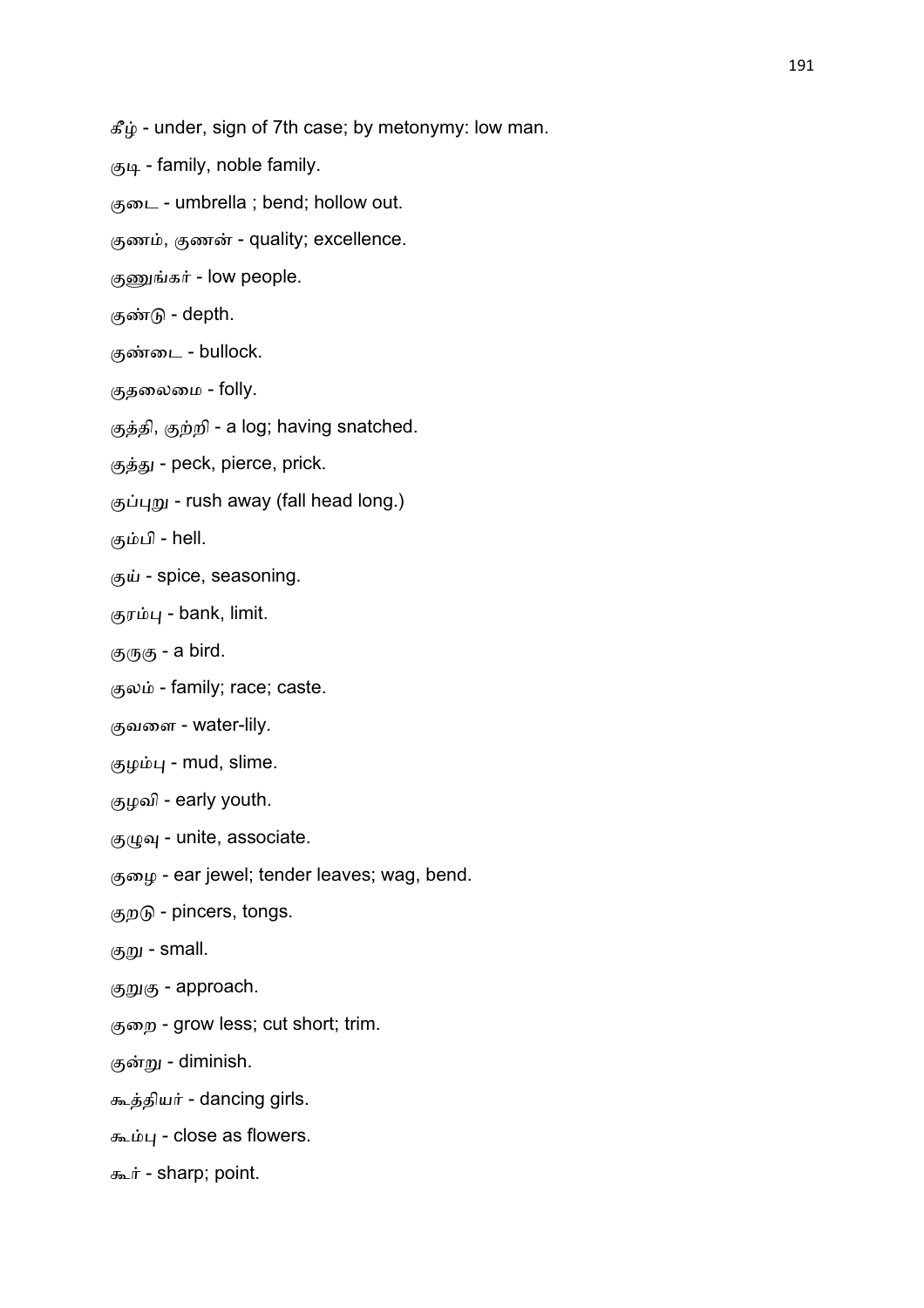கீழ் - under, sign of 7th case; by metonymy: low man.

குடி - family, noble family.

குடை - umbrella ; bend; hollow out.

குணம், குணன் - quality; excellence.

குணுங்கர் - low people.

குண்டு - depth.

குண்டை - bullock.

குதலைமை - folly.

குத்தி, குற்றி - a log; having snatched.

குத்து - peck, pierce, prick.

குப்புறு - rush away (fall head long.)

கும்பி - hell.

குய் - spice, seasoning.

குரம்பு - bank, limit.

குருகு - a bird.

குலம் - family; race; caste.

குவளை - water-lily.

குழம்பு - mud, slime.

குழவி - early youth.

குழுவு - unite, associate.

குழை - ear jewel; tender leaves; wag, bend.

குறடு - pincers, tongs.

குறு - small.

குறுகு - approach.

குறை - grow less; cut short; trim.

குன்று - diminish.

கூத்தியர் - dancing girls.

கூம்பு - close as flowers.

கூர் - sharp; point.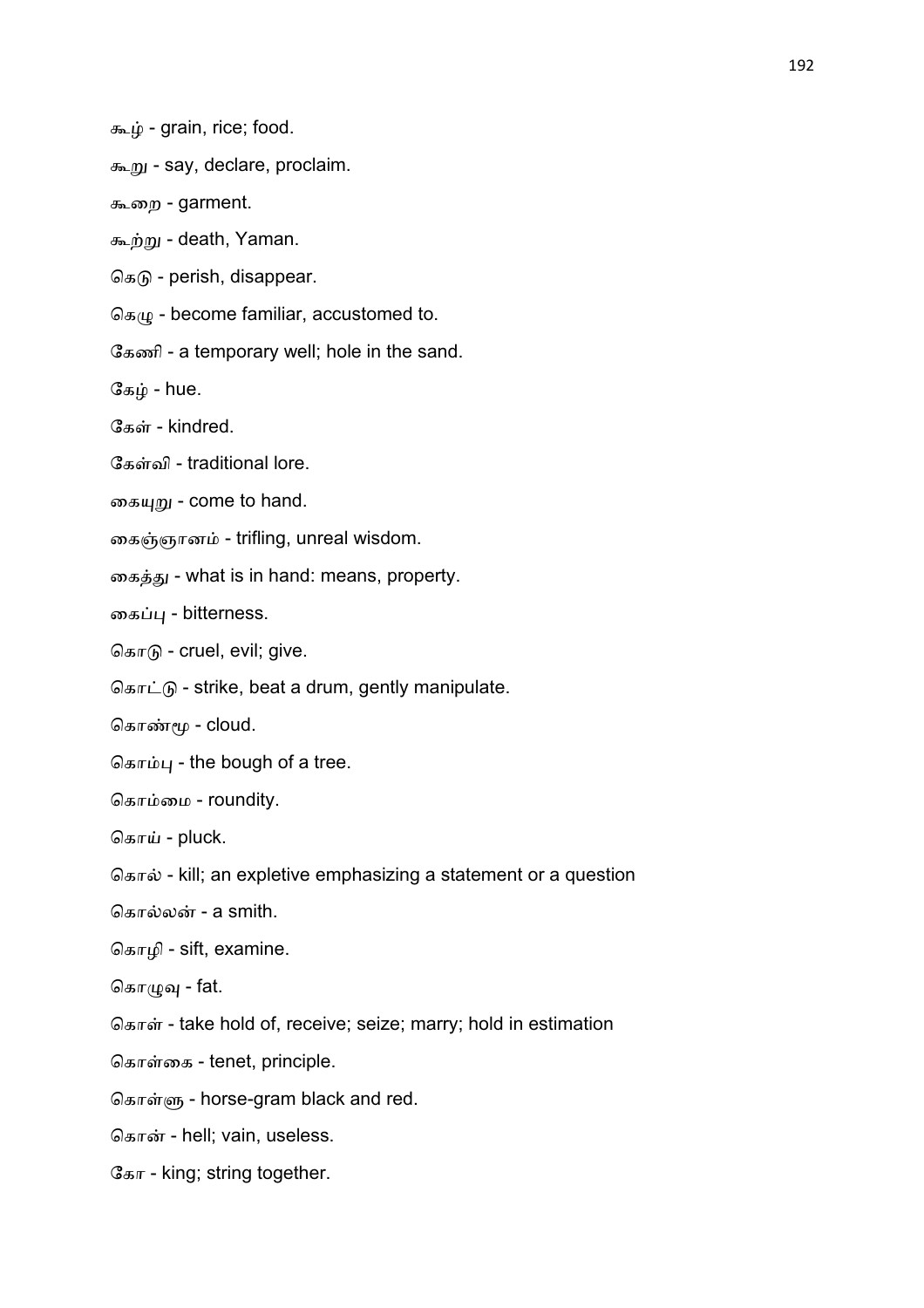கூழ் - grain, rice; food.

கூறு - say, declare, proclaim.

கூறை - garment.

கூற்று - death, Yaman.

கெடு - perish, disappear.

கெழு - become familiar, accustomed to.

கேணி - a temporary well; hole in the sand.

கேழ் - hue.

கேள் - kindred.

கேள்வி - traditional lore.

கையுறு - come to hand.

கைஞ்ஞானம் - trifling, unreal wisdom.

கைத்து - what is in hand: means, property.

கைப்பு - bitterness.

கொடு - cruel, evil; give.

கொட்டு - strike, beat a drum, gently manipulate.

கொண்மூ - cloud.

கொம்பு - the bough of a tree.

கொம்மை - roundity.

கொய் - pluck.

கொல் - kill; an expletive emphasizing a statement or a question

கொல்லன் - a smith.

கொழி - sift, examine.

கொழுவு - fat.

கொள் - take hold of, receive; seize; marry; hold in estimation

கொள்கை - tenet, principle.

கொள்ளு - horse-gram black and red.

கொன் - hell; vain, useless.

கோ - king; string together.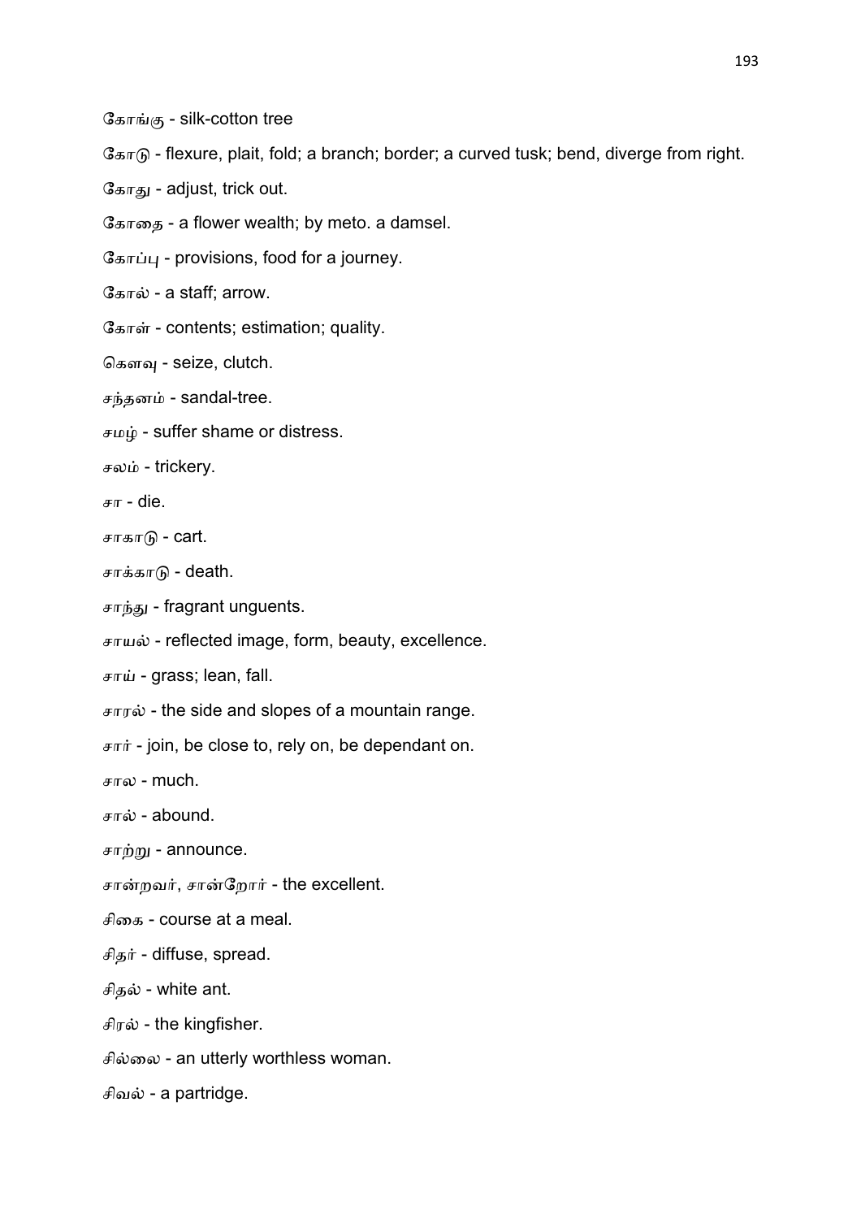கோங்கு - silk-cotton tree

கோடு - flexure, plait, fold; a branch; border; a curved tusk; bend, diverge from right.

கோது - adjust, trick out.

கோதை - a flower wealth; by meto. a damsel.

கோப்பு - provisions, food for a journey.

கோல் - a staff; arrow.

கோள் - contents; estimation; quality.

கௌவு - seize, clutch.

சந்தனம் - sandal-tree.

சமழ் - suffer shame or distress.

சலம் - trickery.

சா - die.

சாகாடு - cart.

சாக்காடு - death.

சாந்து - fragrant unguents.

சாயல் - reflected image, form, beauty, excellence.

சாய் - grass; lean, fall.

சாரல் - the side and slopes of a mountain range.

சார் - join, be close to, rely on, be dependant on.

சால - much.

சால் - abound.

சாற்று - announce.

சான்றவர், சான்றோர் - the excellent.

சிகை - course at a meal.

சிதர் - diffuse, spread.

சிதல் - white ant.

சிரல் - the kingfisher.

சில்லை - an utterly worthless woman.

சிவல் - a partridge.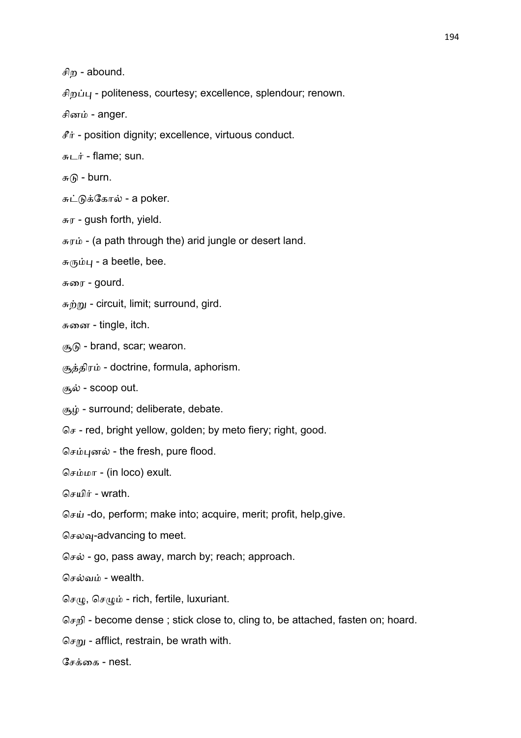சிற - abound.

சிறப்பு - politeness, courtesy; excellence, splendour; renown.

சினம் - anger.

சீர் - position dignity; excellence, virtuous conduct.

சுடர் - flame; sun.

சுடு - burn.

சுட்டுக்கோல் - a poker.

சுர - gush forth, yield.

சுரம் - (a path through the) arid jungle or desert land.

சுரும்பு - a beetle, bee.

சுரை - gourd.

சுற்று - circuit, limit; surround, gird.

சுனை - tingle, itch.

சூடு - brand, scar; wearon.

சூத்திரம் - doctrine, formula, aphorism.

சூல் - scoop out.

சூழ் - surround; deliberate, debate.

செ - red, bright yellow, golden; by meto fiery; right, good.

செம்புனல் - the fresh, pure flood.

செம்மா - (in loco) exult.

செயிர் - wrath.

செய் -do, perform; make into; acquire, merit; profit, help,give.

செலவு-advancing to meet.

செல் - go, pass away, march by; reach; approach.

செல்வம் - wealth.

செழு, செழும் - rich, fertile, luxuriant.

செறி - become dense ; stick close to, cling to, be attached, fasten on; hoard.

செறு - afflict, restrain, be wrath with.

சேக்கை - nest.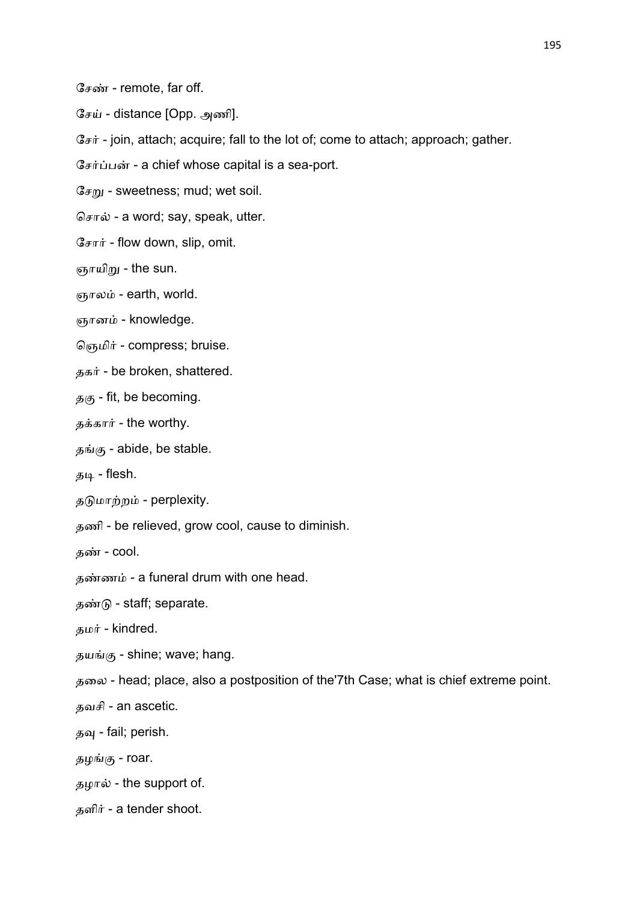சேண் - remote, far off.

சேய் - distance [Opp. அணி].

சேர் - join, attach; acquire; fall to the lot of; come to attach; approach; gather.

சேர்ப்பன் - a chief whose capital is a sea-port.

சேறு - sweetness; mud; wet soil.

சொல் - a word; say, speak, utter.

சோர் - flow down, slip, omit.

ஞாயிறு - the sun.

ஞாலம் - earth, world.

ஞானம் - knowledge.

ஞெமிர் - compress; bruise.

தகர் - be broken, shattered.

தகு - fit, be becoming.

தக்கார் - the worthy.

தங்கு - abide, be stable.

தடி - flesh.

தடுமாற்றம் - perplexity.

தணி - be relieved, grow cool, cause to diminish.

தண் - cool.

தண்ணம் - a funeral drum with one head.

தண்டு - staff; separate.

தமர் - kindred.

தயங்கு - shine; wave; hang.

தலை - head; place, also a postposition of the'7th Case; what is chief extreme point.

தவசி - an ascetic.

தவு - fail; perish.

தழங்கு - roar.

தழால் - the support of.

தளிர் - a tender shoot.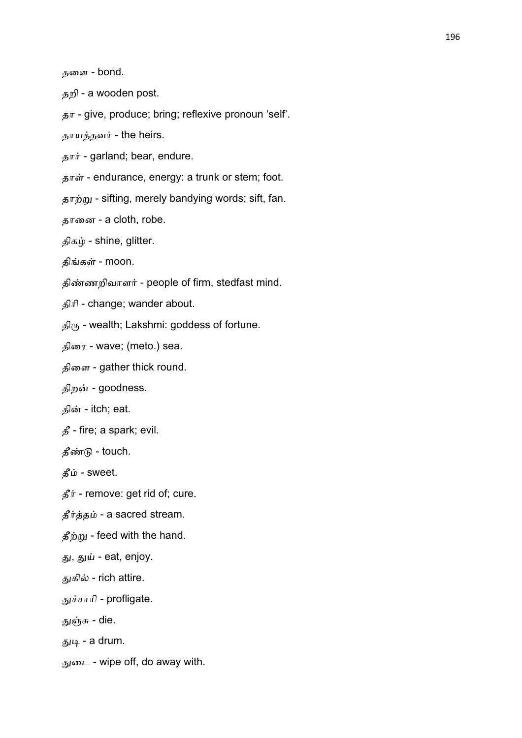தளை - bond.

தறி - a wooden post.

தா - give, produce; bring; reflexive pronoun ‘self’.

தாயத்தவர் - the heirs.

தார் - garland; bear, endure.

தாள் - endurance, energy: a trunk or stem; foot.

தாற்று - sifting, merely bandying words; sift, fan.

தானை - a cloth, robe.

திகழ் - shine, glitter.

திங்கள் - moon.

திண்ணறிவாளர் - people of firm, stedfast mind.

திரி - change; wander about.

திரு - wealth; Lakshmi: goddess of fortune.

திரை - wave; (meto.) sea.

திளை - gather thick round.

திறன் - goodness.

தின் - itch; eat.

தீ - fire; a spark; evil.

தீண்டு - touch.

தீம் - sweet.

தீர் - remove: get rid of; cure.

தீர்த்தம் - a sacred stream.

தீற்று - feed with the hand.

து, துய் - eat, enjoy.

துகில் - rich attire.

துச்சாரி - profligate.

துஞ்சு - die.

துடி - a drum.

துடை - wipe off, do away with.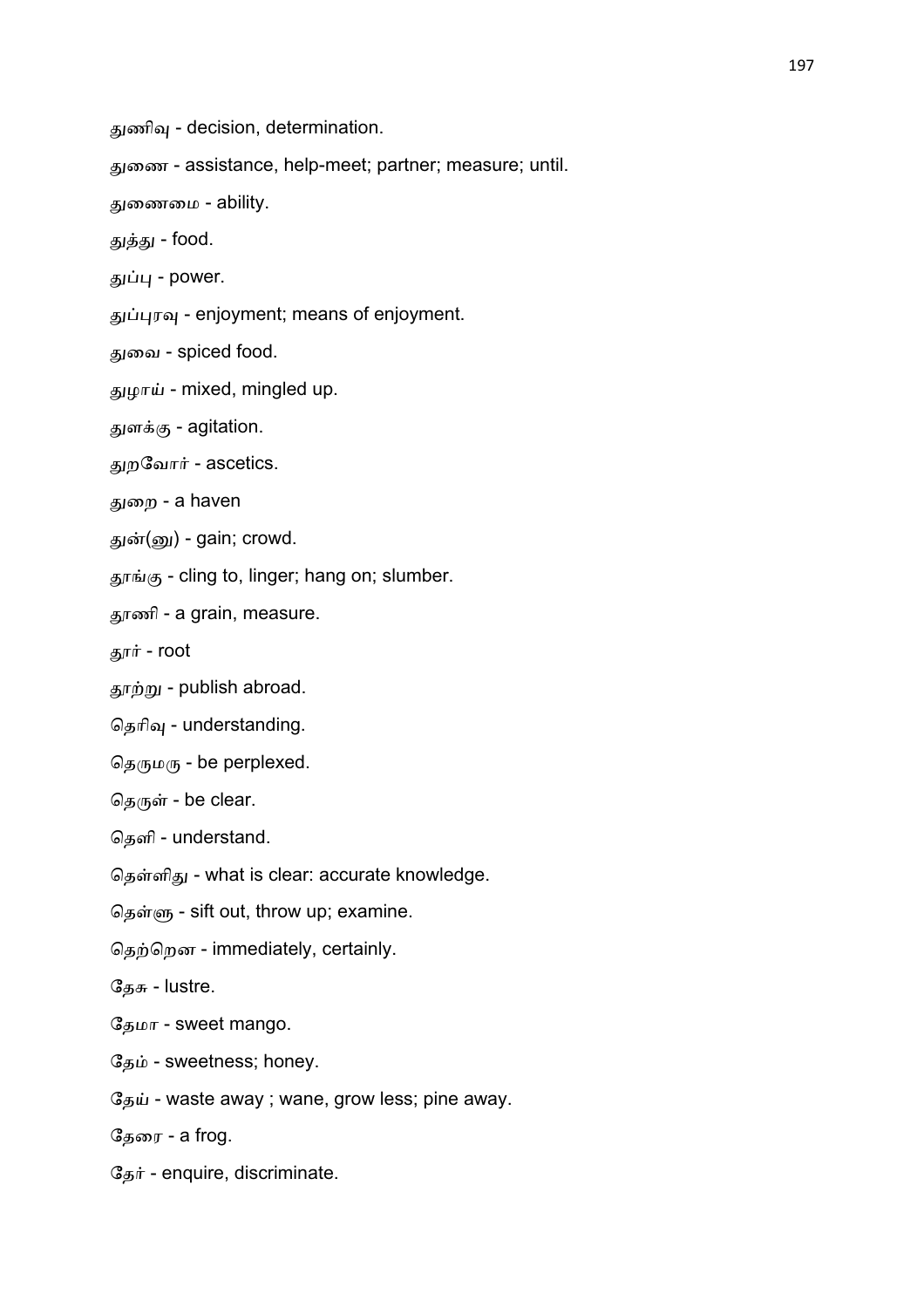துணிவு - decision, determination.

துணை - assistance, help-meet; partner; measure; until.

துணைமை - ability.

துத்து - food.

துப்பு - power.

துப்புரவு - enjoyment; means of enjoyment.

துவை - spiced food.

துழாய் - mixed, mingled up.

துளக்கு - agitation.

துறவோர் - ascetics.

துறை - a haven

துன்(னு) - gain; crowd.

தூங்கு - cling to, linger; hang on; slumber.

தூணி - a grain, measure.

தூர் - root

தூற்று - publish abroad.

தெரிவு - understanding.

தெருமரு - be perplexed.

தெருள் - be clear.

தெளி - understand.

தெள்ளிது - what is clear: accurate knowledge.

தெள்ளு - sift out, throw up; examine.

தெற்றென - immediately, certainly.

தேசு - lustre.

தேமா - sweet mango.

தேம் - sweetness; honey.

தேய் - waste away ; wane, grow less; pine away.

தேரை - a frog.

தேர் - enquire, discriminate.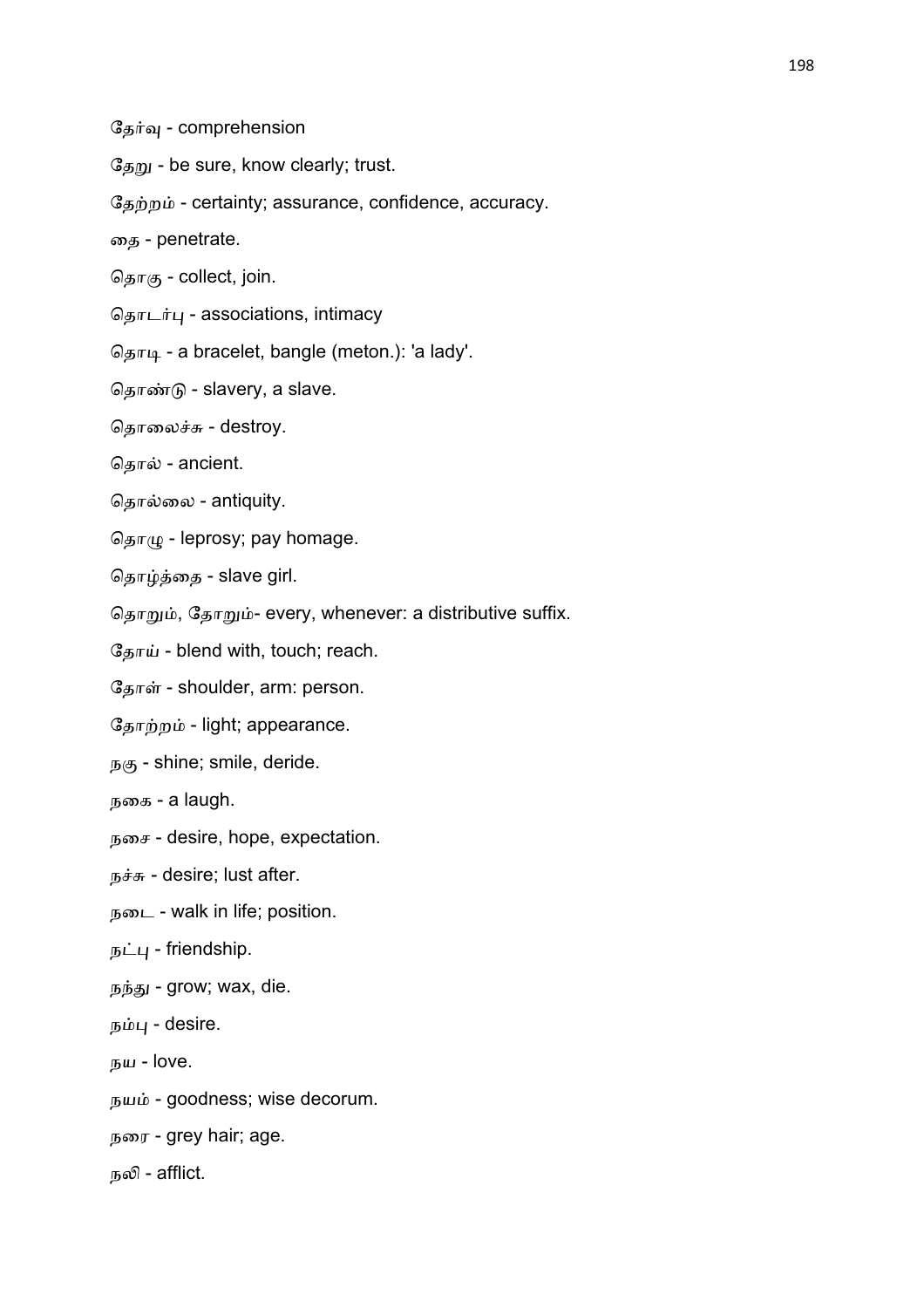தேர்வு - comprehension

தேறு - be sure, know clearly; trust.

தேற்றம் - certainty; assurance, confidence, accuracy.

தை - penetrate.

தொகு - collect, join.

தொடர்பு - associations, intimacy

தொடி - a bracelet, bangle (meton.): 'a lady'.

தொண்டு - slavery, a slave.

தொலைச்சு - destroy.

தொல் - ancient.

தொல்லை - antiquity.

தொழு - leprosy; pay homage.

தொழ்த்தை - slave girl.

தொறும், தோறும்- every, whenever: a distributive suffix.

தோய் - blend with, touch; reach.

தோள் - shoulder, arm: person.

தோற்றம் - light; appearance.

நகு - shine; smile, deride.

நகை - a laugh.

நசை - desire, hope, expectation.

நச்சு - desire; lust after.

நடை - walk in life; position.

நட்பு - friendship.

நந்து - grow; wax, die.

நம்பு - desire.

நய - love.

நயம் - goodness; wise decorum.

நரை - grey hair; age.

நலி - afflict.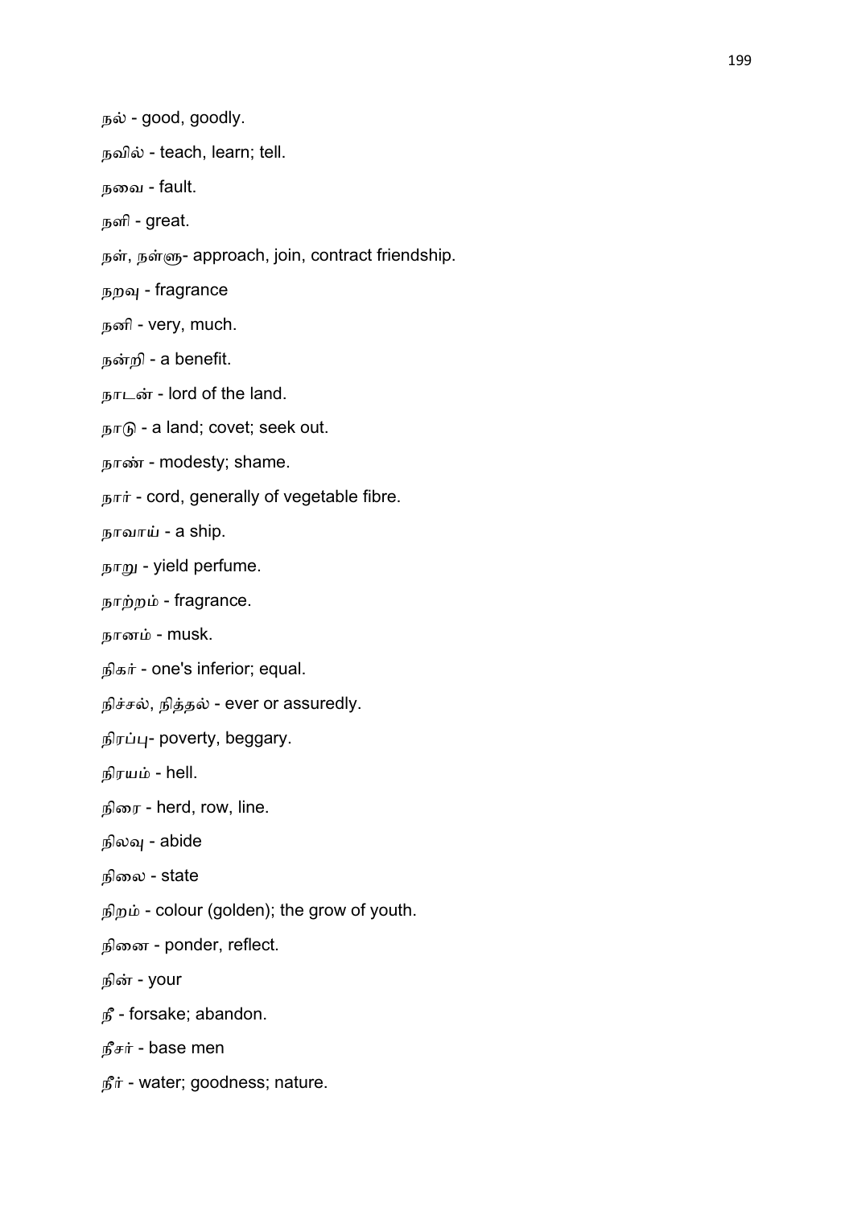நல் - good, goodly.

நவில் - teach, learn; tell.

நவை - fault.

நளி - great.

நள், நள்ளு- approach, join, contract friendship.

நறவு - fragrance

நனி - very, much.

நன்றி - a benefit.

நாடன் - lord of the land.

நாடு - a land; covet; seek out.

நாண் - modesty; shame.

நார் - cord, generally of vegetable fibre.

நாவாய் - a ship.

நாறு - yield perfume.

நாற்றம் - fragrance.

நானம் - musk.

நிகர் - one's inferior; equal.

நிச்சல், நித்தல் - ever or assuredly.

நிரப்பு- poverty, beggary.

நிரயம் - hell.

நிரை - herd, row, line.

நிலவு - abide

நிலை - state

நிறம் - colour (golden); the grow of youth.

நினை - ponder, reflect.

நின் - your

நீ - forsake; abandon.

நீசர் - base men

நீர் - water; goodness; nature.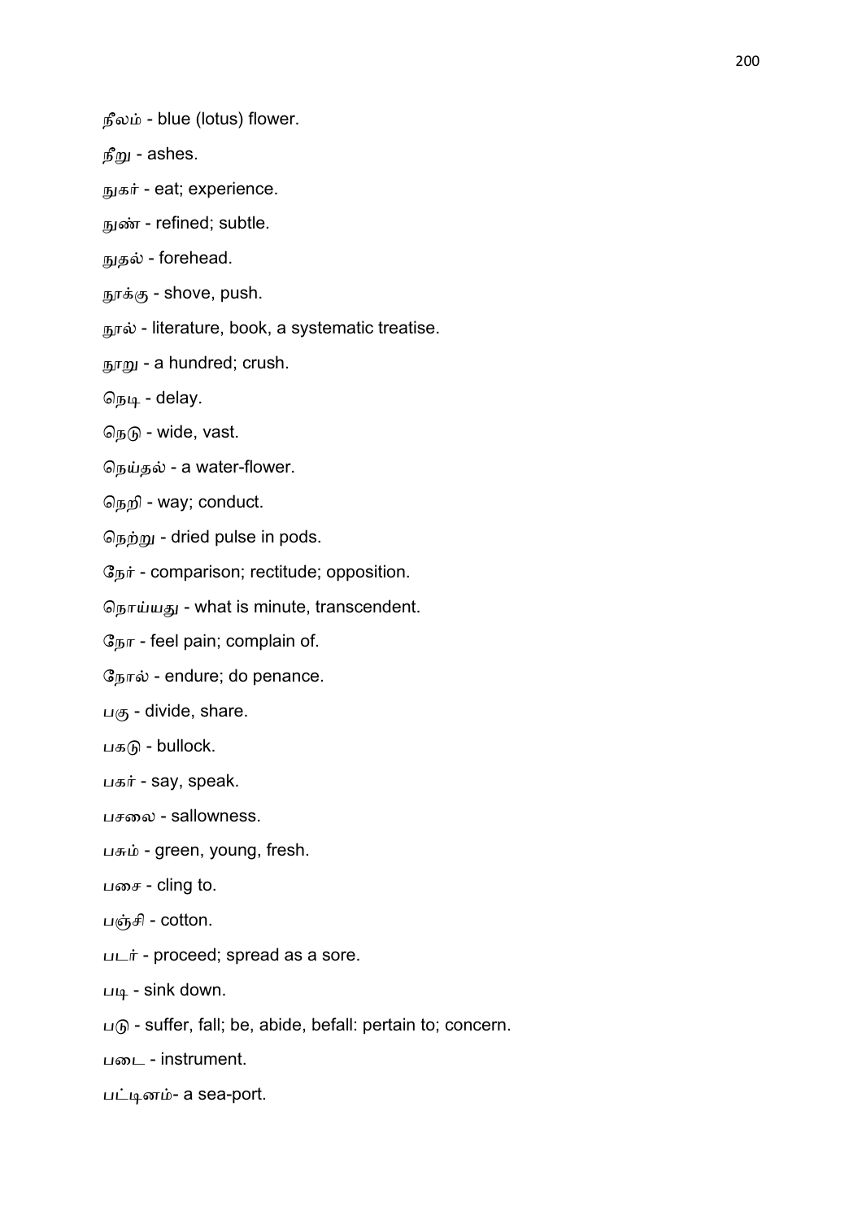நீலம் - blue (lotus) flower.

நீறு - ashes.

நுகர் - eat; experience.

நுண் - refined; subtle.

நுதல் - forehead.

நூக்கு - shove, push.

நூல் - literature, book, a systematic treatise.

நூறு - a hundred; crush.

நெடி - delay.

நெடு - wide, vast.

நெய்தல் - a water-flower.

நெறி - way; conduct.

நெற்று - dried pulse in pods.

நேர் - comparison; rectitude; opposition.

நொய்யது - what is minute, transcendent.

நோ - feel pain; complain of.

நோல் - endure; do penance.

பகு - divide, share.

பகடு - bullock.

பகர் - say, speak.

பசலை - sallowness.

பசும் - green, young, fresh.

பசை - cling to.

பஞ்சி - cotton.

படர் - proceed; spread as a sore.

படி - sink down.

படு - suffer, fall; be, abide, befall: pertain to; concern.

படை - instrument.

பட்டினம்- a sea-port.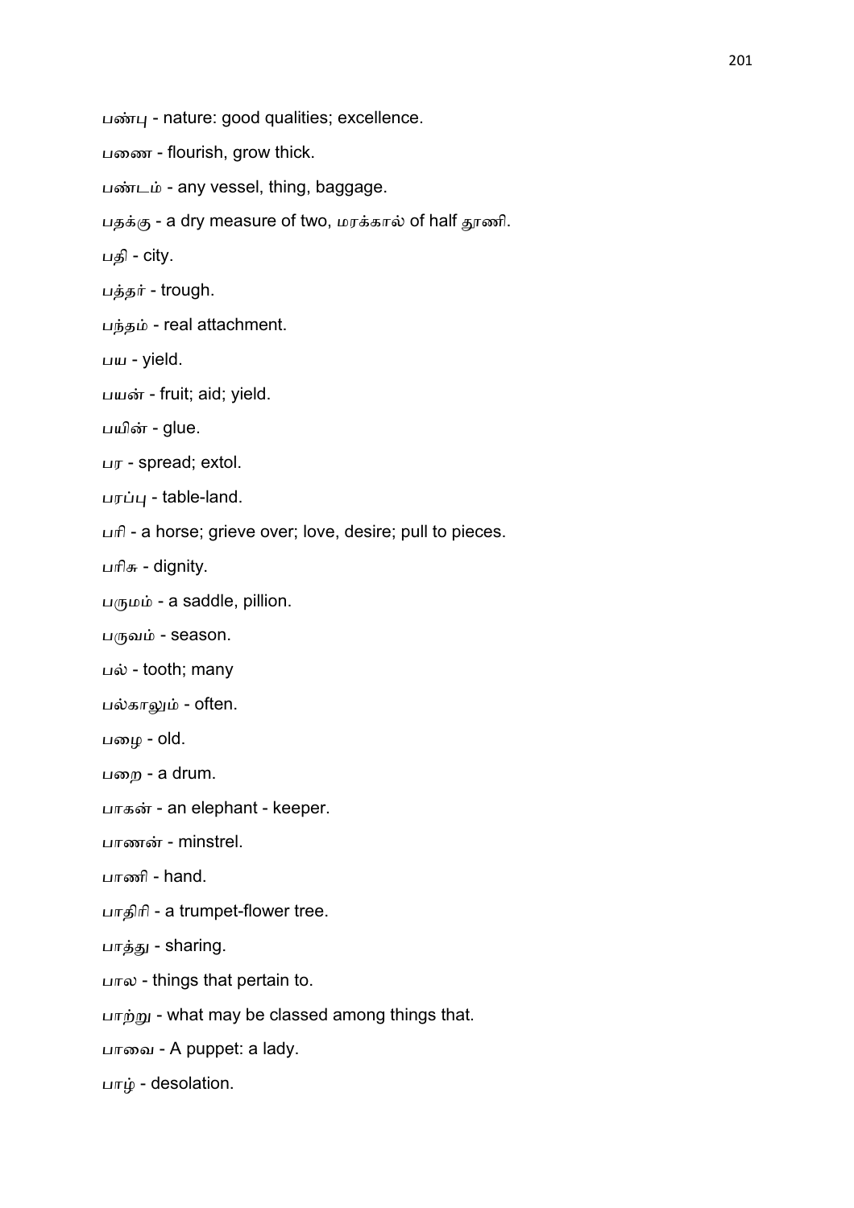பண்பு - nature: good qualities; excellence.

பணை - flourish, grow thick.

பண்டம் - any vessel, thing, baggage.

பதக்கு - a dry measure of two, மரக்கால் of half தூணி.

பதி - city.

பத்தர் - trough.

பந்தம் - real attachment.

பய - yield.

பயன் - fruit; aid; yield.

பயின் - glue.

பர - spread; extol.

பரப்பு - table-land.

பரி - a horse; grieve over; love, desire; pull to pieces.

பரிசு - dignity.

பருமம் - a saddle, pillion.

பருவம் - season.

பல் - tooth; many

பல்காலும் - often.

பழை - old.

பறை - a drum.

பாகன் - an elephant - keeper.

பாணன் - minstrel.

பாணி - hand.

பாதிரி - a trumpet-flower tree.

பாத்து - sharing.

பால - things that pertain to.

பாற்று - what may be classed among things that.

பாவை - A puppet: a lady.

பாழ் - desolation.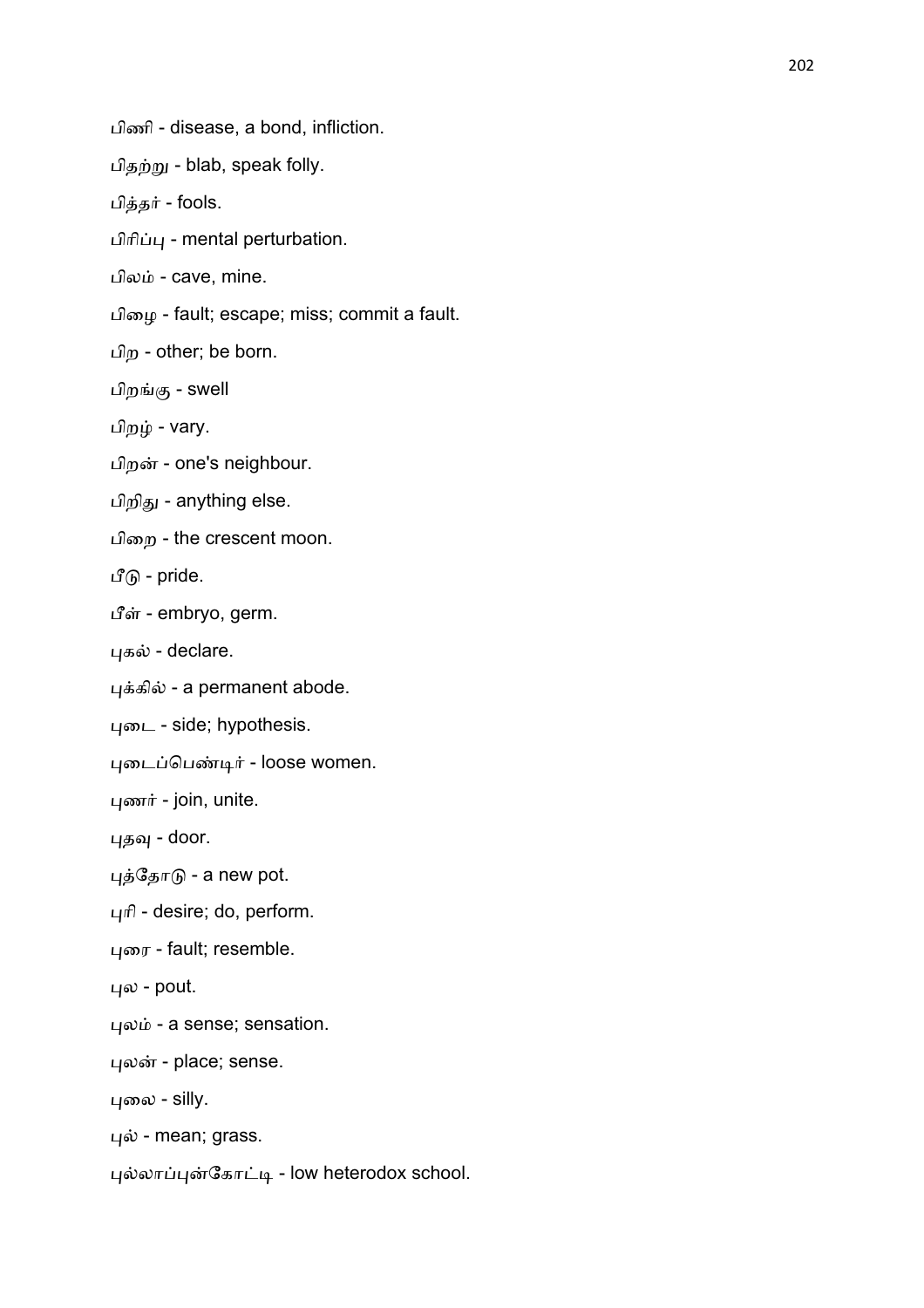பிணி - disease, a bond, infliction.

பிதற்று - blab, speak folly.

பித்தர் - fools.

பிரிப்பு - mental perturbation.

பிலம் - cave, mine.

பிழை - fault; escape; miss; commit a fault.

பிற - other; be born.

பிறங்கு - swell

பிறழ் - vary.

பிறன் - one's neighbour.

பிறிது - anything else.

பிறை - the crescent moon.

பீடு - pride.

பீள் - embryo, germ.

புகல் - declare.

புக்கில் - a permanent abode.

புடை - side; hypothesis.

புடைப்பெண்டிர் - loose women.

புணர் - join, unite.

புதவு - door.

புத்தோடு - a new pot.

புரி - desire; do, perform.

புரை - fault; resemble.

புல - pout.

புலம் - a sense; sensation.

புலன் - place; sense.

புலை - silly.

புல் - mean; grass.

புல்லாப்புன்கோட்டி - low heterodox school.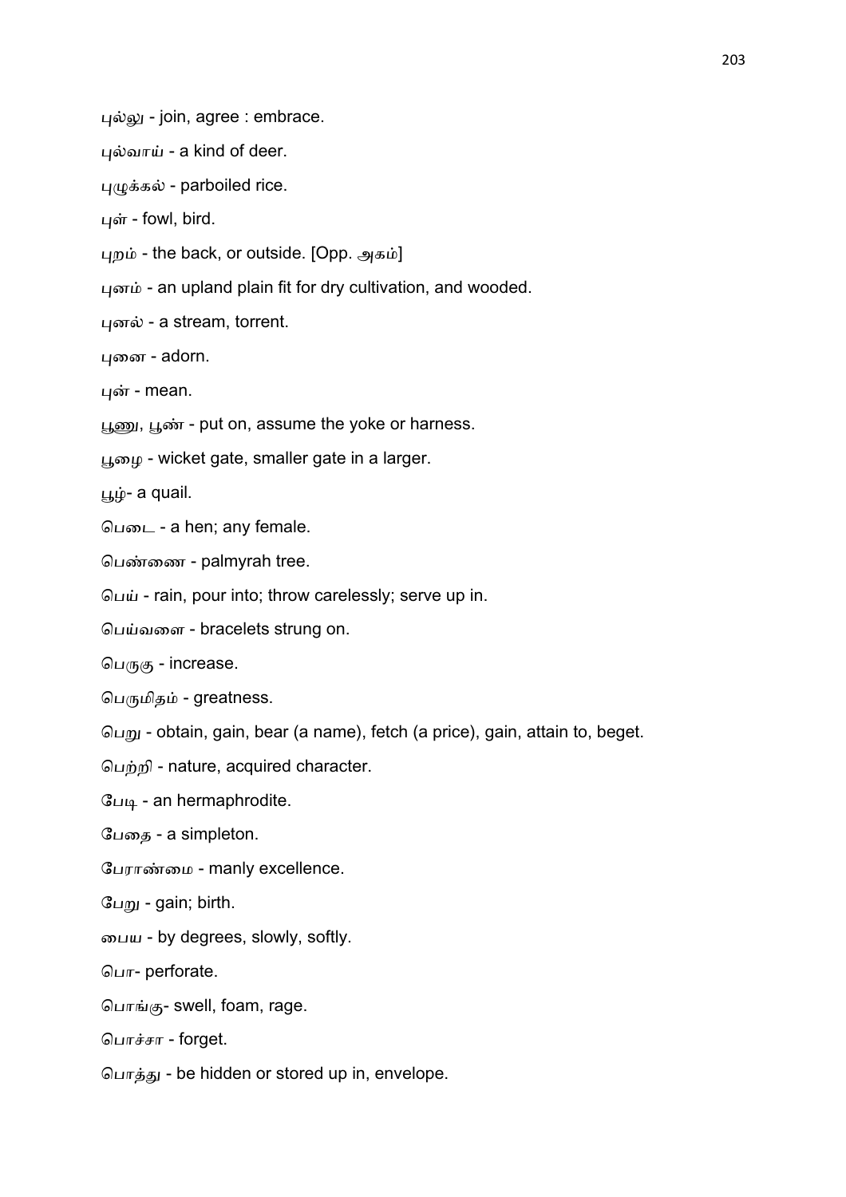புல்லு - join, agree : embrace.

புல்வாய் - a kind of deer.

புழுக்கல் - parboiled rice.

புள் - fowl, bird.

புறம் - the back, or outside. [Opp. அகம்]

புனம் - an upland plain fit for dry cultivation, and wooded.

புனல் - a stream, torrent.

புனை - adorn.

புன் - mean.

பூணு, பூண் - put on, assume the yoke or harness.

பூழை - wicket gate, smaller gate in a larger.

பூழ்- a quail.

பெடை - a hen; any female.

பெண்ணை - palmyrah tree.

பெய் - rain, pour into; throw carelessly; serve up in.

பெய்வளை - bracelets strung on.

பெருகு - increase.

பெருமிதம் - greatness.

பெறு - obtain, gain, bear (a name), fetch (a price), gain, attain to, beget.

பெற்றி - nature, acquired character.

பேடி - an hermaphrodite.

பேதை - a simpleton.

பேராண்மை - manly excellence.

பேறு - gain; birth.

பைய - by degrees, slowly, softly.

பொ- perforate.

பொங்கு- swell, foam, rage.

பொச்சா - forget.

பொத்து - be hidden or stored up in, envelope.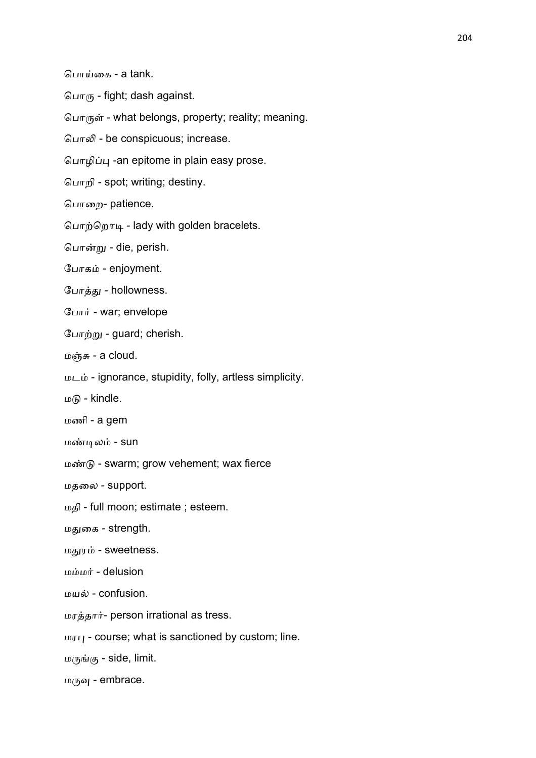பொய்கை - a tank.

பொரு - fight; dash against.

பொருள் - what belongs, property; reality; meaning.

பொலி - be conspicuous; increase.

பொழிப்பு -an epitome in plain easy prose.

பொறி - spot; writing; destiny.

பொறை- patience.

பொற்றொடி - lady with golden bracelets.

பொன்று - die, perish.

போகம் - enjoyment.

போத்து - hollowness.

போர் - war; envelope

போற்று - guard; cherish.

மஞ்சு - a cloud.

மடம் - ignorance, stupidity, folly, artless simplicity.

மடு - kindle.

மணி - a gem

மண்டிலம் - sun

மண்டு - swarm; grow vehement; wax fierce

மதலை - support.

மதி - full moon; estimate ; esteem.

மதுகை - strength.

மதுரம் - sweetness.

மம்மர் - delusion

மயல் - confusion.

மரத்தார்- person irrational as tress.

மரபு - course; what is sanctioned by custom; line.

மருங்கு - side, limit.

மருவு - embrace.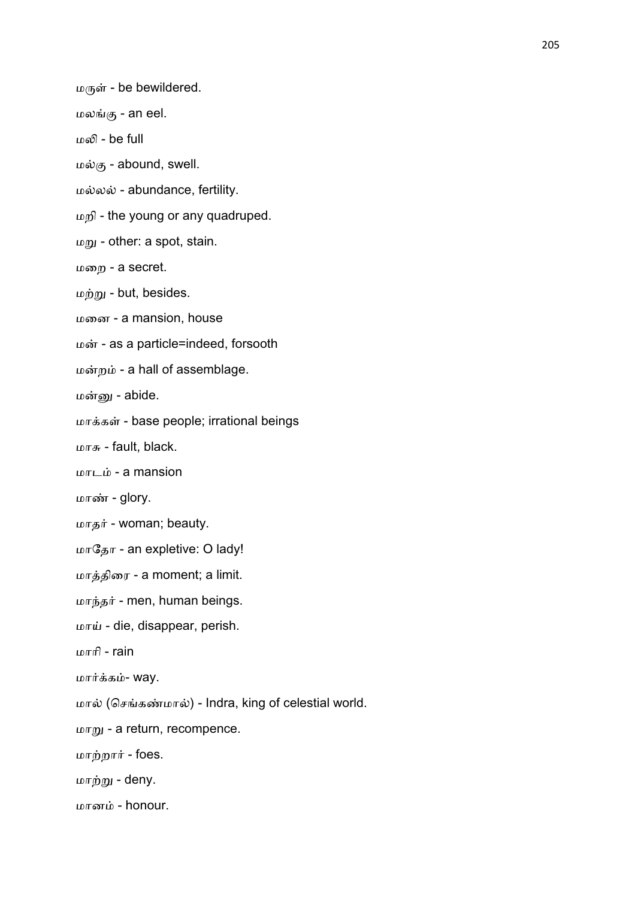மருள் - be bewildered.

மலங்கு - an eel.

மலி - be full

மல்கு - abound, swell.

மல்லல் - abundance, fertility.

மறி - the young or any quadruped.

மறு - other: a spot, stain.

மறை - a secret.

மற்று - but, besides.

மனை - a mansion, house

மன் - as a particle=indeed, forsooth

மன்றம் - a hall of assemblage.

மன்னு - abide.

மாக்கள் - base people; irrational beings

மாசு - fault, black.

மாடம் - a mansion

மாண் - glory.

மாதர் - woman; beauty.

மாதோ - an expletive: O lady!

மாத்திரை - a moment; a limit.

மாந்தர் - men, human beings.

மாய் - die, disappear, perish.

மாரி - rain

மார்க்கம்- way.

மால் (செங்கண்மால்) - Indra, king of celestial world.

மாறு - a return, recompence.

மாற்றார் - foes.

மாற்று - deny.

மானம் - honour.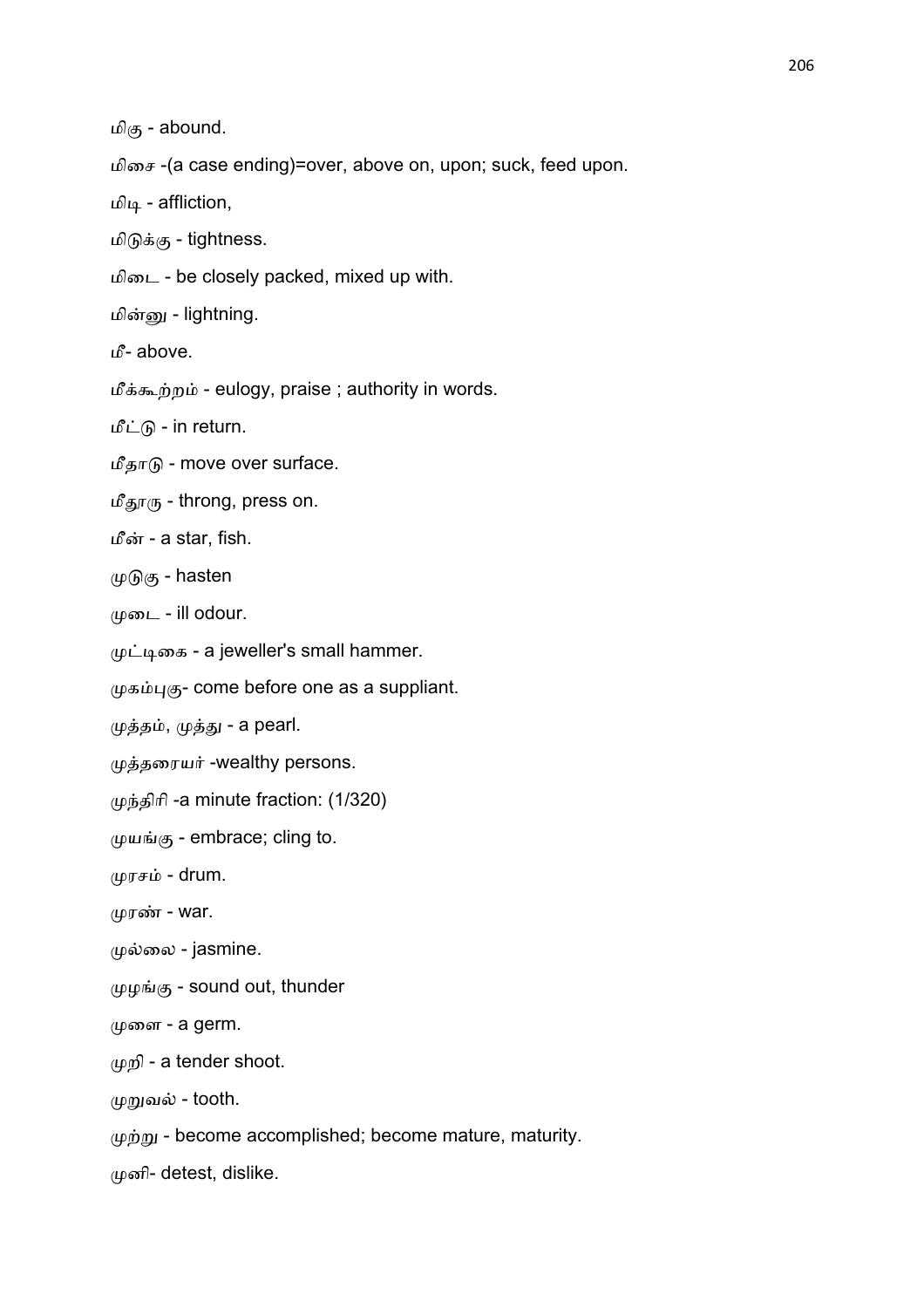மிகு - abound.

மிசை -(a case ending)=over, above on, upon; suck, feed upon.

மிடி - affliction,

மிடுக்கு - tightness.

மிடை - be closely packed, mixed up with.

மின்னு - lightning.

மீ- above.

மீக்கூற்றம் - eulogy, praise ; authority in words.

மீட்டு - in return.

மீதாடு - move over surface.

மீதூரு - throng, press on.

மீன் - a star, fish.

முடுகு - hasten

முடை - ill odour.

முட்டிகை - a jeweller's small hammer.

முகம்புகு- come before one as a suppliant.

முத்தம், முத்து - a pearl.

முத்தரையர் -wealthy persons.

முந்திரி -a minute fraction: (1/320)

முயங்கு - embrace; cling to.

முரசம் - drum.

முரண் - war.

முல்லை - jasmine.

முழங்கு - sound out, thunder

முளை - a germ.

முறி - a tender shoot.

முறுவல் - tooth.

முற்று - become accomplished; become mature, maturity.

முனி- detest, dislike.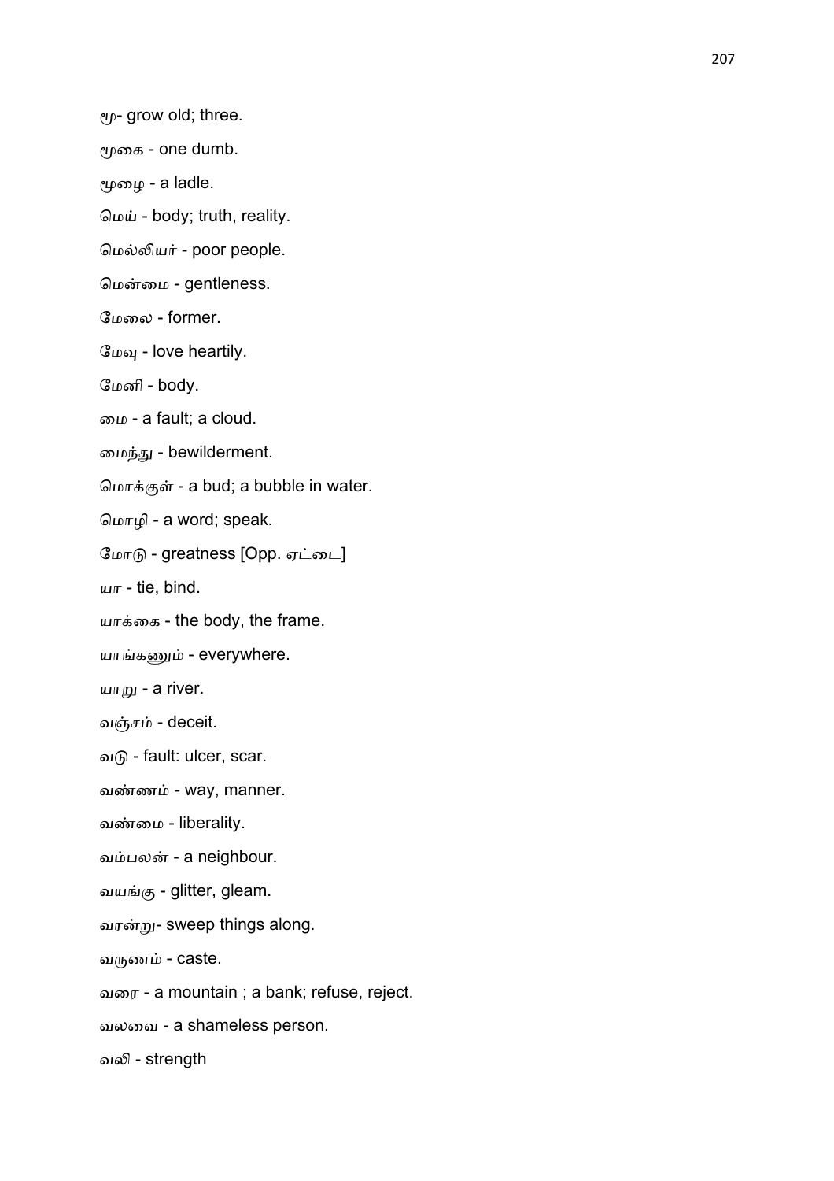மூ- grow old; three.

மூகை - one dumb.

மூழை - a ladle.

மெய் - body; truth, reality.

மெல்லியர் - poor people.

மென்மை - gentleness.

மேலை - former.

மேவு - love heartily.

மேனி - body.

மை - a fault; a cloud.

மைந்து - bewilderment.

மொக்குள் - a bud; a bubble in water.

மொழி - a word; speak.

மோடு - greatness [Opp. ஏட்டை]

யா - tie, bind.

யாக்கை - the body, the frame.

யாங்கணும் - everywhere.

யாறு - a river.

வஞ்சம் - deceit.

வடு - fault: ulcer, scar.

வண்ணம் - way, manner.

வண்மை - liberality.

வம்பலன் - a neighbour.

வயங்கு - glitter, gleam.

வரன்று- sweep things along.

வருணம் - caste.

வரை - a mountain ; a bank; refuse, reject.

வலவை - a shameless person.

வலி - strength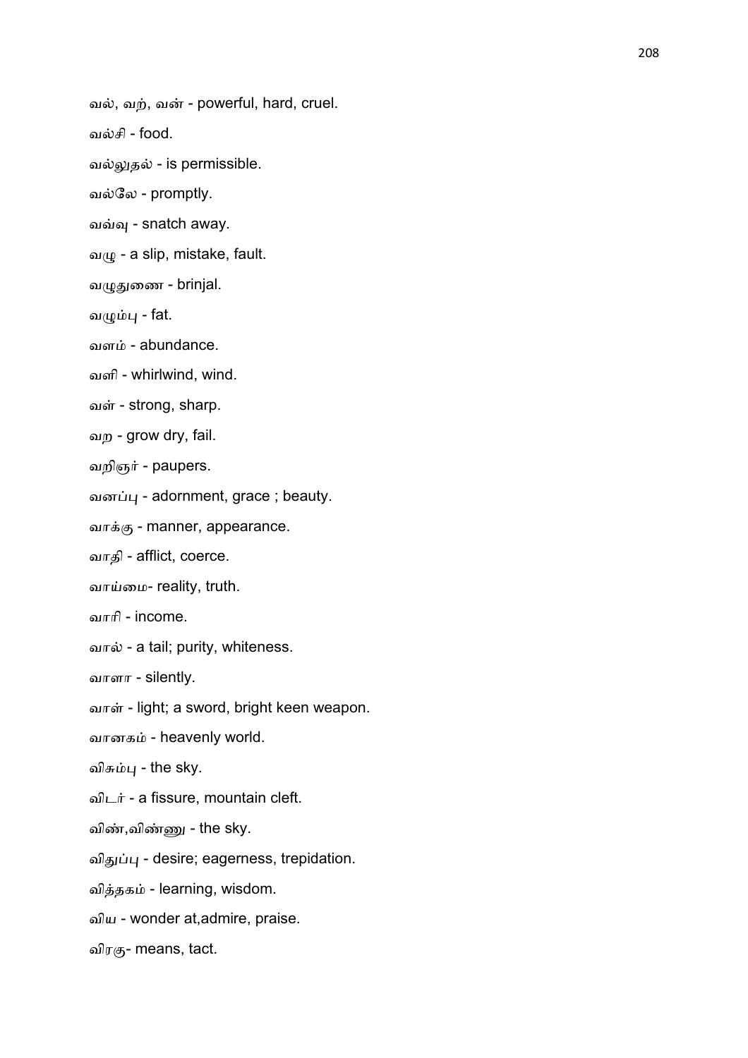வல், வற், வன் - powerful, hard, cruel.

வல்சி - food.

வல்லுதல் - is permissible.

வல்லே - promptly.

வவ்வு - snatch away.

வழு - a slip, mistake, fault.

வழுதுணை - brinjal.

வழும்பு - fat.

வளம் - abundance.

வளி - whirlwind, wind.

வள் - strong, sharp.

வற - grow dry, fail.

வறிஞர் - paupers.

வனப்பு - adornment, grace ; beauty.

வாக்கு - manner, appearance.

வாதி - afflict, coerce.

வாய்மை- reality, truth.

வாரி - income.

வால் - a tail; purity, whiteness.

வாளா - silently.

வாள் - light; a sword, bright keen weapon.

வானகம் - heavenly world.

விசும்பு - the sky.

விடர் - a fissure, mountain cleft.

விண்,விண்ணு - the sky.

விதுப்பு - desire; eagerness, trepidation.

வித்தகம் - learning, wisdom.

விய - wonder at,admire, praise.

விரகு- means, tact.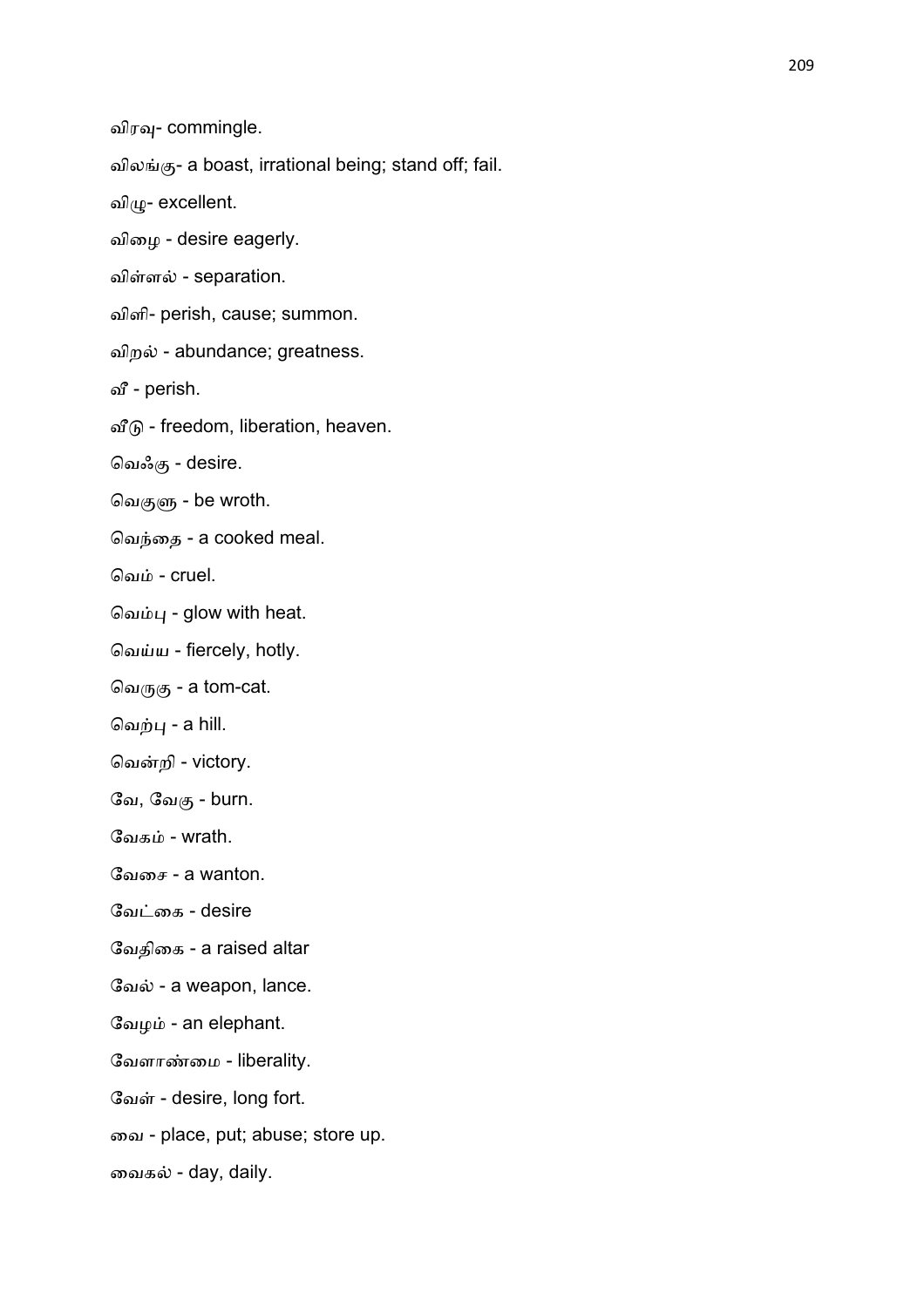விரவு- commingle.

விலங்கு- a boast, irrational being; stand off; fail.

விழு- excellent.

விழை - desire eagerly.

விள்ளல் - separation.

விளி- perish, cause; summon.

விறல் - abundance; greatness.

வீ - perish.

வீடு - freedom, liberation, heaven.

வெஃகு - desire.

வெகுளு - be wroth.

வெந்தை - a cooked meal.

வெம் - cruel.

வெம்பு - glow with heat.

வெய்ய - fiercely, hotly.

வெருகு - a tom-cat.

வெற்பு - a hill.

வென்றி - victory.

வே, வேகு - burn.

வேகம் - wrath.

வேசை - a wanton.

வேட்கை - desire

வேதிகை - a raised altar

வேல் - a weapon, lance.

வேழம் - an elephant.

வேளாண்மை - liberality.

வேள் - desire, long fort.

வை - place, put; abuse; store up.

வைகல் - day, daily.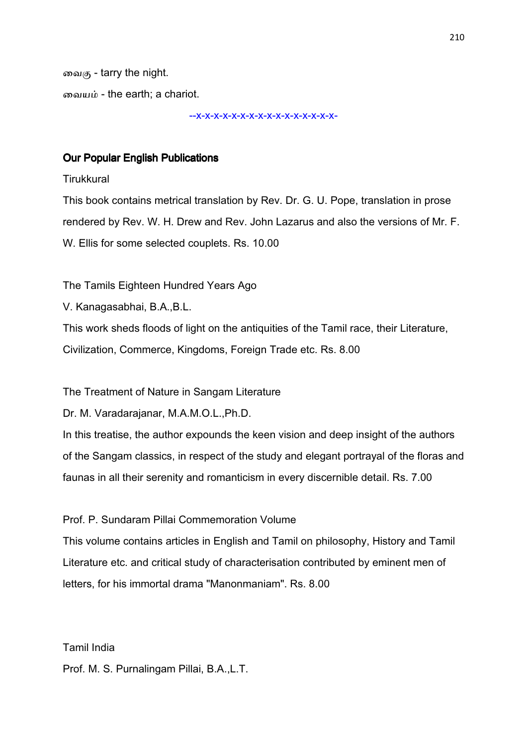வைகு - tarry the night.

வையம் - the earth; a chariot.

--x-x-x-x-x-x-x-x-x-x-x-x-x-x-x-x-

## Our Popular English Publications

Tirukkural

This book contains metrical translation by Rev. Dr. G. U. Pope, translation in prose rendered by Rev. W. H. Drew and Rev. John Lazarus and also the versions of Mr. F. W. Ellis for some selected couplets. Rs. 10.00

The Tamils Eighteen Hundred Years Ago

V. Kanagasabhai, B.A.,B.L.

This work sheds floods of light on the antiquities of the Tamil race, their Literature, Civilization, Commerce, Kingdoms, Foreign Trade etc. Rs. 8.00

The Treatment of Nature in Sangam Literature

Dr. M. Varadarajanar, M.A.M.O.L.,Ph.D.

In this treatise, the author expounds the keen vision and deep insight of the authors of the Sangam classics, in respect of the study and elegant portrayal of the floras and faunas in all their serenity and romanticism in every discernible detail. Rs. 7.00

Prof. P. Sundaram Pillai Commemoration Volume

This volume contains articles in English and Tamil on philosophy, History and Tamil Literature etc. and critical study of characterisation contributed by eminent men of letters, for his immortal drama "Manonmaniam". Rs. 8.00

Tamil India

Prof. M. S. Purnalingam Pillai, B.A.,L.T.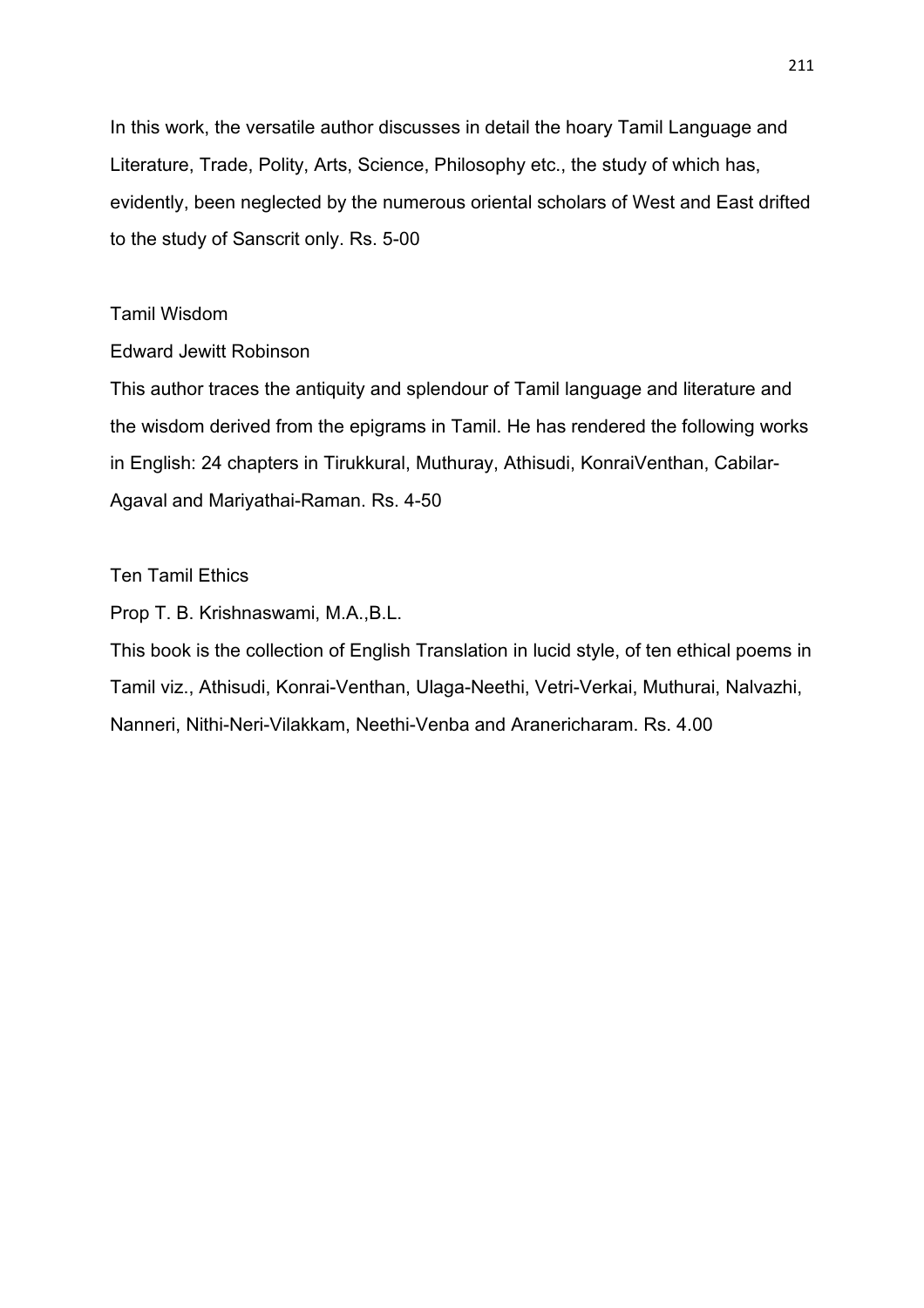In this work, the versatile author discusses in detail the hoary Tamil Language and Literature, Trade, Polity, Arts, Science, Philosophy etc., the study of which has, evidently, been neglected by the numerous oriental scholars of West and East drifted to the study of Sanscrit only. Rs. 5-00

Tamil Wisdom

Edward Jewitt Robinson

This author traces the antiquity and splendour of Tamil language and literature and the wisdom derived from the epigrams in Tamil. He has rendered the following works in English: 24 chapters in Tirukkural, Muthuray, Athisudi, KonraiVenthan, Cabilar-Agaval and Mariyathai-Raman. Rs. 4-50

Ten Tamil Ethics

Prop T. B. Krishnaswami, M.A.,B.L.

This book is the collection of English Translation in lucid style, of ten ethical poems in Tamil viz., Athisudi, Konrai-Venthan, Ulaga-Neethi, Vetri-Verkai, Muthurai, Nalvazhi, Nanneri, Nithi-Neri-Vilakkam, Neethi-Venba and Aranericharam. Rs. 4.00